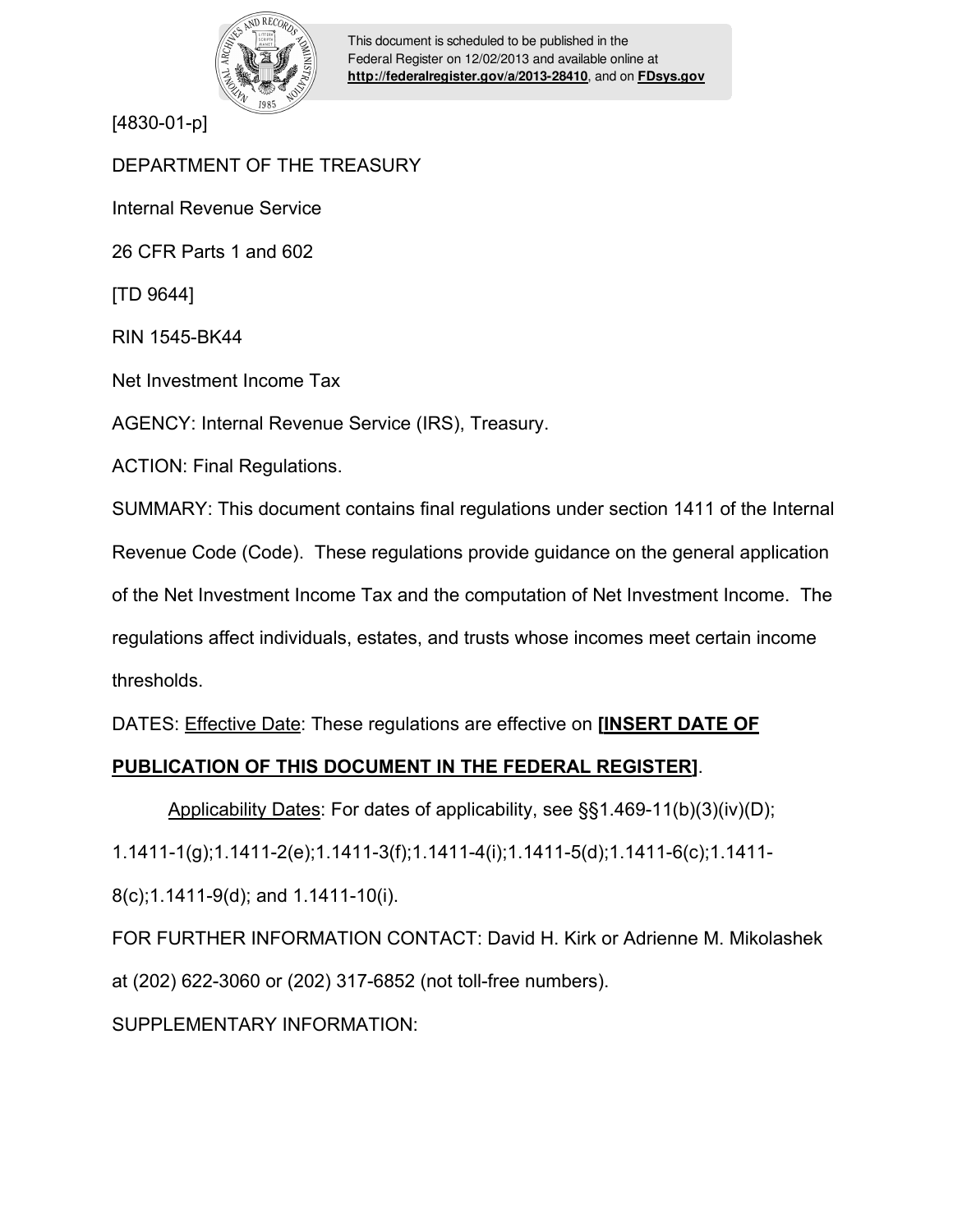This document is scheduled to be published in the Federal Register on 12/02/2013 and available online at **http://federalregister.gov/a/2013-28410**, and on **FDsys.gov**

[4830-01-p]

DEPARTMENT OF THE TREASURY

Internal Revenue Service

26 CFR Parts 1 and 602

[TD 9644]

RIN 1545-BK44

Net Investment Income Tax

AGENCY: Internal Revenue Service (IRS), Treasury.

ACTION: Final Regulations.

SUMMARY: This document contains final regulations under section 1411 of the Internal Revenue Code (Code). These regulations provide guidance on the general application of the Net Investment Income Tax and the computation of Net Investment Income. The regulations affect individuals, estates, and trusts whose incomes meet certain income thresholds.

DATES: Effective Date: These regulations are effective on **[INSERT DATE OF PUBLICATION OF THIS DOCUMENT IN THE FEDERAL REGISTER]**.

Applicability Dates: For dates of applicability, see §§1.469-11(b)(3)(iv)(D); 1.1411-1(g);1.1411-2(e);1.1411-3(f);1.1411-4(i);1.1411-5(d);1.1411-6(c);1.1411-8(c);1.1411-9(d); and 1.1411-10(i).

FOR FURTHER INFORMATION CONTACT: David H. Kirk or Adrienne M. Mikolashek at (202) 622-3060 or (202) 317-6852 (not toll-free numbers).

SUPPLEMENTARY INFORMATION: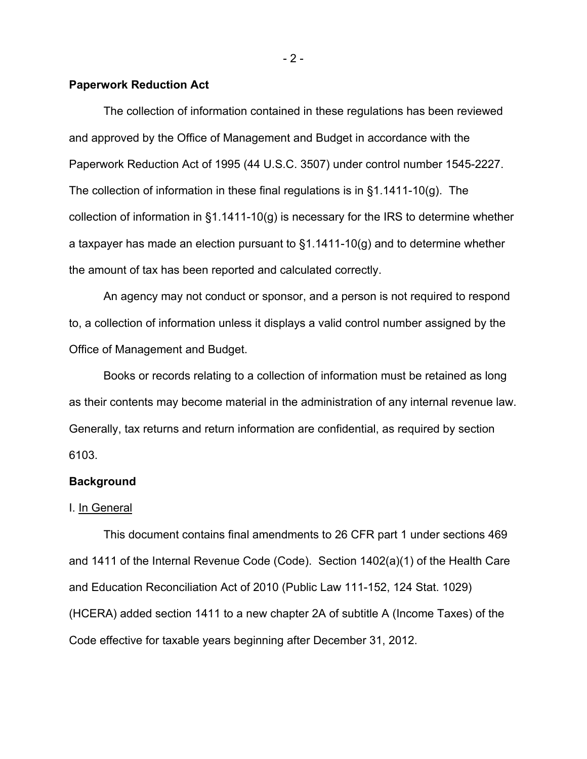**Paperwork Reduction Act**

The collection of information contained in these regulations has been reviewed and approved by the Office of Management and Budget in accordance with the Paperwork Reduction Act of 1995 (44 U.S.C. 3507) under control number 1545-2227. The collection of information in these final regulations is in §1.1411-10(g). The collection of information in §1.1411-10(g) is necessary for the IRS to determine whether a taxpayer has made an election pursuant to §1.1411-10(g) and to determine whether the amount of tax has been reported and calculated correctly.

An agency may not conduct or sponsor, and a person is not required to respond to, a collection of information unless it displays a valid control number assigned by the Office of Management and Budget.

Books or records relating to a collection of information must be retained as long as their contents may become material in the administration of any internal revenue law. Generally, tax returns and return information are confidential, as required by section 6103.

**Background**

I. In General

This document contains final amendments to 26 CFR part 1 under sections 469 and 1411 of the Internal Revenue Code (Code). Section 1402(a)(1) of the Health Care and Education Reconciliation Act of 2010 (Public Law 111-152, 124 Stat. 1029) (HCERA) added section 1411 to a new chapter 2A of subtitle A (Income Taxes) of the Code effective for taxable years beginning after December 31, 2012.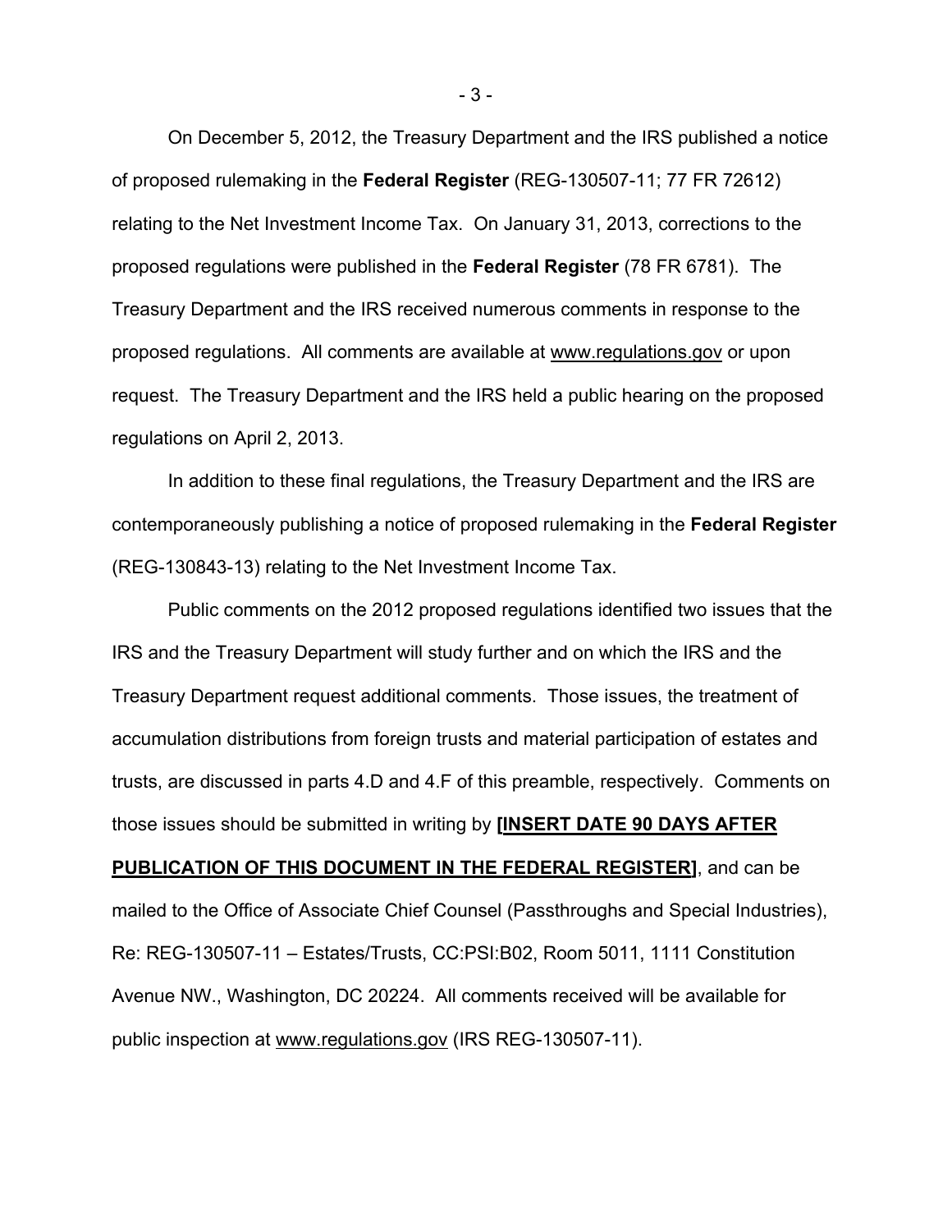On December 5, 2012, the Treasury Department and the IRS published a notice of proposed rulemaking in the **Federal Register** (REG-130507-11; 77 FR 72612) relating to the Net Investment Income Tax. On January 31, 2013, corrections to the proposed regulations were published in the **Federal Register** (78 FR 6781). The Treasury Department and the IRS received numerous comments in response to the proposed regulations. All comments are available at www.regulations.gov or upon request. The Treasury Department and the IRS held a public hearing on the proposed regulations on April 2, 2013.

In addition to these final regulations, the Treasury Department and the IRS are contemporaneously publishing a notice of proposed rulemaking in the **Federal Register** (REG-130843-13) relating to the Net Investment Income Tax.

Public comments on the 2012 proposed regulations identified two issues that the IRS and the Treasury Department will study further and on which the IRS and the Treasury Department request additional comments. Those issues, the treatment of accumulation distributions from foreign trusts and material participation of estates and trusts, are discussed in parts 4.D and 4.F of this preamble, respectively. Comments on those issues should be submitted in writing by **[INSERT DATE 90 DAYS AFTER PUBLICATION OF THIS DOCUMENT IN THE FEDERAL REGISTER]**, and can be mailed to the Office of Associate Chief Counsel (Passthroughs and Special Industries), Re: REG-130507-11 – Estates/Trusts, CC:PSI:B02, Room 5011, 1111 Constitution Avenue NW., Washington, DC 20224. All comments received will be available for public inspection at www.regulations.gov (IRS REG-130507-11).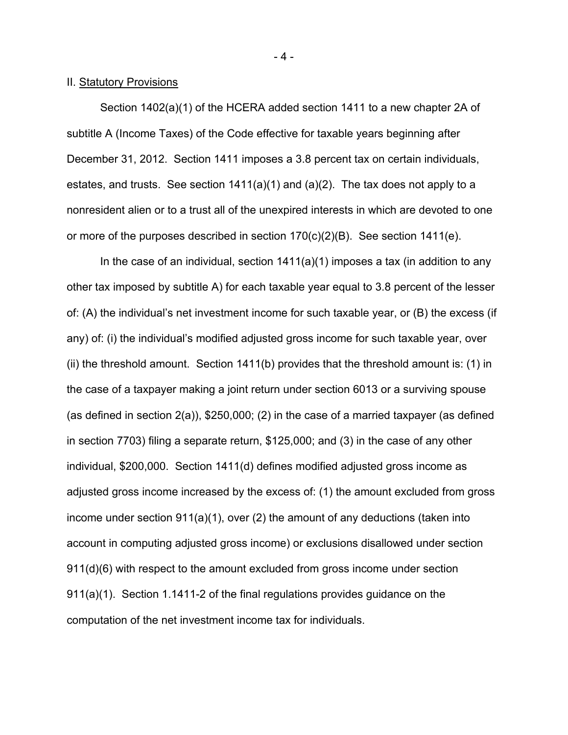## II. Statutory Provisions

Section 1402(a)(1) of the HCERA added section 1411 to a new chapter 2A of subtitle A (Income Taxes) of the Code effective for taxable years beginning after December 31, 2012. Section 1411 imposes a 3.8 percent tax on certain individuals, estates, and trusts. See section 1411(a)(1) and (a)(2). The tax does not apply to a nonresident alien or to a trust all of the unexpired interests in which are devoted to one or more of the purposes described in section 170(c)(2)(B). See section 1411(e).

In the case of an individual, section 1411(a)(1) imposes a tax (in addition to any other tax imposed by subtitle A) for each taxable year equal to 3.8 percent of the lesser of: (A) the individual's net investment income for such taxable year, or (B) the excess (if any) of: (i) the individual's modified adjusted gross income for such taxable year, over (ii) the threshold amount. Section 1411(b) provides that the threshold amount is: (1) in the case of a taxpayer making a joint return under section 6013 or a surviving spouse (as defined in section 2(a)), $250,000; (2) in the case of a married taxpayer (as defined in section 7703) filing a separate return, $125,000; and (3) in the case of any other individual, $200,000. Section 1411(d) defines modified adjusted gross income as adjusted gross income increased by the excess of: (1) the amount excluded from gross income under section 911(a)(1), over (2) the amount of any deductions (taken into account in computing adjusted gross income) or exclusions disallowed under section 911(d)(6) with respect to the amount excluded from gross income under section 911(a)(1). Section 1.1411-2 of the final regulations provides guidance on the computation of the net investment income tax for individuals.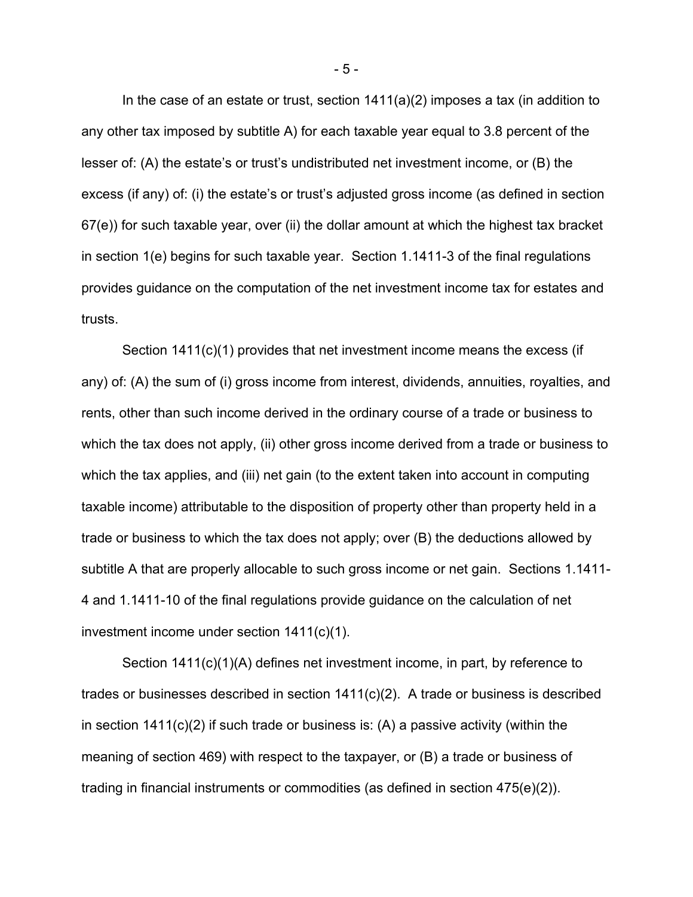In the case of an estate or trust, section 1411(a)(2) imposes a tax (in addition to any other tax imposed by subtitle A) for each taxable year equal to 3.8 percent of the lesser of: (A) the estate's or trust's undistributed net investment income, or (B) the excess (if any) of: (i) the estate's or trust's adjusted gross income (as defined in section 67(e)) for such taxable year, over (ii) the dollar amount at which the highest tax bracket in section 1(e) begins for such taxable year. Section 1.1411-3 of the final regulations provides guidance on the computation of the net investment income tax for estates and trusts.

Section 1411(c)(1) provides that net investment income means the excess (if any) of: (A) the sum of (i) gross income from interest, dividends, annuities, royalties, and rents, other than such income derived in the ordinary course of a trade or business to which the tax does not apply, (ii) other gross income derived from a trade or business to which the tax applies, and (iii) net gain (to the extent taken into account in computing taxable income) attributable to the disposition of property other than property held in a trade or business to which the tax does not apply; over (B) the deductions allowed by subtitle A that are properly allocable to such gross income or net gain. Sections 1.1411-4 and 1.1411-10 of the final regulations provide guidance on the calculation of net investment income under section 1411(c)(1).

Section 1411(c)(1)(A) defines net investment income, in part, by reference to trades or businesses described in section 1411(c)(2). A trade or business is described in section 1411(c)(2) if such trade or business is: (A) a passive activity (within the meaning of section 469) with respect to the taxpayer, or (B) a trade or business of trading in financial instruments or commodities (as defined in section 475(e)(2)).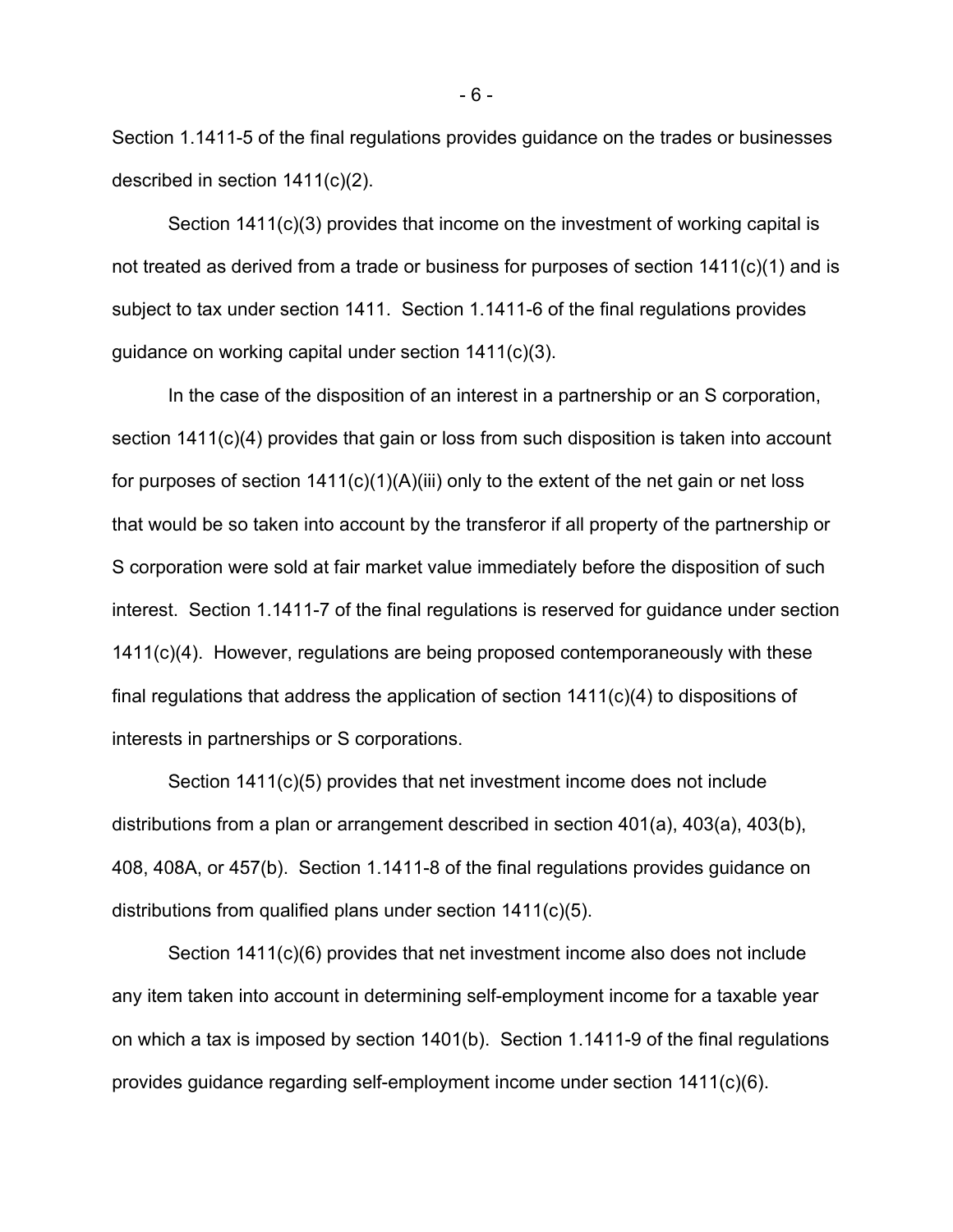Section 1.1411-5 of the final regulations provides guidance on the trades or businesses described in section 1411(c)(2).

Section 1411(c)(3) provides that income on the investment of working capital is not treated as derived from a trade or business for purposes of section 1411(c)(1) and is subject to tax under section 1411. Section 1.1411-6 of the final regulations provides guidance on working capital under section 1411(c)(3).

In the case of the disposition of an interest in a partnership or an S corporation, section 1411(c)(4) provides that gain or loss from such disposition is taken into account for purposes of section 1411(c)(1)(A)(iii) only to the extent of the net gain or net loss that would be so taken into account by the transferor if all property of the partnership or S corporation were sold at fair market value immediately before the disposition of such interest. Section 1.1411-7 of the final regulations is reserved for guidance under section 1411(c)(4). However, regulations are being proposed contemporaneously with these final regulations that address the application of section 1411(c)(4) to dispositions of interests in partnerships or S corporations.

Section 1411(c)(5) provides that net investment income does not include distributions from a plan or arrangement described in section 401(a), 403(a), 403(b), 408, 408A, or 457(b). Section 1.1411-8 of the final regulations provides guidance on distributions from qualified plans under section 1411(c)(5).

Section 1411(c)(6) provides that net investment income also does not include any item taken into account in determining self-employment income for a taxable year on which a tax is imposed by section 1401(b). Section 1.1411-9 of the final regulations provides guidance regarding self-employment income under section 1411(c)(6).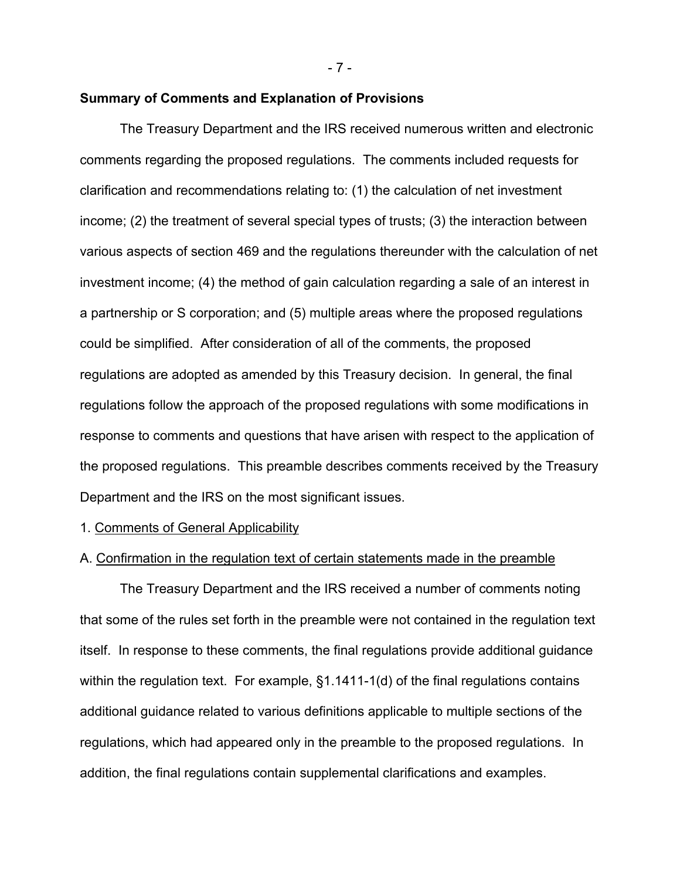**Summary of Comments and Explanation of Provisions**

The Treasury Department and the IRS received numerous written and electronic comments regarding the proposed regulations. The comments included requests for clarification and recommendations relating to: (1) the calculation of net investment income; (2) the treatment of several special types of trusts; (3) the interaction between various aspects of section 469 and the regulations thereunder with the calculation of net investment income; (4) the method of gain calculation regarding a sale of an interest in a partnership or S corporation; and (5) multiple areas where the proposed regulations could be simplified. After consideration of all of the comments, the proposed regulations are adopted as amended by this Treasury decision. In general, the final regulations follow the approach of the proposed regulations with some modifications in response to comments and questions that have arisen with respect to the application of the proposed regulations. This preamble describes comments received by the Treasury Department and the IRS on the most significant issues.

1. Comments of General Applicability

A. Confirmation in the regulation text of certain statements made in the preamble

The Treasury Department and the IRS received a number of comments noting that some of the rules set forth in the preamble were not contained in the regulation text itself. In response to these comments, the final regulations provide additional guidance within the regulation text. For example, §1.1411-1(d) of the final regulations contains additional guidance related to various definitions applicable to multiple sections of the regulations, which had appeared only in the preamble to the proposed regulations. In addition, the final regulations contain supplemental clarifications and examples.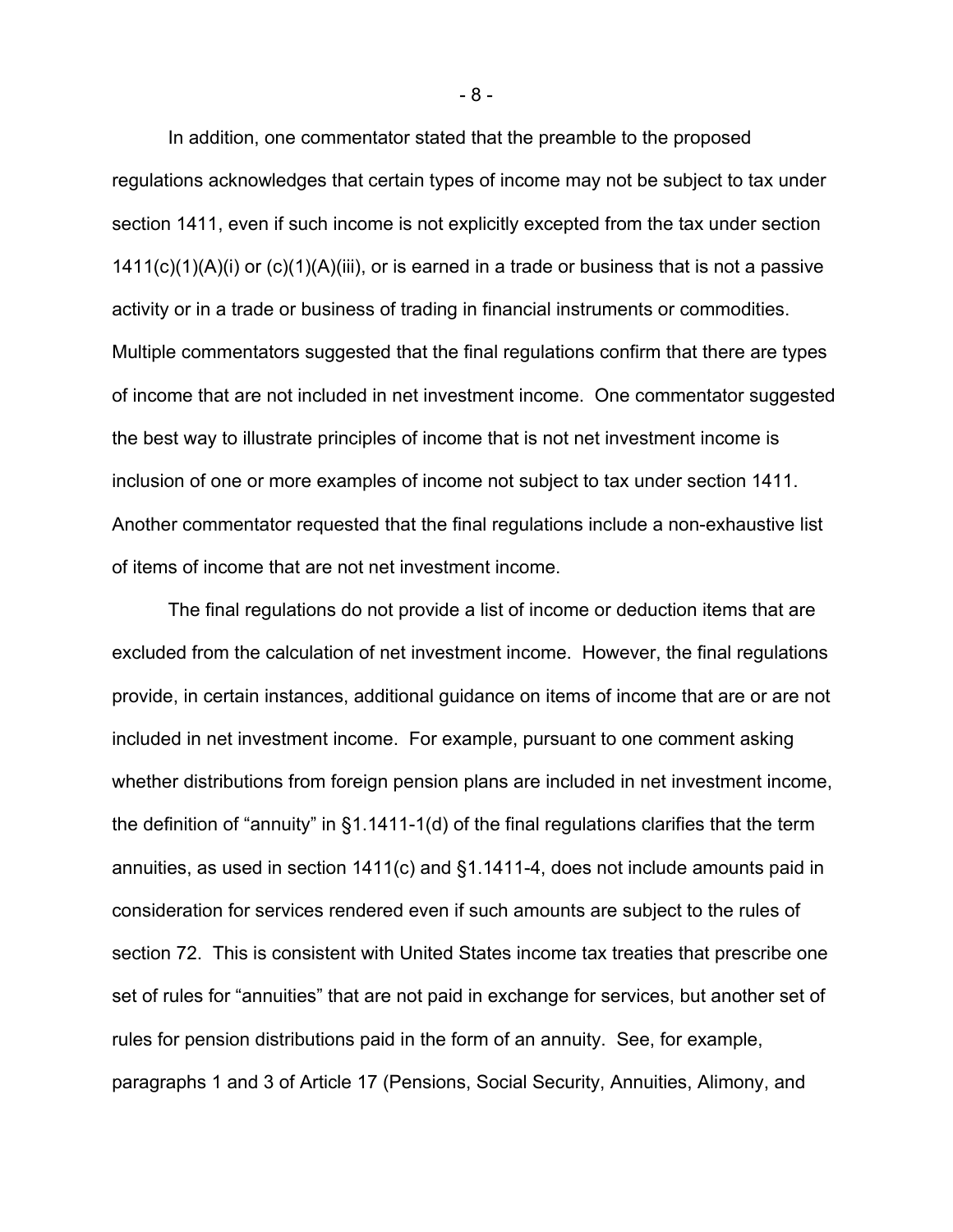In addition, one commentator stated that the preamble to the proposed regulations acknowledges that certain types of income may not be subject to tax under section 1411, even if such income is not explicitly excepted from the tax under section 1411(c)(1)(A)(i) or (c)(1)(A)(iii), or is earned in a trade or business that is not a passive activity or in a trade or business of trading in financial instruments or commodities. Multiple commentators suggested that the final regulations confirm that there are types of income that are not included in net investment income. One commentator suggested the best way to illustrate principles of income that is not net investment income is inclusion of one or more examples of income not subject to tax under section 1411. Another commentator requested that the final regulations include a non-exhaustive list of items of income that are not net investment income.

The final regulations do not provide a list of income or deduction items that are excluded from the calculation of net investment income. However, the final regulations provide, in certain instances, additional guidance on items of income that are or are not included in net investment income. For example, pursuant to one comment asking whether distributions from foreign pension plans are included in net investment income, the definition of "annuity" in §1.1411-1(d) of the final regulations clarifies that the term annuities, as used in section 1411(c) and §1.1411-4, does not include amounts paid in consideration for services rendered even if such amounts are subject to the rules of section 72. This is consistent with United States income tax treaties that prescribe one set of rules for "annuities" that are not paid in exchange for services, but another set of rules for pension distributions paid in the form of an annuity. See, for example, paragraphs 1 and 3 of Article 17 (Pensions, Social Security, Annuities, Alimony, and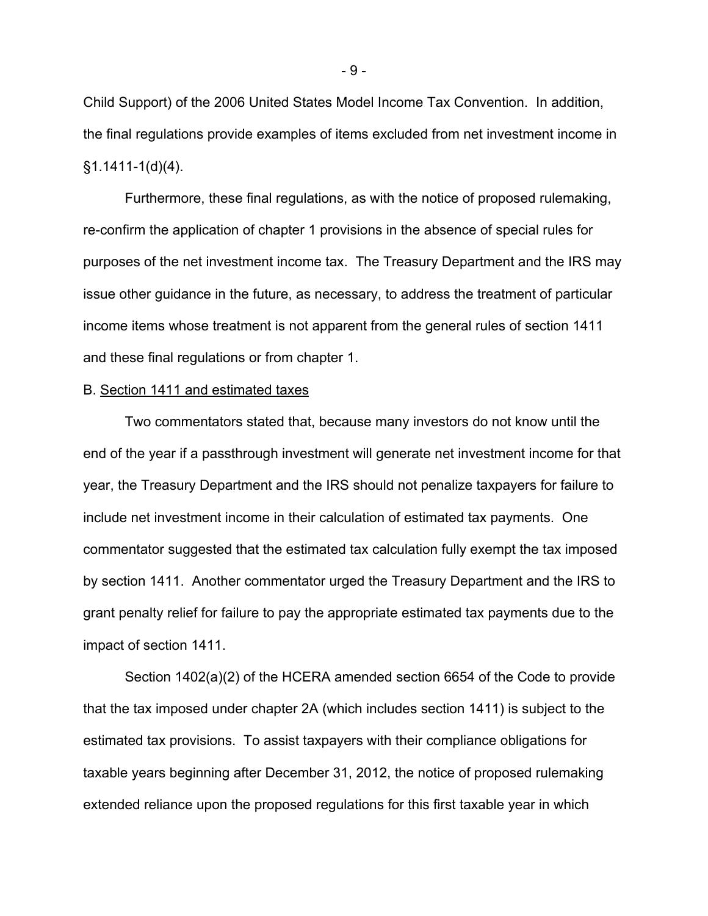Child Support) of the 2006 United States Model Income Tax Convention. In addition, the final regulations provide examples of items excluded from net investment income in §1.1411-1(d)(4).

Furthermore, these final regulations, as with the notice of proposed rulemaking, re-confirm the application of chapter 1 provisions in the absence of special rules for purposes of the net investment income tax. The Treasury Department and the IRS may issue other guidance in the future, as necessary, to address the treatment of particular income items whose treatment is not apparent from the general rules of section 1411 and these final regulations or from chapter 1.

B. <u>Section 1411 and estimated taxes</u>

Two commentators stated that, because many investors do not know until the end of the year if a passthrough investment will generate net investment income for that year, the Treasury Department and the IRS should not penalize taxpayers for failure to include net investment income in their calculation of estimated tax payments. One commentator suggested that the estimated tax calculation fully exempt the tax imposed by section 1411. Another commentator urged the Treasury Department and the IRS to grant penalty relief for failure to pay the appropriate estimated tax payments due to the impact of section 1411.

Section 1402(a)(2) of the HCERA amended section 6654 of the Code to provide that the tax imposed under chapter 2A (which includes section 1411) is subject to the estimated tax provisions. To assist taxpayers with their compliance obligations for taxable years beginning after December 31, 2012, the notice of proposed rulemaking extended reliance upon the proposed regulations for this first taxable year in which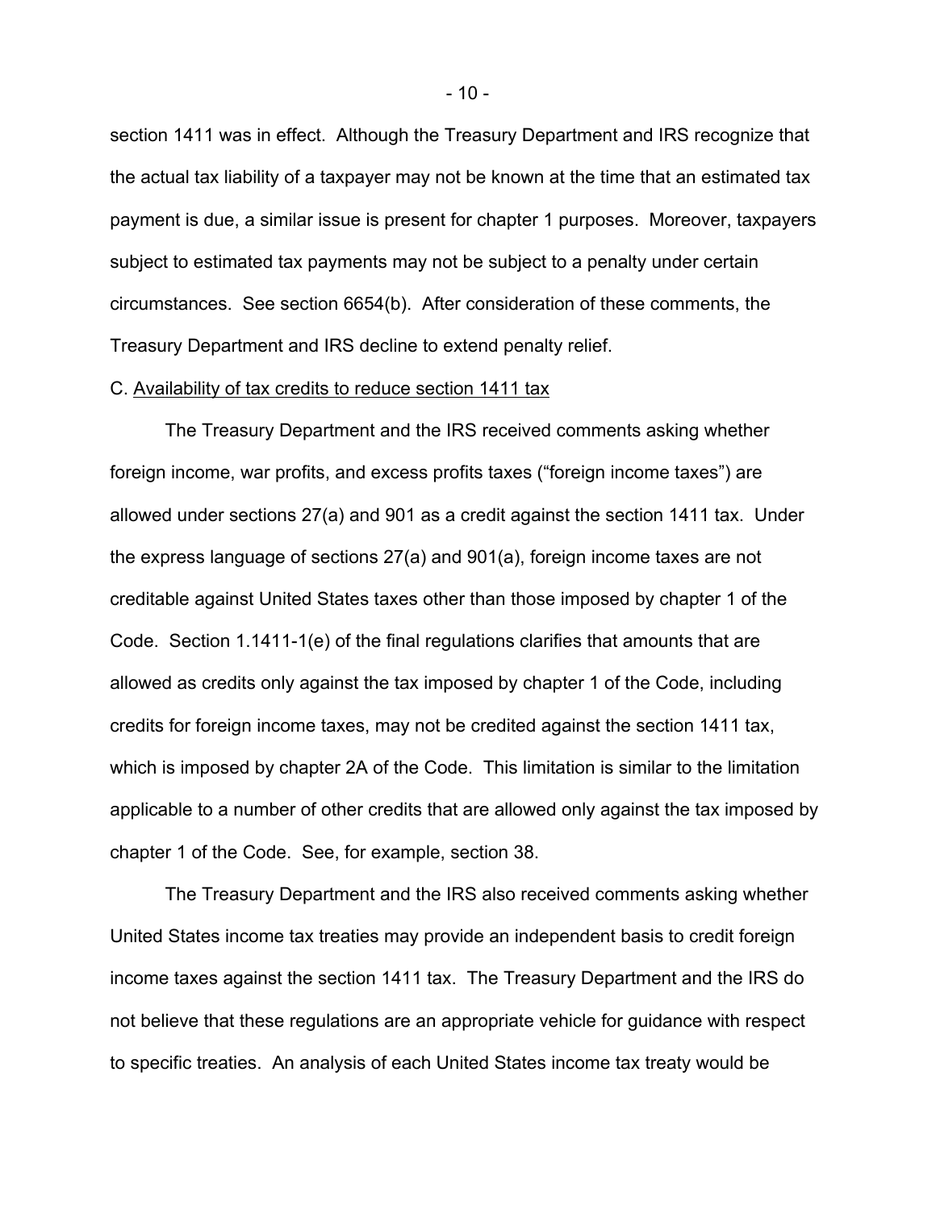section 1411 was in effect. Although the Treasury Department and IRS recognize that the actual tax liability of a taxpayer may not be known at the time that an estimated tax payment is due, a similar issue is present for chapter 1 purposes. Moreover, taxpayers subject to estimated tax payments may not be subject to a penalty under certain circumstances. See section 6654(b). After consideration of these comments, the Treasury Department and IRS decline to extend penalty relief.

C. Availability of tax credits to reduce section 1411 tax

The Treasury Department and the IRS received comments asking whether foreign income, war profits, and excess profits taxes ("foreign income taxes") are allowed under sections 27(a) and 901 as a credit against the section 1411 tax. Under the express language of sections 27(a) and 901(a), foreign income taxes are not creditable against United States taxes other than those imposed by chapter 1 of the Code. Section 1.1411-1(e) of the final regulations clarifies that amounts that are allowed as credits only against the tax imposed by chapter 1 of the Code, including credits for foreign income taxes, may not be credited against the section 1411 tax, which is imposed by chapter 2A of the Code. This limitation is similar to the limitation applicable to a number of other credits that are allowed only against the tax imposed by chapter 1 of the Code. See, for example, section 38.

The Treasury Department and the IRS also received comments asking whether United States income tax treaties may provide an independent basis to credit foreign income taxes against the section 1411 tax. The Treasury Department and the IRS do not believe that these regulations are an appropriate vehicle for guidance with respect to specific treaties. An analysis of each United States income tax treaty would be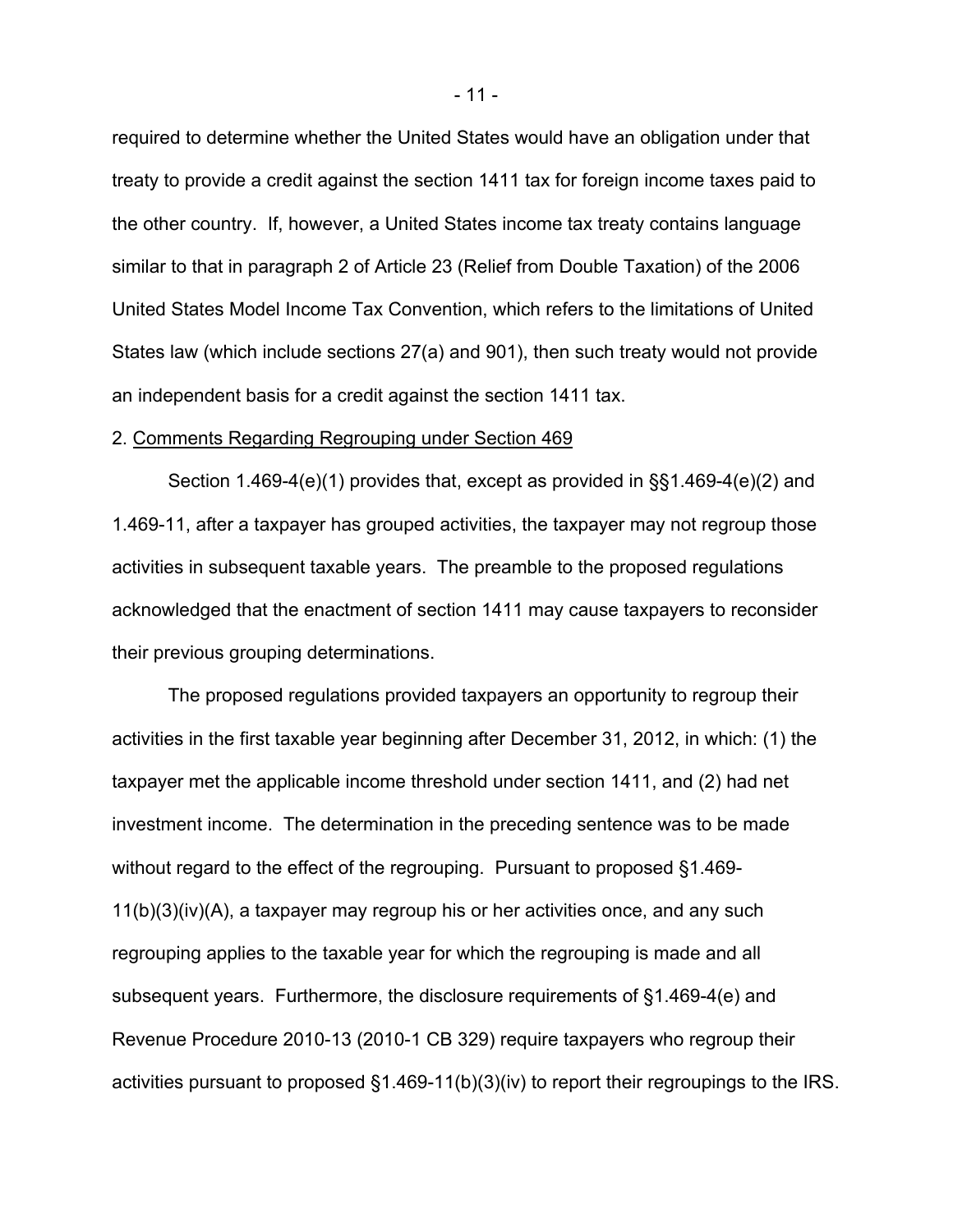required to determine whether the United States would have an obligation under that treaty to provide a credit against the section 1411 tax for foreign income taxes paid to the other country. If, however, a United States income tax treaty contains language similar to that in paragraph 2 of Article 23 (Relief from Double Taxation) of the 2006 United States Model Income Tax Convention, which refers to the limitations of United States law (which include sections 27(a) and 901), then such treaty would not provide an independent basis for a credit against the section 1411 tax.

2. <u>Comments Regarding Regrouping under Section 469</u>

Section 1.469-4(e)(1) provides that, except as provided in §§1.469-4(e)(2) and 1.469-11, after a taxpayer has grouped activities, the taxpayer may not regroup those activities in subsequent taxable years. The preamble to the proposed regulations acknowledged that the enactment of section 1411 may cause taxpayers to reconsider their previous grouping determinations.

The proposed regulations provided taxpayers an opportunity to regroup their activities in the first taxable year beginning after December 31, 2012, in which: (1) the taxpayer met the applicable income threshold under section 1411, and (2) had net investment income. The determination in the preceding sentence was to be made without regard to the effect of the regrouping. Pursuant to proposed §1.469-11(b)(3)(iv)(A), a taxpayer may regroup his or her activities once, and any such regrouping applies to the taxable year for which the regrouping is made and all subsequent years. Furthermore, the disclosure requirements of §1.469-4(e) and Revenue Procedure 2010-13 (2010-1 CB 329) require taxpayers who regroup their activities pursuant to proposed §1.469-11(b)(3)(iv) to report their regroupings to the IRS.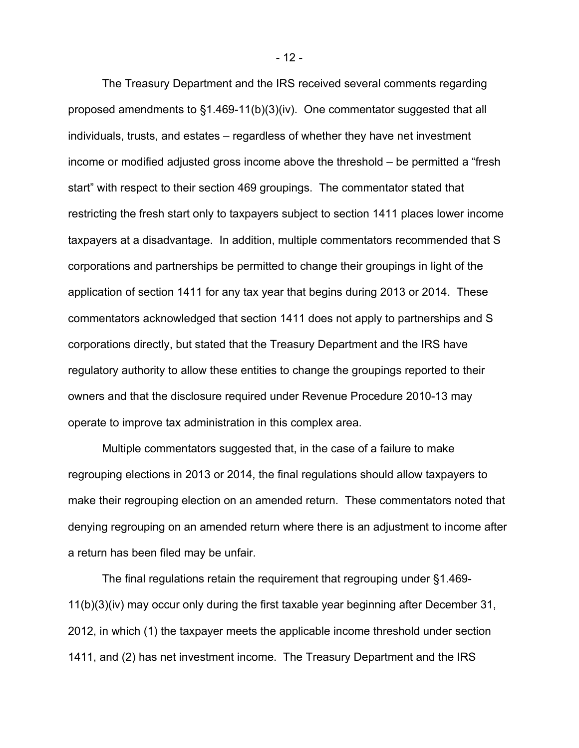The Treasury Department and the IRS received several comments regarding proposed amendments to §1.469-11(b)(3)(iv). One commentator suggested that all individuals, trusts, and estates – regardless of whether they have net investment income or modified adjusted gross income above the threshold – be permitted a "fresh start" with respect to their section 469 groupings. The commentator stated that restricting the fresh start only to taxpayers subject to section 1411 places lower income taxpayers at a disadvantage. In addition, multiple commentators recommended that S corporations and partnerships be permitted to change their groupings in light of the application of section 1411 for any tax year that begins during 2013 or 2014. These commentators acknowledged that section 1411 does not apply to partnerships and S corporations directly, but stated that the Treasury Department and the IRS have regulatory authority to allow these entities to change the groupings reported to their owners and that the disclosure required under Revenue Procedure 2010-13 may operate to improve tax administration in this complex area.

Multiple commentators suggested that, in the case of a failure to make regrouping elections in 2013 or 2014, the final regulations should allow taxpayers to make their regrouping election on an amended return. These commentators noted that denying regrouping on an amended return where there is an adjustment to income after a return has been filed may be unfair.

The final regulations retain the requirement that regrouping under §1.469-11(b)(3)(iv) may occur only during the first taxable year beginning after December 31, 2012, in which (1) the taxpayer meets the applicable income threshold under section 1411, and (2) has net investment income. The Treasury Department and the IRS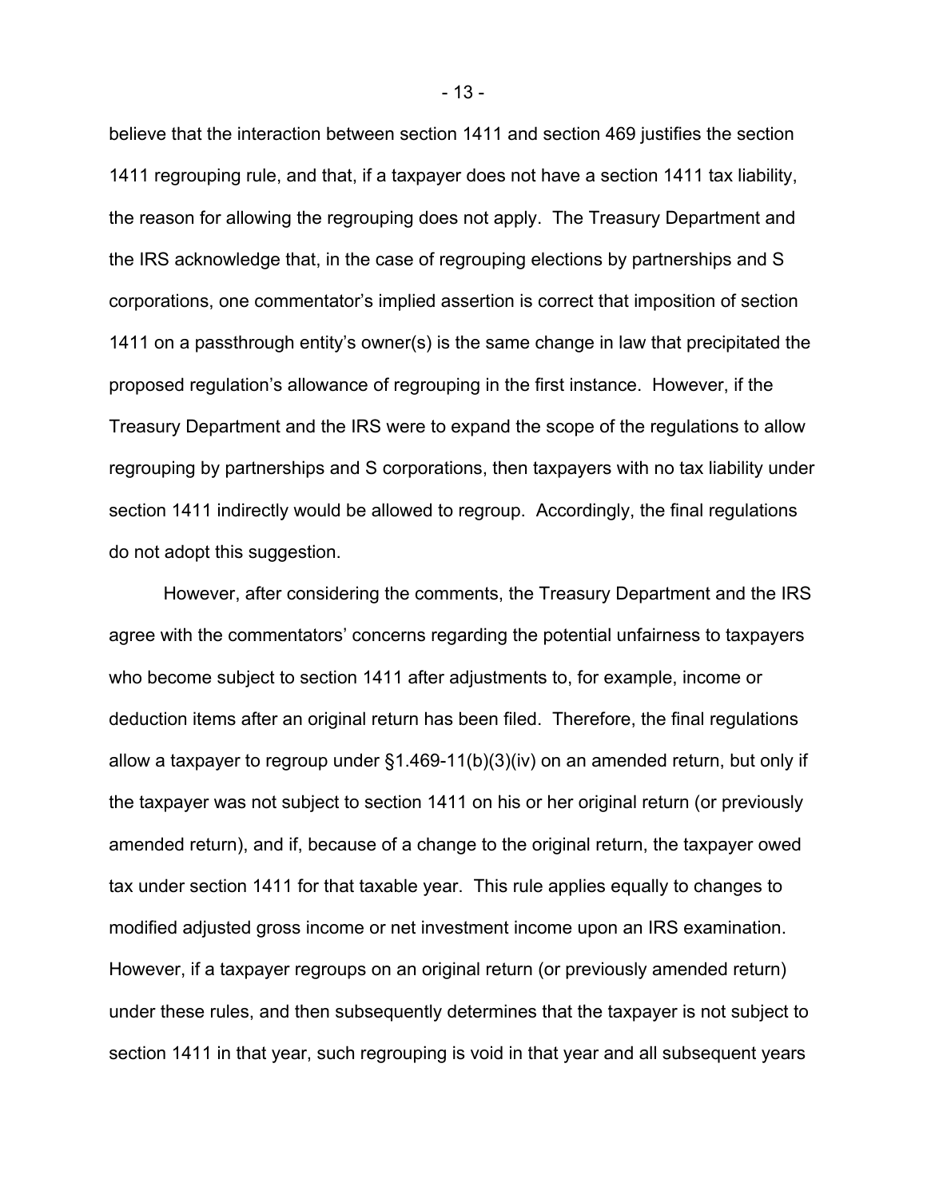believe that the interaction between section 1411 and section 469 justifies the section 1411 regrouping rule, and that, if a taxpayer does not have a section 1411 tax liability, the reason for allowing the regrouping does not apply. The Treasury Department and the IRS acknowledge that, in the case of regrouping elections by partnerships and S corporations, one commentator's implied assertion is correct that imposition of section 1411 on a passthrough entity's owner(s) is the same change in law that precipitated the proposed regulation's allowance of regrouping in the first instance. However, if the Treasury Department and the IRS were to expand the scope of the regulations to allow regrouping by partnerships and S corporations, then taxpayers with no tax liability under section 1411 indirectly would be allowed to regroup. Accordingly, the final regulations do not adopt this suggestion.

However, after considering the comments, the Treasury Department and the IRS agree with the commentators' concerns regarding the potential unfairness to taxpayers who become subject to section 1411 after adjustments to, for example, income or deduction items after an original return has been filed. Therefore, the final regulations allow a taxpayer to regroup under §1.469-11(b)(3)(iv) on an amended return, but only if the taxpayer was not subject to section 1411 on his or her original return (or previously amended return), and if, because of a change to the original return, the taxpayer owed tax under section 1411 for that taxable year. This rule applies equally to changes to modified adjusted gross income or net investment income upon an IRS examination. However, if a taxpayer regroups on an original return (or previously amended return) under these rules, and then subsequently determines that the taxpayer is not subject to section 1411 in that year, such regrouping is void in that year and all subsequent years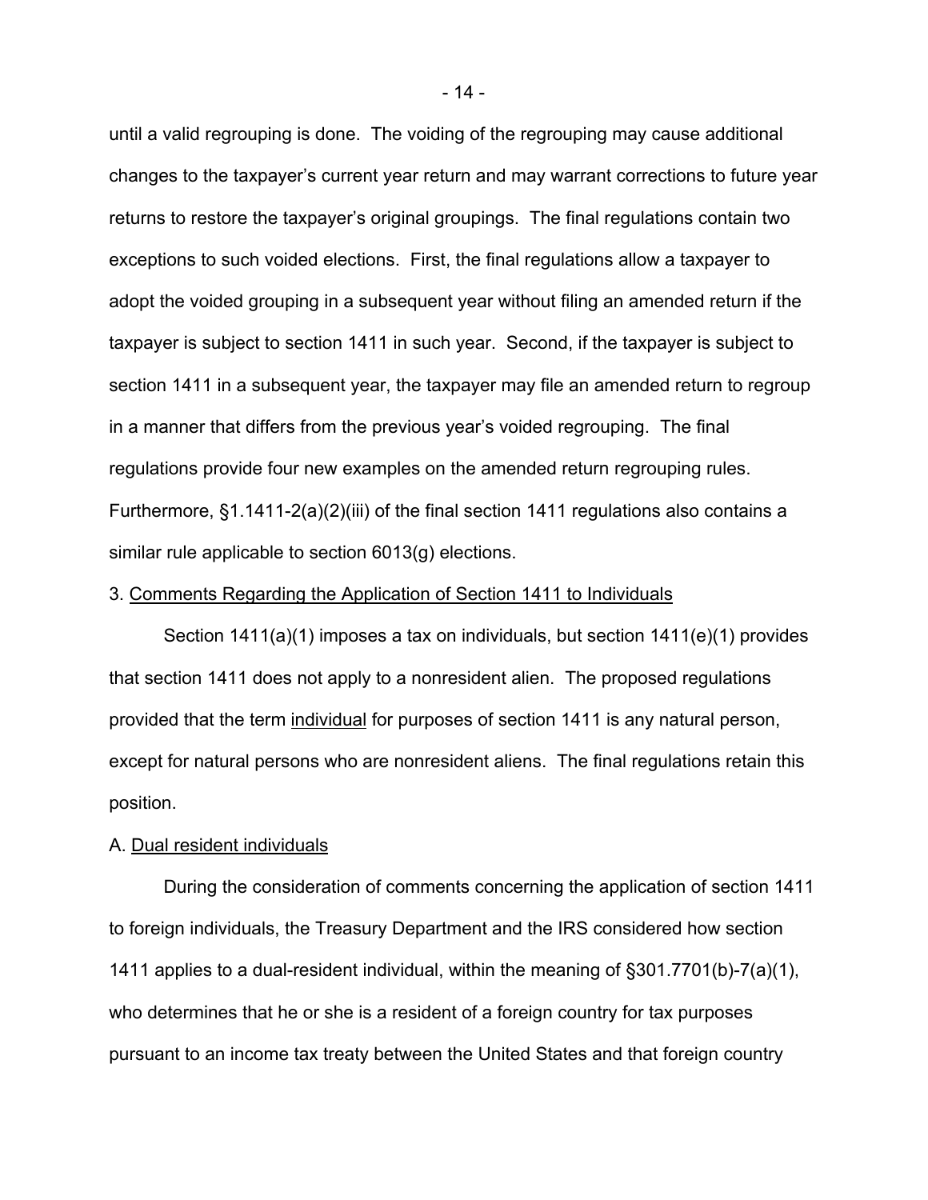until a valid regrouping is done. The voiding of the regrouping may cause additional changes to the taxpayer's current year return and may warrant corrections to future year returns to restore the taxpayer's original groupings. The final regulations contain two exceptions to such voided elections. First, the final regulations allow a taxpayer to adopt the voided grouping in a subsequent year without filing an amended return if the taxpayer is subject to section 1411 in such year. Second, if the taxpayer is subject to section 1411 in a subsequent year, the taxpayer may file an amended return to regroup in a manner that differs from the previous year's voided regrouping. The final regulations provide four new examples on the amended return regrouping rules. Furthermore, §1.1411-2(a)(2)(iii) of the final section 1411 regulations also contains a similar rule applicable to section 6013(g) elections.

3. <u>Comments Regarding the Application of Section 1411 to Individuals</u>

Section 1411(a)(1) imposes a tax on individuals, but section 1411(e)(1) provides that section 1411 does not apply to a nonresident alien. The proposed regulations provided that the term <u>individual</u> for purposes of section 1411 is any natural person, except for natural persons who are nonresident aliens. The final regulations retain this position.

A. <u>Dual resident individuals</u>

During the consideration of comments concerning the application of section 1411 to foreign individuals, the Treasury Department and the IRS considered how section 1411 applies to a dual-resident individual, within the meaning of §301.7701(b)-7(a)(1), who determines that he or she is a resident of a foreign country for tax purposes pursuant to an income tax treaty between the United States and that foreign country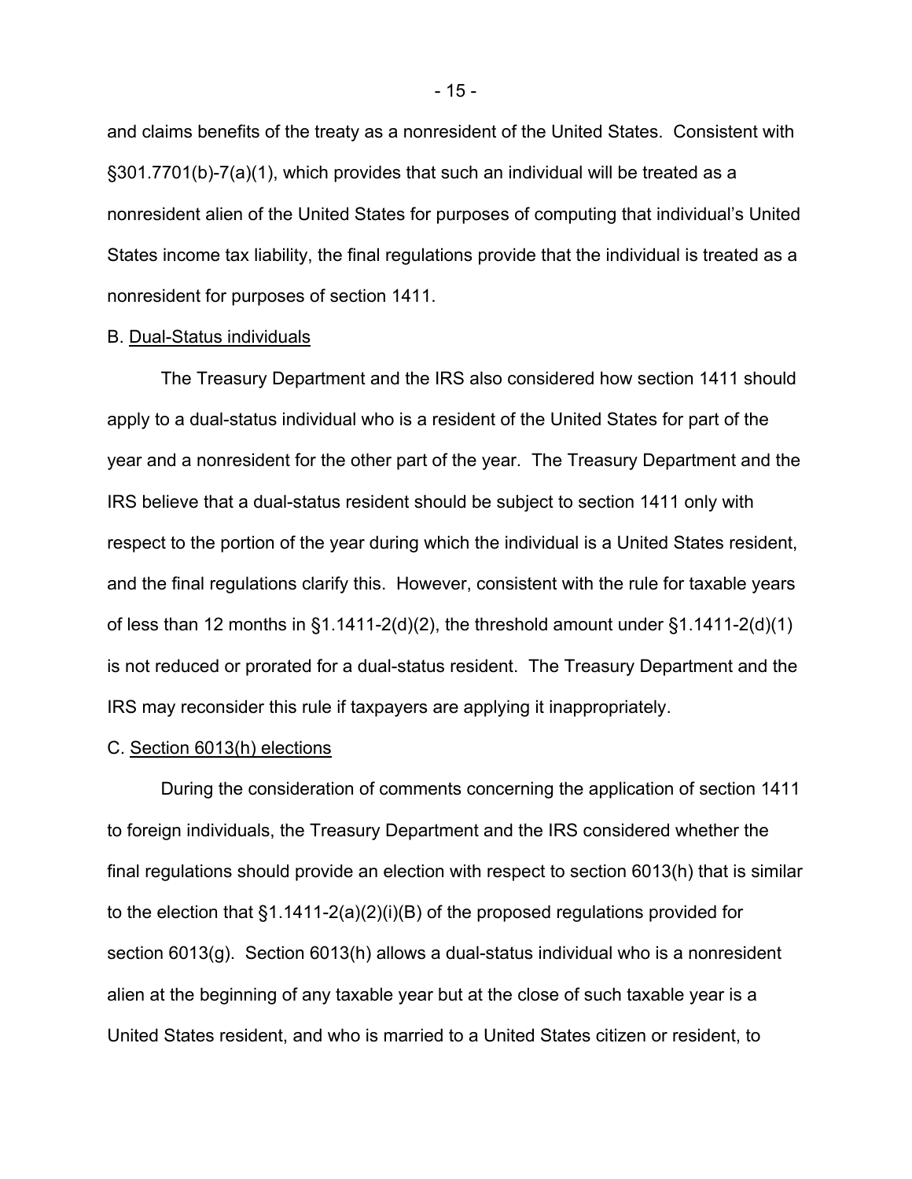and claims benefits of the treaty as a nonresident of the United States. Consistent with §301.7701(b)-7(a)(1), which provides that such an individual will be treated as a nonresident alien of the United States for purposes of computing that individual's United States income tax liability, the final regulations provide that the individual is treated as a nonresident for purposes of section 1411.

B. Dual-Status individuals

The Treasury Department and the IRS also considered how section 1411 should apply to a dual-status individual who is a resident of the United States for part of the year and a nonresident for the other part of the year. The Treasury Department and the IRS believe that a dual-status resident should be subject to section 1411 only with respect to the portion of the year during which the individual is a United States resident, and the final regulations clarify this. However, consistent with the rule for taxable years of less than 12 months in §1.1411-2(d)(2), the threshold amount under §1.1411-2(d)(1) is not reduced or prorated for a dual-status resident. The Treasury Department and the IRS may reconsider this rule if taxpayers are applying it inappropriately.

C. Section 6013(h) elections

During the consideration of comments concerning the application of section 1411 to foreign individuals, the Treasury Department and the IRS considered whether the final regulations should provide an election with respect to section 6013(h) that is similar to the election that §1.1411-2(a)(2)(i)(B) of the proposed regulations provided for section 6013(g). Section 6013(h) allows a dual-status individual who is a nonresident alien at the beginning of any taxable year but at the close of such taxable year is a United States resident, and who is married to a United States citizen or resident, to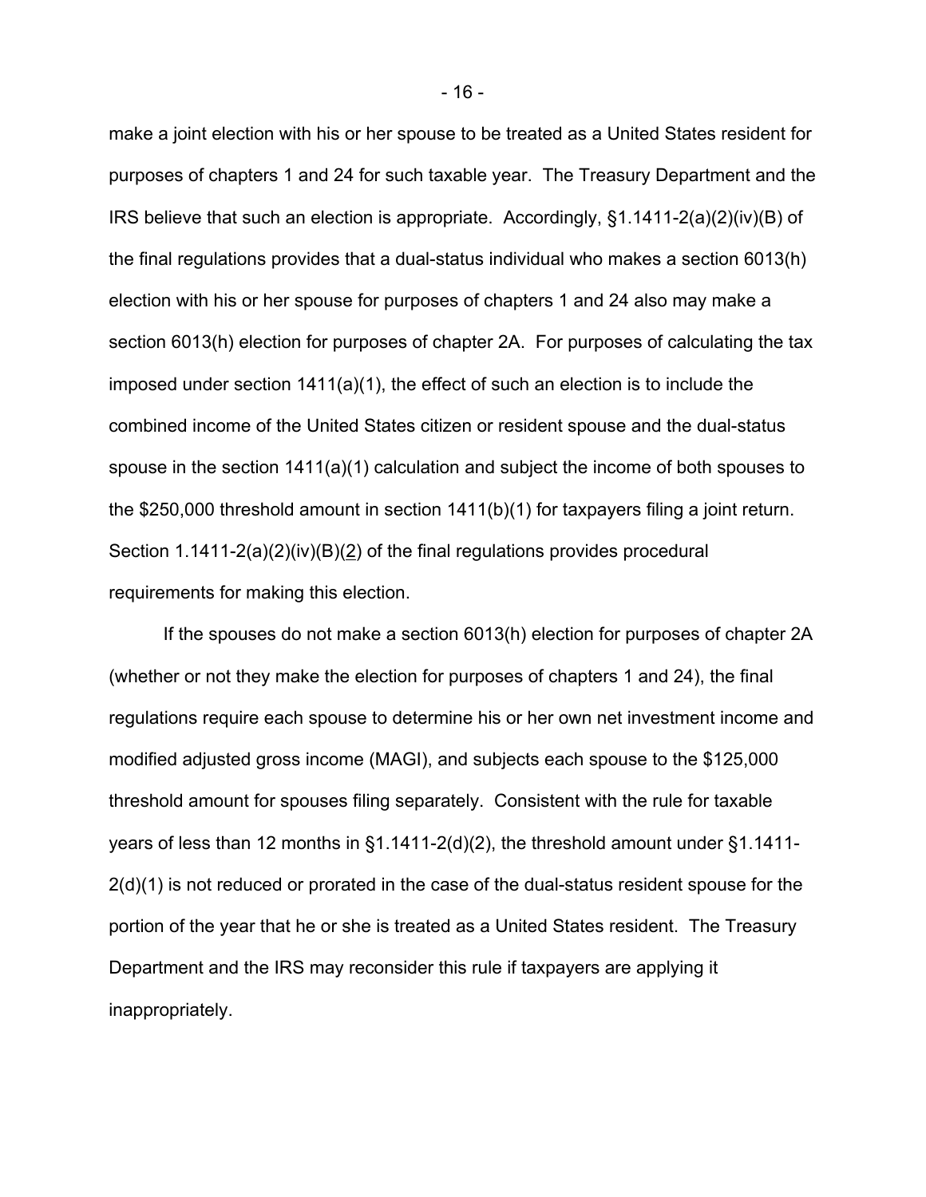make a joint election with his or her spouse to be treated as a United States resident for purposes of chapters 1 and 24 for such taxable year. The Treasury Department and the IRS believe that such an election is appropriate. Accordingly, §1.1411-2(a)(2)(iv)(B) of the final regulations provides that a dual-status individual who makes a section 6013(h) election with his or her spouse for purposes of chapters 1 and 24 also may make a section 6013(h) election for purposes of chapter 2A. For purposes of calculating the tax imposed under section 1411(a)(1), the effect of such an election is to include the combined income of the United States citizen or resident spouse and the dual-status spouse in the section 1411(a)(1) calculation and subject the income of both spouses to the $250,000 threshold amount in section 1411(b)(1) for taxpayers filing a joint return. Section 1.1411-2(a)(2)(iv)(B)(2) of the final regulations provides procedural requirements for making this election.

If the spouses do not make a section 6013(h) election for purposes of chapter 2A (whether or not they make the election for purposes of chapters 1 and 24), the final regulations require each spouse to determine his or her own net investment income and modified adjusted gross income (MAGI), and subjects each spouse to the $125,000 threshold amount for spouses filing separately. Consistent with the rule for taxable years of less than 12 months in §1.1411-2(d)(2), the threshold amount under §1.1411-2(d)(1) is not reduced or prorated in the case of the dual-status resident spouse for the portion of the year that he or she is treated as a United States resident. The Treasury Department and the IRS may reconsider this rule if taxpayers are applying it inappropriately.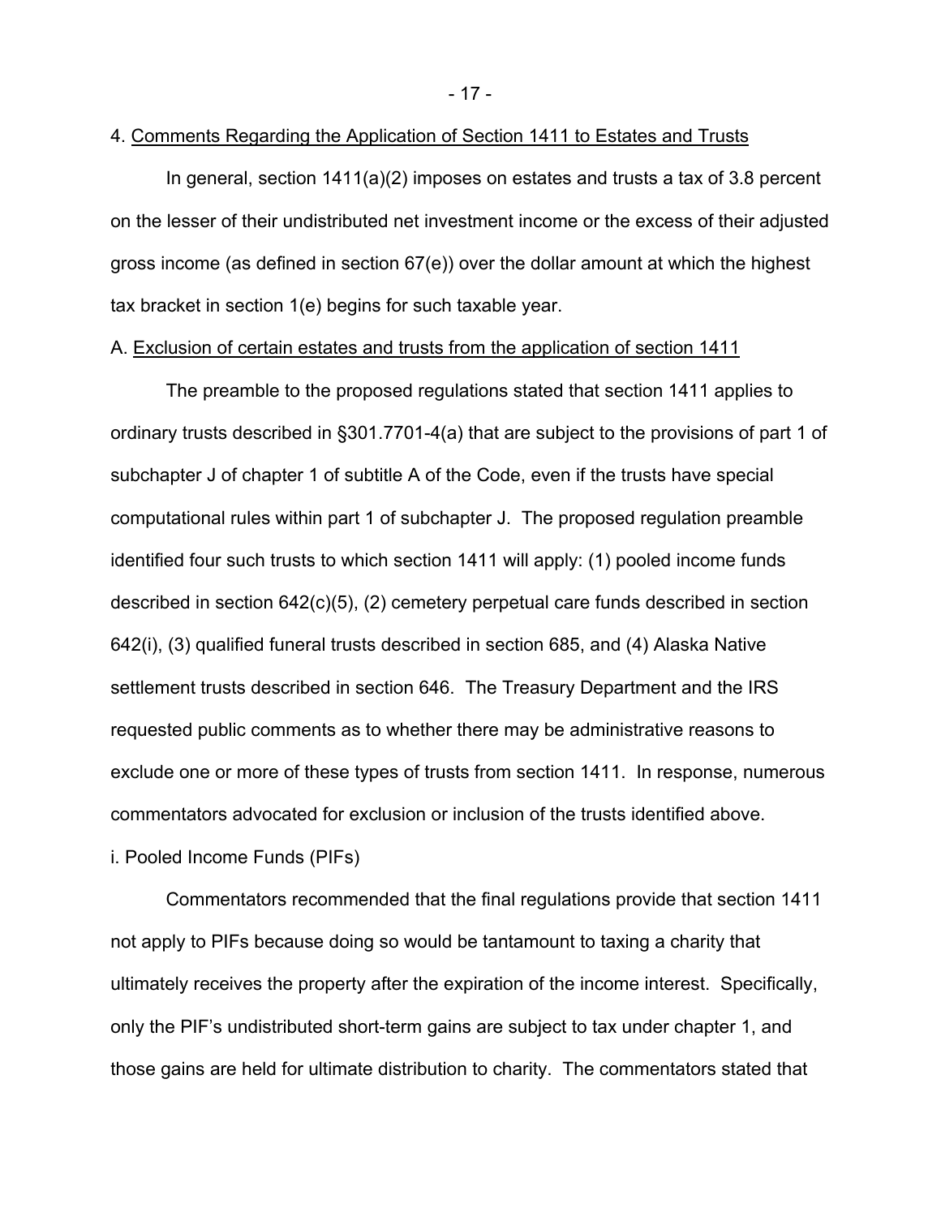4. Comments Regarding the Application of Section 1411 to Estates and Trusts

In general, section 1411(a)(2) imposes on estates and trusts a tax of 3.8 percent on the lesser of their undistributed net investment income or the excess of their adjusted gross income (as defined in section 67(e)) over the dollar amount at which the highest tax bracket in section 1(e) begins for such taxable year.

A. Exclusion of certain estates and trusts from the application of section 1411

The preamble to the proposed regulations stated that section 1411 applies to ordinary trusts described in §301.7701-4(a) that are subject to the provisions of part 1 of subchapter J of chapter 1 of subtitle A of the Code, even if the trusts have special computational rules within part 1 of subchapter J. The proposed regulation preamble identified four such trusts to which section 1411 will apply: (1) pooled income funds described in section 642(c)(5), (2) cemetery perpetual care funds described in section 642(i), (3) qualified funeral trusts described in section 685, and (4) Alaska Native settlement trusts described in section 646. The Treasury Department and the IRS requested public comments as to whether there may be administrative reasons to exclude one or more of these types of trusts from section 1411. In response, numerous commentators advocated for exclusion or inclusion of the trusts identified above.

i. Pooled Income Funds (PIFs)

Commentators recommended that the final regulations provide that section 1411 not apply to PIFs because doing so would be tantamount to taxing a charity that ultimately receives the property after the expiration of the income interest. Specifically, only the PIF's undistributed short-term gains are subject to tax under chapter 1, and those gains are held for ultimate distribution to charity. The commentators stated that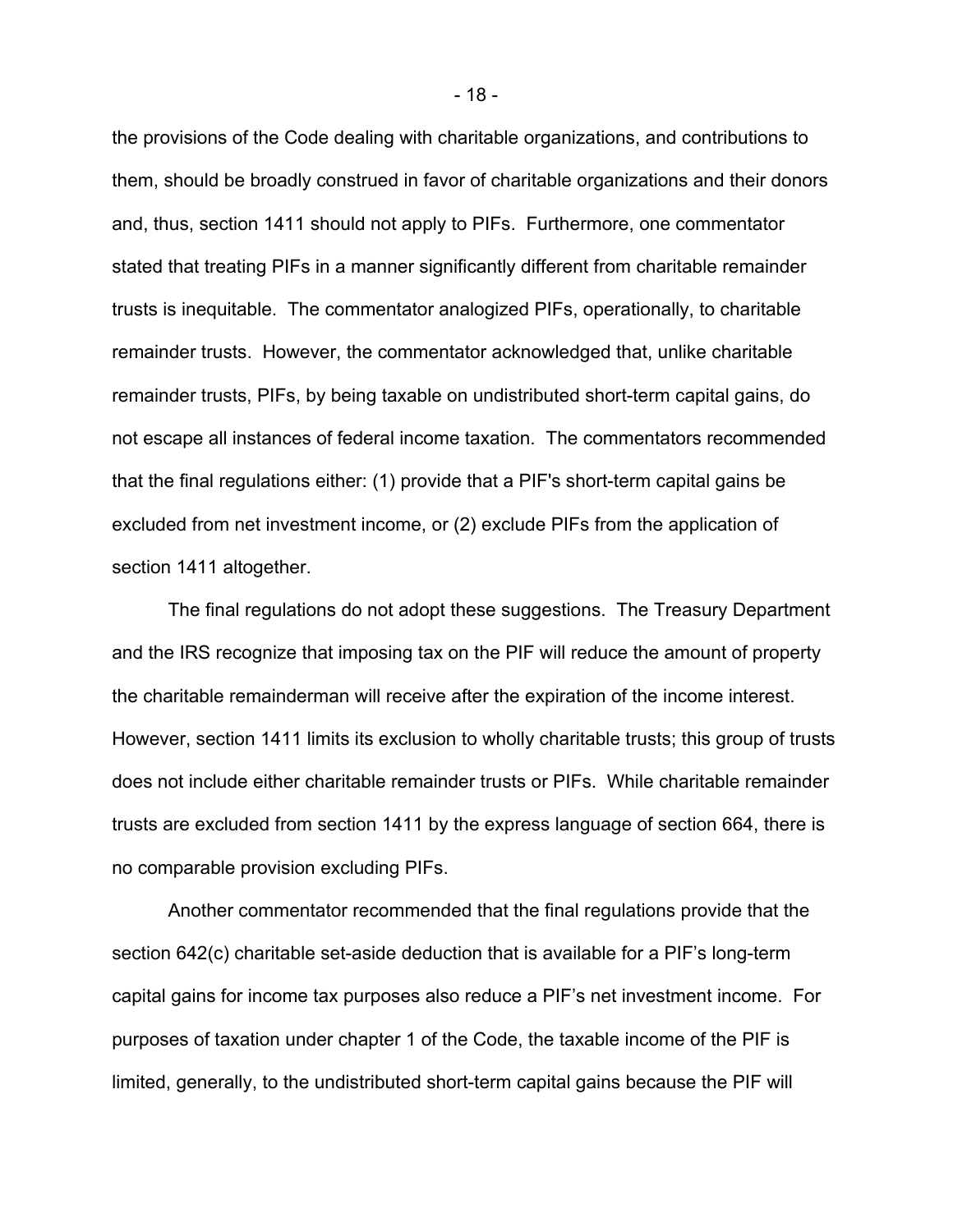the provisions of the Code dealing with charitable organizations, and contributions to them, should be broadly construed in favor of charitable organizations and their donors and, thus, section 1411 should not apply to PIFs. Furthermore, one commentator stated that treating PIFs in a manner significantly different from charitable remainder trusts is inequitable. The commentator analogized PIFs, operationally, to charitable remainder trusts. However, the commentator acknowledged that, unlike charitable remainder trusts, PIFs, by being taxable on undistributed short-term capital gains, do not escape all instances of federal income taxation. The commentators recommended that the final regulations either: (1) provide that a PIF's short-term capital gains be excluded from net investment income, or (2) exclude PIFs from the application of section 1411 altogether.

The final regulations do not adopt these suggestions. The Treasury Department and the IRS recognize that imposing tax on the PIF will reduce the amount of property the charitable remainderman will receive after the expiration of the income interest. However, section 1411 limits its exclusion to wholly charitable trusts; this group of trusts does not include either charitable remainder trusts or PIFs. While charitable remainder trusts are excluded from section 1411 by the express language of section 664, there is no comparable provision excluding PIFs.

Another commentator recommended that the final regulations provide that the section 642(c) charitable set-aside deduction that is available for a PIF's long-term capital gains for income tax purposes also reduce a PIF's net investment income. For purposes of taxation under chapter 1 of the Code, the taxable income of the PIF is limited, generally, to the undistributed short-term capital gains because the PIF will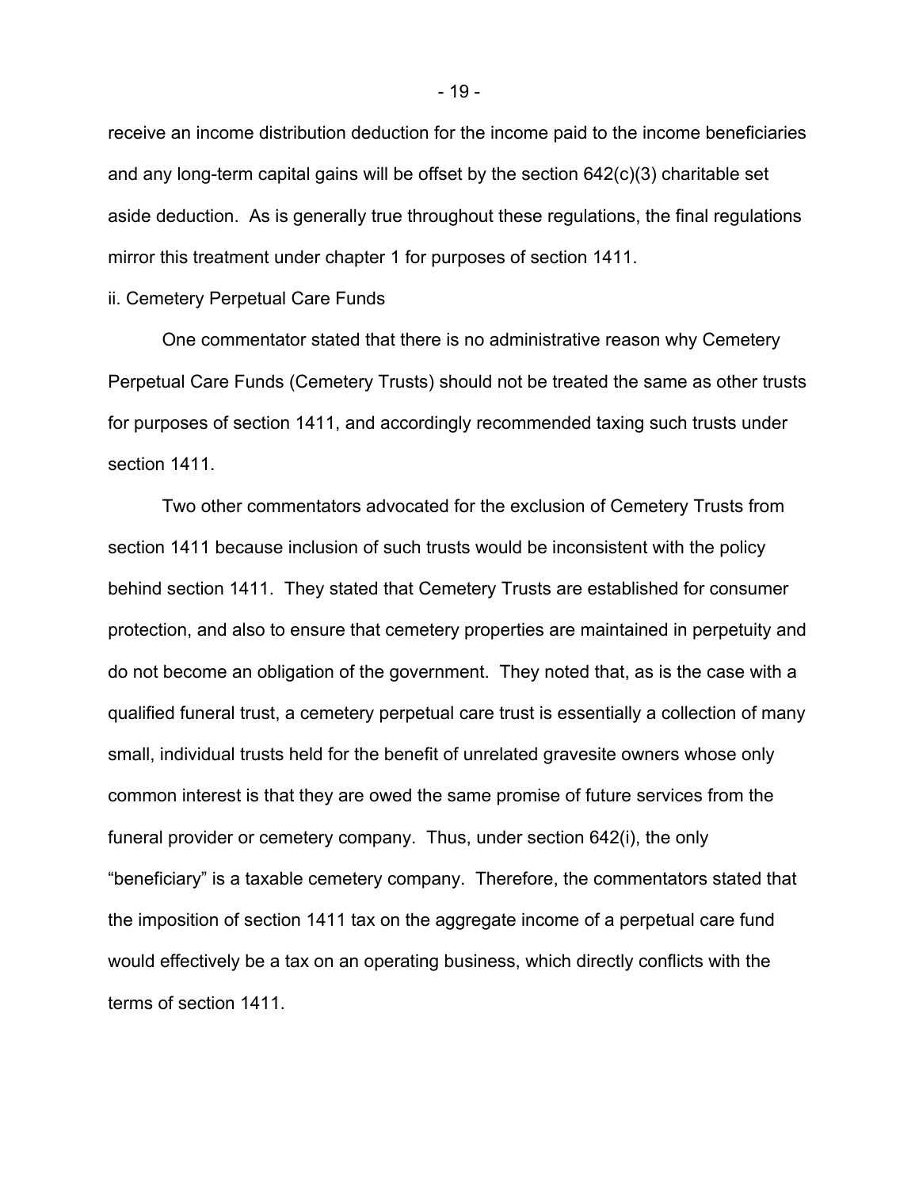receive an income distribution deduction for the income paid to the income beneficiaries and any long-term capital gains will be offset by the section 642(c)(3) charitable set aside deduction. As is generally true throughout these regulations, the final regulations mirror this treatment under chapter 1 for purposes of section 1411.

ii. Cemetery Perpetual Care Funds

One commentator stated that there is no administrative reason why Cemetery Perpetual Care Funds (Cemetery Trusts) should not be treated the same as other trusts for purposes of section 1411, and accordingly recommended taxing such trusts under section 1411.

Two other commentators advocated for the exclusion of Cemetery Trusts from section 1411 because inclusion of such trusts would be inconsistent with the policy behind section 1411. They stated that Cemetery Trusts are established for consumer protection, and also to ensure that cemetery properties are maintained in perpetuity and do not become an obligation of the government. They noted that, as is the case with a qualified funeral trust, a cemetery perpetual care trust is essentially a collection of many small, individual trusts held for the benefit of unrelated gravesite owners whose only common interest is that they are owed the same promise of future services from the funeral provider or cemetery company. Thus, under section 642(i), the only "beneficiary" is a taxable cemetery company. Therefore, the commentators stated that the imposition of section 1411 tax on the aggregate income of a perpetual care fund would effectively be a tax on an operating business, which directly conflicts with the terms of section 1411.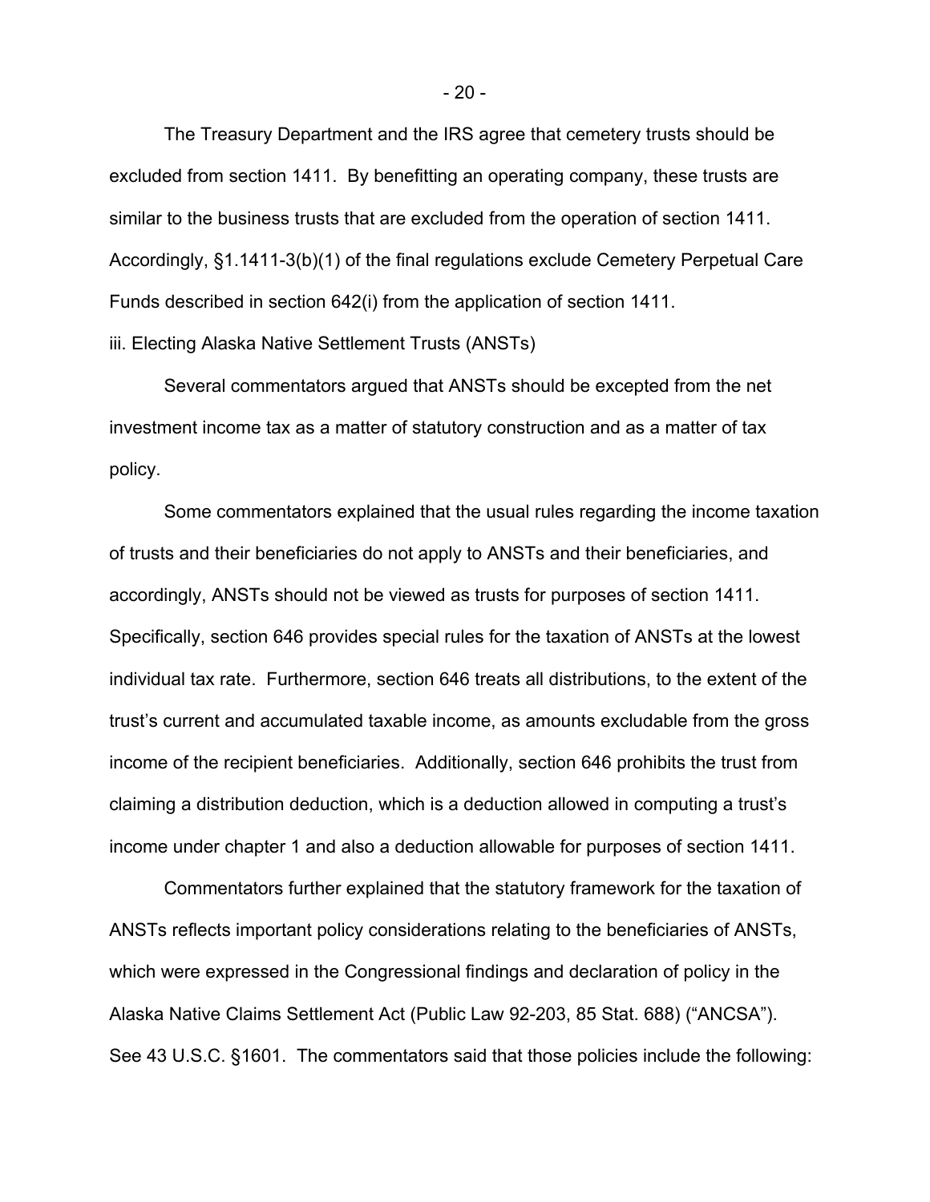The Treasury Department and the IRS agree that cemetery trusts should be excluded from section 1411. By benefitting an operating company, these trusts are similar to the business trusts that are excluded from the operation of section 1411. Accordingly, §1.1411-3(b)(1) of the final regulations exclude Cemetery Perpetual Care Funds described in section 642(i) from the application of section 1411.

iii. Electing Alaska Native Settlement Trusts (ANSTs)

Several commentators argued that ANSTs should be excepted from the net investment income tax as a matter of statutory construction and as a matter of tax policy.

Some commentators explained that the usual rules regarding the income taxation of trusts and their beneficiaries do not apply to ANSTs and their beneficiaries, and accordingly, ANSTs should not be viewed as trusts for purposes of section 1411. Specifically, section 646 provides special rules for the taxation of ANSTs at the lowest individual tax rate. Furthermore, section 646 treats all distributions, to the extent of the trust's current and accumulated taxable income, as amounts excludable from the gross income of the recipient beneficiaries. Additionally, section 646 prohibits the trust from claiming a distribution deduction, which is a deduction allowed in computing a trust's income under chapter 1 and also a deduction allowable for purposes of section 1411.

Commentators further explained that the statutory framework for the taxation of ANSTs reflects important policy considerations relating to the beneficiaries of ANSTs, which were expressed in the Congressional findings and declaration of policy in the Alaska Native Claims Settlement Act (Public Law 92-203, 85 Stat. 688) ("ANCSA"). See 43 U.S.C. §1601. The commentators said that those policies include the following: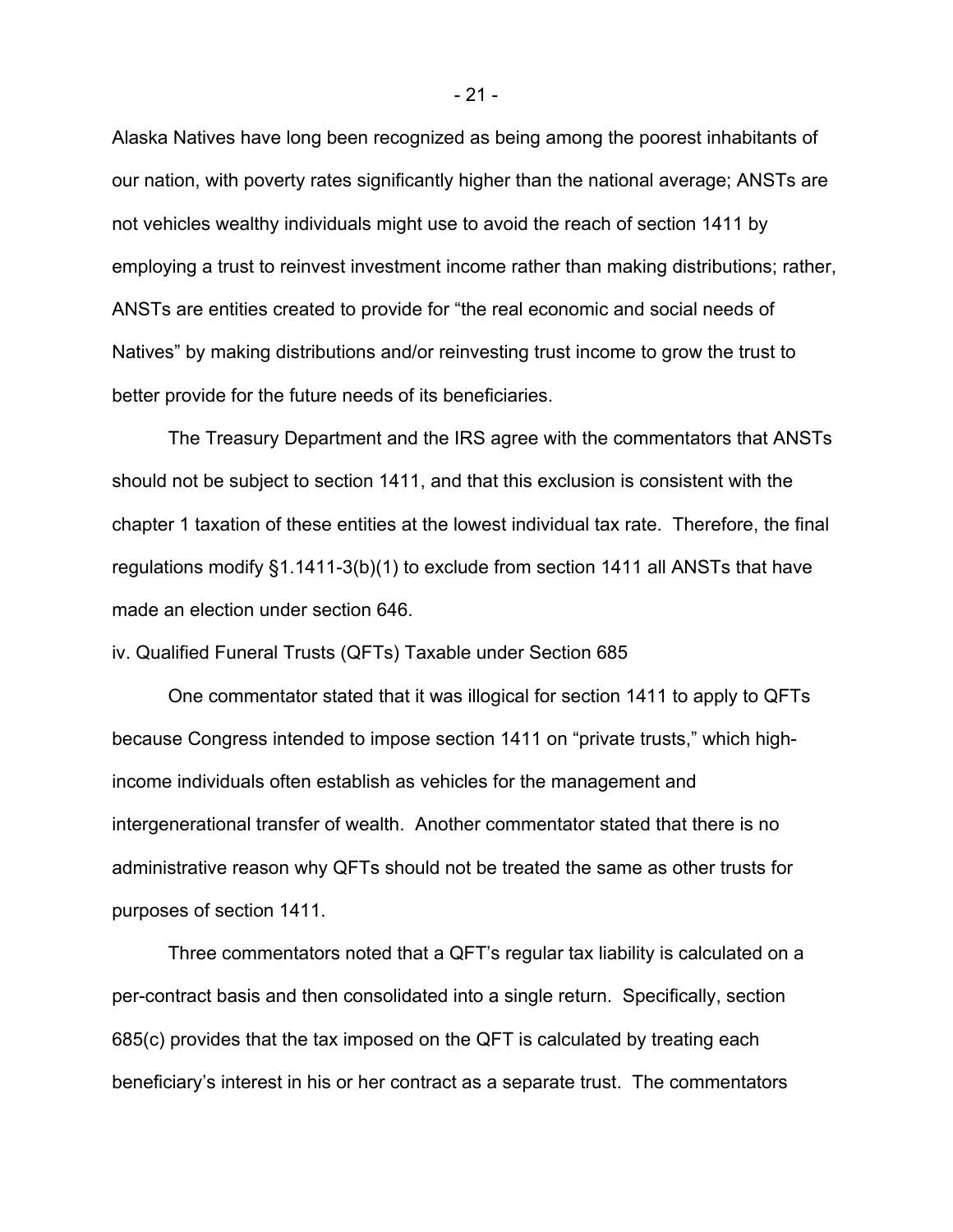Alaska Natives have long been recognized as being among the poorest inhabitants of our nation, with poverty rates significantly higher than the national average; ANSTs are not vehicles wealthy individuals might use to avoid the reach of section 1411 by employing a trust to reinvest investment income rather than making distributions; rather, ANSTs are entities created to provide for "the real economic and social needs of Natives" by making distributions and/or reinvesting trust income to grow the trust to better provide for the future needs of its beneficiaries.

The Treasury Department and the IRS agree with the commentators that ANSTs should not be subject to section 1411, and that this exclusion is consistent with the chapter 1 taxation of these entities at the lowest individual tax rate. Therefore, the final regulations modify §1.1411-3(b)(1) to exclude from section 1411 all ANSTs that have made an election under section 646.

iv. Qualified Funeral Trusts (QFTs) Taxable under Section 685

One commentator stated that it was illogical for section 1411 to apply to QFTs because Congress intended to impose section 1411 on "private trusts," which high-income individuals often establish as vehicles for the management and intergenerational transfer of wealth. Another commentator stated that there is no administrative reason why QFTs should not be treated the same as other trusts for purposes of section 1411.

Three commentators noted that a QFT's regular tax liability is calculated on a per-contract basis and then consolidated into a single return. Specifically, section 685(c) provides that the tax imposed on the QFT is calculated by treating each beneficiary's interest in his or her contract as a separate trust. The commentators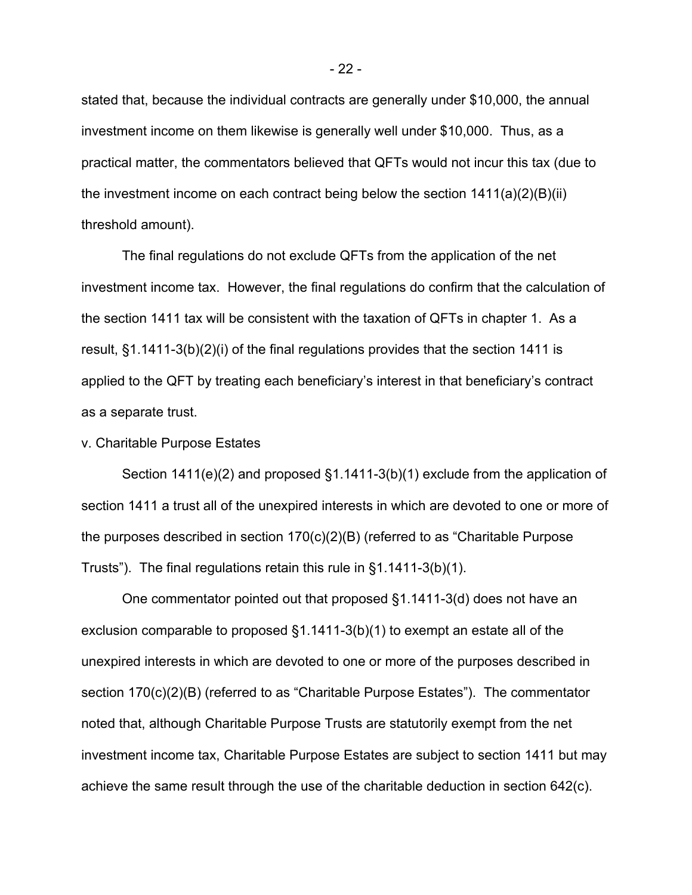stated that, because the individual contracts are generally under $10,000, the annual investment income on them likewise is generally well under $10,000. Thus, as a practical matter, the commentators believed that QFTs would not incur this tax (due to the investment income on each contract being below the section 1411(a)(2)(B)(ii) threshold amount).

The final regulations do not exclude QFTs from the application of the net investment income tax. However, the final regulations do confirm that the calculation of the section 1411 tax will be consistent with the taxation of QFTs in chapter 1. As a result, §1.1411-3(b)(2)(i) of the final regulations provides that the section 1411 is applied to the QFT by treating each beneficiary's interest in that beneficiary's contract as a separate trust.

v. Charitable Purpose Estates

Section 1411(e)(2) and proposed §1.1411-3(b)(1) exclude from the application of section 1411 a trust all of the unexpired interests in which are devoted to one or more of the purposes described in section 170(c)(2)(B) (referred to as "Charitable Purpose Trusts"). The final regulations retain this rule in §1.1411-3(b)(1).

One commentator pointed out that proposed §1.1411-3(d) does not have an exclusion comparable to proposed §1.1411-3(b)(1) to exempt an estate all of the unexpired interests in which are devoted to one or more of the purposes described in section 170(c)(2)(B) (referred to as "Charitable Purpose Estates"). The commentator noted that, although Charitable Purpose Trusts are statutorily exempt from the net investment income tax, Charitable Purpose Estates are subject to section 1411 but may achieve the same result through the use of the charitable deduction in section 642(c).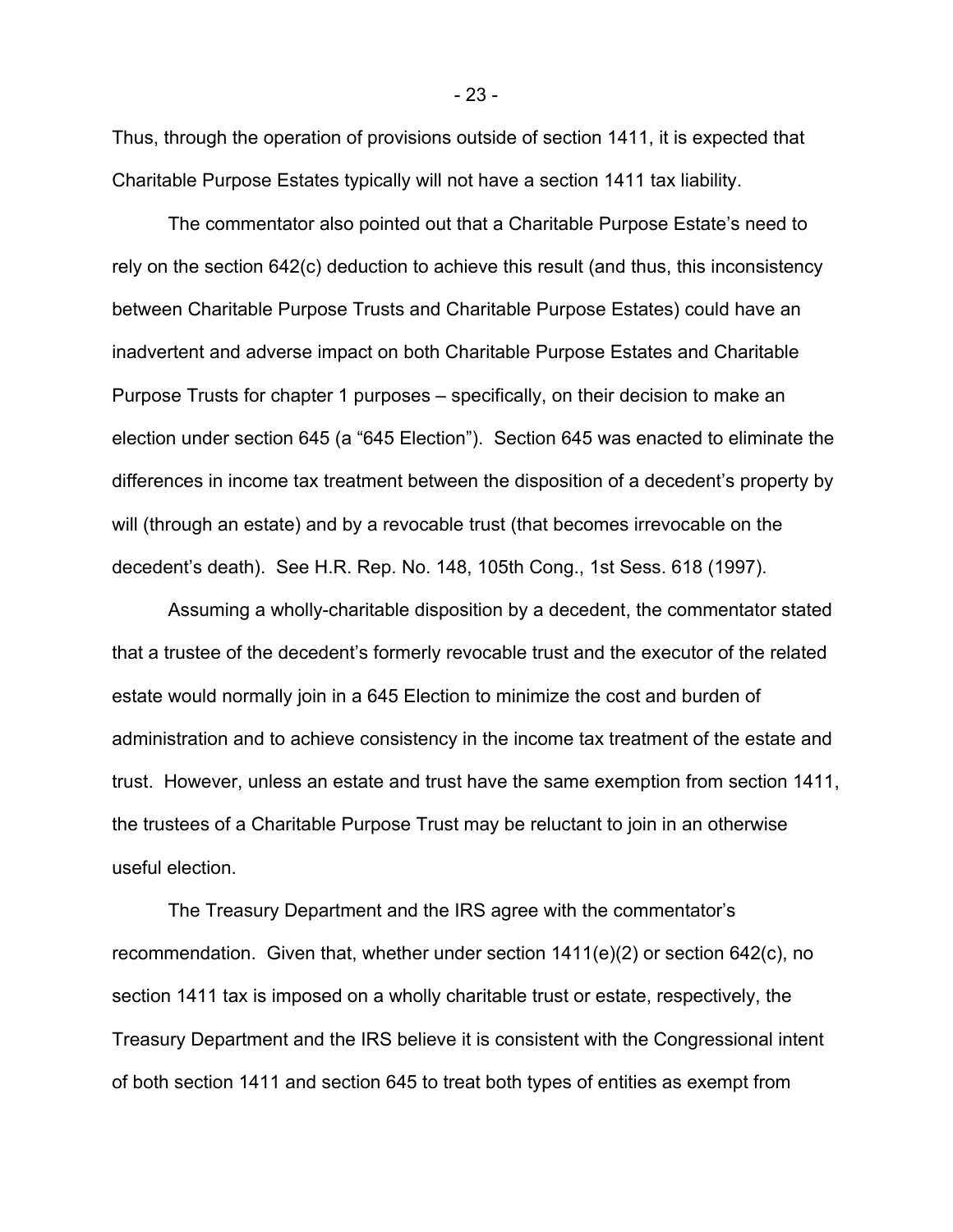Thus, through the operation of provisions outside of section 1411, it is expected that Charitable Purpose Estates typically will not have a section 1411 tax liability.

The commentator also pointed out that a Charitable Purpose Estate's need to rely on the section 642(c) deduction to achieve this result (and thus, this inconsistency between Charitable Purpose Trusts and Charitable Purpose Estates) could have an inadvertent and adverse impact on both Charitable Purpose Estates and Charitable Purpose Trusts for chapter 1 purposes – specifically, on their decision to make an election under section 645 (a "645 Election"). Section 645 was enacted to eliminate the differences in income tax treatment between the disposition of a decedent's property by will (through an estate) and by a revocable trust (that becomes irrevocable on the decedent's death). See H.R. Rep. No. 148, 105th Cong., 1st Sess. 618 (1997).

Assuming a wholly-charitable disposition by a decedent, the commentator stated that a trustee of the decedent's formerly revocable trust and the executor of the related estate would normally join in a 645 Election to minimize the cost and burden of administration and to achieve consistency in the income tax treatment of the estate and trust. However, unless an estate and trust have the same exemption from section 1411, the trustees of a Charitable Purpose Trust may be reluctant to join in an otherwise useful election.

The Treasury Department and the IRS agree with the commentator's recommendation. Given that, whether under section 1411(e)(2) or section 642(c), no section 1411 tax is imposed on a wholly charitable trust or estate, respectively, the Treasury Department and the IRS believe it is consistent with the Congressional intent of both section 1411 and section 645 to treat both types of entities as exempt from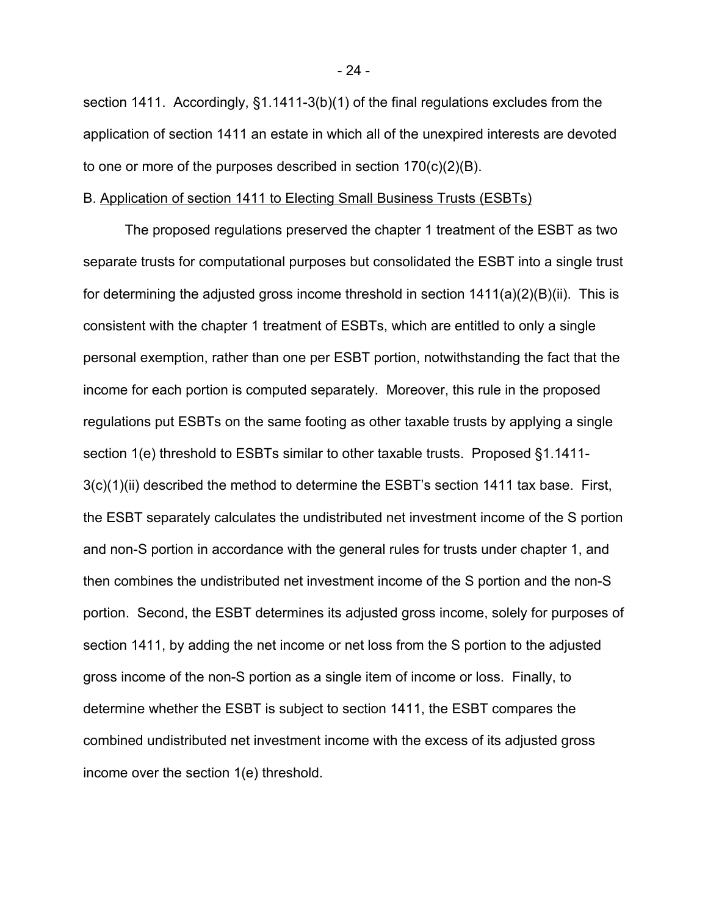section 1411. Accordingly, §1.1411-3(b)(1) of the final regulations excludes from the application of section 1411 an estate in which all of the unexpired interests are devoted to one or more of the purposes described in section 170(c)(2)(B).

B. Application of section 1411 to Electing Small Business Trusts (ESBTs)

The proposed regulations preserved the chapter 1 treatment of the ESBT as two separate trusts for computational purposes but consolidated the ESBT into a single trust for determining the adjusted gross income threshold in section 1411(a)(2)(B)(ii). This is consistent with the chapter 1 treatment of ESBTs, which are entitled to only a single personal exemption, rather than one per ESBT portion, notwithstanding the fact that the income for each portion is computed separately. Moreover, this rule in the proposed regulations put ESBTs on the same footing as other taxable trusts by applying a single section 1(e) threshold to ESBTs similar to other taxable trusts. Proposed §1.1411-3(c)(1)(ii) described the method to determine the ESBT's section 1411 tax base. First, the ESBT separately calculates the undistributed net investment income of the S portion and non-S portion in accordance with the general rules for trusts under chapter 1, and then combines the undistributed net investment income of the S portion and the non-S portion. Second, the ESBT determines its adjusted gross income, solely for purposes of section 1411, by adding the net income or net loss from the S portion to the adjusted gross income of the non-S portion as a single item of income or loss. Finally, to determine whether the ESBT is subject to section 1411, the ESBT compares the combined undistributed net investment income with the excess of its adjusted gross income over the section 1(e) threshold.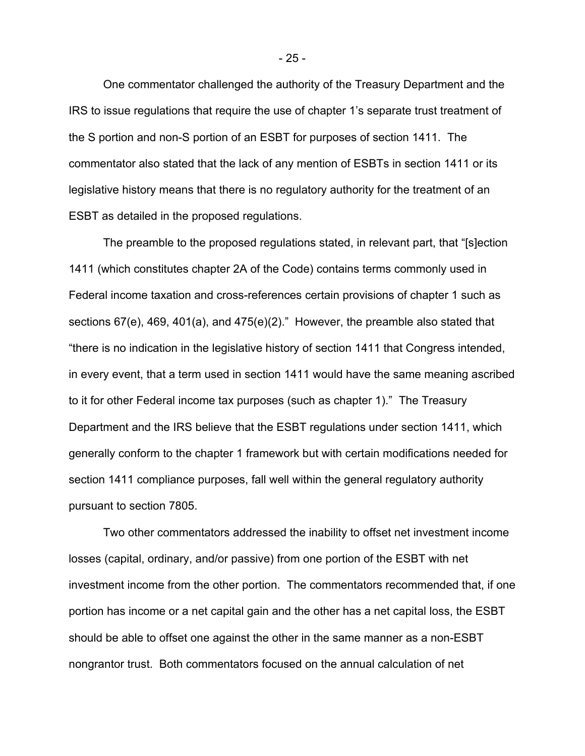One commentator challenged the authority of the Treasury Department and the IRS to issue regulations that require the use of chapter 1's separate trust treatment of the S portion and non-S portion of an ESBT for purposes of section 1411. The commentator also stated that the lack of any mention of ESBTs in section 1411 or its legislative history means that there is no regulatory authority for the treatment of an ESBT as detailed in the proposed regulations.

The preamble to the proposed regulations stated, in relevant part, that "[s]ection 1411 (which constitutes chapter 2A of the Code) contains terms commonly used in Federal income taxation and cross-references certain provisions of chapter 1 such as sections 67(e), 469, 401(a), and 475(e)(2)." However, the preamble also stated that "there is no indication in the legislative history of section 1411 that Congress intended, in every event, that a term used in section 1411 would have the same meaning ascribed to it for other Federal income tax purposes (such as chapter 1)." The Treasury Department and the IRS believe that the ESBT regulations under section 1411, which generally conform to the chapter 1 framework but with certain modifications needed for section 1411 compliance purposes, fall well within the general regulatory authority pursuant to section 7805.

Two other commentators addressed the inability to offset net investment income losses (capital, ordinary, and/or passive) from one portion of the ESBT with net investment income from the other portion. The commentators recommended that, if one portion has income or a net capital gain and the other has a net capital loss, the ESBT should be able to offset one against the other in the same manner as a non-ESBT nongrantor trust. Both commentators focused on the annual calculation of net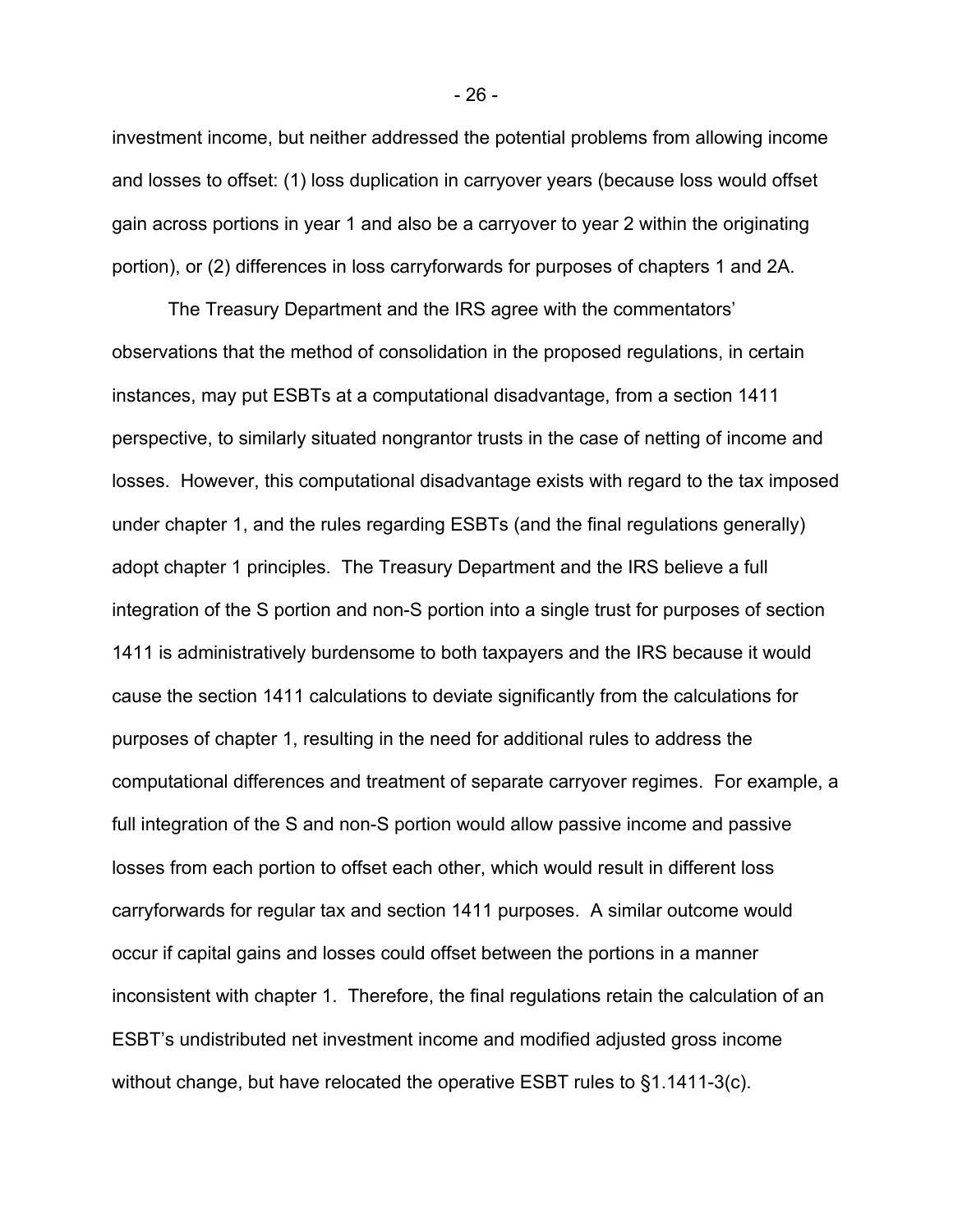investment income, but neither addressed the potential problems from allowing income and losses to offset: (1) loss duplication in carryover years (because loss would offset gain across portions in year 1 and also be a carryover to year 2 within the originating portion), or (2) differences in loss carryforwards for purposes of chapters 1 and 2A.

The Treasury Department and the IRS agree with the commentators' observations that the method of consolidation in the proposed regulations, in certain instances, may put ESBTs at a computational disadvantage, from a section 1411 perspective, to similarly situated nongrantor trusts in the case of netting of income and losses. However, this computational disadvantage exists with regard to the tax imposed under chapter 1, and the rules regarding ESBTs (and the final regulations generally) adopt chapter 1 principles. The Treasury Department and the IRS believe a full integration of the S portion and non-S portion into a single trust for purposes of section 1411 is administratively burdensome to both taxpayers and the IRS because it would cause the section 1411 calculations to deviate significantly from the calculations for purposes of chapter 1, resulting in the need for additional rules to address the computational differences and treatment of separate carryover regimes. For example, a full integration of the S and non-S portion would allow passive income and passive losses from each portion to offset each other, which would result in different loss carryforwards for regular tax and section 1411 purposes. A similar outcome would occur if capital gains and losses could offset between the portions in a manner inconsistent with chapter 1. Therefore, the final regulations retain the calculation of an ESBT's undistributed net investment income and modified adjusted gross income without change, but have relocated the operative ESBT rules to §1.1411-3(c).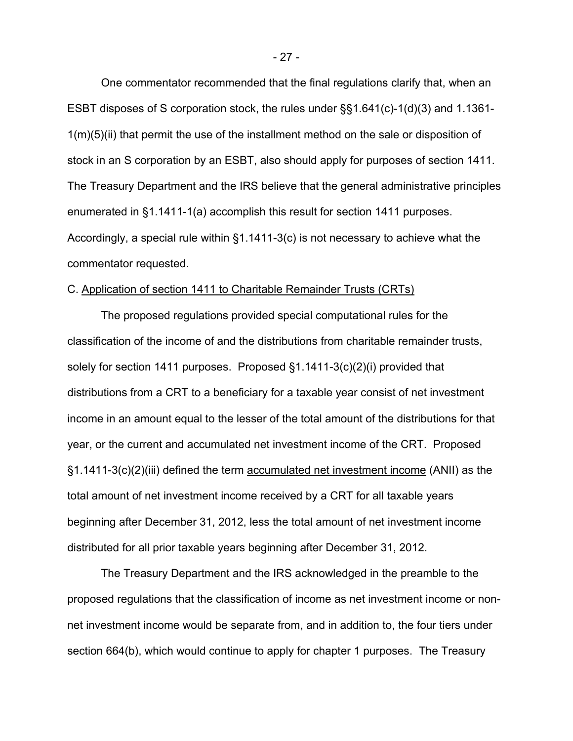One commentator recommended that the final regulations clarify that, when an ESBT disposes of S corporation stock, the rules under §§1.641(c)-1(d)(3) and 1.1361-1(m)(5)(ii) that permit the use of the installment method on the sale or disposition of stock in an S corporation by an ESBT, also should apply for purposes of section 1411. The Treasury Department and the IRS believe that the general administrative principles enumerated in §1.1411-1(a) accomplish this result for section 1411 purposes. Accordingly, a special rule within §1.1411-3(c) is not necessary to achieve what the commentator requested.

C. Application of section 1411 to Charitable Remainder Trusts (CRTs)

The proposed regulations provided special computational rules for the classification of the income of and the distributions from charitable remainder trusts, solely for section 1411 purposes. Proposed §1.1411-3(c)(2)(i) provided that distributions from a CRT to a beneficiary for a taxable year consist of net investment income in an amount equal to the lesser of the total amount of the distributions for that year, or the current and accumulated net investment income of the CRT. Proposed §1.1411-3(c)(2)(iii) defined the term accumulated net investment income (ANII) as the total amount of net investment income received by a CRT for all taxable years beginning after December 31, 2012, less the total amount of net investment income distributed for all prior taxable years beginning after December 31, 2012.

The Treasury Department and the IRS acknowledged in the preamble to the proposed regulations that the classification of income as net investment income or non-net investment income would be separate from, and in addition to, the four tiers under section 664(b), which would continue to apply for chapter 1 purposes. The Treasury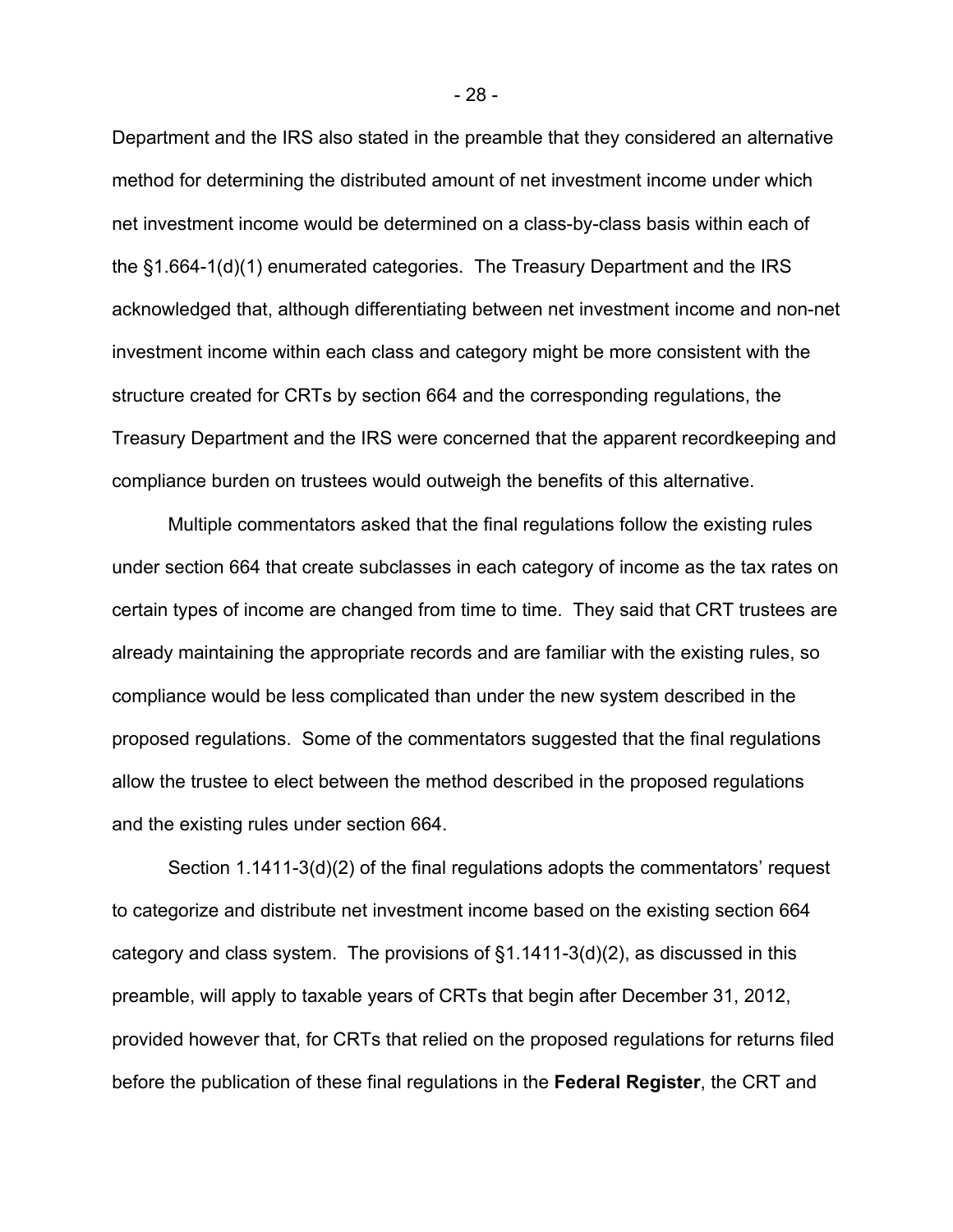Department and the IRS also stated in the preamble that they considered an alternative method for determining the distributed amount of net investment income under which net investment income would be determined on a class-by-class basis within each of the §1.664-1(d)(1) enumerated categories. The Treasury Department and the IRS acknowledged that, although differentiating between net investment income and non-net investment income within each class and category might be more consistent with the structure created for CRTs by section 664 and the corresponding regulations, the Treasury Department and the IRS were concerned that the apparent recordkeeping and compliance burden on trustees would outweigh the benefits of this alternative.

Multiple commentators asked that the final regulations follow the existing rules under section 664 that create subclasses in each category of income as the tax rates on certain types of income are changed from time to time. They said that CRT trustees are already maintaining the appropriate records and are familiar with the existing rules, so compliance would be less complicated than under the new system described in the proposed regulations. Some of the commentators suggested that the final regulations allow the trustee to elect between the method described in the proposed regulations and the existing rules under section 664.

Section 1.1411-3(d)(2) of the final regulations adopts the commentators' request to categorize and distribute net investment income based on the existing section 664 category and class system. The provisions of §1.1411-3(d)(2), as discussed in this preamble, will apply to taxable years of CRTs that begin after December 31, 2012, provided however that, for CRTs that relied on the proposed regulations for returns filed before the publication of these final regulations in the **Federal Register**, the CRT and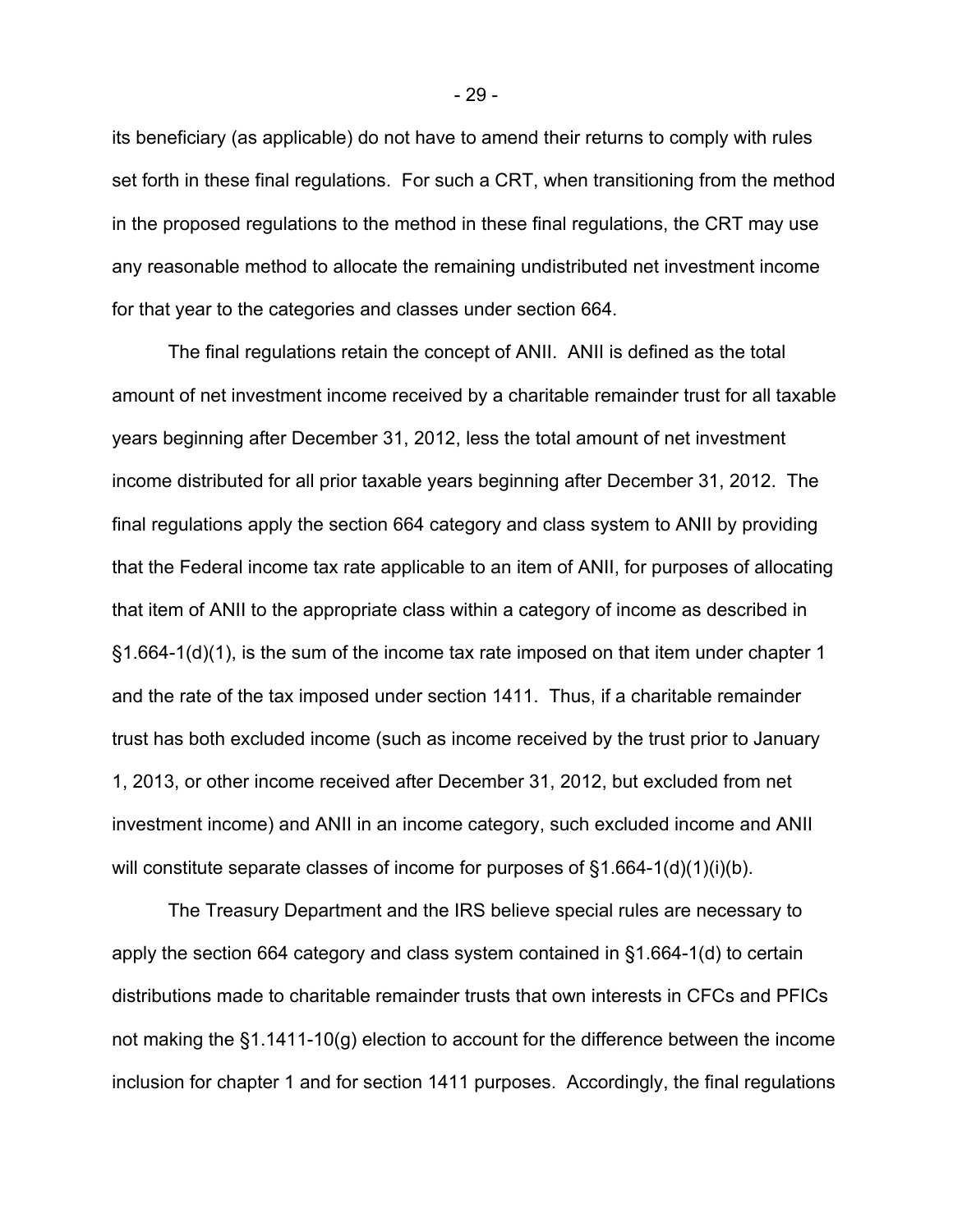its beneficiary (as applicable) do not have to amend their returns to comply with rules set forth in these final regulations. For such a CRT, when transitioning from the method in the proposed regulations to the method in these final regulations, the CRT may use any reasonable method to allocate the remaining undistributed net investment income for that year to the categories and classes under section 664.

The final regulations retain the concept of ANII. ANII is defined as the total amount of net investment income received by a charitable remainder trust for all taxable years beginning after December 31, 2012, less the total amount of net investment income distributed for all prior taxable years beginning after December 31, 2012. The final regulations apply the section 664 category and class system to ANII by providing that the Federal income tax rate applicable to an item of ANII, for purposes of allocating that item of ANII to the appropriate class within a category of income as described in §1.664-1(d)(1), is the sum of the income tax rate imposed on that item under chapter 1 and the rate of the tax imposed under section 1411. Thus, if a charitable remainder trust has both excluded income (such as income received by the trust prior to January 1, 2013, or other income received after December 31, 2012, but excluded from net investment income) and ANII in an income category, such excluded income and ANII will constitute separate classes of income for purposes of §1.664-1(d)(1)(i)(b).

The Treasury Department and the IRS believe special rules are necessary to apply the section 664 category and class system contained in §1.664-1(d) to certain distributions made to charitable remainder trusts that own interests in CFCs and PFICs not making the §1.1411-10(g) election to account for the difference between the income inclusion for chapter 1 and for section 1411 purposes. Accordingly, the final regulations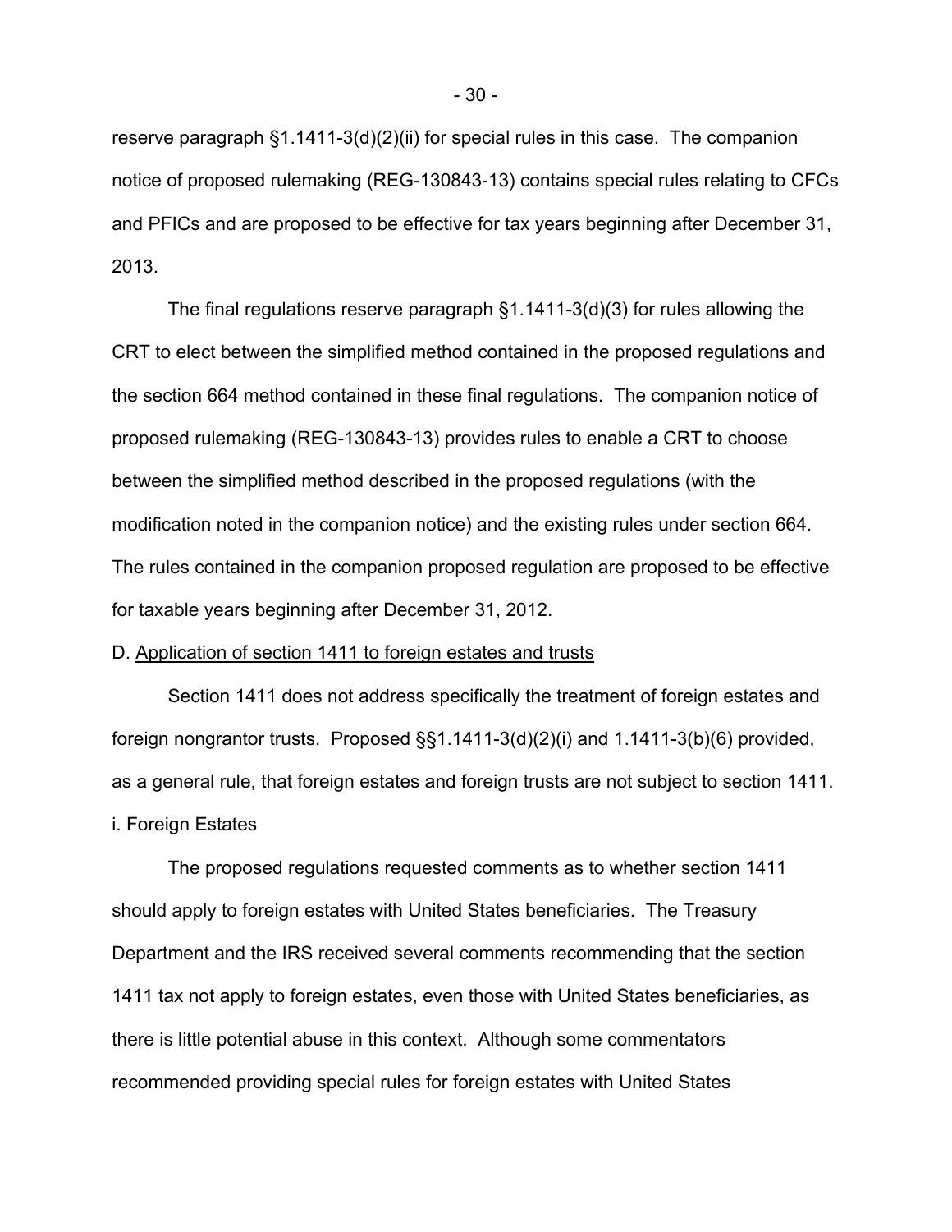reserve paragraph §1.1411-3(d)(2)(ii) for special rules in this case. The companion notice of proposed rulemaking (REG-130843-13) contains special rules relating to CFCs and PFICs and are proposed to be effective for tax years beginning after December 31, 2013.

The final regulations reserve paragraph §1.1411-3(d)(3) for rules allowing the CRT to elect between the simplified method contained in the proposed regulations and the section 664 method contained in these final regulations. The companion notice of proposed rulemaking (REG-130843-13) provides rules to enable a CRT to choose between the simplified method described in the proposed regulations (with the modification noted in the companion notice) and the existing rules under section 664. The rules contained in the companion proposed regulation are proposed to be effective for taxable years beginning after December 31, 2012.

D. <u>Application of section 1411 to foreign estates and trusts</u>

Section 1411 does not address specifically the treatment of foreign estates and foreign nongrantor trusts. Proposed §§1.1411-3(d)(2)(i) and 1.1411-3(b)(6) provided, as a general rule, that foreign estates and foreign trusts are not subject to section 1411.

i. Foreign Estates

The proposed regulations requested comments as to whether section 1411 should apply to foreign estates with United States beneficiaries. The Treasury Department and the IRS received several comments recommending that the section 1411 tax not apply to foreign estates, even those with United States beneficiaries, as there is little potential abuse in this context. Although some commentators recommended providing special rules for foreign estates with United States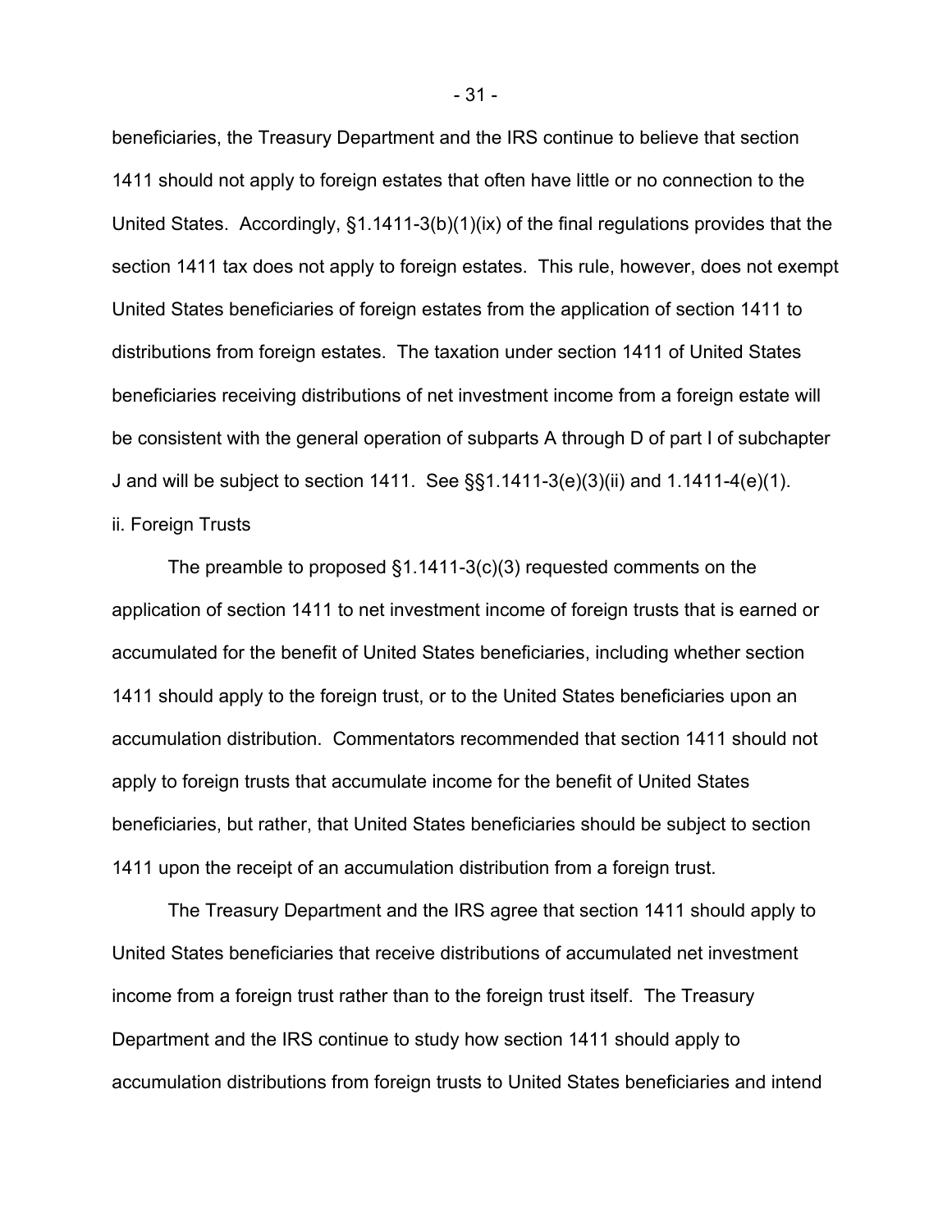beneficiaries, the Treasury Department and the IRS continue to believe that section 1411 should not apply to foreign estates that often have little or no connection to the United States. Accordingly, §1.1411-3(b)(1)(ix) of the final regulations provides that the section 1411 tax does not apply to foreign estates. This rule, however, does not exempt United States beneficiaries of foreign estates from the application of section 1411 to distributions from foreign estates. The taxation under section 1411 of United States beneficiaries receiving distributions of net investment income from a foreign estate will be consistent with the general operation of subparts A through D of part I of subchapter J and will be subject to section 1411. See §§1.1411-3(e)(3)(ii) and 1.1411-4(e)(1).

ii. Foreign Trusts

The preamble to proposed §1.1411-3(c)(3) requested comments on the application of section 1411 to net investment income of foreign trusts that is earned or accumulated for the benefit of United States beneficiaries, including whether section 1411 should apply to the foreign trust, or to the United States beneficiaries upon an accumulation distribution. Commentators recommended that section 1411 should not apply to foreign trusts that accumulate income for the benefit of United States beneficiaries, but rather, that United States beneficiaries should be subject to section 1411 upon the receipt of an accumulation distribution from a foreign trust.

The Treasury Department and the IRS agree that section 1411 should apply to United States beneficiaries that receive distributions of accumulated net investment income from a foreign trust rather than to the foreign trust itself. The Treasury Department and the IRS continue to study how section 1411 should apply to accumulation distributions from foreign trusts to United States beneficiaries and intend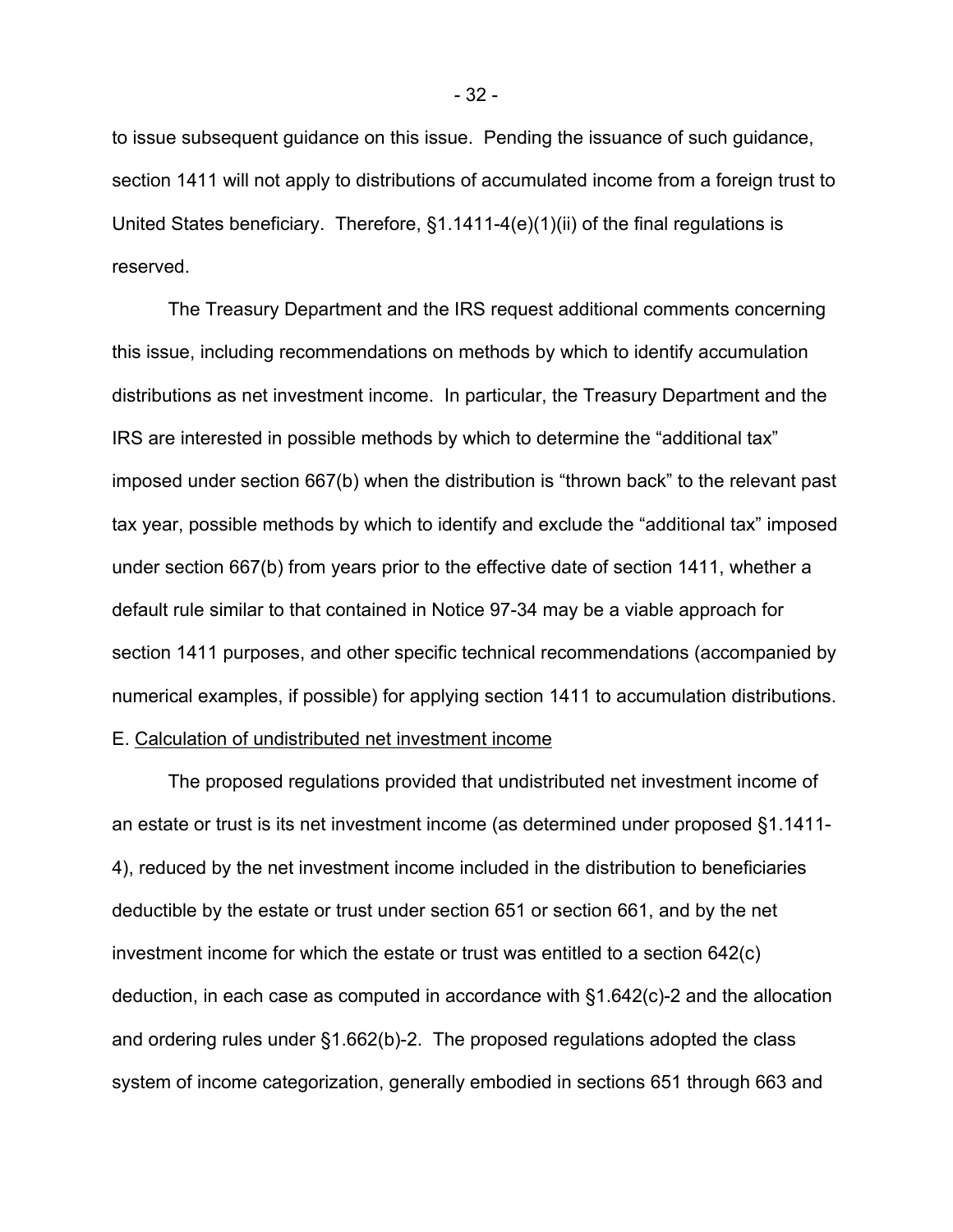to issue subsequent guidance on this issue. Pending the issuance of such guidance, section 1411 will not apply to distributions of accumulated income from a foreign trust to United States beneficiary. Therefore, §1.1411-4(e)(1)(ii) of the final regulations is reserved.

The Treasury Department and the IRS request additional comments concerning this issue, including recommendations on methods by which to identify accumulation distributions as net investment income. In particular, the Treasury Department and the IRS are interested in possible methods by which to determine the "additional tax" imposed under section 667(b) when the distribution is "thrown back" to the relevant past tax year, possible methods by which to identify and exclude the "additional tax" imposed under section 667(b) from years prior to the effective date of section 1411, whether a default rule similar to that contained in Notice 97-34 may be a viable approach for section 1411 purposes, and other specific technical recommendations (accompanied by numerical examples, if possible) for applying section 1411 to accumulation distributions.

E. Calculation of undistributed net investment income

The proposed regulations provided that undistributed net investment income of an estate or trust is its net investment income (as determined under proposed §1.1411-4), reduced by the net investment income included in the distribution to beneficiaries deductible by the estate or trust under section 651 or section 661, and by the net investment income for which the estate or trust was entitled to a section 642(c) deduction, in each case as computed in accordance with §1.642(c)-2 and the allocation and ordering rules under §1.662(b)-2. The proposed regulations adopted the class system of income categorization, generally embodied in sections 651 through 663 and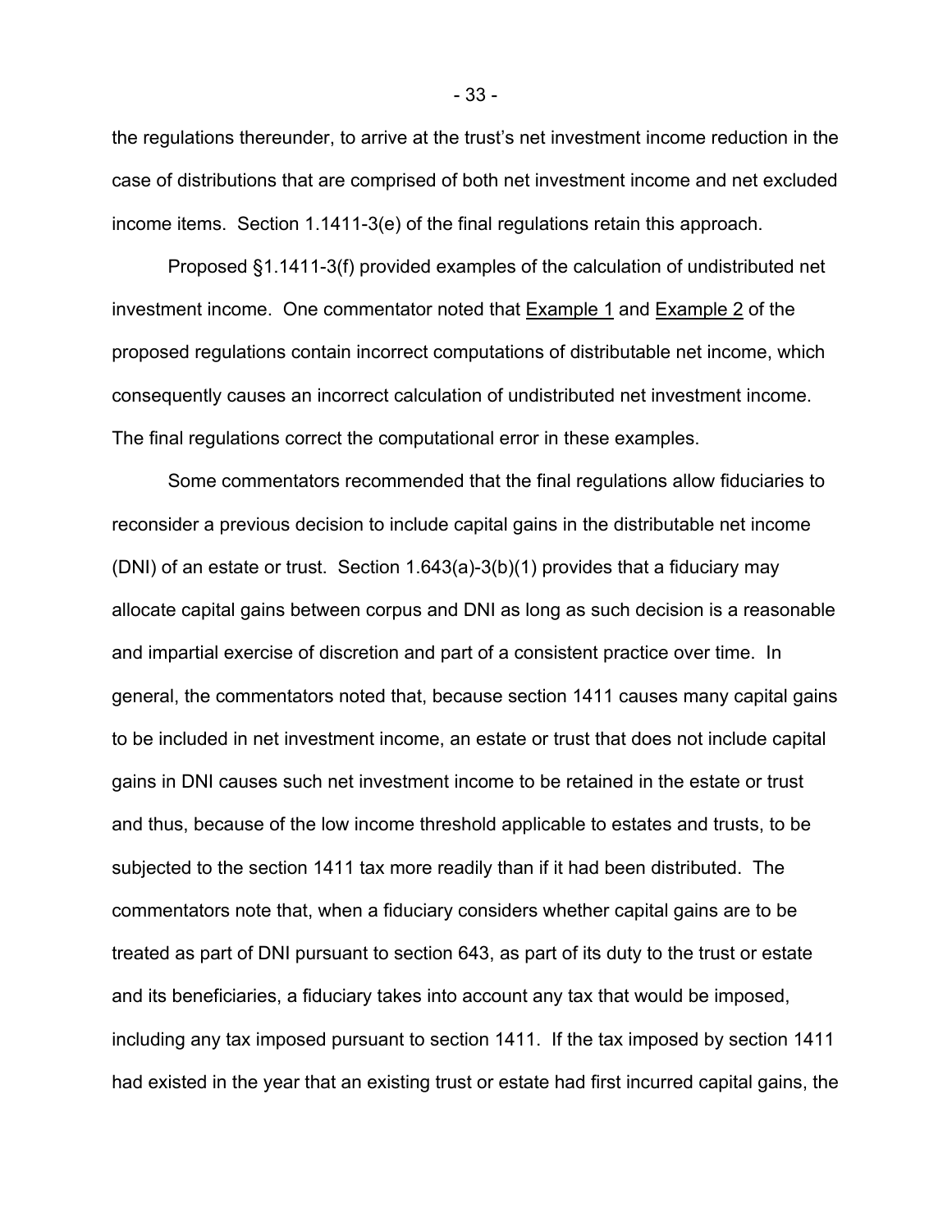the regulations thereunder, to arrive at the trust's net investment income reduction in the case of distributions that are comprised of both net investment income and net excluded income items. Section 1.1411-3(e) of the final regulations retain this approach.

Proposed §1.1411-3(f) provided examples of the calculation of undistributed net investment income. One commentator noted that Example 1 and Example 2 of the proposed regulations contain incorrect computations of distributable net income, which consequently causes an incorrect calculation of undistributed net investment income. The final regulations correct the computational error in these examples.

Some commentators recommended that the final regulations allow fiduciaries to reconsider a previous decision to include capital gains in the distributable net income (DNI) of an estate or trust. Section 1.643(a)-3(b)(1) provides that a fiduciary may allocate capital gains between corpus and DNI as long as such decision is a reasonable and impartial exercise of discretion and part of a consistent practice over time. In general, the commentators noted that, because section 1411 causes many capital gains to be included in net investment income, an estate or trust that does not include capital gains in DNI causes such net investment income to be retained in the estate or trust and thus, because of the low income threshold applicable to estates and trusts, to be subjected to the section 1411 tax more readily than if it had been distributed. The commentators note that, when a fiduciary considers whether capital gains are to be treated as part of DNI pursuant to section 643, as part of its duty to the trust or estate and its beneficiaries, a fiduciary takes into account any tax that would be imposed, including any tax imposed pursuant to section 1411. If the tax imposed by section 1411 had existed in the year that an existing trust or estate had first incurred capital gains, the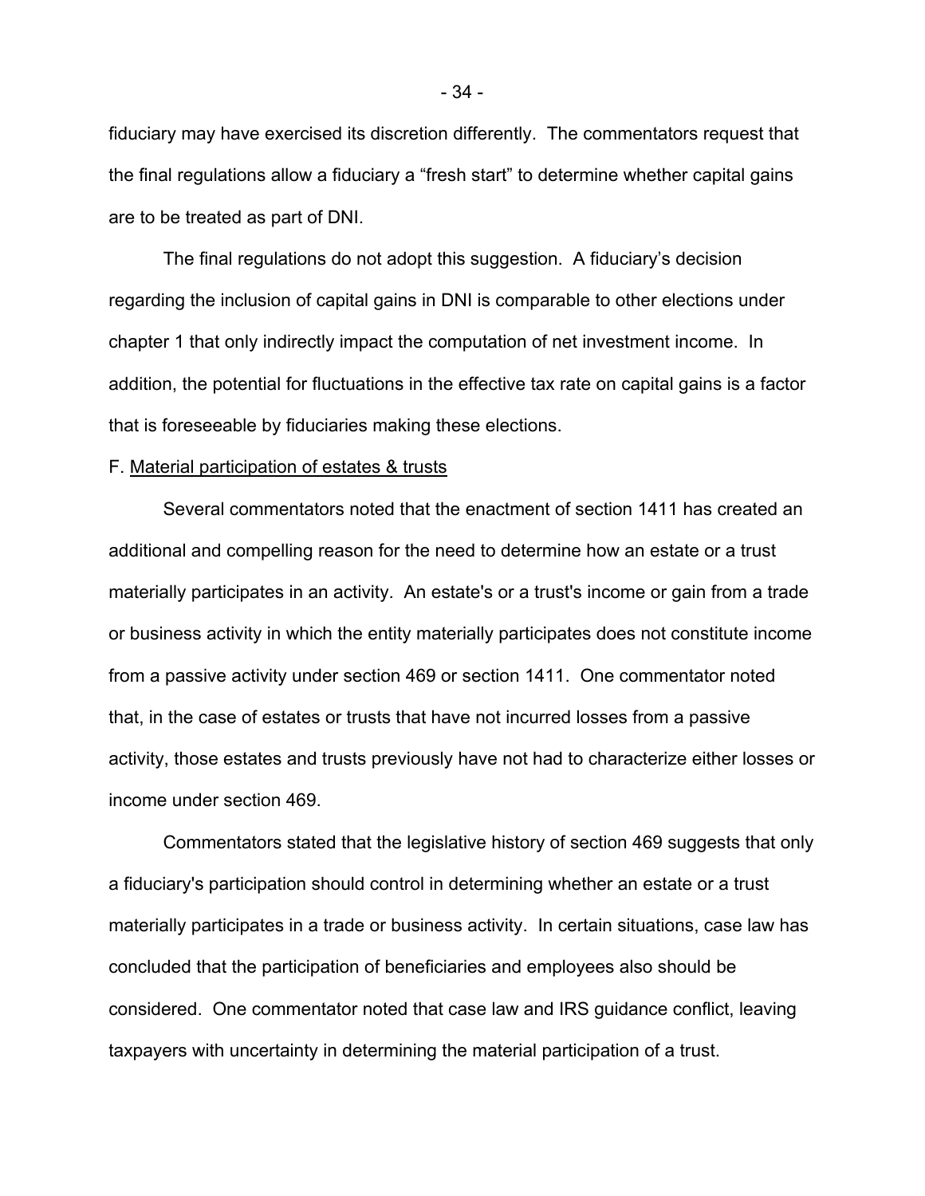fiduciary may have exercised its discretion differently. The commentators request that the final regulations allow a fiduciary a "fresh start" to determine whether capital gains are to be treated as part of DNI.

The final regulations do not adopt this suggestion. A fiduciary's decision regarding the inclusion of capital gains in DNI is comparable to other elections under chapter 1 that only indirectly impact the computation of net investment income. In addition, the potential for fluctuations in the effective tax rate on capital gains is a factor that is foreseeable by fiduciaries making these elections.

F. Material participation of estates & trusts

Several commentators noted that the enactment of section 1411 has created an additional and compelling reason for the need to determine how an estate or a trust materially participates in an activity. An estate's or a trust's income or gain from a trade or business activity in which the entity materially participates does not constitute income from a passive activity under section 469 or section 1411. One commentator noted that, in the case of estates or trusts that have not incurred losses from a passive activity, those estates and trusts previously have not had to characterize either losses or income under section 469.

Commentators stated that the legislative history of section 469 suggests that only a fiduciary's participation should control in determining whether an estate or a trust materially participates in a trade or business activity. In certain situations, case law has concluded that the participation of beneficiaries and employees also should be considered. One commentator noted that case law and IRS guidance conflict, leaving taxpayers with uncertainty in determining the material participation of a trust.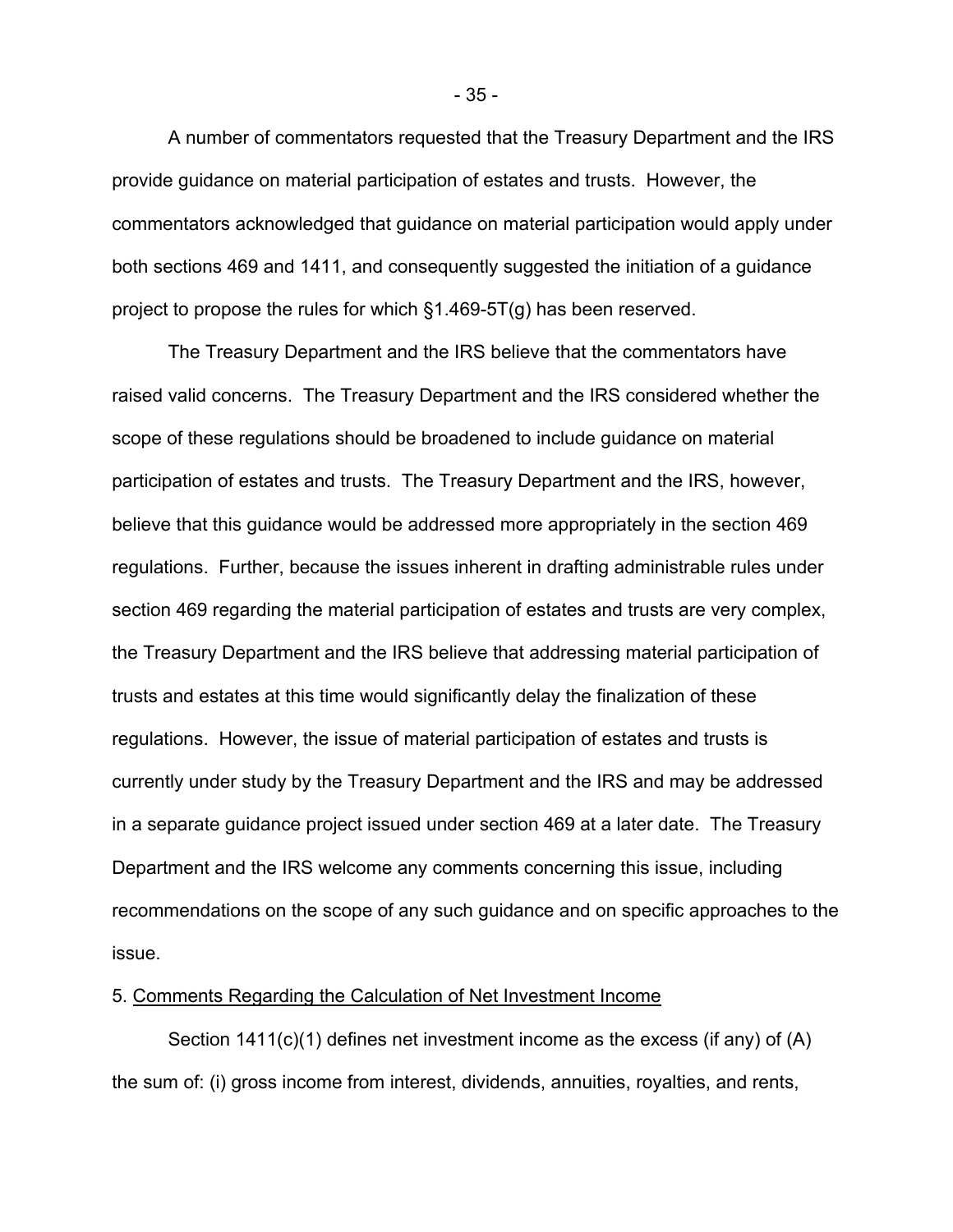A number of commentators requested that the Treasury Department and the IRS provide guidance on material participation of estates and trusts. However, the commentators acknowledged that guidance on material participation would apply under both sections 469 and 1411, and consequently suggested the initiation of a guidance project to propose the rules for which §1.469-5T(g) has been reserved.

The Treasury Department and the IRS believe that the commentators have raised valid concerns. The Treasury Department and the IRS considered whether the scope of these regulations should be broadened to include guidance on material participation of estates and trusts. The Treasury Department and the IRS, however, believe that this guidance would be addressed more appropriately in the section 469 regulations. Further, because the issues inherent in drafting administrable rules under section 469 regarding the material participation of estates and trusts are very complex, the Treasury Department and the IRS believe that addressing material participation of trusts and estates at this time would significantly delay the finalization of these regulations. However, the issue of material participation of estates and trusts is currently under study by the Treasury Department and the IRS and may be addressed in a separate guidance project issued under section 469 at a later date. The Treasury Department and the IRS welcome any comments concerning this issue, including recommendations on the scope of any such guidance and on specific approaches to the issue.

5. Comments Regarding the Calculation of Net Investment Income

Section 1411(c)(1) defines net investment income as the excess (if any) of (A) the sum of: (i) gross income from interest, dividends, annuities, royalties, and rents,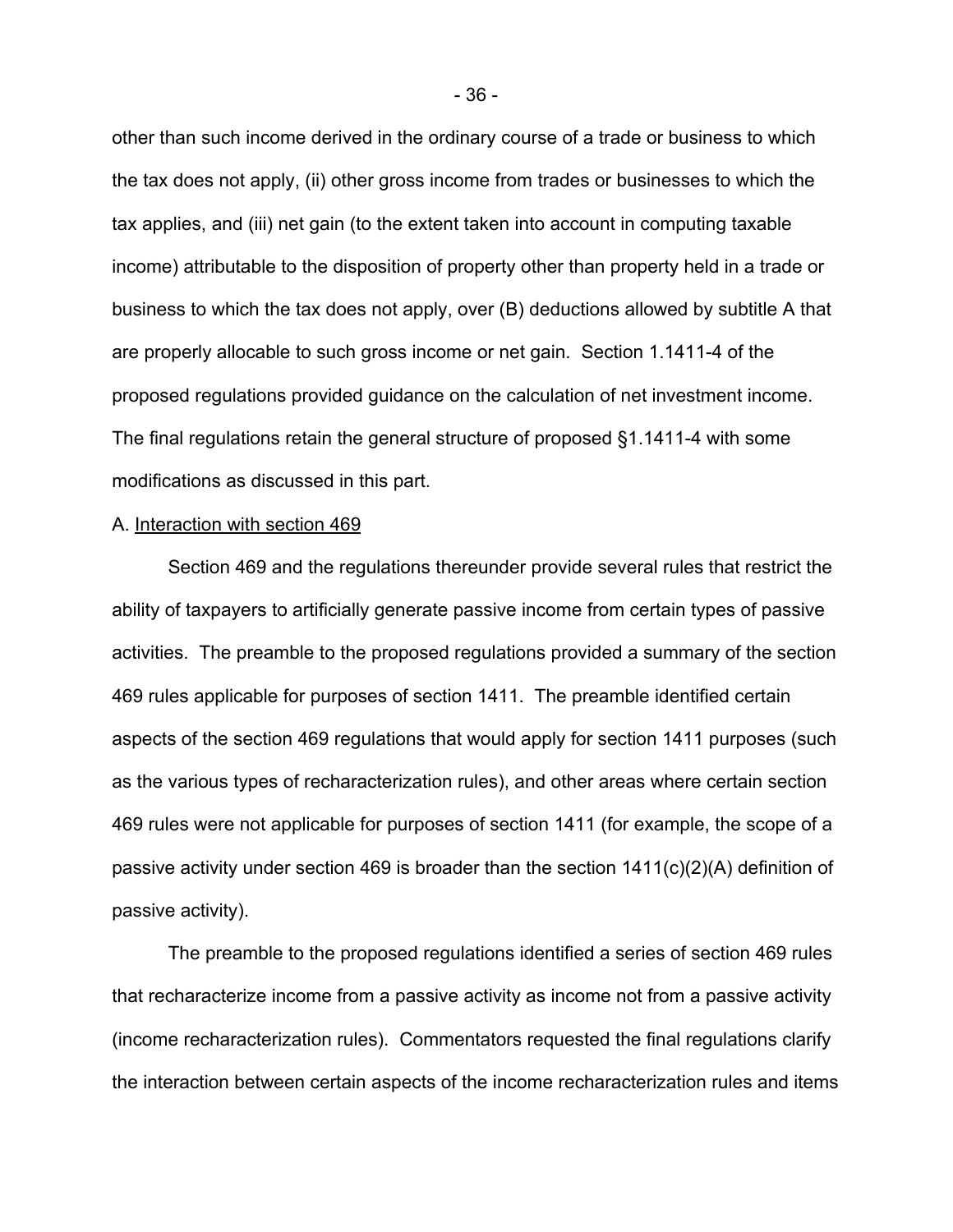other than such income derived in the ordinary course of a trade or business to which the tax does not apply, (ii) other gross income from trades or businesses to which the tax applies, and (iii) net gain (to the extent taken into account in computing taxable income) attributable to the disposition of property other than property held in a trade or business to which the tax does not apply, over (B) deductions allowed by subtitle A that are properly allocable to such gross income or net gain. Section 1.1411-4 of the proposed regulations provided guidance on the calculation of net investment income. The final regulations retain the general structure of proposed §1.1411-4 with some modifications as discussed in this part.

A. Interaction with section 469

Section 469 and the regulations thereunder provide several rules that restrict the ability of taxpayers to artificially generate passive income from certain types of passive activities. The preamble to the proposed regulations provided a summary of the section 469 rules applicable for purposes of section 1411. The preamble identified certain aspects of the section 469 regulations that would apply for section 1411 purposes (such as the various types of recharacterization rules), and other areas where certain section 469 rules were not applicable for purposes of section 1411 (for example, the scope of a passive activity under section 469 is broader than the section 1411(c)(2)(A) definition of passive activity).

The preamble to the proposed regulations identified a series of section 469 rules that recharacterize income from a passive activity as income not from a passive activity (income recharacterization rules). Commentators requested the final regulations clarify the interaction between certain aspects of the income recharacterization rules and items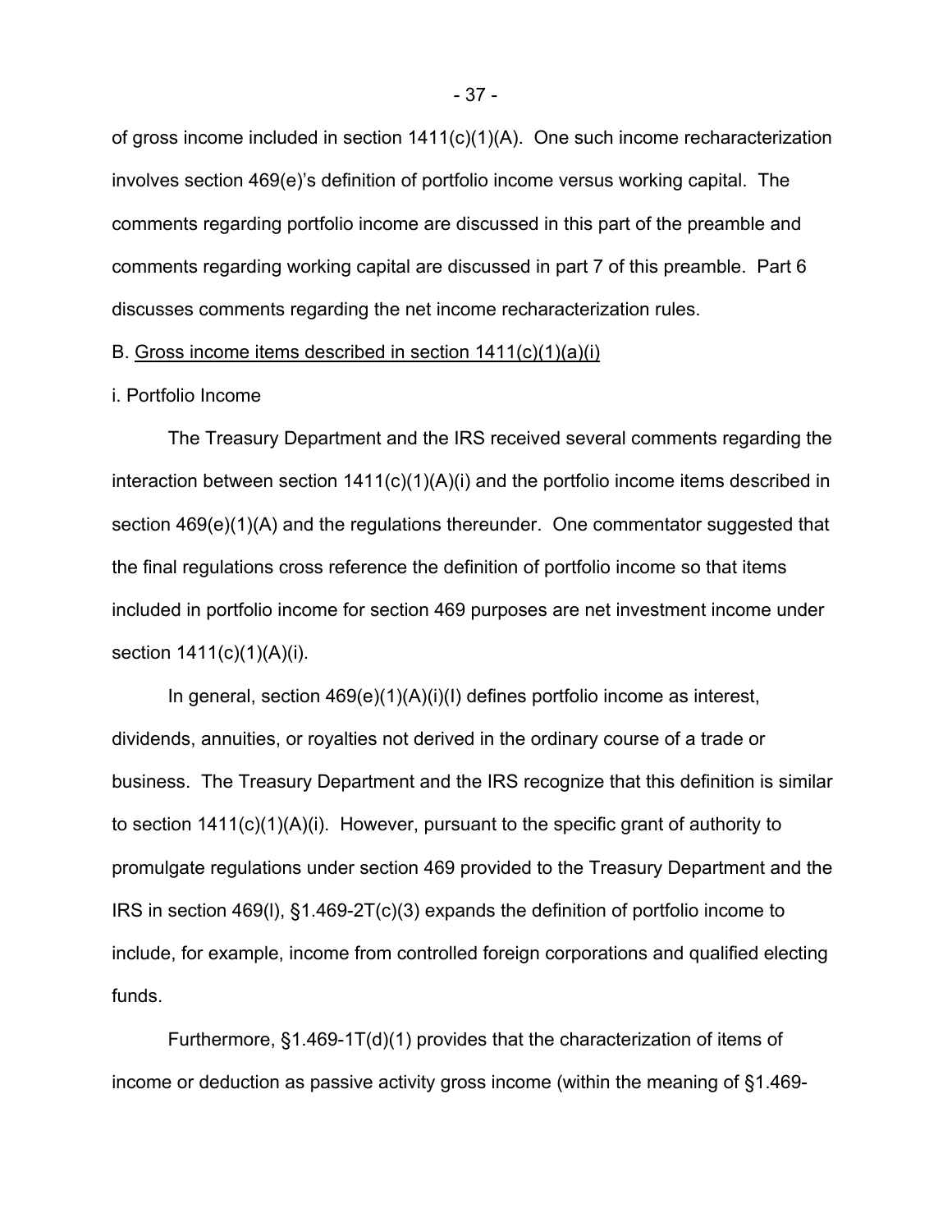of gross income included in section 1411(c)(1)(A). One such income recharacterization involves section 469(e)'s definition of portfolio income versus working capital. The comments regarding portfolio income are discussed in this part of the preamble and comments regarding working capital are discussed in part 7 of this preamble. Part 6 discusses comments regarding the net income recharacterization rules.

B. <u>Gross income items described in section 1411(c)(1)(a)(i)</u>

i. Portfolio Income

The Treasury Department and the IRS received several comments regarding the interaction between section 1411(c)(1)(A)(i) and the portfolio income items described in section 469(e)(1)(A) and the regulations thereunder. One commentator suggested that the final regulations cross reference the definition of portfolio income so that items included in portfolio income for section 469 purposes are net investment income under section 1411(c)(1)(A)(i).

In general, section 469(e)(1)(A)(i)(I) defines portfolio income as interest, dividends, annuities, or royalties not derived in the ordinary course of a trade or business. The Treasury Department and the IRS recognize that this definition is similar to section 1411(c)(1)(A)(i). However, pursuant to the specific grant of authority to promulgate regulations under section 469 provided to the Treasury Department and the IRS in section 469(l), §1.469-2T(c)(3) expands the definition of portfolio income to include, for example, income from controlled foreign corporations and qualified electing funds.

Furthermore, §1.469-1T(d)(1) provides that the characterization of items of income or deduction as passive activity gross income (within the meaning of §1.469-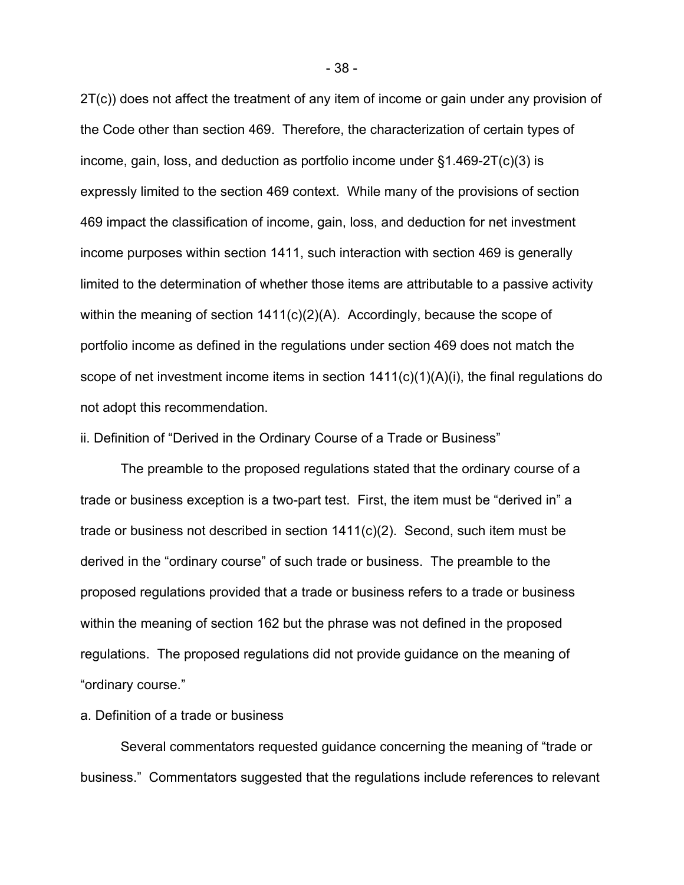2T(c)) does not affect the treatment of any item of income or gain under any provision of the Code other than section 469. Therefore, the characterization of certain types of income, gain, loss, and deduction as portfolio income under §1.469-2T(c)(3) is expressly limited to the section 469 context. While many of the provisions of section 469 impact the classification of income, gain, loss, and deduction for net investment income purposes within section 1411, such interaction with section 469 is generally limited to the determination of whether those items are attributable to a passive activity within the meaning of section 1411(c)(2)(A). Accordingly, because the scope of portfolio income as defined in the regulations under section 469 does not match the scope of net investment income items in section 1411(c)(1)(A)(i), the final regulations do not adopt this recommendation.

ii. Definition of "Derived in the Ordinary Course of a Trade or Business"

The preamble to the proposed regulations stated that the ordinary course of a trade or business exception is a two-part test. First, the item must be "derived in" a trade or business not described in section 1411(c)(2). Second, such item must be derived in the "ordinary course" of such trade or business. The preamble to the proposed regulations provided that a trade or business refers to a trade or business within the meaning of section 162 but the phrase was not defined in the proposed regulations. The proposed regulations did not provide guidance on the meaning of "ordinary course."

a. Definition of a trade or business

Several commentators requested guidance concerning the meaning of "trade or business." Commentators suggested that the regulations include references to relevant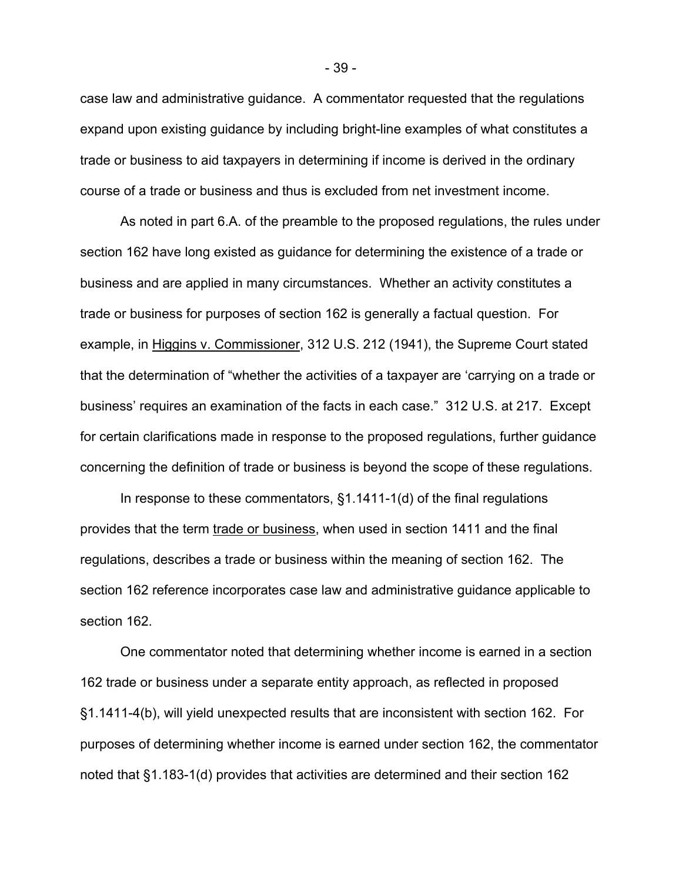case law and administrative guidance. A commentator requested that the regulations expand upon existing guidance by including bright-line examples of what constitutes a trade or business to aid taxpayers in determining if income is derived in the ordinary course of a trade or business and thus is excluded from net investment income.

As noted in part 6.A. of the preamble to the proposed regulations, the rules under section 162 have long existed as guidance for determining the existence of a trade or business and are applied in many circumstances. Whether an activity constitutes a trade or business for purposes of section 162 is generally a factual question. For example, in Higgins v. Commissioner, 312 U.S. 212 (1941), the Supreme Court stated that the determination of "whether the activities of a taxpayer are 'carrying on a trade or business' requires an examination of the facts in each case." 312 U.S. at 217. Except for certain clarifications made in response to the proposed regulations, further guidance concerning the definition of trade or business is beyond the scope of these regulations.

In response to these commentators, §1.1411-1(d) of the final regulations provides that the term trade or business, when used in section 1411 and the final regulations, describes a trade or business within the meaning of section 162. The section 162 reference incorporates case law and administrative guidance applicable to section 162.

One commentator noted that determining whether income is earned in a section 162 trade or business under a separate entity approach, as reflected in proposed §1.1411-4(b), will yield unexpected results that are inconsistent with section 162. For purposes of determining whether income is earned under section 162, the commentator noted that §1.183-1(d) provides that activities are determined and their section 162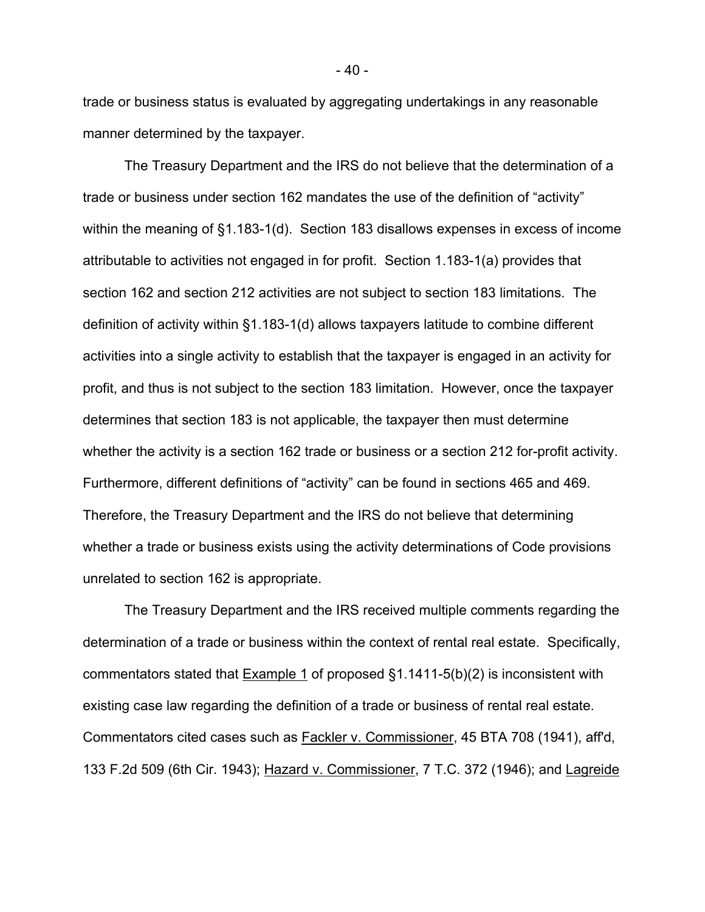trade or business status is evaluated by aggregating undertakings in any reasonable manner determined by the taxpayer.

The Treasury Department and the IRS do not believe that the determination of a trade or business under section 162 mandates the use of the definition of "activity" within the meaning of §1.183-1(d). Section 183 disallows expenses in excess of income attributable to activities not engaged in for profit. Section 1.183-1(a) provides that section 162 and section 212 activities are not subject to section 183 limitations. The definition of activity within §1.183-1(d) allows taxpayers latitude to combine different activities into a single activity to establish that the taxpayer is engaged in an activity for profit, and thus is not subject to the section 183 limitation. However, once the taxpayer determines that section 183 is not applicable, the taxpayer then must determine whether the activity is a section 162 trade or business or a section 212 for-profit activity. Furthermore, different definitions of "activity" can be found in sections 465 and 469. Therefore, the Treasury Department and the IRS do not believe that determining whether a trade or business exists using the activity determinations of Code provisions unrelated to section 162 is appropriate.

The Treasury Department and the IRS received multiple comments regarding the determination of a trade or business within the context of rental real estate. Specifically, commentators stated that Example 1 of proposed §1.1411-5(b)(2) is inconsistent with existing case law regarding the definition of a trade or business of rental real estate. Commentators cited cases such as Fackler v. Commissioner, 45 BTA 708 (1941), aff'd, 133 F.2d 509 (6th Cir. 1943); Hazard v. Commissioner, 7 T.C. 372 (1946); and Lagreide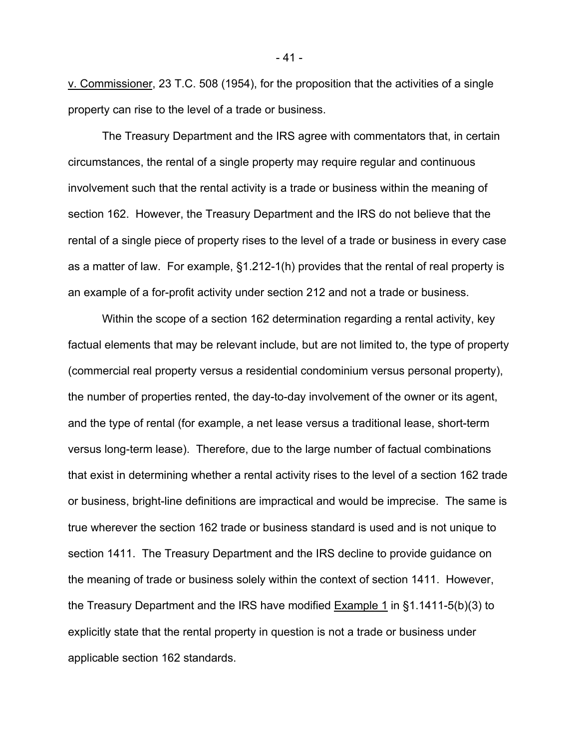v. Commissioner, 23 T.C. 508 (1954), for the proposition that the activities of a single property can rise to the level of a trade or business.

The Treasury Department and the IRS agree with commentators that, in certain circumstances, the rental of a single property may require regular and continuous involvement such that the rental activity is a trade or business within the meaning of section 162. However, the Treasury Department and the IRS do not believe that the rental of a single piece of property rises to the level of a trade or business in every case as a matter of law. For example, §1.212-1(h) provides that the rental of real property is an example of a for-profit activity under section 212 and not a trade or business.

Within the scope of a section 162 determination regarding a rental activity, key factual elements that may be relevant include, but are not limited to, the type of property (commercial real property versus a residential condominium versus personal property), the number of properties rented, the day-to-day involvement of the owner or its agent, and the type of rental (for example, a net lease versus a traditional lease, short-term versus long-term lease). Therefore, due to the large number of factual combinations that exist in determining whether a rental activity rises to the level of a section 162 trade or business, bright-line definitions are impractical and would be imprecise. The same is true wherever the section 162 trade or business standard is used and is not unique to section 1411. The Treasury Department and the IRS decline to provide guidance on the meaning of trade or business solely within the context of section 1411. However, the Treasury Department and the IRS have modified Example 1 in §1.1411-5(b)(3) to explicitly state that the rental property in question is not a trade or business under applicable section 162 standards.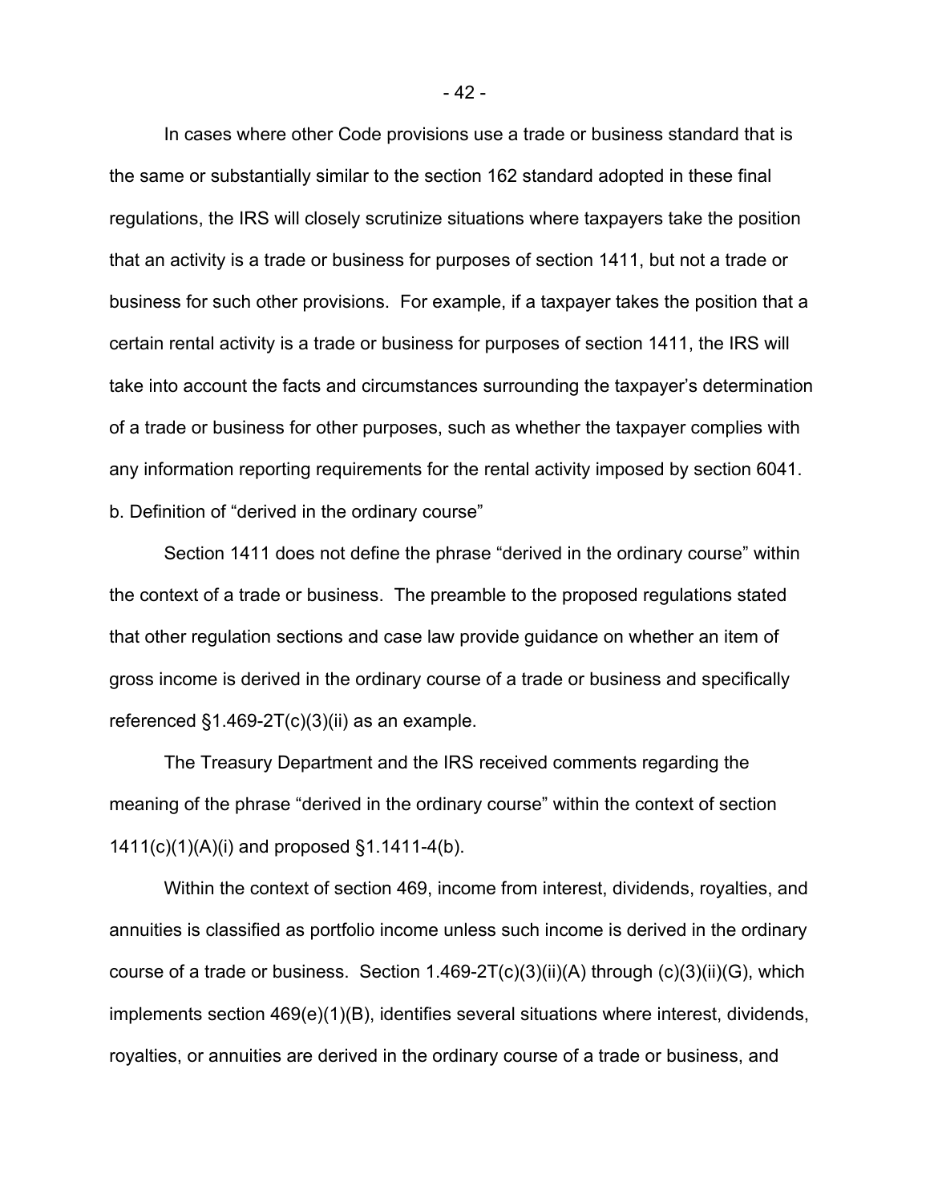In cases where other Code provisions use a trade or business standard that is the same or substantially similar to the section 162 standard adopted in these final regulations, the IRS will closely scrutinize situations where taxpayers take the position that an activity is a trade or business for purposes of section 1411, but not a trade or business for such other provisions. For example, if a taxpayer takes the position that a certain rental activity is a trade or business for purposes of section 1411, the IRS will take into account the facts and circumstances surrounding the taxpayer's determination of a trade or business for other purposes, such as whether the taxpayer complies with any information reporting requirements for the rental activity imposed by section 6041.

b. Definition of "derived in the ordinary course"

Section 1411 does not define the phrase "derived in the ordinary course" within the context of a trade or business. The preamble to the proposed regulations stated that other regulation sections and case law provide guidance on whether an item of gross income is derived in the ordinary course of a trade or business and specifically referenced §1.469-2T(c)(3)(ii) as an example.

The Treasury Department and the IRS received comments regarding the meaning of the phrase "derived in the ordinary course" within the context of section 1411(c)(1)(A)(i) and proposed §1.1411-4(b).

Within the context of section 469, income from interest, dividends, royalties, and annuities is classified as portfolio income unless such income is derived in the ordinary course of a trade or business. Section 1.469-2T(c)(3)(ii)(A) through (c)(3)(ii)(G), which implements section 469(e)(1)(B), identifies several situations where interest, dividends, royalties, or annuities are derived in the ordinary course of a trade or business, and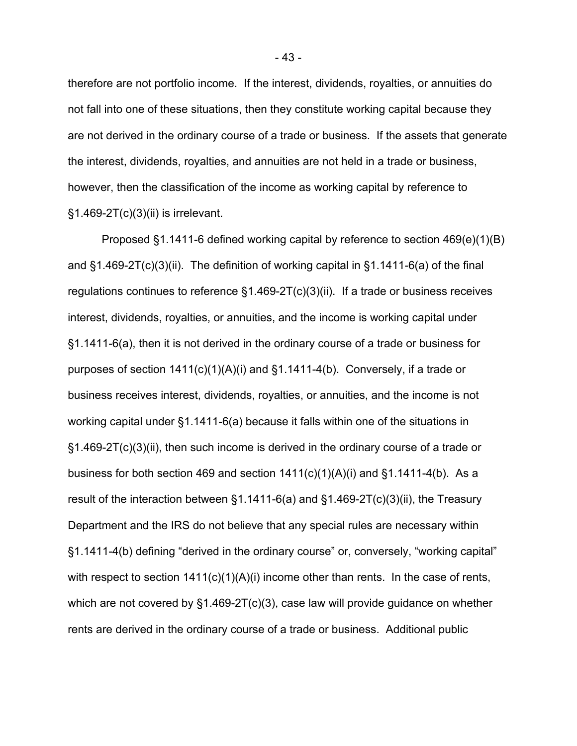therefore are not portfolio income. If the interest, dividends, royalties, or annuities do not fall into one of these situations, then they constitute working capital because they are not derived in the ordinary course of a trade or business. If the assets that generate the interest, dividends, royalties, and annuities are not held in a trade or business, however, then the classification of the income as working capital by reference to §1.469-2T(c)(3)(ii) is irrelevant.

Proposed §1.1411-6 defined working capital by reference to section 469(e)(1)(B) and §1.469-2T(c)(3)(ii). The definition of working capital in §1.1411-6(a) of the final regulations continues to reference §1.469-2T(c)(3)(ii). If a trade or business receives interest, dividends, royalties, or annuities, and the income is working capital under §1.1411-6(a), then it is not derived in the ordinary course of a trade or business for purposes of section 1411(c)(1)(A)(i) and §1.1411-4(b). Conversely, if a trade or business receives interest, dividends, royalties, or annuities, and the income is not working capital under §1.1411-6(a) because it falls within one of the situations in §1.469-2T(c)(3)(ii), then such income is derived in the ordinary course of a trade or business for both section 469 and section 1411(c)(1)(A)(i) and §1.1411-4(b). As a result of the interaction between §1.1411-6(a) and §1.469-2T(c)(3)(ii), the Treasury Department and the IRS do not believe that any special rules are necessary within §1.1411-4(b) defining "derived in the ordinary course" or, conversely, "working capital" with respect to section 1411(c)(1)(A)(i) income other than rents. In the case of rents, which are not covered by §1.469-2T(c)(3), case law will provide guidance on whether rents are derived in the ordinary course of a trade or business. Additional public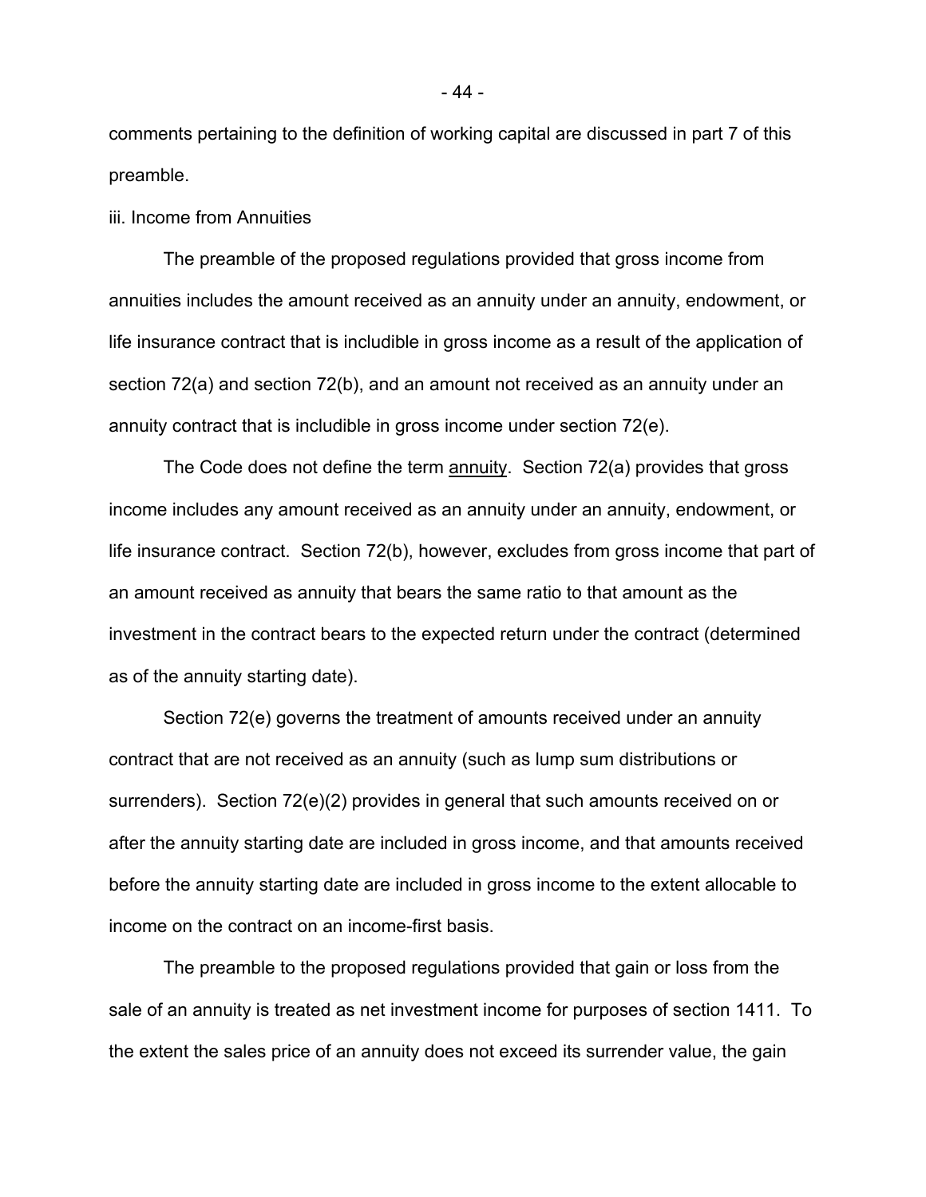comments pertaining to the definition of working capital are discussed in part 7 of this preamble.

iii. Income from Annuities

The preamble of the proposed regulations provided that gross income from annuities includes the amount received as an annuity under an annuity, endowment, or life insurance contract that is includible in gross income as a result of the application of section 72(a) and section 72(b), and an amount not received as an annuity under an annuity contract that is includible in gross income under section 72(e).

The Code does not define the term annuity. Section 72(a) provides that gross income includes any amount received as an annuity under an annuity, endowment, or life insurance contract. Section 72(b), however, excludes from gross income that part of an amount received as annuity that bears the same ratio to that amount as the investment in the contract bears to the expected return under the contract (determined as of the annuity starting date).

Section 72(e) governs the treatment of amounts received under an annuity contract that are not received as an annuity (such as lump sum distributions or surrenders). Section 72(e)(2) provides in general that such amounts received on or after the annuity starting date are included in gross income, and that amounts received before the annuity starting date are included in gross income to the extent allocable to income on the contract on an income-first basis.

The preamble to the proposed regulations provided that gain or loss from the sale of an annuity is treated as net investment income for purposes of section 1411. To the extent the sales price of an annuity does not exceed its surrender value, the gain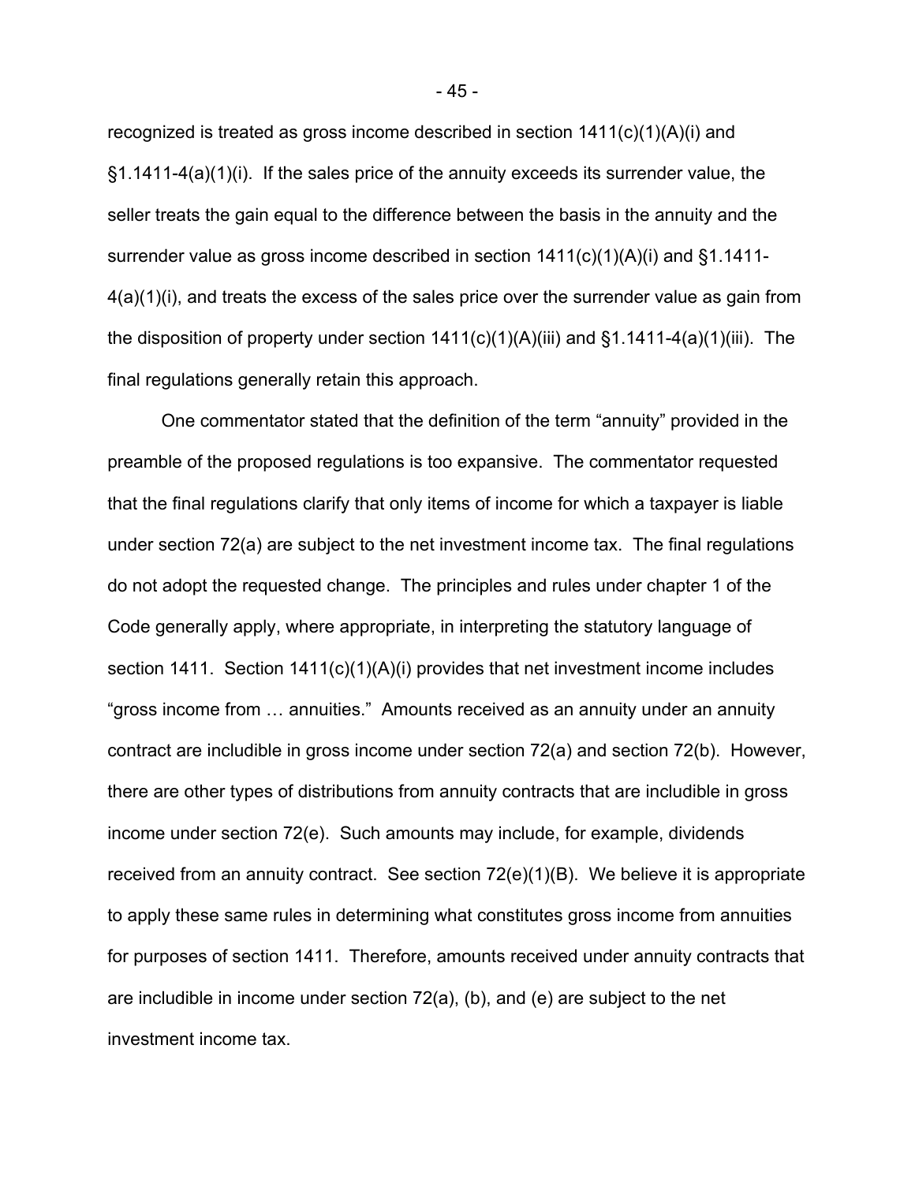recognized is treated as gross income described in section 1411(c)(1)(A)(i) and §1.1411-4(a)(1)(i). If the sales price of the annuity exceeds its surrender value, the seller treats the gain equal to the difference between the basis in the annuity and the surrender value as gross income described in section 1411(c)(1)(A)(i) and §1.1411-4(a)(1)(i), and treats the excess of the sales price over the surrender value as gain from the disposition of property under section 1411(c)(1)(A)(iii) and §1.1411-4(a)(1)(iii). The final regulations generally retain this approach.

One commentator stated that the definition of the term "annuity" provided in the preamble of the proposed regulations is too expansive. The commentator requested that the final regulations clarify that only items of income for which a taxpayer is liable under section 72(a) are subject to the net investment income tax. The final regulations do not adopt the requested change. The principles and rules under chapter 1 of the Code generally apply, where appropriate, in interpreting the statutory language of section 1411. Section 1411(c)(1)(A)(i) provides that net investment income includes "gross income from … annuities." Amounts received as an annuity under an annuity contract are includible in gross income under section 72(a) and section 72(b). However, there are other types of distributions from annuity contracts that are includible in gross income under section 72(e). Such amounts may include, for example, dividends received from an annuity contract. See section 72(e)(1)(B). We believe it is appropriate to apply these same rules in determining what constitutes gross income from annuities for purposes of section 1411. Therefore, amounts received under annuity contracts that are includible in income under section 72(a), (b), and (e) are subject to the net investment income tax.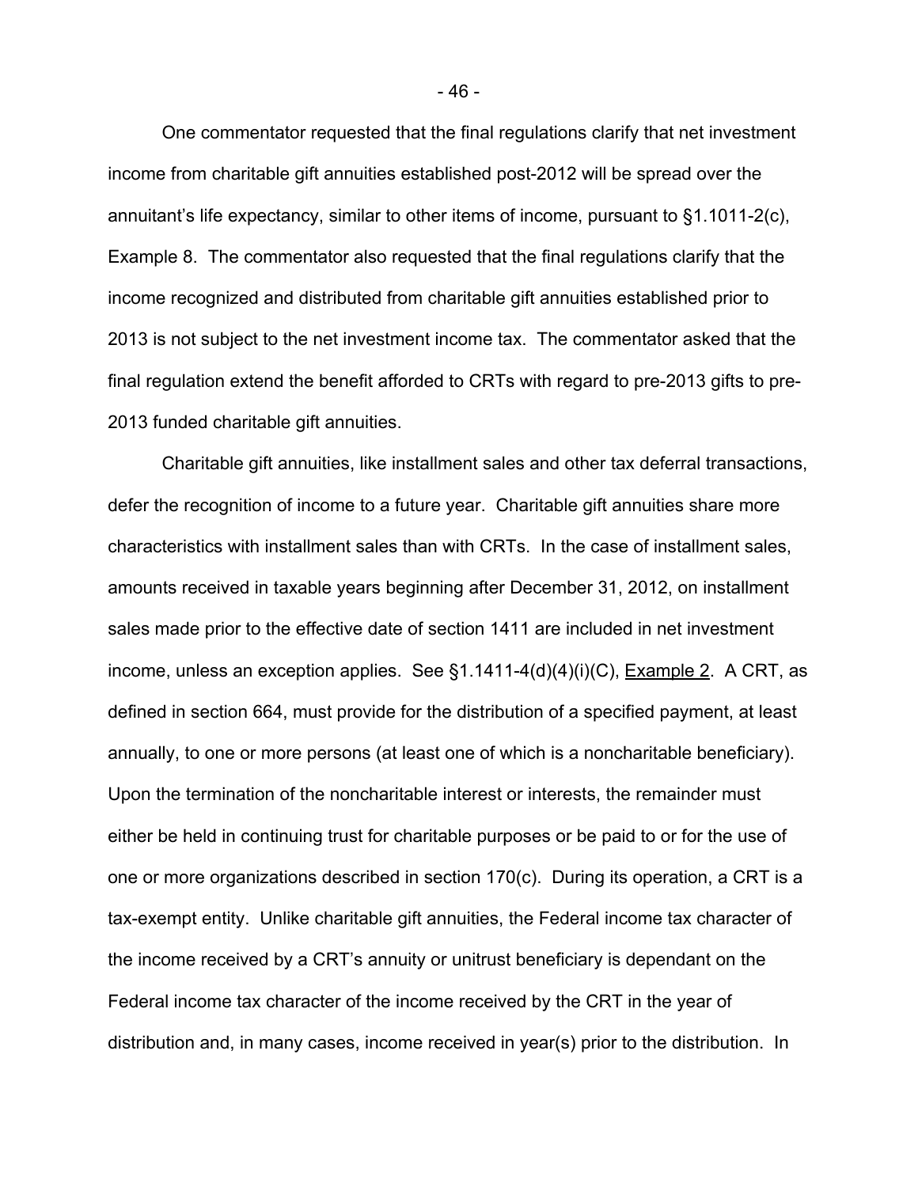One commentator requested that the final regulations clarify that net investment income from charitable gift annuities established post-2012 will be spread over the annuitant's life expectancy, similar to other items of income, pursuant to §1.1011-2(c), Example 8. The commentator also requested that the final regulations clarify that the income recognized and distributed from charitable gift annuities established prior to 2013 is not subject to the net investment income tax. The commentator asked that the final regulation extend the benefit afforded to CRTs with regard to pre-2013 gifts to pre-2013 funded charitable gift annuities.

Charitable gift annuities, like installment sales and other tax deferral transactions, defer the recognition of income to a future year. Charitable gift annuities share more characteristics with installment sales than with CRTs. In the case of installment sales, amounts received in taxable years beginning after December 31, 2012, on installment sales made prior to the effective date of section 1411 are included in net investment income, unless an exception applies. See §1.1411-4(d)(4)(i)(C), Example 2. A CRT, as defined in section 664, must provide for the distribution of a specified payment, at least annually, to one or more persons (at least one of which is a noncharitable beneficiary). Upon the termination of the noncharitable interest or interests, the remainder must either be held in continuing trust for charitable purposes or be paid to or for the use of one or more organizations described in section 170(c). During its operation, a CRT is a tax-exempt entity. Unlike charitable gift annuities, the Federal income tax character of the income received by a CRT's annuity or unitrust beneficiary is dependant on the Federal income tax character of the income received by the CRT in the year of distribution and, in many cases, income received in year(s) prior to the distribution. In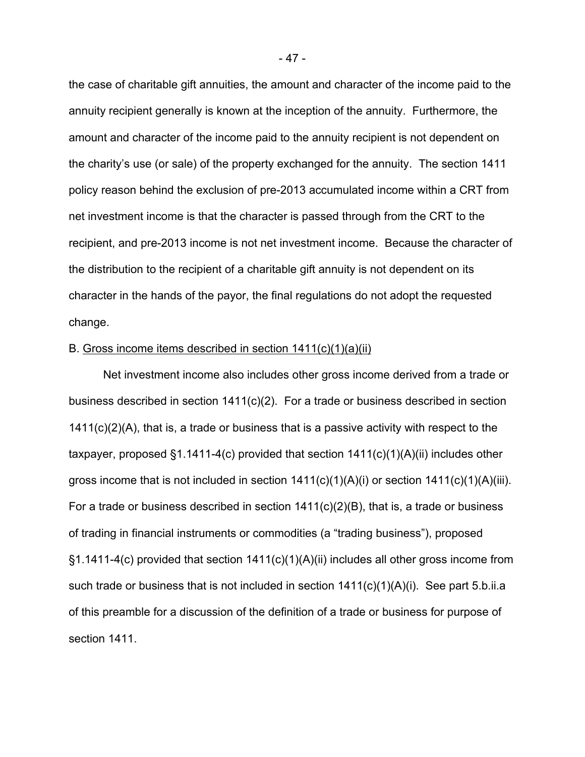the case of charitable gift annuities, the amount and character of the income paid to the annuity recipient generally is known at the inception of the annuity. Furthermore, the amount and character of the income paid to the annuity recipient is not dependent on the charity's use (or sale) of the property exchanged for the annuity. The section 1411 policy reason behind the exclusion of pre-2013 accumulated income within a CRT from net investment income is that the character is passed through from the CRT to the recipient, and pre-2013 income is not net investment income. Because the character of the distribution to the recipient of a charitable gift annuity is not dependent on its character in the hands of the payor, the final regulations do not adopt the requested change.

B. <u>Gross income items described in section 1411(c)(1)(a)(ii)</u>

Net investment income also includes other gross income derived from a trade or business described in section 1411(c)(2). For a trade or business described in section 1411(c)(2)(A), that is, a trade or business that is a passive activity with respect to the taxpayer, proposed §1.1411-4(c) provided that section 1411(c)(1)(A)(ii) includes other gross income that is not included in section 1411(c)(1)(A)(i) or section 1411(c)(1)(A)(iii). For a trade or business described in section 1411(c)(2)(B), that is, a trade or business of trading in financial instruments or commodities (a "trading business"), proposed §1.1411-4(c) provided that section 1411(c)(1)(A)(ii) includes all other gross income from such trade or business that is not included in section 1411(c)(1)(A)(i). See part 5.b.ii.a of this preamble for a discussion of the definition of a trade or business for purpose of section 1411.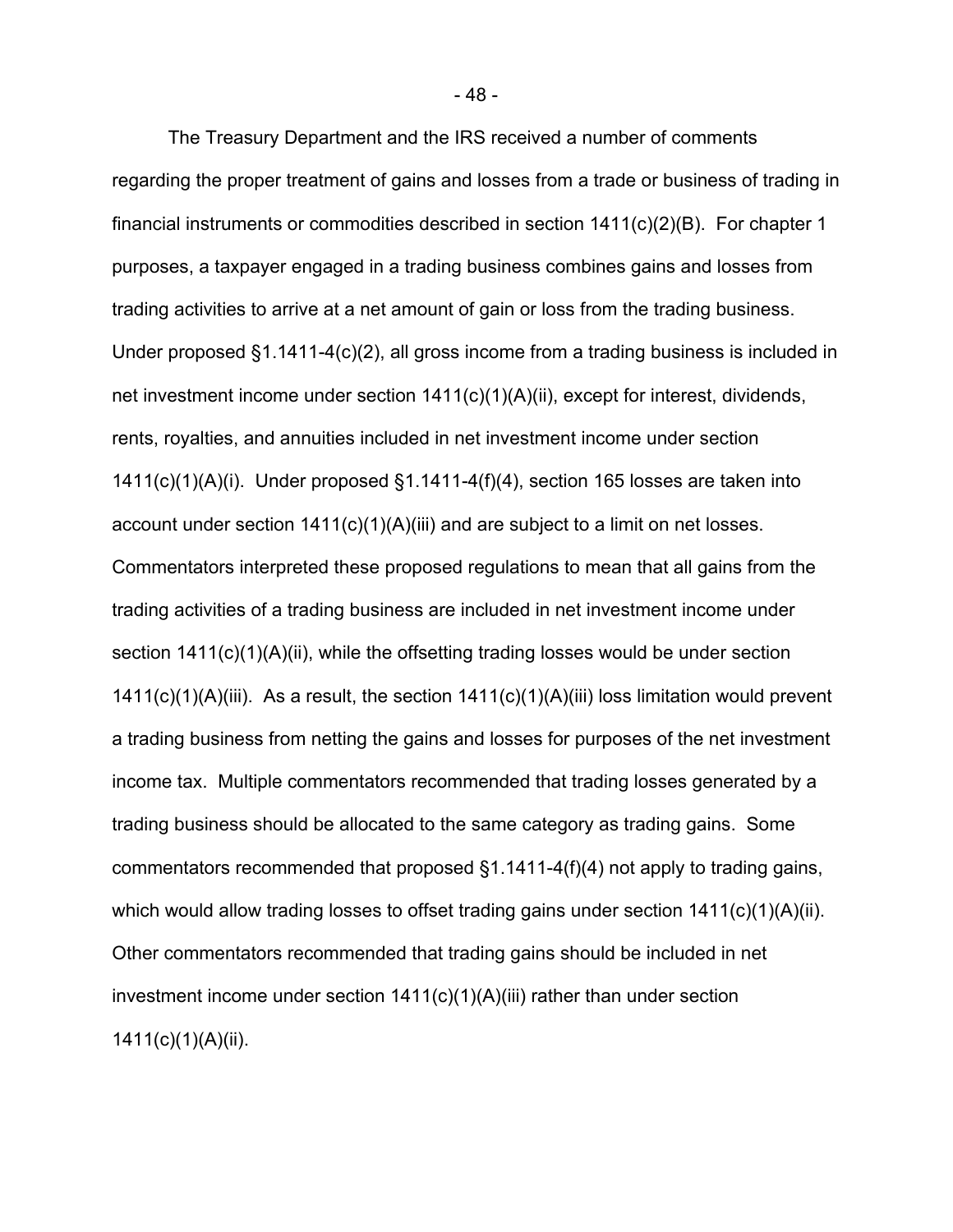The Treasury Department and the IRS received a number of comments regarding the proper treatment of gains and losses from a trade or business of trading in financial instruments or commodities described in section 1411(c)(2)(B). For chapter 1 purposes, a taxpayer engaged in a trading business combines gains and losses from trading activities to arrive at a net amount of gain or loss from the trading business. Under proposed §1.1411-4(c)(2), all gross income from a trading business is included in net investment income under section 1411(c)(1)(A)(ii), except for interest, dividends, rents, royalties, and annuities included in net investment income under section 1411(c)(1)(A)(i). Under proposed §1.1411-4(f)(4), section 165 losses are taken into account under section 1411(c)(1)(A)(iii) and are subject to a limit on net losses. Commentators interpreted these proposed regulations to mean that all gains from the trading activities of a trading business are included in net investment income under section 1411(c)(1)(A)(ii), while the offsetting trading losses would be under section 1411(c)(1)(A)(iii). As a result, the section 1411(c)(1)(A)(iii) loss limitation would prevent a trading business from netting the gains and losses for purposes of the net investment income tax. Multiple commentators recommended that trading losses generated by a trading business should be allocated to the same category as trading gains. Some commentators recommended that proposed §1.1411-4(f)(4) not apply to trading gains, which would allow trading losses to offset trading gains under section 1411(c)(1)(A)(ii). Other commentators recommended that trading gains should be included in net investment income under section 1411(c)(1)(A)(iii) rather than under section 1411(c)(1)(A)(ii).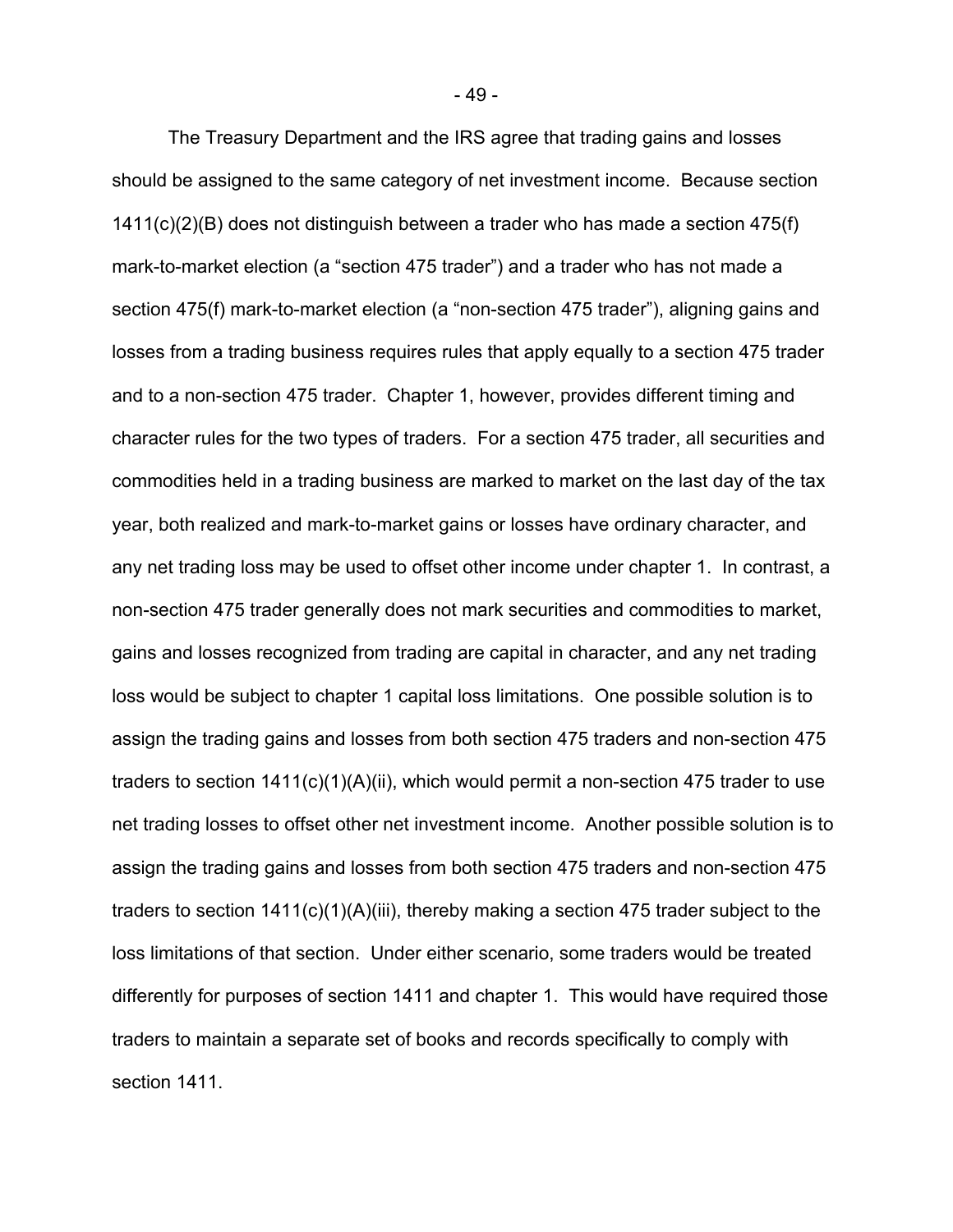The Treasury Department and the IRS agree that trading gains and losses should be assigned to the same category of net investment income. Because section 1411(c)(2)(B) does not distinguish between a trader who has made a section 475(f) mark-to-market election (a "section 475 trader") and a trader who has not made a section 475(f) mark-to-market election (a "non-section 475 trader"), aligning gains and losses from a trading business requires rules that apply equally to a section 475 trader and to a non-section 475 trader. Chapter 1, however, provides different timing and character rules for the two types of traders. For a section 475 trader, all securities and commodities held in a trading business are marked to market on the last day of the tax year, both realized and mark-to-market gains or losses have ordinary character, and any net trading loss may be used to offset other income under chapter 1. In contrast, a non-section 475 trader generally does not mark securities and commodities to market, gains and losses recognized from trading are capital in character, and any net trading loss would be subject to chapter 1 capital loss limitations. One possible solution is to assign the trading gains and losses from both section 475 traders and non-section 475 traders to section 1411(c)(1)(A)(ii), which would permit a non-section 475 trader to use net trading losses to offset other net investment income. Another possible solution is to assign the trading gains and losses from both section 475 traders and non-section 475 traders to section 1411(c)(1)(A)(iii), thereby making a section 475 trader subject to the loss limitations of that section. Under either scenario, some traders would be treated differently for purposes of section 1411 and chapter 1. This would have required those traders to maintain a separate set of books and records specifically to comply with section 1411.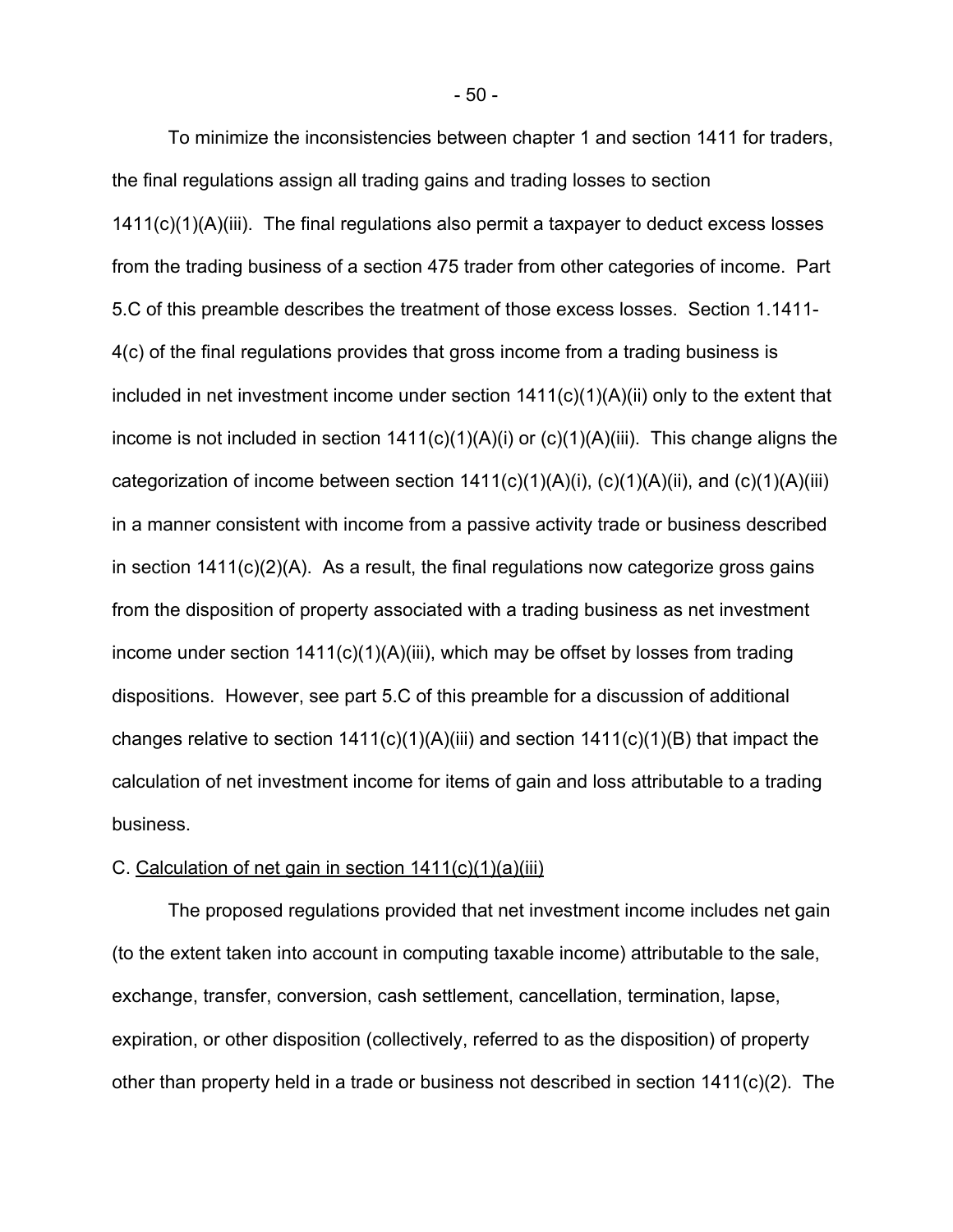To minimize the inconsistencies between chapter 1 and section 1411 for traders, the final regulations assign all trading gains and trading losses to section 1411(c)(1)(A)(iii). The final regulations also permit a taxpayer to deduct excess losses from the trading business of a section 475 trader from other categories of income. Part 5.C of this preamble describes the treatment of those excess losses. Section 1.1411-4(c) of the final regulations provides that gross income from a trading business is included in net investment income under section 1411(c)(1)(A)(ii) only to the extent that income is not included in section 1411(c)(1)(A)(i) or (c)(1)(A)(iii). This change aligns the categorization of income between section 1411(c)(1)(A)(i), (c)(1)(A)(ii), and (c)(1)(A)(iii) in a manner consistent with income from a passive activity trade or business described in section 1411(c)(2)(A). As a result, the final regulations now categorize gross gains from the disposition of property associated with a trading business as net investment income under section 1411(c)(1)(A)(iii), which may be offset by losses from trading dispositions. However, see part 5.C of this preamble for a discussion of additional changes relative to section 1411(c)(1)(A)(iii) and section 1411(c)(1)(B) that impact the calculation of net investment income for items of gain and loss attributable to a trading business.

C. <u>Calculation of net gain in section 1411(c)(1)(a)(iii)</u>

The proposed regulations provided that net investment income includes net gain (to the extent taken into account in computing taxable income) attributable to the sale, exchange, transfer, conversion, cash settlement, cancellation, termination, lapse, expiration, or other disposition (collectively, referred to as the disposition) of property other than property held in a trade or business not described in section 1411(c)(2). The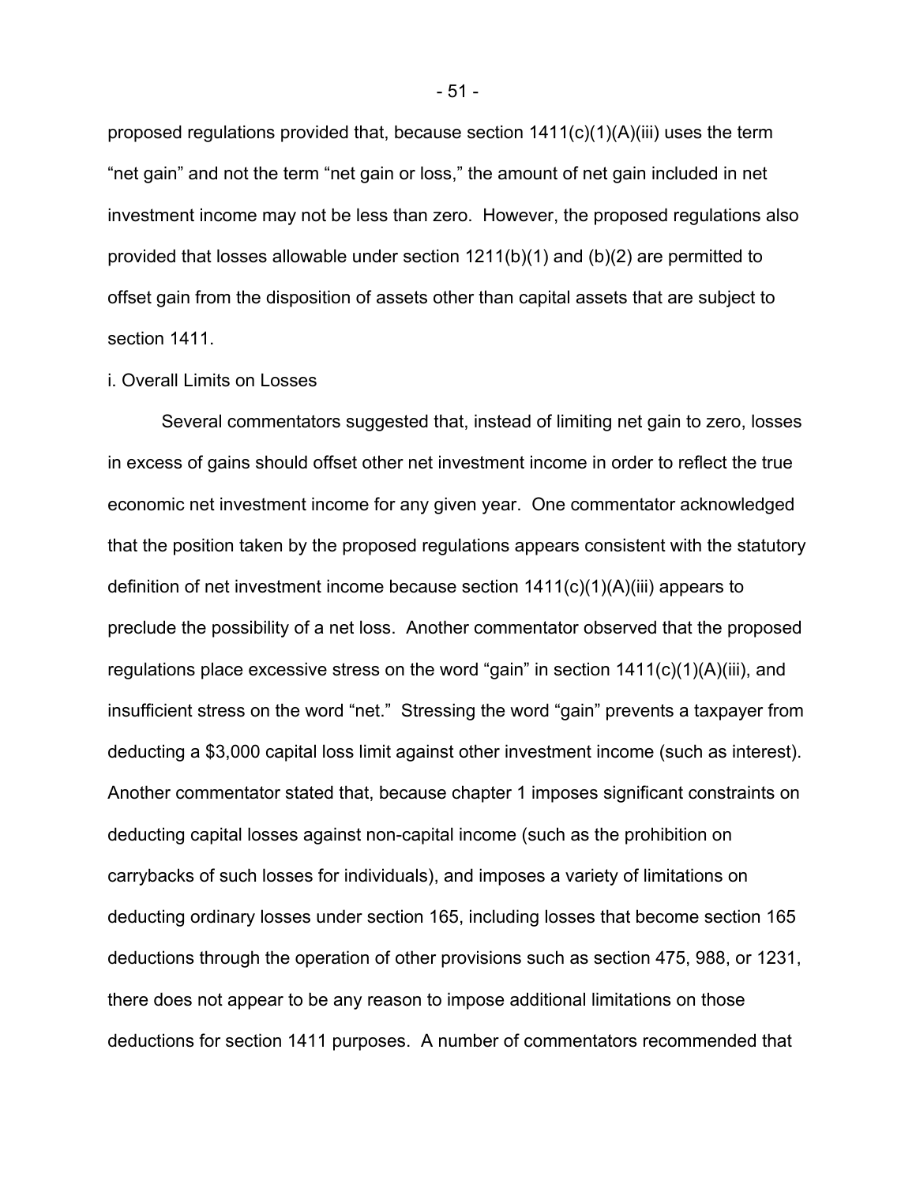proposed regulations provided that, because section 1411(c)(1)(A)(iii) uses the term "net gain" and not the term "net gain or loss," the amount of net gain included in net investment income may not be less than zero. However, the proposed regulations also provided that losses allowable under section 1211(b)(1) and (b)(2) are permitted to offset gain from the disposition of assets other than capital assets that are subject to section 1411.

i. Overall Limits on Losses

Several commentators suggested that, instead of limiting net gain to zero, losses in excess of gains should offset other net investment income in order to reflect the true economic net investment income for any given year. One commentator acknowledged that the position taken by the proposed regulations appears consistent with the statutory definition of net investment income because section 1411(c)(1)(A)(iii) appears to preclude the possibility of a net loss. Another commentator observed that the proposed regulations place excessive stress on the word "gain" in section 1411(c)(1)(A)(iii), and insufficient stress on the word "net." Stressing the word "gain" prevents a taxpayer from deducting a $3,000 capital loss limit against other investment income (such as interest). Another commentator stated that, because chapter 1 imposes significant constraints on deducting capital losses against non-capital income (such as the prohibition on carrybacks of such losses for individuals), and imposes a variety of limitations on deducting ordinary losses under section 165, including losses that become section 165 deductions through the operation of other provisions such as section 475, 988, or 1231, there does not appear to be any reason to impose additional limitations on those deductions for section 1411 purposes. A number of commentators recommended that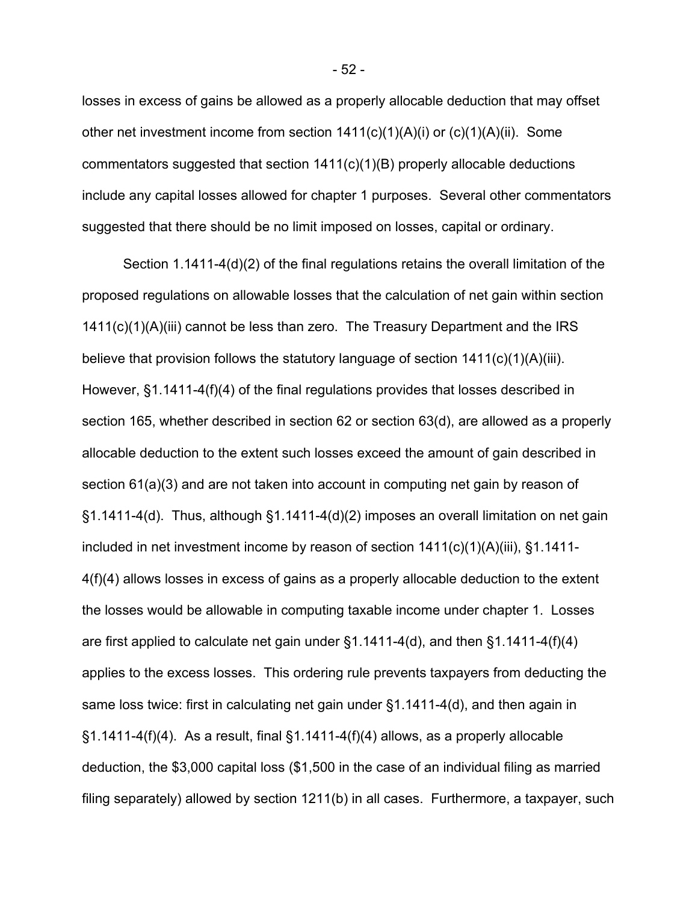losses in excess of gains be allowed as a properly allocable deduction that may offset other net investment income from section 1411(c)(1)(A)(i) or (c)(1)(A)(ii). Some commentators suggested that section 1411(c)(1)(B) properly allocable deductions include any capital losses allowed for chapter 1 purposes. Several other commentators suggested that there should be no limit imposed on losses, capital or ordinary.

Section 1.1411-4(d)(2) of the final regulations retains the overall limitation of the proposed regulations on allowable losses that the calculation of net gain within section 1411(c)(1)(A)(iii) cannot be less than zero. The Treasury Department and the IRS believe that provision follows the statutory language of section 1411(c)(1)(A)(iii). However, §1.1411-4(f)(4) of the final regulations provides that losses described in section 165, whether described in section 62 or section 63(d), are allowed as a properly allocable deduction to the extent such losses exceed the amount of gain described in section 61(a)(3) and are not taken into account in computing net gain by reason of §1.1411-4(d). Thus, although §1.1411-4(d)(2) imposes an overall limitation on net gain included in net investment income by reason of section 1411(c)(1)(A)(iii), §1.1411-4(f)(4) allows losses in excess of gains as a properly allocable deduction to the extent the losses would be allowable in computing taxable income under chapter 1. Losses are first applied to calculate net gain under §1.1411-4(d), and then §1.1411-4(f)(4) applies to the excess losses. This ordering rule prevents taxpayers from deducting the same loss twice: first in calculating net gain under §1.1411-4(d), and then again in §1.1411-4(f)(4). As a result, final §1.1411-4(f)(4) allows, as a properly allocable deduction, the $3,000 capital loss ($1,500 in the case of an individual filing as married filing separately) allowed by section 1211(b) in all cases. Furthermore, a taxpayer, such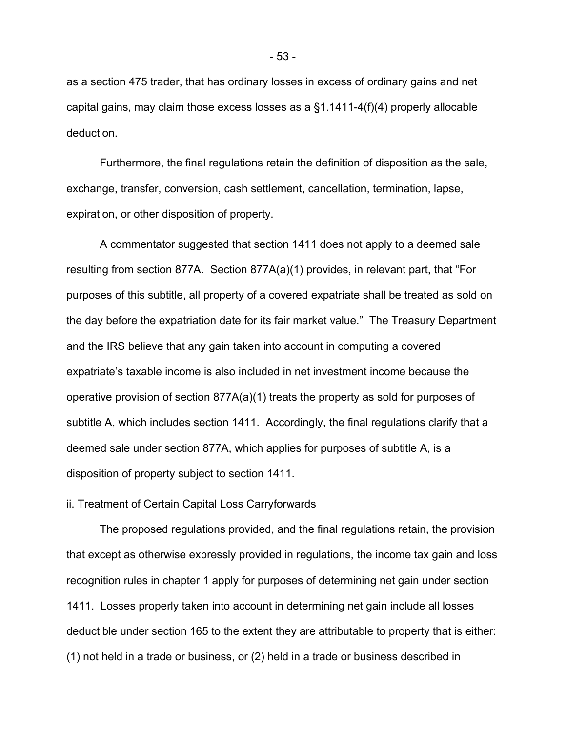as a section 475 trader, that has ordinary losses in excess of ordinary gains and net capital gains, may claim those excess losses as a §1.1411-4(f)(4) properly allocable deduction.

Furthermore, the final regulations retain the definition of disposition as the sale, exchange, transfer, conversion, cash settlement, cancellation, termination, lapse, expiration, or other disposition of property.

A commentator suggested that section 1411 does not apply to a deemed sale resulting from section 877A. Section 877A(a)(1) provides, in relevant part, that "For purposes of this subtitle, all property of a covered expatriate shall be treated as sold on the day before the expatriation date for its fair market value." The Treasury Department and the IRS believe that any gain taken into account in computing a covered expatriate's taxable income is also included in net investment income because the operative provision of section 877A(a)(1) treats the property as sold for purposes of subtitle A, which includes section 1411. Accordingly, the final regulations clarify that a deemed sale under section 877A, which applies for purposes of subtitle A, is a disposition of property subject to section 1411.

ii. Treatment of Certain Capital Loss Carryforwards

The proposed regulations provided, and the final regulations retain, the provision that except as otherwise expressly provided in regulations, the income tax gain and loss recognition rules in chapter 1 apply for purposes of determining net gain under section 1411. Losses properly taken into account in determining net gain include all losses deductible under section 165 to the extent they are attributable to property that is either: (1) not held in a trade or business, or (2) held in a trade or business described in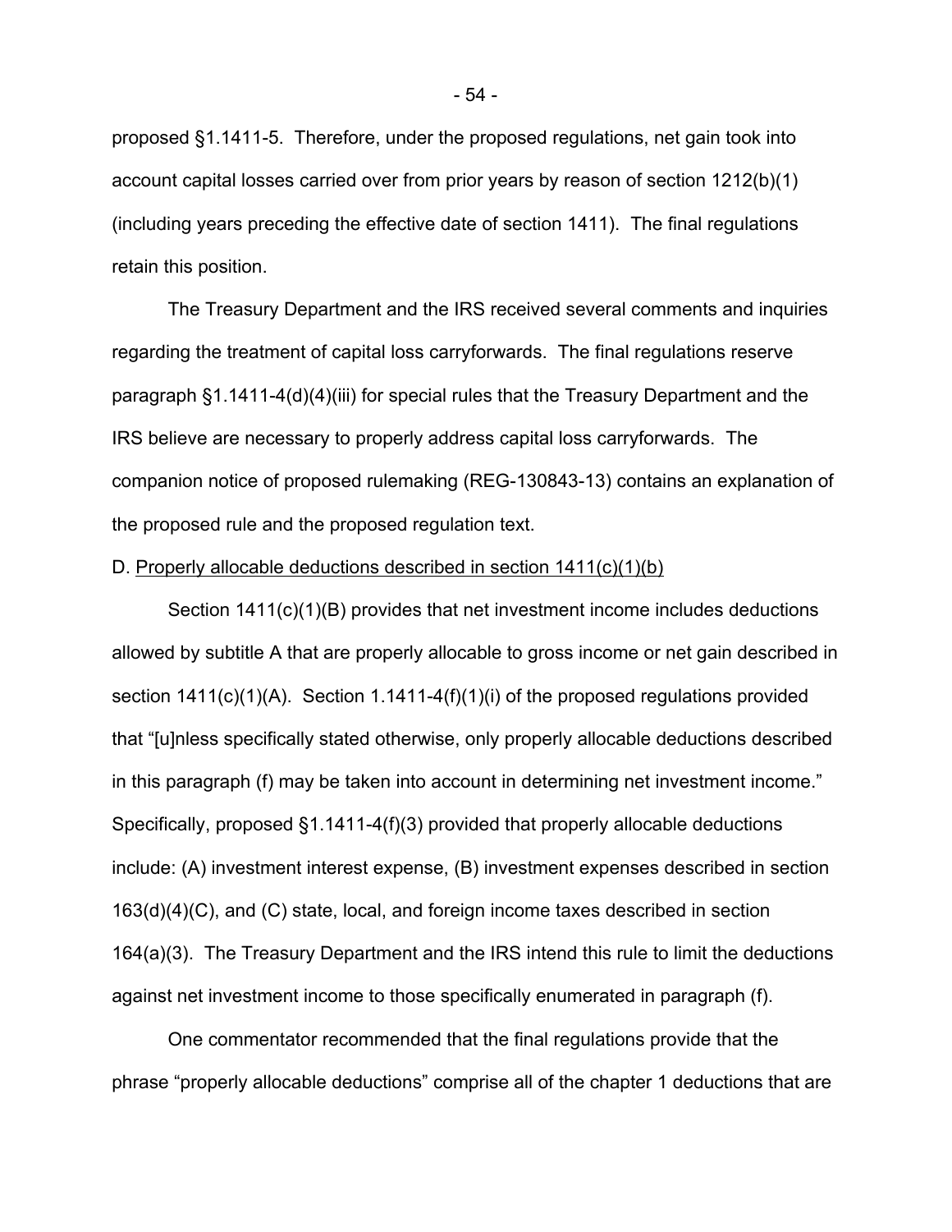proposed §1.1411-5. Therefore, under the proposed regulations, net gain took into account capital losses carried over from prior years by reason of section 1212(b)(1) (including years preceding the effective date of section 1411). The final regulations retain this position.

The Treasury Department and the IRS received several comments and inquiries regarding the treatment of capital loss carryforwards. The final regulations reserve paragraph §1.1411-4(d)(4)(iii) for special rules that the Treasury Department and the IRS believe are necessary to properly address capital loss carryforwards. The companion notice of proposed rulemaking (REG-130843-13) contains an explanation of the proposed rule and the proposed regulation text.

D. <u>Properly allocable deductions described in section 1411(c)(1)(b)</u>

Section 1411(c)(1)(B) provides that net investment income includes deductions allowed by subtitle A that are properly allocable to gross income or net gain described in section 1411(c)(1)(A). Section 1.1411-4(f)(1)(i) of the proposed regulations provided that "[u]nless specifically stated otherwise, only properly allocable deductions described in this paragraph (f) may be taken into account in determining net investment income." Specifically, proposed §1.1411-4(f)(3) provided that properly allocable deductions include: (A) investment interest expense, (B) investment expenses described in section 163(d)(4)(C), and (C) state, local, and foreign income taxes described in section 164(a)(3). The Treasury Department and the IRS intend this rule to limit the deductions against net investment income to those specifically enumerated in paragraph (f).

One commentator recommended that the final regulations provide that the phrase "properly allocable deductions" comprise all of the chapter 1 deductions that are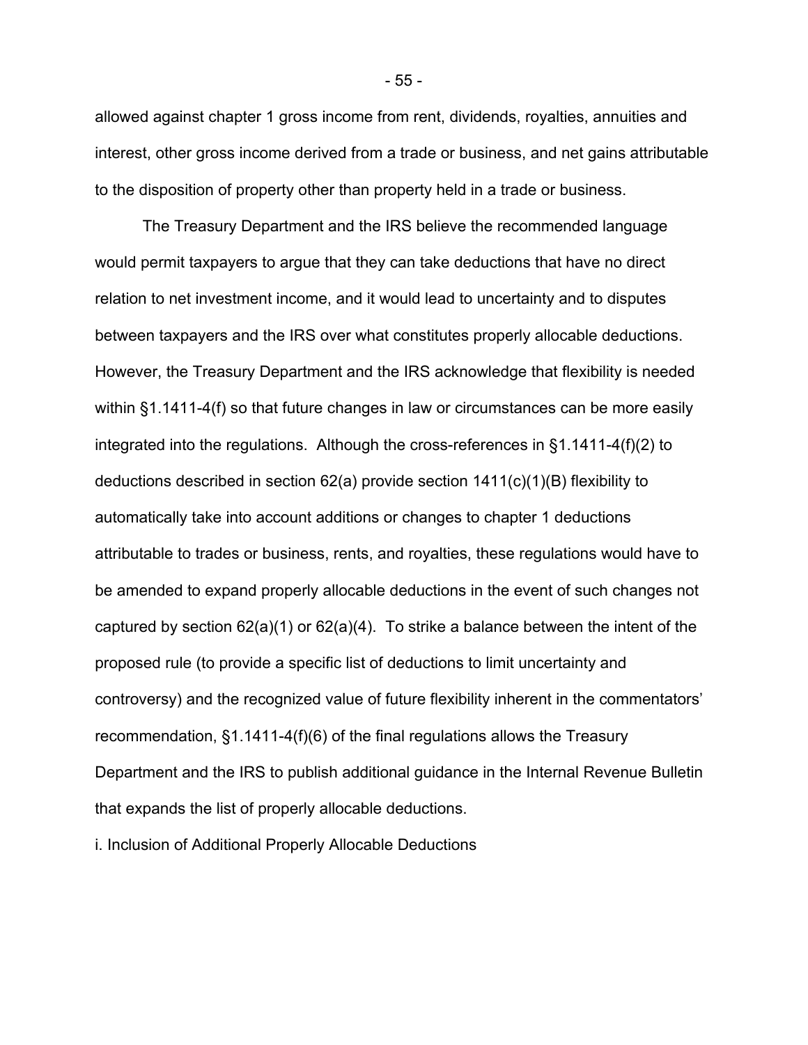allowed against chapter 1 gross income from rent, dividends, royalties, annuities and interest, other gross income derived from a trade or business, and net gains attributable to the disposition of property other than property held in a trade or business.

The Treasury Department and the IRS believe the recommended language would permit taxpayers to argue that they can take deductions that have no direct relation to net investment income, and it would lead to uncertainty and to disputes between taxpayers and the IRS over what constitutes properly allocable deductions. However, the Treasury Department and the IRS acknowledge that flexibility is needed within §1.1411-4(f) so that future changes in law or circumstances can be more easily integrated into the regulations. Although the cross-references in §1.1411-4(f)(2) to deductions described in section 62(a) provide section 1411(c)(1)(B) flexibility to automatically take into account additions or changes to chapter 1 deductions attributable to trades or business, rents, and royalties, these regulations would have to be amended to expand properly allocable deductions in the event of such changes not captured by section 62(a)(1) or 62(a)(4). To strike a balance between the intent of the proposed rule (to provide a specific list of deductions to limit uncertainty and controversy) and the recognized value of future flexibility inherent in the commentators' recommendation, §1.1411-4(f)(6) of the final regulations allows the Treasury Department and the IRS to publish additional guidance in the Internal Revenue Bulletin that expands the list of properly allocable deductions.

i. Inclusion of Additional Properly Allocable Deductions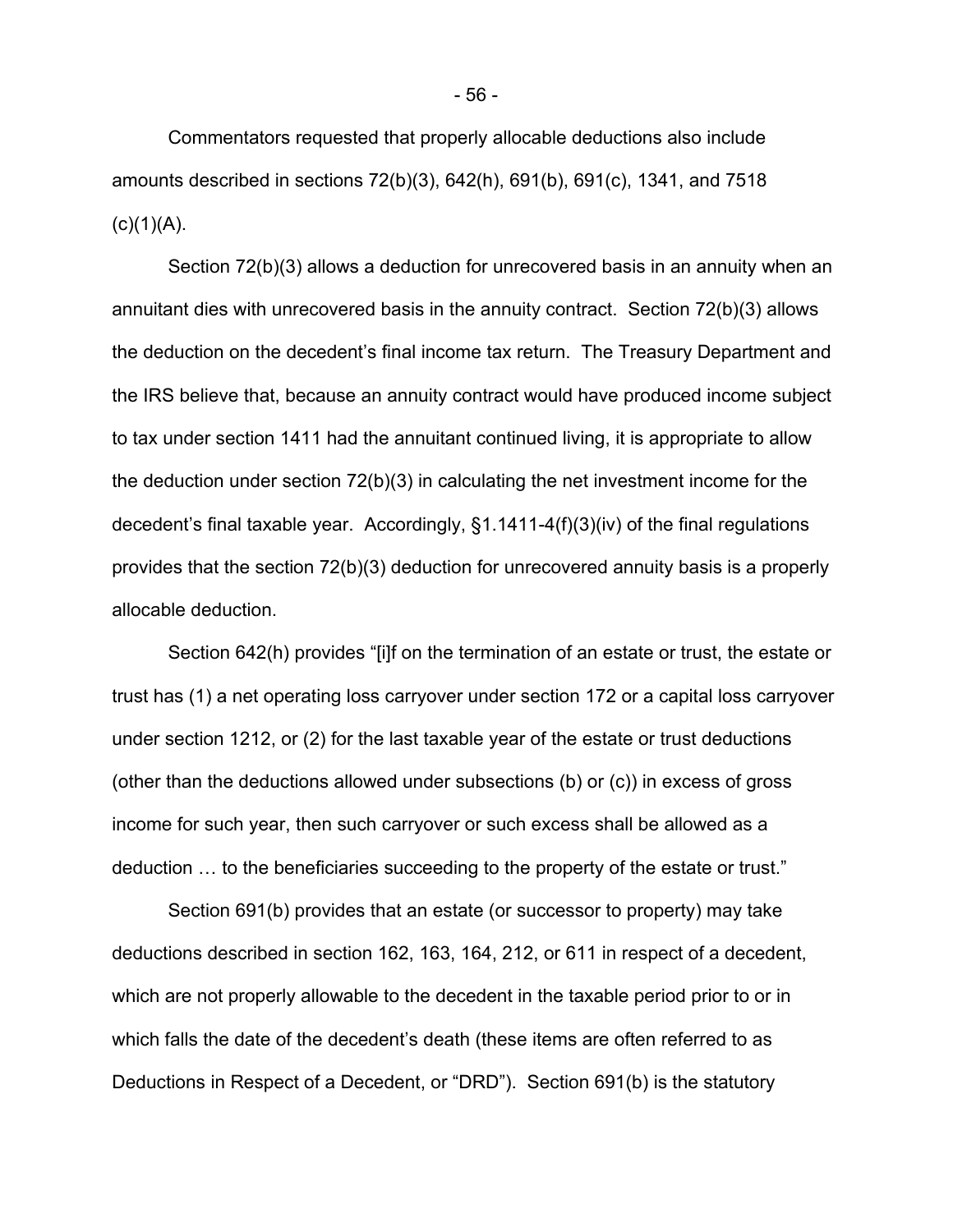Commentators requested that properly allocable deductions also include amounts described in sections 72(b)(3), 642(h), 691(b), 691(c), 1341, and 7518 (c)(1)(A).

Section 72(b)(3) allows a deduction for unrecovered basis in an annuity when an annuitant dies with unrecovered basis in the annuity contract. Section 72(b)(3) allows the deduction on the decedent's final income tax return. The Treasury Department and the IRS believe that, because an annuity contract would have produced income subject to tax under section 1411 had the annuitant continued living, it is appropriate to allow the deduction under section 72(b)(3) in calculating the net investment income for the decedent's final taxable year. Accordingly, §1.1411-4(f)(3)(iv) of the final regulations provides that the section 72(b)(3) deduction for unrecovered annuity basis is a properly allocable deduction.

Section 642(h) provides "[i]f on the termination of an estate or trust, the estate or trust has (1) a net operating loss carryover under section 172 or a capital loss carryover under section 1212, or (2) for the last taxable year of the estate or trust deductions (other than the deductions allowed under subsections (b) or (c)) in excess of gross income for such year, then such carryover or such excess shall be allowed as a deduction … to the beneficiaries succeeding to the property of the estate or trust."

Section 691(b) provides that an estate (or successor to property) may take deductions described in section 162, 163, 164, 212, or 611 in respect of a decedent, which are not properly allowable to the decedent in the taxable period prior to or in which falls the date of the decedent's death (these items are often referred to as Deductions in Respect of a Decedent, or "DRD"). Section 691(b) is the statutory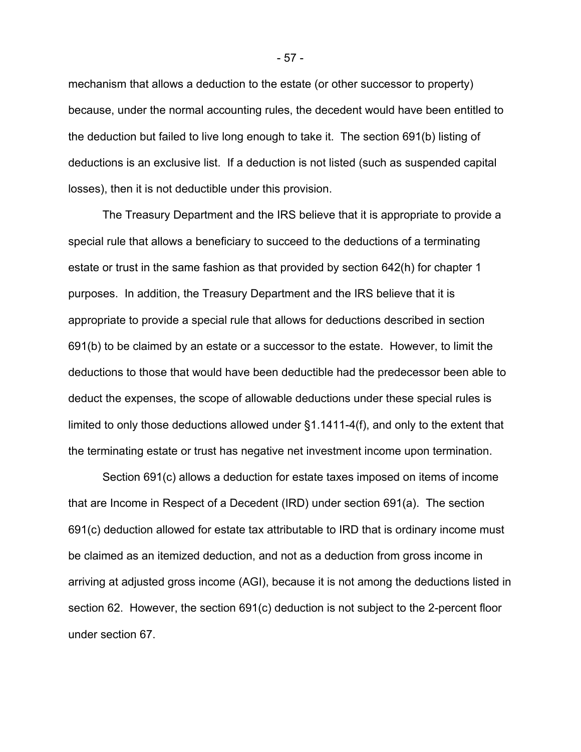mechanism that allows a deduction to the estate (or other successor to property) because, under the normal accounting rules, the decedent would have been entitled to the deduction but failed to live long enough to take it. The section 691(b) listing of deductions is an exclusive list. If a deduction is not listed (such as suspended capital losses), then it is not deductible under this provision.

The Treasury Department and the IRS believe that it is appropriate to provide a special rule that allows a beneficiary to succeed to the deductions of a terminating estate or trust in the same fashion as that provided by section 642(h) for chapter 1 purposes. In addition, the Treasury Department and the IRS believe that it is appropriate to provide a special rule that allows for deductions described in section 691(b) to be claimed by an estate or a successor to the estate. However, to limit the deductions to those that would have been deductible had the predecessor been able to deduct the expenses, the scope of allowable deductions under these special rules is limited to only those deductions allowed under §1.1411-4(f), and only to the extent that the terminating estate or trust has negative net investment income upon termination.

Section 691(c) allows a deduction for estate taxes imposed on items of income that are Income in Respect of a Decedent (IRD) under section 691(a). The section 691(c) deduction allowed for estate tax attributable to IRD that is ordinary income must be claimed as an itemized deduction, and not as a deduction from gross income in arriving at adjusted gross income (AGI), because it is not among the deductions listed in section 62. However, the section 691(c) deduction is not subject to the 2-percent floor under section 67.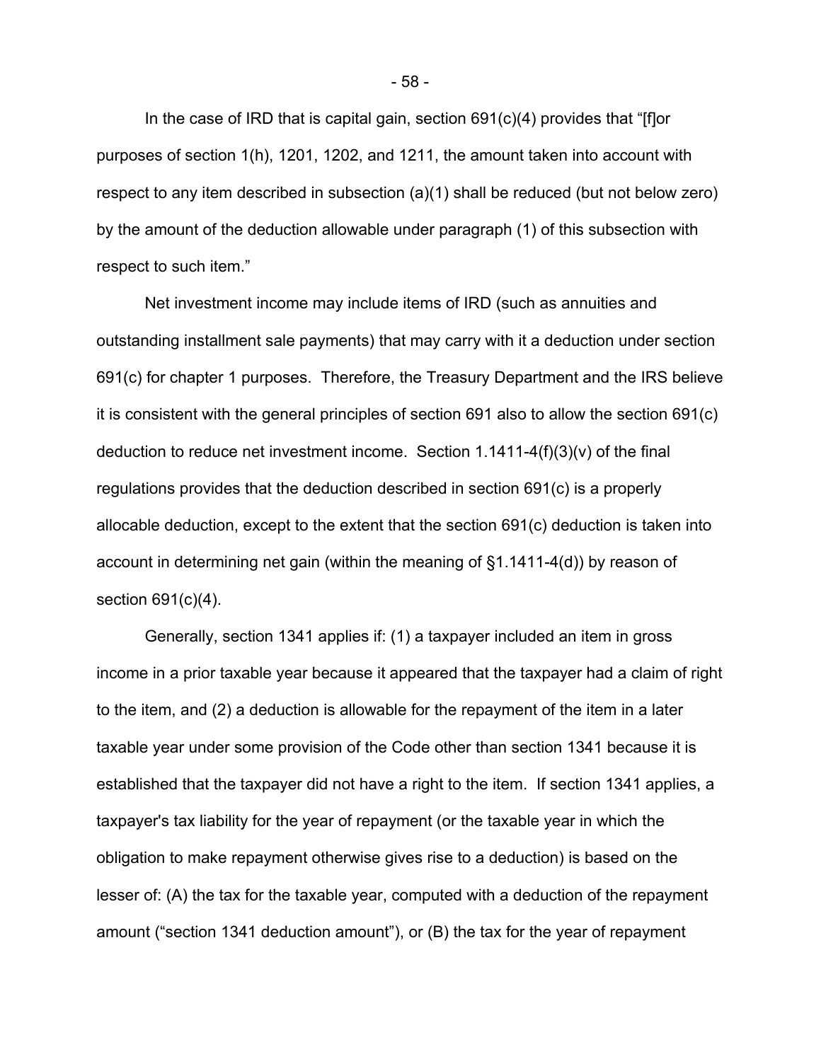In the case of IRD that is capital gain, section 691(c)(4) provides that "[f]or purposes of section 1(h), 1201, 1202, and 1211, the amount taken into account with respect to any item described in subsection (a)(1) shall be reduced (but not below zero) by the amount of the deduction allowable under paragraph (1) of this subsection with respect to such item."

Net investment income may include items of IRD (such as annuities and outstanding installment sale payments) that may carry with it a deduction under section 691(c) for chapter 1 purposes. Therefore, the Treasury Department and the IRS believe it is consistent with the general principles of section 691 also to allow the section 691(c) deduction to reduce net investment income. Section 1.1411-4(f)(3)(v) of the final regulations provides that the deduction described in section 691(c) is a properly allocable deduction, except to the extent that the section 691(c) deduction is taken into account in determining net gain (within the meaning of §1.1411-4(d)) by reason of section 691(c)(4).

Generally, section 1341 applies if: (1) a taxpayer included an item in gross income in a prior taxable year because it appeared that the taxpayer had a claim of right to the item, and (2) a deduction is allowable for the repayment of the item in a later taxable year under some provision of the Code other than section 1341 because it is established that the taxpayer did not have a right to the item. If section 1341 applies, a taxpayer's tax liability for the year of repayment (or the taxable year in which the obligation to make repayment otherwise gives rise to a deduction) is based on the lesser of: (A) the tax for the taxable year, computed with a deduction of the repayment amount ("section 1341 deduction amount"), or (B) the tax for the year of repayment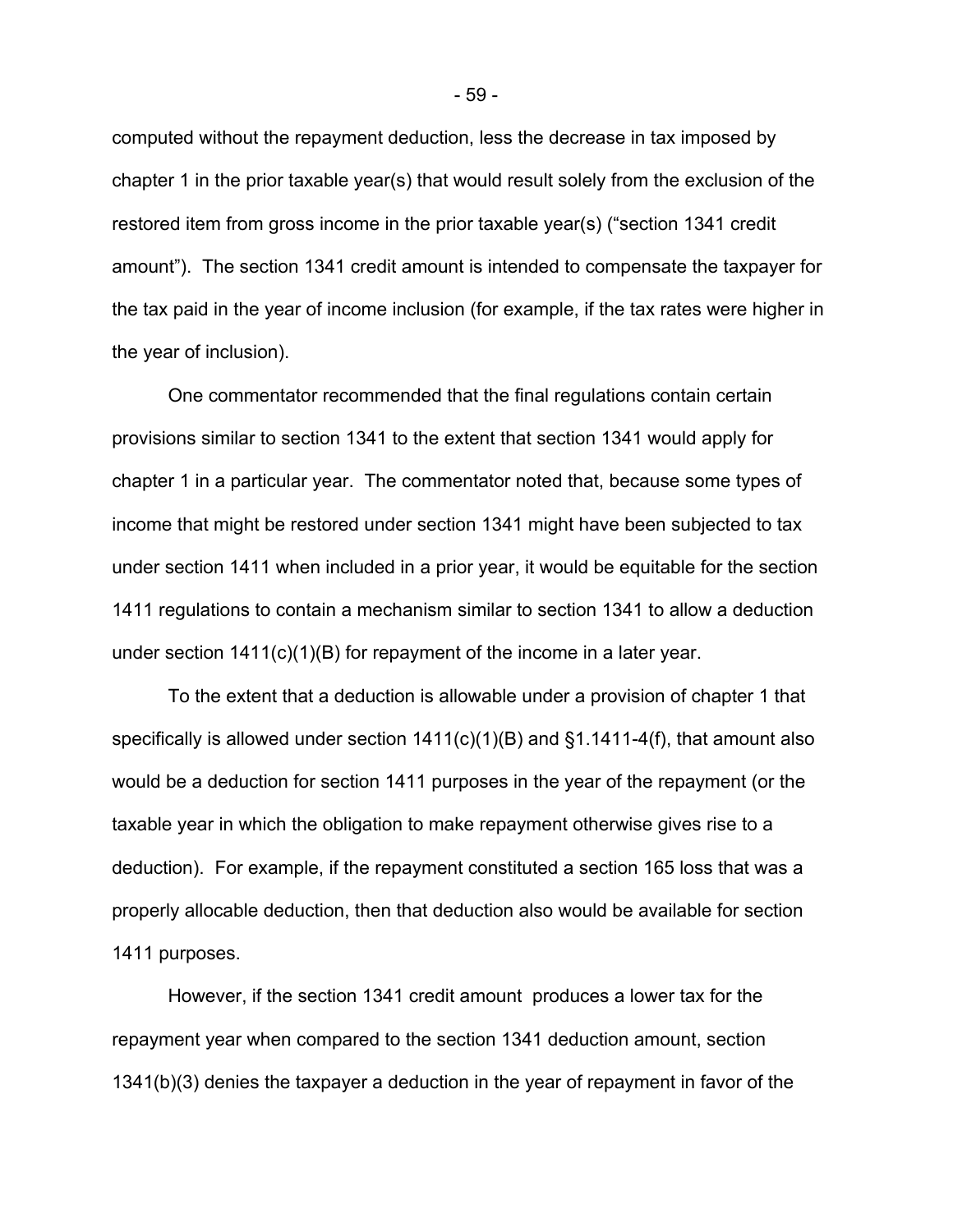computed without the repayment deduction, less the decrease in tax imposed by chapter 1 in the prior taxable year(s) that would result solely from the exclusion of the restored item from gross income in the prior taxable year(s) ("section 1341 credit amount"). The section 1341 credit amount is intended to compensate the taxpayer for the tax paid in the year of income inclusion (for example, if the tax rates were higher in the year of inclusion).

One commentator recommended that the final regulations contain certain provisions similar to section 1341 to the extent that section 1341 would apply for chapter 1 in a particular year. The commentator noted that, because some types of income that might be restored under section 1341 might have been subjected to tax under section 1411 when included in a prior year, it would be equitable for the section 1411 regulations to contain a mechanism similar to section 1341 to allow a deduction under section 1411(c)(1)(B) for repayment of the income in a later year.

To the extent that a deduction is allowable under a provision of chapter 1 that specifically is allowed under section 1411(c)(1)(B) and §1.1411-4(f), that amount also would be a deduction for section 1411 purposes in the year of the repayment (or the taxable year in which the obligation to make repayment otherwise gives rise to a deduction). For example, if the repayment constituted a section 165 loss that was a properly allocable deduction, then that deduction also would be available for section 1411 purposes.

However, if the section 1341 credit amount produces a lower tax for the repayment year when compared to the section 1341 deduction amount, section 1341(b)(3) denies the taxpayer a deduction in the year of repayment in favor of the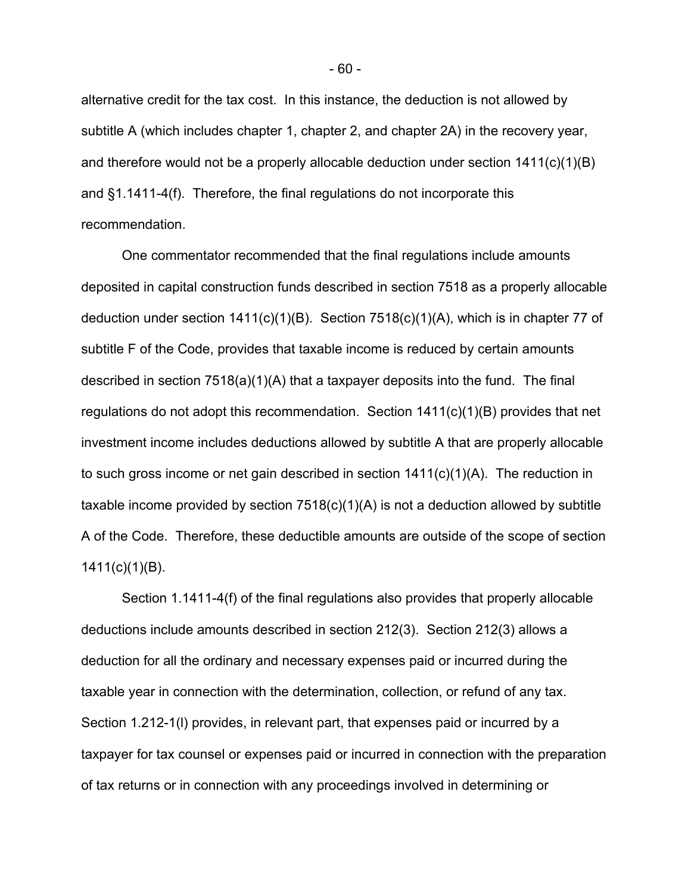alternative credit for the tax cost. In this instance, the deduction is not allowed by subtitle A (which includes chapter 1, chapter 2, and chapter 2A) in the recovery year, and therefore would not be a properly allocable deduction under section 1411(c)(1)(B) and §1.1411-4(f). Therefore, the final regulations do not incorporate this recommendation.

One commentator recommended that the final regulations include amounts deposited in capital construction funds described in section 7518 as a properly allocable deduction under section 1411(c)(1)(B). Section 7518(c)(1)(A), which is in chapter 77 of subtitle F of the Code, provides that taxable income is reduced by certain amounts described in section 7518(a)(1)(A) that a taxpayer deposits into the fund. The final regulations do not adopt this recommendation. Section 1411(c)(1)(B) provides that net investment income includes deductions allowed by subtitle A that are properly allocable to such gross income or net gain described in section 1411(c)(1)(A). The reduction in taxable income provided by section 7518(c)(1)(A) is not a deduction allowed by subtitle A of the Code. Therefore, these deductible amounts are outside of the scope of section 1411(c)(1)(B).

Section 1.1411-4(f) of the final regulations also provides that properly allocable deductions include amounts described in section 212(3). Section 212(3) allows a deduction for all the ordinary and necessary expenses paid or incurred during the taxable year in connection with the determination, collection, or refund of any tax. Section 1.212-1(l) provides, in relevant part, that expenses paid or incurred by a taxpayer for tax counsel or expenses paid or incurred in connection with the preparation of tax returns or in connection with any proceedings involved in determining or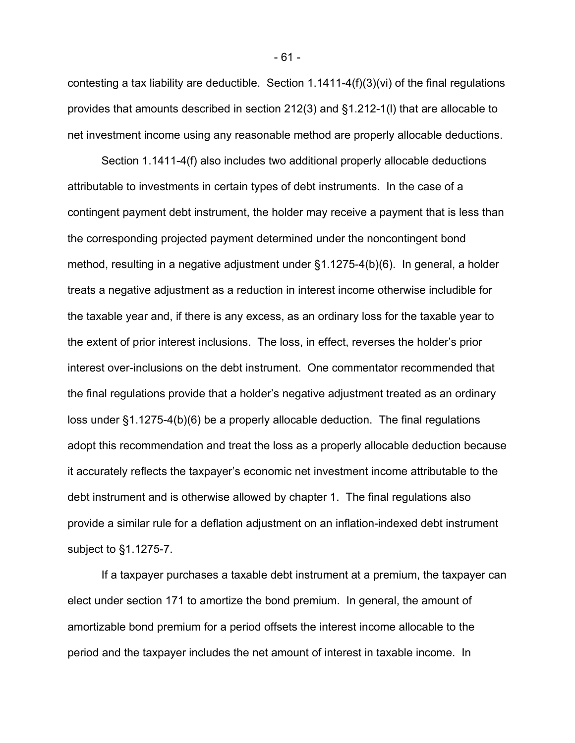contesting a tax liability are deductible. Section 1.1411-4(f)(3)(vi) of the final regulations provides that amounts described in section 212(3) and §1.212-1(l) that are allocable to net investment income using any reasonable method are properly allocable deductions.

Section 1.1411-4(f) also includes two additional properly allocable deductions attributable to investments in certain types of debt instruments. In the case of a contingent payment debt instrument, the holder may receive a payment that is less than the corresponding projected payment determined under the noncontingent bond method, resulting in a negative adjustment under §1.1275-4(b)(6). In general, a holder treats a negative adjustment as a reduction in interest income otherwise includible for the taxable year and, if there is any excess, as an ordinary loss for the taxable year to the extent of prior interest inclusions. The loss, in effect, reverses the holder's prior interest over-inclusions on the debt instrument. One commentator recommended that the final regulations provide that a holder's negative adjustment treated as an ordinary loss under §1.1275-4(b)(6) be a properly allocable deduction. The final regulations adopt this recommendation and treat the loss as a properly allocable deduction because it accurately reflects the taxpayer's economic net investment income attributable to the debt instrument and is otherwise allowed by chapter 1. The final regulations also provide a similar rule for a deflation adjustment on an inflation-indexed debt instrument subject to §1.1275-7.

If a taxpayer purchases a taxable debt instrument at a premium, the taxpayer can elect under section 171 to amortize the bond premium. In general, the amount of amortizable bond premium for a period offsets the interest income allocable to the period and the taxpayer includes the net amount of interest in taxable income. In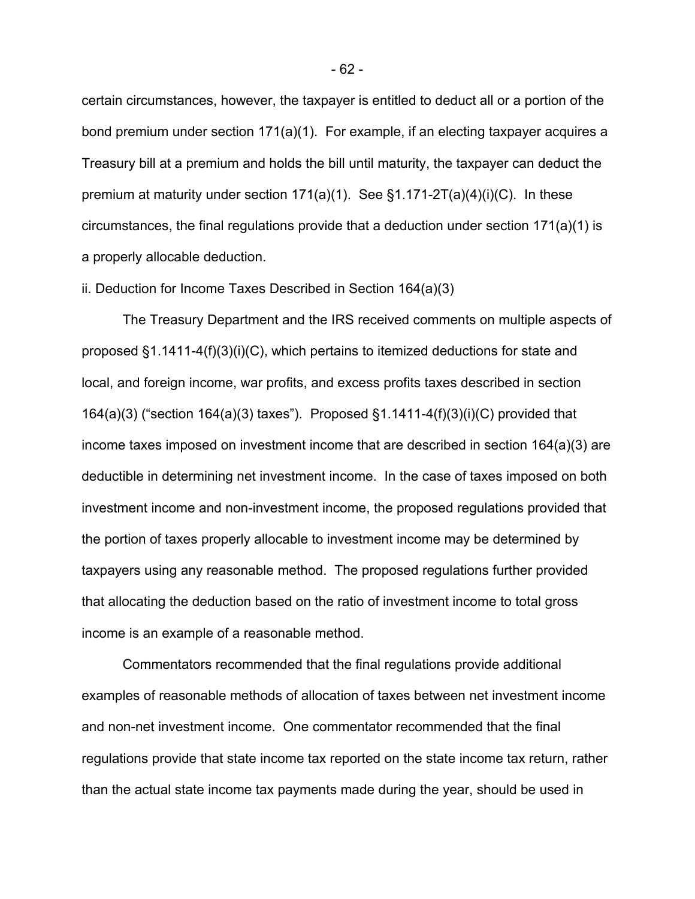certain circumstances, however, the taxpayer is entitled to deduct all or a portion of the bond premium under section 171(a)(1). For example, if an electing taxpayer acquires a Treasury bill at a premium and holds the bill until maturity, the taxpayer can deduct the premium at maturity under section 171(a)(1). See §1.171-2T(a)(4)(i)(C). In these circumstances, the final regulations provide that a deduction under section 171(a)(1) is a properly allocable deduction.

ii. Deduction for Income Taxes Described in Section 164(a)(3)

The Treasury Department and the IRS received comments on multiple aspects of proposed §1.1411-4(f)(3)(i)(C), which pertains to itemized deductions for state and local, and foreign income, war profits, and excess profits taxes described in section 164(a)(3) ("section 164(a)(3) taxes"). Proposed §1.1411-4(f)(3)(i)(C) provided that income taxes imposed on investment income that are described in section 164(a)(3) are deductible in determining net investment income. In the case of taxes imposed on both investment income and non-investment income, the proposed regulations provided that the portion of taxes properly allocable to investment income may be determined by taxpayers using any reasonable method. The proposed regulations further provided that allocating the deduction based on the ratio of investment income to total gross income is an example of a reasonable method.

Commentators recommended that the final regulations provide additional examples of reasonable methods of allocation of taxes between net investment income and non-net investment income. One commentator recommended that the final regulations provide that state income tax reported on the state income tax return, rather than the actual state income tax payments made during the year, should be used in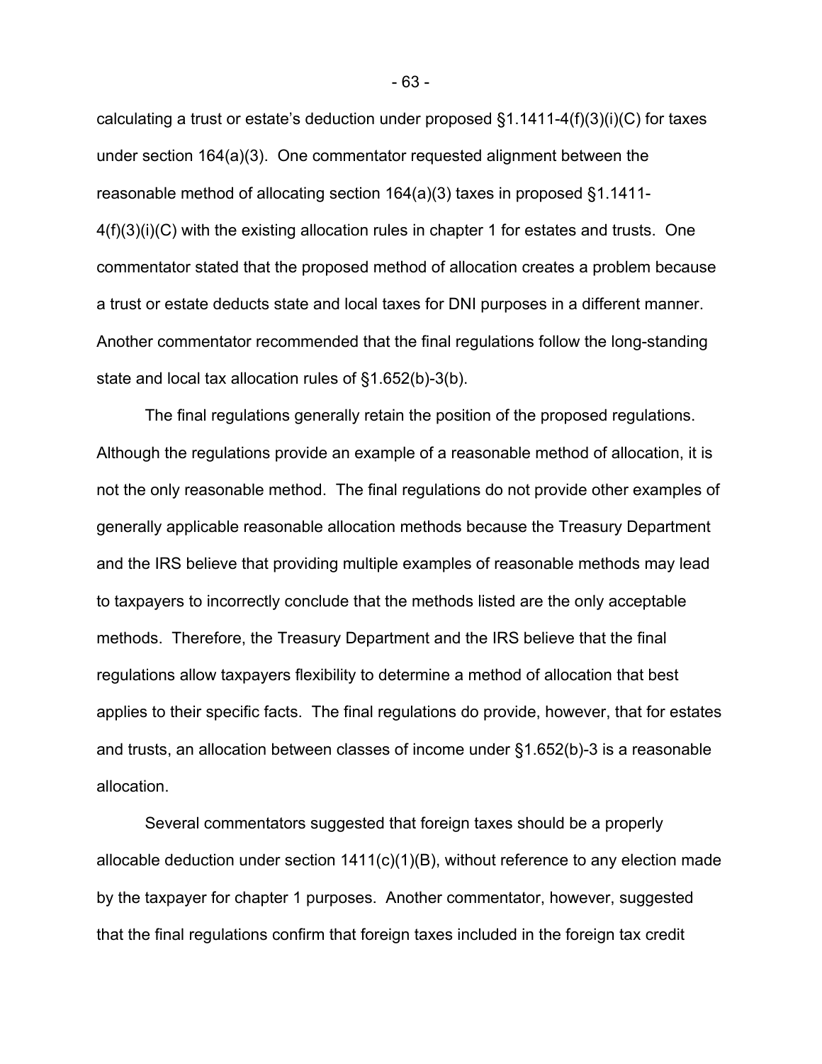calculating a trust or estate's deduction under proposed §1.1411-4(f)(3)(i)(C) for taxes under section 164(a)(3). One commentator requested alignment between the reasonable method of allocating section 164(a)(3) taxes in proposed §1.1411-4(f)(3)(i)(C) with the existing allocation rules in chapter 1 for estates and trusts. One commentator stated that the proposed method of allocation creates a problem because a trust or estate deducts state and local taxes for DNI purposes in a different manner. Another commentator recommended that the final regulations follow the long-standing state and local tax allocation rules of §1.652(b)-3(b).

The final regulations generally retain the position of the proposed regulations. Although the regulations provide an example of a reasonable method of allocation, it is not the only reasonable method. The final regulations do not provide other examples of generally applicable reasonable allocation methods because the Treasury Department and the IRS believe that providing multiple examples of reasonable methods may lead to taxpayers to incorrectly conclude that the methods listed are the only acceptable methods. Therefore, the Treasury Department and the IRS believe that the final regulations allow taxpayers flexibility to determine a method of allocation that best applies to their specific facts. The final regulations do provide, however, that for estates and trusts, an allocation between classes of income under §1.652(b)-3 is a reasonable allocation.

Several commentators suggested that foreign taxes should be a properly allocable deduction under section 1411(c)(1)(B), without reference to any election made by the taxpayer for chapter 1 purposes. Another commentator, however, suggested that the final regulations confirm that foreign taxes included in the foreign tax credit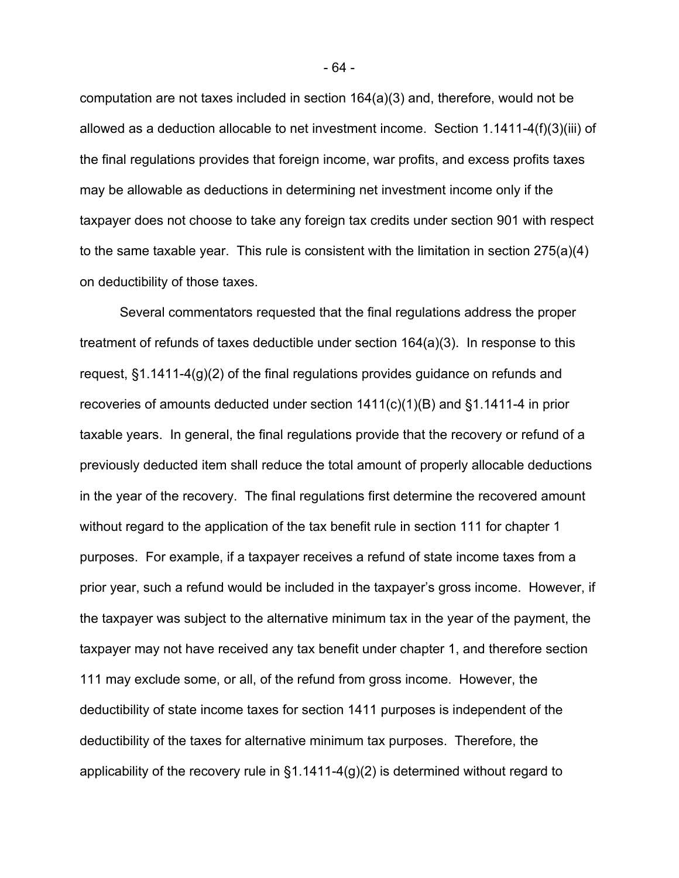computation are not taxes included in section 164(a)(3) and, therefore, would not be allowed as a deduction allocable to net investment income. Section 1.1411-4(f)(3)(iii) of the final regulations provides that foreign income, war profits, and excess profits taxes may be allowable as deductions in determining net investment income only if the taxpayer does not choose to take any foreign tax credits under section 901 with respect to the same taxable year. This rule is consistent with the limitation in section 275(a)(4) on deductibility of those taxes.

Several commentators requested that the final regulations address the proper treatment of refunds of taxes deductible under section 164(a)(3). In response to this request, §1.1411-4(g)(2) of the final regulations provides guidance on refunds and recoveries of amounts deducted under section 1411(c)(1)(B) and §1.1411-4 in prior taxable years. In general, the final regulations provide that the recovery or refund of a previously deducted item shall reduce the total amount of properly allocable deductions in the year of the recovery. The final regulations first determine the recovered amount without regard to the application of the tax benefit rule in section 111 for chapter 1 purposes. For example, if a taxpayer receives a refund of state income taxes from a prior year, such a refund would be included in the taxpayer's gross income. However, if the taxpayer was subject to the alternative minimum tax in the year of the payment, the taxpayer may not have received any tax benefit under chapter 1, and therefore section 111 may exclude some, or all, of the refund from gross income. However, the deductibility of state income taxes for section 1411 purposes is independent of the deductibility of the taxes for alternative minimum tax purposes. Therefore, the applicability of the recovery rule in §1.1411-4(g)(2) is determined without regard to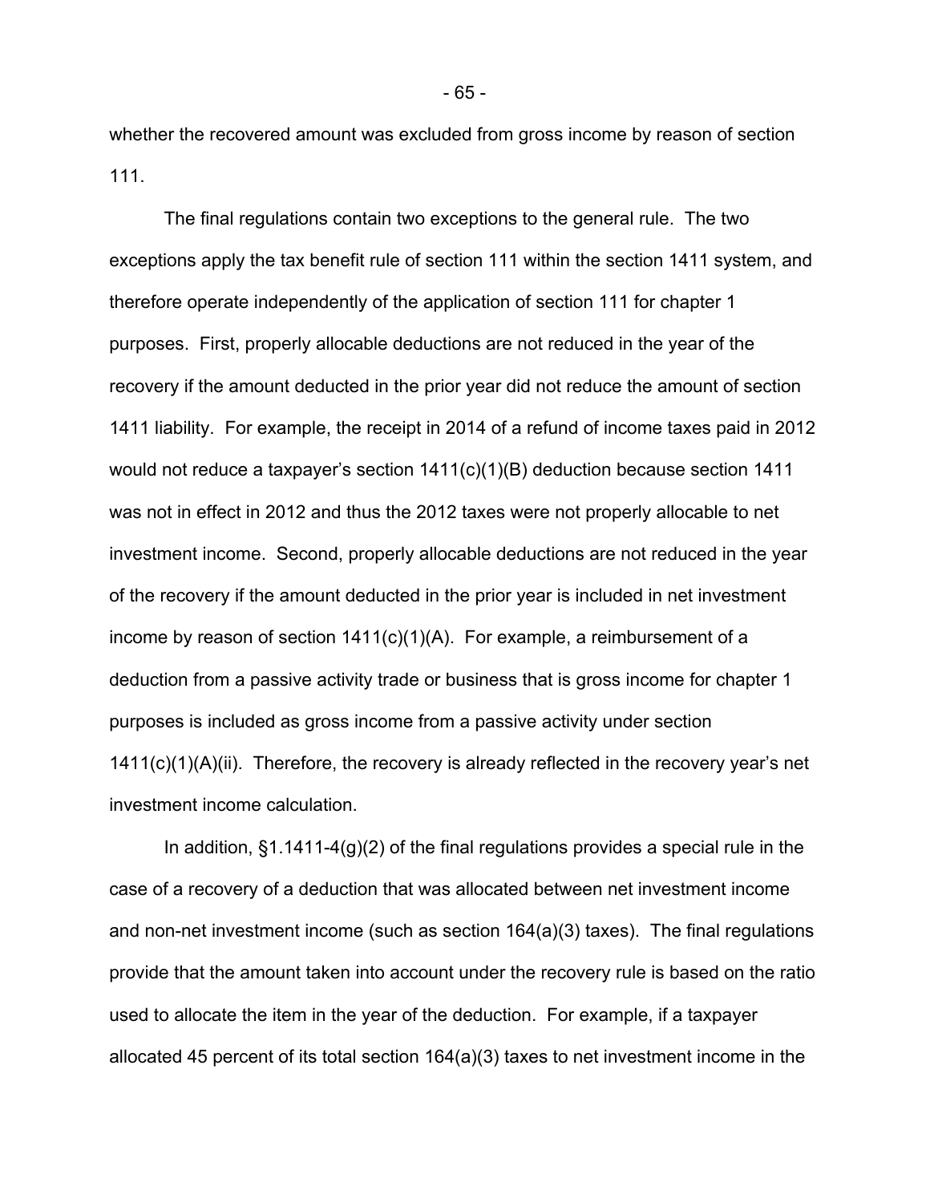whether the recovered amount was excluded from gross income by reason of section 111.

The final regulations contain two exceptions to the general rule. The two exceptions apply the tax benefit rule of section 111 within the section 1411 system, and therefore operate independently of the application of section 111 for chapter 1 purposes. First, properly allocable deductions are not reduced in the year of the recovery if the amount deducted in the prior year did not reduce the amount of section 1411 liability. For example, the receipt in 2014 of a refund of income taxes paid in 2012 would not reduce a taxpayer's section 1411(c)(1)(B) deduction because section 1411 was not in effect in 2012 and thus the 2012 taxes were not properly allocable to net investment income. Second, properly allocable deductions are not reduced in the year of the recovery if the amount deducted in the prior year is included in net investment income by reason of section 1411(c)(1)(A). For example, a reimbursement of a deduction from a passive activity trade or business that is gross income for chapter 1 purposes is included as gross income from a passive activity under section 1411(c)(1)(A)(ii). Therefore, the recovery is already reflected in the recovery year's net investment income calculation.

In addition, §1.1411-4(g)(2) of the final regulations provides a special rule in the case of a recovery of a deduction that was allocated between net investment income and non-net investment income (such as section 164(a)(3) taxes). The final regulations provide that the amount taken into account under the recovery rule is based on the ratio used to allocate the item in the year of the deduction. For example, if a taxpayer allocated 45 percent of its total section 164(a)(3) taxes to net investment income in the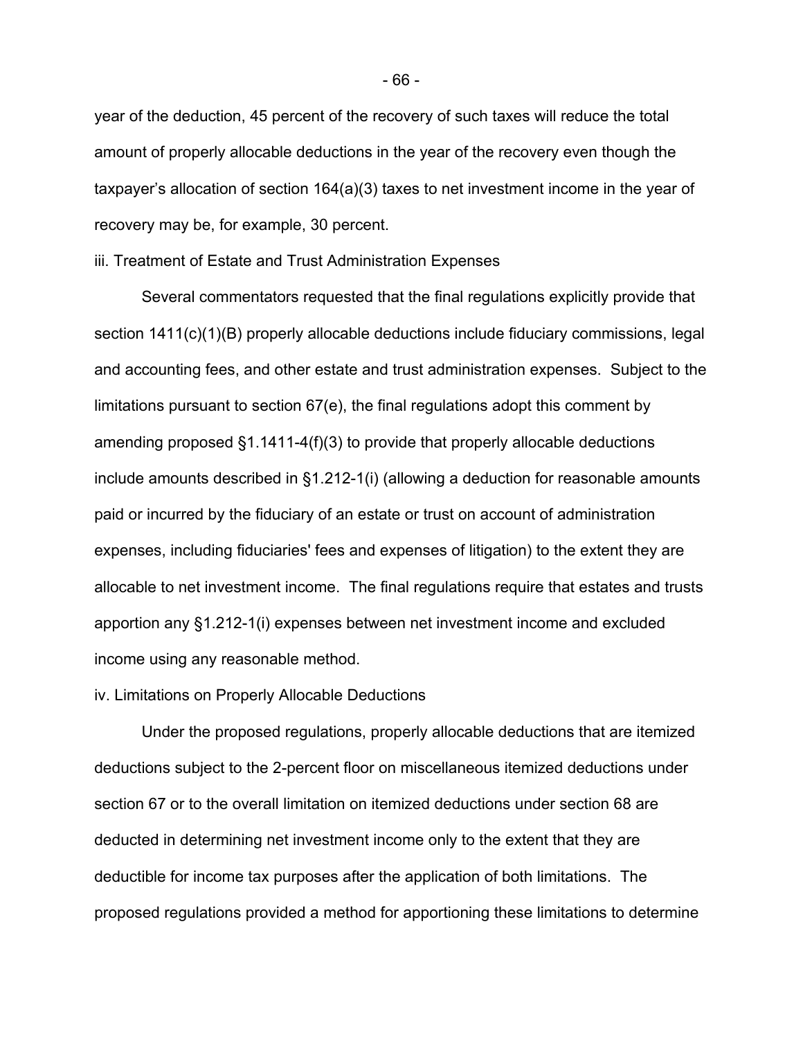year of the deduction, 45 percent of the recovery of such taxes will reduce the total amount of properly allocable deductions in the year of the recovery even though the taxpayer's allocation of section 164(a)(3) taxes to net investment income in the year of recovery may be, for example, 30 percent.

iii. Treatment of Estate and Trust Administration Expenses

Several commentators requested that the final regulations explicitly provide that section 1411(c)(1)(B) properly allocable deductions include fiduciary commissions, legal and accounting fees, and other estate and trust administration expenses. Subject to the limitations pursuant to section 67(e), the final regulations adopt this comment by amending proposed §1.1411-4(f)(3) to provide that properly allocable deductions include amounts described in §1.212-1(i) (allowing a deduction for reasonable amounts paid or incurred by the fiduciary of an estate or trust on account of administration expenses, including fiduciaries' fees and expenses of litigation) to the extent they are allocable to net investment income. The final regulations require that estates and trusts apportion any §1.212-1(i) expenses between net investment income and excluded income using any reasonable method.

iv. Limitations on Properly Allocable Deductions

Under the proposed regulations, properly allocable deductions that are itemized deductions subject to the 2-percent floor on miscellaneous itemized deductions under section 67 or to the overall limitation on itemized deductions under section 68 are deducted in determining net investment income only to the extent that they are deductible for income tax purposes after the application of both limitations. The proposed regulations provided a method for apportioning these limitations to determine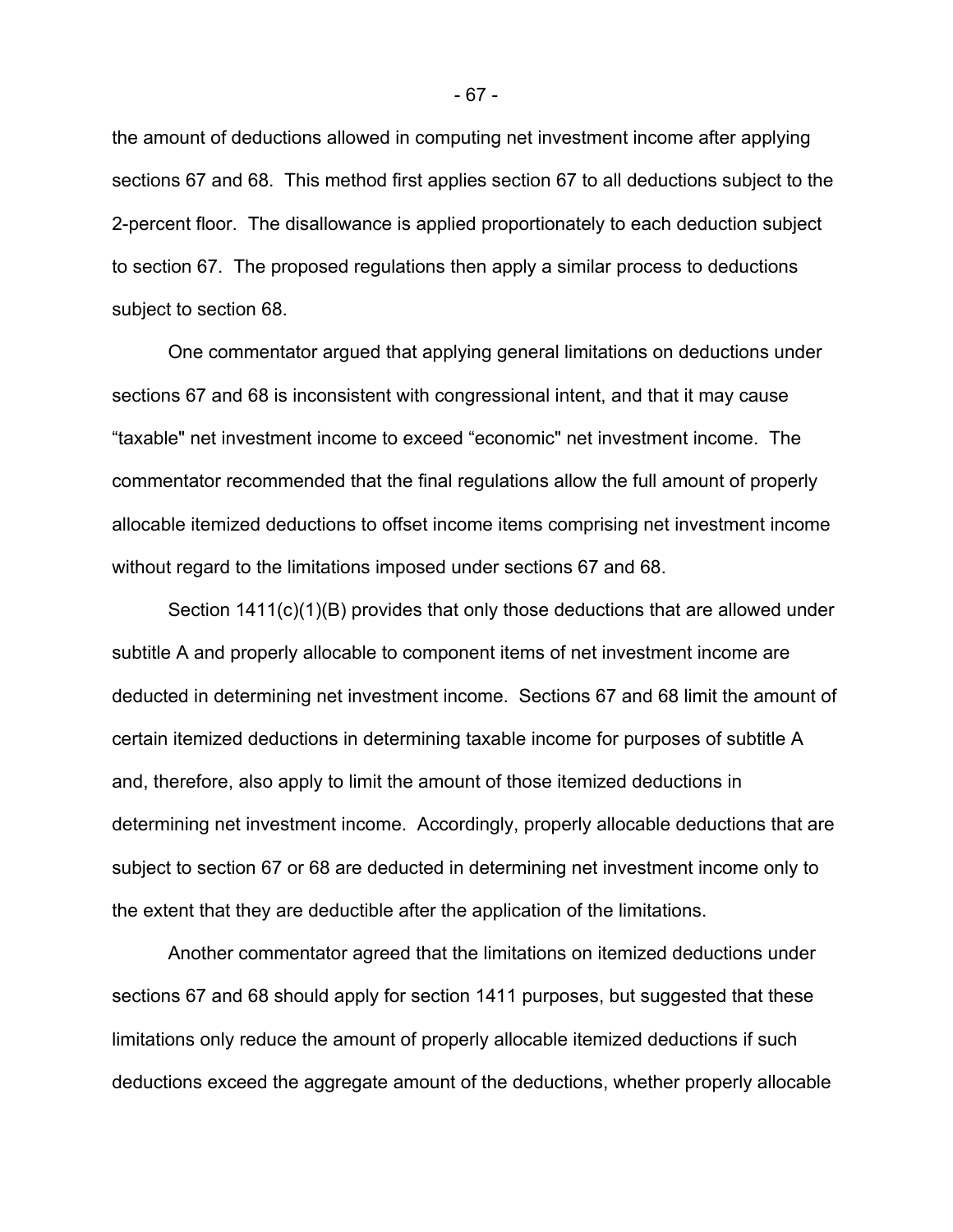the amount of deductions allowed in computing net investment income after applying sections 67 and 68. This method first applies section 67 to all deductions subject to the 2-percent floor. The disallowance is applied proportionately to each deduction subject to section 67. The proposed regulations then apply a similar process to deductions subject to section 68.

One commentator argued that applying general limitations on deductions under sections 67 and 68 is inconsistent with congressional intent, and that it may cause "taxable" net investment income to exceed "economic" net investment income. The commentator recommended that the final regulations allow the full amount of properly allocable itemized deductions to offset income items comprising net investment income without regard to the limitations imposed under sections 67 and 68.

Section 1411(c)(1)(B) provides that only those deductions that are allowed under subtitle A and properly allocable to component items of net investment income are deducted in determining net investment income. Sections 67 and 68 limit the amount of certain itemized deductions in determining taxable income for purposes of subtitle A and, therefore, also apply to limit the amount of those itemized deductions in determining net investment income. Accordingly, properly allocable deductions that are subject to section 67 or 68 are deducted in determining net investment income only to the extent that they are deductible after the application of the limitations.

Another commentator agreed that the limitations on itemized deductions under sections 67 and 68 should apply for section 1411 purposes, but suggested that these limitations only reduce the amount of properly allocable itemized deductions if such deductions exceed the aggregate amount of the deductions, whether properly allocable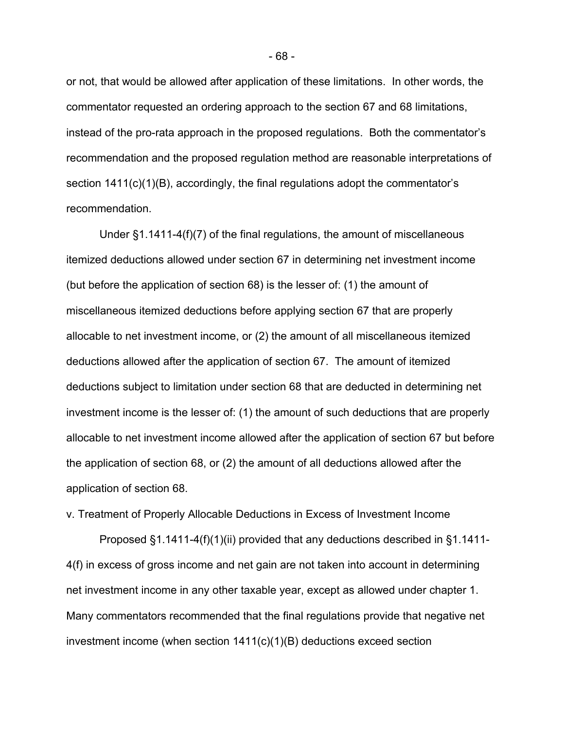or not, that would be allowed after application of these limitations. In other words, the commentator requested an ordering approach to the section 67 and 68 limitations, instead of the pro-rata approach in the proposed regulations. Both the commentator's recommendation and the proposed regulation method are reasonable interpretations of section 1411(c)(1)(B), accordingly, the final regulations adopt the commentator's recommendation.

Under §1.1411-4(f)(7) of the final regulations, the amount of miscellaneous itemized deductions allowed under section 67 in determining net investment income (but before the application of section 68) is the lesser of: (1) the amount of miscellaneous itemized deductions before applying section 67 that are properly allocable to net investment income, or (2) the amount of all miscellaneous itemized deductions allowed after the application of section 67. The amount of itemized deductions subject to limitation under section 68 that are deducted in determining net investment income is the lesser of: (1) the amount of such deductions that are properly allocable to net investment income allowed after the application of section 67 but before the application of section 68, or (2) the amount of all deductions allowed after the application of section 68.

v. Treatment of Properly Allocable Deductions in Excess of Investment Income

Proposed §1.1411-4(f)(1)(ii) provided that any deductions described in §1.1411-4(f) in excess of gross income and net gain are not taken into account in determining net investment income in any other taxable year, except as allowed under chapter 1. Many commentators recommended that the final regulations provide that negative net investment income (when section 1411(c)(1)(B) deductions exceed section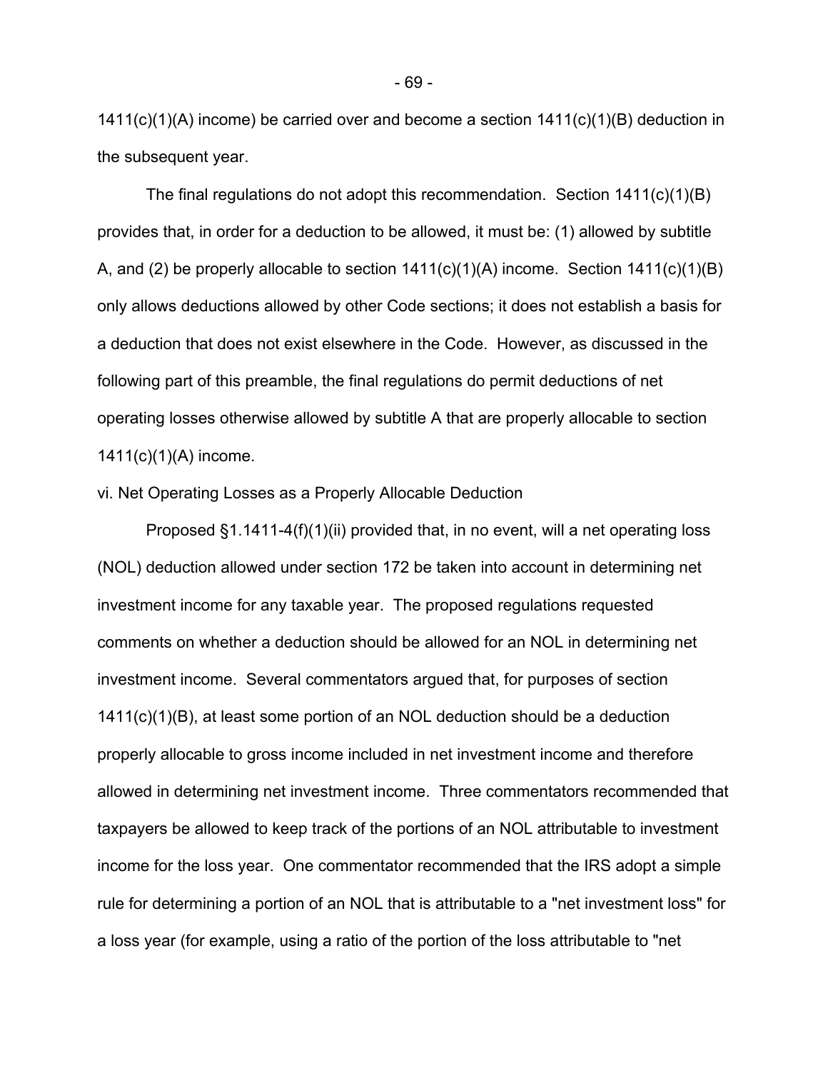1411(c)(1)(A) income) be carried over and become a section 1411(c)(1)(B) deduction in the subsequent year.

The final regulations do not adopt this recommendation. Section 1411(c)(1)(B) provides that, in order for a deduction to be allowed, it must be: (1) allowed by subtitle A, and (2) be properly allocable to section 1411(c)(1)(A) income. Section 1411(c)(1)(B) only allows deductions allowed by other Code sections; it does not establish a basis for a deduction that does not exist elsewhere in the Code. However, as discussed in the following part of this preamble, the final regulations do permit deductions of net operating losses otherwise allowed by subtitle A that are properly allocable to section 1411(c)(1)(A) income.

vi. Net Operating Losses as a Properly Allocable Deduction

Proposed §1.1411-4(f)(1)(ii) provided that, in no event, will a net operating loss (NOL) deduction allowed under section 172 be taken into account in determining net investment income for any taxable year. The proposed regulations requested comments on whether a deduction should be allowed for an NOL in determining net investment income. Several commentators argued that, for purposes of section 1411(c)(1)(B), at least some portion of an NOL deduction should be a deduction properly allocable to gross income included in net investment income and therefore allowed in determining net investment income. Three commentators recommended that taxpayers be allowed to keep track of the portions of an NOL attributable to investment income for the loss year. One commentator recommended that the IRS adopt a simple rule for determining a portion of an NOL that is attributable to a "net investment loss" for a loss year (for example, using a ratio of the portion of the loss attributable to "net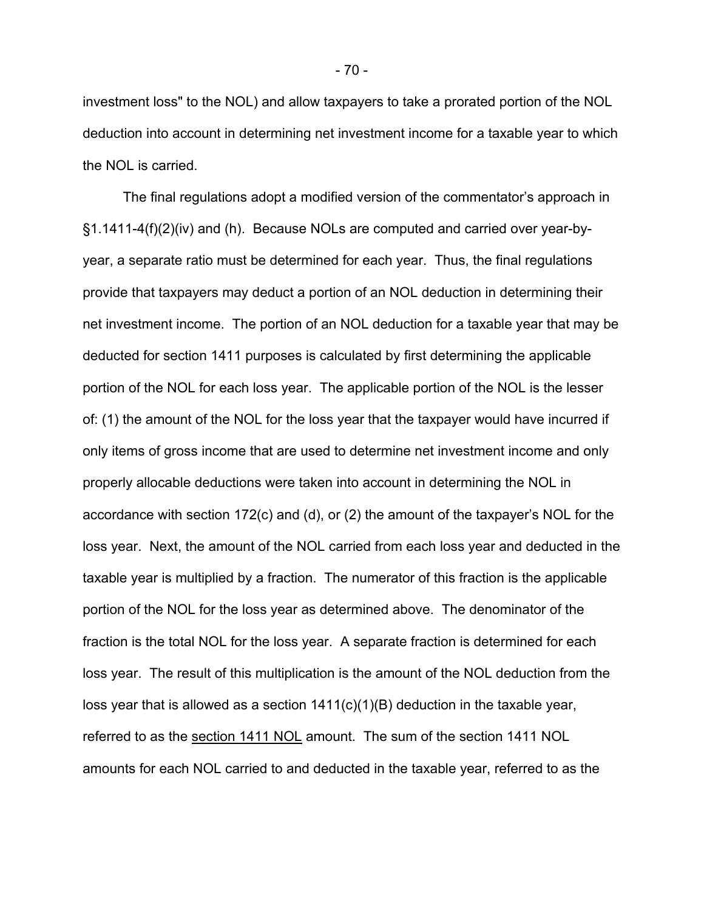investment loss" to the NOL) and allow taxpayers to take a prorated portion of the NOL deduction into account in determining net investment income for a taxable year to which the NOL is carried.

The final regulations adopt a modified version of the commentator's approach in §1.1411-4(f)(2)(iv) and (h). Because NOLs are computed and carried over year-by-year, a separate ratio must be determined for each year. Thus, the final regulations provide that taxpayers may deduct a portion of an NOL deduction in determining their net investment income. The portion of an NOL deduction for a taxable year that may be deducted for section 1411 purposes is calculated by first determining the applicable portion of the NOL for each loss year. The applicable portion of the NOL is the lesser of: (1) the amount of the NOL for the loss year that the taxpayer would have incurred if only items of gross income that are used to determine net investment income and only properly allocable deductions were taken into account in determining the NOL in accordance with section 172(c) and (d), or (2) the amount of the taxpayer's NOL for the loss year. Next, the amount of the NOL carried from each loss year and deducted in the taxable year is multiplied by a fraction. The numerator of this fraction is the applicable portion of the NOL for the loss year as determined above. The denominator of the fraction is the total NOL for the loss year. A separate fraction is determined for each loss year. The result of this multiplication is the amount of the NOL deduction from the loss year that is allowed as a section 1411(c)(1)(B) deduction in the taxable year, referred to as the <u>section 1411 NOL</u> amount. The sum of the section 1411 NOL amounts for each NOL carried to and deducted in the taxable year, referred to as the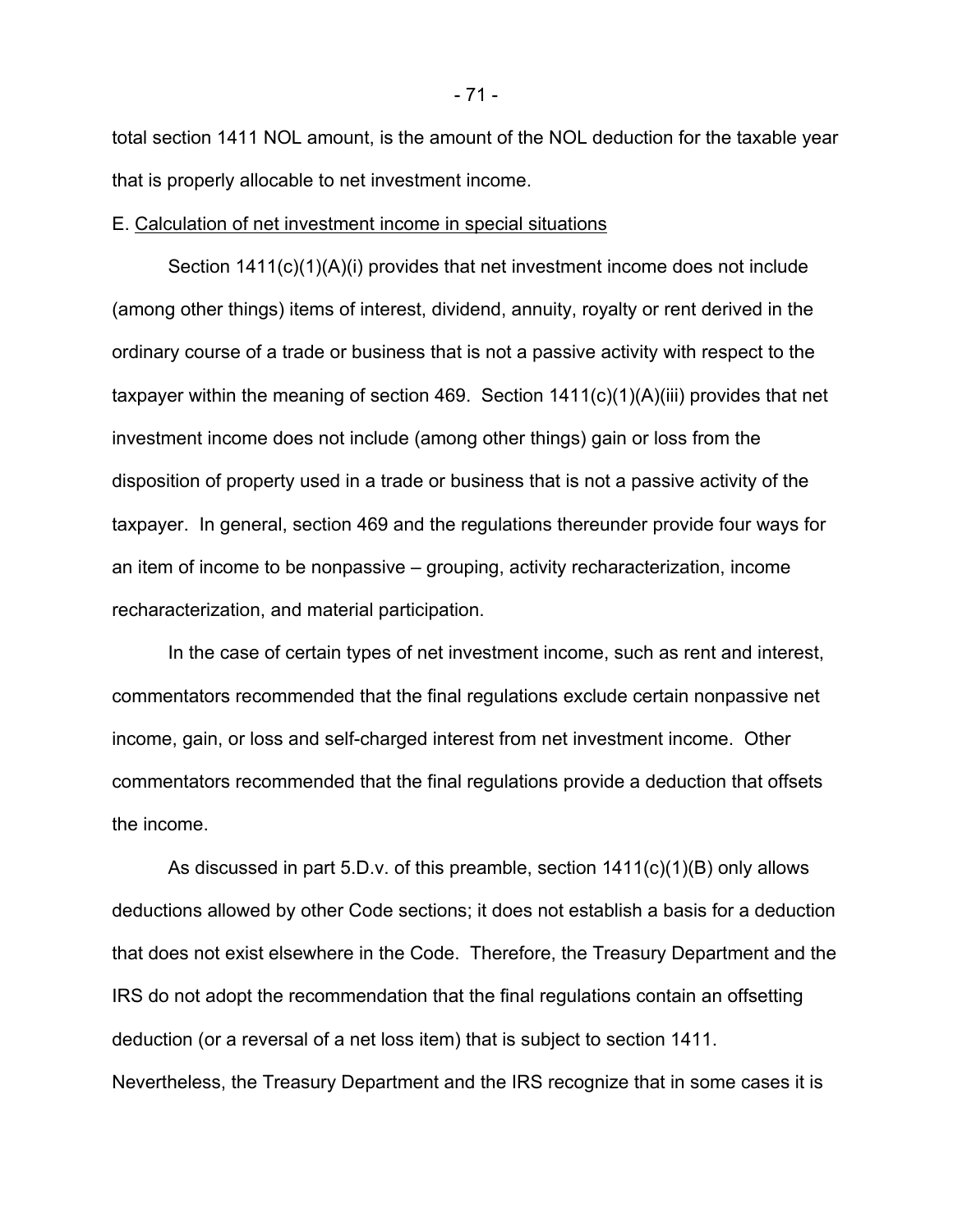total section 1411 NOL amount, is the amount of the NOL deduction for the taxable year that is properly allocable to net investment income.

E. Calculation of net investment income in special situations

Section 1411(c)(1)(A)(i) provides that net investment income does not include (among other things) items of interest, dividend, annuity, royalty or rent derived in the ordinary course of a trade or business that is not a passive activity with respect to the taxpayer within the meaning of section 469. Section 1411(c)(1)(A)(iii) provides that net investment income does not include (among other things) gain or loss from the disposition of property used in a trade or business that is not a passive activity of the taxpayer. In general, section 469 and the regulations thereunder provide four ways for an item of income to be nonpassive – grouping, activity recharacterization, income recharacterization, and material participation.

In the case of certain types of net investment income, such as rent and interest, commentators recommended that the final regulations exclude certain nonpassive net income, gain, or loss and self-charged interest from net investment income. Other commentators recommended that the final regulations provide a deduction that offsets the income.

As discussed in part 5.D.v. of this preamble, section 1411(c)(1)(B) only allows deductions allowed by other Code sections; it does not establish a basis for a deduction that does not exist elsewhere in the Code. Therefore, the Treasury Department and the IRS do not adopt the recommendation that the final regulations contain an offsetting deduction (or a reversal of a net loss item) that is subject to section 1411. Nevertheless, the Treasury Department and the IRS recognize that in some cases it is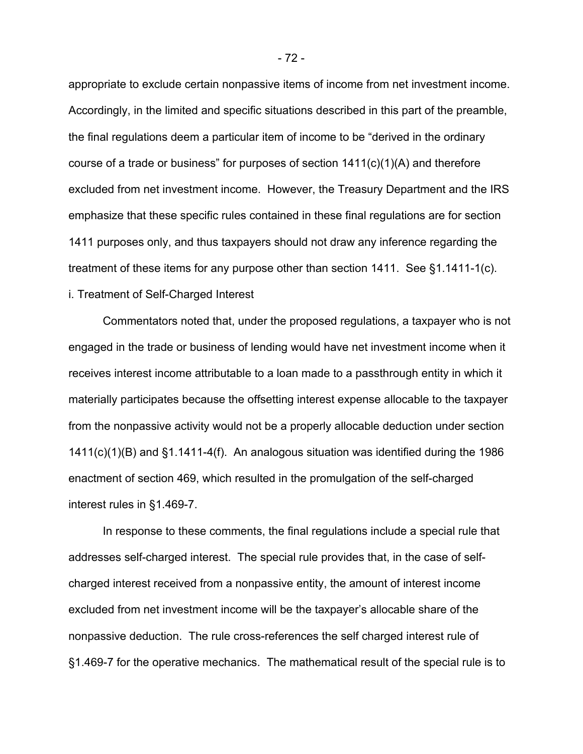appropriate to exclude certain nonpassive items of income from net investment income. Accordingly, in the limited and specific situations described in this part of the preamble, the final regulations deem a particular item of income to be "derived in the ordinary course of a trade or business" for purposes of section 1411(c)(1)(A) and therefore excluded from net investment income. However, the Treasury Department and the IRS emphasize that these specific rules contained in these final regulations are for section 1411 purposes only, and thus taxpayers should not draw any inference regarding the treatment of these items for any purpose other than section 1411. See §1.1411-1(c).

i. Treatment of Self-Charged Interest

Commentators noted that, under the proposed regulations, a taxpayer who is not engaged in the trade or business of lending would have net investment income when it receives interest income attributable to a loan made to a passthrough entity in which it materially participates because the offsetting interest expense allocable to the taxpayer from the nonpassive activity would not be a properly allocable deduction under section 1411(c)(1)(B) and §1.1411-4(f). An analogous situation was identified during the 1986 enactment of section 469, which resulted in the promulgation of the self-charged interest rules in §1.469-7.

In response to these comments, the final regulations include a special rule that addresses self-charged interest. The special rule provides that, in the case of self-charged interest received from a nonpassive entity, the amount of interest income excluded from net investment income will be the taxpayer's allocable share of the nonpassive deduction. The rule cross-references the self charged interest rule of §1.469-7 for the operative mechanics. The mathematical result of the special rule is to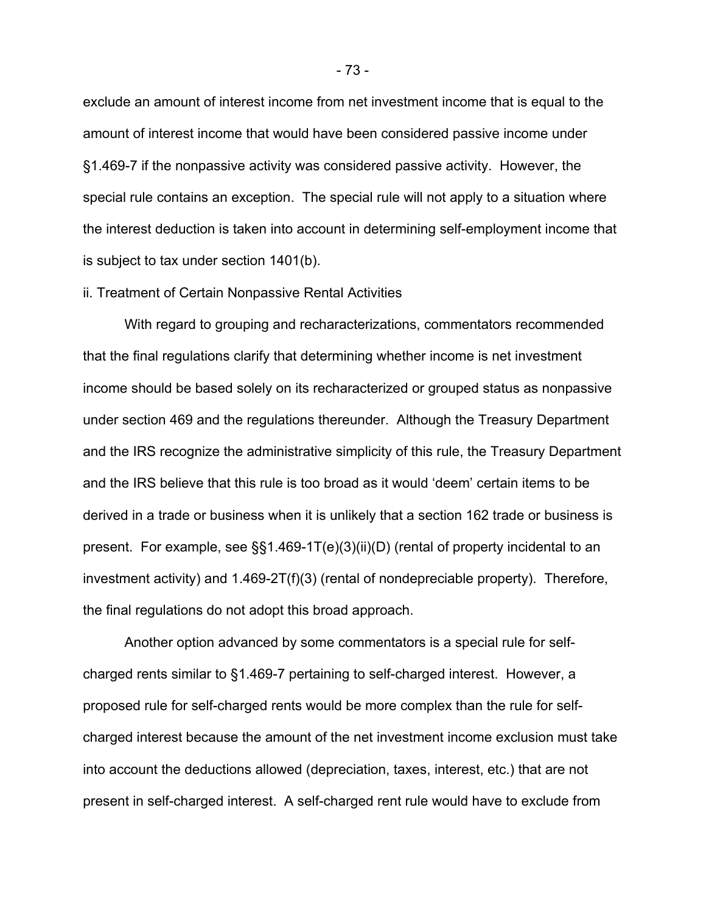exclude an amount of interest income from net investment income that is equal to the amount of interest income that would have been considered passive income under §1.469-7 if the nonpassive activity was considered passive activity. However, the special rule contains an exception. The special rule will not apply to a situation where the interest deduction is taken into account in determining self-employment income that is subject to tax under section 1401(b).

ii. Treatment of Certain Nonpassive Rental Activities

With regard to grouping and recharacterizations, commentators recommended that the final regulations clarify that determining whether income is net investment income should be based solely on its recharacterized or grouped status as nonpassive under section 469 and the regulations thereunder. Although the Treasury Department and the IRS recognize the administrative simplicity of this rule, the Treasury Department and the IRS believe that this rule is too broad as it would 'deem' certain items to be derived in a trade or business when it is unlikely that a section 162 trade or business is present. For example, see §§1.469-1T(e)(3)(ii)(D) (rental of property incidental to an investment activity) and 1.469-2T(f)(3) (rental of nondepreciable property). Therefore, the final regulations do not adopt this broad approach.

Another option advanced by some commentators is a special rule for self-charged rents similar to §1.469-7 pertaining to self-charged interest. However, a proposed rule for self-charged rents would be more complex than the rule for self-charged interest because the amount of the net investment income exclusion must take into account the deductions allowed (depreciation, taxes, interest, etc.) that are not present in self-charged interest. A self-charged rent rule would have to exclude from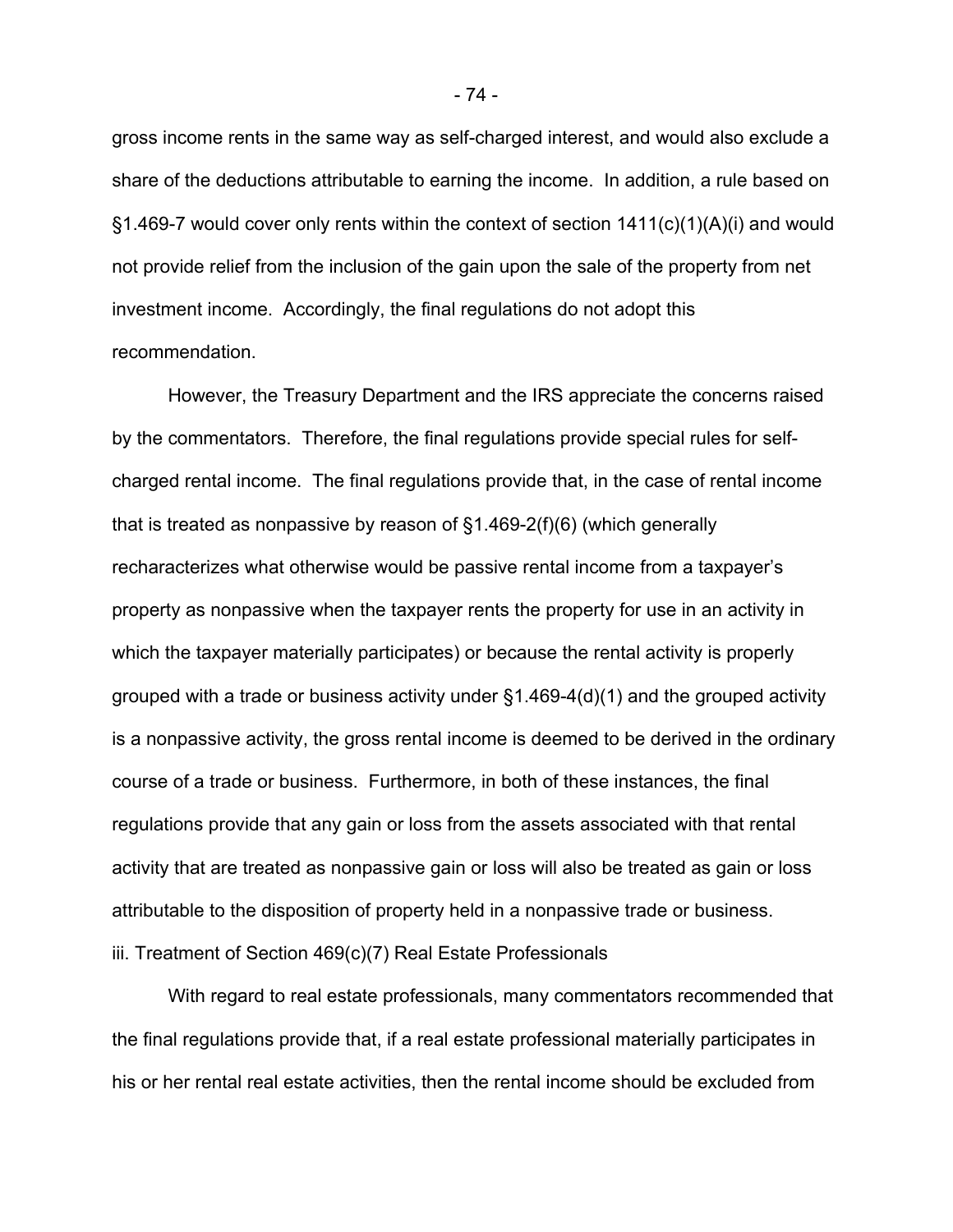gross income rents in the same way as self-charged interest, and would also exclude a share of the deductions attributable to earning the income. In addition, a rule based on §1.469-7 would cover only rents within the context of section 1411(c)(1)(A)(i) and would not provide relief from the inclusion of the gain upon the sale of the property from net investment income. Accordingly, the final regulations do not adopt this recommendation.

However, the Treasury Department and the IRS appreciate the concerns raised by the commentators. Therefore, the final regulations provide special rules for self-charged rental income. The final regulations provide that, in the case of rental income that is treated as nonpassive by reason of §1.469-2(f)(6) (which generally recharacterizes what otherwise would be passive rental income from a taxpayer's property as nonpassive when the taxpayer rents the property for use in an activity in which the taxpayer materially participates) or because the rental activity is properly grouped with a trade or business activity under §1.469-4(d)(1) and the grouped activity is a nonpassive activity, the gross rental income is deemed to be derived in the ordinary course of a trade or business. Furthermore, in both of these instances, the final regulations provide that any gain or loss from the assets associated with that rental activity that are treated as nonpassive gain or loss will also be treated as gain or loss attributable to the disposition of property held in a nonpassive trade or business.

iii. Treatment of Section 469(c)(7) Real Estate Professionals

With regard to real estate professionals, many commentators recommended that the final regulations provide that, if a real estate professional materially participates in his or her rental real estate activities, then the rental income should be excluded from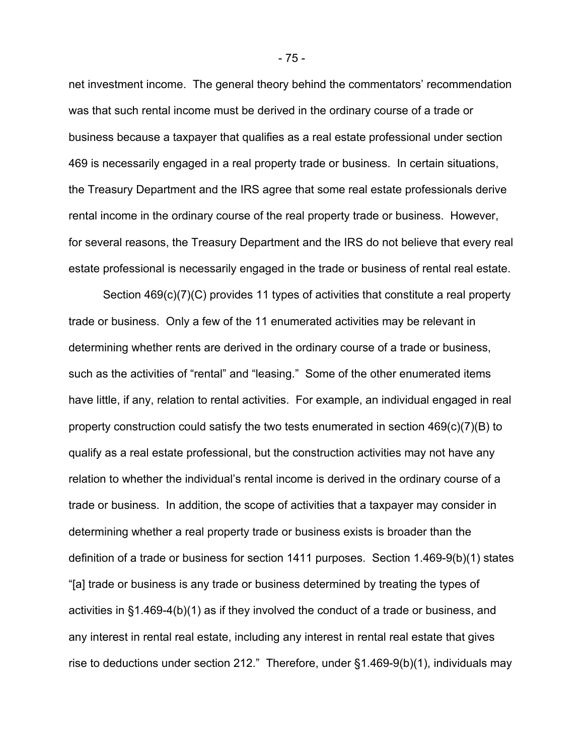net investment income. The general theory behind the commentators' recommendation was that such rental income must be derived in the ordinary course of a trade or business because a taxpayer that qualifies as a real estate professional under section 469 is necessarily engaged in a real property trade or business. In certain situations, the Treasury Department and the IRS agree that some real estate professionals derive rental income in the ordinary course of the real property trade or business. However, for several reasons, the Treasury Department and the IRS do not believe that every real estate professional is necessarily engaged in the trade or business of rental real estate.

Section 469(c)(7)(C) provides 11 types of activities that constitute a real property trade or business. Only a few of the 11 enumerated activities may be relevant in determining whether rents are derived in the ordinary course of a trade or business, such as the activities of "rental" and "leasing." Some of the other enumerated items have little, if any, relation to rental activities. For example, an individual engaged in real property construction could satisfy the two tests enumerated in section 469(c)(7)(B) to qualify as a real estate professional, but the construction activities may not have any relation to whether the individual's rental income is derived in the ordinary course of a trade or business. In addition, the scope of activities that a taxpayer may consider in determining whether a real property trade or business exists is broader than the definition of a trade or business for section 1411 purposes. Section 1.469-9(b)(1) states "[a] trade or business is any trade or business determined by treating the types of activities in §1.469-4(b)(1) as if they involved the conduct of a trade or business, and any interest in rental real estate, including any interest in rental real estate that gives rise to deductions under section 212." Therefore, under §1.469-9(b)(1), individuals may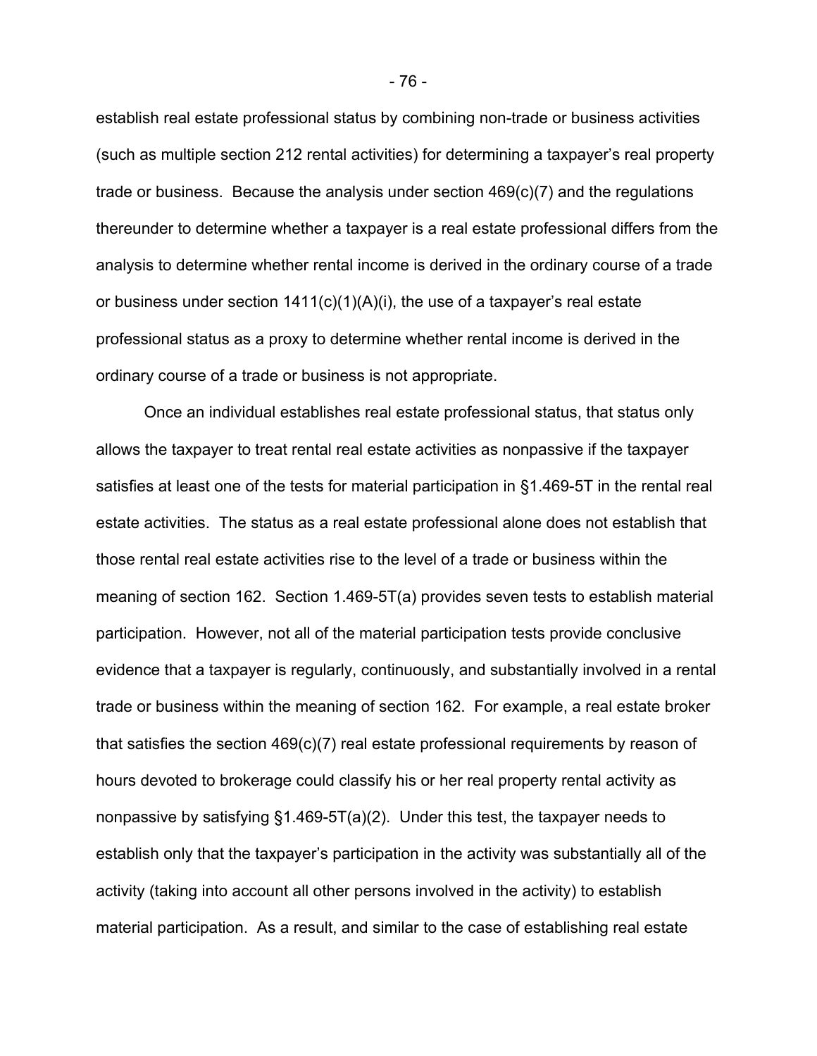establish real estate professional status by combining non-trade or business activities (such as multiple section 212 rental activities) for determining a taxpayer's real property trade or business. Because the analysis under section 469(c)(7) and the regulations thereunder to determine whether a taxpayer is a real estate professional differs from the analysis to determine whether rental income is derived in the ordinary course of a trade or business under section 1411(c)(1)(A)(i), the use of a taxpayer's real estate professional status as a proxy to determine whether rental income is derived in the ordinary course of a trade or business is not appropriate.

Once an individual establishes real estate professional status, that status only allows the taxpayer to treat rental real estate activities as nonpassive if the taxpayer satisfies at least one of the tests for material participation in §1.469-5T in the rental real estate activities. The status as a real estate professional alone does not establish that those rental real estate activities rise to the level of a trade or business within the meaning of section 162. Section 1.469-5T(a) provides seven tests to establish material participation. However, not all of the material participation tests provide conclusive evidence that a taxpayer is regularly, continuously, and substantially involved in a rental trade or business within the meaning of section 162. For example, a real estate broker that satisfies the section 469(c)(7) real estate professional requirements by reason of hours devoted to brokerage could classify his or her real property rental activity as nonpassive by satisfying §1.469-5T(a)(2). Under this test, the taxpayer needs to establish only that the taxpayer's participation in the activity was substantially all of the activity (taking into account all other persons involved in the activity) to establish material participation. As a result, and similar to the case of establishing real estate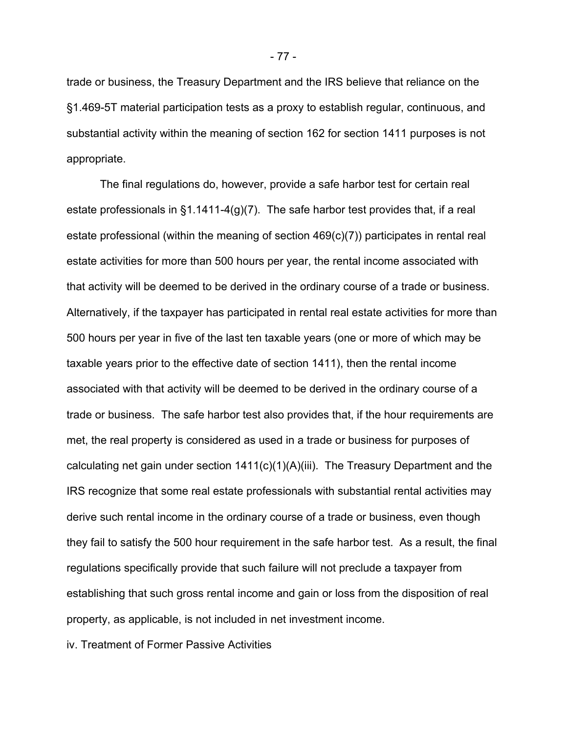trade or business, the Treasury Department and the IRS believe that reliance on the §1.469-5T material participation tests as a proxy to establish regular, continuous, and substantial activity within the meaning of section 162 for section 1411 purposes is not appropriate.

The final regulations do, however, provide a safe harbor test for certain real estate professionals in §1.1411-4(g)(7). The safe harbor test provides that, if a real estate professional (within the meaning of section 469(c)(7)) participates in rental real estate activities for more than 500 hours per year, the rental income associated with that activity will be deemed to be derived in the ordinary course of a trade or business. Alternatively, if the taxpayer has participated in rental real estate activities for more than 500 hours per year in five of the last ten taxable years (one or more of which may be taxable years prior to the effective date of section 1411), then the rental income associated with that activity will be deemed to be derived in the ordinary course of a trade or business. The safe harbor test also provides that, if the hour requirements are met, the real property is considered as used in a trade or business for purposes of calculating net gain under section 1411(c)(1)(A)(iii). The Treasury Department and the IRS recognize that some real estate professionals with substantial rental activities may derive such rental income in the ordinary course of a trade or business, even though they fail to satisfy the 500 hour requirement in the safe harbor test. As a result, the final regulations specifically provide that such failure will not preclude a taxpayer from establishing that such gross rental income and gain or loss from the disposition of real property, as applicable, is not included in net investment income.

iv. Treatment of Former Passive Activities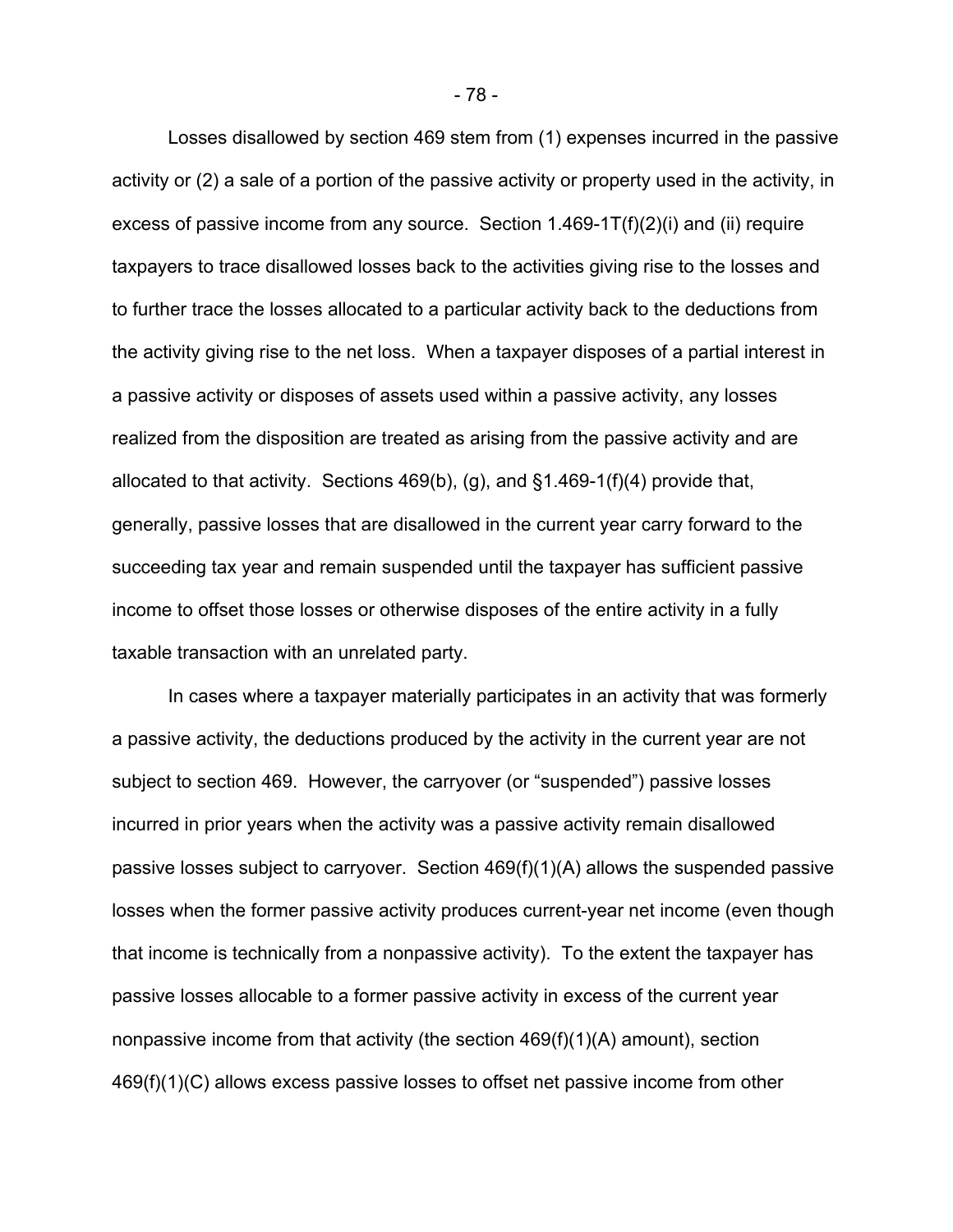Losses disallowed by section 469 stem from (1) expenses incurred in the passive activity or (2) a sale of a portion of the passive activity or property used in the activity, in excess of passive income from any source. Section 1.469-1T(f)(2)(i) and (ii) require taxpayers to trace disallowed losses back to the activities giving rise to the losses and to further trace the losses allocated to a particular activity back to the deductions from the activity giving rise to the net loss. When a taxpayer disposes of a partial interest in a passive activity or disposes of assets used within a passive activity, any losses realized from the disposition are treated as arising from the passive activity and are allocated to that activity. Sections 469(b), (g), and §1.469-1(f)(4) provide that, generally, passive losses that are disallowed in the current year carry forward to the succeeding tax year and remain suspended until the taxpayer has sufficient passive income to offset those losses or otherwise disposes of the entire activity in a fully taxable transaction with an unrelated party.

In cases where a taxpayer materially participates in an activity that was formerly a passive activity, the deductions produced by the activity in the current year are not subject to section 469. However, the carryover (or "suspended") passive losses incurred in prior years when the activity was a passive activity remain disallowed passive losses subject to carryover. Section 469(f)(1)(A) allows the suspended passive losses when the former passive activity produces current-year net income (even though that income is technically from a nonpassive activity). To the extent the taxpayer has passive losses allocable to a former passive activity in excess of the current year nonpassive income from that activity (the section 469(f)(1)(A) amount), section 469(f)(1)(C) allows excess passive losses to offset net passive income from other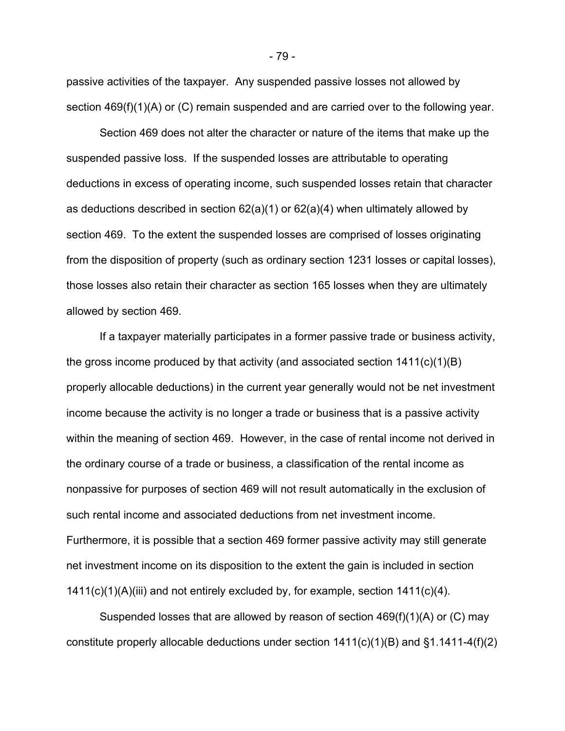passive activities of the taxpayer. Any suspended passive losses not allowed by section 469(f)(1)(A) or (C) remain suspended and are carried over to the following year.

Section 469 does not alter the character or nature of the items that make up the suspended passive loss. If the suspended losses are attributable to operating deductions in excess of operating income, such suspended losses retain that character as deductions described in section 62(a)(1) or 62(a)(4) when ultimately allowed by section 469. To the extent the suspended losses are comprised of losses originating from the disposition of property (such as ordinary section 1231 losses or capital losses), those losses also retain their character as section 165 losses when they are ultimately allowed by section 469.

If a taxpayer materially participates in a former passive trade or business activity, the gross income produced by that activity (and associated section 1411(c)(1)(B) properly allocable deductions) in the current year generally would not be net investment income because the activity is no longer a trade or business that is a passive activity within the meaning of section 469. However, in the case of rental income not derived in the ordinary course of a trade or business, a classification of the rental income as nonpassive for purposes of section 469 will not result automatically in the exclusion of such rental income and associated deductions from net investment income. Furthermore, it is possible that a section 469 former passive activity may still generate net investment income on its disposition to the extent the gain is included in section 1411(c)(1)(A)(iii) and not entirely excluded by, for example, section 1411(c)(4).

Suspended losses that are allowed by reason of section 469(f)(1)(A) or (C) may constitute properly allocable deductions under section 1411(c)(1)(B) and §1.1411-4(f)(2)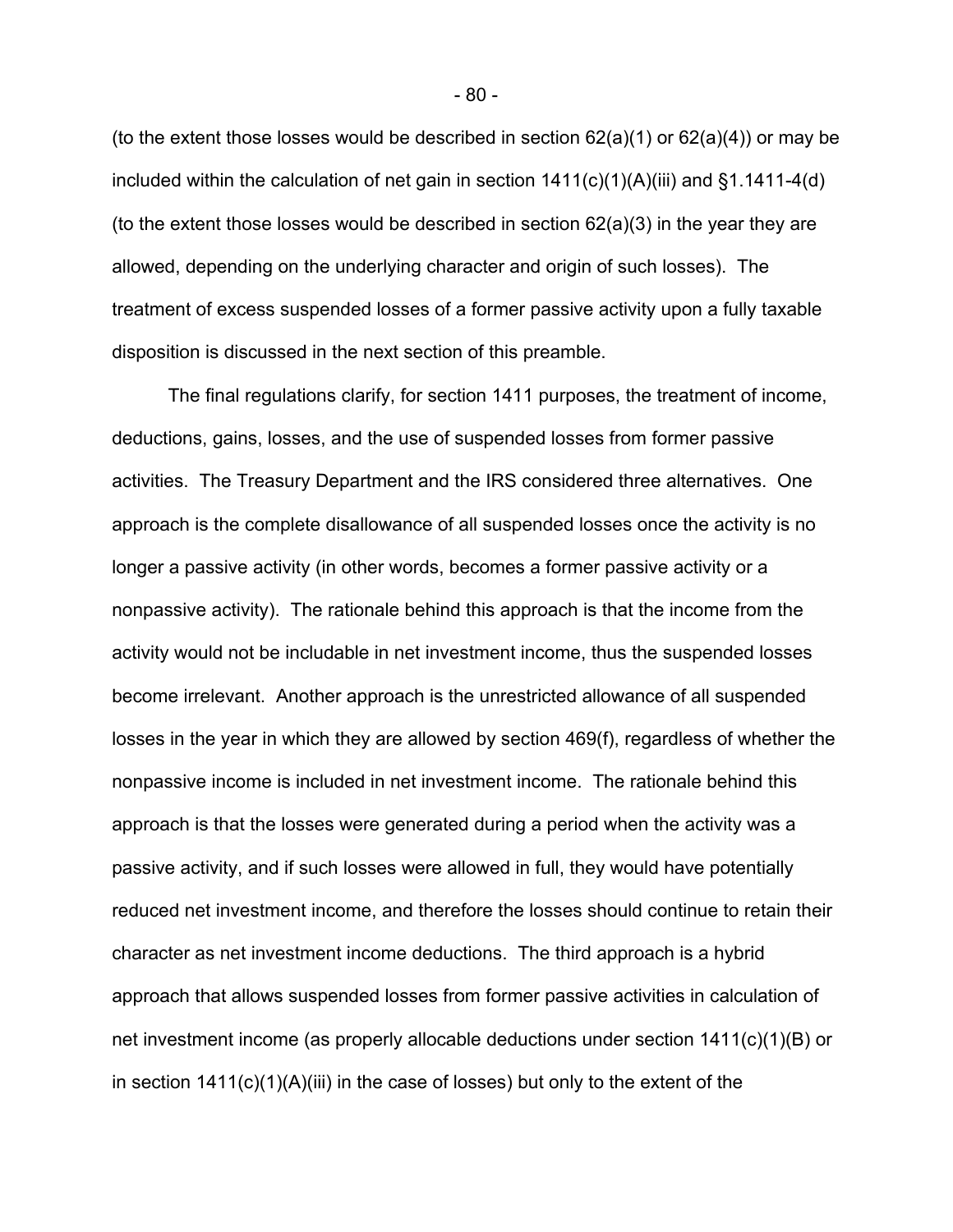(to the extent those losses would be described in section 62(a)(1) or 62(a)(4)) or may be included within the calculation of net gain in section 1411(c)(1)(A)(iii) and §1.1411-4(d) (to the extent those losses would be described in section 62(a)(3) in the year they are allowed, depending on the underlying character and origin of such losses). The treatment of excess suspended losses of a former passive activity upon a fully taxable disposition is discussed in the next section of this preamble.

The final regulations clarify, for section 1411 purposes, the treatment of income, deductions, gains, losses, and the use of suspended losses from former passive activities. The Treasury Department and the IRS considered three alternatives. One approach is the complete disallowance of all suspended losses once the activity is no longer a passive activity (in other words, becomes a former passive activity or a nonpassive activity). The rationale behind this approach is that the income from the activity would not be includable in net investment income, thus the suspended losses become irrelevant. Another approach is the unrestricted allowance of all suspended losses in the year in which they are allowed by section 469(f), regardless of whether the nonpassive income is included in net investment income. The rationale behind this approach is that the losses were generated during a period when the activity was a passive activity, and if such losses were allowed in full, they would have potentially reduced net investment income, and therefore the losses should continue to retain their character as net investment income deductions. The third approach is a hybrid approach that allows suspended losses from former passive activities in calculation of net investment income (as properly allocable deductions under section 1411(c)(1)(B) or in section 1411(c)(1)(A)(iii) in the case of losses) but only to the extent of the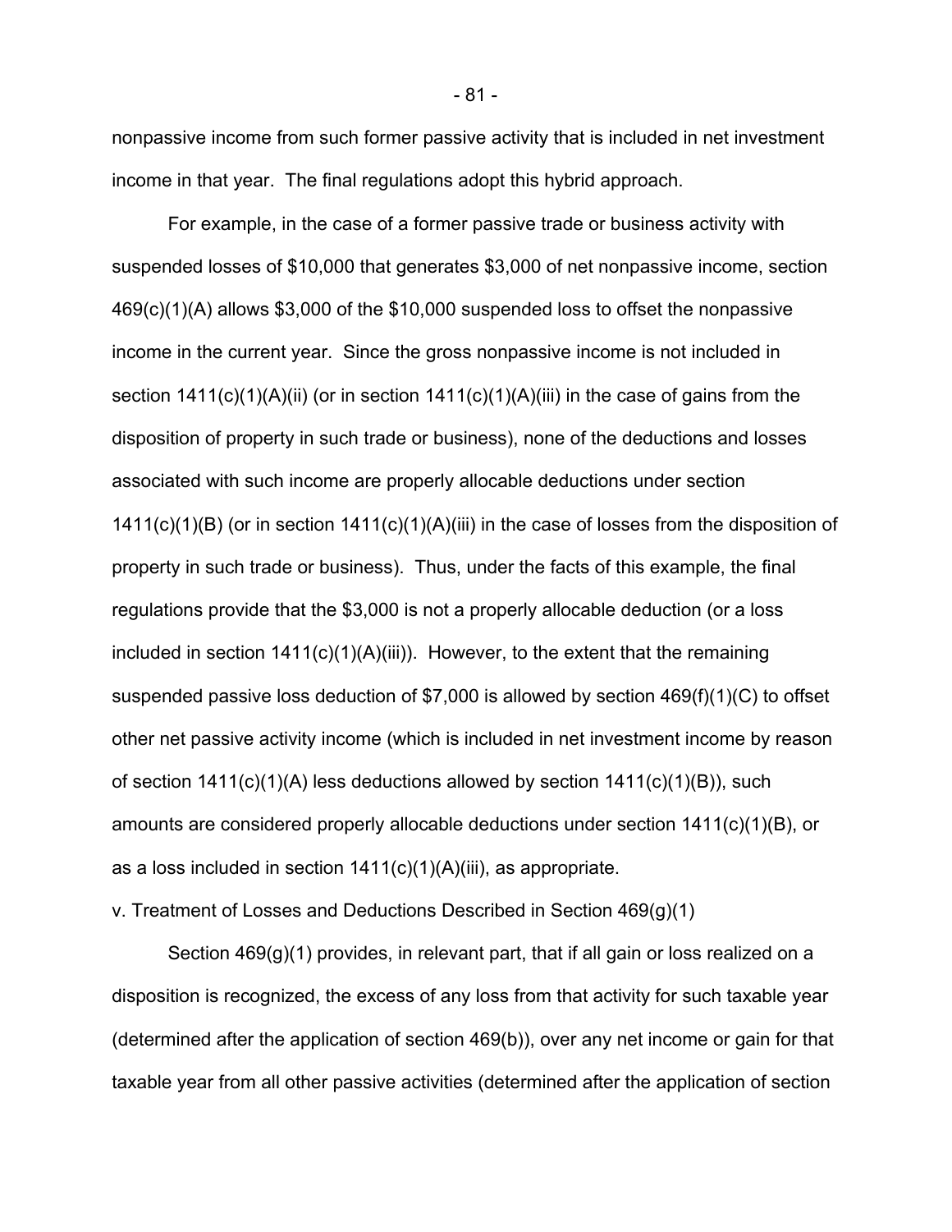nonpassive income from such former passive activity that is included in net investment income in that year. The final regulations adopt this hybrid approach.

For example, in the case of a former passive trade or business activity with suspended losses of $10,000 that generates $3,000 of net nonpassive income, section 469(c)(1)(A) allows $3,000 of the $10,000 suspended loss to offset the nonpassive income in the current year. Since the gross nonpassive income is not included in section 1411(c)(1)(A)(ii) (or in section 1411(c)(1)(A)(iii) in the case of gains from the disposition of property in such trade or business), none of the deductions and losses associated with such income are properly allocable deductions under section 1411(c)(1)(B) (or in section 1411(c)(1)(A)(iii) in the case of losses from the disposition of property in such trade or business). Thus, under the facts of this example, the final regulations provide that the $3,000 is not a properly allocable deduction (or a loss included in section 1411(c)(1)(A)(iii)). However, to the extent that the remaining suspended passive loss deduction of $7,000 is allowed by section 469(f)(1)(C) to offset other net passive activity income (which is included in net investment income by reason of section 1411(c)(1)(A) less deductions allowed by section 1411(c)(1)(B)), such amounts are considered properly allocable deductions under section 1411(c)(1)(B), or as a loss included in section 1411(c)(1)(A)(iii), as appropriate.

v. Treatment of Losses and Deductions Described in Section 469(g)(1)

Section 469(g)(1) provides, in relevant part, that if all gain or loss realized on a disposition is recognized, the excess of any loss from that activity for such taxable year (determined after the application of section 469(b)), over any net income or gain for that taxable year from all other passive activities (determined after the application of section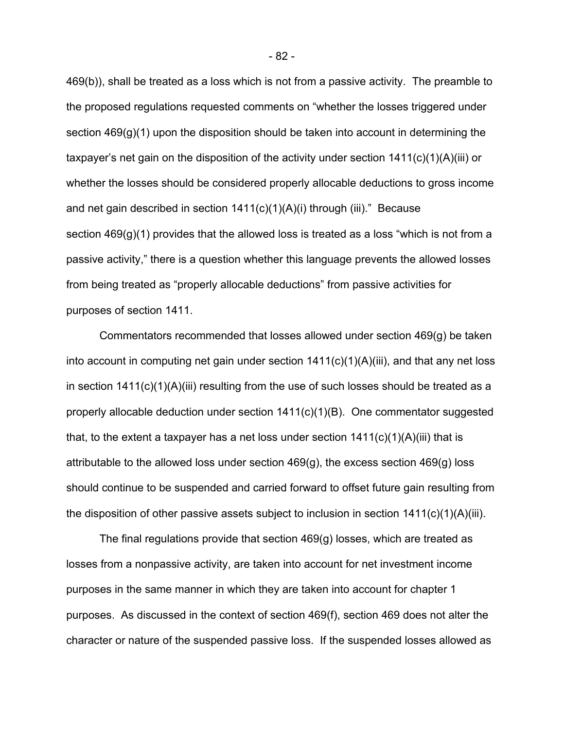469(b)), shall be treated as a loss which is not from a passive activity. The preamble to the proposed regulations requested comments on "whether the losses triggered under section 469(g)(1) upon the disposition should be taken into account in determining the taxpayer's net gain on the disposition of the activity under section 1411(c)(1)(A)(iii) or whether the losses should be considered properly allocable deductions to gross income and net gain described in section 1411(c)(1)(A)(i) through (iii)." Because section 469(g)(1) provides that the allowed loss is treated as a loss "which is not from a passive activity," there is a question whether this language prevents the allowed losses from being treated as "properly allocable deductions" from passive activities for purposes of section 1411.

Commentators recommended that losses allowed under section 469(g) be taken into account in computing net gain under section 1411(c)(1)(A)(iii), and that any net loss in section 1411(c)(1)(A)(iii) resulting from the use of such losses should be treated as a properly allocable deduction under section 1411(c)(1)(B). One commentator suggested that, to the extent a taxpayer has a net loss under section 1411(c)(1)(A)(iii) that is attributable to the allowed loss under section 469(g), the excess section 469(g) loss should continue to be suspended and carried forward to offset future gain resulting from the disposition of other passive assets subject to inclusion in section 1411(c)(1)(A)(iii).

The final regulations provide that section 469(g) losses, which are treated as losses from a nonpassive activity, are taken into account for net investment income purposes in the same manner in which they are taken into account for chapter 1 purposes. As discussed in the context of section 469(f), section 469 does not alter the character or nature of the suspended passive loss. If the suspended losses allowed as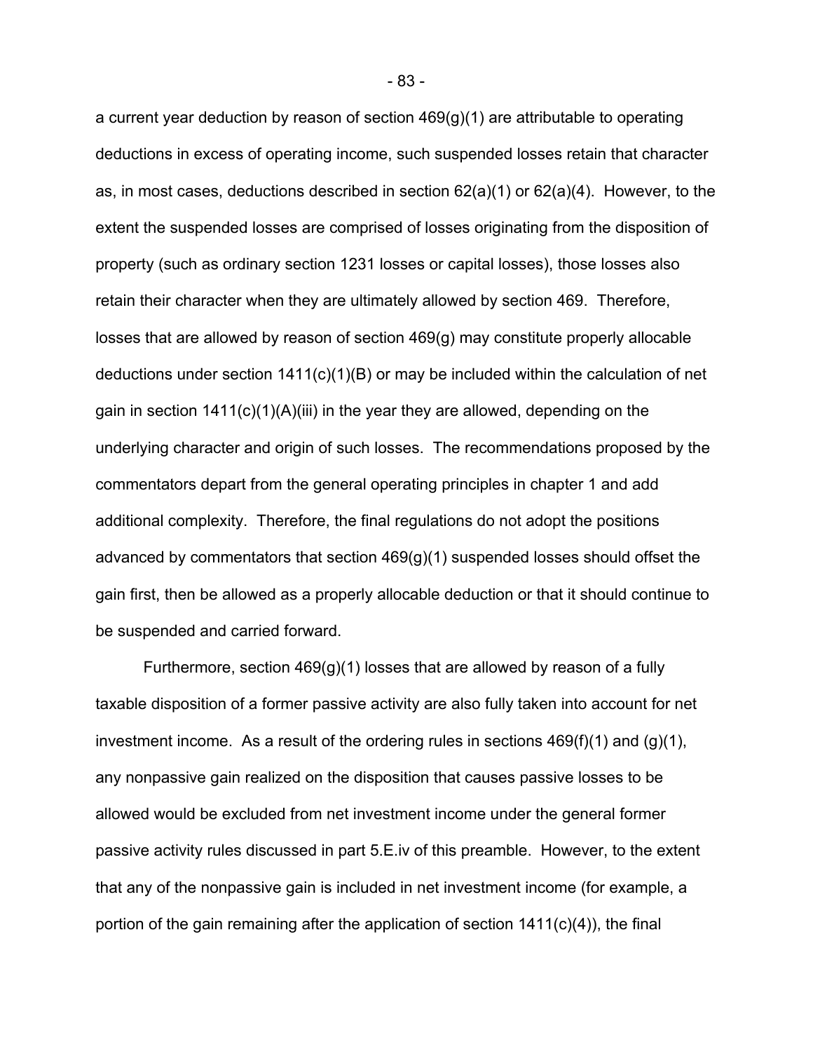a current year deduction by reason of section 469(g)(1) are attributable to operating deductions in excess of operating income, such suspended losses retain that character as, in most cases, deductions described in section 62(a)(1) or 62(a)(4). However, to the extent the suspended losses are comprised of losses originating from the disposition of property (such as ordinary section 1231 losses or capital losses), those losses also retain their character when they are ultimately allowed by section 469. Therefore, losses that are allowed by reason of section 469(g) may constitute properly allocable deductions under section 1411(c)(1)(B) or may be included within the calculation of net gain in section 1411(c)(1)(A)(iii) in the year they are allowed, depending on the underlying character and origin of such losses. The recommendations proposed by the commentators depart from the general operating principles in chapter 1 and add additional complexity. Therefore, the final regulations do not adopt the positions advanced by commentators that section 469(g)(1) suspended losses should offset the gain first, then be allowed as a properly allocable deduction or that it should continue to be suspended and carried forward.

Furthermore, section 469(g)(1) losses that are allowed by reason of a fully taxable disposition of a former passive activity are also fully taken into account for net investment income. As a result of the ordering rules in sections 469(f)(1) and (g)(1), any nonpassive gain realized on the disposition that causes passive losses to be allowed would be excluded from net investment income under the general former passive activity rules discussed in part 5.E.iv of this preamble. However, to the extent that any of the nonpassive gain is included in net investment income (for example, a portion of the gain remaining after the application of section 1411(c)(4)), the final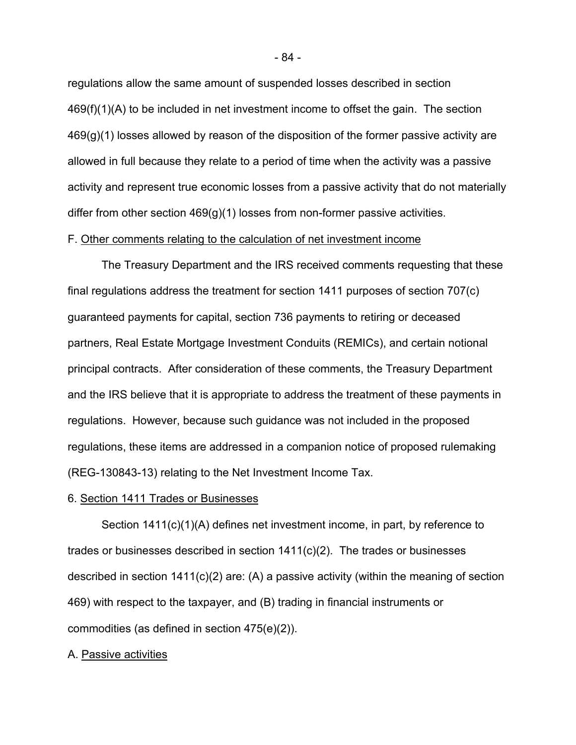regulations allow the same amount of suspended losses described in section 469(f)(1)(A) to be included in net investment income to offset the gain. The section 469(g)(1) losses allowed by reason of the disposition of the former passive activity are allowed in full because they relate to a period of time when the activity was a passive activity and represent true economic losses from a passive activity that do not materially differ from other section 469(g)(1) losses from non-former passive activities.

F. Other comments relating to the calculation of net investment income

The Treasury Department and the IRS received comments requesting that these final regulations address the treatment for section 1411 purposes of section 707(c) guaranteed payments for capital, section 736 payments to retiring or deceased partners, Real Estate Mortgage Investment Conduits (REMICs), and certain notional principal contracts. After consideration of these comments, the Treasury Department and the IRS believe that it is appropriate to address the treatment of these payments in regulations. However, because such guidance was not included in the proposed regulations, these items are addressed in a companion notice of proposed rulemaking (REG-130843-13) relating to the Net Investment Income Tax.

6. Section 1411 Trades or Businesses

Section 1411(c)(1)(A) defines net investment income, in part, by reference to trades or businesses described in section 1411(c)(2). The trades or businesses described in section 1411(c)(2) are: (A) a passive activity (within the meaning of section 469) with respect to the taxpayer, and (B) trading in financial instruments or commodities (as defined in section 475(e)(2)).

A. Passive activities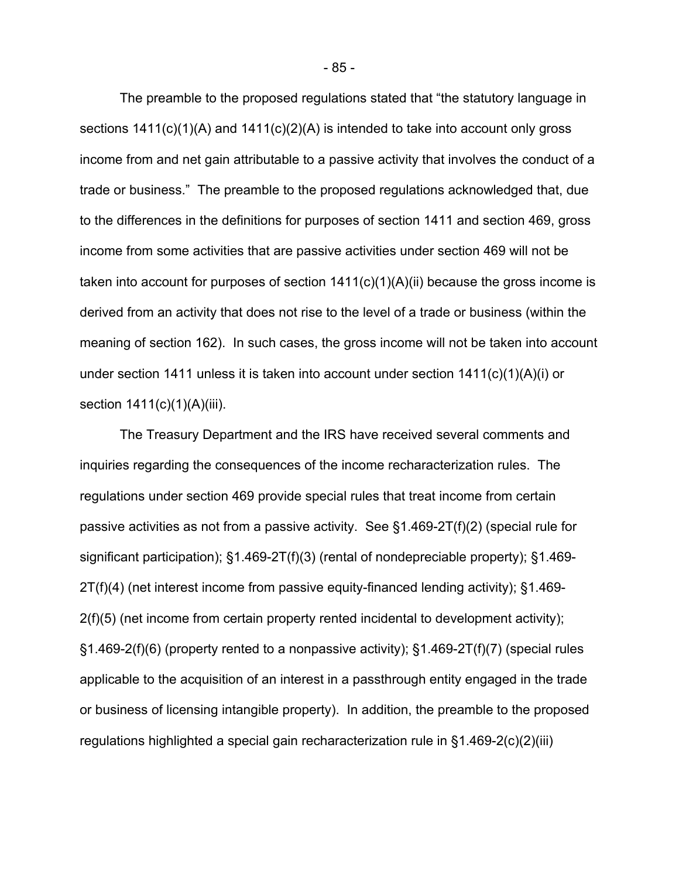The preamble to the proposed regulations stated that "the statutory language in sections 1411(c)(1)(A) and 1411(c)(2)(A) is intended to take into account only gross income from and net gain attributable to a passive activity that involves the conduct of a trade or business." The preamble to the proposed regulations acknowledged that, due to the differences in the definitions for purposes of section 1411 and section 469, gross income from some activities that are passive activities under section 469 will not be taken into account for purposes of section 1411(c)(1)(A)(ii) because the gross income is derived from an activity that does not rise to the level of a trade or business (within the meaning of section 162). In such cases, the gross income will not be taken into account under section 1411 unless it is taken into account under section 1411(c)(1)(A)(i) or section 1411(c)(1)(A)(iii).

The Treasury Department and the IRS have received several comments and inquiries regarding the consequences of the income recharacterization rules. The regulations under section 469 provide special rules that treat income from certain passive activities as not from a passive activity. See §1.469-2T(f)(2) (special rule for significant participation); §1.469-2T(f)(3) (rental of nondepreciable property); §1.469-2T(f)(4) (net interest income from passive equity-financed lending activity); §1.469-2(f)(5) (net income from certain property rented incidental to development activity); §1.469-2(f)(6) (property rented to a nonpassive activity); §1.469-2T(f)(7) (special rules applicable to the acquisition of an interest in a passthrough entity engaged in the trade or business of licensing intangible property). In addition, the preamble to the proposed regulations highlighted a special gain recharacterization rule in §1.469-2(c)(2)(iii)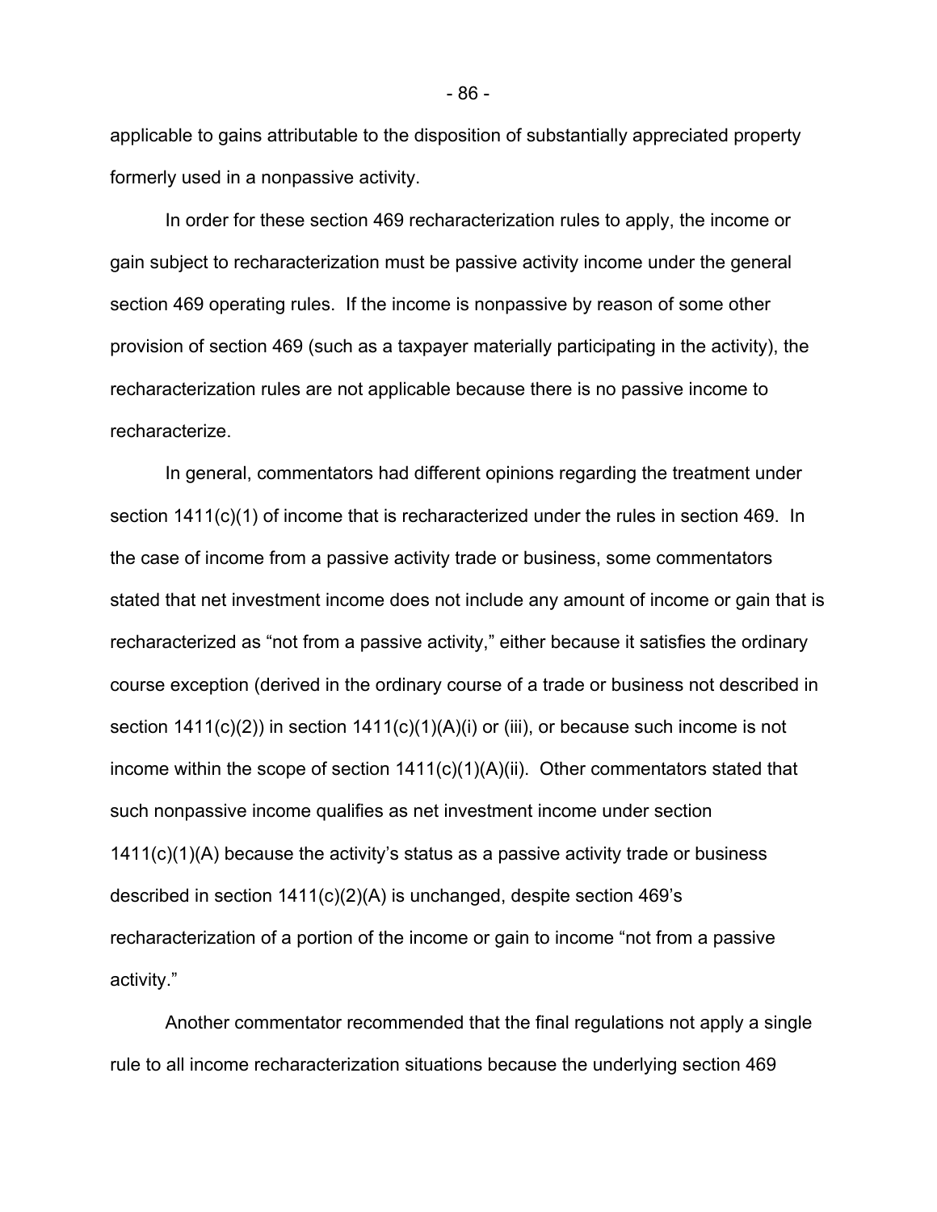applicable to gains attributable to the disposition of substantially appreciated property formerly used in a nonpassive activity.

In order for these section 469 recharacterization rules to apply, the income or gain subject to recharacterization must be passive activity income under the general section 469 operating rules. If the income is nonpassive by reason of some other provision of section 469 (such as a taxpayer materially participating in the activity), the recharacterization rules are not applicable because there is no passive income to recharacterize.

In general, commentators had different opinions regarding the treatment under section 1411(c)(1) of income that is recharacterized under the rules in section 469. In the case of income from a passive activity trade or business, some commentators stated that net investment income does not include any amount of income or gain that is recharacterized as "not from a passive activity," either because it satisfies the ordinary course exception (derived in the ordinary course of a trade or business not described in section 1411(c)(2)) in section 1411(c)(1)(A)(i) or (iii), or because such income is not income within the scope of section 1411(c)(1)(A)(ii). Other commentators stated that such nonpassive income qualifies as net investment income under section 1411(c)(1)(A) because the activity's status as a passive activity trade or business described in section 1411(c)(2)(A) is unchanged, despite section 469's recharacterization of a portion of the income or gain to income "not from a passive activity."

Another commentator recommended that the final regulations not apply a single rule to all income recharacterization situations because the underlying section 469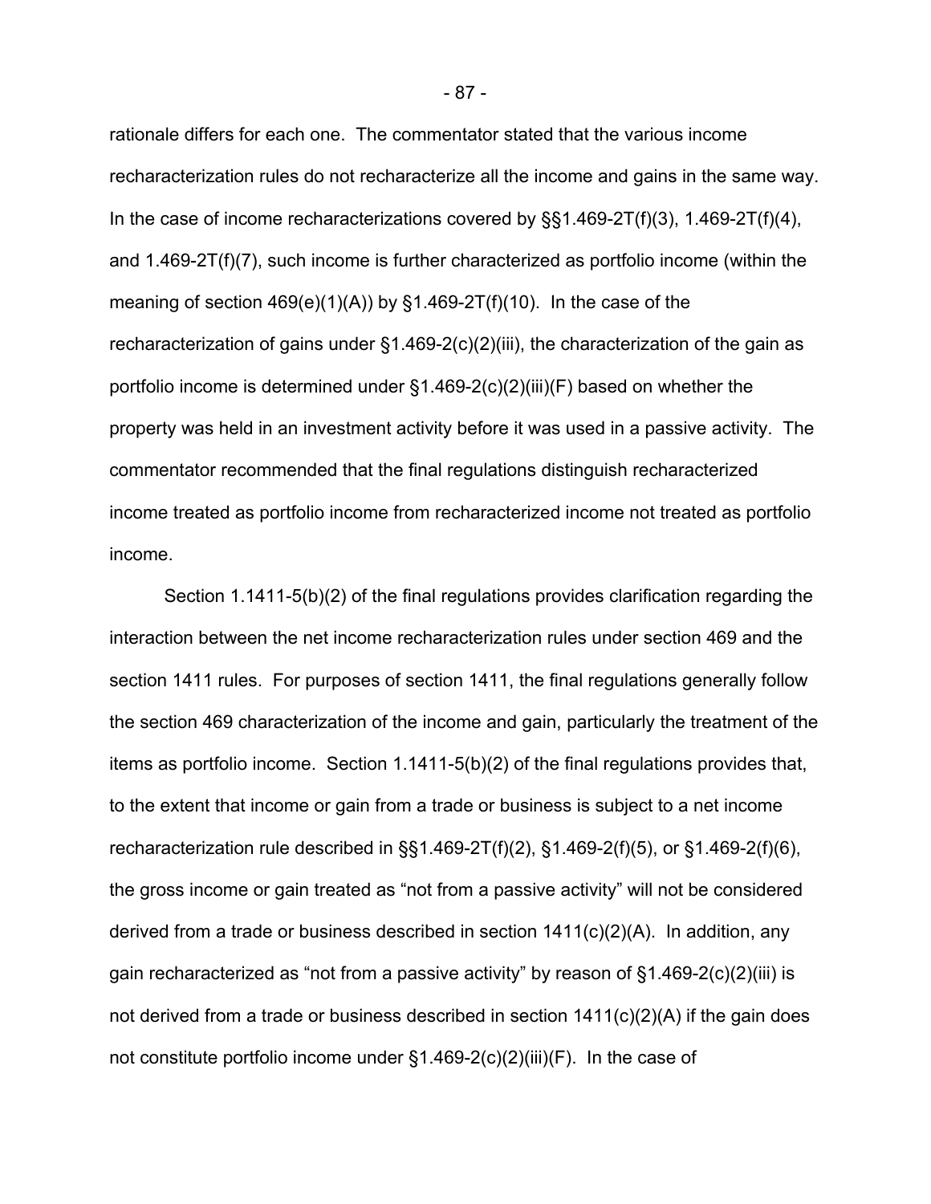rationale differs for each one. The commentator stated that the various income recharacterization rules do not recharacterize all the income and gains in the same way. In the case of income recharacterizations covered by §§1.469-2T(f)(3), 1.469-2T(f)(4), and 1.469-2T(f)(7), such income is further characterized as portfolio income (within the meaning of section 469(e)(1)(A)) by §1.469-2T(f)(10). In the case of the recharacterization of gains under §1.469-2(c)(2)(iii), the characterization of the gain as portfolio income is determined under §1.469-2(c)(2)(iii)(F) based on whether the property was held in an investment activity before it was used in a passive activity. The commentator recommended that the final regulations distinguish recharacterized income treated as portfolio income from recharacterized income not treated as portfolio income.

Section 1.1411-5(b)(2) of the final regulations provides clarification regarding the interaction between the net income recharacterization rules under section 469 and the section 1411 rules. For purposes of section 1411, the final regulations generally follow the section 469 characterization of the income and gain, particularly the treatment of the items as portfolio income. Section 1.1411-5(b)(2) of the final regulations provides that, to the extent that income or gain from a trade or business is subject to a net income recharacterization rule described in §§1.469-2T(f)(2), §1.469-2(f)(5), or §1.469-2(f)(6), the gross income or gain treated as "not from a passive activity" will not be considered derived from a trade or business described in section 1411(c)(2)(A). In addition, any gain recharacterized as "not from a passive activity" by reason of §1.469-2(c)(2)(iii) is not derived from a trade or business described in section 1411(c)(2)(A) if the gain does not constitute portfolio income under §1.469-2(c)(2)(iii)(F). In the case of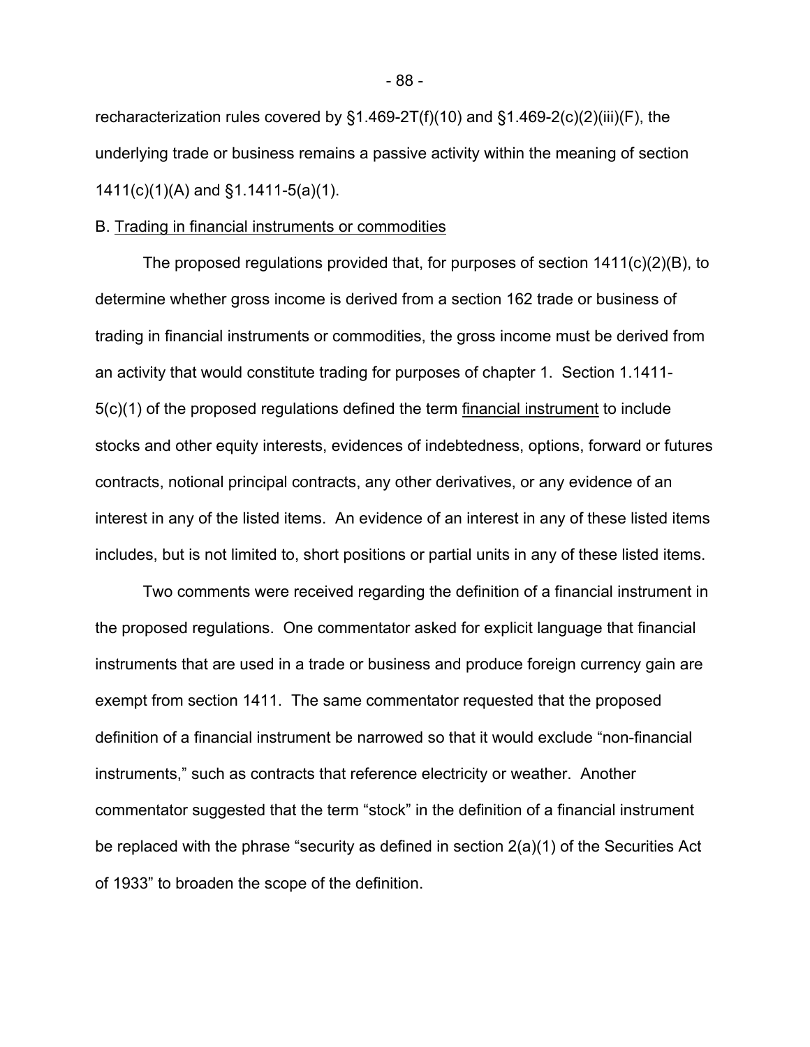recharacterization rules covered by §1.469-2T(f)(10) and §1.469-2(c)(2)(iii)(F), the underlying trade or business remains a passive activity within the meaning of section 1411(c)(1)(A) and §1.1411-5(a)(1).

B. Trading in financial instruments or commodities

The proposed regulations provided that, for purposes of section 1411(c)(2)(B), to determine whether gross income is derived from a section 162 trade or business of trading in financial instruments or commodities, the gross income must be derived from an activity that would constitute trading for purposes of chapter 1. Section 1.1411-5(c)(1) of the proposed regulations defined the term financial instrument to include stocks and other equity interests, evidences of indebtedness, options, forward or futures contracts, notional principal contracts, any other derivatives, or any evidence of an interest in any of the listed items. An evidence of an interest in any of these listed items includes, but is not limited to, short positions or partial units in any of these listed items.

Two comments were received regarding the definition of a financial instrument in the proposed regulations. One commentator asked for explicit language that financial instruments that are used in a trade or business and produce foreign currency gain are exempt from section 1411. The same commentator requested that the proposed definition of a financial instrument be narrowed so that it would exclude "non-financial instruments," such as contracts that reference electricity or weather. Another commentator suggested that the term "stock" in the definition of a financial instrument be replaced with the phrase "security as defined in section 2(a)(1) of the Securities Act of 1933" to broaden the scope of the definition.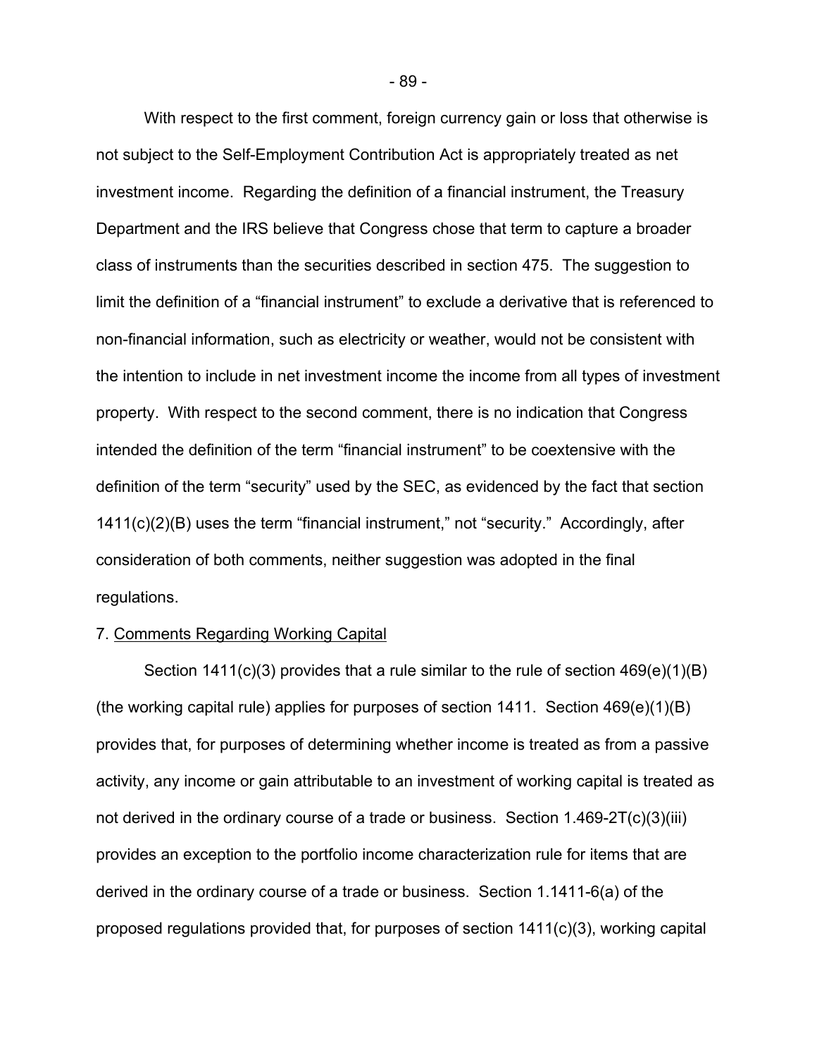With respect to the first comment, foreign currency gain or loss that otherwise is not subject to the Self-Employment Contribution Act is appropriately treated as net investment income. Regarding the definition of a financial instrument, the Treasury Department and the IRS believe that Congress chose that term to capture a broader class of instruments than the securities described in section 475. The suggestion to limit the definition of a "financial instrument" to exclude a derivative that is referenced to non-financial information, such as electricity or weather, would not be consistent with the intention to include in net investment income the income from all types of investment property. With respect to the second comment, there is no indication that Congress intended the definition of the term "financial instrument" to be coextensive with the definition of the term "security" used by the SEC, as evidenced by the fact that section 1411(c)(2)(B) uses the term "financial instrument," not "security." Accordingly, after consideration of both comments, neither suggestion was adopted in the final regulations.

7. <u>Comments Regarding Working Capital</u>

Section 1411(c)(3) provides that a rule similar to the rule of section 469(e)(1)(B) (the working capital rule) applies for purposes of section 1411. Section 469(e)(1)(B) provides that, for purposes of determining whether income is treated as from a passive activity, any income or gain attributable to an investment of working capital is treated as not derived in the ordinary course of a trade or business. Section 1.469-2T(c)(3)(iii) provides an exception to the portfolio income characterization rule for items that are derived in the ordinary course of a trade or business. Section 1.1411-6(a) of the proposed regulations provided that, for purposes of section 1411(c)(3), working capital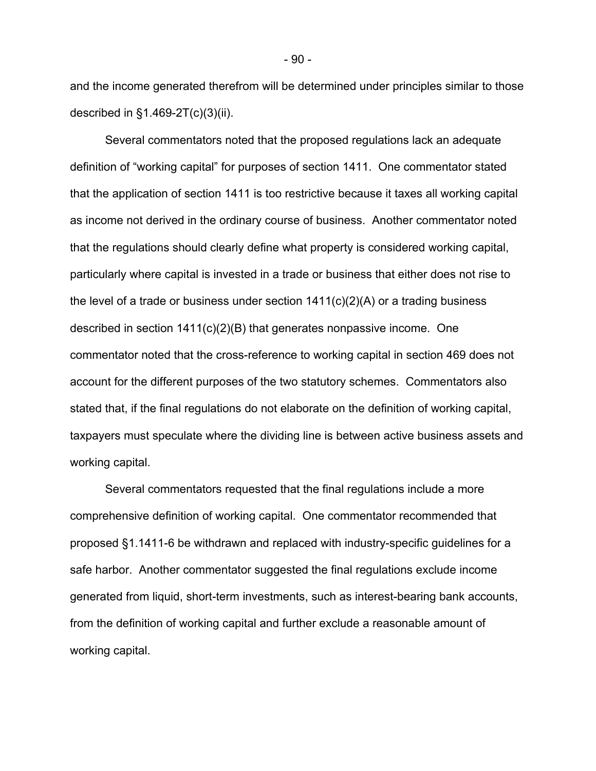and the income generated therefrom will be determined under principles similar to those described in §1.469-2T(c)(3)(ii).

Several commentators noted that the proposed regulations lack an adequate definition of "working capital" for purposes of section 1411. One commentator stated that the application of section 1411 is too restrictive because it taxes all working capital as income not derived in the ordinary course of business. Another commentator noted that the regulations should clearly define what property is considered working capital, particularly where capital is invested in a trade or business that either does not rise to the level of a trade or business under section 1411(c)(2)(A) or a trading business described in section 1411(c)(2)(B) that generates nonpassive income. One commentator noted that the cross-reference to working capital in section 469 does not account for the different purposes of the two statutory schemes. Commentators also stated that, if the final regulations do not elaborate on the definition of working capital, taxpayers must speculate where the dividing line is between active business assets and working capital.

Several commentators requested that the final regulations include a more comprehensive definition of working capital. One commentator recommended that proposed §1.1411-6 be withdrawn and replaced with industry-specific guidelines for a safe harbor. Another commentator suggested the final regulations exclude income generated from liquid, short-term investments, such as interest-bearing bank accounts, from the definition of working capital and further exclude a reasonable amount of working capital.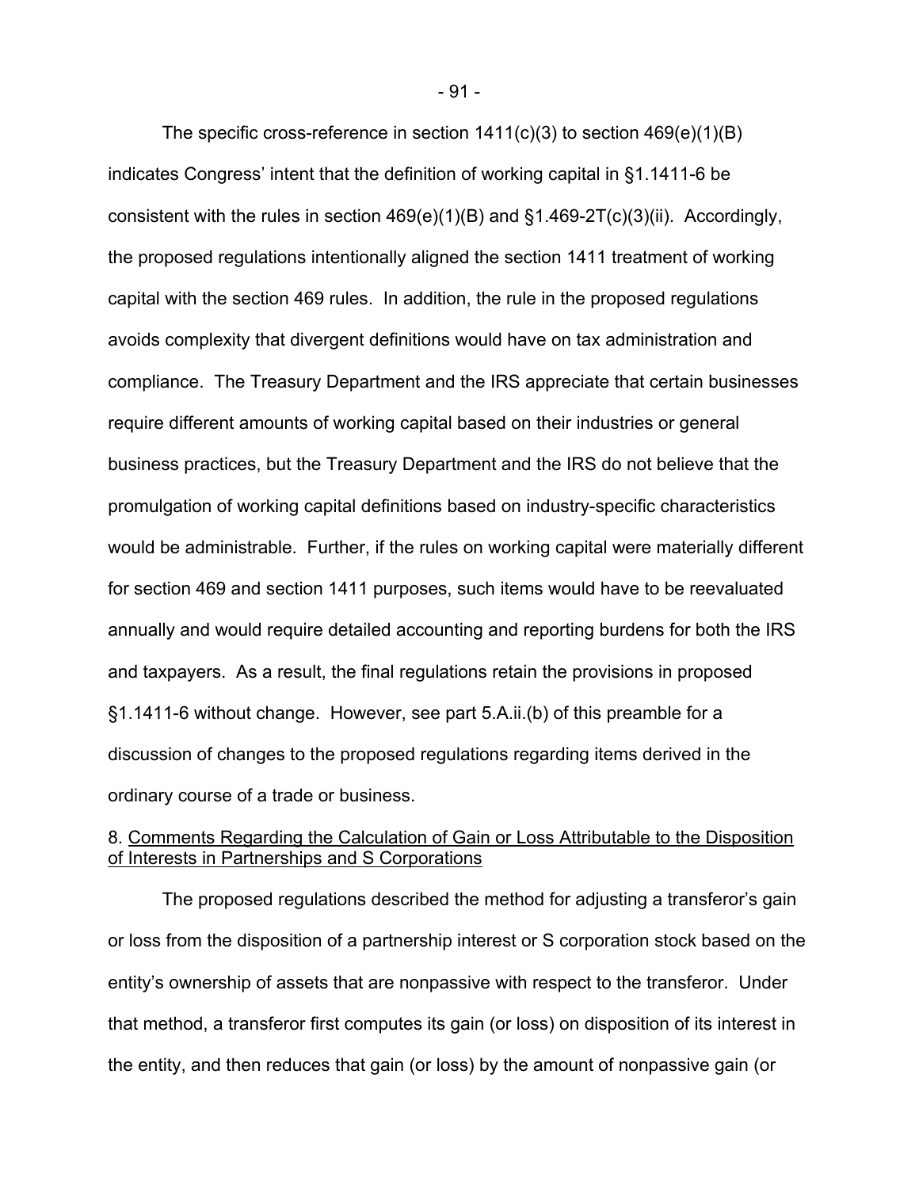The specific cross-reference in section 1411(c)(3) to section 469(e)(1)(B) indicates Congress' intent that the definition of working capital in §1.1411-6 be consistent with the rules in section 469(e)(1)(B) and §1.469-2T(c)(3)(ii). Accordingly, the proposed regulations intentionally aligned the section 1411 treatment of working capital with the section 469 rules. In addition, the rule in the proposed regulations avoids complexity that divergent definitions would have on tax administration and compliance. The Treasury Department and the IRS appreciate that certain businesses require different amounts of working capital based on their industries or general business practices, but the Treasury Department and the IRS do not believe that the promulgation of working capital definitions based on industry-specific characteristics would be administrable. Further, if the rules on working capital were materially different for section 469 and section 1411 purposes, such items would have to be reevaluated annually and would require detailed accounting and reporting burdens for both the IRS and taxpayers. As a result, the final regulations retain the provisions in proposed §1.1411-6 without change. However, see part 5.A.ii.(b) of this preamble for a discussion of changes to the proposed regulations regarding items derived in the ordinary course of a trade or business.

8. Comments Regarding the Calculation of Gain or Loss Attributable to the Disposition of Interests in Partnerships and S Corporations

The proposed regulations described the method for adjusting a transferor's gain or loss from the disposition of a partnership interest or S corporation stock based on the entity's ownership of assets that are nonpassive with respect to the transferor. Under that method, a transferor first computes its gain (or loss) on disposition of its interest in the entity, and then reduces that gain (or loss) by the amount of nonpassive gain (or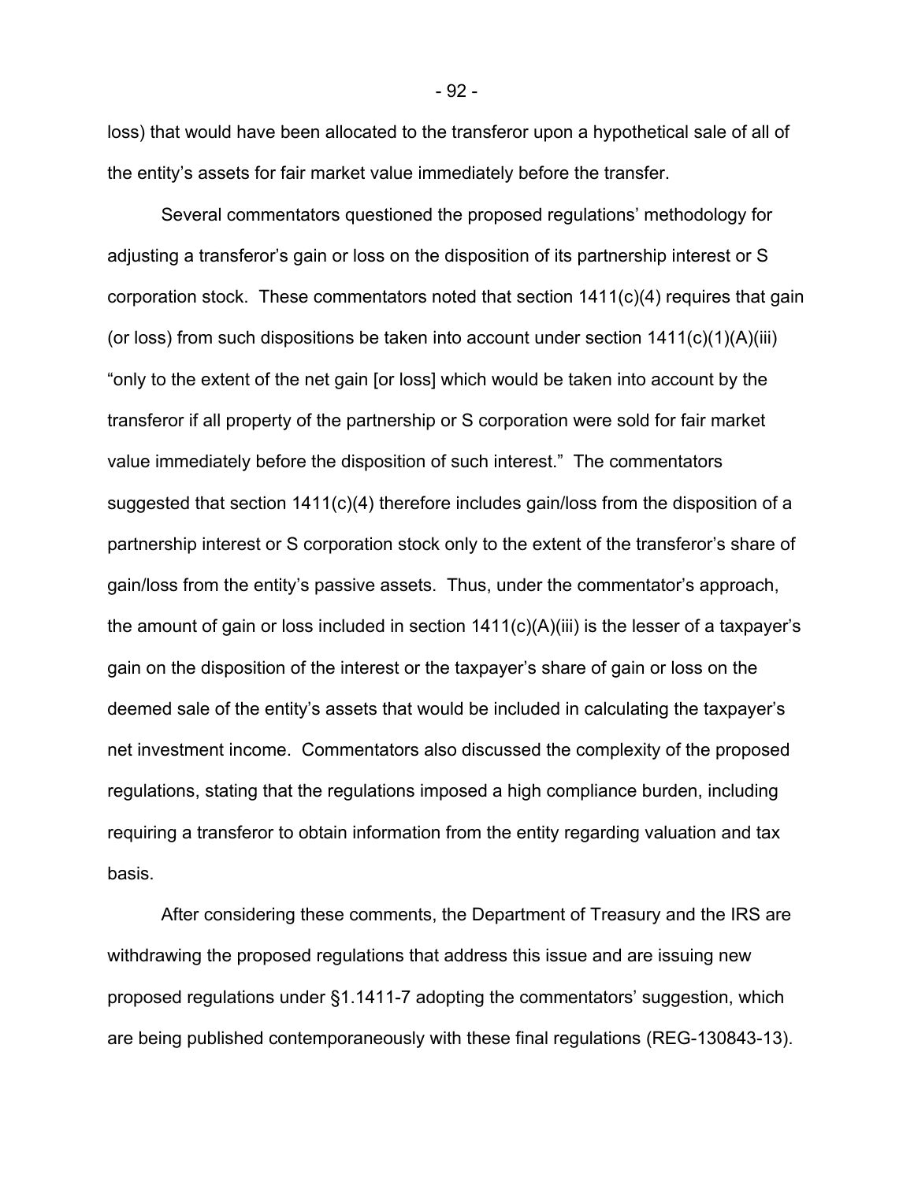loss) that would have been allocated to the transferor upon a hypothetical sale of all of the entity's assets for fair market value immediately before the transfer.

Several commentators questioned the proposed regulations' methodology for adjusting a transferor's gain or loss on the disposition of its partnership interest or S corporation stock. These commentators noted that section 1411(c)(4) requires that gain (or loss) from such dispositions be taken into account under section 1411(c)(1)(A)(iii) "only to the extent of the net gain [or loss] which would be taken into account by the transferor if all property of the partnership or S corporation were sold for fair market value immediately before the disposition of such interest." The commentators suggested that section 1411(c)(4) therefore includes gain/loss from the disposition of a partnership interest or S corporation stock only to the extent of the transferor's share of gain/loss from the entity's passive assets. Thus, under the commentator's approach, the amount of gain or loss included in section 1411(c)(A)(iii) is the lesser of a taxpayer's gain on the disposition of the interest or the taxpayer's share of gain or loss on the deemed sale of the entity's assets that would be included in calculating the taxpayer's net investment income. Commentators also discussed the complexity of the proposed regulations, stating that the regulations imposed a high compliance burden, including requiring a transferor to obtain information from the entity regarding valuation and tax basis.

After considering these comments, the Department of Treasury and the IRS are withdrawing the proposed regulations that address this issue and are issuing new proposed regulations under §1.1411-7 adopting the commentators' suggestion, which are being published contemporaneously with these final regulations (REG-130843-13).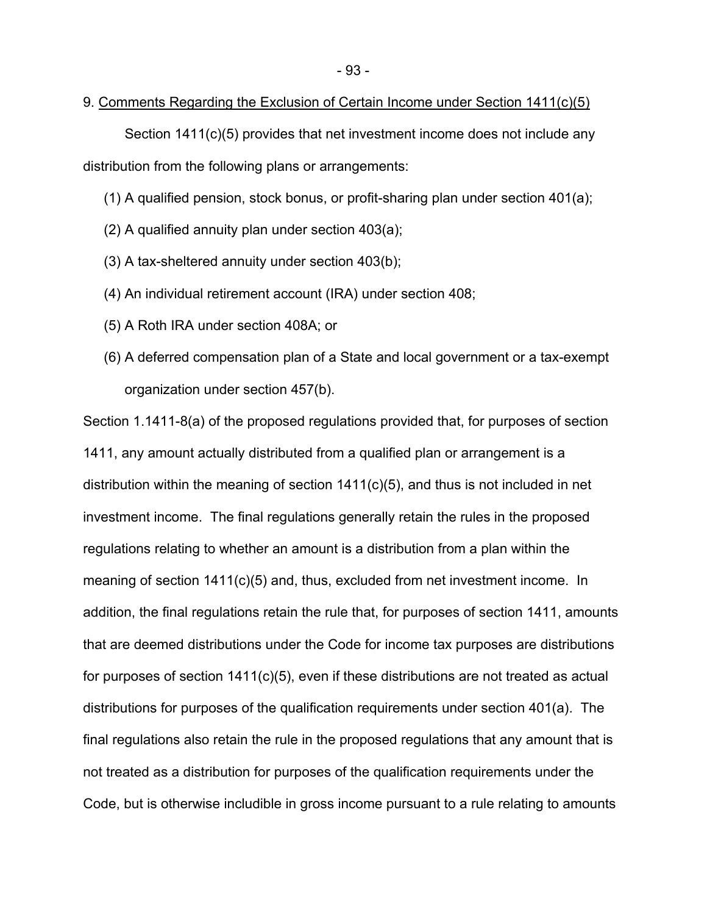9. Comments Regarding the Exclusion of Certain Income under Section 1411(c)(5)

Section 1411(c)(5) provides that net investment income does not include any distribution from the following plans or arrangements:

(1) A qualified pension, stock bonus, or profit-sharing plan under section 401(a);

(2) A qualified annuity plan under section 403(a);

(3) A tax-sheltered annuity under section 403(b);

(4) An individual retirement account (IRA) under section 408;

(5) A Roth IRA under section 408A; or

(6) A deferred compensation plan of a State and local government or a tax-exempt organization under section 457(b).

Section 1.1411-8(a) of the proposed regulations provided that, for purposes of section 1411, any amount actually distributed from a qualified plan or arrangement is a distribution within the meaning of section 1411(c)(5), and thus is not included in net investment income. The final regulations generally retain the rules in the proposed regulations relating to whether an amount is a distribution from a plan within the meaning of section 1411(c)(5) and, thus, excluded from net investment income. In addition, the final regulations retain the rule that, for purposes of section 1411, amounts that are deemed distributions under the Code for income tax purposes are distributions for purposes of section 1411(c)(5), even if these distributions are not treated as actual distributions for purposes of the qualification requirements under section 401(a). The final regulations also retain the rule in the proposed regulations that any amount that is not treated as a distribution for purposes of the qualification requirements under the Code, but is otherwise includible in gross income pursuant to a rule relating to amounts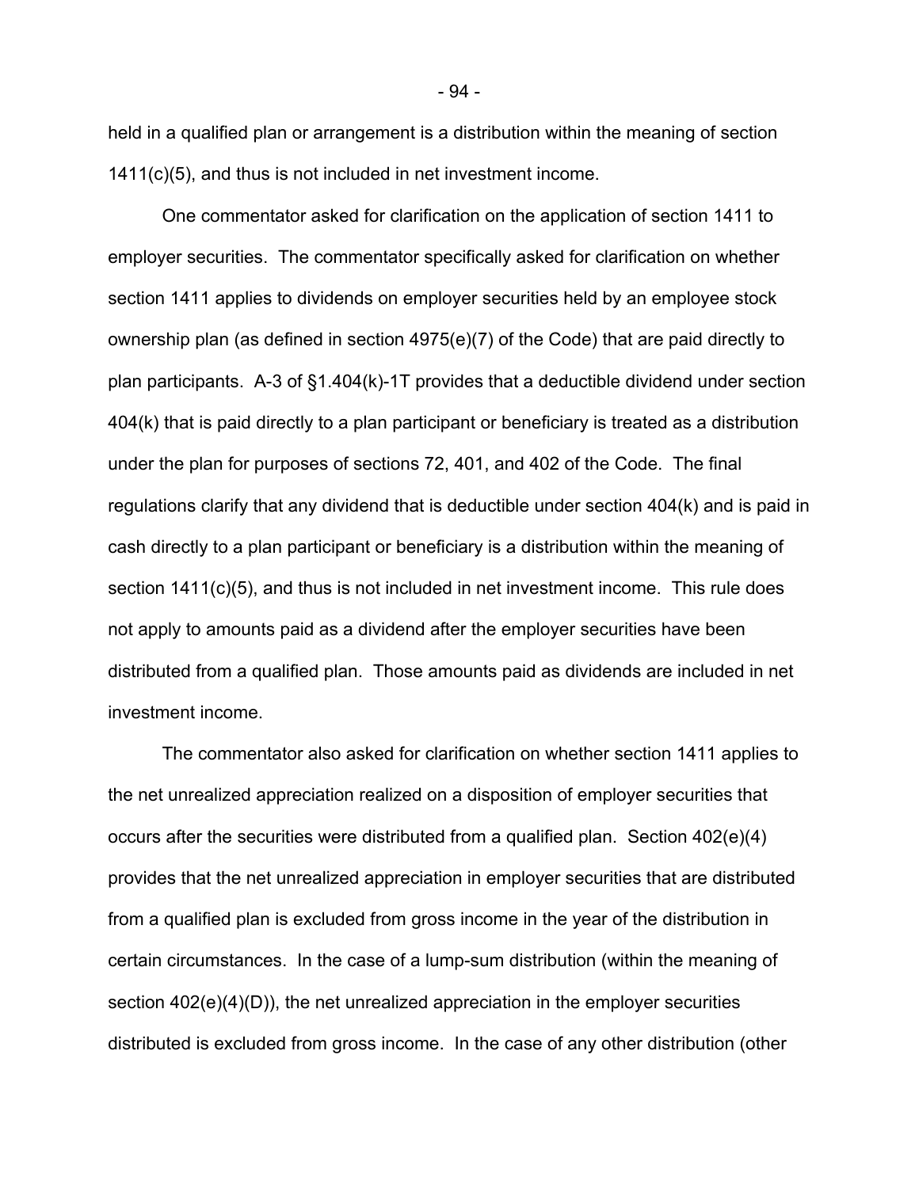held in a qualified plan or arrangement is a distribution within the meaning of section 1411(c)(5), and thus is not included in net investment income.

One commentator asked for clarification on the application of section 1411 to employer securities. The commentator specifically asked for clarification on whether section 1411 applies to dividends on employer securities held by an employee stock ownership plan (as defined in section 4975(e)(7) of the Code) that are paid directly to plan participants. A-3 of §1.404(k)-1T provides that a deductible dividend under section 404(k) that is paid directly to a plan participant or beneficiary is treated as a distribution under the plan for purposes of sections 72, 401, and 402 of the Code. The final regulations clarify that any dividend that is deductible under section 404(k) and is paid in cash directly to a plan participant or beneficiary is a distribution within the meaning of section 1411(c)(5), and thus is not included in net investment income. This rule does not apply to amounts paid as a dividend after the employer securities have been distributed from a qualified plan. Those amounts paid as dividends are included in net investment income.

The commentator also asked for clarification on whether section 1411 applies to the net unrealized appreciation realized on a disposition of employer securities that occurs after the securities were distributed from a qualified plan. Section 402(e)(4) provides that the net unrealized appreciation in employer securities that are distributed from a qualified plan is excluded from gross income in the year of the distribution in certain circumstances. In the case of a lump-sum distribution (within the meaning of section 402(e)(4)(D)), the net unrealized appreciation in the employer securities distributed is excluded from gross income. In the case of any other distribution (other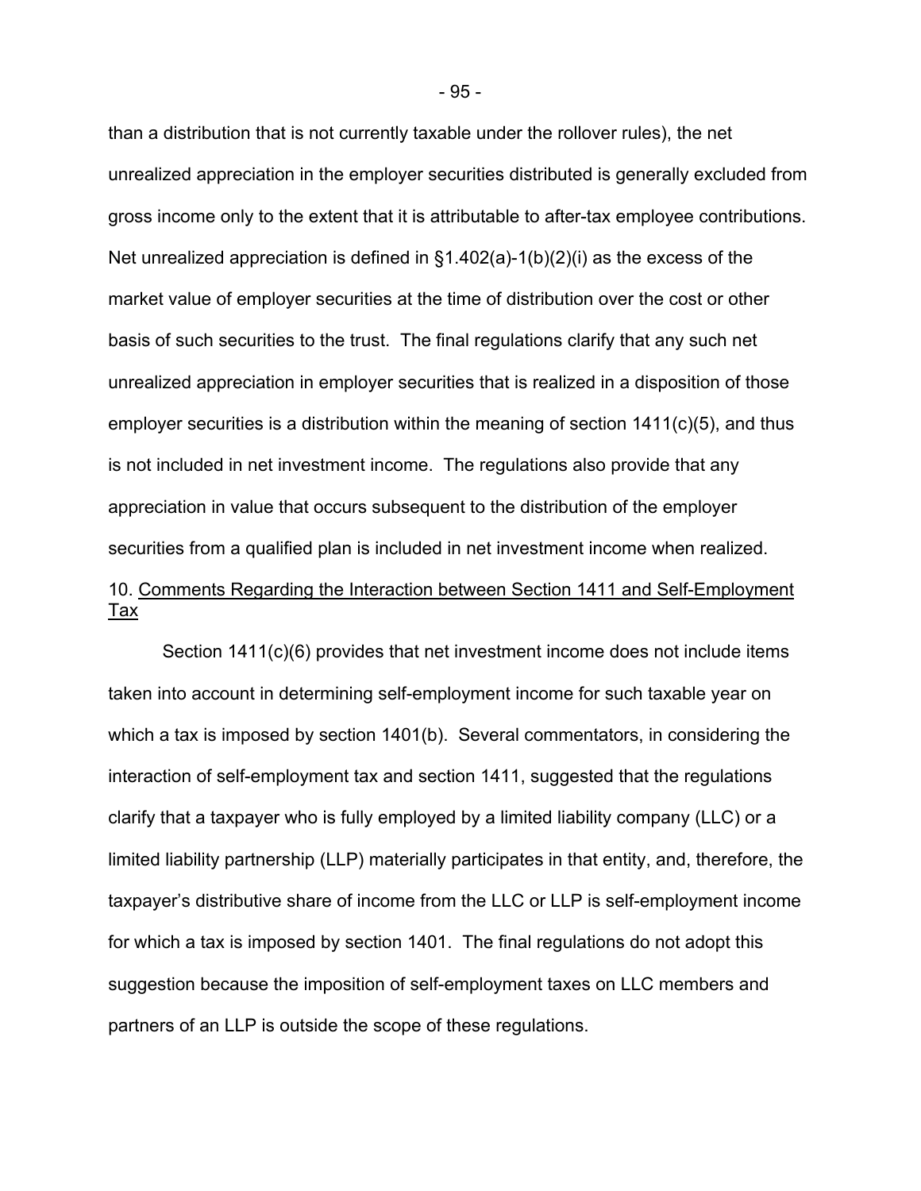than a distribution that is not currently taxable under the rollover rules), the net unrealized appreciation in the employer securities distributed is generally excluded from gross income only to the extent that it is attributable to after-tax employee contributions. Net unrealized appreciation is defined in §1.402(a)-1(b)(2)(i) as the excess of the market value of employer securities at the time of distribution over the cost or other basis of such securities to the trust. The final regulations clarify that any such net unrealized appreciation in employer securities that is realized in a disposition of those employer securities is a distribution within the meaning of section 1411(c)(5), and thus is not included in net investment income. The regulations also provide that any appreciation in value that occurs subsequent to the distribution of the employer securities from a qualified plan is included in net investment income when realized.

10. Comments Regarding the Interaction between Section 1411 and Self-Employment Tax

Section 1411(c)(6) provides that net investment income does not include items taken into account in determining self-employment income for such taxable year on which a tax is imposed by section 1401(b). Several commentators, in considering the interaction of self-employment tax and section 1411, suggested that the regulations clarify that a taxpayer who is fully employed by a limited liability company (LLC) or a limited liability partnership (LLP) materially participates in that entity, and, therefore, the taxpayer's distributive share of income from the LLC or LLP is self-employment income for which a tax is imposed by section 1401. The final regulations do not adopt this suggestion because the imposition of self-employment taxes on LLC members and partners of an LLP is outside the scope of these regulations.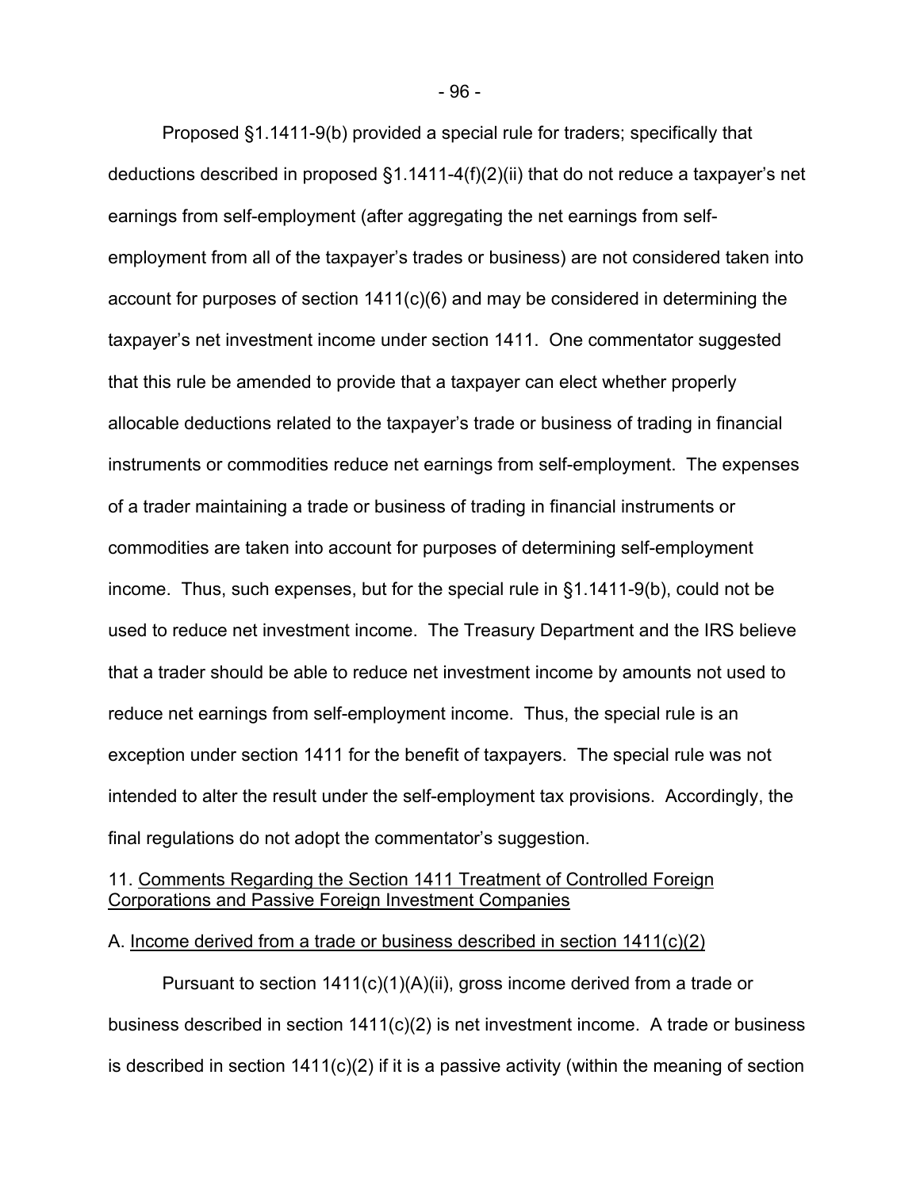Proposed §1.1411-9(b) provided a special rule for traders; specifically that deductions described in proposed §1.1411-4(f)(2)(ii) that do not reduce a taxpayer's net earnings from self-employment (after aggregating the net earnings from self-employment from all of the taxpayer's trades or business) are not considered taken into account for purposes of section 1411(c)(6) and may be considered in determining the taxpayer's net investment income under section 1411. One commentator suggested that this rule be amended to provide that a taxpayer can elect whether properly allocable deductions related to the taxpayer's trade or business of trading in financial instruments or commodities reduce net earnings from self-employment. The expenses of a trader maintaining a trade or business of trading in financial instruments or commodities are taken into account for purposes of determining self-employment income. Thus, such expenses, but for the special rule in §1.1411-9(b), could not be used to reduce net investment income. The Treasury Department and the IRS believe that a trader should be able to reduce net investment income by amounts not used to reduce net earnings from self-employment income. Thus, the special rule is an exception under section 1411 for the benefit of taxpayers. The special rule was not intended to alter the result under the self-employment tax provisions. Accordingly, the final regulations do not adopt the commentator's suggestion.

11. Comments Regarding the Section 1411 Treatment of Controlled Foreign Corporations and Passive Foreign Investment Companies

A. Income derived from a trade or business described in section 1411(c)(2)

Pursuant to section 1411(c)(1)(A)(ii), gross income derived from a trade or business described in section 1411(c)(2) is net investment income. A trade or business is described in section 1411(c)(2) if it is a passive activity (within the meaning of section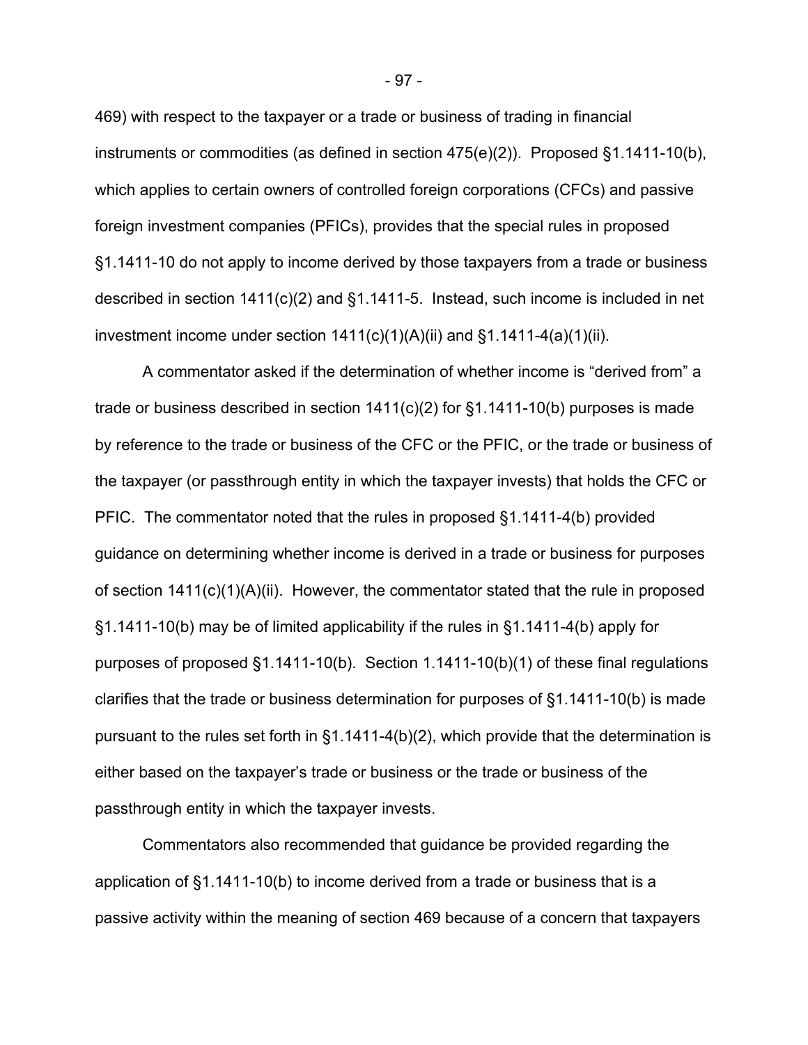469) with respect to the taxpayer or a trade or business of trading in financial instruments or commodities (as defined in section 475(e)(2)). Proposed §1.1411-10(b), which applies to certain owners of controlled foreign corporations (CFCs) and passive foreign investment companies (PFICs), provides that the special rules in proposed §1.1411-10 do not apply to income derived by those taxpayers from a trade or business described in section 1411(c)(2) and §1.1411-5. Instead, such income is included in net investment income under section 1411(c)(1)(A)(ii) and §1.1411-4(a)(1)(ii).

A commentator asked if the determination of whether income is "derived from" a trade or business described in section 1411(c)(2) for §1.1411-10(b) purposes is made by reference to the trade or business of the CFC or the PFIC, or the trade or business of the taxpayer (or passthrough entity in which the taxpayer invests) that holds the CFC or PFIC. The commentator noted that the rules in proposed §1.1411-4(b) provided guidance on determining whether income is derived in a trade or business for purposes of section 1411(c)(1)(A)(ii). However, the commentator stated that the rule in proposed §1.1411-10(b) may be of limited applicability if the rules in §1.1411-4(b) apply for purposes of proposed §1.1411-10(b). Section 1.1411-10(b)(1) of these final regulations clarifies that the trade or business determination for purposes of §1.1411-10(b) is made pursuant to the rules set forth in §1.1411-4(b)(2), which provide that the determination is either based on the taxpayer's trade or business or the trade or business of the passthrough entity in which the taxpayer invests.

Commentators also recommended that guidance be provided regarding the application of §1.1411-10(b) to income derived from a trade or business that is a passive activity within the meaning of section 469 because of a concern that taxpayers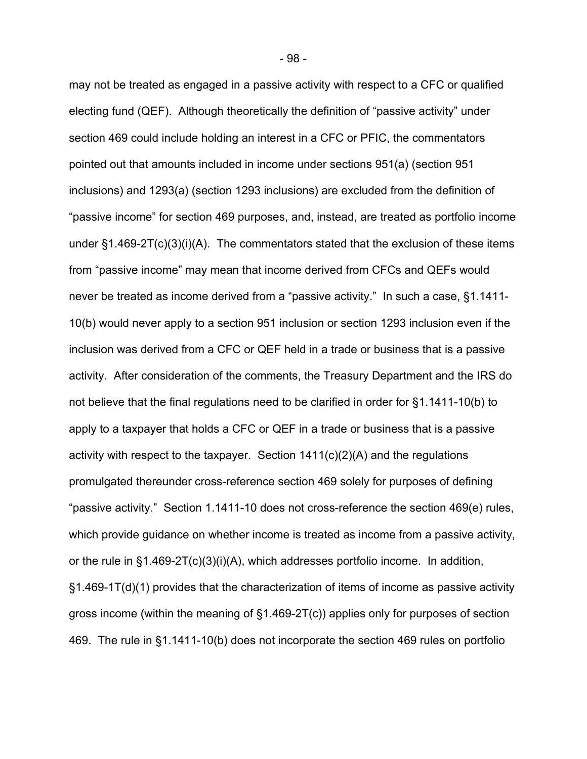may not be treated as engaged in a passive activity with respect to a CFC or qualified electing fund (QEF). Although theoretically the definition of "passive activity" under section 469 could include holding an interest in a CFC or PFIC, the commentators pointed out that amounts included in income under sections 951(a) (section 951 inclusions) and 1293(a) (section 1293 inclusions) are excluded from the definition of "passive income" for section 469 purposes, and, instead, are treated as portfolio income under §1.469-2T(c)(3)(i)(A). The commentators stated that the exclusion of these items from "passive income" may mean that income derived from CFCs and QEFs would never be treated as income derived from a "passive activity." In such a case, §1.1411-10(b) would never apply to a section 951 inclusion or section 1293 inclusion even if the inclusion was derived from a CFC or QEF held in a trade or business that is a passive activity. After consideration of the comments, the Treasury Department and the IRS do not believe that the final regulations need to be clarified in order for §1.1411-10(b) to apply to a taxpayer that holds a CFC or QEF in a trade or business that is a passive activity with respect to the taxpayer. Section 1411(c)(2)(A) and the regulations promulgated thereunder cross-reference section 469 solely for purposes of defining "passive activity." Section 1.1411-10 does not cross-reference the section 469(e) rules, which provide guidance on whether income is treated as income from a passive activity, or the rule in §1.469-2T(c)(3)(i)(A), which addresses portfolio income. In addition, §1.469-1T(d)(1) provides that the characterization of items of income as passive activity gross income (within the meaning of §1.469-2T(c)) applies only for purposes of section 469. The rule in §1.1411-10(b) does not incorporate the section 469 rules on portfolio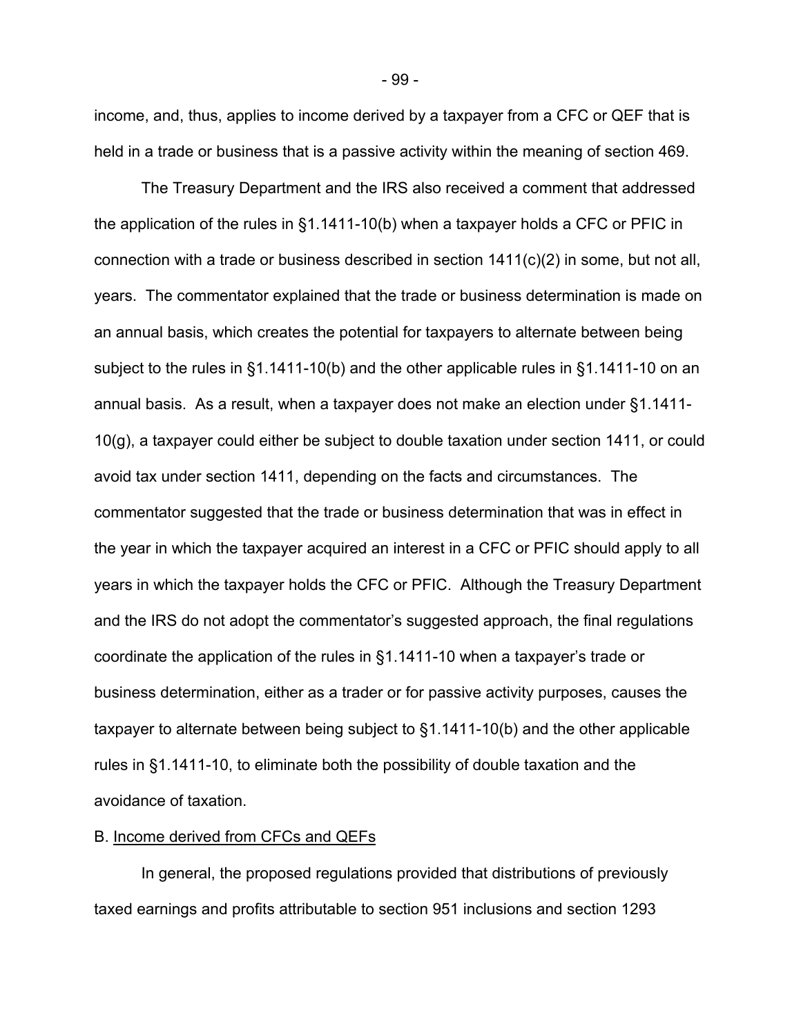income, and, thus, applies to income derived by a taxpayer from a CFC or QEF that is held in a trade or business that is a passive activity within the meaning of section 469.

The Treasury Department and the IRS also received a comment that addressed the application of the rules in §1.1411-10(b) when a taxpayer holds a CFC or PFIC in connection with a trade or business described in section 1411(c)(2) in some, but not all, years. The commentator explained that the trade or business determination is made on an annual basis, which creates the potential for taxpayers to alternate between being subject to the rules in §1.1411-10(b) and the other applicable rules in §1.1411-10 on an annual basis. As a result, when a taxpayer does not make an election under §1.1411-10(g), a taxpayer could either be subject to double taxation under section 1411, or could avoid tax under section 1411, depending on the facts and circumstances. The commentator suggested that the trade or business determination that was in effect in the year in which the taxpayer acquired an interest in a CFC or PFIC should apply to all years in which the taxpayer holds the CFC or PFIC. Although the Treasury Department and the IRS do not adopt the commentator's suggested approach, the final regulations coordinate the application of the rules in §1.1411-10 when a taxpayer's trade or business determination, either as a trader or for passive activity purposes, causes the taxpayer to alternate between being subject to §1.1411-10(b) and the other applicable rules in §1.1411-10, to eliminate both the possibility of double taxation and the avoidance of taxation.

B. Income derived from CFCs and QEFs

In general, the proposed regulations provided that distributions of previously taxed earnings and profits attributable to section 951 inclusions and section 1293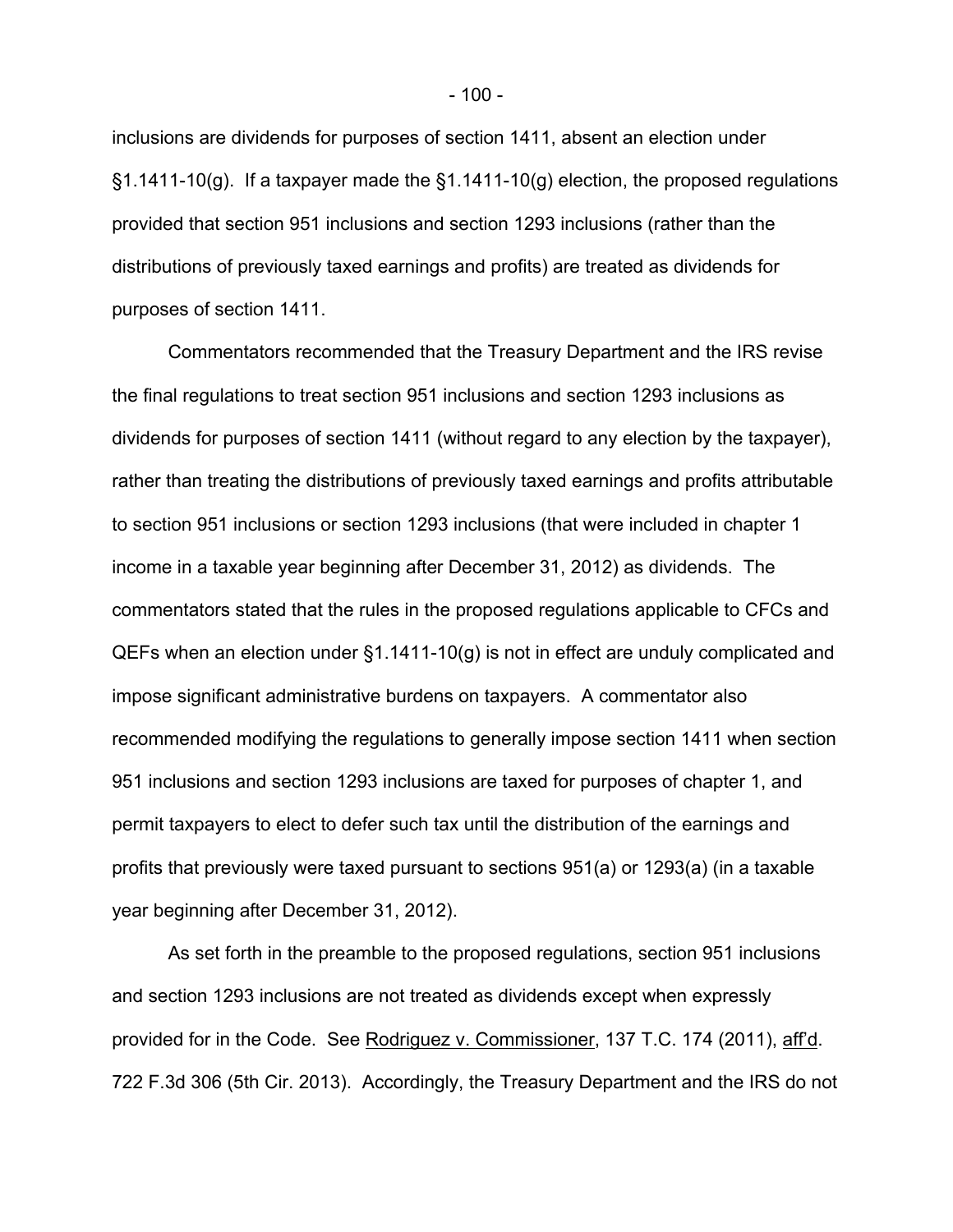inclusions are dividends for purposes of section 1411, absent an election under §1.1411-10(g). If a taxpayer made the §1.1411-10(g) election, the proposed regulations provided that section 951 inclusions and section 1293 inclusions (rather than the distributions of previously taxed earnings and profits) are treated as dividends for purposes of section 1411.

Commentators recommended that the Treasury Department and the IRS revise the final regulations to treat section 951 inclusions and section 1293 inclusions as dividends for purposes of section 1411 (without regard to any election by the taxpayer), rather than treating the distributions of previously taxed earnings and profits attributable to section 951 inclusions or section 1293 inclusions (that were included in chapter 1 income in a taxable year beginning after December 31, 2012) as dividends. The commentators stated that the rules in the proposed regulations applicable to CFCs and QEFs when an election under §1.1411-10(g) is not in effect are unduly complicated and impose significant administrative burdens on taxpayers. A commentator also recommended modifying the regulations to generally impose section 1411 when section 951 inclusions and section 1293 inclusions are taxed for purposes of chapter 1, and permit taxpayers to elect to defer such tax until the distribution of the earnings and profits that previously were taxed pursuant to sections 951(a) or 1293(a) (in a taxable year beginning after December 31, 2012).

As set forth in the preamble to the proposed regulations, section 951 inclusions and section 1293 inclusions are not treated as dividends except when expressly provided for in the Code. See Rodriguez v. Commissioner, 137 T.C. 174 (2011), aff'd. 722 F.3d 306 (5th Cir. 2013). Accordingly, the Treasury Department and the IRS do not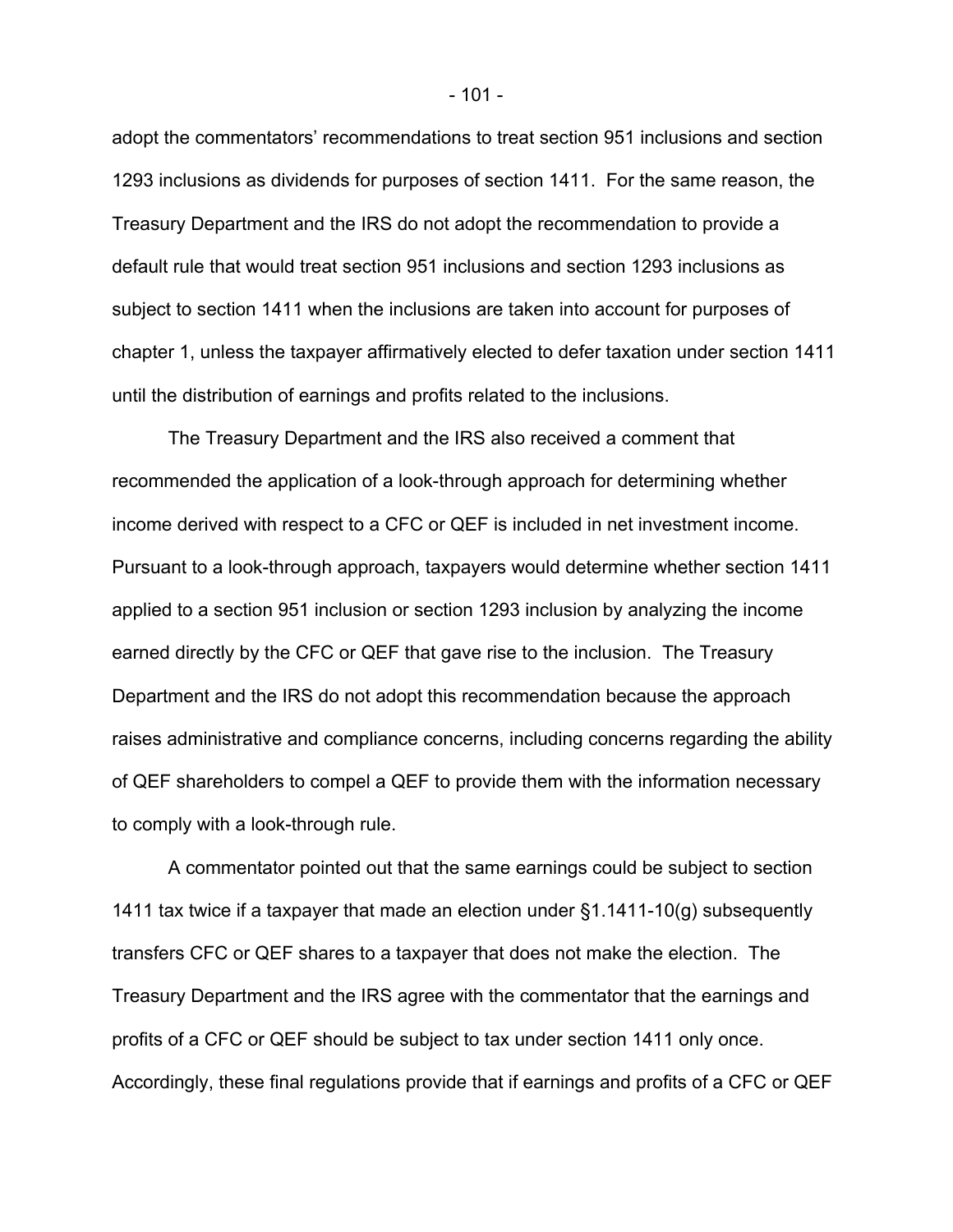adopt the commentators' recommendations to treat section 951 inclusions and section 1293 inclusions as dividends for purposes of section 1411. For the same reason, the Treasury Department and the IRS do not adopt the recommendation to provide a default rule that would treat section 951 inclusions and section 1293 inclusions as subject to section 1411 when the inclusions are taken into account for purposes of chapter 1, unless the taxpayer affirmatively elected to defer taxation under section 1411 until the distribution of earnings and profits related to the inclusions.

The Treasury Department and the IRS also received a comment that recommended the application of a look-through approach for determining whether income derived with respect to a CFC or QEF is included in net investment income. Pursuant to a look-through approach, taxpayers would determine whether section 1411 applied to a section 951 inclusion or section 1293 inclusion by analyzing the income earned directly by the CFC or QEF that gave rise to the inclusion. The Treasury Department and the IRS do not adopt this recommendation because the approach raises administrative and compliance concerns, including concerns regarding the ability of QEF shareholders to compel a QEF to provide them with the information necessary to comply with a look-through rule.

A commentator pointed out that the same earnings could be subject to section 1411 tax twice if a taxpayer that made an election under §1.1411-10(g) subsequently transfers CFC or QEF shares to a taxpayer that does not make the election. The Treasury Department and the IRS agree with the commentator that the earnings and profits of a CFC or QEF should be subject to tax under section 1411 only once. Accordingly, these final regulations provide that if earnings and profits of a CFC or QEF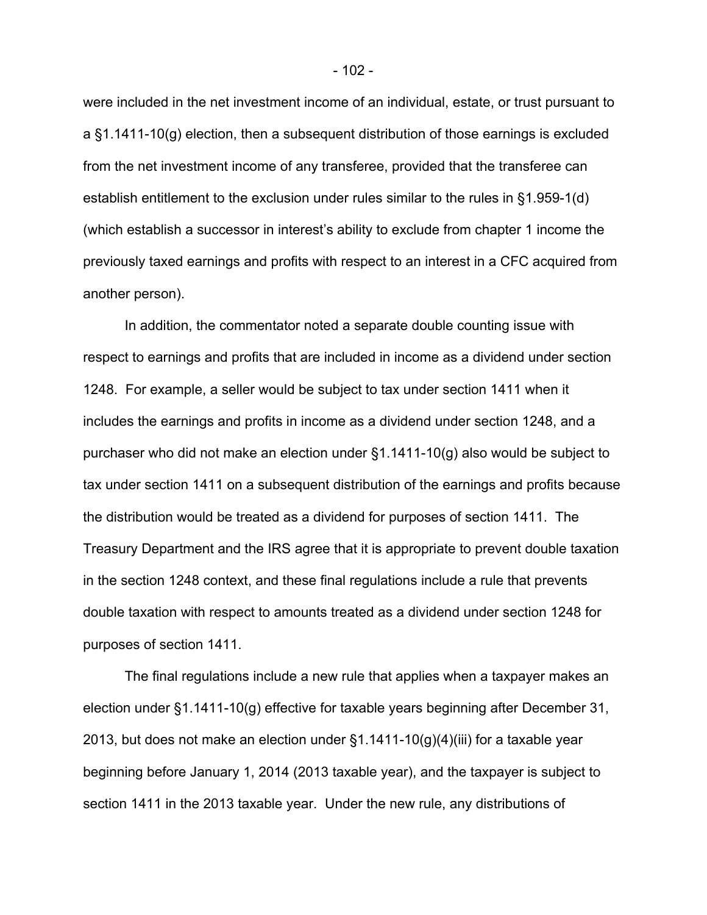were included in the net investment income of an individual, estate, or trust pursuant to a §1.1411-10(g) election, then a subsequent distribution of those earnings is excluded from the net investment income of any transferee, provided that the transferee can establish entitlement to the exclusion under rules similar to the rules in §1.959-1(d) (which establish a successor in interest's ability to exclude from chapter 1 income the previously taxed earnings and profits with respect to an interest in a CFC acquired from another person).

In addition, the commentator noted a separate double counting issue with respect to earnings and profits that are included in income as a dividend under section 1248. For example, a seller would be subject to tax under section 1411 when it includes the earnings and profits in income as a dividend under section 1248, and a purchaser who did not make an election under §1.1411-10(g) also would be subject to tax under section 1411 on a subsequent distribution of the earnings and profits because the distribution would be treated as a dividend for purposes of section 1411. The Treasury Department and the IRS agree that it is appropriate to prevent double taxation in the section 1248 context, and these final regulations include a rule that prevents double taxation with respect to amounts treated as a dividend under section 1248 for purposes of section 1411.

The final regulations include a new rule that applies when a taxpayer makes an election under §1.1411-10(g) effective for taxable years beginning after December 31, 2013, but does not make an election under §1.1411-10(g)(4)(iii) for a taxable year beginning before January 1, 2014 (2013 taxable year), and the taxpayer is subject to section 1411 in the 2013 taxable year. Under the new rule, any distributions of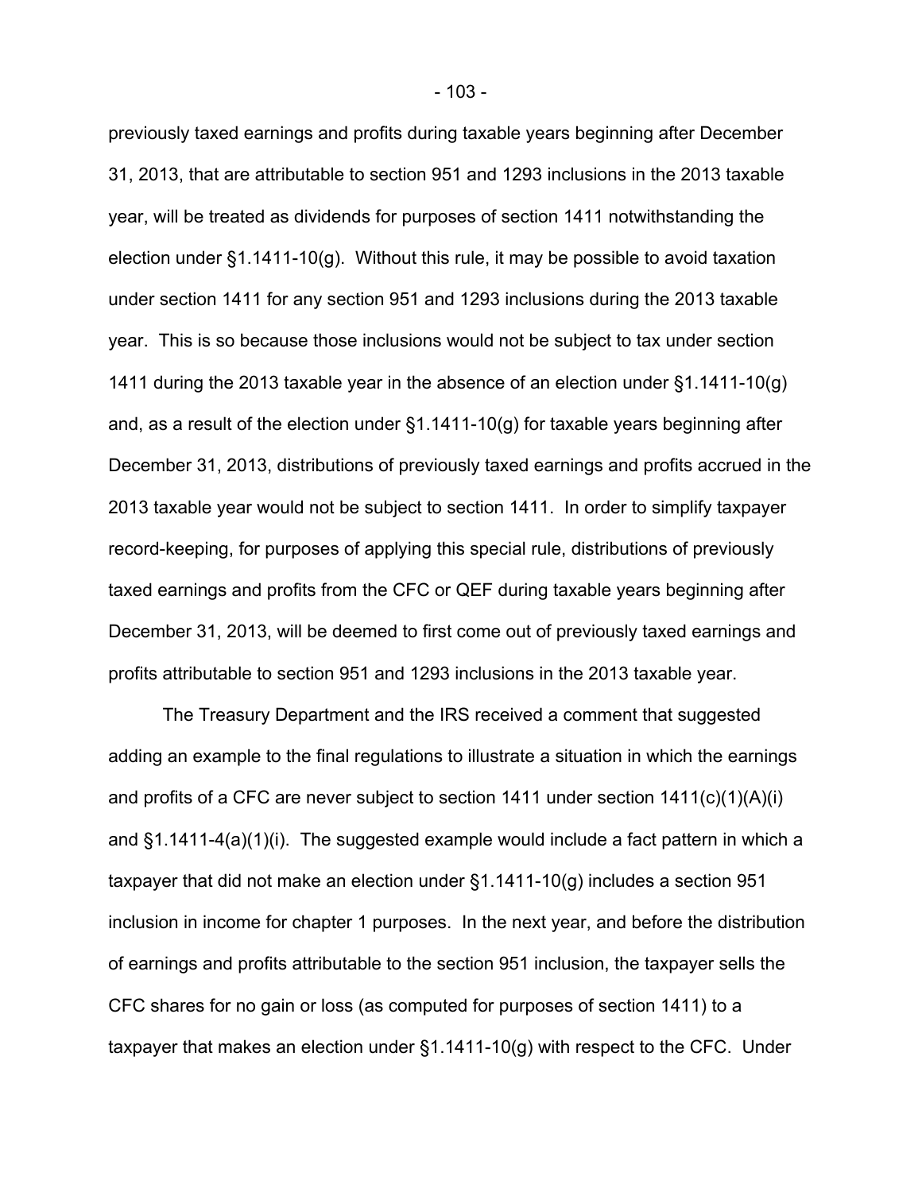previously taxed earnings and profits during taxable years beginning after December 31, 2013, that are attributable to section 951 and 1293 inclusions in the 2013 taxable year, will be treated as dividends for purposes of section 1411 notwithstanding the election under §1.1411-10(g). Without this rule, it may be possible to avoid taxation under section 1411 for any section 951 and 1293 inclusions during the 2013 taxable year. This is so because those inclusions would not be subject to tax under section 1411 during the 2013 taxable year in the absence of an election under §1.1411-10(g) and, as a result of the election under §1.1411-10(g) for taxable years beginning after December 31, 2013, distributions of previously taxed earnings and profits accrued in the 2013 taxable year would not be subject to section 1411. In order to simplify taxpayer record-keeping, for purposes of applying this special rule, distributions of previously taxed earnings and profits from the CFC or QEF during taxable years beginning after December 31, 2013, will be deemed to first come out of previously taxed earnings and profits attributable to section 951 and 1293 inclusions in the 2013 taxable year.

The Treasury Department and the IRS received a comment that suggested adding an example to the final regulations to illustrate a situation in which the earnings and profits of a CFC are never subject to section 1411 under section 1411(c)(1)(A)(i) and §1.1411-4(a)(1)(i). The suggested example would include a fact pattern in which a taxpayer that did not make an election under §1.1411-10(g) includes a section 951 inclusion in income for chapter 1 purposes. In the next year, and before the distribution of earnings and profits attributable to the section 951 inclusion, the taxpayer sells the CFC shares for no gain or loss (as computed for purposes of section 1411) to a taxpayer that makes an election under §1.1411-10(g) with respect to the CFC. Under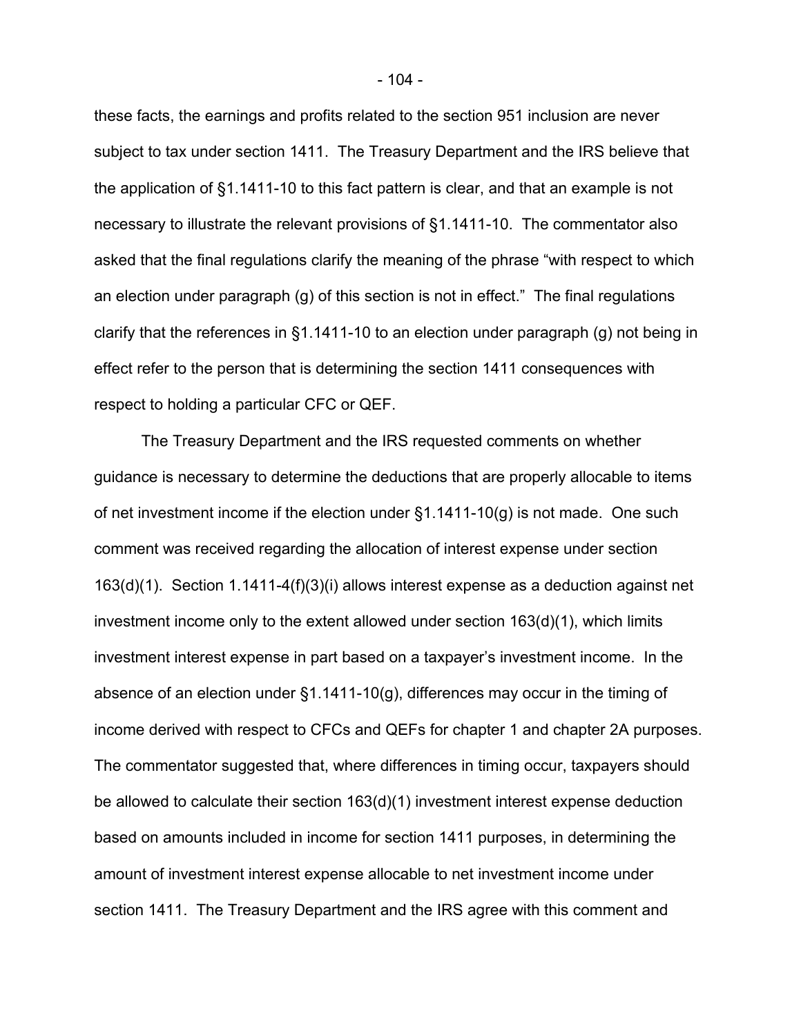these facts, the earnings and profits related to the section 951 inclusion are never subject to tax under section 1411. The Treasury Department and the IRS believe that the application of §1.1411-10 to this fact pattern is clear, and that an example is not necessary to illustrate the relevant provisions of §1.1411-10. The commentator also asked that the final regulations clarify the meaning of the phrase "with respect to which an election under paragraph (g) of this section is not in effect." The final regulations clarify that the references in §1.1411-10 to an election under paragraph (g) not being in effect refer to the person that is determining the section 1411 consequences with respect to holding a particular CFC or QEF.

The Treasury Department and the IRS requested comments on whether guidance is necessary to determine the deductions that are properly allocable to items of net investment income if the election under §1.1411-10(g) is not made. One such comment was received regarding the allocation of interest expense under section 163(d)(1). Section 1.1411-4(f)(3)(i) allows interest expense as a deduction against net investment income only to the extent allowed under section 163(d)(1), which limits investment interest expense in part based on a taxpayer's investment income. In the absence of an election under §1.1411-10(g), differences may occur in the timing of income derived with respect to CFCs and QEFs for chapter 1 and chapter 2A purposes. The commentator suggested that, where differences in timing occur, taxpayers should be allowed to calculate their section 163(d)(1) investment interest expense deduction based on amounts included in income for section 1411 purposes, in determining the amount of investment interest expense allocable to net investment income under section 1411. The Treasury Department and the IRS agree with this comment and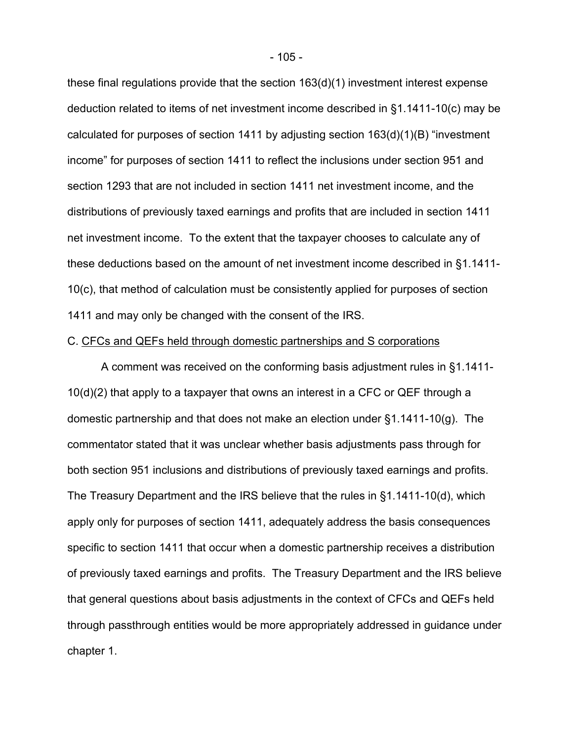these final regulations provide that the section 163(d)(1) investment interest expense deduction related to items of net investment income described in §1.1411-10(c) may be calculated for purposes of section 1411 by adjusting section 163(d)(1)(B) "investment income" for purposes of section 1411 to reflect the inclusions under section 951 and section 1293 that are not included in section 1411 net investment income, and the distributions of previously taxed earnings and profits that are included in section 1411 net investment income. To the extent that the taxpayer chooses to calculate any of these deductions based on the amount of net investment income described in §1.1411-10(c), that method of calculation must be consistently applied for purposes of section 1411 and may only be changed with the consent of the IRS.

C. <u>CFCs and QEFs held through domestic partnerships and S corporations</u>

A comment was received on the conforming basis adjustment rules in §1.1411-10(d)(2) that apply to a taxpayer that owns an interest in a CFC or QEF through a domestic partnership and that does not make an election under §1.1411-10(g). The commentator stated that it was unclear whether basis adjustments pass through for both section 951 inclusions and distributions of previously taxed earnings and profits. The Treasury Department and the IRS believe that the rules in §1.1411-10(d), which apply only for purposes of section 1411, adequately address the basis consequences specific to section 1411 that occur when a domestic partnership receives a distribution of previously taxed earnings and profits. The Treasury Department and the IRS believe that general questions about basis adjustments in the context of CFCs and QEFs held through passthrough entities would be more appropriately addressed in guidance under chapter 1.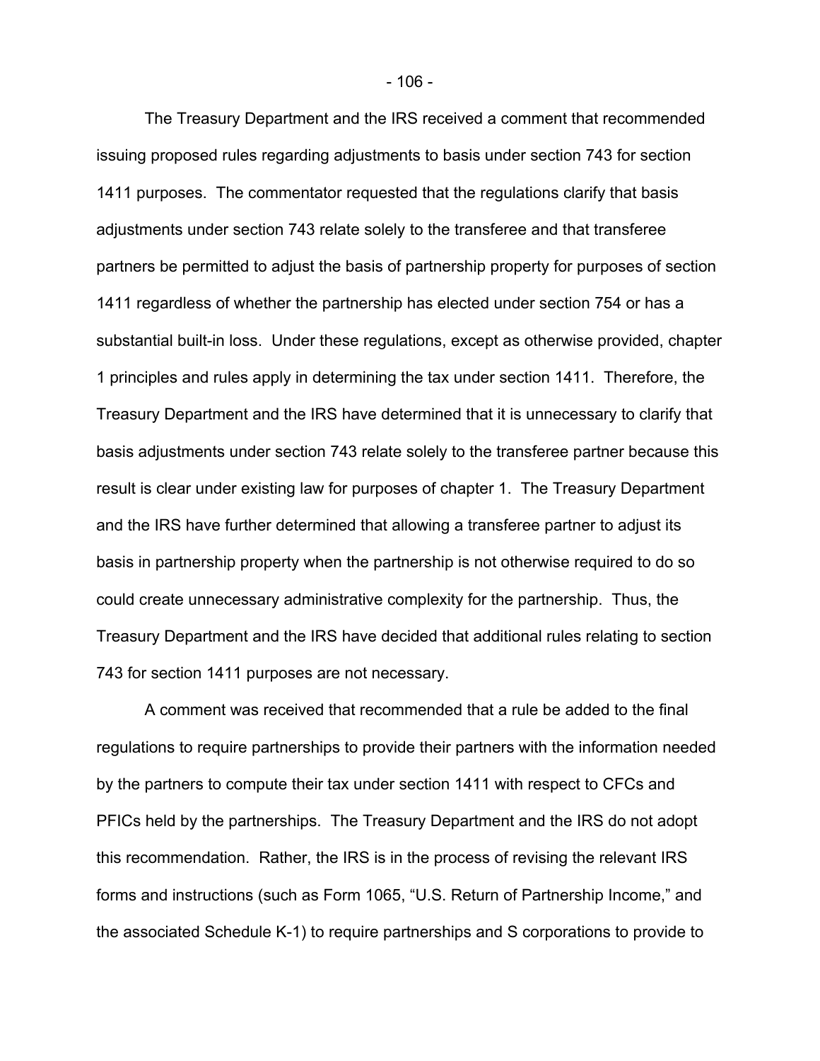The Treasury Department and the IRS received a comment that recommended issuing proposed rules regarding adjustments to basis under section 743 for section 1411 purposes. The commentator requested that the regulations clarify that basis adjustments under section 743 relate solely to the transferee and that transferee partners be permitted to adjust the basis of partnership property for purposes of section 1411 regardless of whether the partnership has elected under section 754 or has a substantial built-in loss. Under these regulations, except as otherwise provided, chapter 1 principles and rules apply in determining the tax under section 1411. Therefore, the Treasury Department and the IRS have determined that it is unnecessary to clarify that basis adjustments under section 743 relate solely to the transferee partner because this result is clear under existing law for purposes of chapter 1. The Treasury Department and the IRS have further determined that allowing a transferee partner to adjust its basis in partnership property when the partnership is not otherwise required to do so could create unnecessary administrative complexity for the partnership. Thus, the Treasury Department and the IRS have decided that additional rules relating to section 743 for section 1411 purposes are not necessary.

A comment was received that recommended that a rule be added to the final regulations to require partnerships to provide their partners with the information needed by the partners to compute their tax under section 1411 with respect to CFCs and PFICs held by the partnerships. The Treasury Department and the IRS do not adopt this recommendation. Rather, the IRS is in the process of revising the relevant IRS forms and instructions (such as Form 1065, "U.S. Return of Partnership Income," and the associated Schedule K-1) to require partnerships and S corporations to provide to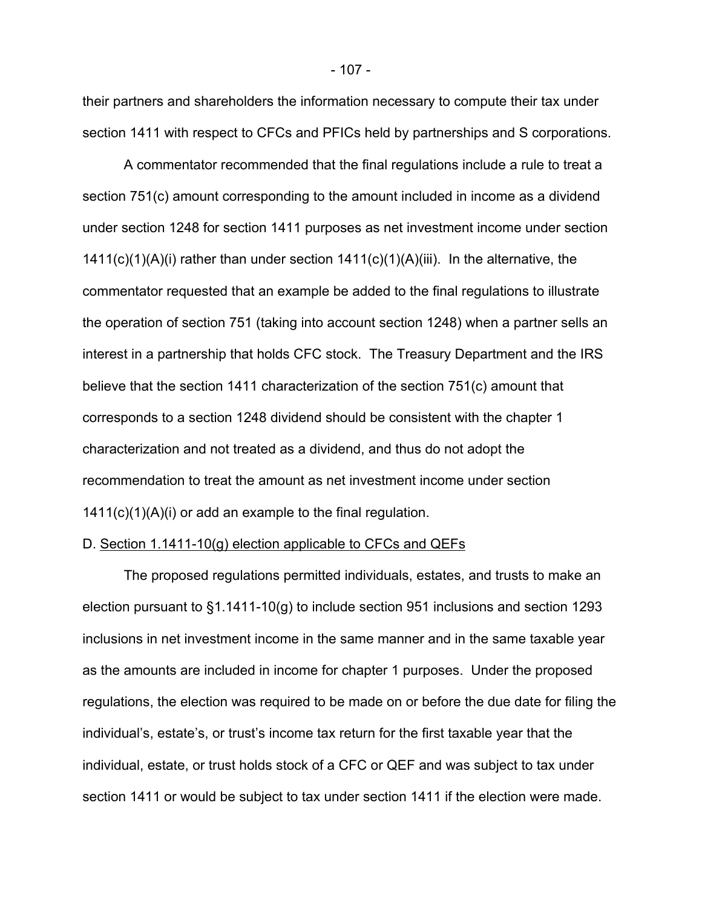their partners and shareholders the information necessary to compute their tax under section 1411 with respect to CFCs and PFICs held by partnerships and S corporations.

A commentator recommended that the final regulations include a rule to treat a section 751(c) amount corresponding to the amount included in income as a dividend under section 1248 for section 1411 purposes as net investment income under section 1411(c)(1)(A)(i) rather than under section 1411(c)(1)(A)(iii). In the alternative, the commentator requested that an example be added to the final regulations to illustrate the operation of section 751 (taking into account section 1248) when a partner sells an interest in a partnership that holds CFC stock. The Treasury Department and the IRS believe that the section 1411 characterization of the section 751(c) amount that corresponds to a section 1248 dividend should be consistent with the chapter 1 characterization and not treated as a dividend, and thus do not adopt the recommendation to treat the amount as net investment income under section 1411(c)(1)(A)(i) or add an example to the final regulation.

D. <u>Section 1.1411-10(g) election applicable to CFCs and QEFs</u>

The proposed regulations permitted individuals, estates, and trusts to make an election pursuant to §1.1411-10(g) to include section 951 inclusions and section 1293 inclusions in net investment income in the same manner and in the same taxable year as the amounts are included in income for chapter 1 purposes. Under the proposed regulations, the election was required to be made on or before the due date for filing the individual's, estate's, or trust's income tax return for the first taxable year that the individual, estate, or trust holds stock of a CFC or QEF and was subject to tax under section 1411 or would be subject to tax under section 1411 if the election were made.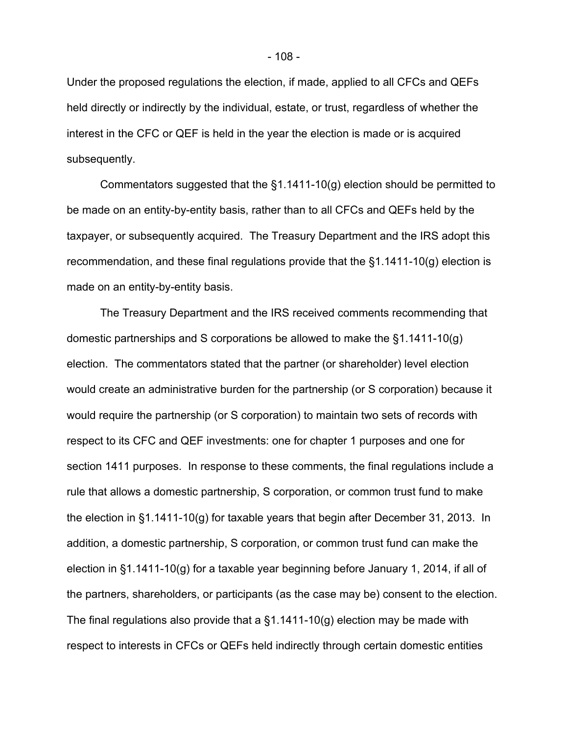Under the proposed regulations the election, if made, applied to all CFCs and QEFs held directly or indirectly by the individual, estate, or trust, regardless of whether the interest in the CFC or QEF is held in the year the election is made or is acquired subsequently.

Commentators suggested that the §1.1411-10(g) election should be permitted to be made on an entity-by-entity basis, rather than to all CFCs and QEFs held by the taxpayer, or subsequently acquired. The Treasury Department and the IRS adopt this recommendation, and these final regulations provide that the §1.1411-10(g) election is made on an entity-by-entity basis.

The Treasury Department and the IRS received comments recommending that domestic partnerships and S corporations be allowed to make the §1.1411-10(g) election. The commentators stated that the partner (or shareholder) level election would create an administrative burden for the partnership (or S corporation) because it would require the partnership (or S corporation) to maintain two sets of records with respect to its CFC and QEF investments: one for chapter 1 purposes and one for section 1411 purposes. In response to these comments, the final regulations include a rule that allows a domestic partnership, S corporation, or common trust fund to make the election in §1.1411-10(g) for taxable years that begin after December 31, 2013. In addition, a domestic partnership, S corporation, or common trust fund can make the election in §1.1411-10(g) for a taxable year beginning before January 1, 2014, if all of the partners, shareholders, or participants (as the case may be) consent to the election. The final regulations also provide that a §1.1411-10(g) election may be made with respect to interests in CFCs or QEFs held indirectly through certain domestic entities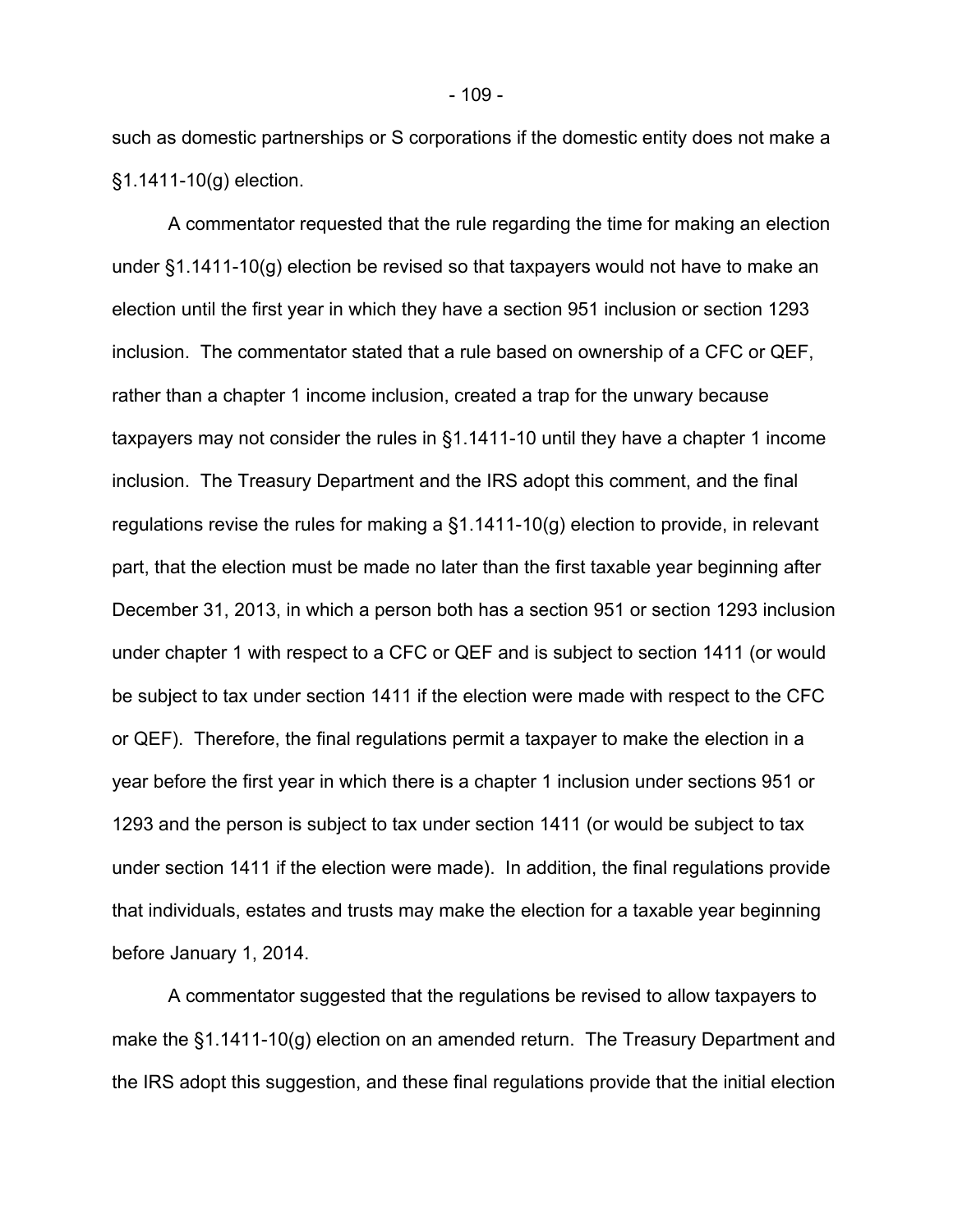such as domestic partnerships or S corporations if the domestic entity does not make a §1.1411-10(g) election.

A commentator requested that the rule regarding the time for making an election under §1.1411-10(g) election be revised so that taxpayers would not have to make an election until the first year in which they have a section 951 inclusion or section 1293 inclusion. The commentator stated that a rule based on ownership of a CFC or QEF, rather than a chapter 1 income inclusion, created a trap for the unwary because taxpayers may not consider the rules in §1.1411-10 until they have a chapter 1 income inclusion. The Treasury Department and the IRS adopt this comment, and the final regulations revise the rules for making a §1.1411-10(g) election to provide, in relevant part, that the election must be made no later than the first taxable year beginning after December 31, 2013, in which a person both has a section 951 or section 1293 inclusion under chapter 1 with respect to a CFC or QEF and is subject to section 1411 (or would be subject to tax under section 1411 if the election were made with respect to the CFC or QEF). Therefore, the final regulations permit a taxpayer to make the election in a year before the first year in which there is a chapter 1 inclusion under sections 951 or 1293 and the person is subject to tax under section 1411 (or would be subject to tax under section 1411 if the election were made). In addition, the final regulations provide that individuals, estates and trusts may make the election for a taxable year beginning before January 1, 2014.

A commentator suggested that the regulations be revised to allow taxpayers to make the §1.1411-10(g) election on an amended return. The Treasury Department and the IRS adopt this suggestion, and these final regulations provide that the initial election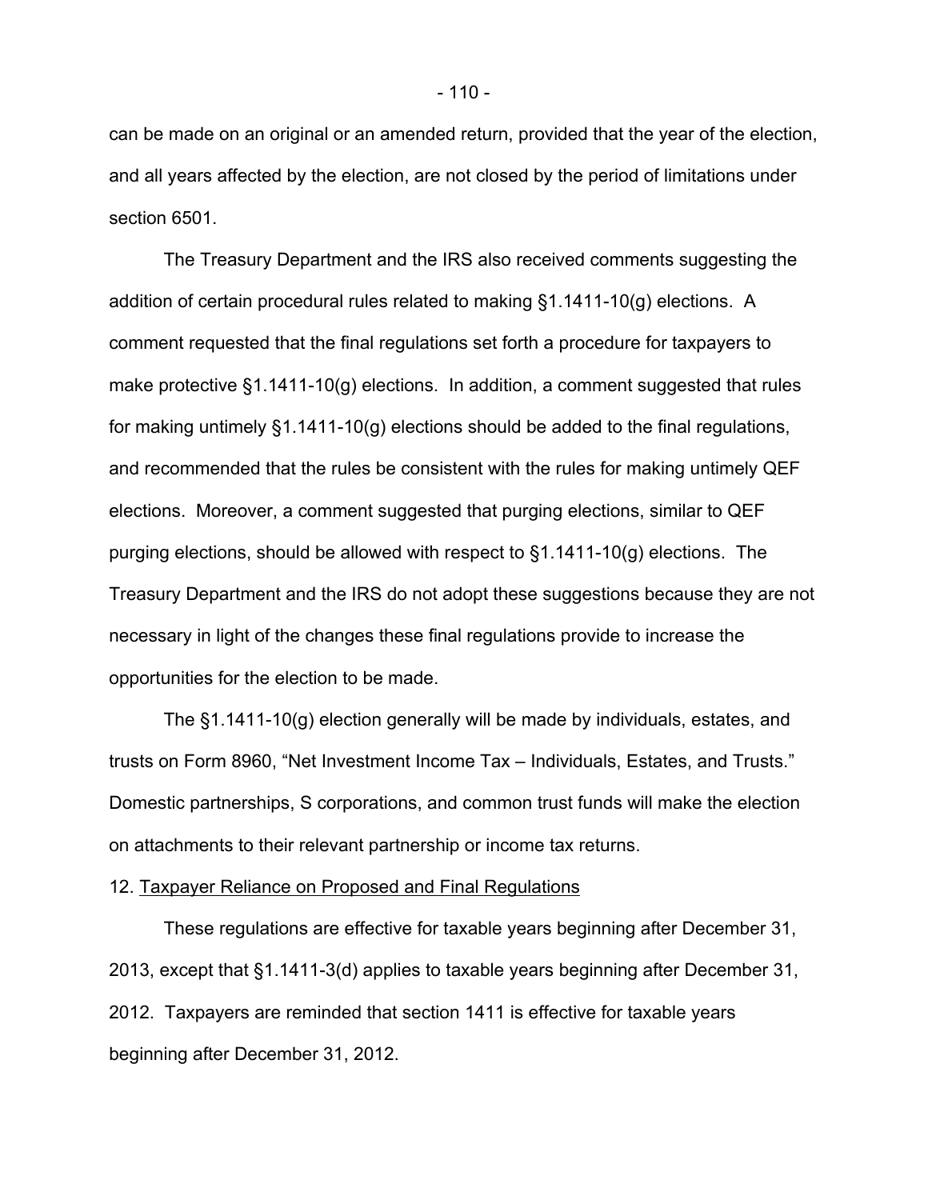can be made on an original or an amended return, provided that the year of the election, and all years affected by the election, are not closed by the period of limitations under section 6501.

The Treasury Department and the IRS also received comments suggesting the addition of certain procedural rules related to making §1.1411-10(g) elections. A comment requested that the final regulations set forth a procedure for taxpayers to make protective §1.1411-10(g) elections. In addition, a comment suggested that rules for making untimely §1.1411-10(g) elections should be added to the final regulations, and recommended that the rules be consistent with the rules for making untimely QEF elections. Moreover, a comment suggested that purging elections, similar to QEF purging elections, should be allowed with respect to §1.1411-10(g) elections. The Treasury Department and the IRS do not adopt these suggestions because they are not necessary in light of the changes these final regulations provide to increase the opportunities for the election to be made.

The §1.1411-10(g) election generally will be made by individuals, estates, and trusts on Form 8960, "Net Investment Income Tax – Individuals, Estates, and Trusts." Domestic partnerships, S corporations, and common trust funds will make the election on attachments to their relevant partnership or income tax returns.

12. Taxpayer Reliance on Proposed and Final Regulations

These regulations are effective for taxable years beginning after December 31, 2013, except that §1.1411-3(d) applies to taxable years beginning after December 31, 2012. Taxpayers are reminded that section 1411 is effective for taxable years beginning after December 31, 2012.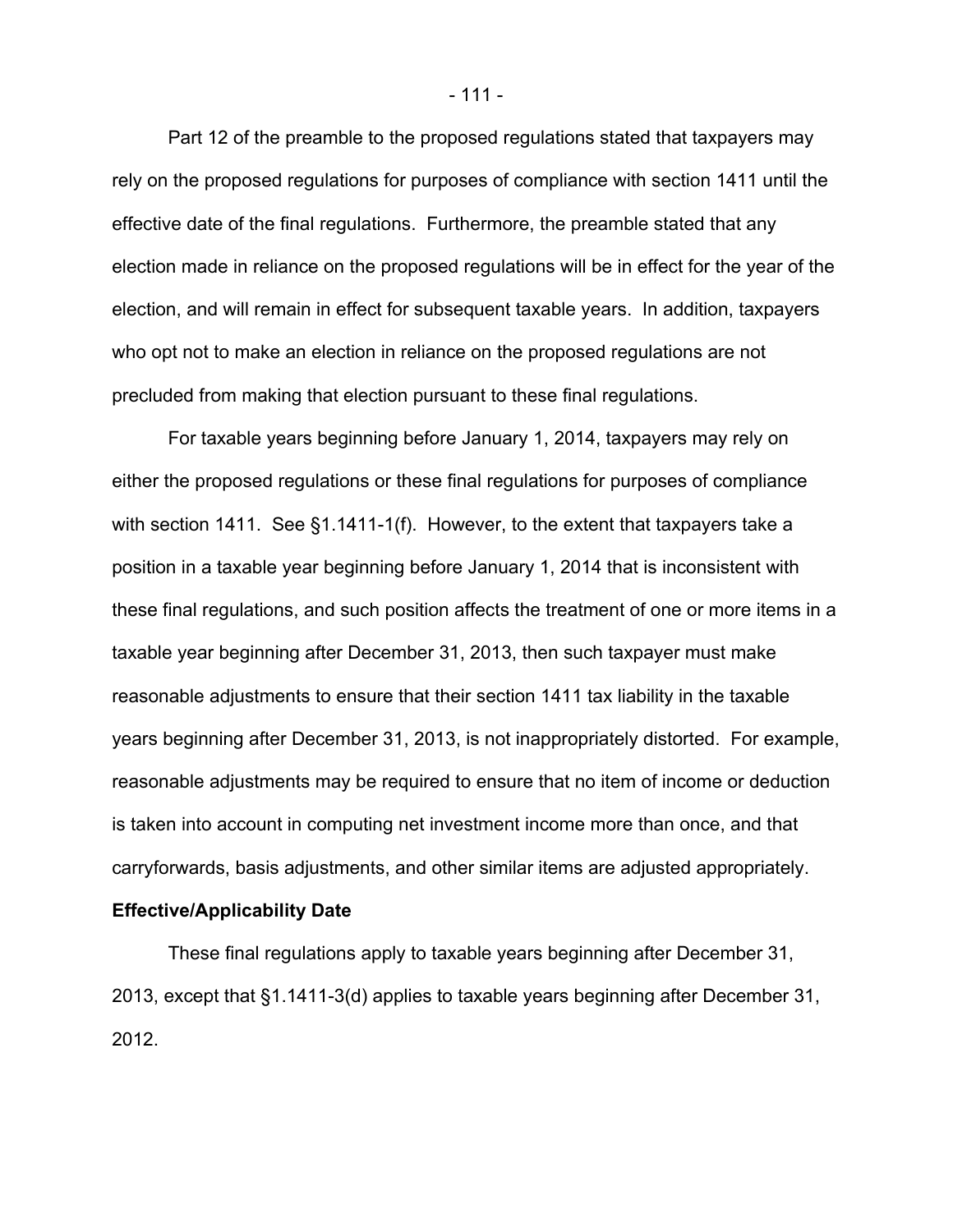Part 12 of the preamble to the proposed regulations stated that taxpayers may rely on the proposed regulations for purposes of compliance with section 1411 until the effective date of the final regulations. Furthermore, the preamble stated that any election made in reliance on the proposed regulations will be in effect for the year of the election, and will remain in effect for subsequent taxable years. In addition, taxpayers who opt not to make an election in reliance on the proposed regulations are not precluded from making that election pursuant to these final regulations.

For taxable years beginning before January 1, 2014, taxpayers may rely on either the proposed regulations or these final regulations for purposes of compliance with section 1411. See §1.1411-1(f). However, to the extent that taxpayers take a position in a taxable year beginning before January 1, 2014 that is inconsistent with these final regulations, and such position affects the treatment of one or more items in a taxable year beginning after December 31, 2013, then such taxpayer must make reasonable adjustments to ensure that their section 1411 tax liability in the taxable years beginning after December 31, 2013, is not inappropriately distorted. For example, reasonable adjustments may be required to ensure that no item of income or deduction is taken into account in computing net investment income more than once, and that carryforwards, basis adjustments, and other similar items are adjusted appropriately.

**Effective/Applicability Date**

These final regulations apply to taxable years beginning after December 31, 2013, except that §1.1411-3(d) applies to taxable years beginning after December 31, 2012.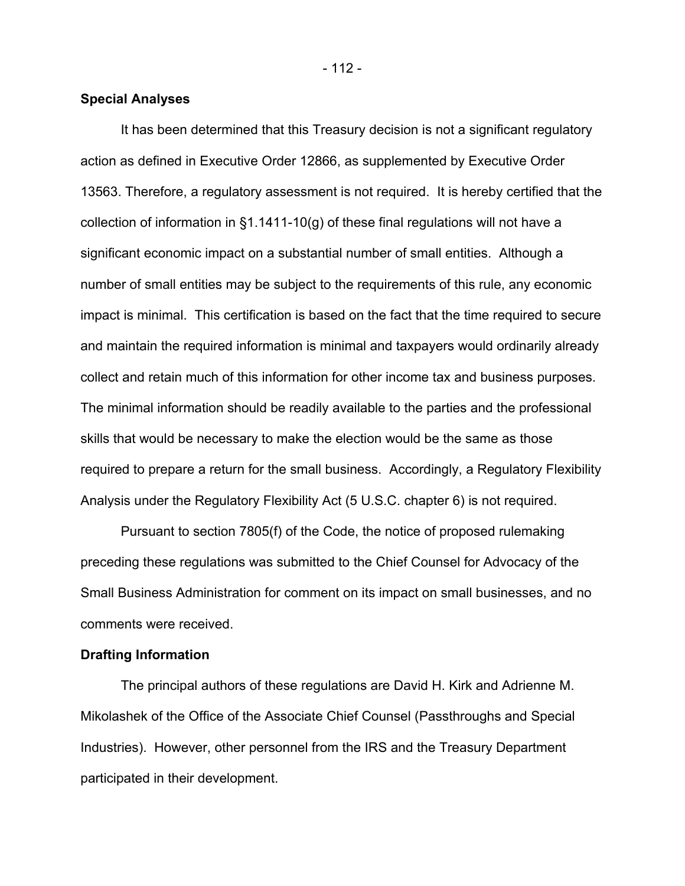**Special Analyses**

It has been determined that this Treasury decision is not a significant regulatory action as defined in Executive Order 12866, as supplemented by Executive Order 13563. Therefore, a regulatory assessment is not required. It is hereby certified that the collection of information in §1.1411-10(g) of these final regulations will not have a significant economic impact on a substantial number of small entities. Although a number of small entities may be subject to the requirements of this rule, any economic impact is minimal. This certification is based on the fact that the time required to secure and maintain the required information is minimal and taxpayers would ordinarily already collect and retain much of this information for other income tax and business purposes. The minimal information should be readily available to the parties and the professional skills that would be necessary to make the election would be the same as those required to prepare a return for the small business. Accordingly, a Regulatory Flexibility Analysis under the Regulatory Flexibility Act (5 U.S.C. chapter 6) is not required.

Pursuant to section 7805(f) of the Code, the notice of proposed rulemaking preceding these regulations was submitted to the Chief Counsel for Advocacy of the Small Business Administration for comment on its impact on small businesses, and no comments were received.

**Drafting Information**

The principal authors of these regulations are David H. Kirk and Adrienne M. Mikolashek of the Office of the Associate Chief Counsel (Passthroughs and Special Industries). However, other personnel from the IRS and the Treasury Department participated in their development.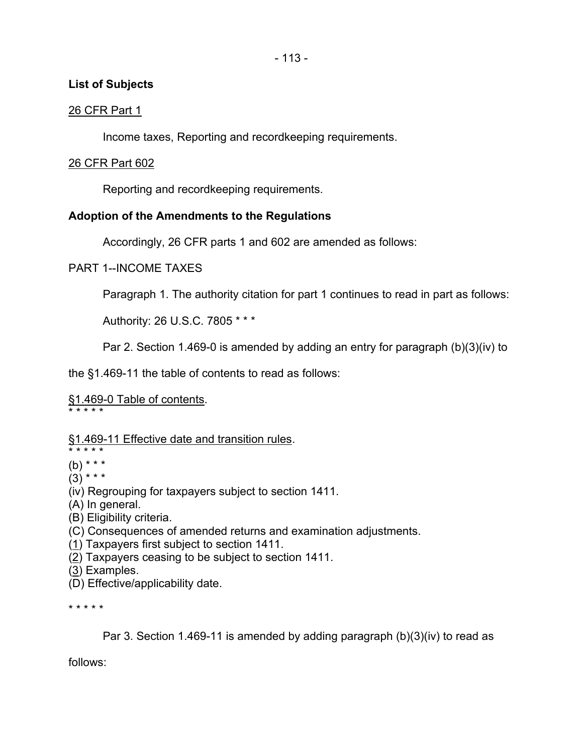**List of Subjects**

26 CFR Part 1

Income taxes, Reporting and recordkeeping requirements.

26 CFR Part 602

Reporting and recordkeeping requirements.

**Adoption of the Amendments to the Regulations**

Accordingly, 26 CFR parts 1 and 602 are amended as follows:

PART 1--INCOME TAXES

Paragraph 1. The authority citation for part 1 continues to read in part as follows:

Authority: 26 U.S.C. 7805 * * *

Par 2. Section 1.469-0 is amended by adding an entry for paragraph (b)(3)(iv) to the §1.469-11 the table of contents to read as follows:

§1.469-0 Table of contents.

\* \* \* \* \*

§1.469-11 Effective date and transition rules.

\* \* \* \* \*

(b) * * *

(3) * * *

(iv) Regrouping for taxpayers subject to section 1411.

(A) In general.

(B) Eligibility criteria.

(C) Consequences of amended returns and examination adjustments.

(1) Taxpayers first subject to section 1411.

(2) Taxpayers ceasing to be subject to section 1411.

(3) Examples.

(D) Effective/applicability date.

\* \* \* \* \*

Par 3. Section 1.469-11 is amended by adding paragraph (b)(3)(iv) to read as follows: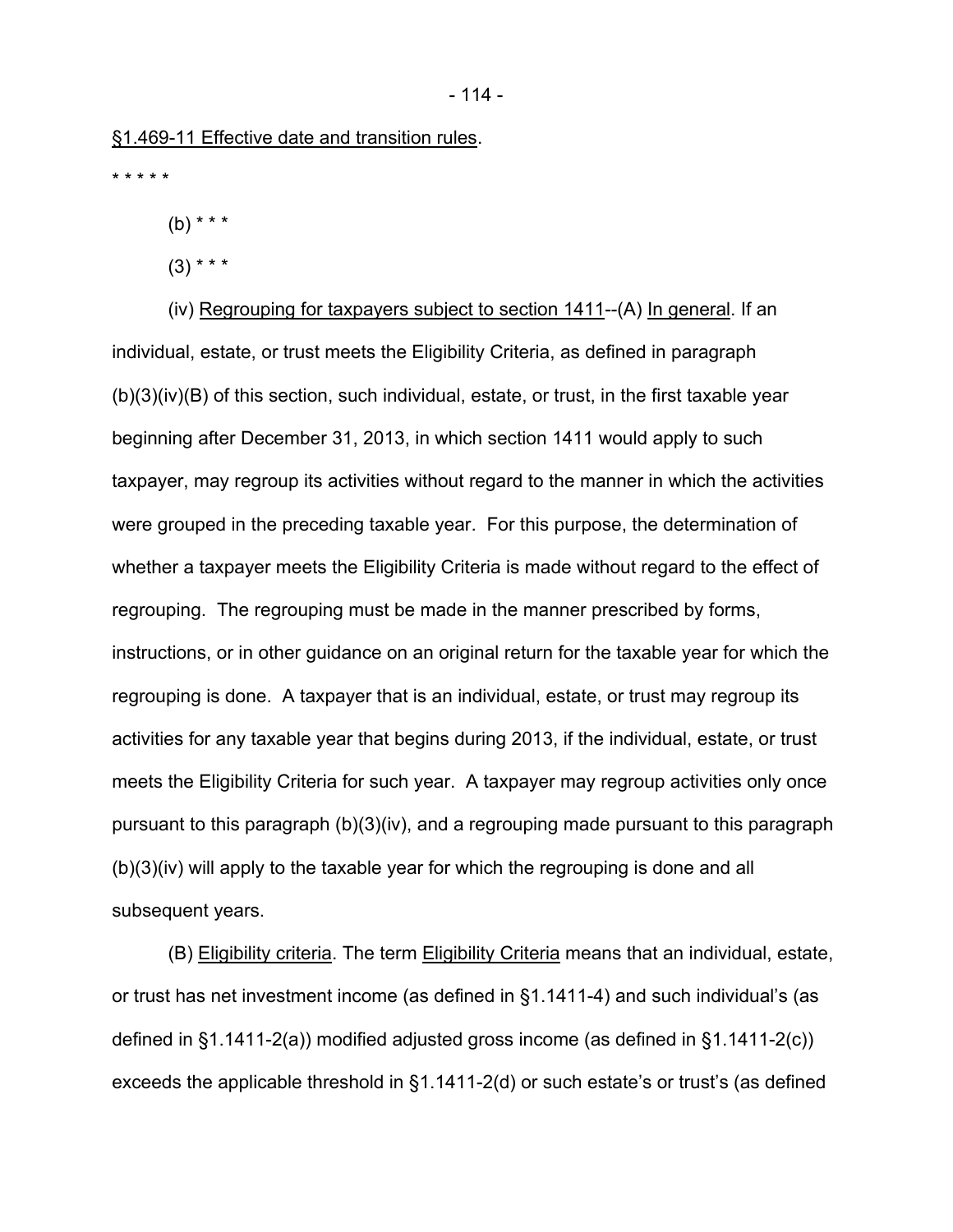§1.469-11 Effective date and transition rules.

* * * * *

(b) * * *

(3) * * *

(iv) Regrouping for taxpayers subject to section 1411--(A) In general. If an individual, estate, or trust meets the Eligibility Criteria, as defined in paragraph (b)(3)(iv)(B) of this section, such individual, estate, or trust, in the first taxable year beginning after December 31, 2013, in which section 1411 would apply to such taxpayer, may regroup its activities without regard to the manner in which the activities were grouped in the preceding taxable year. For this purpose, the determination of whether a taxpayer meets the Eligibility Criteria is made without regard to the effect of regrouping. The regrouping must be made in the manner prescribed by forms, instructions, or in other guidance on an original return for the taxable year for which the regrouping is done. A taxpayer that is an individual, estate, or trust may regroup its activities for any taxable year that begins during 2013, if the individual, estate, or trust meets the Eligibility Criteria for such year. A taxpayer may regroup activities only once pursuant to this paragraph (b)(3)(iv), and a regrouping made pursuant to this paragraph (b)(3)(iv) will apply to the taxable year for which the regrouping is done and all subsequent years.

(B) Eligibility criteria. The term Eligibility Criteria means that an individual, estate, or trust has net investment income (as defined in §1.1411-4) and such individual's (as defined in §1.1411-2(a)) modified adjusted gross income (as defined in §1.1411-2(c)) exceeds the applicable threshold in §1.1411-2(d) or such estate's or trust's (as defined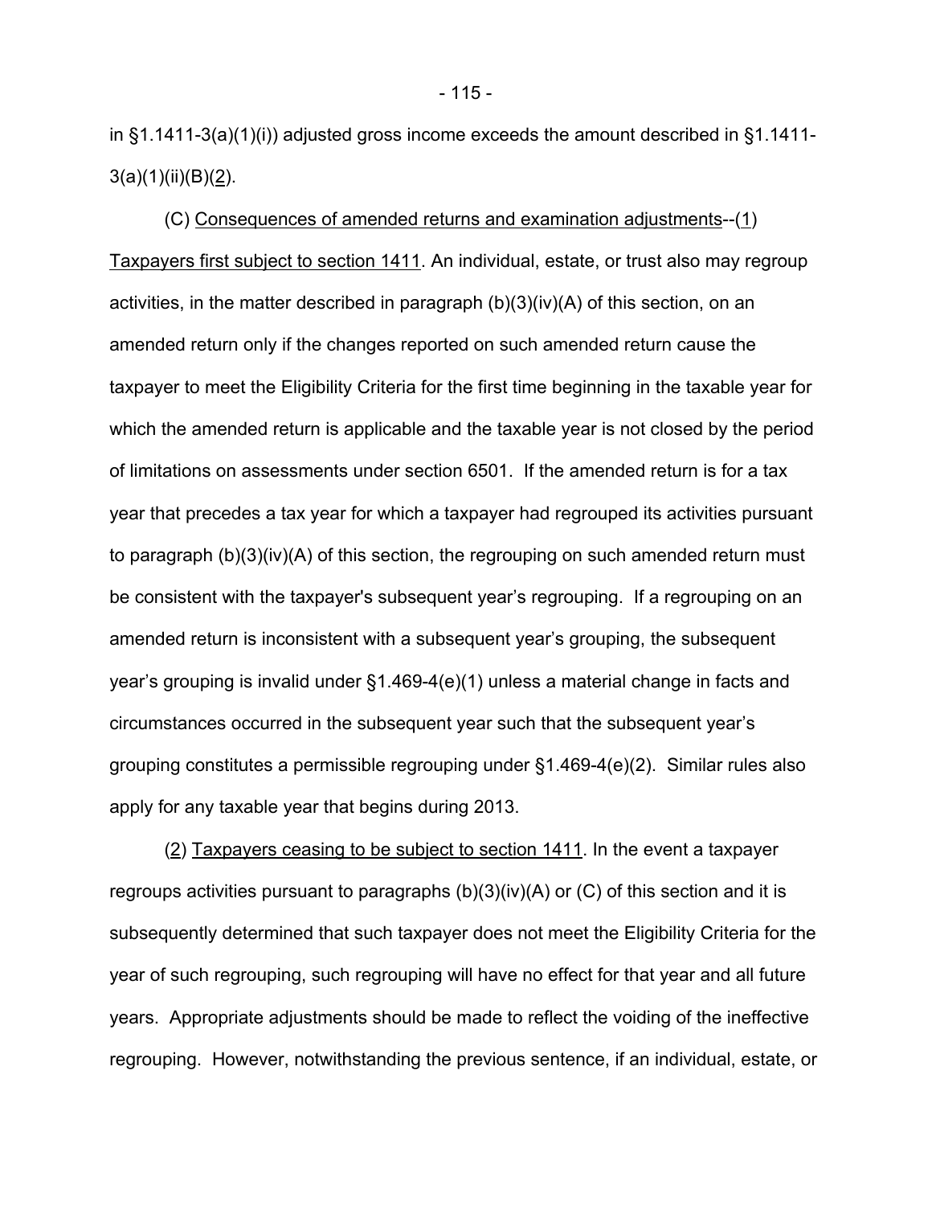in §1.1411-3(a)(1)(i)) adjusted gross income exceeds the amount described in §1.1411-3(a)(1)(ii)(B)(2).

(C) Consequences of amended returns and examination adjustments--(1) Taxpayers first subject to section 1411. An individual, estate, or trust also may regroup activities, in the matter described in paragraph (b)(3)(iv)(A) of this section, on an amended return only if the changes reported on such amended return cause the taxpayer to meet the Eligibility Criteria for the first time beginning in the taxable year for which the amended return is applicable and the taxable year is not closed by the period of limitations on assessments under section 6501. If the amended return is for a tax year that precedes a tax year for which a taxpayer had regrouped its activities pursuant to paragraph (b)(3)(iv)(A) of this section, the regrouping on such amended return must be consistent with the taxpayer's subsequent year's regrouping. If a regrouping on an amended return is inconsistent with a subsequent year's grouping, the subsequent year's grouping is invalid under §1.469-4(e)(1) unless a material change in facts and circumstances occurred in the subsequent year such that the subsequent year's grouping constitutes a permissible regrouping under §1.469-4(e)(2). Similar rules also apply for any taxable year that begins during 2013.

(2) Taxpayers ceasing to be subject to section 1411. In the event a taxpayer regroups activities pursuant to paragraphs (b)(3)(iv)(A) or (C) of this section and it is subsequently determined that such taxpayer does not meet the Eligibility Criteria for the year of such regrouping, such regrouping will have no effect for that year and all future years. Appropriate adjustments should be made to reflect the voiding of the ineffective regrouping. However, notwithstanding the previous sentence, if an individual, estate, or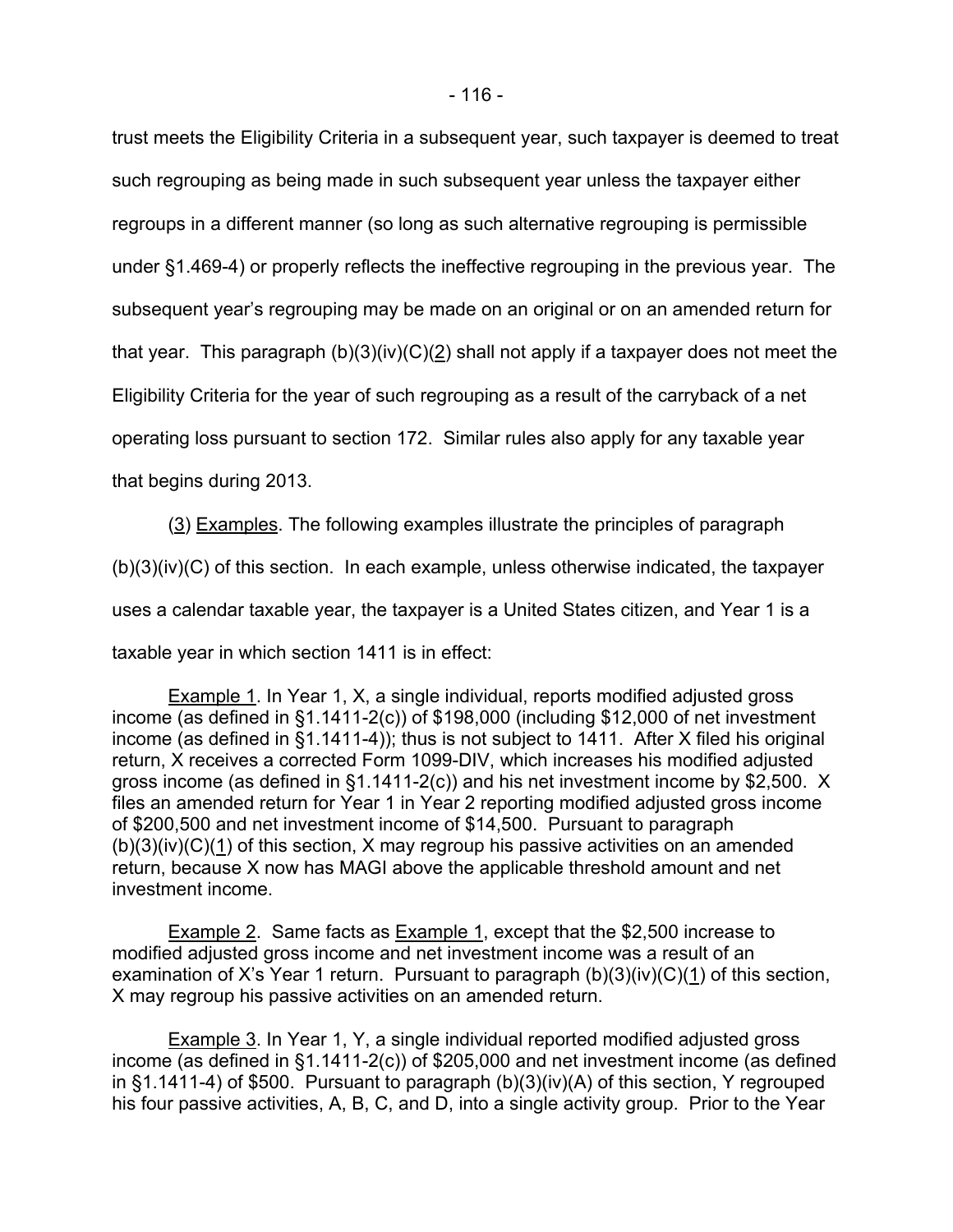trust meets the Eligibility Criteria in a subsequent year, such taxpayer is deemed to treat such regrouping as being made in such subsequent year unless the taxpayer either regroups in a different manner (so long as such alternative regrouping is permissible under §1.469-4) or properly reflects the ineffective regrouping in the previous year. The subsequent year's regrouping may be made on an original or on an amended return for that year. This paragraph (b)(3)(iv)(C)(2) shall not apply if a taxpayer does not meet the Eligibility Criteria for the year of such regrouping as a result of the carryback of a net operating loss pursuant to section 172. Similar rules also apply for any taxable year that begins during 2013.

(3) Examples. The following examples illustrate the principles of paragraph (b)(3)(iv)(C) of this section. In each example, unless otherwise indicated, the taxpayer uses a calendar taxable year, the taxpayer is a United States citizen, and Year 1 is a taxable year in which section 1411 is in effect:

Example 1. In Year 1, X, a single individual, reports modified adjusted gross income (as defined in §1.1411-2(c)) of $198,000 (including $12,000 of net investment income (as defined in §1.1411-4)); thus is not subject to 1411. After X filed his original return, X receives a corrected Form 1099-DIV, which increases his modified adjusted gross income (as defined in §1.1411-2(c)) and his net investment income by $2,500. X files an amended return for Year 1 in Year 2 reporting modified adjusted gross income of $200,500 and net investment income of $14,500. Pursuant to paragraph (b)(3)(iv)(C)(1) of this section, X may regroup his passive activities on an amended return, because X now has MAGI above the applicable threshold amount and net investment income.

Example 2. Same facts as Example 1, except that the $2,500 increase to modified adjusted gross income and net investment income was a result of an examination of X's Year 1 return. Pursuant to paragraph (b)(3)(iv)(C)(1) of this section, X may regroup his passive activities on an amended return.

Example 3. In Year 1, Y, a single individual reported modified adjusted gross income (as defined in §1.1411-2(c)) of $205,000 and net investment income (as defined in §1.1411-4) of $500. Pursuant to paragraph (b)(3)(iv)(A) of this section, Y regrouped his four passive activities, A, B, C, and D, into a single activity group. Prior to the Year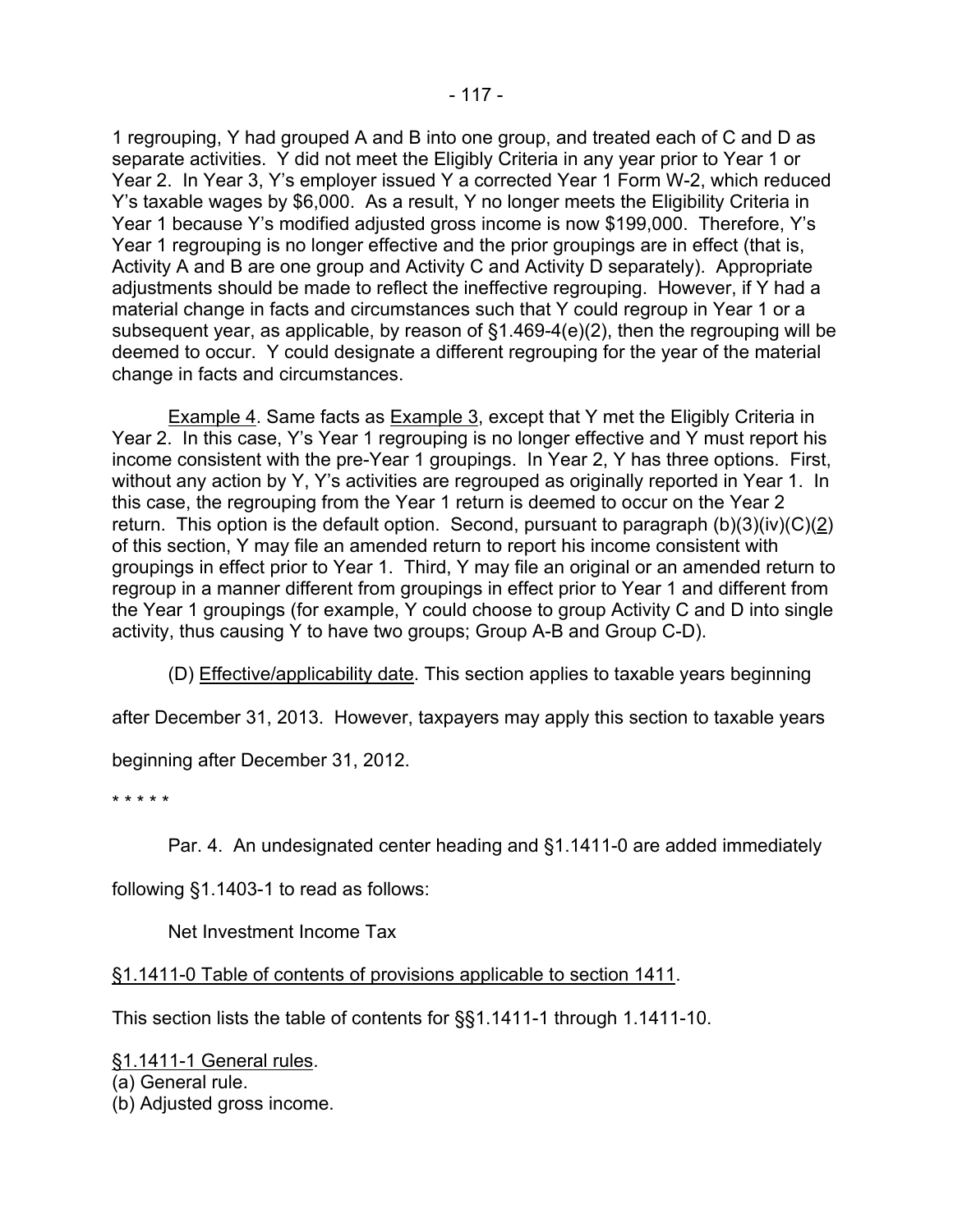1 regrouping, Y had grouped A and B into one group, and treated each of C and D as separate activities. Y did not meet the Eligibly Criteria in any year prior to Year 1 or Year 2. In Year 3, Y's employer issued Y a corrected Year 1 Form W-2, which reduced Y's taxable wages by $6,000. As a result, Y no longer meets the Eligibility Criteria in Year 1 because Y's modified adjusted gross income is now $199,000. Therefore, Y's Year 1 regrouping is no longer effective and the prior groupings are in effect (that is, Activity A and B are one group and Activity C and Activity D separately). Appropriate adjustments should be made to reflect the ineffective regrouping. However, if Y had a material change in facts and circumstances such that Y could regroup in Year 1 or a subsequent year, as applicable, by reason of §1.469-4(e)(2), then the regrouping will be deemed to occur. Y could designate a different regrouping for the year of the material change in facts and circumstances.

Example 4. Same facts as Example 3, except that Y met the Eligibly Criteria in Year 2. In this case, Y's Year 1 regrouping is no longer effective and Y must report his income consistent with the pre-Year 1 groupings. In Year 2, Y has three options. First, without any action by Y, Y's activities are regrouped as originally reported in Year 1. In this case, the regrouping from the Year 1 return is deemed to occur on the Year 2 return. This option is the default option. Second, pursuant to paragraph (b)(3)(iv)(C)(2) of this section, Y may file an amended return to report his income consistent with groupings in effect prior to Year 1. Third, Y may file an original or an amended return to regroup in a manner different from groupings in effect prior to Year 1 and different from the Year 1 groupings (for example, Y could choose to group Activity C and D into single activity, thus causing Y to have two groups; Group A-B and Group C-D).

(D) Effective/applicability date. This section applies to taxable years beginning after December 31, 2013. However, taxpayers may apply this section to taxable years beginning after December 31, 2012.

\* \* \* \* \*

Par. 4. An undesignated center heading and §1.1411-0 are added immediately following §1.1403-1 to read as follows:

Net Investment Income Tax

§1.1411-0 Table of contents of provisions applicable to section 1411.

This section lists the table of contents for §§1.1411-1 through 1.1411-10.

§1.1411-1 General rules.
(a) General rule.
(b) Adjusted gross income.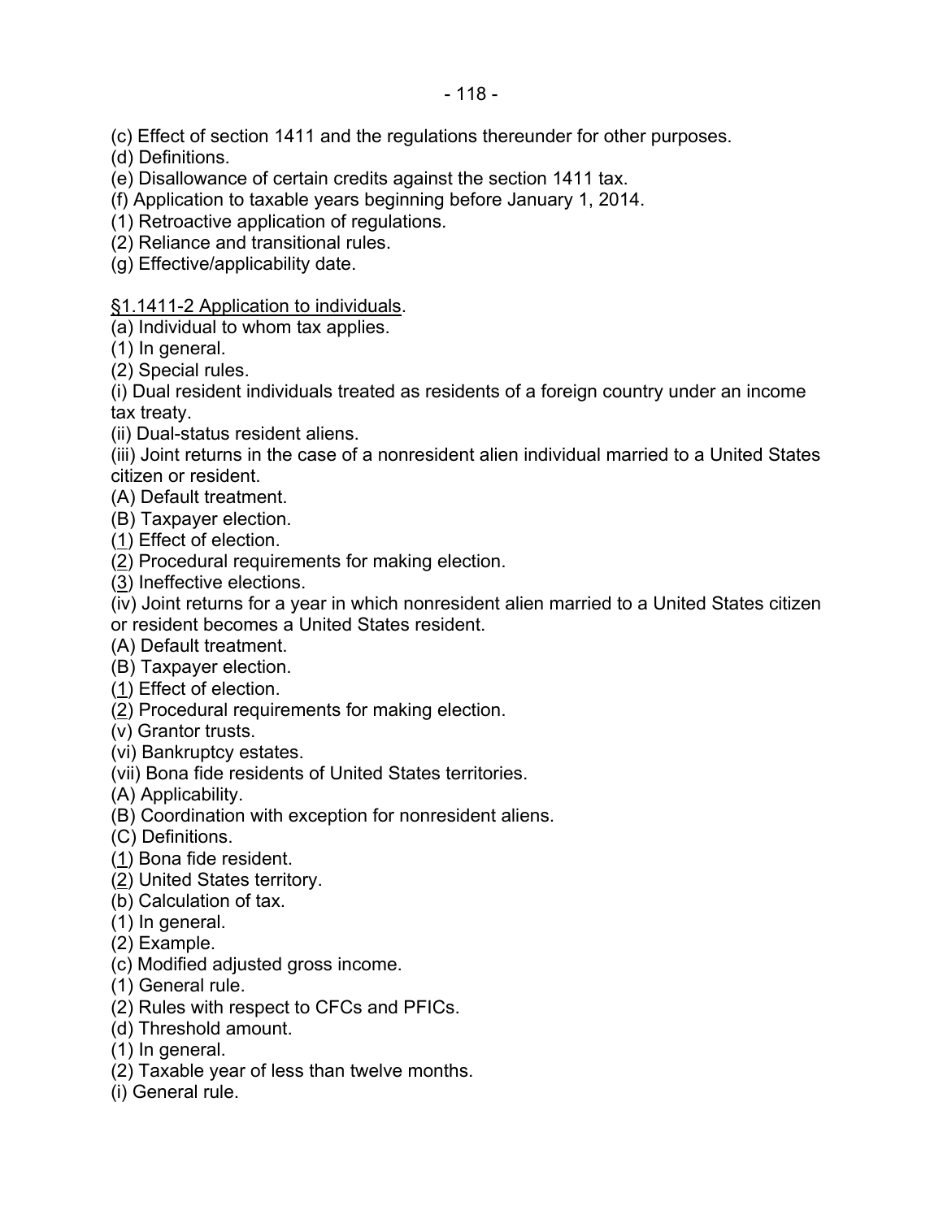(c) Effect of section 1411 and the regulations thereunder for other purposes.
(d) Definitions.
(e) Disallowance of certain credits against the section 1411 tax.
(f) Application to taxable years beginning before January 1, 2014.
(1) Retroactive application of regulations.
(2) Reliance and transitional rules.
(g) Effective/applicability date.

<u>§1.1411-2 Application to individuals</u>.
(a) Individual to whom tax applies.
(1) In general.
(2) Special rules.
(i) Dual resident individuals treated as residents of a foreign country under an income tax treaty.
(ii) Dual-status resident aliens.
(iii) Joint returns in the case of a nonresident alien individual married to a United States citizen or resident.
(A) Default treatment.
(B) Taxpayer election.
(<u>1</u>) Effect of election.
(<u>2</u>) Procedural requirements for making election.
(<u>3</u>) Ineffective elections.
(iv) Joint returns for a year in which nonresident alien married to a United States citizen or resident becomes a United States resident.
(A) Default treatment.
(B) Taxpayer election.
(<u>1</u>) Effect of election.
(<u>2</u>) Procedural requirements for making election.
(v) Grantor trusts.
(vi) Bankruptcy estates.
(vii) Bona fide residents of United States territories.
(A) Applicability.
(B) Coordination with exception for nonresident aliens.
(C) Definitions.
(<u>1</u>) Bona fide resident.
(<u>2</u>) United States territory.
(b) Calculation of tax.
(1) In general.
(2) Example.
(c) Modified adjusted gross income.
(1) General rule.
(2) Rules with respect to CFCs and PFICs.
(d) Threshold amount.
(1) In general.
(2) Taxable year of less than twelve months.
(i) General rule.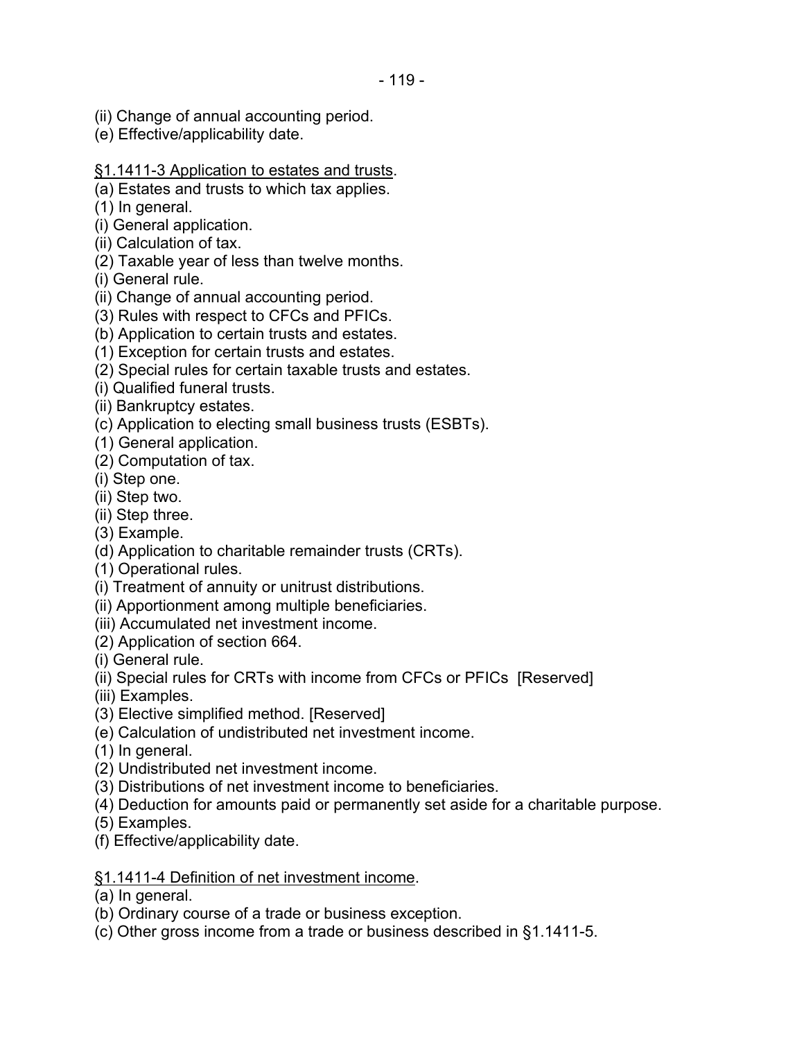(ii) Change of annual accounting period.
(e) Effective/applicability date.

<u>§1.1411-3 Application to estates and trusts</u>.
(a) Estates and trusts to which tax applies.
(1) In general.
(i) General application.
(ii) Calculation of tax.
(2) Taxable year of less than twelve months.
(i) General rule.
(ii) Change of annual accounting period.
(3) Rules with respect to CFCs and PFICs.
(b) Application to certain trusts and estates.
(1) Exception for certain trusts and estates.
(2) Special rules for certain taxable trusts and estates.
(i) Qualified funeral trusts.
(ii) Bankruptcy estates.
(c) Application to electing small business trusts (ESBTs).
(1) General application.
(2) Computation of tax.
(i) Step one.
(ii) Step two.
(ii) Step three.
(3) Example.
(d) Application to charitable remainder trusts (CRTs).
(1) Operational rules.
(i) Treatment of annuity or unitrust distributions.
(ii) Apportionment among multiple beneficiaries.
(iii) Accumulated net investment income.
(2) Application of section 664.
(i) General rule.
(ii) Special rules for CRTs with income from CFCs or PFICs [Reserved]
(iii) Examples.
(3) Elective simplified method. [Reserved]
(e) Calculation of undistributed net investment income.
(1) In general.
(2) Undistributed net investment income.
(3) Distributions of net investment income to beneficiaries.
(4) Deduction for amounts paid or permanently set aside for a charitable purpose.
(5) Examples.
(f) Effective/applicability date.

<u>§1.1411-4 Definition of net investment income</u>.
(a) In general.
(b) Ordinary course of a trade or business exception.
(c) Other gross income from a trade or business described in §1.1411-5.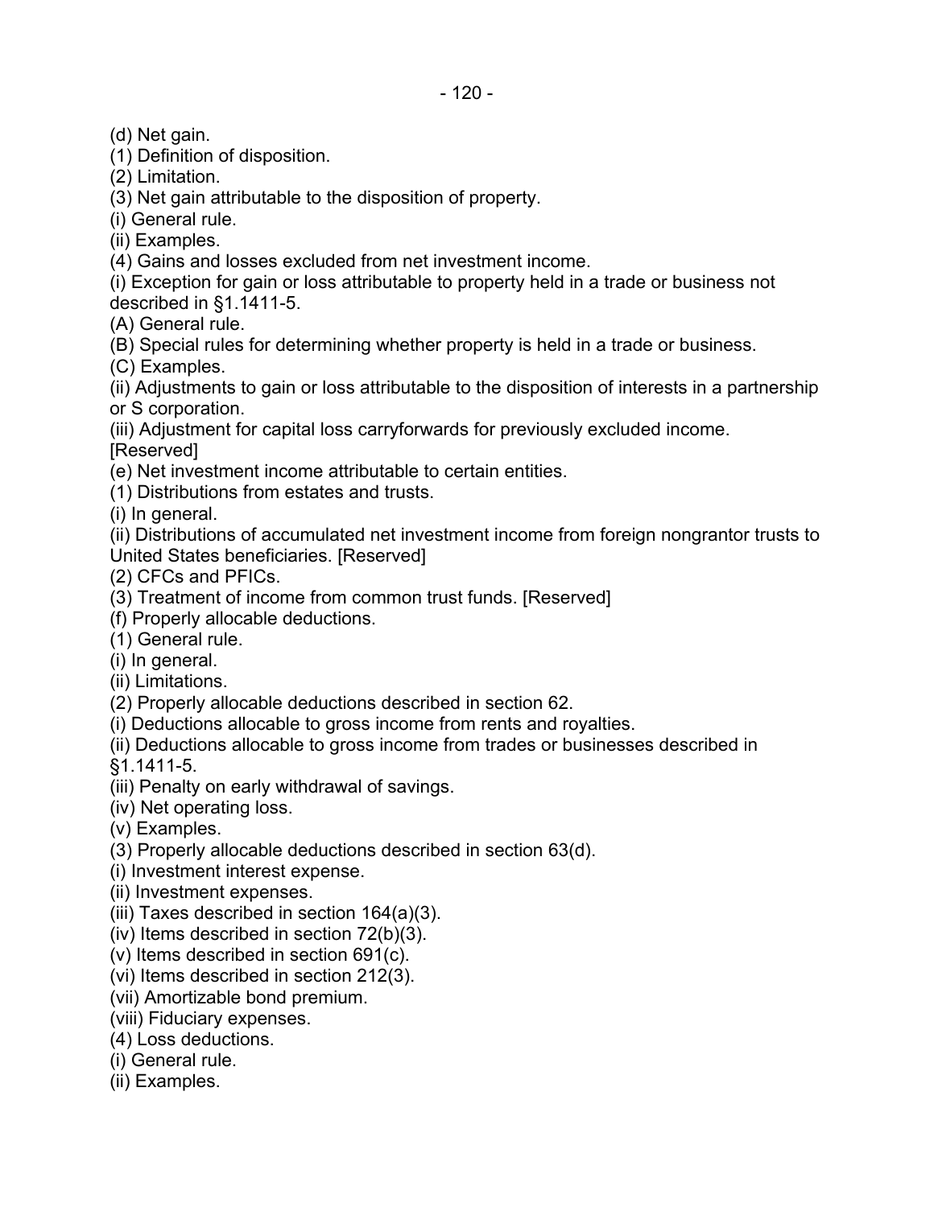(d) Net gain.

(1) Definition of disposition.

(2) Limitation.

(3) Net gain attributable to the disposition of property.

(i) General rule.

(ii) Examples.

(4) Gains and losses excluded from net investment income.

(i) Exception for gain or loss attributable to property held in a trade or business not described in §1.1411-5.

(A) General rule.

(B) Special rules for determining whether property is held in a trade or business.

(C) Examples.

(ii) Adjustments to gain or loss attributable to the disposition of interests in a partnership or S corporation.

(iii) Adjustment for capital loss carryforwards for previously excluded income. [Reserved]

(e) Net investment income attributable to certain entities.

(1) Distributions from estates and trusts.

(i) In general.

(ii) Distributions of accumulated net investment income from foreign nongrantor trusts to United States beneficiaries. [Reserved]

(2) CFCs and PFICs.

(3) Treatment of income from common trust funds. [Reserved]

(f) Properly allocable deductions.

(1) General rule.

(i) In general.

(ii) Limitations.

(2) Properly allocable deductions described in section 62.

(i) Deductions allocable to gross income from rents and royalties.

(ii) Deductions allocable to gross income from trades or businesses described in §1.1411-5.

(iii) Penalty on early withdrawal of savings.

(iv) Net operating loss.

(v) Examples.

(3) Properly allocable deductions described in section 63(d).

(i) Investment interest expense.

(ii) Investment expenses.

(iii) Taxes described in section 164(a)(3).

(iv) Items described in section 72(b)(3).

(v) Items described in section 691(c).

(vi) Items described in section 212(3).

(vii) Amortizable bond premium.

(viii) Fiduciary expenses.

(4) Loss deductions.

(i) General rule.

(ii) Examples.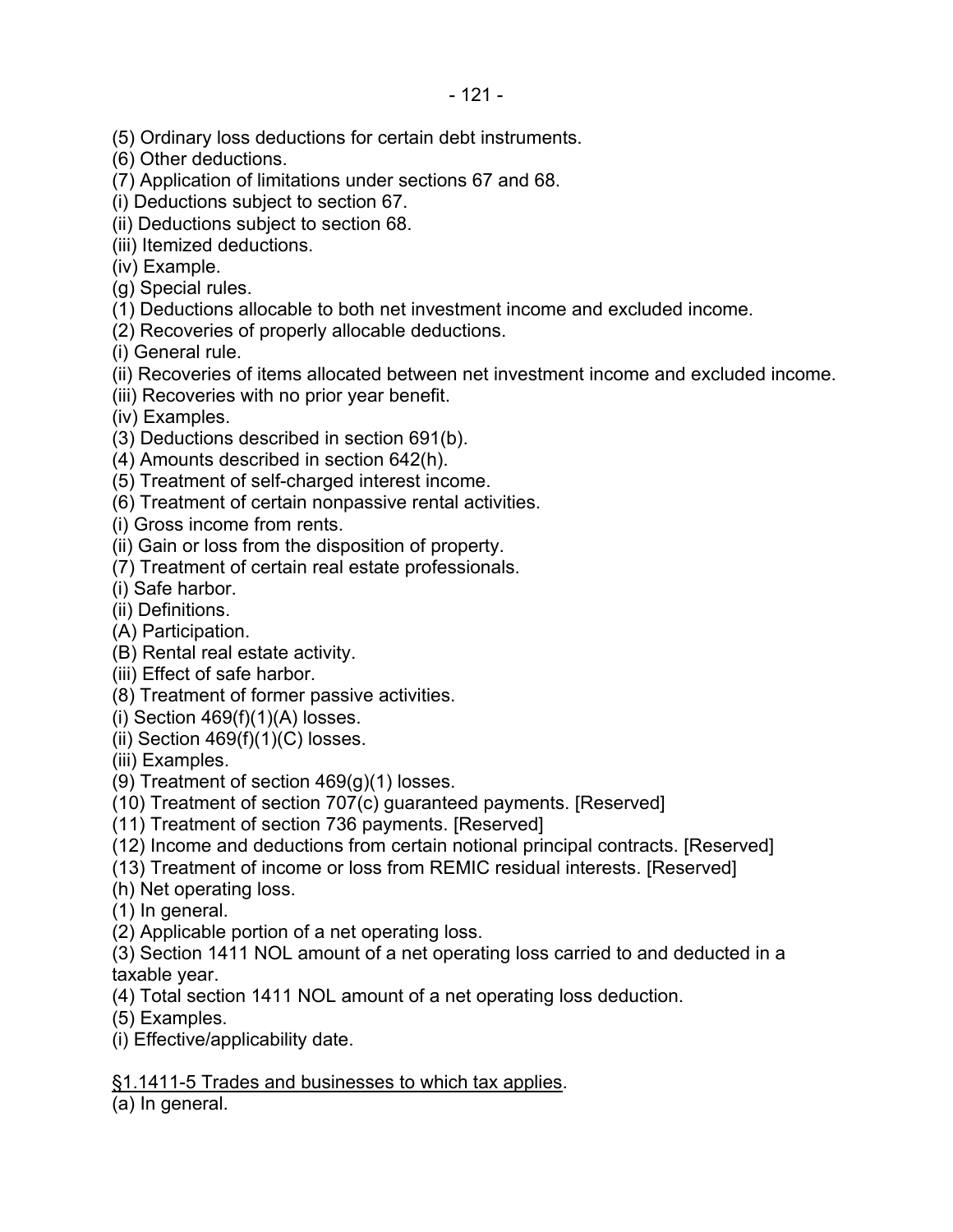(5) Ordinary loss deductions for certain debt instruments.
(6) Other deductions.
(7) Application of limitations under sections 67 and 68.
(i) Deductions subject to section 67.
(ii) Deductions subject to section 68.
(iii) Itemized deductions.
(iv) Example.
(g) Special rules.
(1) Deductions allocable to both net investment income and excluded income.
(2) Recoveries of properly allocable deductions.
(i) General rule.
(ii) Recoveries of items allocated between net investment income and excluded income.
(iii) Recoveries with no prior year benefit.
(iv) Examples.
(3) Deductions described in section 691(b).
(4) Amounts described in section 642(h).
(5) Treatment of self-charged interest income.
(6) Treatment of certain nonpassive rental activities.
(i) Gross income from rents.
(ii) Gain or loss from the disposition of property.
(7) Treatment of certain real estate professionals.
(i) Safe harbor.
(ii) Definitions.
(A) Participation.
(B) Rental real estate activity.
(iii) Effect of safe harbor.
(8) Treatment of former passive activities.
(i) Section 469(f)(1)(A) losses.
(ii) Section 469(f)(1)(C) losses.
(iii) Examples.
(9) Treatment of section 469(g)(1) losses.
(10) Treatment of section 707(c) guaranteed payments. [Reserved]
(11) Treatment of section 736 payments. [Reserved]
(12) Income and deductions from certain notional principal contracts. [Reserved]
(13) Treatment of income or loss from REMIC residual interests. [Reserved]
(h) Net operating loss.
(1) In general.
(2) Applicable portion of a net operating loss.
(3) Section 1411 NOL amount of a net operating loss carried to and deducted in a taxable year.
(4) Total section 1411 NOL amount of a net operating loss deduction.
(5) Examples.
(i) Effective/applicability date.

§1.1411-5 Trades and businesses to which tax applies.
(a) In general.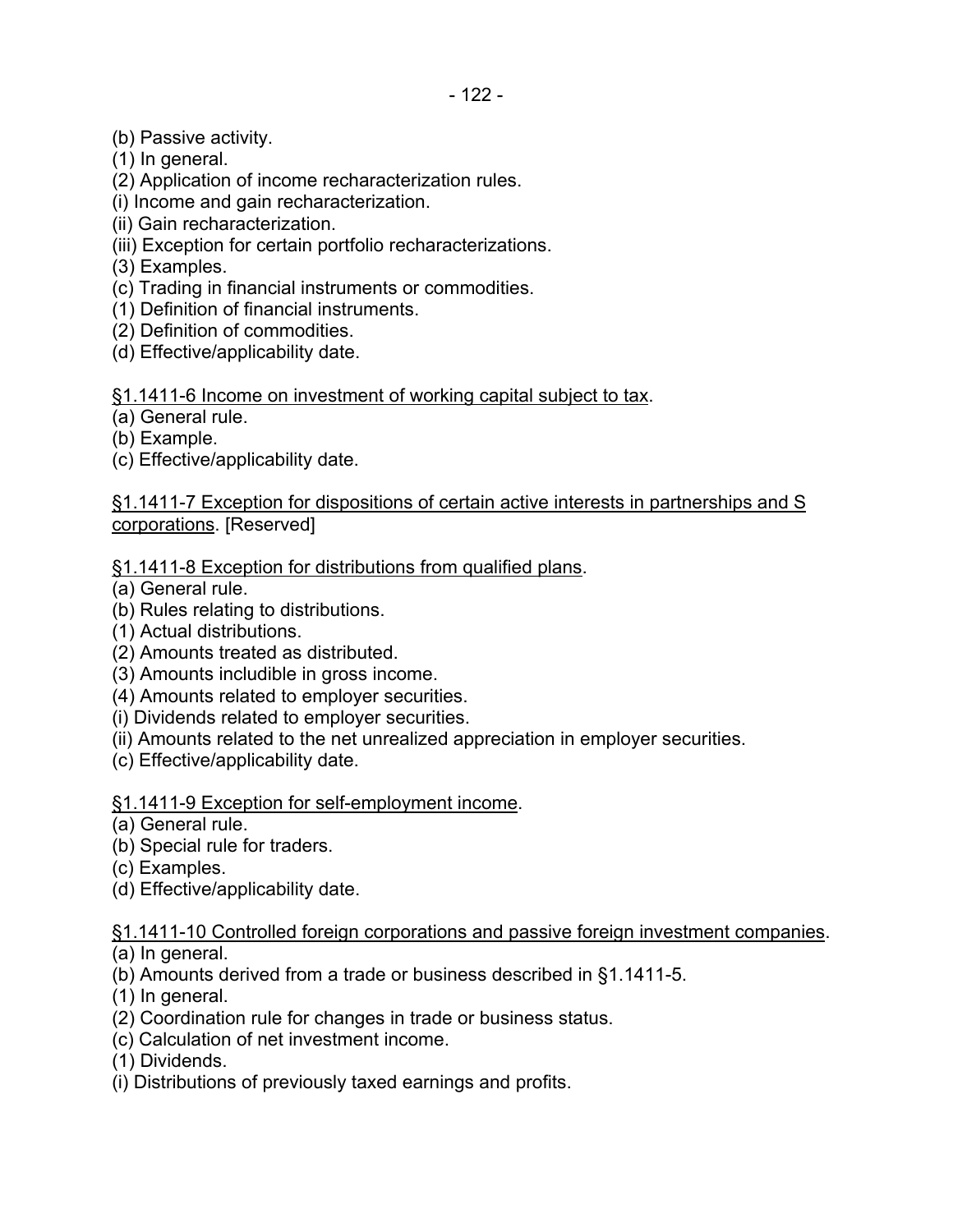(b) Passive activity.
(1) In general.
(2) Application of income recharacterization rules.
(i) Income and gain recharacterization.
(ii) Gain recharacterization.
(iii) Exception for certain portfolio recharacterizations.
(3) Examples.
(c) Trading in financial instruments or commodities.
(1) Definition of financial instruments.
(2) Definition of commodities.
(d) Effective/applicability date.

<u>§1.1411-6 Income on investment of working capital subject to tax</u>.
(a) General rule.
(b) Example.
(c) Effective/applicability date.

<u>§1.1411-7 Exception for dispositions of certain active interests in partnerships and S corporations</u>. [Reserved]

<u>§1.1411-8 Exception for distributions from qualified plans</u>.
(a) General rule.
(b) Rules relating to distributions.
(1) Actual distributions.
(2) Amounts treated as distributed.
(3) Amounts includible in gross income.
(4) Amounts related to employer securities.
(i) Dividends related to employer securities.
(ii) Amounts related to the net unrealized appreciation in employer securities.
(c) Effective/applicability date.

<u>§1.1411-9 Exception for self-employment income</u>.
(a) General rule.
(b) Special rule for traders.
(c) Examples.
(d) Effective/applicability date.

<u>§1.1411-10 Controlled foreign corporations and passive foreign investment companies</u>.
(a) In general.
(b) Amounts derived from a trade or business described in §1.1411-5.
(1) In general.
(2) Coordination rule for changes in trade or business status.
(c) Calculation of net investment income.
(1) Dividends.
(i) Distributions of previously taxed earnings and profits.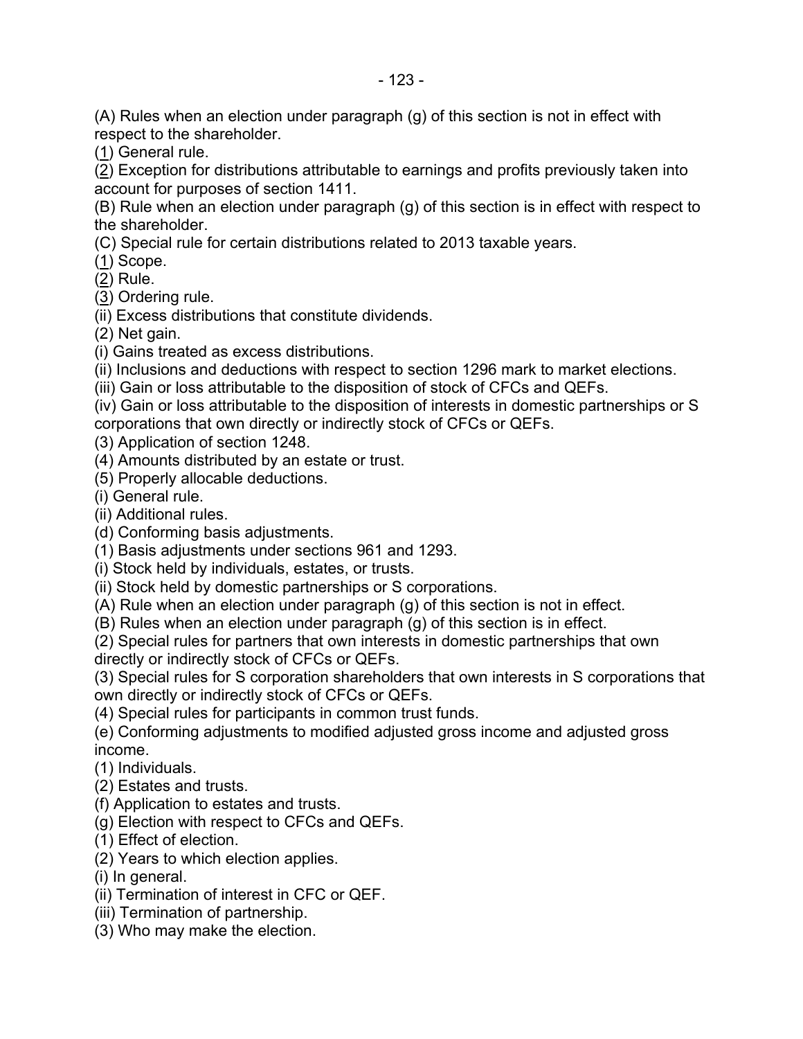(A) Rules when an election under paragraph (g) of this section is not in effect with respect to the shareholder.

(1) General rule.

(2) Exception for distributions attributable to earnings and profits previously taken into account for purposes of section 1411.

(B) Rule when an election under paragraph (g) of this section is in effect with respect to the shareholder.

(C) Special rule for certain distributions related to 2013 taxable years.

(1) Scope.

(2) Rule.

(3) Ordering rule.

(ii) Excess distributions that constitute dividends.

(2) Net gain.

(i) Gains treated as excess distributions.

(ii) Inclusions and deductions with respect to section 1296 mark to market elections.

(iii) Gain or loss attributable to the disposition of stock of CFCs and QEFs.

(iv) Gain or loss attributable to the disposition of interests in domestic partnerships or S corporations that own directly or indirectly stock of CFCs or QEFs.

(3) Application of section 1248.

(4) Amounts distributed by an estate or trust.

(5) Properly allocable deductions.

(i) General rule.

(ii) Additional rules.

(d) Conforming basis adjustments.

(1) Basis adjustments under sections 961 and 1293.

(i) Stock held by individuals, estates, or trusts.

(ii) Stock held by domestic partnerships or S corporations.

(A) Rule when an election under paragraph (g) of this section is not in effect.

(B) Rules when an election under paragraph (g) of this section is in effect.

(2) Special rules for partners that own interests in domestic partnerships that own directly or indirectly stock of CFCs or QEFs.

(3) Special rules for S corporation shareholders that own interests in S corporations that own directly or indirectly stock of CFCs or QEFs.

(4) Special rules for participants in common trust funds.

(e) Conforming adjustments to modified adjusted gross income and adjusted gross income.

(1) Individuals.

(2) Estates and trusts.

(f) Application to estates and trusts.

(g) Election with respect to CFCs and QEFs.

(1) Effect of election.

(2) Years to which election applies.

(i) In general.

(ii) Termination of interest in CFC or QEF.

(iii) Termination of partnership.

(3) Who may make the election.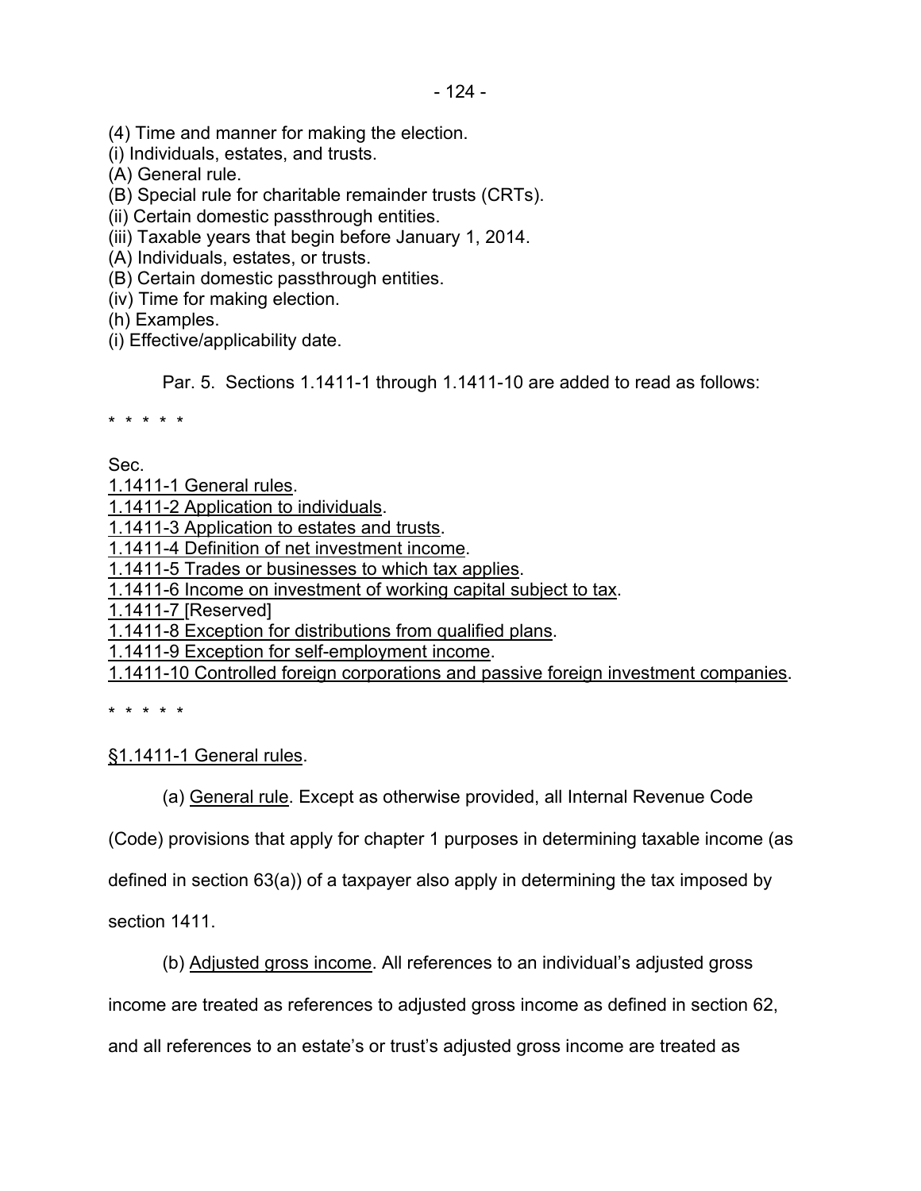(4) Time and manner for making the election.
(i) Individuals, estates, and trusts.
(A) General rule.
(B) Special rule for charitable remainder trusts (CRTs).
(ii) Certain domestic passthrough entities.
(iii) Taxable years that begin before January 1, 2014.
(A) Individuals, estates, or trusts.
(B) Certain domestic passthrough entities.
(iv) Time for making election.
(h) Examples.
(i) Effective/applicability date.

Par. 5. Sections 1.1411-1 through 1.1411-10 are added to read as follows:

* * * * *

Sec.
1.1411-1 General rules.
1.1411-2 Application to individuals.
1.1411-3 Application to estates and trusts.
1.1411-4 Definition of net investment income.
1.1411-5 Trades or businesses to which tax applies.
1.1411-6 Income on investment of working capital subject to tax.
1.1411-7 [Reserved]
1.1411-8 Exception for distributions from qualified plans.
1.1411-9 Exception for self-employment income.
1.1411-10 Controlled foreign corporations and passive foreign investment companies.

* * * * *

§1.1411-1 General rules.

(a) General rule. Except as otherwise provided, all Internal Revenue Code (Code) provisions that apply for chapter 1 purposes in determining taxable income (as defined in section 63(a)) of a taxpayer also apply in determining the tax imposed by section 1411.

(b) Adjusted gross income. All references to an individual's adjusted gross income are treated as references to adjusted gross income as defined in section 62, and all references to an estate's or trust's adjusted gross income are treated as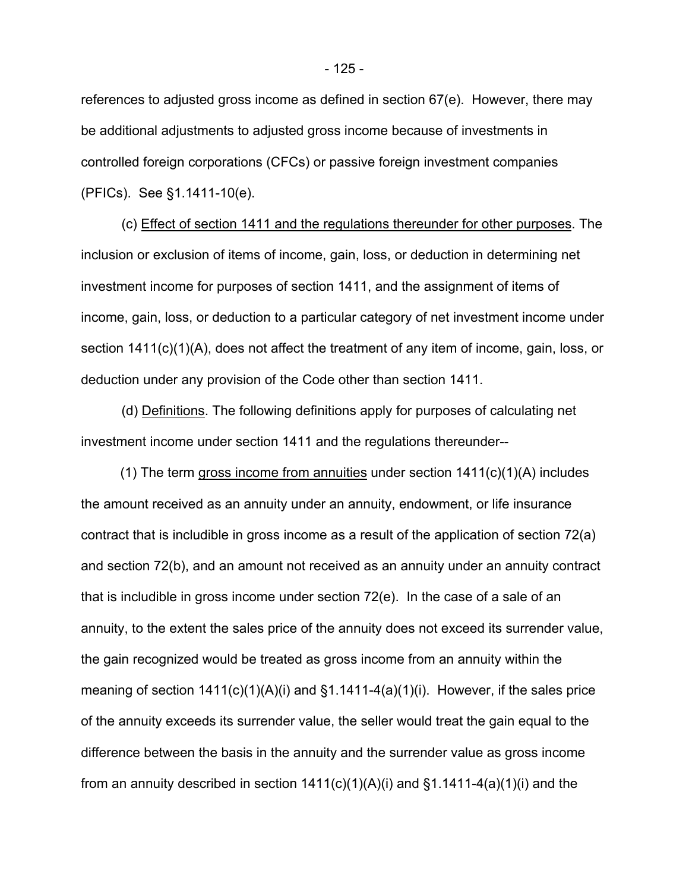references to adjusted gross income as defined in section 67(e). However, there may be additional adjustments to adjusted gross income because of investments in controlled foreign corporations (CFCs) or passive foreign investment companies (PFICs). See §1.1411-10(e).

(c) Effect of section 1411 and the regulations thereunder for other purposes. The inclusion or exclusion of items of income, gain, loss, or deduction in determining net investment income for purposes of section 1411, and the assignment of items of income, gain, loss, or deduction to a particular category of net investment income under section 1411(c)(1)(A), does not affect the treatment of any item of income, gain, loss, or deduction under any provision of the Code other than section 1411.

(d) Definitions. The following definitions apply for purposes of calculating net investment income under section 1411 and the regulations thereunder--

(1) The term gross income from annuities under section 1411(c)(1)(A) includes the amount received as an annuity under an annuity, endowment, or life insurance contract that is includible in gross income as a result of the application of section 72(a) and section 72(b), and an amount not received as an annuity under an annuity contract that is includible in gross income under section 72(e). In the case of a sale of an annuity, to the extent the sales price of the annuity does not exceed its surrender value, the gain recognized would be treated as gross income from an annuity within the meaning of section 1411(c)(1)(A)(i) and §1.1411-4(a)(1)(i). However, if the sales price of the annuity exceeds its surrender value, the seller would treat the gain equal to the difference between the basis in the annuity and the surrender value as gross income from an annuity described in section 1411(c)(1)(A)(i) and §1.1411-4(a)(1)(i) and the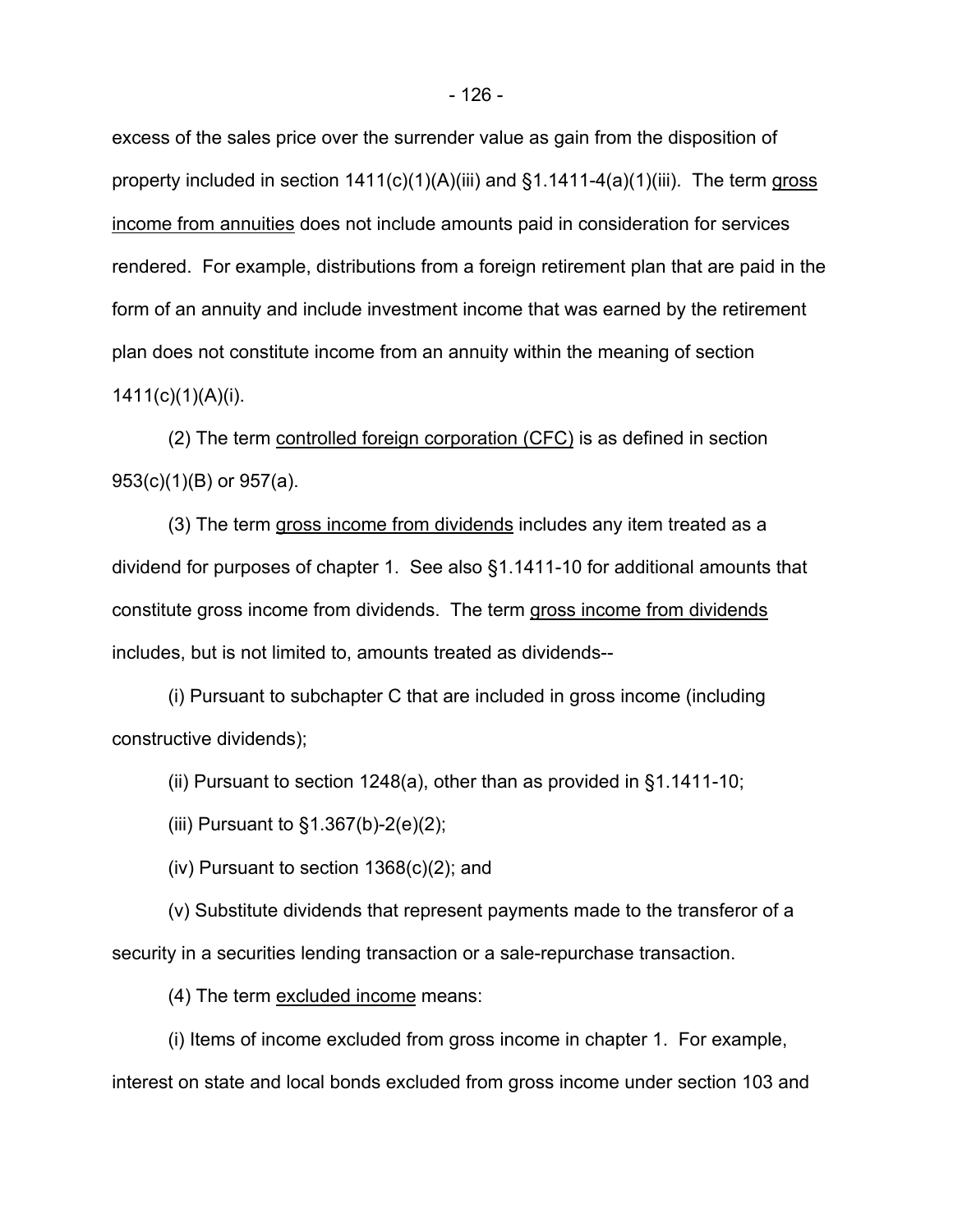excess of the sales price over the surrender value as gain from the disposition of property included in section 1411(c)(1)(A)(iii) and §1.1411-4(a)(1)(iii). The term gross income from annuities does not include amounts paid in consideration for services rendered. For example, distributions from a foreign retirement plan that are paid in the form of an annuity and include investment income that was earned by the retirement plan does not constitute income from an annuity within the meaning of section 1411(c)(1)(A)(i).

(2) The term controlled foreign corporation (CFC) is as defined in section 953(c)(1)(B) or 957(a).

(3) The term gross income from dividends includes any item treated as a dividend for purposes of chapter 1. See also §1.1411-10 for additional amounts that constitute gross income from dividends. The term gross income from dividends includes, but is not limited to, amounts treated as dividends--

(i) Pursuant to subchapter C that are included in gross income (including constructive dividends);

(ii) Pursuant to section 1248(a), other than as provided in §1.1411-10;

(iii) Pursuant to §1.367(b)-2(e)(2);

(iv) Pursuant to section 1368(c)(2); and

(v) Substitute dividends that represent payments made to the transferor of a security in a securities lending transaction or a sale-repurchase transaction.

(4) The term excluded income means:

(i) Items of income excluded from gross income in chapter 1. For example, interest on state and local bonds excluded from gross income under section 103 and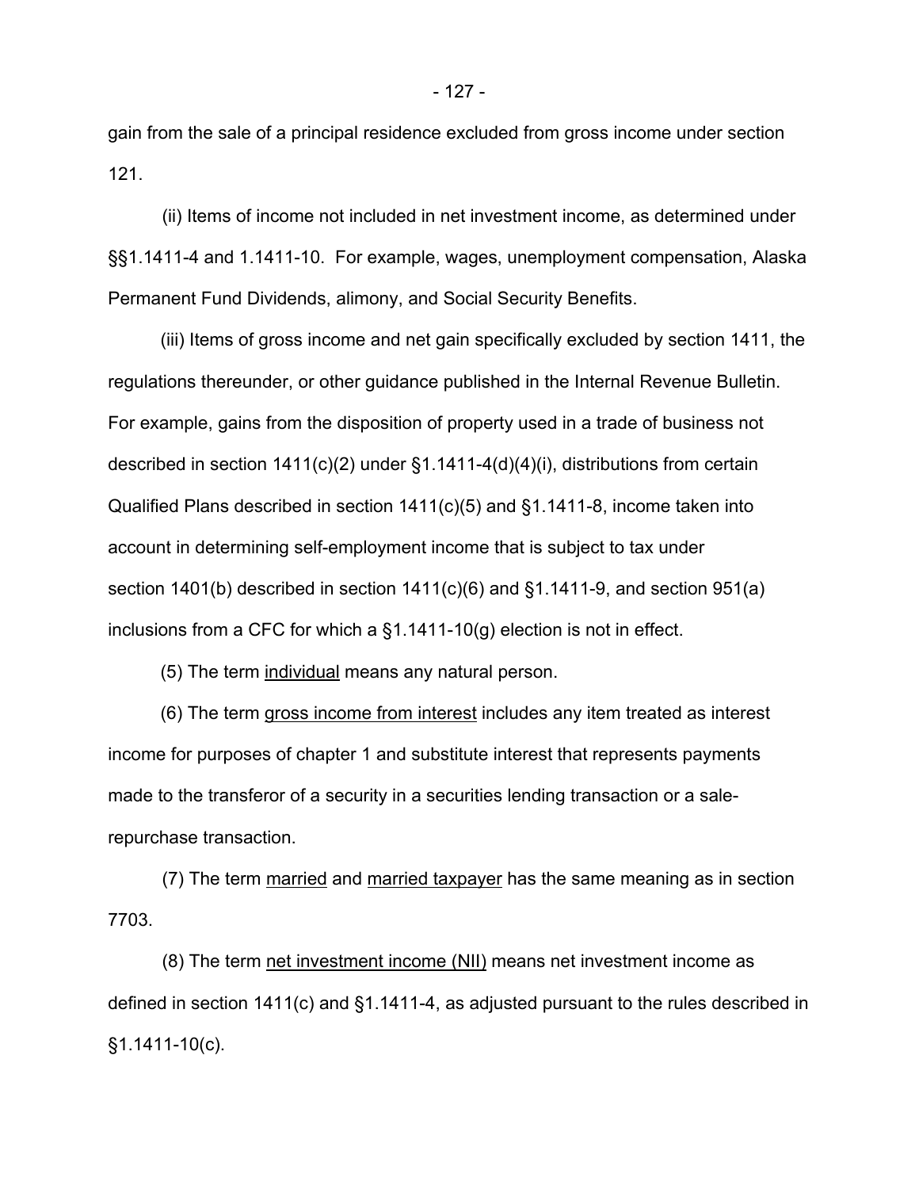gain from the sale of a principal residence excluded from gross income under section 121.

(ii) Items of income not included in net investment income, as determined under §§1.1411-4 and 1.1411-10. For example, wages, unemployment compensation, Alaska Permanent Fund Dividends, alimony, and Social Security Benefits.

(iii) Items of gross income and net gain specifically excluded by section 1411, the regulations thereunder, or other guidance published in the Internal Revenue Bulletin. For example, gains from the disposition of property used in a trade of business not described in section 1411(c)(2) under §1.1411-4(d)(4)(i), distributions from certain Qualified Plans described in section 1411(c)(5) and §1.1411-8, income taken into account in determining self-employment income that is subject to tax under section 1401(b) described in section 1411(c)(6) and §1.1411-9, and section 951(a) inclusions from a CFC for which a §1.1411-10(g) election is not in effect.

(5) The term individual means any natural person.

(6) The term gross income from interest includes any item treated as interest income for purposes of chapter 1 and substitute interest that represents payments made to the transferor of a security in a securities lending transaction or a sale-repurchase transaction.

(7) The term married and married taxpayer has the same meaning as in section 7703.

(8) The term net investment income (NII) means net investment income as defined in section 1411(c) and §1.1411-4, as adjusted pursuant to the rules described in §1.1411-10(c).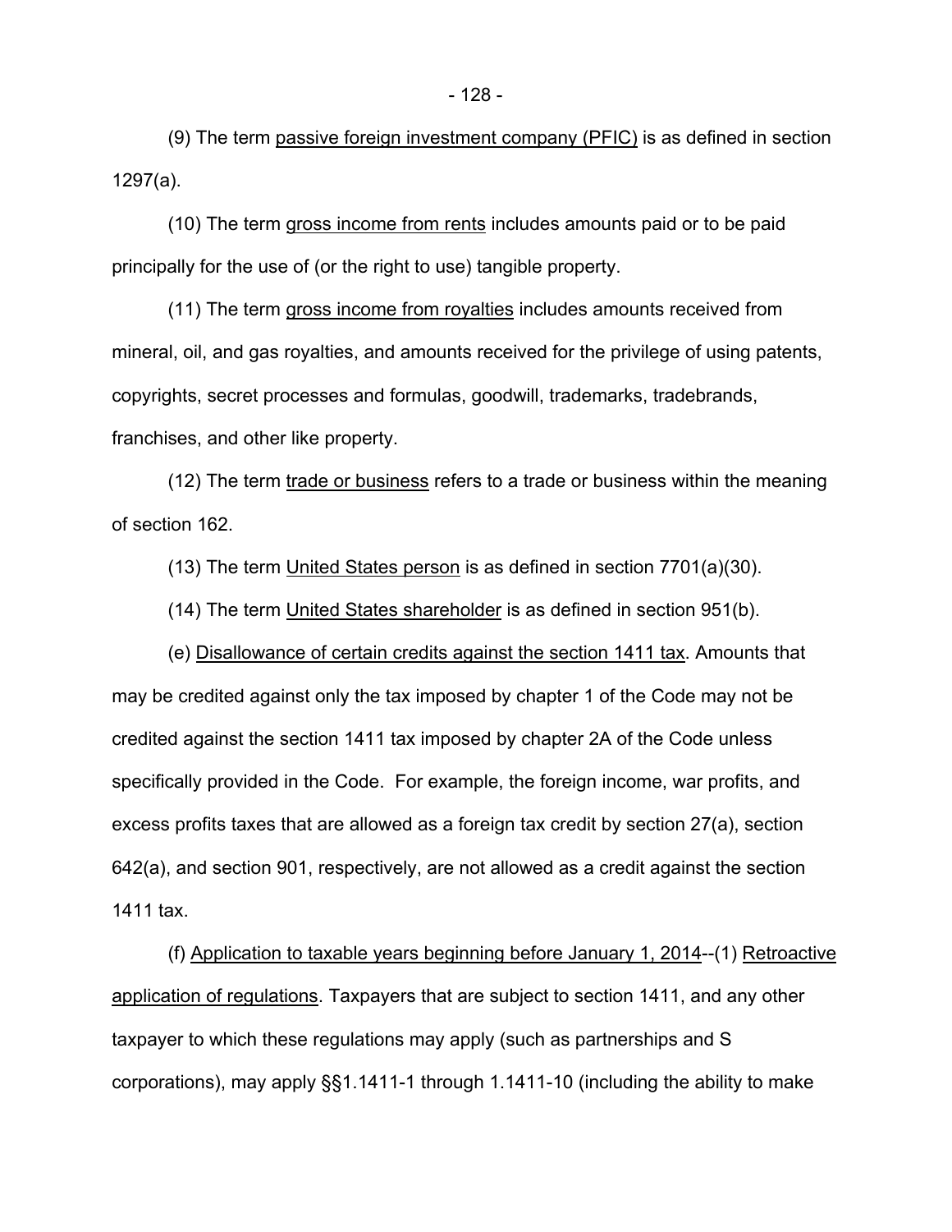(9) The term passive foreign investment company (PFIC) is as defined in section 1297(a).

(10) The term gross income from rents includes amounts paid or to be paid principally for the use of (or the right to use) tangible property.

(11) The term gross income from royalties includes amounts received from mineral, oil, and gas royalties, and amounts received for the privilege of using patents, copyrights, secret processes and formulas, goodwill, trademarks, tradebrands, franchises, and other like property.

(12) The term trade or business refers to a trade or business within the meaning of section 162.

(13) The term United States person is as defined in section 7701(a)(30).

(14) The term United States shareholder is as defined in section 951(b).

(e) Disallowance of certain credits against the section 1411 tax. Amounts that may be credited against only the tax imposed by chapter 1 of the Code may not be credited against the section 1411 tax imposed by chapter 2A of the Code unless specifically provided in the Code. For example, the foreign income, war profits, and excess profits taxes that are allowed as a foreign tax credit by section 27(a), section 642(a), and section 901, respectively, are not allowed as a credit against the section 1411 tax.

(f) Application to taxable years beginning before January 1, 2014--(1) Retroactive application of regulations. Taxpayers that are subject to section 1411, and any other taxpayer to which these regulations may apply (such as partnerships and S corporations), may apply §§1.1411-1 through 1.1411-10 (including the ability to make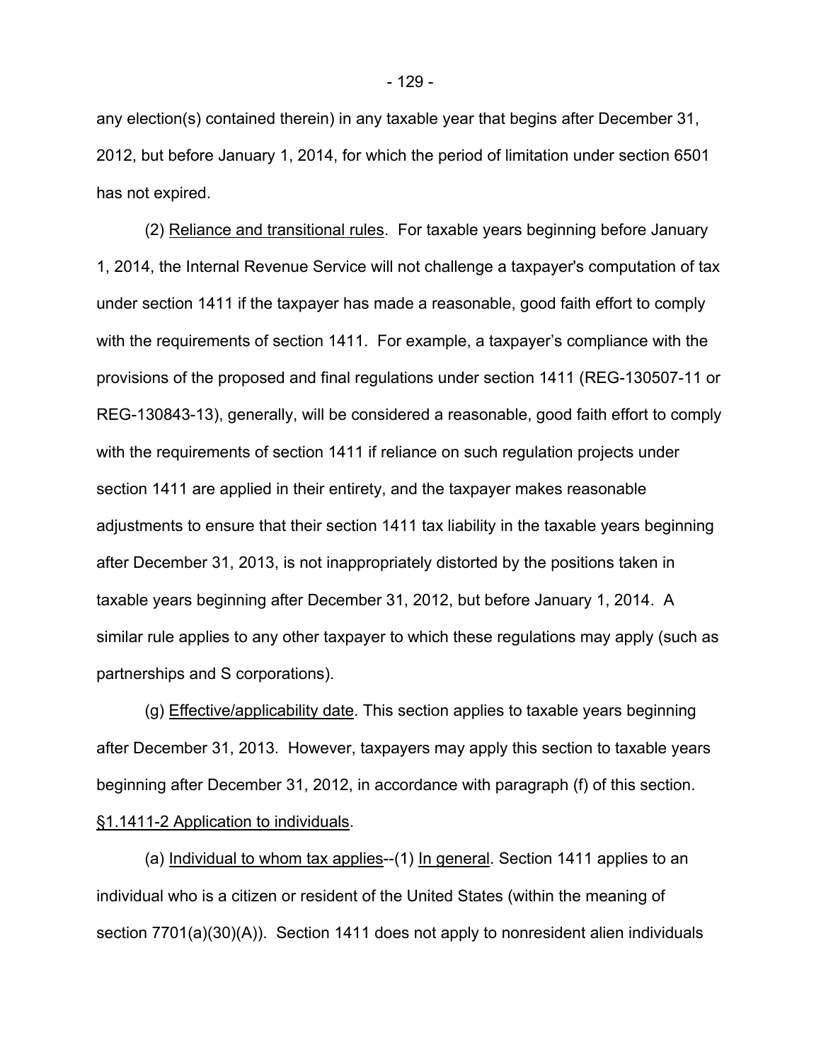any election(s) contained therein) in any taxable year that begins after December 31, 2012, but before January 1, 2014, for which the period of limitation under section 6501 has not expired.

(2) Reliance and transitional rules. For taxable years beginning before January 1, 2014, the Internal Revenue Service will not challenge a taxpayer's computation of tax under section 1411 if the taxpayer has made a reasonable, good faith effort to comply with the requirements of section 1411. For example, a taxpayer's compliance with the provisions of the proposed and final regulations under section 1411 (REG-130507-11 or REG-130843-13), generally, will be considered a reasonable, good faith effort to comply with the requirements of section 1411 if reliance on such regulation projects under section 1411 are applied in their entirety, and the taxpayer makes reasonable adjustments to ensure that their section 1411 tax liability in the taxable years beginning after December 31, 2013, is not inappropriately distorted by the positions taken in taxable years beginning after December 31, 2012, but before January 1, 2014. A similar rule applies to any other taxpayer to which these regulations may apply (such as partnerships and S corporations).

(g) Effective/applicability date. This section applies to taxable years beginning after December 31, 2013. However, taxpayers may apply this section to taxable years beginning after December 31, 2012, in accordance with paragraph (f) of this section.

§1.1411-2 Application to individuals.

(a) Individual to whom tax applies--(1) In general. Section 1411 applies to an individual who is a citizen or resident of the United States (within the meaning of section 7701(a)(30)(A)). Section 1411 does not apply to nonresident alien individuals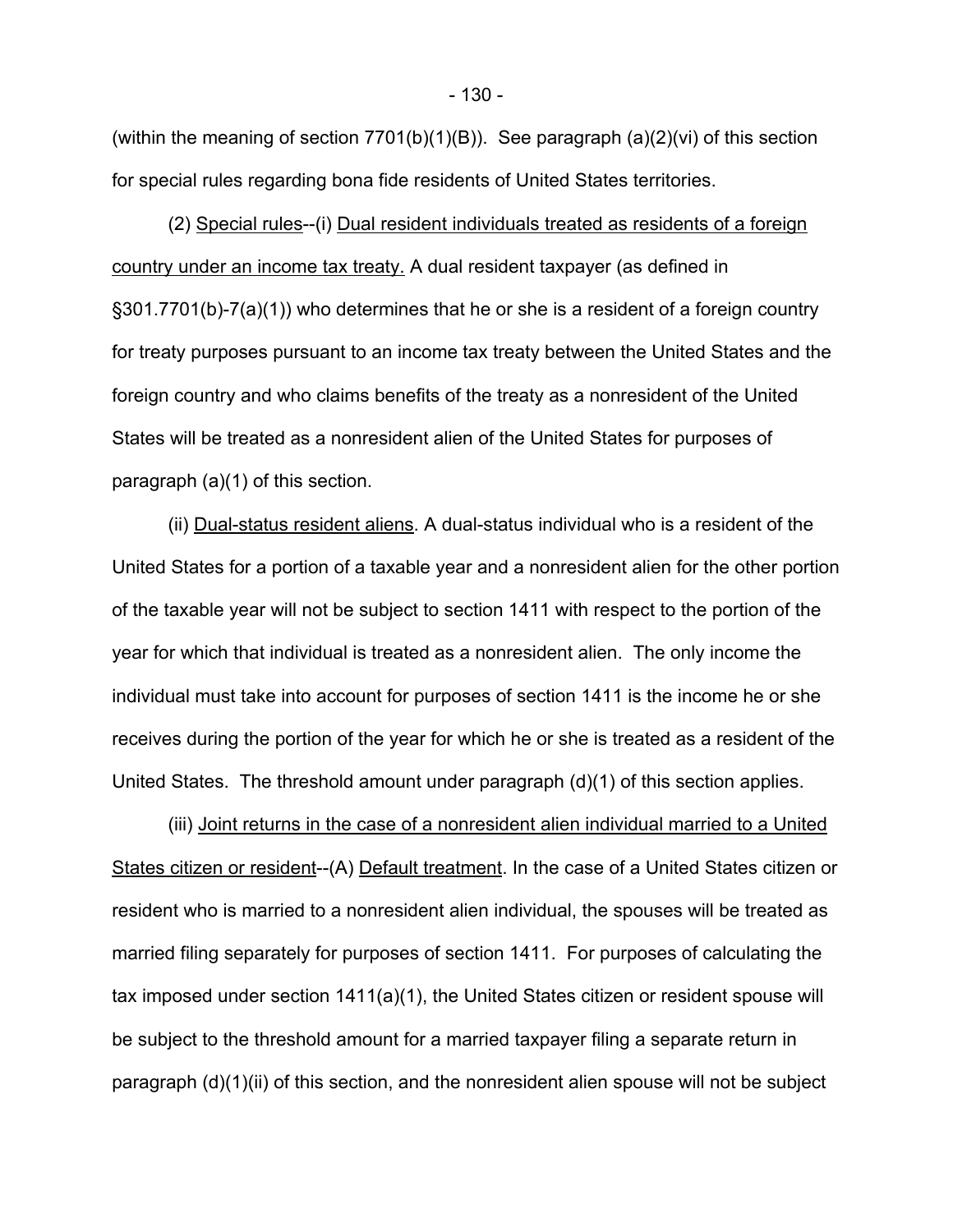(within the meaning of section 7701(b)(1)(B)). See paragraph (a)(2)(vi) of this section for special rules regarding bona fide residents of United States territories.

(2) Special rules--(i) Dual resident individuals treated as residents of a foreign country under an income tax treaty. A dual resident taxpayer (as defined in §301.7701(b)-7(a)(1)) who determines that he or she is a resident of a foreign country for treaty purposes pursuant to an income tax treaty between the United States and the foreign country and who claims benefits of the treaty as a nonresident of the United States will be treated as a nonresident alien of the United States for purposes of paragraph (a)(1) of this section.

(ii) Dual-status resident aliens. A dual-status individual who is a resident of the United States for a portion of a taxable year and a nonresident alien for the other portion of the taxable year will not be subject to section 1411 with respect to the portion of the year for which that individual is treated as a nonresident alien. The only income the individual must take into account for purposes of section 1411 is the income he or she receives during the portion of the year for which he or she is treated as a resident of the United States. The threshold amount under paragraph (d)(1) of this section applies.

(iii) Joint returns in the case of a nonresident alien individual married to a United States citizen or resident--(A) Default treatment. In the case of a United States citizen or resident who is married to a nonresident alien individual, the spouses will be treated as married filing separately for purposes of section 1411. For purposes of calculating the tax imposed under section 1411(a)(1), the United States citizen or resident spouse will be subject to the threshold amount for a married taxpayer filing a separate return in paragraph (d)(1)(ii) of this section, and the nonresident alien spouse will not be subject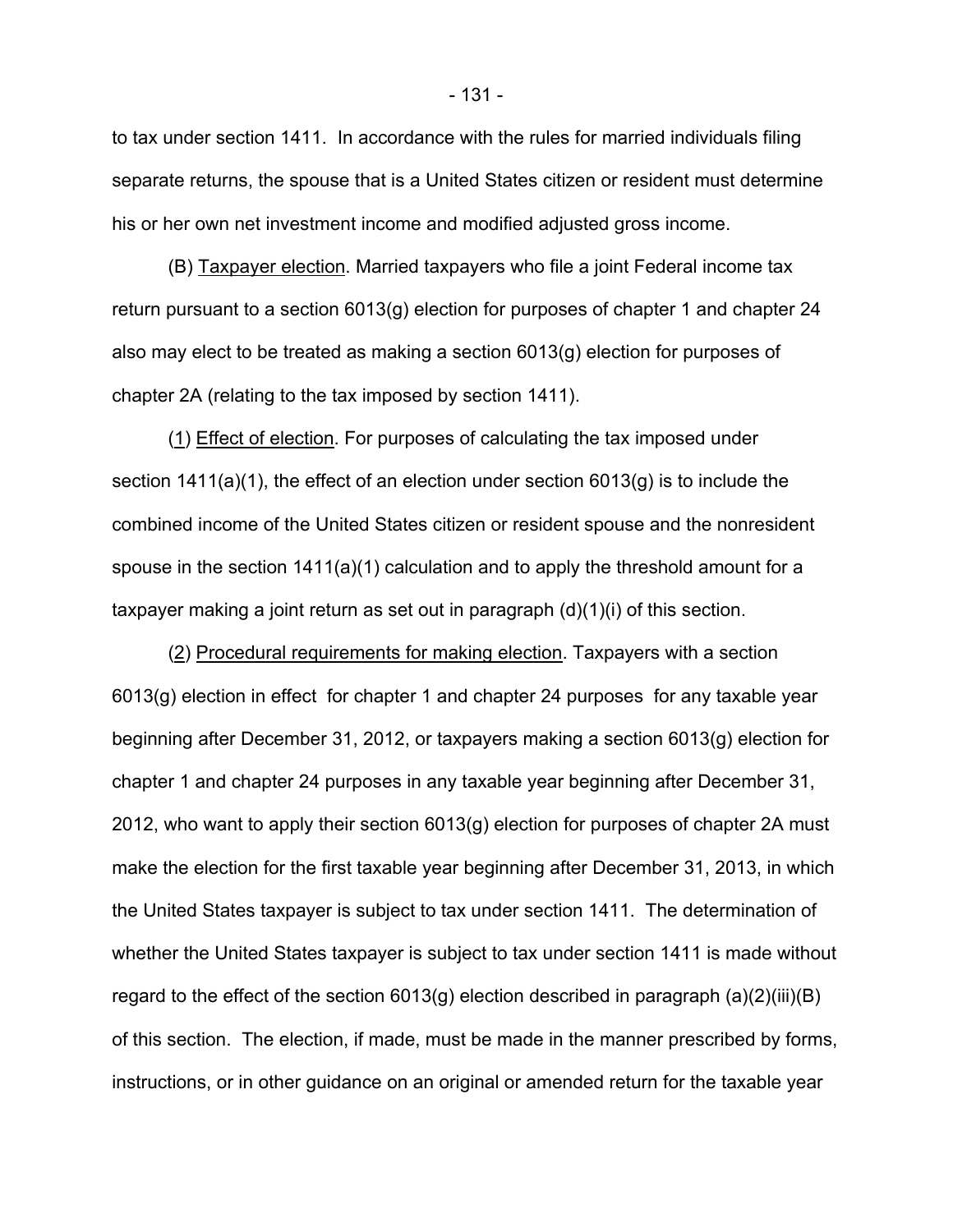to tax under section 1411. In accordance with the rules for married individuals filing separate returns, the spouse that is a United States citizen or resident must determine his or her own net investment income and modified adjusted gross income.

(B) Taxpayer election. Married taxpayers who file a joint Federal income tax return pursuant to a section 6013(g) election for purposes of chapter 1 and chapter 24 also may elect to be treated as making a section 6013(g) election for purposes of chapter 2A (relating to the tax imposed by section 1411).

(1) Effect of election. For purposes of calculating the tax imposed under section 1411(a)(1), the effect of an election under section 6013(g) is to include the combined income of the United States citizen or resident spouse and the nonresident spouse in the section 1411(a)(1) calculation and to apply the threshold amount for a taxpayer making a joint return as set out in paragraph (d)(1)(i) of this section.

(2) Procedural requirements for making election. Taxpayers with a section 6013(g) election in effect for chapter 1 and chapter 24 purposes for any taxable year beginning after December 31, 2012, or taxpayers making a section 6013(g) election for chapter 1 and chapter 24 purposes in any taxable year beginning after December 31, 2012, who want to apply their section 6013(g) election for purposes of chapter 2A must make the election for the first taxable year beginning after December 31, 2013, in which the United States taxpayer is subject to tax under section 1411. The determination of whether the United States taxpayer is subject to tax under section 1411 is made without regard to the effect of the section 6013(g) election described in paragraph (a)(2)(iii)(B) of this section. The election, if made, must be made in the manner prescribed by forms, instructions, or in other guidance on an original or amended return for the taxable year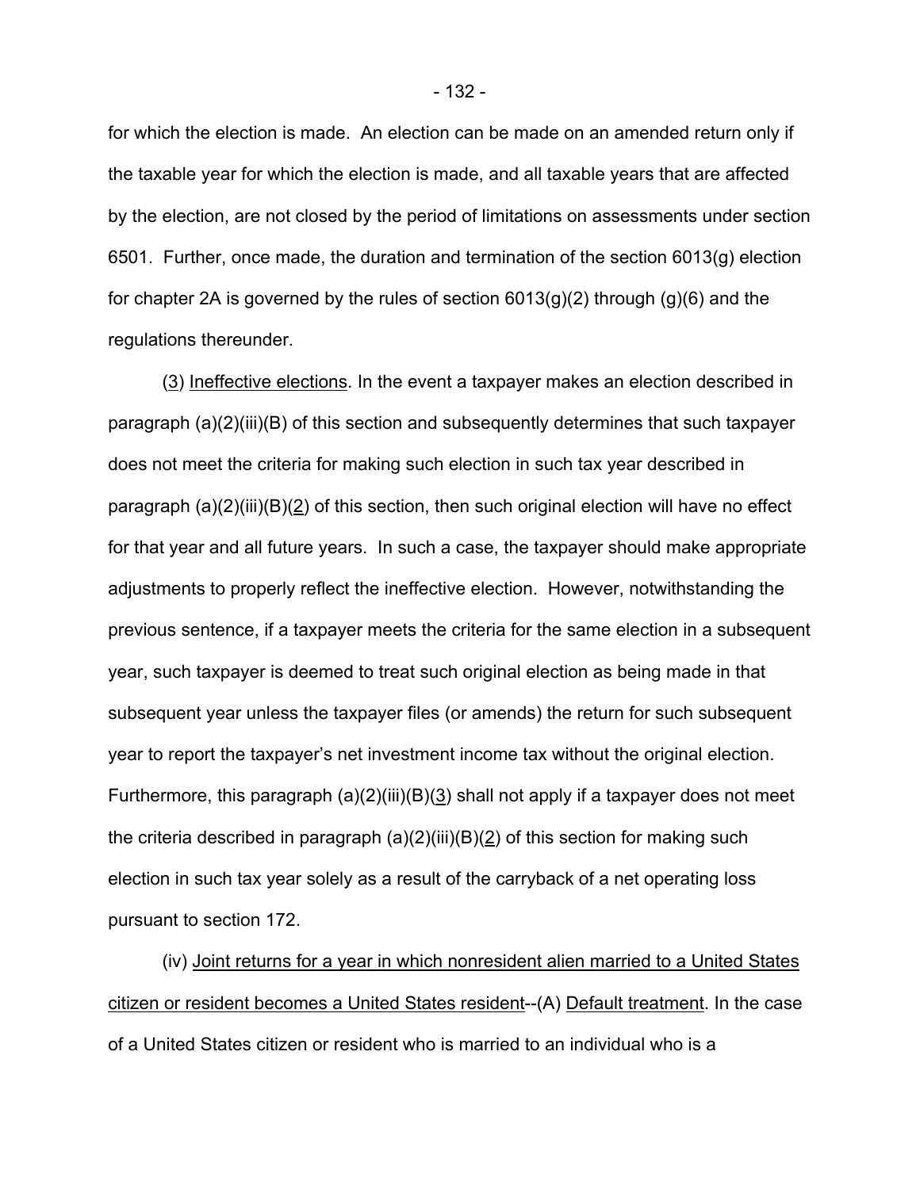for which the election is made. An election can be made on an amended return only if the taxable year for which the election is made, and all taxable years that are affected by the election, are not closed by the period of limitations on assessments under section 6501. Further, once made, the duration and termination of the section 6013(g) election for chapter 2A is governed by the rules of section 6013(g)(2) through (g)(6) and the regulations thereunder.

(3) Ineffective elections. In the event a taxpayer makes an election described in paragraph (a)(2)(iii)(B) of this section and subsequently determines that such taxpayer does not meet the criteria for making such election in such tax year described in paragraph (a)(2)(iii)(B)(2) of this section, then such original election will have no effect for that year and all future years. In such a case, the taxpayer should make appropriate adjustments to properly reflect the ineffective election. However, notwithstanding the previous sentence, if a taxpayer meets the criteria for the same election in a subsequent year, such taxpayer is deemed to treat such original election as being made in that subsequent year unless the taxpayer files (or amends) the return for such subsequent year to report the taxpayer's net investment income tax without the original election. Furthermore, this paragraph (a)(2)(iii)(B)(3) shall not apply if a taxpayer does not meet the criteria described in paragraph (a)(2)(iii)(B)(2) of this section for making such election in such tax year solely as a result of the carryback of a net operating loss pursuant to section 172.

(iv) Joint returns for a year in which nonresident alien married to a United States citizen or resident becomes a United States resident--(A) Default treatment. In the case of a United States citizen or resident who is married to an individual who is a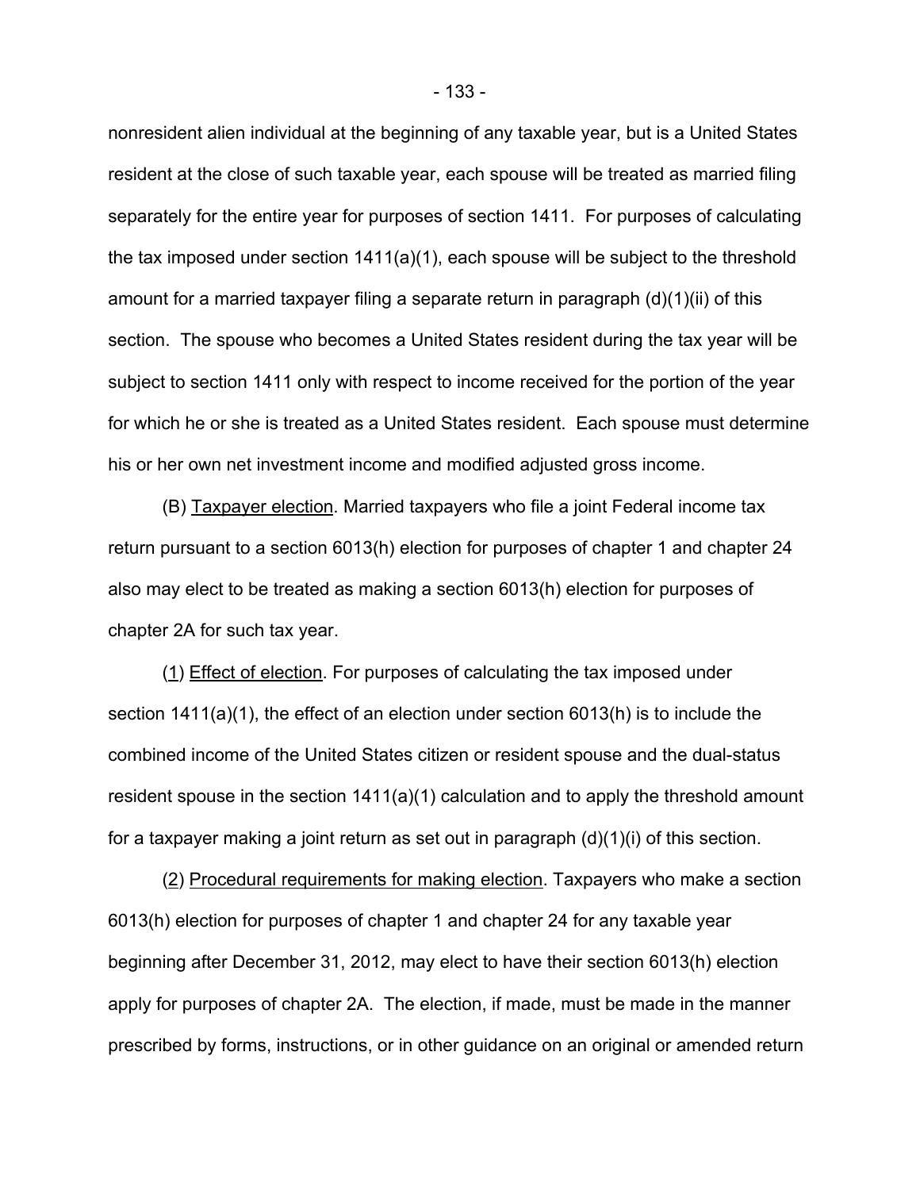nonresident alien individual at the beginning of any taxable year, but is a United States resident at the close of such taxable year, each spouse will be treated as married filing separately for the entire year for purposes of section 1411. For purposes of calculating the tax imposed under section 1411(a)(1), each spouse will be subject to the threshold amount for a married taxpayer filing a separate return in paragraph (d)(1)(ii) of this section. The spouse who becomes a United States resident during the tax year will be subject to section 1411 only with respect to income received for the portion of the year for which he or she is treated as a United States resident. Each spouse must determine his or her own net investment income and modified adjusted gross income.

(B) Taxpayer election. Married taxpayers who file a joint Federal income tax return pursuant to a section 6013(h) election for purposes of chapter 1 and chapter 24 also may elect to be treated as making a section 6013(h) election for purposes of chapter 2A for such tax year.

(1) Effect of election. For purposes of calculating the tax imposed under section 1411(a)(1), the effect of an election under section 6013(h) is to include the combined income of the United States citizen or resident spouse and the dual-status resident spouse in the section 1411(a)(1) calculation and to apply the threshold amount for a taxpayer making a joint return as set out in paragraph (d)(1)(i) of this section.

(2) Procedural requirements for making election. Taxpayers who make a section 6013(h) election for purposes of chapter 1 and chapter 24 for any taxable year beginning after December 31, 2012, may elect to have their section 6013(h) election apply for purposes of chapter 2A. The election, if made, must be made in the manner prescribed by forms, instructions, or in other guidance on an original or amended return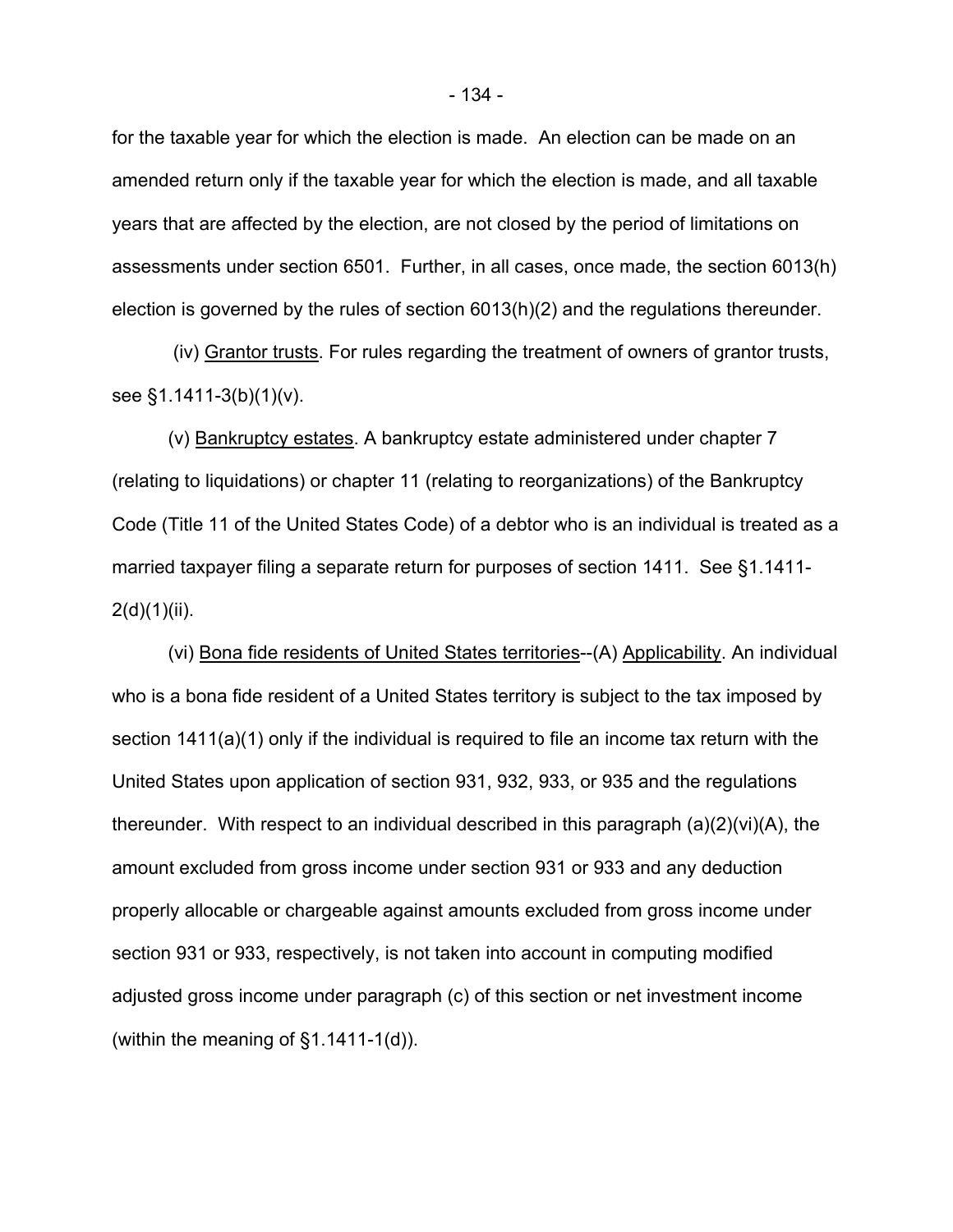for the taxable year for which the election is made. An election can be made on an amended return only if the taxable year for which the election is made, and all taxable years that are affected by the election, are not closed by the period of limitations on assessments under section 6501. Further, in all cases, once made, the section 6013(h) election is governed by the rules of section 6013(h)(2) and the regulations thereunder.

(iv) Grantor trusts. For rules regarding the treatment of owners of grantor trusts, see §1.1411-3(b)(1)(v).

(v) Bankruptcy estates. A bankruptcy estate administered under chapter 7 (relating to liquidations) or chapter 11 (relating to reorganizations) of the Bankruptcy Code (Title 11 of the United States Code) of a debtor who is an individual is treated as a married taxpayer filing a separate return for purposes of section 1411. See §1.1411-2(d)(1)(ii).

(vi) Bona fide residents of United States territories--(A) Applicability. An individual who is a bona fide resident of a United States territory is subject to the tax imposed by section 1411(a)(1) only if the individual is required to file an income tax return with the United States upon application of section 931, 932, 933, or 935 and the regulations thereunder. With respect to an individual described in this paragraph (a)(2)(vi)(A), the amount excluded from gross income under section 931 or 933 and any deduction properly allocable or chargeable against amounts excluded from gross income under section 931 or 933, respectively, is not taken into account in computing modified adjusted gross income under paragraph (c) of this section or net investment income (within the meaning of §1.1411-1(d)).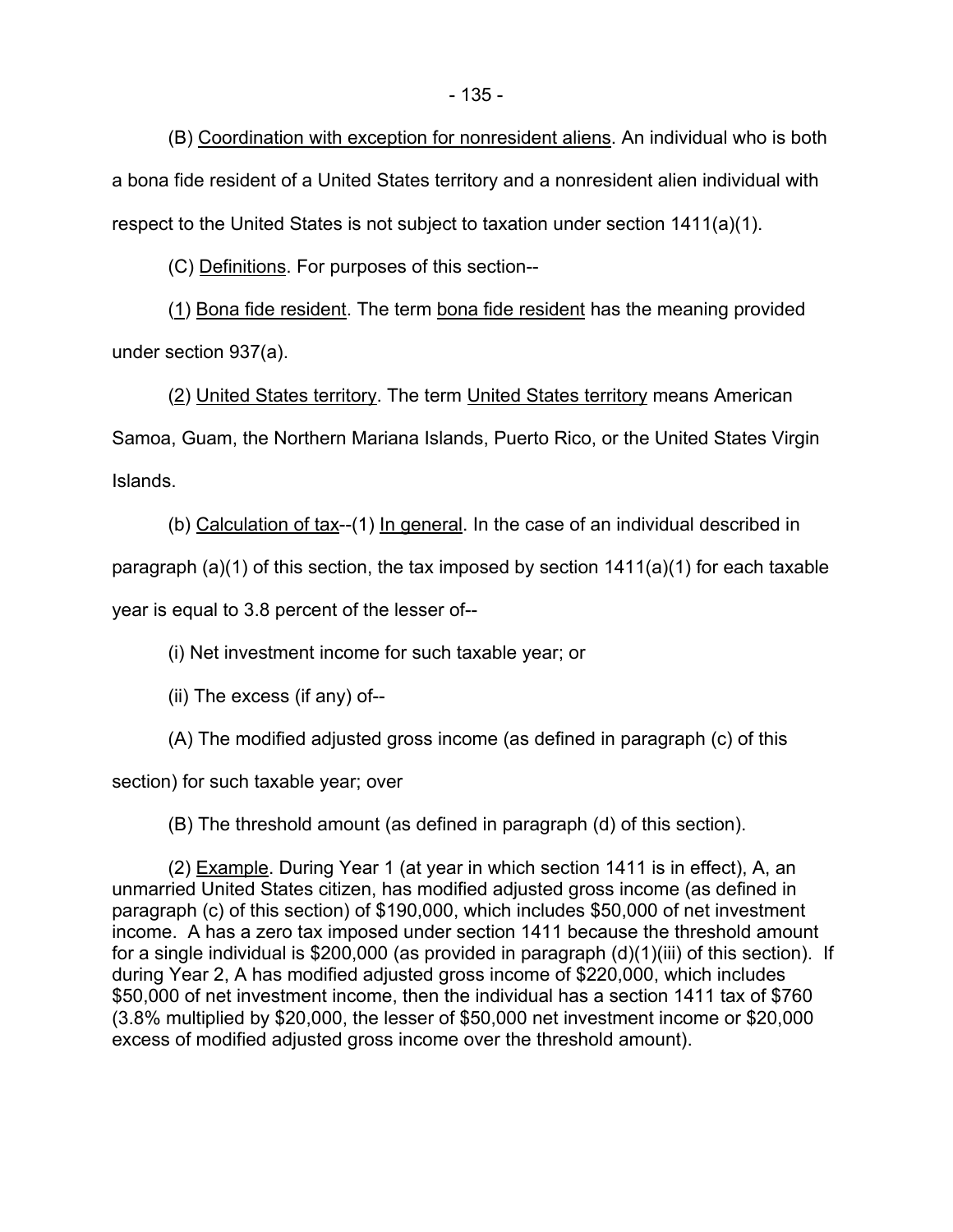(B) Coordination with exception for nonresident aliens. An individual who is both a bona fide resident of a United States territory and a nonresident alien individual with respect to the United States is not subject to taxation under section 1411(a)(1).

(C) Definitions. For purposes of this section--

(1) Bona fide resident. The term bona fide resident has the meaning provided under section 937(a).

(2) United States territory. The term United States territory means American Samoa, Guam, the Northern Mariana Islands, Puerto Rico, or the United States Virgin Islands.

(b) Calculation of tax--(1) In general. In the case of an individual described in paragraph (a)(1) of this section, the tax imposed by section 1411(a)(1) for each taxable year is equal to 3.8 percent of the lesser of--

(i) Net investment income for such taxable year; or

(ii) The excess (if any) of--

(A) The modified adjusted gross income (as defined in paragraph (c) of this section) for such taxable year; over

(B) The threshold amount (as defined in paragraph (d) of this section).

(2) Example. During Year 1 (at year in which section 1411 is in effect), A, an unmarried United States citizen, has modified adjusted gross income (as defined in paragraph (c) of this section) of $190,000, which includes $50,000 of net investment income. A has a zero tax imposed under section 1411 because the threshold amount for a single individual is $200,000 (as provided in paragraph (d)(1)(iii) of this section). If during Year 2, A has modified adjusted gross income of $220,000, which includes $50,000 of net investment income, then the individual has a section 1411 tax of $760 (3.8% multiplied by $20,000, the lesser of $50,000 net investment income or $20,000 excess of modified adjusted gross income over the threshold amount).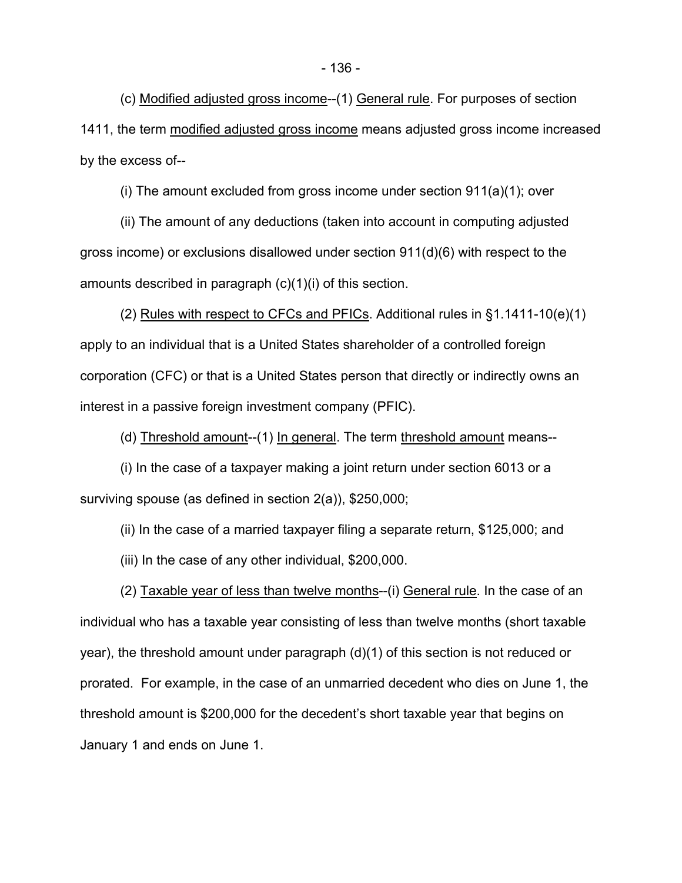(c) Modified adjusted gross income--(1) General rule. For purposes of section 1411, the term modified adjusted gross income means adjusted gross income increased by the excess of--

(i) The amount excluded from gross income under section 911(a)(1); over

(ii) The amount of any deductions (taken into account in computing adjusted gross income) or exclusions disallowed under section 911(d)(6) with respect to the amounts described in paragraph (c)(1)(i) of this section.

(2) Rules with respect to CFCs and PFICs. Additional rules in §1.1411-10(e)(1) apply to an individual that is a United States shareholder of a controlled foreign corporation (CFC) or that is a United States person that directly or indirectly owns an interest in a passive foreign investment company (PFIC).

(d) Threshold amount--(1) In general. The term threshold amount means--

(i) In the case of a taxpayer making a joint return under section 6013 or a surviving spouse (as defined in section 2(a)), $250,000;

(ii) In the case of a married taxpayer filing a separate return, $125,000; and

(iii) In the case of any other individual, $200,000.

(2) Taxable year of less than twelve months--(i) General rule. In the case of an individual who has a taxable year consisting of less than twelve months (short taxable year), the threshold amount under paragraph (d)(1) of this section is not reduced or prorated. For example, in the case of an unmarried decedent who dies on June 1, the threshold amount is $200,000 for the decedent's short taxable year that begins on January 1 and ends on June 1.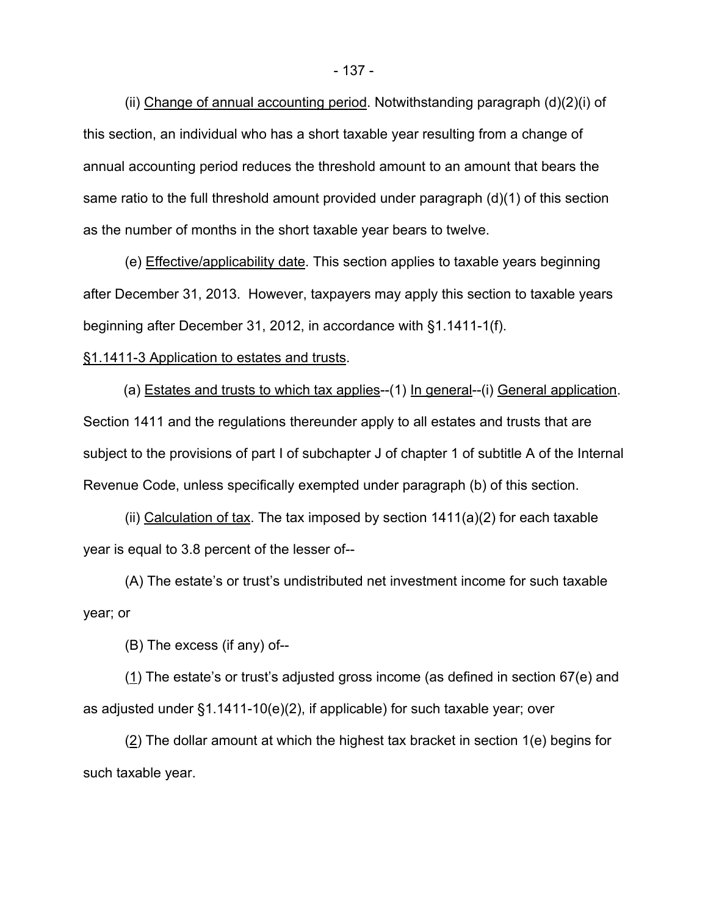(ii) Change of annual accounting period. Notwithstanding paragraph (d)(2)(i) of this section, an individual who has a short taxable year resulting from a change of annual accounting period reduces the threshold amount to an amount that bears the same ratio to the full threshold amount provided under paragraph (d)(1) of this section as the number of months in the short taxable year bears to twelve.

(e) Effective/applicability date. This section applies to taxable years beginning after December 31, 2013. However, taxpayers may apply this section to taxable years beginning after December 31, 2012, in accordance with §1.1411-1(f).

§1.1411-3 Application to estates and trusts.

(a) Estates and trusts to which tax applies--(1) In general--(i) General application. Section 1411 and the regulations thereunder apply to all estates and trusts that are subject to the provisions of part I of subchapter J of chapter 1 of subtitle A of the Internal Revenue Code, unless specifically exempted under paragraph (b) of this section.

(ii) Calculation of tax. The tax imposed by section 1411(a)(2) for each taxable year is equal to 3.8 percent of the lesser of--

(A) The estate's or trust's undistributed net investment income for such taxable year; or

(B) The excess (if any) of--

(1) The estate's or trust's adjusted gross income (as defined in section 67(e) and as adjusted under §1.1411-10(e)(2), if applicable) for such taxable year; over

(2) The dollar amount at which the highest tax bracket in section 1(e) begins for such taxable year.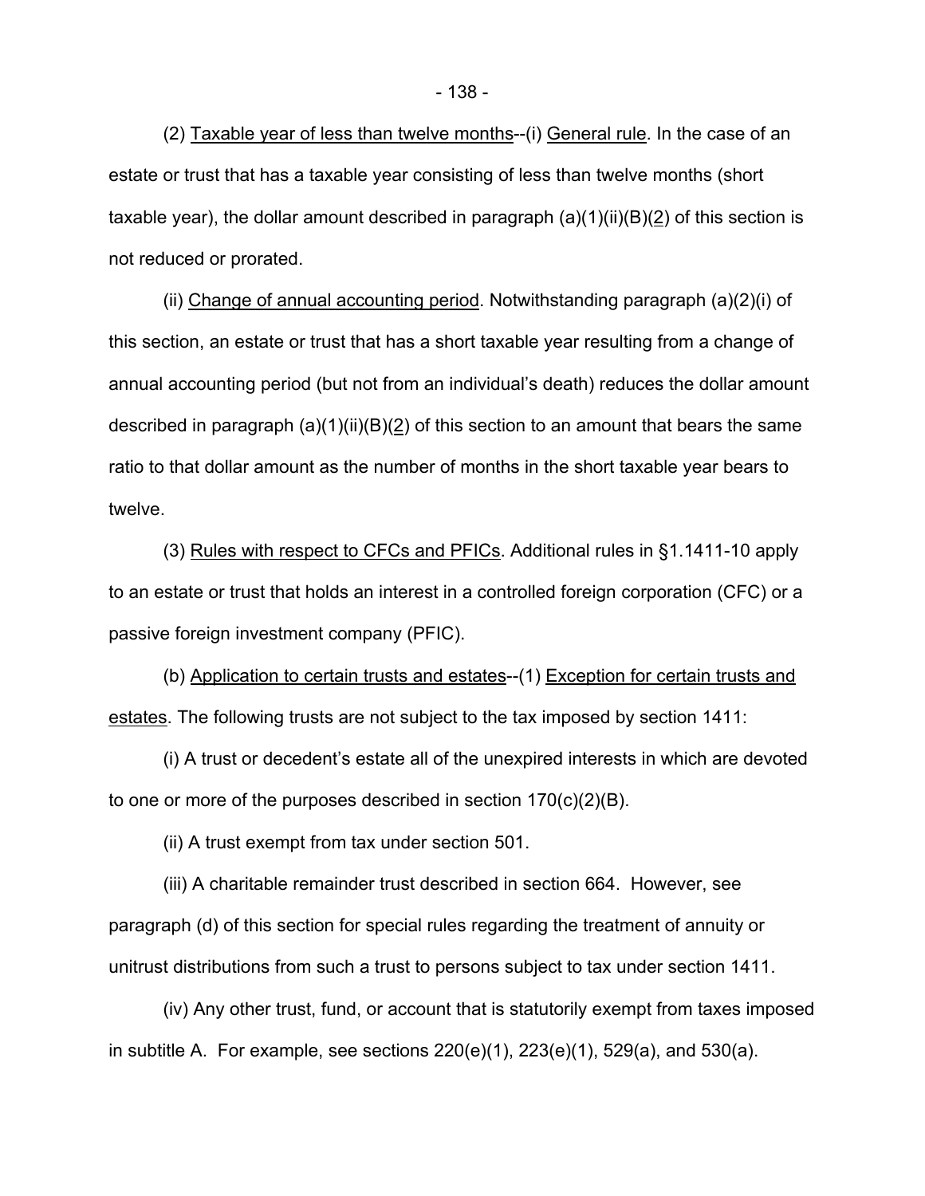(2) Taxable year of less than twelve months--(i) General rule. In the case of an estate or trust that has a taxable year consisting of less than twelve months (short taxable year), the dollar amount described in paragraph (a)(1)(ii)(B)(2) of this section is not reduced or prorated.

(ii) Change of annual accounting period. Notwithstanding paragraph (a)(2)(i) of this section, an estate or trust that has a short taxable year resulting from a change of annual accounting period (but not from an individual's death) reduces the dollar amount described in paragraph (a)(1)(ii)(B)(2) of this section to an amount that bears the same ratio to that dollar amount as the number of months in the short taxable year bears to twelve.

(3) Rules with respect to CFCs and PFICs. Additional rules in §1.1411-10 apply to an estate or trust that holds an interest in a controlled foreign corporation (CFC) or a passive foreign investment company (PFIC).

(b) Application to certain trusts and estates--(1) Exception for certain trusts and estates. The following trusts are not subject to the tax imposed by section 1411:

(i) A trust or decedent's estate all of the unexpired interests in which are devoted to one or more of the purposes described in section 170(c)(2)(B).

(ii) A trust exempt from tax under section 501.

(iii) A charitable remainder trust described in section 664. However, see paragraph (d) of this section for special rules regarding the treatment of annuity or unitrust distributions from such a trust to persons subject to tax under section 1411.

(iv) Any other trust, fund, or account that is statutorily exempt from taxes imposed in subtitle A. For example, see sections 220(e)(1), 223(e)(1), 529(a), and 530(a).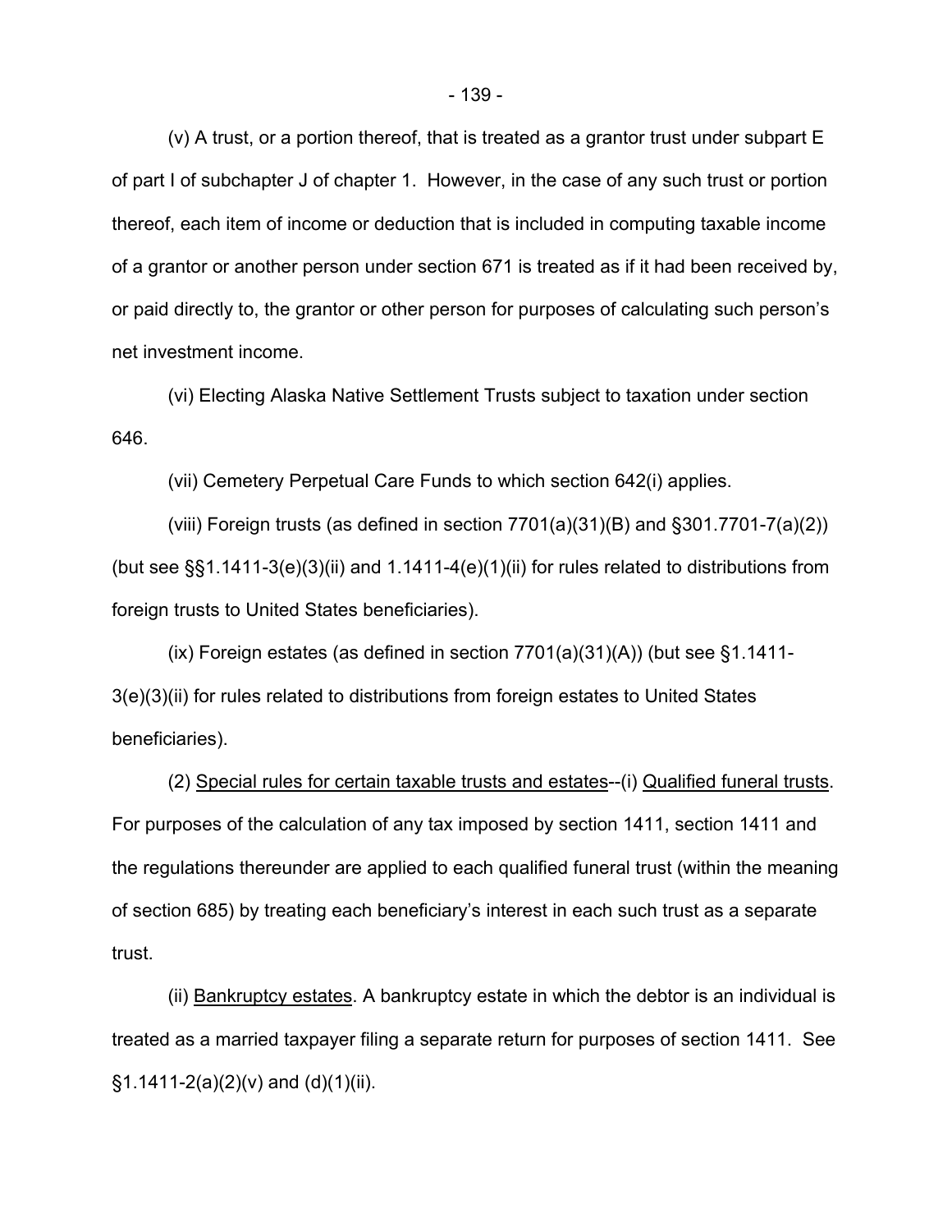(v) A trust, or a portion thereof, that is treated as a grantor trust under subpart E of part I of subchapter J of chapter 1. However, in the case of any such trust or portion thereof, each item of income or deduction that is included in computing taxable income of a grantor or another person under section 671 is treated as if it had been received by, or paid directly to, the grantor or other person for purposes of calculating such person's net investment income.

(vi) Electing Alaska Native Settlement Trusts subject to taxation under section 646.

(vii) Cemetery Perpetual Care Funds to which section 642(i) applies.

(viii) Foreign trusts (as defined in section 7701(a)(31)(B) and §301.7701-7(a)(2)) (but see §§1.1411-3(e)(3)(ii) and 1.1411-4(e)(1)(ii) for rules related to distributions from foreign trusts to United States beneficiaries).

(ix) Foreign estates (as defined in section 7701(a)(31)(A)) (but see §1.1411-3(e)(3)(ii) for rules related to distributions from foreign estates to United States beneficiaries).

(2) Special rules for certain taxable trusts and estates--(i) Qualified funeral trusts. For purposes of the calculation of any tax imposed by section 1411, section 1411 and the regulations thereunder are applied to each qualified funeral trust (within the meaning of section 685) by treating each beneficiary's interest in each such trust as a separate trust.

(ii) Bankruptcy estates. A bankruptcy estate in which the debtor is an individual is treated as a married taxpayer filing a separate return for purposes of section 1411. See §1.1411-2(a)(2)(v) and (d)(1)(ii).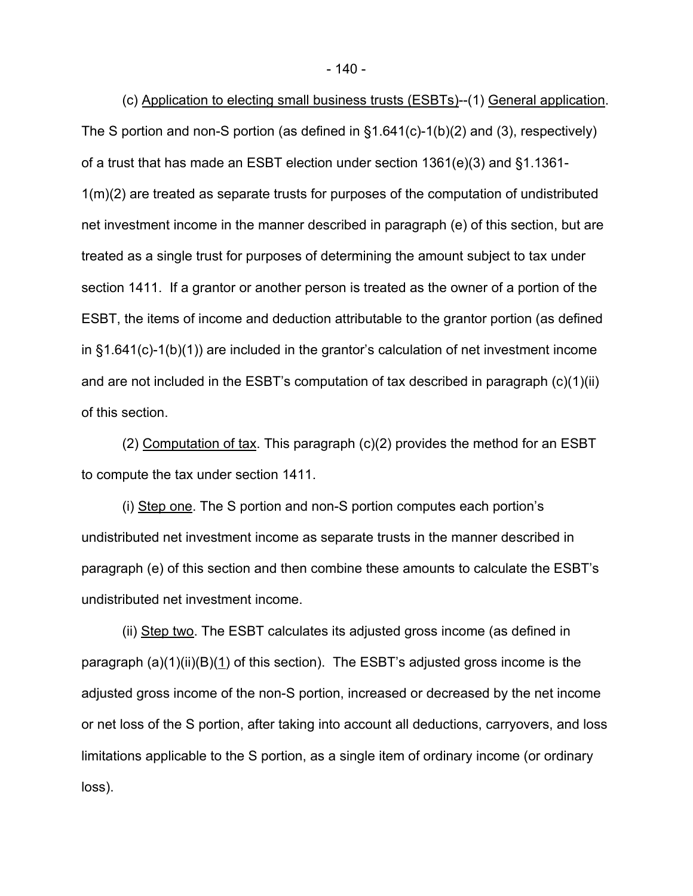(c) Application to electing small business trusts (ESBTs)--(1) General application. The S portion and non-S portion (as defined in §1.641(c)-1(b)(2) and (3), respectively) of a trust that has made an ESBT election under section 1361(e)(3) and §1.1361-1(m)(2) are treated as separate trusts for purposes of the computation of undistributed net investment income in the manner described in paragraph (e) of this section, but are treated as a single trust for purposes of determining the amount subject to tax under section 1411. If a grantor or another person is treated as the owner of a portion of the ESBT, the items of income and deduction attributable to the grantor portion (as defined in §1.641(c)-1(b)(1)) are included in the grantor's calculation of net investment income and are not included in the ESBT's computation of tax described in paragraph (c)(1)(ii) of this section.

(2) Computation of tax. This paragraph (c)(2) provides the method for an ESBT to compute the tax under section 1411.

(i) Step one. The S portion and non-S portion computes each portion's undistributed net investment income as separate trusts in the manner described in paragraph (e) of this section and then combine these amounts to calculate the ESBT's undistributed net investment income.

(ii) Step two. The ESBT calculates its adjusted gross income (as defined in paragraph (a)(1)(ii)(B)(1) of this section). The ESBT's adjusted gross income is the adjusted gross income of the non-S portion, increased or decreased by the net income or net loss of the S portion, after taking into account all deductions, carryovers, and loss limitations applicable to the S portion, as a single item of ordinary income (or ordinary loss).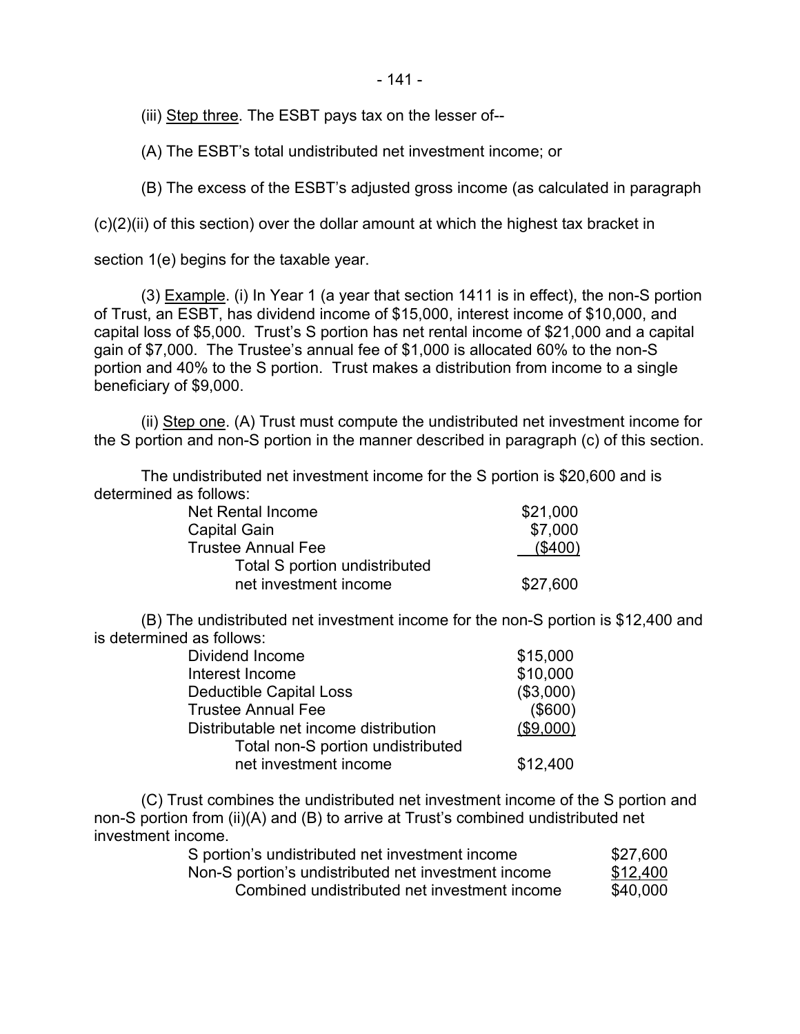(iii) Step three. The ESBT pays tax on the lesser of--

(A) The ESBT's total undistributed net investment income; or

(B) The excess of the ESBT's adjusted gross income (as calculated in paragraph (c)(2)(ii) of this section) over the dollar amount at which the highest tax bracket in section 1(e) begins for the taxable year.

(3) Example. (i) In Year 1 (a year that section 1411 is in effect), the non-S portion of Trust, an ESBT, has dividend income of $15,000, interest income of $10,000, and capital loss of $5,000. Trust's S portion has net rental income of $21,000 and a capital gain of $7,000. The Trustee's annual fee of $1,000 is allocated 60% to the non-S portion and 40% to the S portion. Trust makes a distribution from income to a single beneficiary of $9,000.

(ii) Step one. (A) Trust must compute the undistributed net investment income for the S portion and non-S portion in the manner described in paragraph (c) of this section.

The undistributed net investment income for the S portion is $20,600 and is determined as follows:

| | |
|---|---|
| Net Rental Income | $21,000 |
| Capital Gain | $7,000 |
| Trustee Annual Fee | ($400) |
| Total S portion undistributed net investment income | $27,600 |

(B) The undistributed net investment income for the non-S portion is $12,400 and is determined as follows:

| | |
|---|---|
| Dividend Income | $15,000 |
| Interest Income | $10,000 |
| Deductible Capital Loss | ($3,000) |
| Trustee Annual Fee | ($600) |
| Distributable net income distribution | ($9,000) |
| Total non-S portion undistributed net investment income | $12,400 |

(C) Trust combines the undistributed net investment income of the S portion and non-S portion from (ii)(A) and (B) to arrive at Trust's combined undistributed net investment income.

| | |
|---|---|
| S portion's undistributed net investment income | $27,600 |
| Non-S portion's undistributed net investment income | $12,400 |
| Combined undistributed net investment income | $40,000 |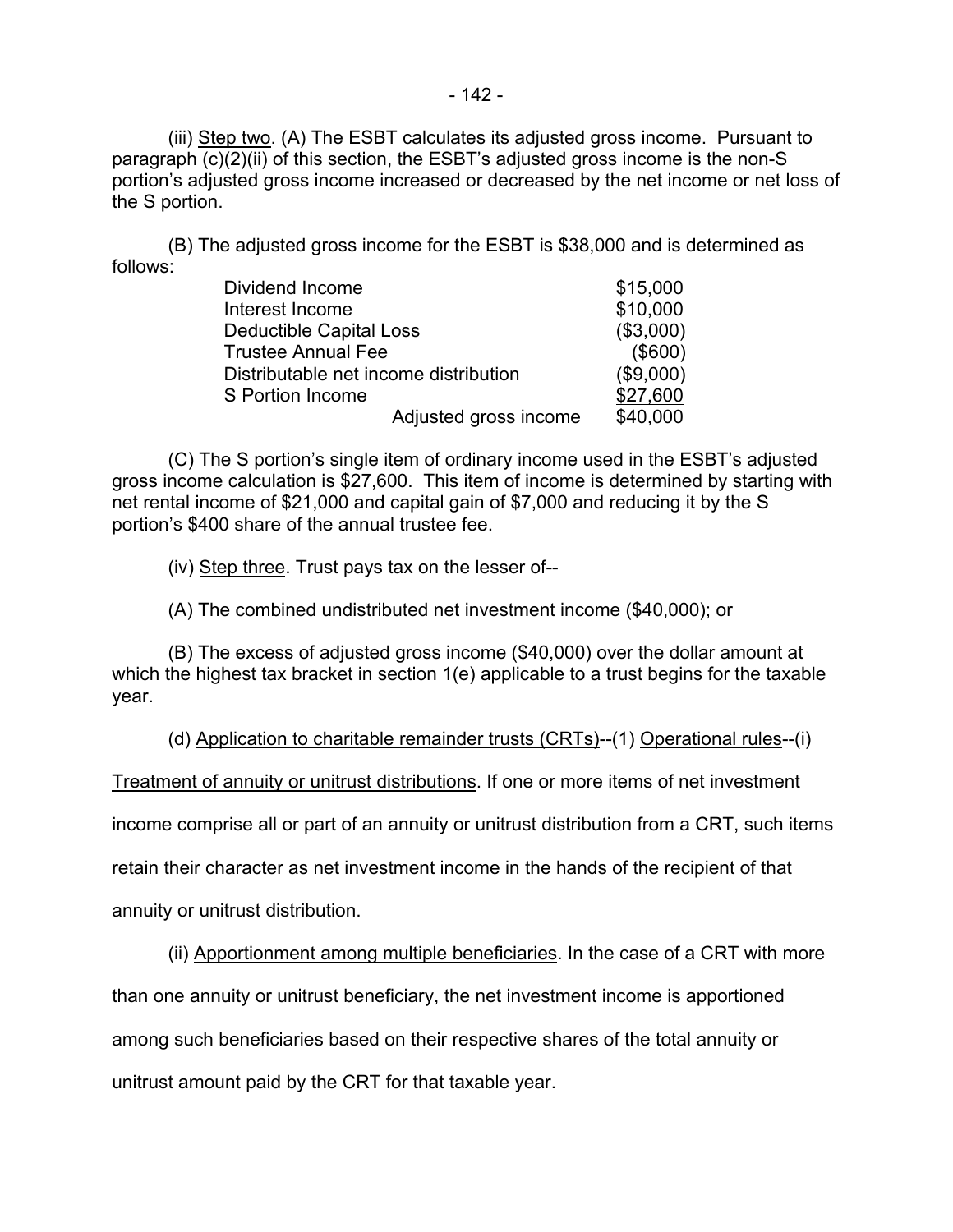(iii) Step two. (A) The ESBT calculates its adjusted gross income. Pursuant to paragraph (c)(2)(ii) of this section, the ESBT's adjusted gross income is the non-S portion's adjusted gross income increased or decreased by the net income or net loss of the S portion.

(B) The adjusted gross income for the ESBT is $38,000 and is determined as follows:

| | |
|---|---|
| Dividend Income | $15,000 |
| Interest Income | $10,000 |
| Deductible Capital Loss | ($3,000) |
| Trustee Annual Fee | ($600) |
| Distributable net income distribution | ($9,000) |
| S Portion Income | $27,600 |
| Adjusted gross income | $40,000 |

(C) The S portion's single item of ordinary income used in the ESBT's adjusted gross income calculation is $27,600. This item of income is determined by starting with net rental income of $21,000 and capital gain of $7,000 and reducing it by the S portion's $400 share of the annual trustee fee.

(iv) Step three. Trust pays tax on the lesser of--

(A) The combined undistributed net investment income ($40,000); or

(B) The excess of adjusted gross income ($40,000) over the dollar amount at which the highest tax bracket in section 1(e) applicable to a trust begins for the taxable year.

(d) Application to charitable remainder trusts (CRTs)--(1) Operational rules--(i) Treatment of annuity or unitrust distributions. If one or more items of net investment income comprise all or part of an annuity or unitrust distribution from a CRT, such items retain their character as net investment income in the hands of the recipient of that annuity or unitrust distribution.

(ii) Apportionment among multiple beneficiaries. In the case of a CRT with more than one annuity or unitrust beneficiary, the net investment income is apportioned among such beneficiaries based on their respective shares of the total annuity or unitrust amount paid by the CRT for that taxable year.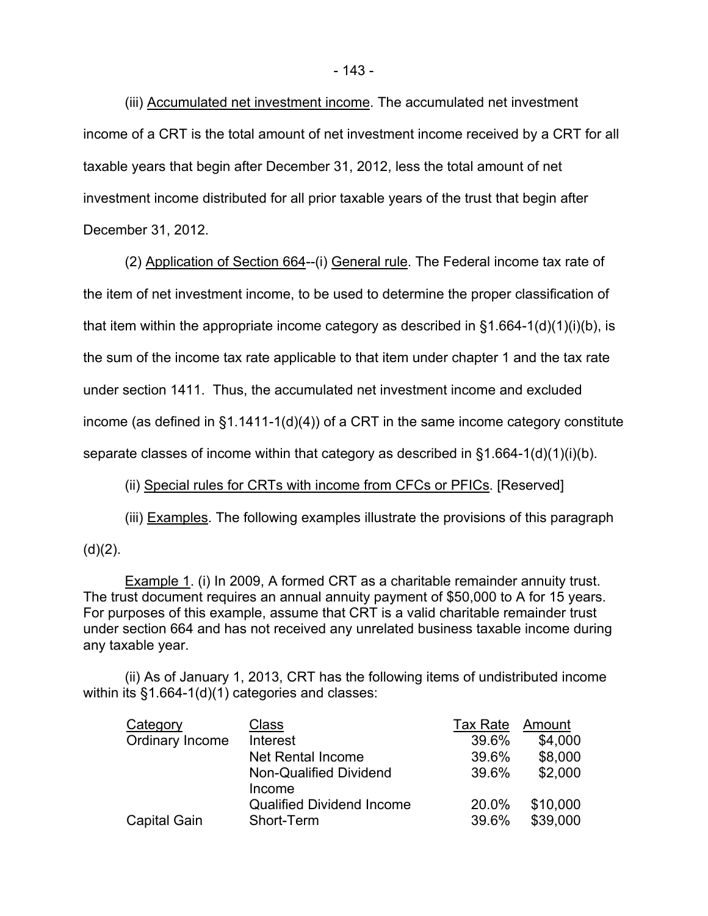(iii) Accumulated net investment income. The accumulated net investment income of a CRT is the total amount of net investment income received by a CRT for all taxable years that begin after December 31, 2012, less the total amount of net investment income distributed for all prior taxable years of the trust that begin after December 31, 2012.

(2) Application of Section 664--(i) General rule. The Federal income tax rate of the item of net investment income, to be used to determine the proper classification of that item within the appropriate income category as described in §1.664-1(d)(1)(i)(b), is the sum of the income tax rate applicable to that item under chapter 1 and the tax rate under section 1411. Thus, the accumulated net investment income and excluded income (as defined in §1.1411-1(d)(4)) of a CRT in the same income category constitute separate classes of income within that category as described in §1.664-1(d)(1)(i)(b).

(ii) Special rules for CRTs with income from CFCs or PFICs. [Reserved]

(iii) Examples. The following examples illustrate the provisions of this paragraph (d)(2).

Example 1. (i) In 2009, A formed CRT as a charitable remainder annuity trust. The trust document requires an annual annuity payment of $50,000 to A for 15 years. For purposes of this example, assume that CRT is a valid charitable remainder trust under section 664 and has not received any unrelated business taxable income during any taxable year.

(ii) As of January 1, 2013, CRT has the following items of undistributed income within its §1.664-1(d)(1) categories and classes:

| Category | Class | Tax Rate | Amount |
|---|---|---|---|
| Ordinary Income | Interest | 39.6% | $4,000 |
| | Net Rental Income | 39.6% | $8,000 |
| | Non-Qualified Dividend Income | 39.6% | $2,000 |
| | Qualified Dividend Income | 20.0% | $10,000 |
| Capital Gain | Short-Term | 39.6% | $39,000 |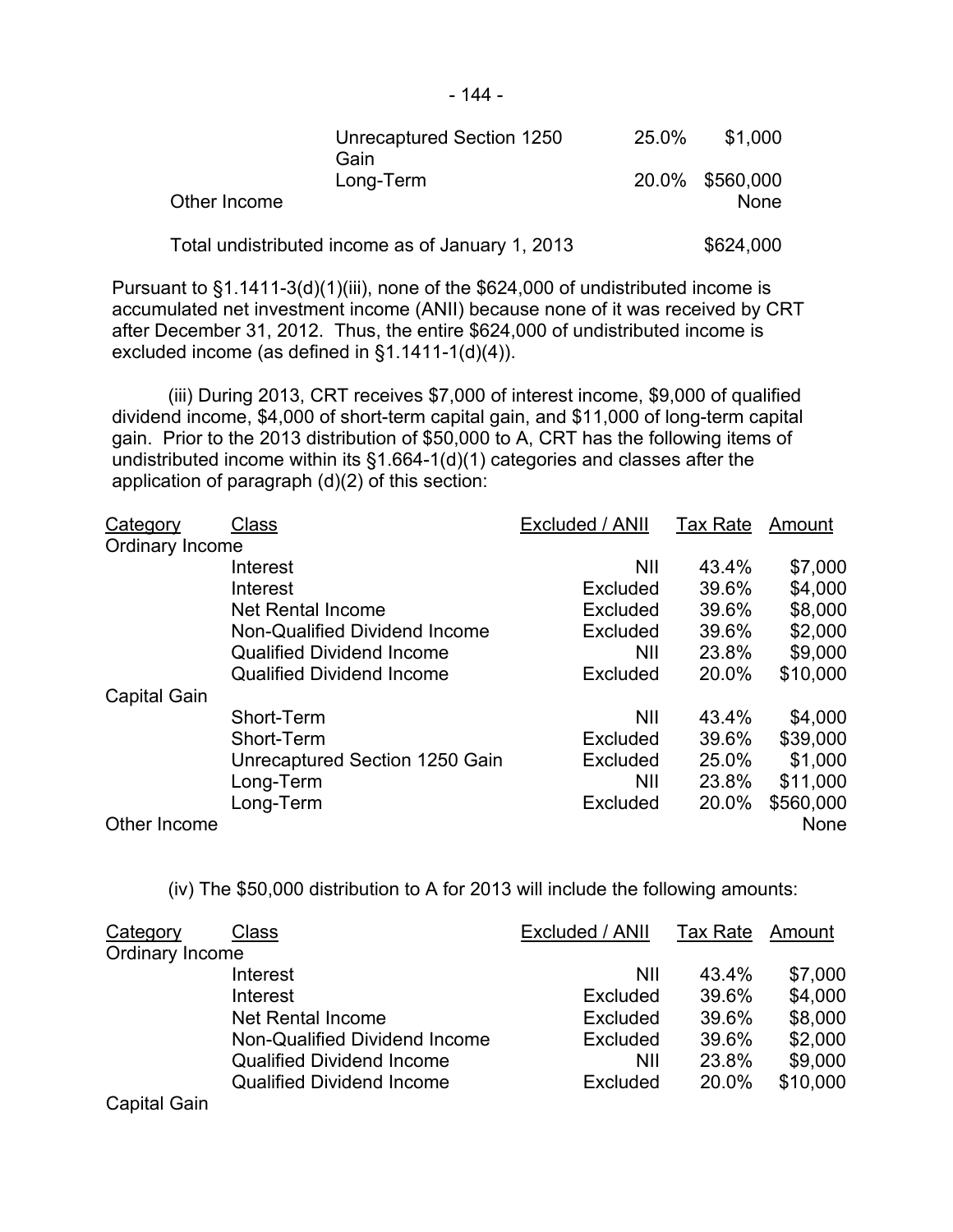| Category | Class | Tax Rate | Amount |
|---|---|---|---|
| | Unrecaptured Section 1250 Gain | 25.0% | $1,000 |
| | Long-Term | 20.0% | $560,000 |
| Other Income | | | None |
| Total undistributed income as of January 1, 2013 | | | $624,000 |

Pursuant to §1.1411-3(d)(1)(iii), none of the $624,000 of undistributed income is accumulated net investment income (ANII) because none of it was received by CRT after December 31, 2012. Thus, the entire $624,000 of undistributed income is excluded income (as defined in §1.1411-1(d)(4)).

(iii) During 2013, CRT receives $7,000 of interest income, $9,000 of qualified dividend income, $4,000 of short-term capital gain, and $11,000 of long-term capital gain. Prior to the 2013 distribution of $50,000 to A, CRT has the following items of undistributed income within its §1.664-1(d)(1) categories and classes after the application of paragraph (d)(2) of this section:

| Category | Class | Excluded / ANII | Tax Rate | Amount |
|---|---|---|---|---|
| Ordinary Income | | | | |
| | Interest | NII | 43.4% | $7,000 |
| | Interest | Excluded | 39.6% | $4,000 |
| | Net Rental Income | Excluded | 39.6% | $8,000 |
| | Non-Qualified Dividend Income | Excluded | 39.6% | $2,000 |
| | Qualified Dividend Income | NII | 23.8% | $9,000 |
| | Qualified Dividend Income | Excluded | 20.0% | $10,000 |
| Capital Gain | | | | |
| | Short-Term | NII | 43.4% | $4,000 |
| | Short-Term | Excluded | 39.6% | $39,000 |
| | Unrecaptured Section 1250 Gain | Excluded | 25.0% | $1,000 |
| | Long-Term | NII | 23.8% | $11,000 |
| | Long-Term | Excluded | 20.0% | $560,000 |
| Other Income | | | | None |

(iv) The $50,000 distribution to A for 2013 will include the following amounts:

| Category | Class | Excluded / ANII | Tax Rate | Amount |
|---|---|---|---|---|
| Ordinary Income | | | | |
| | Interest | NII | 43.4% | $7,000 |
| | Interest | Excluded | 39.6% | $4,000 |
| | Net Rental Income | Excluded | 39.6% | $8,000 |
| | Non-Qualified Dividend Income | Excluded | 39.6% | $2,000 |
| | Qualified Dividend Income | NII | 23.8% | $9,000 |
| | Qualified Dividend Income | Excluded | 20.0% | $10,000 |
| Capital Gain | | | | |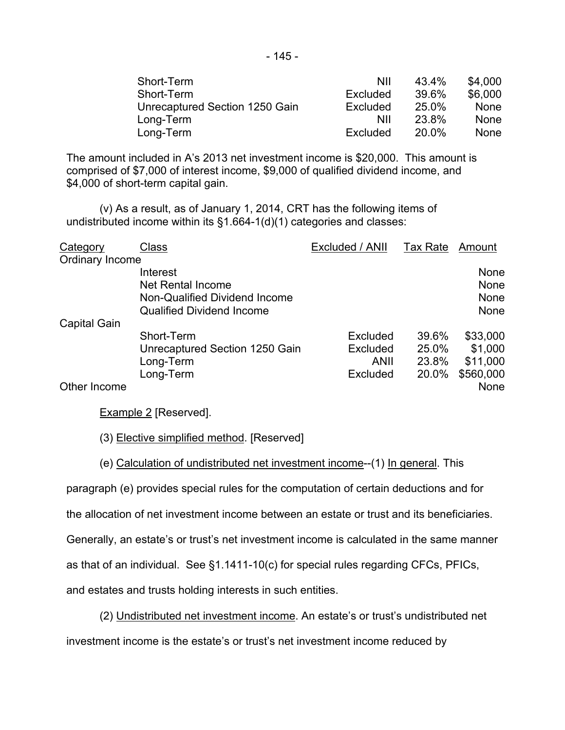| | | | |
|---|---|---|---|
| Short-Term | NII | 43.4% | $4,000 |
| Short-Term | Excluded | 39.6% | $6,000 |
| Unrecaptured Section 1250 Gain | Excluded | 25.0% | None |
| Long-Term | NII | 23.8% | None |
| Long-Term | Excluded | 20.0% | None |

The amount included in A's 2013 net investment income is $20,000. This amount is comprised of $7,000 of interest income, $9,000 of qualified dividend income, and $4,000 of short-term capital gain.

(v) As a result, as of January 1, 2014, CRT has the following items of undistributed income within its §1.664-1(d)(1) categories and classes:

| Category | Class | Excluded / ANII | Tax Rate | Amount |
|---|---|---|---|---|
| Ordinary Income | | | | |
| | Interest | | | None |
| | Net Rental Income | | | None |
| | Non-Qualified Dividend Income | | | None |
| | Qualified Dividend Income | | | None |
| Capital Gain | | | | |
| | Short-Term | Excluded | 39.6% | $33,000 |
| | Unrecaptured Section 1250 Gain | Excluded | 25.0% | $1,000 |
| | Long-Term | ANII | 23.8% | $11,000 |
| | Long-Term | Excluded | 20.0% | $560,000 |
| Other Income | | | | None |

Example 2 [Reserved].

(3) Elective simplified method. [Reserved]

(e) Calculation of undistributed net investment income--(1) In general. This paragraph (e) provides special rules for the computation of certain deductions and for the allocation of net investment income between an estate or trust and its beneficiaries. Generally, an estate's or trust's net investment income is calculated in the same manner as that of an individual. See §1.1411-10(c) for special rules regarding CFCs, PFICs, and estates and trusts holding interests in such entities.

(2) Undistributed net investment income. An estate's or trust's undistributed net investment income is the estate's or trust's net investment income reduced by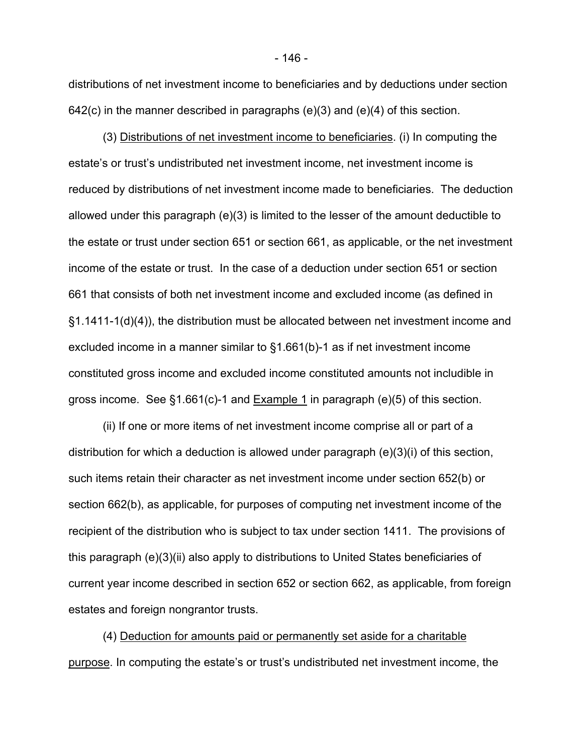distributions of net investment income to beneficiaries and by deductions under section 642(c) in the manner described in paragraphs (e)(3) and (e)(4) of this section.

(3) Distributions of net investment income to beneficiaries. (i) In computing the estate's or trust's undistributed net investment income, net investment income is reduced by distributions of net investment income made to beneficiaries. The deduction allowed under this paragraph (e)(3) is limited to the lesser of the amount deductible to the estate or trust under section 651 or section 661, as applicable, or the net investment income of the estate or trust. In the case of a deduction under section 651 or section 661 that consists of both net investment income and excluded income (as defined in §1.1411-1(d)(4)), the distribution must be allocated between net investment income and excluded income in a manner similar to §1.661(b)-1 as if net investment income constituted gross income and excluded income constituted amounts not includible in gross income. See §1.661(c)-1 and Example 1 in paragraph (e)(5) of this section.

(ii) If one or more items of net investment income comprise all or part of a distribution for which a deduction is allowed under paragraph (e)(3)(i) of this section, such items retain their character as net investment income under section 652(b) or section 662(b), as applicable, for purposes of computing net investment income of the recipient of the distribution who is subject to tax under section 1411. The provisions of this paragraph (e)(3)(ii) also apply to distributions to United States beneficiaries of current year income described in section 652 or section 662, as applicable, from foreign estates and foreign nongrantor trusts.

(4) Deduction for amounts paid or permanently set aside for a charitable purpose. In computing the estate's or trust's undistributed net investment income, the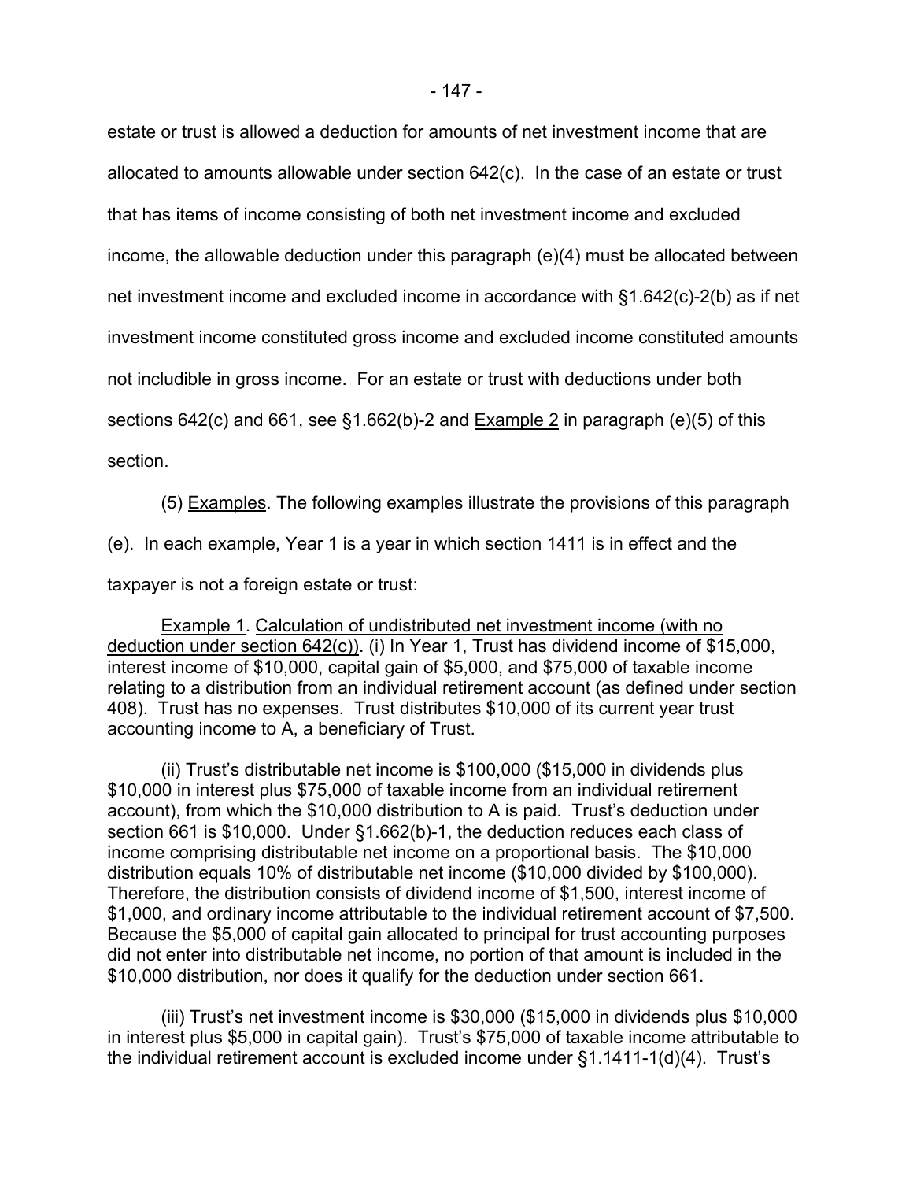estate or trust is allowed a deduction for amounts of net investment income that are allocated to amounts allowable under section 642(c). In the case of an estate or trust that has items of income consisting of both net investment income and excluded income, the allowable deduction under this paragraph (e)(4) must be allocated between net investment income and excluded income in accordance with §1.642(c)-2(b) as if net investment income constituted gross income and excluded income constituted amounts not includible in gross income. For an estate or trust with deductions under both sections 642(c) and 661, see §1.662(b)-2 and Example 2 in paragraph (e)(5) of this section.

(5) Examples. The following examples illustrate the provisions of this paragraph (e). In each example, Year 1 is a year in which section 1411 is in effect and the taxpayer is not a foreign estate or trust:

Example 1. Calculation of undistributed net investment income (with no deduction under section 642(c)). (i) In Year 1, Trust has dividend income of $15,000, interest income of $10,000, capital gain of $5,000, and $75,000 of taxable income relating to a distribution from an individual retirement account (as defined under section 408). Trust has no expenses. Trust distributes $10,000 of its current year trust accounting income to A, a beneficiary of Trust.

(ii) Trust's distributable net income is $100,000 ($15,000 in dividends plus $10,000 in interest plus $75,000 of taxable income from an individual retirement account), from which the $10,000 distribution to A is paid. Trust's deduction under section 661 is $10,000. Under §1.662(b)-1, the deduction reduces each class of income comprising distributable net income on a proportional basis. The $10,000 distribution equals 10% of distributable net income ($10,000 divided by $100,000). Therefore, the distribution consists of dividend income of $1,500, interest income of $1,000, and ordinary income attributable to the individual retirement account of $7,500. Because the $5,000 of capital gain allocated to principal for trust accounting purposes did not enter into distributable net income, no portion of that amount is included in the $10,000 distribution, nor does it qualify for the deduction under section 661.

(iii) Trust's net investment income is $30,000 ($15,000 in dividends plus $10,000 in interest plus $5,000 in capital gain). Trust's $75,000 of taxable income attributable to the individual retirement account is excluded income under §1.1411-1(d)(4). Trust's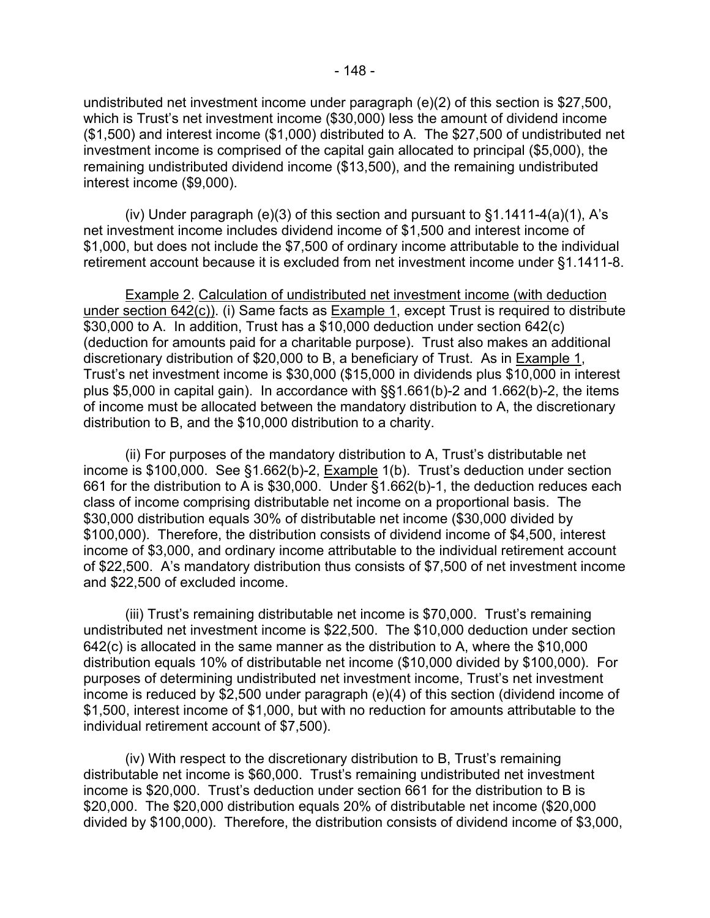undistributed net investment income under paragraph (e)(2) of this section is $27,500, which is Trust's net investment income ($30,000) less the amount of dividend income ($1,500) and interest income ($1,000) distributed to A. The $27,500 of undistributed net investment income is comprised of the capital gain allocated to principal ($5,000), the remaining undistributed dividend income ($13,500), and the remaining undistributed interest income ($9,000).

(iv) Under paragraph (e)(3) of this section and pursuant to §1.1411-4(a)(1), A's net investment income includes dividend income of $1,500 and interest income of $1,000, but does not include the $7,500 of ordinary income attributable to the individual retirement account because it is excluded from net investment income under §1.1411-8.

Example 2. Calculation of undistributed net investment income (with deduction under section 642(c)). (i) Same facts as Example 1, except Trust is required to distribute $30,000 to A. In addition, Trust has a $10,000 deduction under section 642(c) (deduction for amounts paid for a charitable purpose). Trust also makes an additional discretionary distribution of $20,000 to B, a beneficiary of Trust. As in Example 1, Trust's net investment income is $30,000 ($15,000 in dividends plus $10,000 in interest plus $5,000 in capital gain). In accordance with §§1.661(b)-2 and 1.662(b)-2, the items of income must be allocated between the mandatory distribution to A, the discretionary distribution to B, and the $10,000 distribution to a charity.

(ii) For purposes of the mandatory distribution to A, Trust's distributable net income is $100,000. See §1.662(b)-2, Example 1(b). Trust's deduction under section 661 for the distribution to A is $30,000. Under §1.662(b)-1, the deduction reduces each class of income comprising distributable net income on a proportional basis. The $30,000 distribution equals 30% of distributable net income ($30,000 divided by $100,000). Therefore, the distribution consists of dividend income of $4,500, interest income of $3,000, and ordinary income attributable to the individual retirement account of $22,500. A's mandatory distribution thus consists of $7,500 of net investment income and $22,500 of excluded income.

(iii) Trust's remaining distributable net income is $70,000. Trust's remaining undistributed net investment income is $22,500. The $10,000 deduction under section 642(c) is allocated in the same manner as the distribution to A, where the $10,000 distribution equals 10% of distributable net income ($10,000 divided by $100,000). For purposes of determining undistributed net investment income, Trust's net investment income is reduced by $2,500 under paragraph (e)(4) of this section (dividend income of $1,500, interest income of $1,000, but with no reduction for amounts attributable to the individual retirement account of $7,500).

(iv) With respect to the discretionary distribution to B, Trust's remaining distributable net income is $60,000. Trust's remaining undistributed net investment income is $20,000. Trust's deduction under section 661 for the distribution to B is $20,000. The $20,000 distribution equals 20% of distributable net income ($20,000 divided by $100,000). Therefore, the distribution consists of dividend income of $3,000,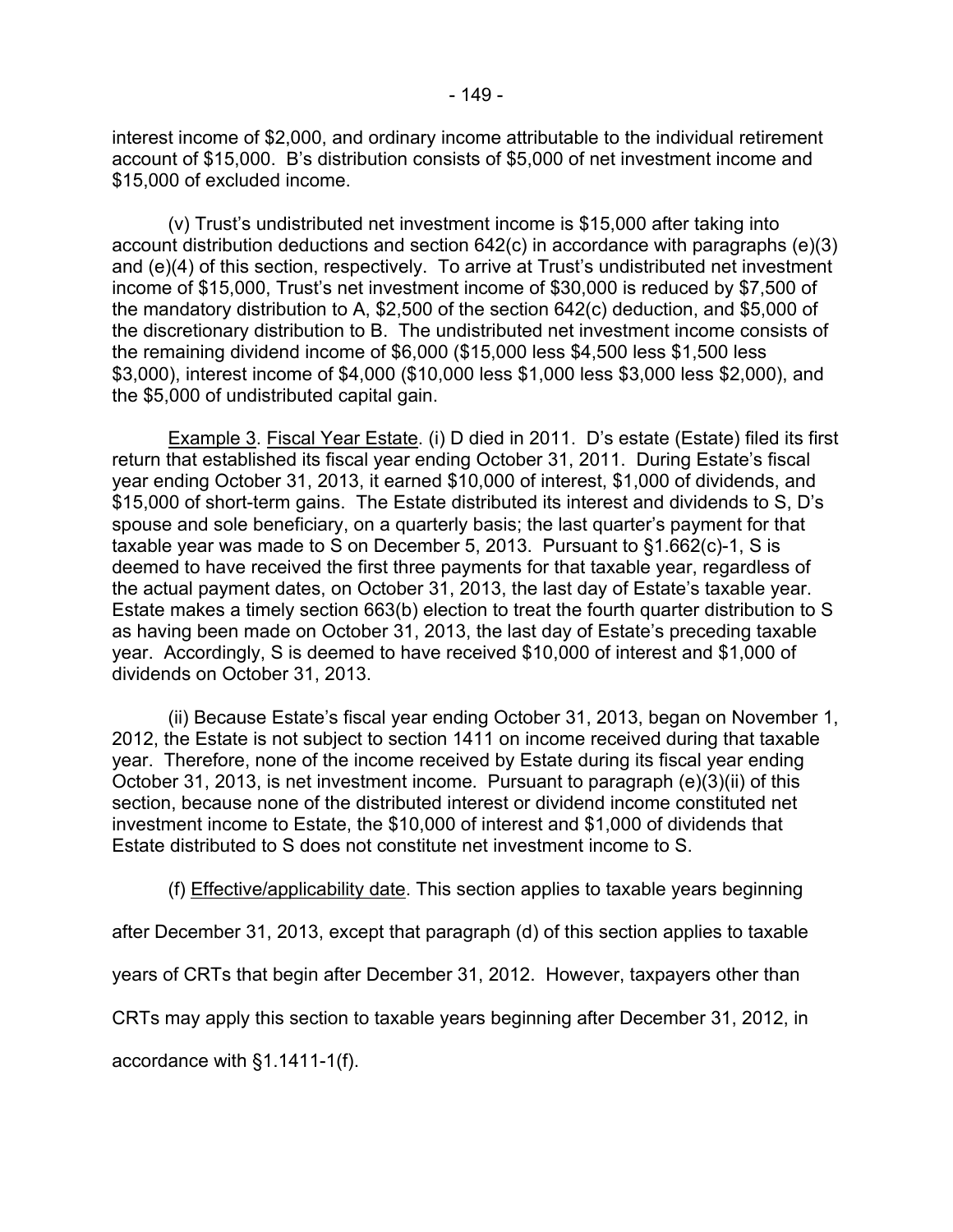interest income of $2,000, and ordinary income attributable to the individual retirement account of $15,000. B's distribution consists of $5,000 of net investment income and $15,000 of excluded income.

(v) Trust's undistributed net investment income is $15,000 after taking into account distribution deductions and section 642(c) in accordance with paragraphs (e)(3) and (e)(4) of this section, respectively. To arrive at Trust's undistributed net investment income of $15,000, Trust's net investment income of $30,000 is reduced by $7,500 of the mandatory distribution to A, $2,500 of the section 642(c) deduction, and $5,000 of the discretionary distribution to B. The undistributed net investment income consists of the remaining dividend income of $6,000 ($15,000 less $4,500 less $1,500 less $3,000), interest income of $4,000 ($10,000 less $1,000 less $3,000 less $2,000), and the $5,000 of undistributed capital gain.

Example 3. Fiscal Year Estate. (i) D died in 2011. D's estate (Estate) filed its first return that established its fiscal year ending October 31, 2011. During Estate's fiscal year ending October 31, 2013, it earned $10,000 of interest, $1,000 of dividends, and $15,000 of short-term gains. The Estate distributed its interest and dividends to S, D's spouse and sole beneficiary, on a quarterly basis; the last quarter's payment for that taxable year was made to S on December 5, 2013. Pursuant to §1.662(c)-1, S is deemed to have received the first three payments for that taxable year, regardless of the actual payment dates, on October 31, 2013, the last day of Estate's taxable year. Estate makes a timely section 663(b) election to treat the fourth quarter distribution to S as having been made on October 31, 2013, the last day of Estate's preceding taxable year. Accordingly, S is deemed to have received $10,000 of interest and $1,000 of dividends on October 31, 2013.

(ii) Because Estate's fiscal year ending October 31, 2013, began on November 1, 2012, the Estate is not subject to section 1411 on income received during that taxable year. Therefore, none of the income received by Estate during its fiscal year ending October 31, 2013, is net investment income. Pursuant to paragraph (e)(3)(ii) of this section, because none of the distributed interest or dividend income constituted net investment income to Estate, the $10,000 of interest and $1,000 of dividends that Estate distributed to S does not constitute net investment income to S.

(f) Effective/applicability date. This section applies to taxable years beginning after December 31, 2013, except that paragraph (d) of this section applies to taxable years of CRTs that begin after December 31, 2012. However, taxpayers other than CRTs may apply this section to taxable years beginning after December 31, 2012, in accordance with §1.1411-1(f).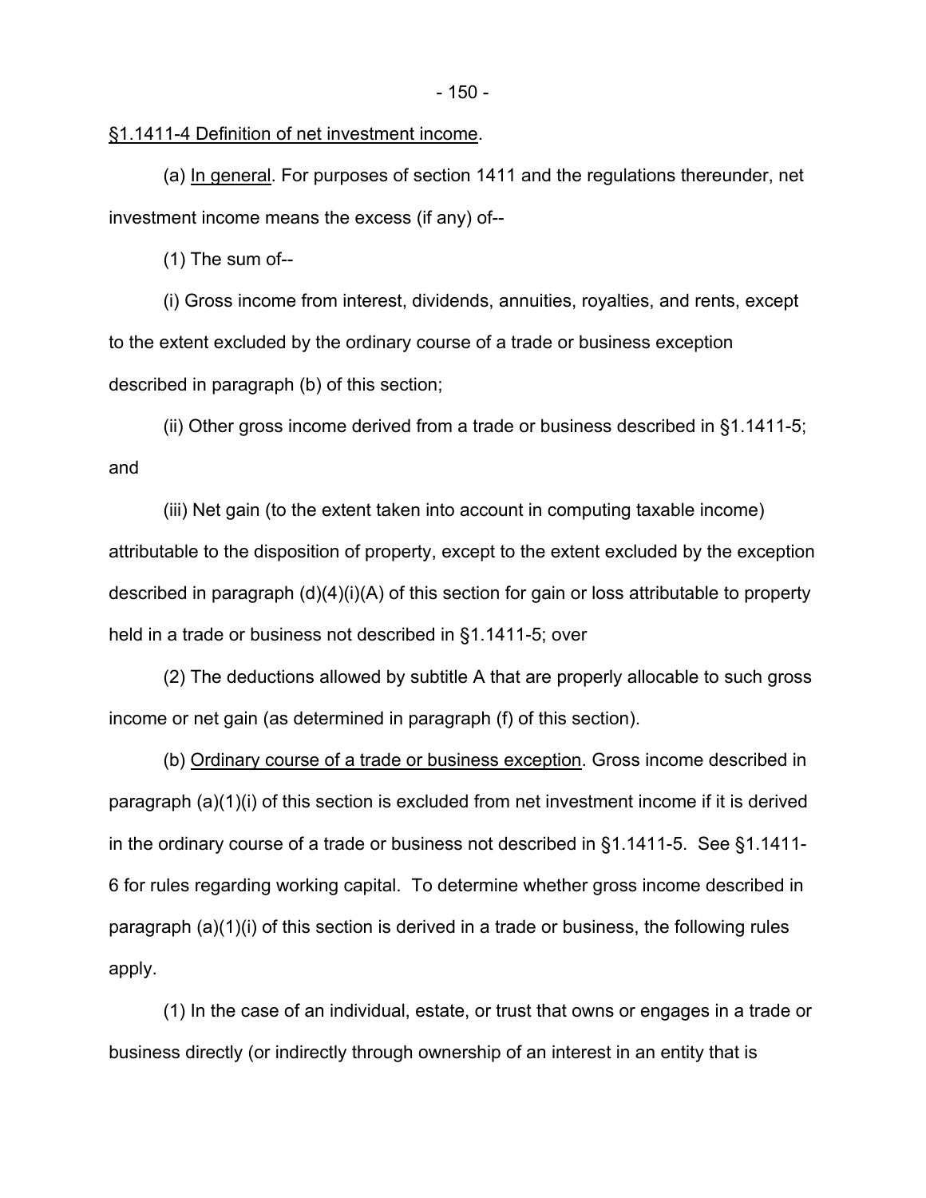§1.1411-4 Definition of net investment income.

(a) In general. For purposes of section 1411 and the regulations thereunder, net investment income means the excess (if any) of--

(1) The sum of--

(i) Gross income from interest, dividends, annuities, royalties, and rents, except to the extent excluded by the ordinary course of a trade or business exception described in paragraph (b) of this section;

(ii) Other gross income derived from a trade or business described in §1.1411-5; and

(iii) Net gain (to the extent taken into account in computing taxable income) attributable to the disposition of property, except to the extent excluded by the exception described in paragraph (d)(4)(i)(A) of this section for gain or loss attributable to property held in a trade or business not described in §1.1411-5; over

(2) The deductions allowed by subtitle A that are properly allocable to such gross income or net gain (as determined in paragraph (f) of this section).

(b) Ordinary course of a trade or business exception. Gross income described in paragraph (a)(1)(i) of this section is excluded from net investment income if it is derived in the ordinary course of a trade or business not described in §1.1411-5. See §1.1411-6 for rules regarding working capital. To determine whether gross income described in paragraph (a)(1)(i) of this section is derived in a trade or business, the following rules apply.

(1) In the case of an individual, estate, or trust that owns or engages in a trade or business directly (or indirectly through ownership of an interest in an entity that is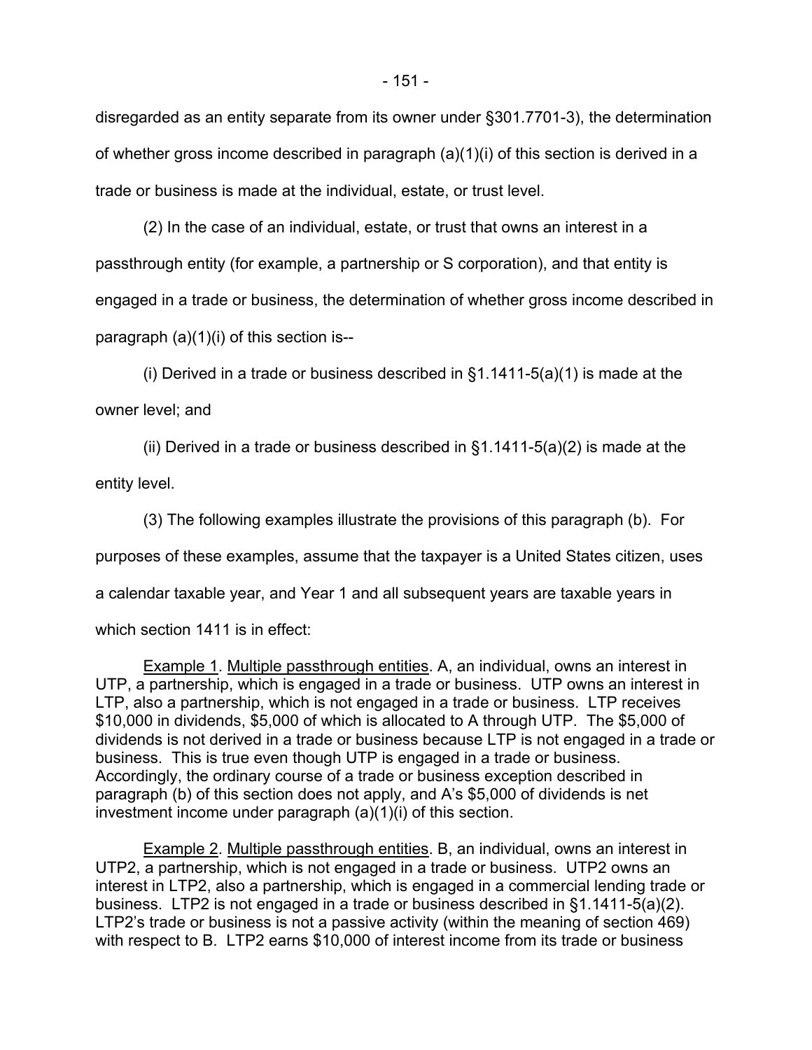disregarded as an entity separate from its owner under §301.7701-3), the determination of whether gross income described in paragraph (a)(1)(i) of this section is derived in a trade or business is made at the individual, estate, or trust level.

(2) In the case of an individual, estate, or trust that owns an interest in a passthrough entity (for example, a partnership or S corporation), and that entity is engaged in a trade or business, the determination of whether gross income described in paragraph (a)(1)(i) of this section is--

(i) Derived in a trade or business described in §1.1411-5(a)(1) is made at the owner level; and

(ii) Derived in a trade or business described in §1.1411-5(a)(2) is made at the entity level.

(3) The following examples illustrate the provisions of this paragraph (b). For purposes of these examples, assume that the taxpayer is a United States citizen, uses a calendar taxable year, and Year 1 and all subsequent years are taxable years in which section 1411 is in effect:

Example 1. Multiple passthrough entities. A, an individual, owns an interest in UTP, a partnership, which is engaged in a trade or business. UTP owns an interest in LTP, also a partnership, which is not engaged in a trade or business. LTP receives $10,000 in dividends, $5,000 of which is allocated to A through UTP. The $5,000 of dividends is not derived in a trade or business because LTP is not engaged in a trade or business. This is true even though UTP is engaged in a trade or business. Accordingly, the ordinary course of a trade or business exception described in paragraph (b) of this section does not apply, and A's $5,000 of dividends is net investment income under paragraph (a)(1)(i) of this section.

Example 2. Multiple passthrough entities. B, an individual, owns an interest in UTP2, a partnership, which is not engaged in a trade or business. UTP2 owns an interest in LTP2, also a partnership, which is engaged in a commercial lending trade or business. LTP2 is not engaged in a trade or business described in §1.1411-5(a)(2). LTP2's trade or business is not a passive activity (within the meaning of section 469) with respect to B. LTP2 earns $10,000 of interest income from its trade or business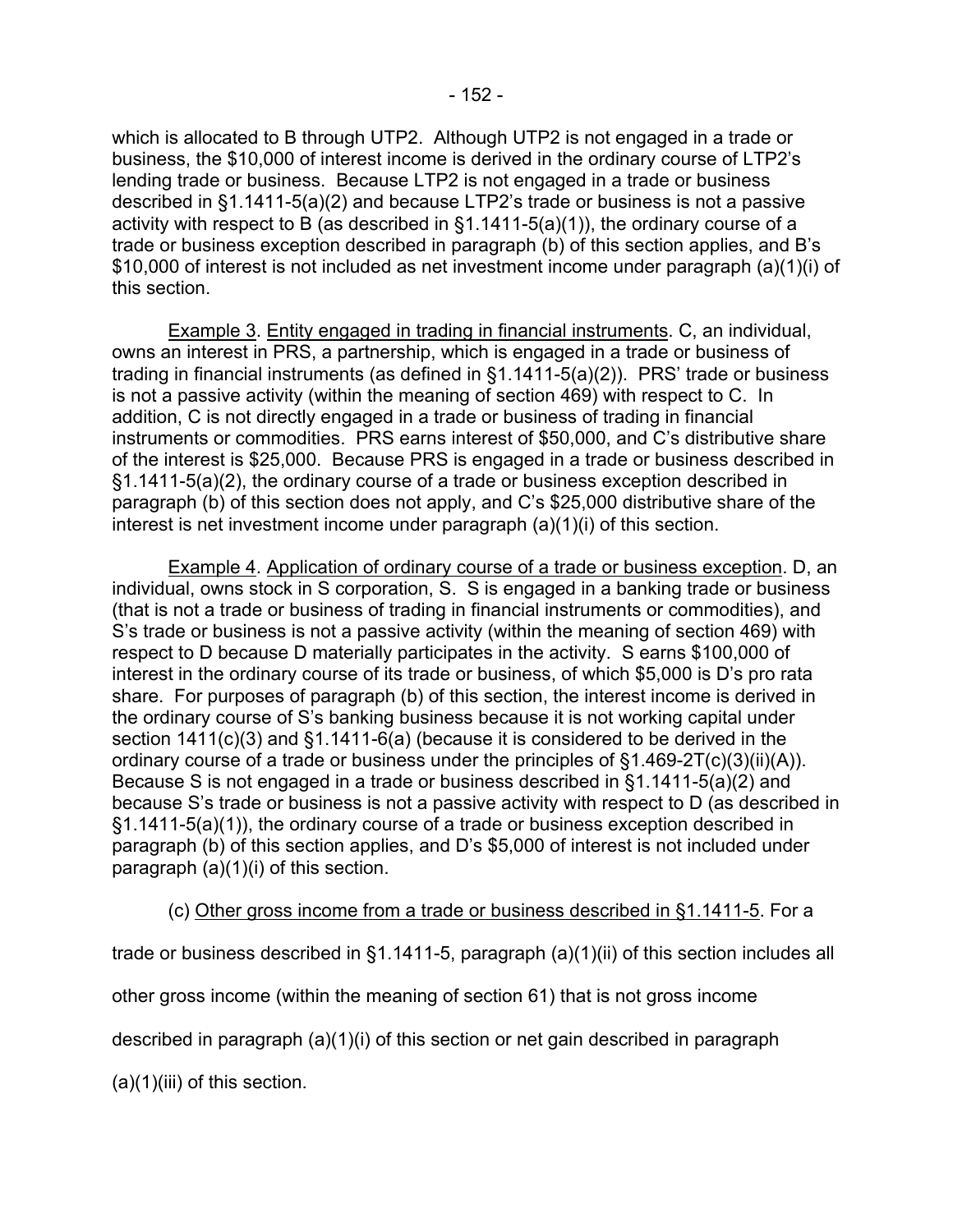which is allocated to B through UTP2. Although UTP2 is not engaged in a trade or business, the $10,000 of interest income is derived in the ordinary course of LTP2's lending trade or business. Because LTP2 is not engaged in a trade or business described in §1.1411-5(a)(2) and because LTP2's trade or business is not a passive activity with respect to B (as described in §1.1411-5(a)(1)), the ordinary course of a trade or business exception described in paragraph (b) of this section applies, and B's $10,000 of interest is not included as net investment income under paragraph (a)(1)(i) of this section.

Example 3. Entity engaged in trading in financial instruments. C, an individual, owns an interest in PRS, a partnership, which is engaged in a trade or business of trading in financial instruments (as defined in §1.1411-5(a)(2)). PRS' trade or business is not a passive activity (within the meaning of section 469) with respect to C. In addition, C is not directly engaged in a trade or business of trading in financial instruments or commodities. PRS earns interest of $50,000, and C's distributive share of the interest is $25,000. Because PRS is engaged in a trade or business described in §1.1411-5(a)(2), the ordinary course of a trade or business exception described in paragraph (b) of this section does not apply, and C's $25,000 distributive share of the interest is net investment income under paragraph (a)(1)(i) of this section.

Example 4. Application of ordinary course of a trade or business exception. D, an individual, owns stock in S corporation, S. S is engaged in a banking trade or business (that is not a trade or business of trading in financial instruments or commodities), and S's trade or business is not a passive activity (within the meaning of section 469) with respect to D because D materially participates in the activity. S earns $100,000 of interest in the ordinary course of its trade or business, of which $5,000 is D's pro rata share. For purposes of paragraph (b) of this section, the interest income is derived in the ordinary course of S's banking business because it is not working capital under section 1411(c)(3) and §1.1411-6(a) (because it is considered to be derived in the ordinary course of a trade or business under the principles of §1.469-2T(c)(3)(ii)(A)). Because S is not engaged in a trade or business described in §1.1411-5(a)(2) and because S's trade or business is not a passive activity with respect to D (as described in §1.1411-5(a)(1)), the ordinary course of a trade or business exception described in paragraph (b) of this section applies, and D's $5,000 of interest is not included under paragraph (a)(1)(i) of this section.

(c) Other gross income from a trade or business described in §1.1411-5. For a trade or business described in §1.1411-5, paragraph (a)(1)(ii) of this section includes all other gross income (within the meaning of section 61) that is not gross income described in paragraph (a)(1)(i) of this section or net gain described in paragraph (a)(1)(iii) of this section.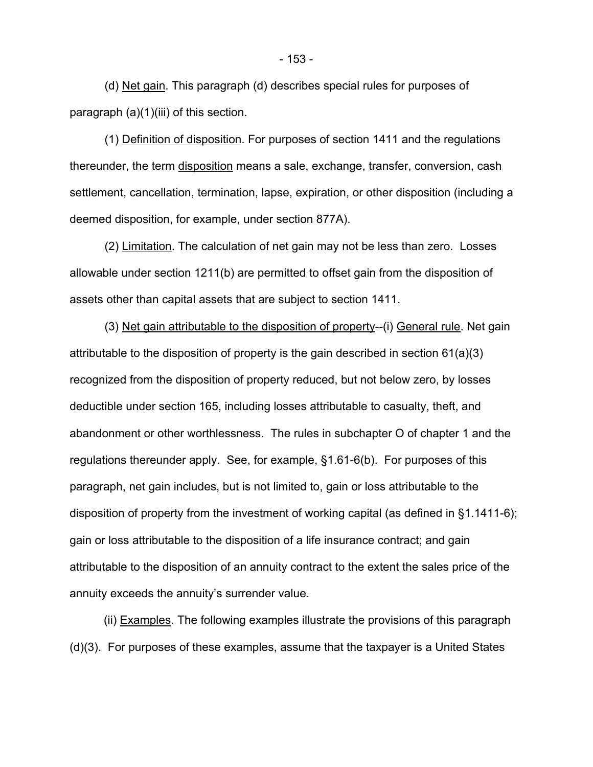(d) Net gain. This paragraph (d) describes special rules for purposes of paragraph (a)(1)(iii) of this section.

(1) Definition of disposition. For purposes of section 1411 and the regulations thereunder, the term disposition means a sale, exchange, transfer, conversion, cash settlement, cancellation, termination, lapse, expiration, or other disposition (including a deemed disposition, for example, under section 877A).

(2) Limitation. The calculation of net gain may not be less than zero. Losses allowable under section 1211(b) are permitted to offset gain from the disposition of assets other than capital assets that are subject to section 1411.

(3) Net gain attributable to the disposition of property--(i) General rule. Net gain attributable to the disposition of property is the gain described in section 61(a)(3) recognized from the disposition of property reduced, but not below zero, by losses deductible under section 165, including losses attributable to casualty, theft, and abandonment or other worthlessness. The rules in subchapter O of chapter 1 and the regulations thereunder apply. See, for example, §1.61-6(b). For purposes of this paragraph, net gain includes, but is not limited to, gain or loss attributable to the disposition of property from the investment of working capital (as defined in §1.1411-6); gain or loss attributable to the disposition of a life insurance contract; and gain attributable to the disposition of an annuity contract to the extent the sales price of the annuity exceeds the annuity's surrender value.

(ii) Examples. The following examples illustrate the provisions of this paragraph (d)(3). For purposes of these examples, assume that the taxpayer is a United States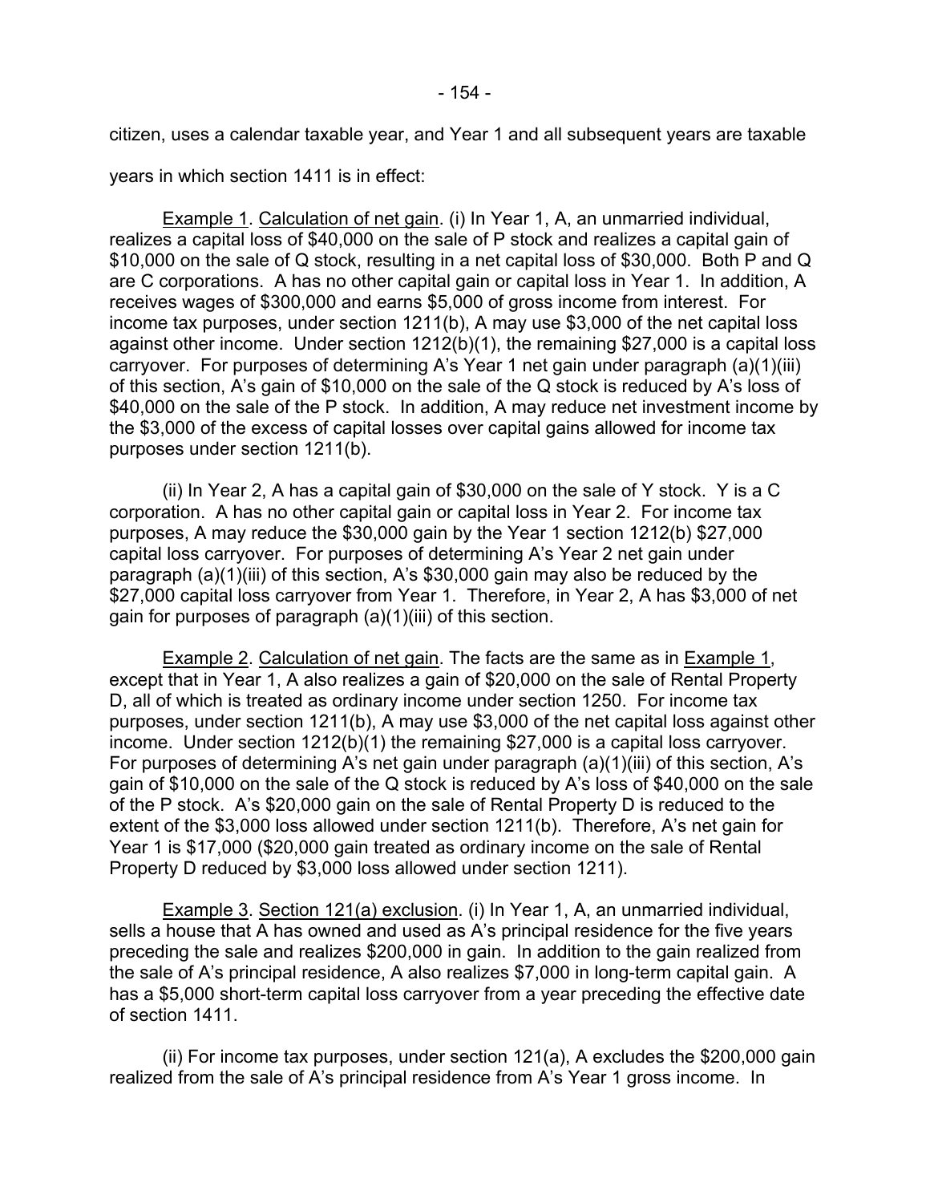citizen, uses a calendar taxable year, and Year 1 and all subsequent years are taxable years in which section 1411 is in effect:

Example 1. Calculation of net gain. (i) In Year 1, A, an unmarried individual, realizes a capital loss of $40,000 on the sale of P stock and realizes a capital gain of $10,000 on the sale of Q stock, resulting in a net capital loss of $30,000. Both P and Q are C corporations. A has no other capital gain or capital loss in Year 1. In addition, A receives wages of $300,000 and earns $5,000 of gross income from interest. For income tax purposes, under section 1211(b), A may use $3,000 of the net capital loss against other income. Under section 1212(b)(1), the remaining $27,000 is a capital loss carryover. For purposes of determining A's Year 1 net gain under paragraph (a)(1)(iii) of this section, A's gain of $10,000 on the sale of the Q stock is reduced by A's loss of $40,000 on the sale of the P stock. In addition, A may reduce net investment income by the $3,000 of the excess of capital losses over capital gains allowed for income tax purposes under section 1211(b).

(ii) In Year 2, A has a capital gain of $30,000 on the sale of Y stock. Y is a C corporation. A has no other capital gain or capital loss in Year 2. For income tax purposes, A may reduce the $30,000 gain by the Year 1 section 1212(b) $27,000 capital loss carryover. For purposes of determining A's Year 2 net gain under paragraph (a)(1)(iii) of this section, A's $30,000 gain may also be reduced by the $27,000 capital loss carryover from Year 1. Therefore, in Year 2, A has $3,000 of net gain for purposes of paragraph (a)(1)(iii) of this section.

Example 2. Calculation of net gain. The facts are the same as in Example 1, except that in Year 1, A also realizes a gain of $20,000 on the sale of Rental Property D, all of which is treated as ordinary income under section 1250. For income tax purposes, under section 1211(b), A may use $3,000 of the net capital loss against other income. Under section 1212(b)(1) the remaining $27,000 is a capital loss carryover. For purposes of determining A's net gain under paragraph (a)(1)(iii) of this section, A's gain of $10,000 on the sale of the Q stock is reduced by A's loss of $40,000 on the sale of the P stock. A's $20,000 gain on the sale of Rental Property D is reduced to the extent of the $3,000 loss allowed under section 1211(b). Therefore, A's net gain for Year 1 is $17,000 ($20,000 gain treated as ordinary income on the sale of Rental Property D reduced by $3,000 loss allowed under section 1211).

Example 3. Section 121(a) exclusion. (i) In Year 1, A, an unmarried individual, sells a house that A has owned and used as A's principal residence for the five years preceding the sale and realizes $200,000 in gain. In addition to the gain realized from the sale of A's principal residence, A also realizes $7,000 in long-term capital gain. A has a $5,000 short-term capital loss carryover from a year preceding the effective date of section 1411.

(ii) For income tax purposes, under section 121(a), A excludes the $200,000 gain realized from the sale of A's principal residence from A's Year 1 gross income. In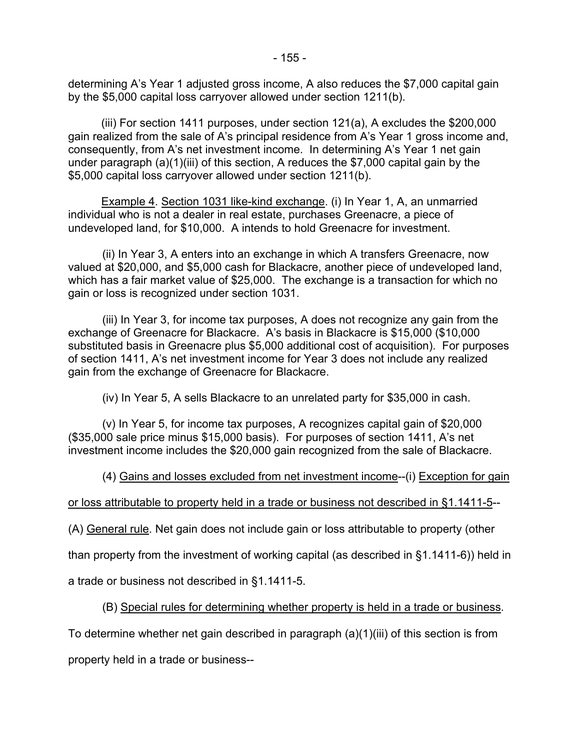determining A's Year 1 adjusted gross income, A also reduces the $7,000 capital gain by the $5,000 capital loss carryover allowed under section 1211(b).

(iii) For section 1411 purposes, under section 121(a), A excludes the $200,000 gain realized from the sale of A's principal residence from A's Year 1 gross income and, consequently, from A's net investment income. In determining A's Year 1 net gain under paragraph (a)(1)(iii) of this section, A reduces the $7,000 capital gain by the $5,000 capital loss carryover allowed under section 1211(b).

Example 4. Section 1031 like-kind exchange. (i) In Year 1, A, an unmarried individual who is not a dealer in real estate, purchases Greenacre, a piece of undeveloped land, for $10,000. A intends to hold Greenacre for investment.

(ii) In Year 3, A enters into an exchange in which A transfers Greenacre, now valued at $20,000, and $5,000 cash for Blackacre, another piece of undeveloped land, which has a fair market value of $25,000. The exchange is a transaction for which no gain or loss is recognized under section 1031.

(iii) In Year 3, for income tax purposes, A does not recognize any gain from the exchange of Greenacre for Blackacre. A's basis in Blackacre is $15,000 ($10,000 substituted basis in Greenacre plus $5,000 additional cost of acquisition). For purposes of section 1411, A's net investment income for Year 3 does not include any realized gain from the exchange of Greenacre for Blackacre.

(iv) In Year 5, A sells Blackacre to an unrelated party for $35,000 in cash.

(v) In Year 5, for income tax purposes, A recognizes capital gain of $20,000 ($35,000 sale price minus $15,000 basis). For purposes of section 1411, A's net investment income includes the $20,000 gain recognized from the sale of Blackacre.

(4) Gains and losses excluded from net investment income--(i) Exception for gain or loss attributable to property held in a trade or business not described in §1.1411-5--(A) General rule. Net gain does not include gain or loss attributable to property (other than property from the investment of working capital (as described in §1.1411-6)) held in a trade or business not described in §1.1411-5.

(B) Special rules for determining whether property is held in a trade or business. To determine whether net gain described in paragraph (a)(1)(iii) of this section is from property held in a trade or business--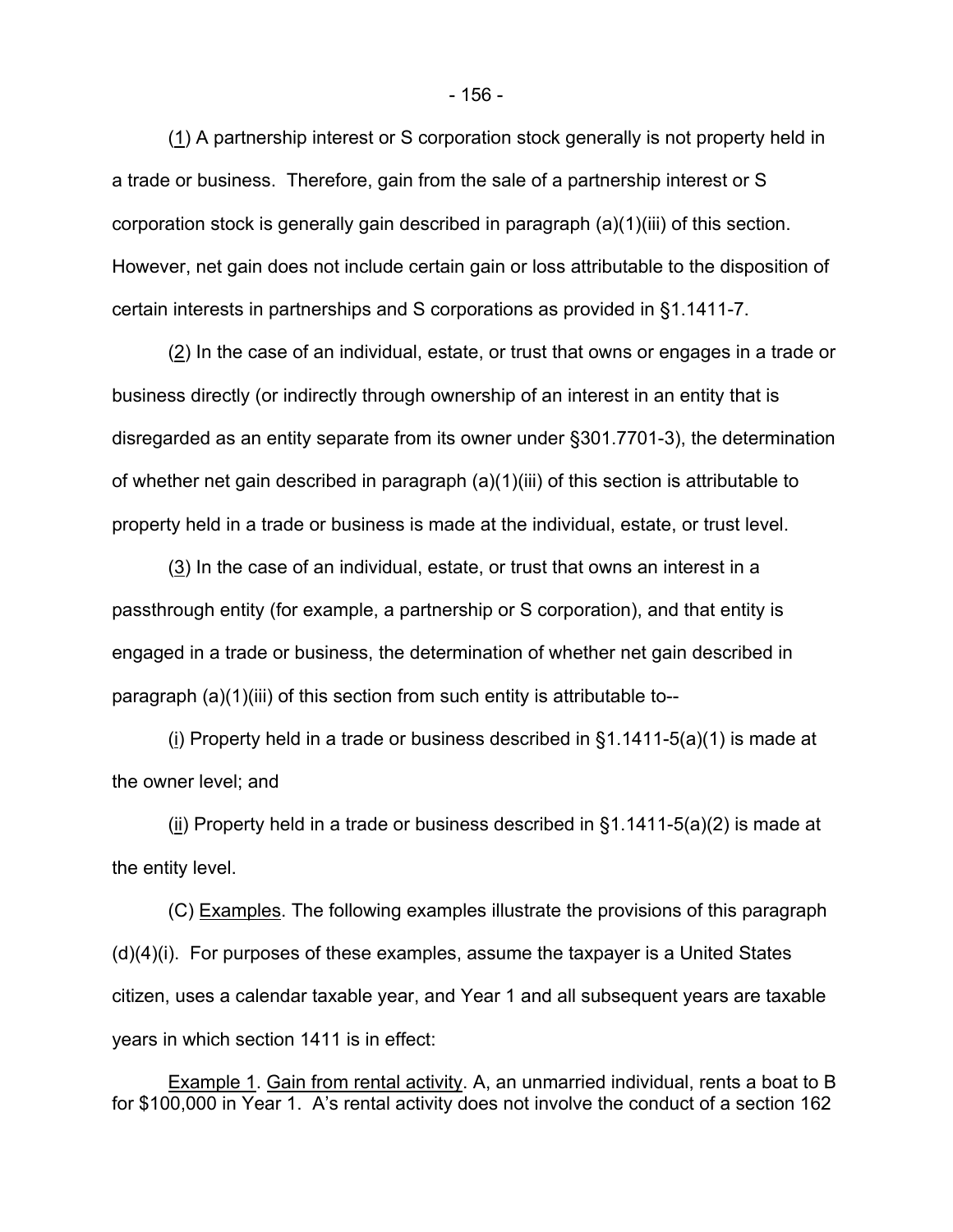(1) A partnership interest or S corporation stock generally is not property held in a trade or business. Therefore, gain from the sale of a partnership interest or S corporation stock is generally gain described in paragraph (a)(1)(iii) of this section. However, net gain does not include certain gain or loss attributable to the disposition of certain interests in partnerships and S corporations as provided in §1.1411-7.

(2) In the case of an individual, estate, or trust that owns or engages in a trade or business directly (or indirectly through ownership of an interest in an entity that is disregarded as an entity separate from its owner under §301.7701-3), the determination of whether net gain described in paragraph (a)(1)(iii) of this section is attributable to property held in a trade or business is made at the individual, estate, or trust level.

(3) In the case of an individual, estate, or trust that owns an interest in a passthrough entity (for example, a partnership or S corporation), and that entity is engaged in a trade or business, the determination of whether net gain described in paragraph (a)(1)(iii) of this section from such entity is attributable to--

(i) Property held in a trade or business described in §1.1411-5(a)(1) is made at the owner level; and

(ii) Property held in a trade or business described in §1.1411-5(a)(2) is made at the entity level.

(C) Examples. The following examples illustrate the provisions of this paragraph (d)(4)(i). For purposes of these examples, assume the taxpayer is a United States citizen, uses a calendar taxable year, and Year 1 and all subsequent years are taxable years in which section 1411 is in effect:

Example 1. Gain from rental activity. A, an unmarried individual, rents a boat to B for $100,000 in Year 1. A's rental activity does not involve the conduct of a section 162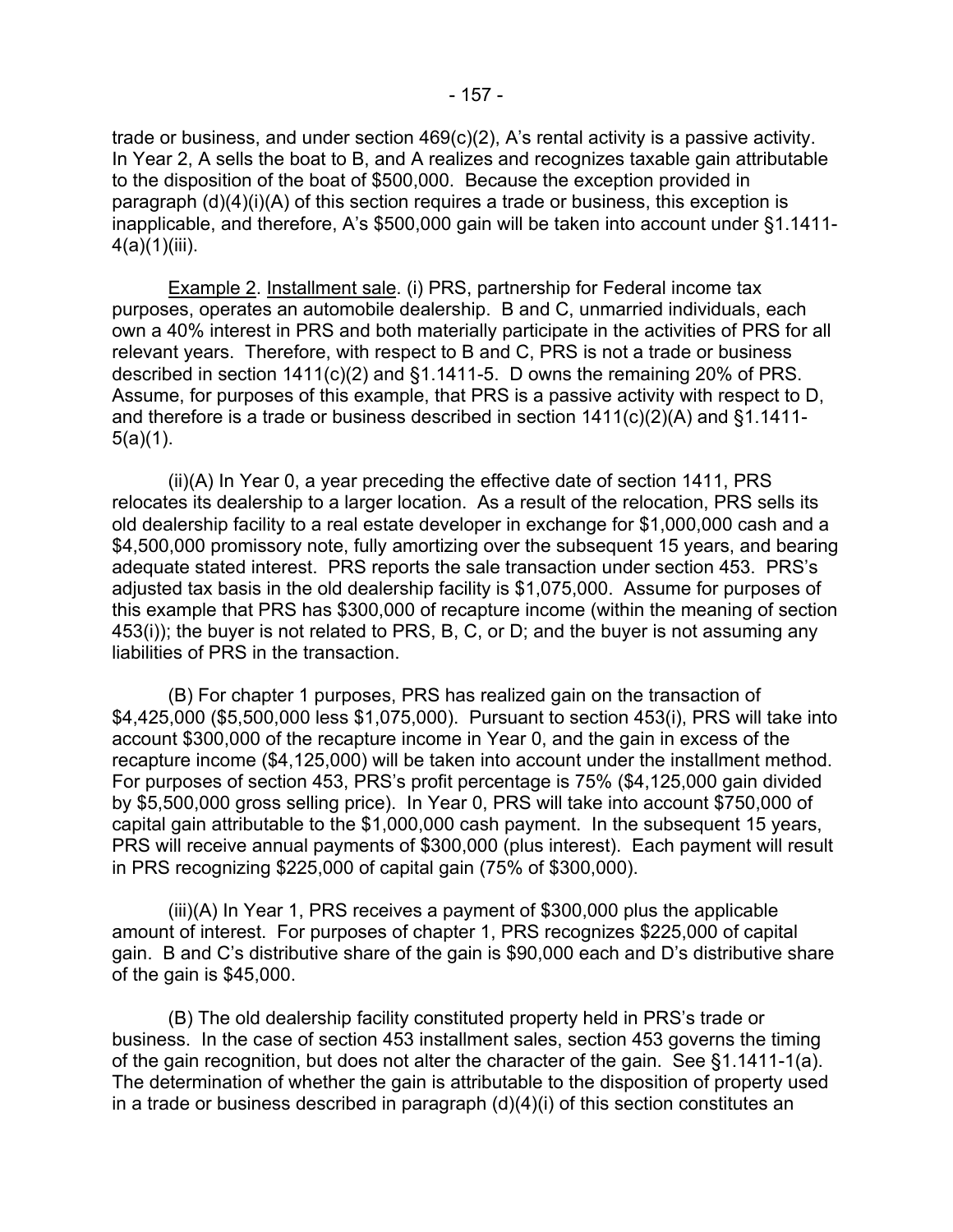trade or business, and under section 469(c)(2), A's rental activity is a passive activity. In Year 2, A sells the boat to B, and A realizes and recognizes taxable gain attributable to the disposition of the boat of $500,000. Because the exception provided in paragraph (d)(4)(i)(A) of this section requires a trade or business, this exception is inapplicable, and therefore, A's $500,000 gain will be taken into account under §1.1411-4(a)(1)(iii).

Example 2. Installment sale. (i) PRS, partnership for Federal income tax purposes, operates an automobile dealership. B and C, unmarried individuals, each own a 40% interest in PRS and both materially participate in the activities of PRS for all relevant years. Therefore, with respect to B and C, PRS is not a trade or business described in section 1411(c)(2) and §1.1411-5. D owns the remaining 20% of PRS. Assume, for purposes of this example, that PRS is a passive activity with respect to D, and therefore is a trade or business described in section 1411(c)(2)(A) and §1.1411-5(a)(1).

(ii)(A) In Year 0, a year preceding the effective date of section 1411, PRS relocates its dealership to a larger location. As a result of the relocation, PRS sells its old dealership facility to a real estate developer in exchange for $1,000,000 cash and a $4,500,000 promissory note, fully amortizing over the subsequent 15 years, and bearing adequate stated interest. PRS reports the sale transaction under section 453. PRS's adjusted tax basis in the old dealership facility is $1,075,000. Assume for purposes of this example that PRS has $300,000 of recapture income (within the meaning of section 453(i)); the buyer is not related to PRS, B, C, or D; and the buyer is not assuming any liabilities of PRS in the transaction.

(B) For chapter 1 purposes, PRS has realized gain on the transaction of $4,425,000 ($5,500,000 less $1,075,000). Pursuant to section 453(i), PRS will take into account $300,000 of the recapture income in Year 0, and the gain in excess of the recapture income ($4,125,000) will be taken into account under the installment method. For purposes of section 453, PRS's profit percentage is 75% ($4,125,000 gain divided by $5,500,000 gross selling price). In Year 0, PRS will take into account $750,000 of capital gain attributable to the $1,000,000 cash payment. In the subsequent 15 years, PRS will receive annual payments of $300,000 (plus interest). Each payment will result in PRS recognizing $225,000 of capital gain (75% of $300,000).

(iii)(A) In Year 1, PRS receives a payment of $300,000 plus the applicable amount of interest. For purposes of chapter 1, PRS recognizes $225,000 of capital gain. B and C's distributive share of the gain is $90,000 each and D's distributive share of the gain is $45,000.

(B) The old dealership facility constituted property held in PRS's trade or business. In the case of section 453 installment sales, section 453 governs the timing of the gain recognition, but does not alter the character of the gain. See §1.1411-1(a). The determination of whether the gain is attributable to the disposition of property used in a trade or business described in paragraph (d)(4)(i) of this section constitutes an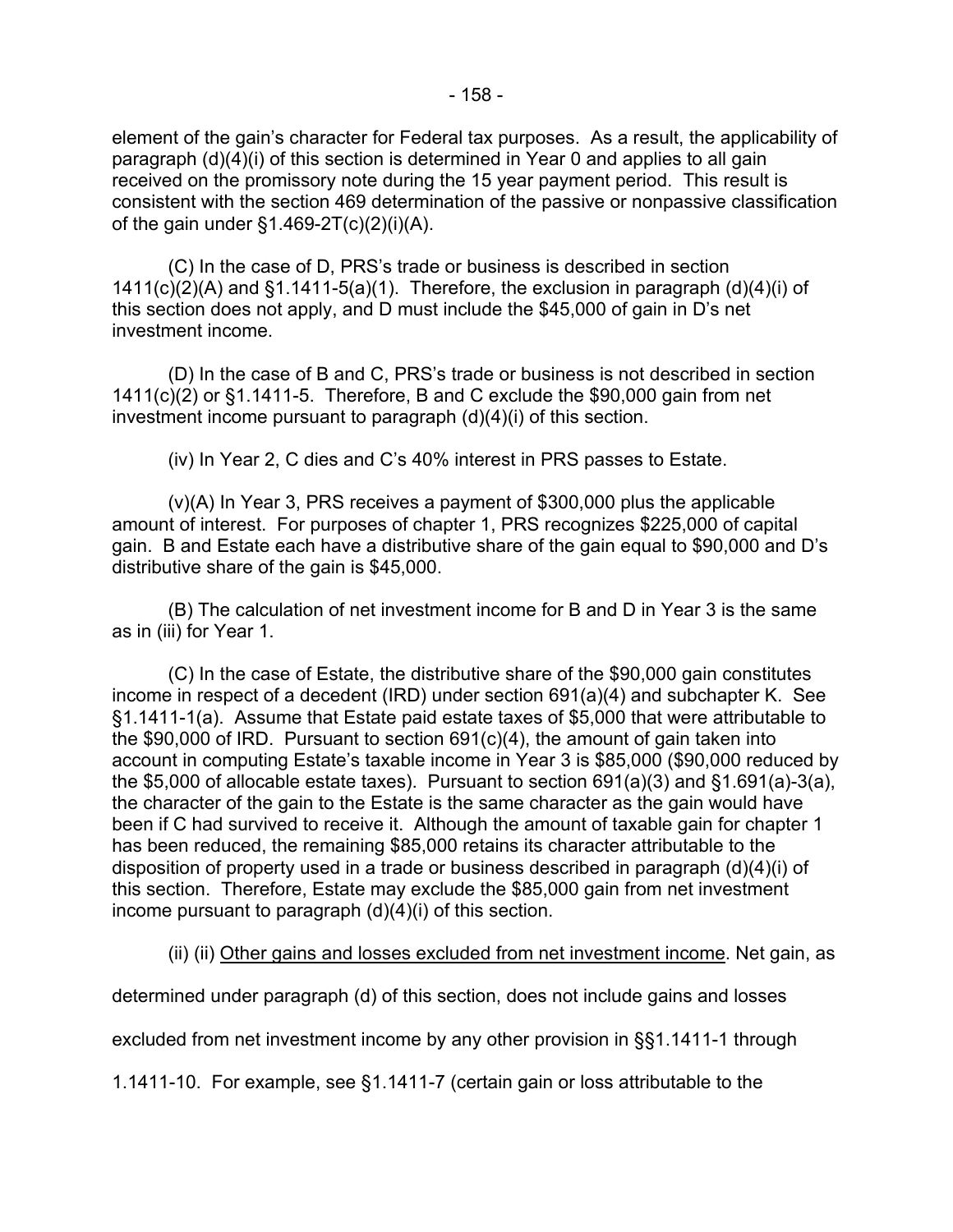element of the gain's character for Federal tax purposes. As a result, the applicability of paragraph (d)(4)(i) of this section is determined in Year 0 and applies to all gain received on the promissory note during the 15 year payment period. This result is consistent with the section 469 determination of the passive or nonpassive classification of the gain under §1.469-2T(c)(2)(i)(A).

(C) In the case of D, PRS's trade or business is described in section 1411(c)(2)(A) and §1.1411-5(a)(1). Therefore, the exclusion in paragraph (d)(4)(i) of this section does not apply, and D must include the $45,000 of gain in D's net investment income.

(D) In the case of B and C, PRS's trade or business is not described in section 1411(c)(2) or §1.1411-5. Therefore, B and C exclude the $90,000 gain from net investment income pursuant to paragraph (d)(4)(i) of this section.

(iv) In Year 2, C dies and C's 40% interest in PRS passes to Estate.

(v)(A) In Year 3, PRS receives a payment of $300,000 plus the applicable amount of interest. For purposes of chapter 1, PRS recognizes $225,000 of capital gain. B and Estate each have a distributive share of the gain equal to $90,000 and D's distributive share of the gain is $45,000.

(B) The calculation of net investment income for B and D in Year 3 is the same as in (iii) for Year 1.

(C) In the case of Estate, the distributive share of the $90,000 gain constitutes income in respect of a decedent (IRD) under section 691(a)(4) and subchapter K. See §1.1411-1(a). Assume that Estate paid estate taxes of $5,000 that were attributable to the $90,000 of IRD. Pursuant to section 691(c)(4), the amount of gain taken into account in computing Estate's taxable income in Year 3 is $85,000 ($90,000 reduced by the $5,000 of allocable estate taxes). Pursuant to section 691(a)(3) and §1.691(a)-3(a), the character of the gain to the Estate is the same character as the gain would have been if C had survived to receive it. Although the amount of taxable gain for chapter 1 has been reduced, the remaining $85,000 retains its character attributable to the disposition of property used in a trade or business described in paragraph (d)(4)(i) of this section. Therefore, Estate may exclude the $85,000 gain from net investment income pursuant to paragraph (d)(4)(i) of this section.

(ii) (ii) Other gains and losses excluded from net investment income. Net gain, as determined under paragraph (d) of this section, does not include gains and losses excluded from net investment income by any other provision in §§1.1411-1 through 1.1411-10. For example, see §1.1411-7 (certain gain or loss attributable to the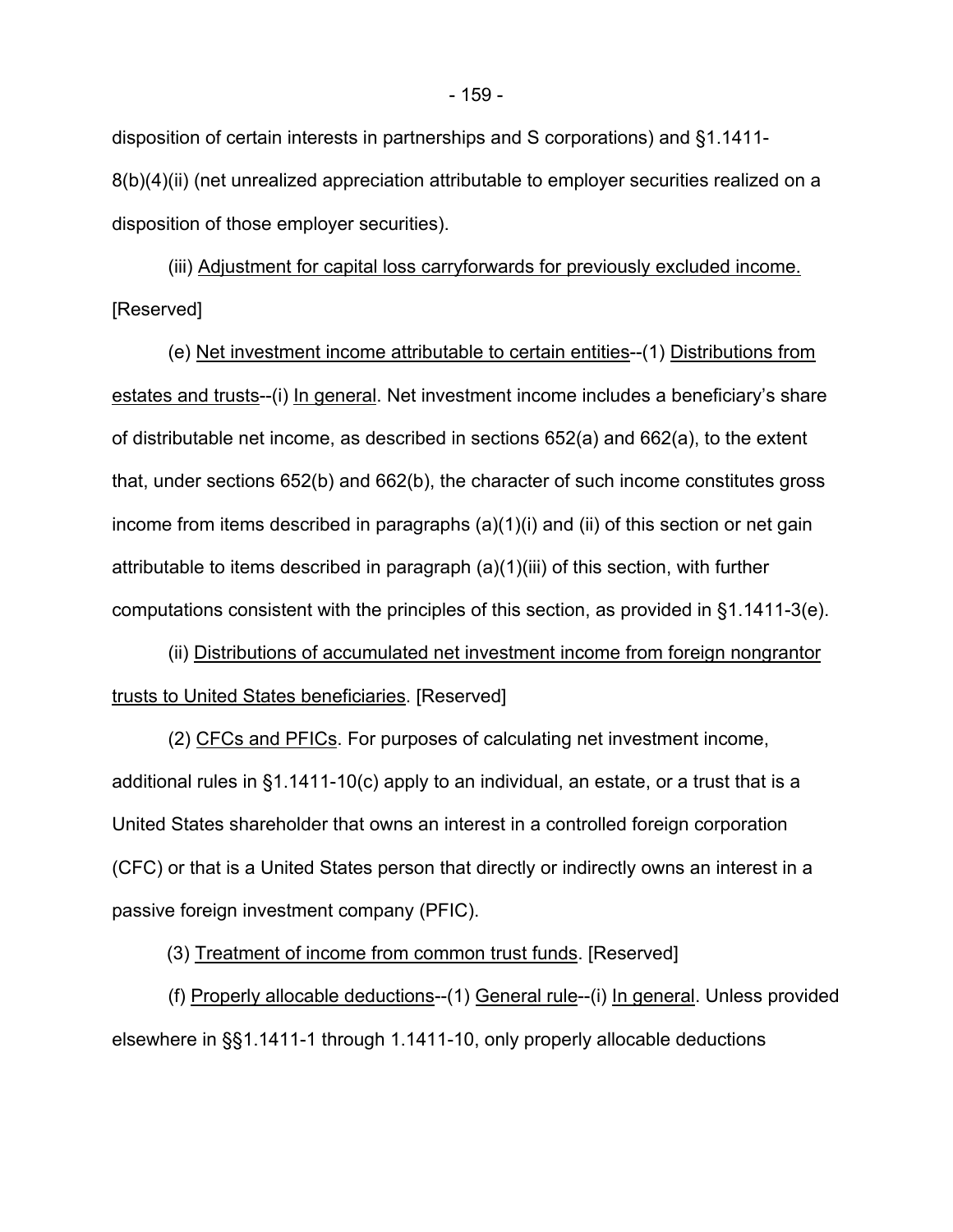disposition of certain interests in partnerships and S corporations) and §1.1411-8(b)(4)(ii) (net unrealized appreciation attributable to employer securities realized on a disposition of those employer securities).

(iii) Adjustment for capital loss carryforwards for previously excluded income. [Reserved]

(e) Net investment income attributable to certain entities--(1) Distributions from estates and trusts--(i) In general. Net investment income includes a beneficiary's share of distributable net income, as described in sections 652(a) and 662(a), to the extent that, under sections 652(b) and 662(b), the character of such income constitutes gross income from items described in paragraphs (a)(1)(i) and (ii) of this section or net gain attributable to items described in paragraph (a)(1)(iii) of this section, with further computations consistent with the principles of this section, as provided in §1.1411-3(e).

(ii) Distributions of accumulated net investment income from foreign nongrantor trusts to United States beneficiaries. [Reserved]

(2) CFCs and PFICs. For purposes of calculating net investment income, additional rules in §1.1411-10(c) apply to an individual, an estate, or a trust that is a United States shareholder that owns an interest in a controlled foreign corporation (CFC) or that is a United States person that directly or indirectly owns an interest in a passive foreign investment company (PFIC).

(3) Treatment of income from common trust funds. [Reserved]

(f) Properly allocable deductions--(1) General rule--(i) In general. Unless provided elsewhere in §§1.1411-1 through 1.1411-10, only properly allocable deductions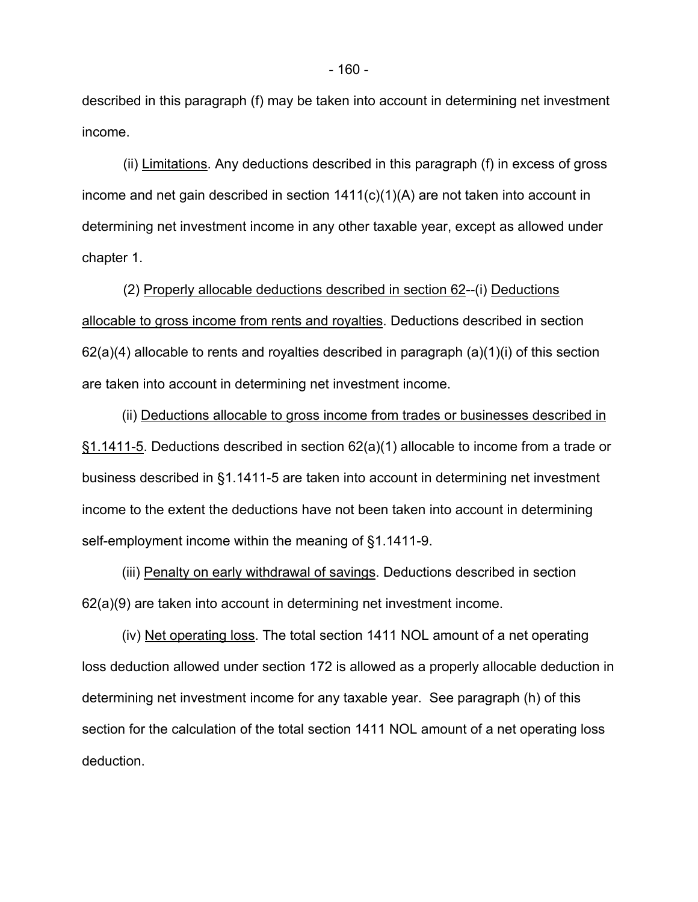described in this paragraph (f) may be taken into account in determining net investment income.

(ii) Limitations. Any deductions described in this paragraph (f) in excess of gross income and net gain described in section 1411(c)(1)(A) are not taken into account in determining net investment income in any other taxable year, except as allowed under chapter 1.

(2) Properly allocable deductions described in section 62--(i) Deductions allocable to gross income from rents and royalties. Deductions described in section 62(a)(4) allocable to rents and royalties described in paragraph (a)(1)(i) of this section are taken into account in determining net investment income.

(ii) Deductions allocable to gross income from trades or businesses described in §1.1411-5. Deductions described in section 62(a)(1) allocable to income from a trade or business described in §1.1411-5 are taken into account in determining net investment income to the extent the deductions have not been taken into account in determining self-employment income within the meaning of §1.1411-9.

(iii) Penalty on early withdrawal of savings. Deductions described in section 62(a)(9) are taken into account in determining net investment income.

(iv) Net operating loss. The total section 1411 NOL amount of a net operating loss deduction allowed under section 172 is allowed as a properly allocable deduction in determining net investment income for any taxable year. See paragraph (h) of this section for the calculation of the total section 1411 NOL amount of a net operating loss deduction.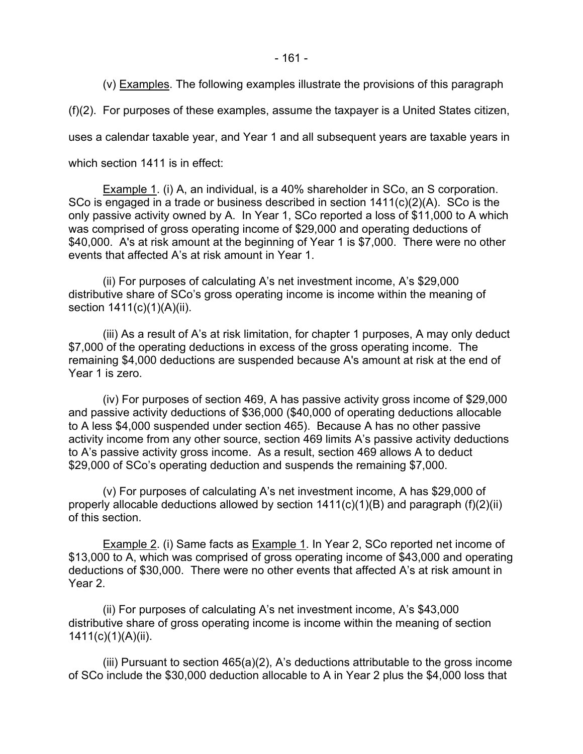(v) Examples. The following examples illustrate the provisions of this paragraph (f)(2). For purposes of these examples, assume the taxpayer is a United States citizen, uses a calendar taxable year, and Year 1 and all subsequent years are taxable years in which section 1411 is in effect:

Example 1. (i) A, an individual, is a 40% shareholder in SCo, an S corporation. SCo is engaged in a trade or business described in section 1411(c)(2)(A). SCo is the only passive activity owned by A. In Year 1, SCo reported a loss of $11,000 to A which was comprised of gross operating income of $29,000 and operating deductions of $40,000. A's at risk amount at the beginning of Year 1 is $7,000. There were no other events that affected A's at risk amount in Year 1.

(ii) For purposes of calculating A's net investment income, A's $29,000 distributive share of SCo's gross operating income is income within the meaning of section 1411(c)(1)(A)(ii).

(iii) As a result of A's at risk limitation, for chapter 1 purposes, A may only deduct $7,000 of the operating deductions in excess of the gross operating income. The remaining $4,000 deductions are suspended because A's amount at risk at the end of Year 1 is zero.

(iv) For purposes of section 469, A has passive activity gross income of $29,000 and passive activity deductions of $36,000 ($40,000 of operating deductions allocable to A less $4,000 suspended under section 465). Because A has no other passive activity income from any other source, section 469 limits A's passive activity deductions to A's passive activity gross income. As a result, section 469 allows A to deduct $29,000 of SCo's operating deduction and suspends the remaining $7,000.

(v) For purposes of calculating A's net investment income, A has $29,000 of properly allocable deductions allowed by section 1411(c)(1)(B) and paragraph (f)(2)(ii) of this section.

Example 2. (i) Same facts as Example 1. In Year 2, SCo reported net income of $13,000 to A, which was comprised of gross operating income of $43,000 and operating deductions of $30,000. There were no other events that affected A's at risk amount in Year 2.

(ii) For purposes of calculating A's net investment income, A's $43,000 distributive share of gross operating income is income within the meaning of section 1411(c)(1)(A)(ii).

(iii) Pursuant to section 465(a)(2), A's deductions attributable to the gross income of SCo include the $30,000 deduction allocable to A in Year 2 plus the $4,000 loss that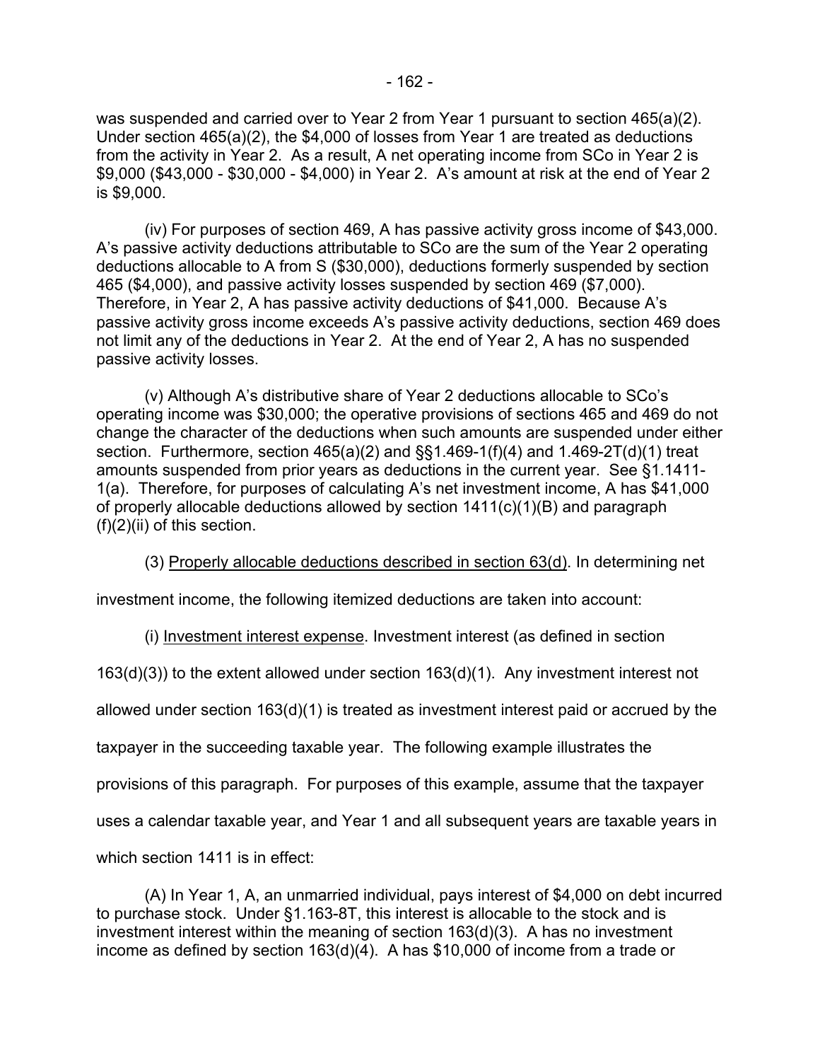was suspended and carried over to Year 2 from Year 1 pursuant to section 465(a)(2). Under section 465(a)(2), the $4,000 of losses from Year 1 are treated as deductions from the activity in Year 2. As a result, A net operating income from SCo in Year 2 is $9,000 ($43,000 - $30,000 - $4,000) in Year 2. A's amount at risk at the end of Year 2 is $9,000.

(iv) For purposes of section 469, A has passive activity gross income of $43,000. A's passive activity deductions attributable to SCo are the sum of the Year 2 operating deductions allocable to A from S ($30,000), deductions formerly suspended by section 465 ($4,000), and passive activity losses suspended by section 469 ($7,000). Therefore, in Year 2, A has passive activity deductions of $41,000. Because A's passive activity gross income exceeds A's passive activity deductions, section 469 does not limit any of the deductions in Year 2. At the end of Year 2, A has no suspended passive activity losses.

(v) Although A's distributive share of Year 2 deductions allocable to SCo's operating income was $30,000; the operative provisions of sections 465 and 469 do not change the character of the deductions when such amounts are suspended under either section. Furthermore, section 465(a)(2) and §§1.469-1(f)(4) and 1.469-2T(d)(1) treat amounts suspended from prior years as deductions in the current year. See §1.1411-1(a). Therefore, for purposes of calculating A's net investment income, A has $41,000 of properly allocable deductions allowed by section 1411(c)(1)(B) and paragraph (f)(2)(ii) of this section.

(3) Properly allocable deductions described in section 63(d). In determining net investment income, the following itemized deductions are taken into account:

(i) Investment interest expense. Investment interest (as defined in section 163(d)(3)) to the extent allowed under section 163(d)(1). Any investment interest not allowed under section 163(d)(1) is treated as investment interest paid or accrued by the taxpayer in the succeeding taxable year. The following example illustrates the provisions of this paragraph. For purposes of this example, assume that the taxpayer uses a calendar taxable year, and Year 1 and all subsequent years are taxable years in which section 1411 is in effect:

(A) In Year 1, A, an unmarried individual, pays interest of $4,000 on debt incurred to purchase stock. Under §1.163-8T, this interest is allocable to the stock and is investment interest within the meaning of section 163(d)(3). A has no investment income as defined by section 163(d)(4). A has $10,000 of income from a trade or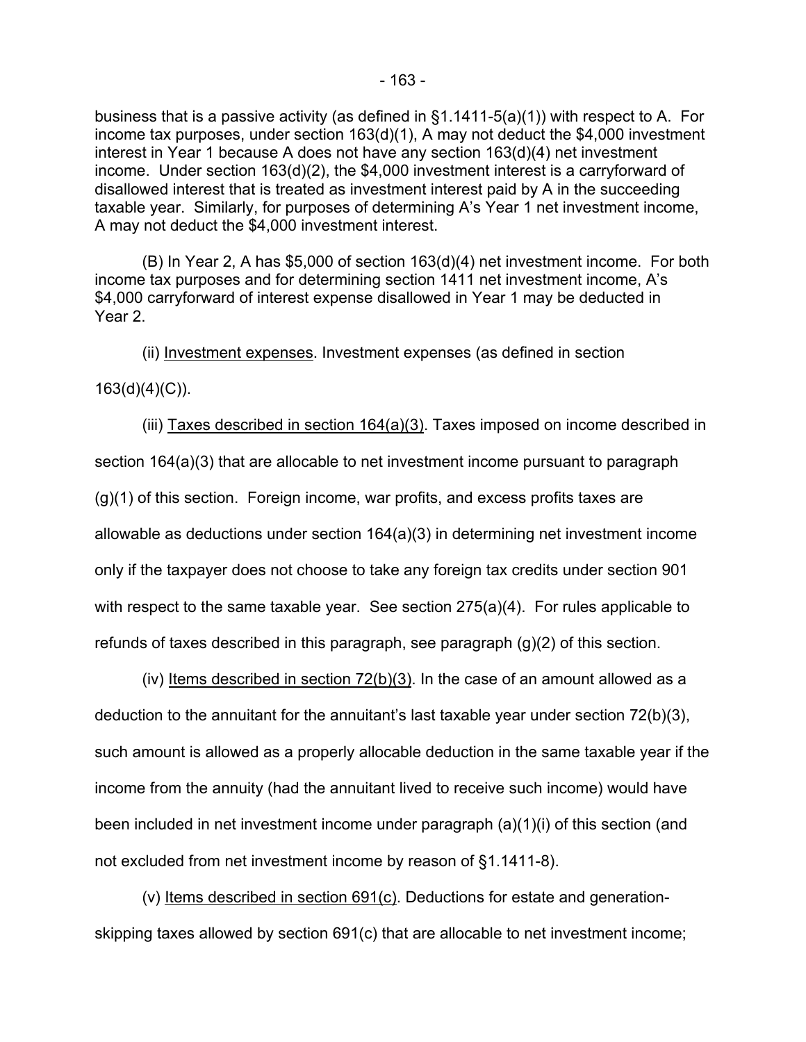business that is a passive activity (as defined in §1.1411-5(a)(1)) with respect to A. For income tax purposes, under section 163(d)(1), A may not deduct the $4,000 investment interest in Year 1 because A does not have any section 163(d)(4) net investment income. Under section 163(d)(2), the $4,000 investment interest is a carryforward of disallowed interest that is treated as investment interest paid by A in the succeeding taxable year. Similarly, for purposes of determining A's Year 1 net investment income, A may not deduct the $4,000 investment interest.

(B) In Year 2, A has $5,000 of section 163(d)(4) net investment income. For both income tax purposes and for determining section 1411 net investment income, A's $4,000 carryforward of interest expense disallowed in Year 1 may be deducted in Year 2.

(ii) Investment expenses. Investment expenses (as defined in section 163(d)(4)(C)).

(iii) Taxes described in section 164(a)(3). Taxes imposed on income described in section 164(a)(3) that are allocable to net investment income pursuant to paragraph (g)(1) of this section. Foreign income, war profits, and excess profits taxes are allowable as deductions under section 164(a)(3) in determining net investment income only if the taxpayer does not choose to take any foreign tax credits under section 901 with respect to the same taxable year. See section 275(a)(4). For rules applicable to refunds of taxes described in this paragraph, see paragraph (g)(2) of this section.

(iv) Items described in section 72(b)(3). In the case of an amount allowed as a deduction to the annuitant for the annuitant's last taxable year under section 72(b)(3), such amount is allowed as a properly allocable deduction in the same taxable year if the income from the annuity (had the annuitant lived to receive such income) would have been included in net investment income under paragraph (a)(1)(i) of this section (and not excluded from net investment income by reason of §1.1411-8).

(v) Items described in section 691(c). Deductions for estate and generation-skipping taxes allowed by section 691(c) that are allocable to net investment income;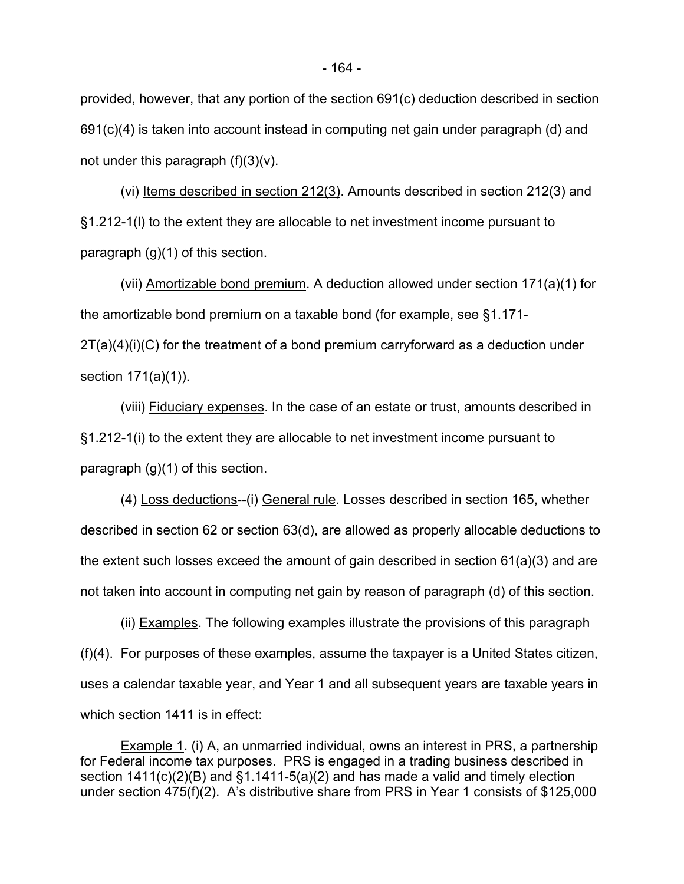provided, however, that any portion of the section 691(c) deduction described in section 691(c)(4) is taken into account instead in computing net gain under paragraph (d) and not under this paragraph (f)(3)(v).

(vi) Items described in section 212(3). Amounts described in section 212(3) and §1.212-1(l) to the extent they are allocable to net investment income pursuant to paragraph (g)(1) of this section.

(vii) Amortizable bond premium. A deduction allowed under section 171(a)(1) for the amortizable bond premium on a taxable bond (for example, see §1.171-2T(a)(4)(i)(C) for the treatment of a bond premium carryforward as a deduction under section 171(a)(1)).

(viii) Fiduciary expenses. In the case of an estate or trust, amounts described in §1.212-1(i) to the extent they are allocable to net investment income pursuant to paragraph (g)(1) of this section.

(4) Loss deductions--(i) General rule. Losses described in section 165, whether described in section 62 or section 63(d), are allowed as properly allocable deductions to the extent such losses exceed the amount of gain described in section 61(a)(3) and are not taken into account in computing net gain by reason of paragraph (d) of this section.

(ii) Examples. The following examples illustrate the provisions of this paragraph (f)(4). For purposes of these examples, assume the taxpayer is a United States citizen, uses a calendar taxable year, and Year 1 and all subsequent years are taxable years in which section 1411 is in effect:

Example 1. (i) A, an unmarried individual, owns an interest in PRS, a partnership for Federal income tax purposes. PRS is engaged in a trading business described in section 1411(c)(2)(B) and §1.1411-5(a)(2) and has made a valid and timely election under section 475(f)(2). A's distributive share from PRS in Year 1 consists of $125,000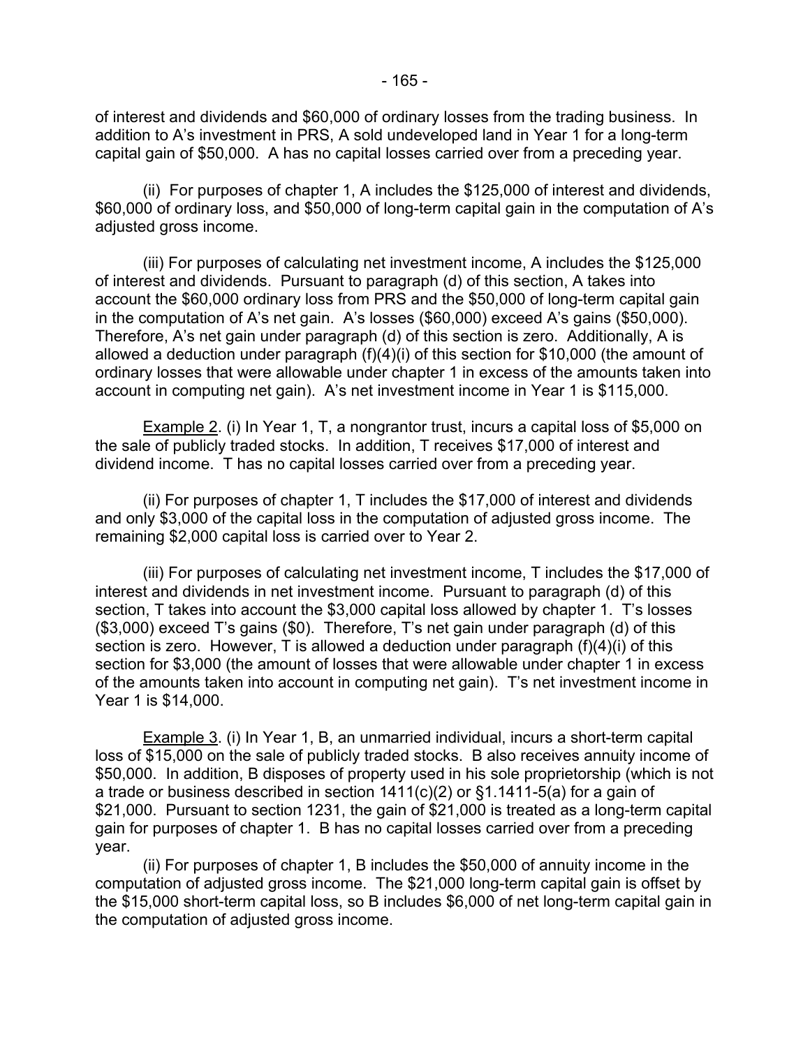of interest and dividends and $60,000 of ordinary losses from the trading business. In addition to A's investment in PRS, A sold undeveloped land in Year 1 for a long-term capital gain of $50,000. A has no capital losses carried over from a preceding year.

(ii) For purposes of chapter 1, A includes the $125,000 of interest and dividends, $60,000 of ordinary loss, and $50,000 of long-term capital gain in the computation of A's adjusted gross income.

(iii) For purposes of calculating net investment income, A includes the $125,000 of interest and dividends. Pursuant to paragraph (d) of this section, A takes into account the $60,000 ordinary loss from PRS and the $50,000 of long-term capital gain in the computation of A's net gain. A's losses ($60,000) exceed A's gains ($50,000). Therefore, A's net gain under paragraph (d) of this section is zero. Additionally, A is allowed a deduction under paragraph (f)(4)(i) of this section for $10,000 (the amount of ordinary losses that were allowable under chapter 1 in excess of the amounts taken into account in computing net gain). A's net investment income in Year 1 is $115,000.

Example 2. (i) In Year 1, T, a nongrantor trust, incurs a capital loss of $5,000 on the sale of publicly traded stocks. In addition, T receives $17,000 of interest and dividend income. T has no capital losses carried over from a preceding year.

(ii) For purposes of chapter 1, T includes the $17,000 of interest and dividends and only $3,000 of the capital loss in the computation of adjusted gross income. The remaining $2,000 capital loss is carried over to Year 2.

(iii) For purposes of calculating net investment income, T includes the $17,000 of interest and dividends in net investment income. Pursuant to paragraph (d) of this section, T takes into account the $3,000 capital loss allowed by chapter 1. T's losses ($3,000) exceed T's gains ($0). Therefore, T's net gain under paragraph (d) of this section is zero. However, T is allowed a deduction under paragraph (f)(4)(i) of this section for $3,000 (the amount of losses that were allowable under chapter 1 in excess of the amounts taken into account in computing net gain). T's net investment income in Year 1 is $14,000.

Example 3. (i) In Year 1, B, an unmarried individual, incurs a short-term capital loss of $15,000 on the sale of publicly traded stocks. B also receives annuity income of $50,000. In addition, B disposes of property used in his sole proprietorship (which is not a trade or business described in section 1411(c)(2) or §1.1411-5(a) for a gain of $21,000. Pursuant to section 1231, the gain of $21,000 is treated as a long-term capital gain for purposes of chapter 1. B has no capital losses carried over from a preceding year.

(ii) For purposes of chapter 1, B includes the $50,000 of annuity income in the computation of adjusted gross income. The $21,000 long-term capital gain is offset by the $15,000 short-term capital loss, so B includes $6,000 of net long-term capital gain in the computation of adjusted gross income.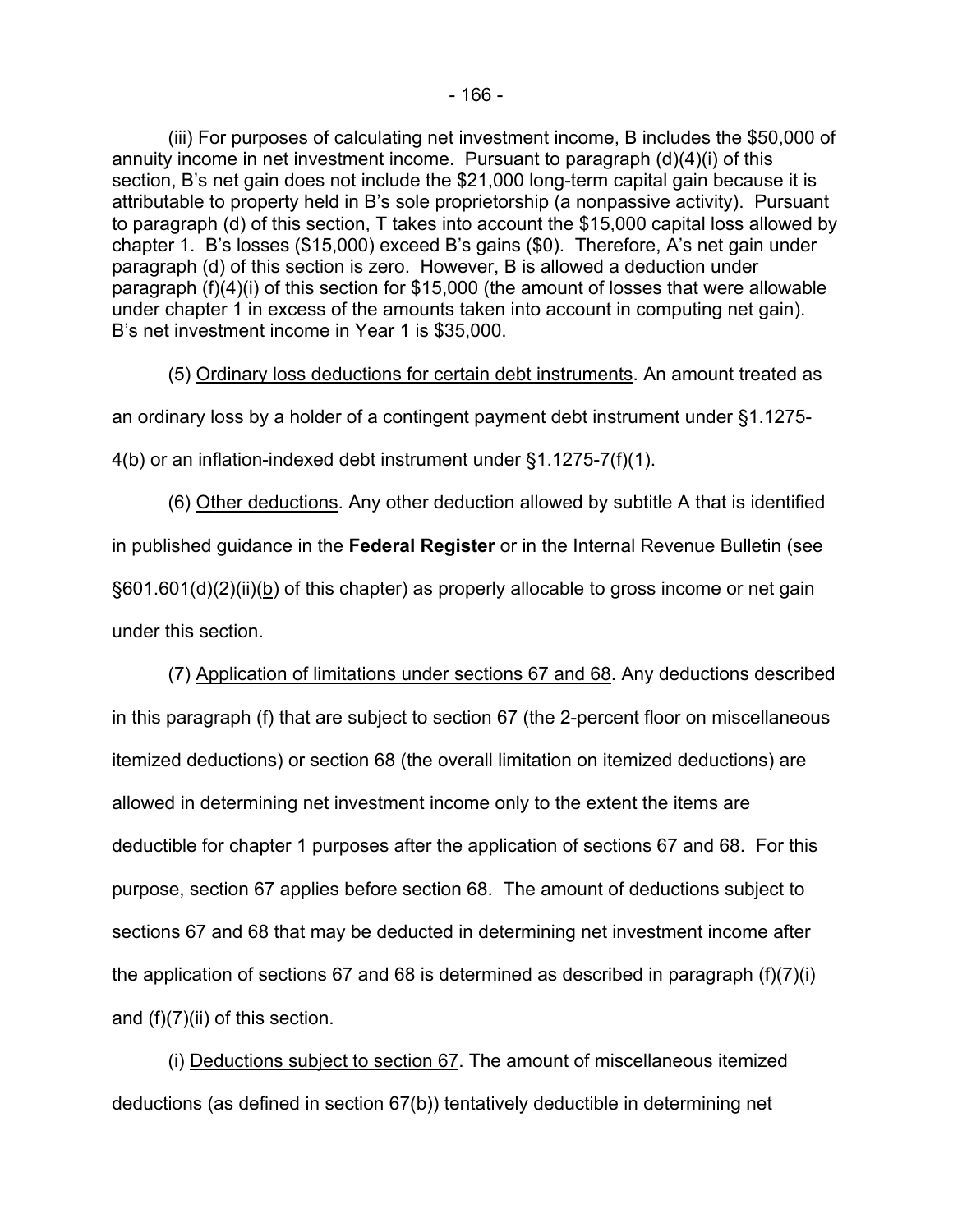(iii) For purposes of calculating net investment income, B includes the $50,000 of annuity income in net investment income. Pursuant to paragraph (d)(4)(i) of this section, B's net gain does not include the $21,000 long-term capital gain because it is attributable to property held in B's sole proprietorship (a nonpassive activity). Pursuant to paragraph (d) of this section, T takes into account the $15,000 capital loss allowed by chapter 1. B's losses ($15,000) exceed B's gains ($0). Therefore, A's net gain under paragraph (d) of this section is zero. However, B is allowed a deduction under paragraph (f)(4)(i) of this section for $15,000 (the amount of losses that were allowable under chapter 1 in excess of the amounts taken into account in computing net gain). B's net investment income in Year 1 is $35,000.

(5) Ordinary loss deductions for certain debt instruments. An amount treated as an ordinary loss by a holder of a contingent payment debt instrument under §1.1275-4(b) or an inflation-indexed debt instrument under §1.1275-7(f)(1).

(6) Other deductions. Any other deduction allowed by subtitle A that is identified in published guidance in the **Federal Register** or in the Internal Revenue Bulletin (see §601.601(d)(2)(ii)(b) of this chapter) as properly allocable to gross income or net gain under this section.

(7) Application of limitations under sections 67 and 68. Any deductions described in this paragraph (f) that are subject to section 67 (the 2-percent floor on miscellaneous itemized deductions) or section 68 (the overall limitation on itemized deductions) are allowed in determining net investment income only to the extent the items are deductible for chapter 1 purposes after the application of sections 67 and 68. For this purpose, section 67 applies before section 68. The amount of deductions subject to sections 67 and 68 that may be deducted in determining net investment income after the application of sections 67 and 68 is determined as described in paragraph (f)(7)(i) and (f)(7)(ii) of this section.

(i) Deductions subject to section 67. The amount of miscellaneous itemized deductions (as defined in section 67(b)) tentatively deductible in determining net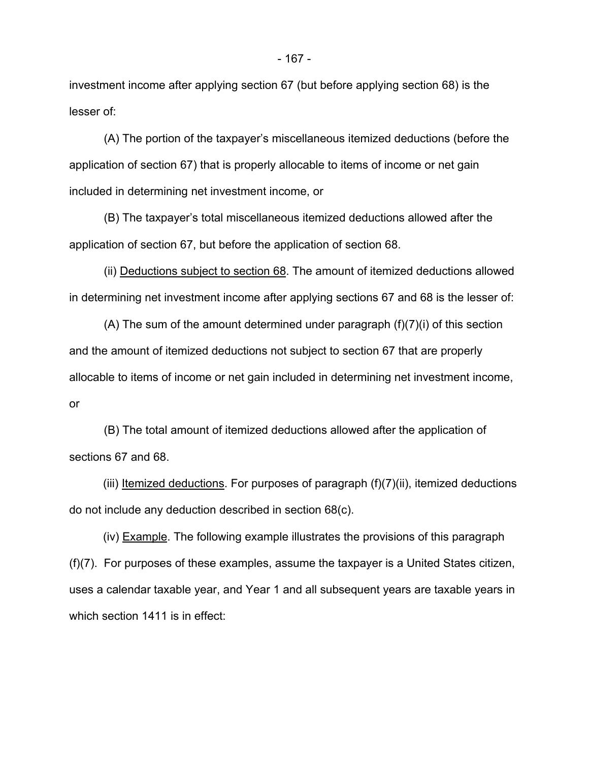investment income after applying section 67 (but before applying section 68) is the lesser of:

(A) The portion of the taxpayer's miscellaneous itemized deductions (before the application of section 67) that is properly allocable to items of income or net gain included in determining net investment income, or

(B) The taxpayer's total miscellaneous itemized deductions allowed after the application of section 67, but before the application of section 68.

(ii) Deductions subject to section 68. The amount of itemized deductions allowed in determining net investment income after applying sections 67 and 68 is the lesser of:

(A) The sum of the amount determined under paragraph (f)(7)(i) of this section and the amount of itemized deductions not subject to section 67 that are properly allocable to items of income or net gain included in determining net investment income, or

(B) The total amount of itemized deductions allowed after the application of sections 67 and 68.

(iii) Itemized deductions. For purposes of paragraph (f)(7)(ii), itemized deductions do not include any deduction described in section 68(c).

(iv) Example. The following example illustrates the provisions of this paragraph (f)(7). For purposes of these examples, assume the taxpayer is a United States citizen, uses a calendar taxable year, and Year 1 and all subsequent years are taxable years in which section 1411 is in effect: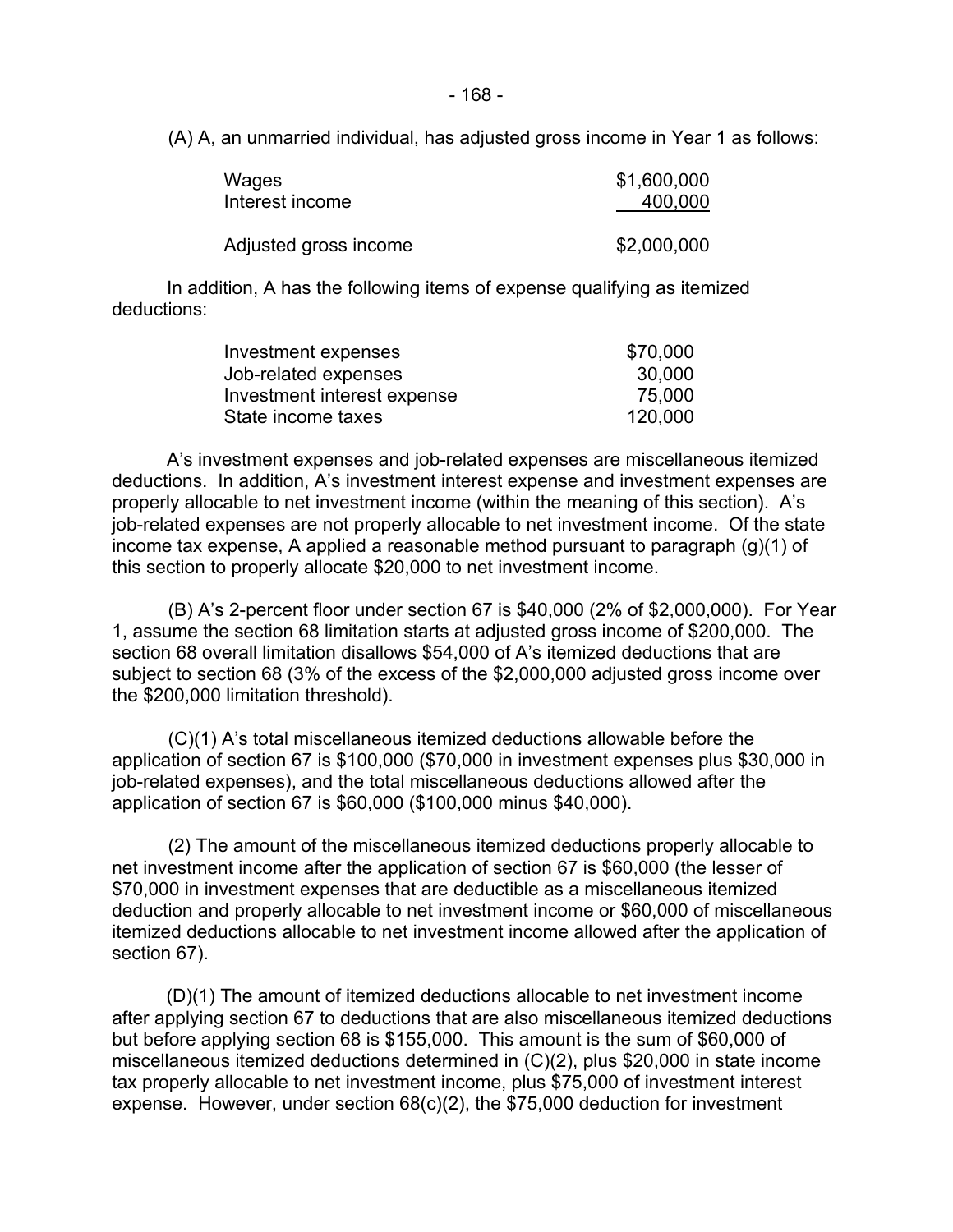(A) A, an unmarried individual, has adjusted gross income in Year 1 as follows:

| | |
|---|---|
| Wages | $1,600,000 |
| Interest income | 400,000 |
| Adjusted gross income | $2,000,000 |

In addition, A has the following items of expense qualifying as itemized deductions:

| | |
|---|---|
| Investment expenses | $70,000 |
| Job-related expenses | 30,000 |
| Investment interest expense | 75,000 |
| State income taxes | 120,000 |

A's investment expenses and job-related expenses are miscellaneous itemized deductions. In addition, A's investment interest expense and investment expenses are properly allocable to net investment income (within the meaning of this section). A's job-related expenses are not properly allocable to net investment income. Of the state income tax expense, A applied a reasonable method pursuant to paragraph (g)(1) of this section to properly allocate $20,000 to net investment income.

(B) A's 2-percent floor under section 67 is $40,000 (2% of $2,000,000). For Year 1, assume the section 68 limitation starts at adjusted gross income of $200,000. The section 68 overall limitation disallows $54,000 of A's itemized deductions that are subject to section 68 (3% of the excess of the $2,000,000 adjusted gross income over the $200,000 limitation threshold).

(C)(1) A's total miscellaneous itemized deductions allowable before the application of section 67 is $100,000 ($70,000 in investment expenses plus $30,000 in job-related expenses), and the total miscellaneous deductions allowed after the application of section 67 is $60,000 ($100,000 minus $40,000).

(2) The amount of the miscellaneous itemized deductions properly allocable to net investment income after the application of section 67 is $60,000 (the lesser of $70,000 in investment expenses that are deductible as a miscellaneous itemized deduction and properly allocable to net investment income or $60,000 of miscellaneous itemized deductions allocable to net investment income allowed after the application of section 67).

(D)(1) The amount of itemized deductions allocable to net investment income after applying section 67 to deductions that are also miscellaneous itemized deductions but before applying section 68 is $155,000. This amount is the sum of $60,000 of miscellaneous itemized deductions determined in (C)(2), plus $20,000 in state income tax properly allocable to net investment income, plus $75,000 of investment interest expense. However, under section 68(c)(2), the $75,000 deduction for investment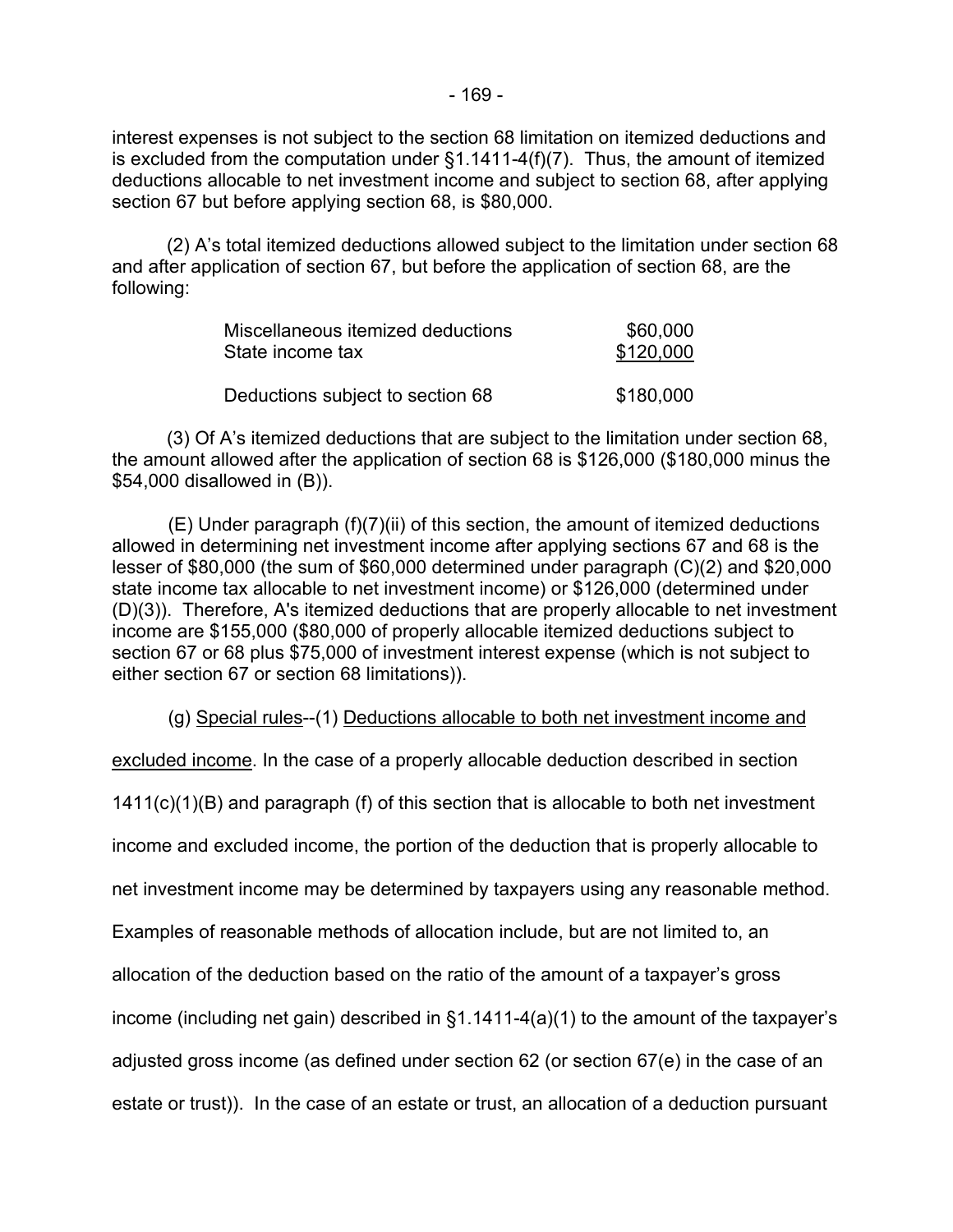interest expenses is not subject to the section 68 limitation on itemized deductions and is excluded from the computation under §1.1411-4(f)(7). Thus, the amount of itemized deductions allocable to net investment income and subject to section 68, after applying section 67 but before applying section 68, is $80,000.

(2) A's total itemized deductions allowed subject to the limitation under section 68 and after application of section 67, but before the application of section 68, are the following:

| | |
|---|---|
| Miscellaneous itemized deductions | $60,000 |
| State income tax | $120,000 |
| Deductions subject to section 68 | $180,000 |

(3) Of A's itemized deductions that are subject to the limitation under section 68, the amount allowed after the application of section 68 is $126,000 ($180,000 minus the $54,000 disallowed in (B)).

(E) Under paragraph (f)(7)(ii) of this section, the amount of itemized deductions allowed in determining net investment income after applying sections 67 and 68 is the lesser of $80,000 (the sum of $60,000 determined under paragraph (C)(2) and $20,000 state income tax allocable to net investment income) or $126,000 (determined under (D)(3)). Therefore, A's itemized deductions that are properly allocable to net investment income are $155,000 ($80,000 of properly allocable itemized deductions subject to section 67 or 68 plus $75,000 of investment interest expense (which is not subject to either section 67 or section 68 limitations)).

(g) Special rules--(1) Deductions allocable to both net investment income and excluded income. In the case of a properly allocable deduction described in section 1411(c)(1)(B) and paragraph (f) of this section that is allocable to both net investment income and excluded income, the portion of the deduction that is properly allocable to net investment income may be determined by taxpayers using any reasonable method. Examples of reasonable methods of allocation include, but are not limited to, an allocation of the deduction based on the ratio of the amount of a taxpayer's gross income (including net gain) described in §1.1411-4(a)(1) to the amount of the taxpayer's adjusted gross income (as defined under section 62 (or section 67(e) in the case of an estate or trust)). In the case of an estate or trust, an allocation of a deduction pursuant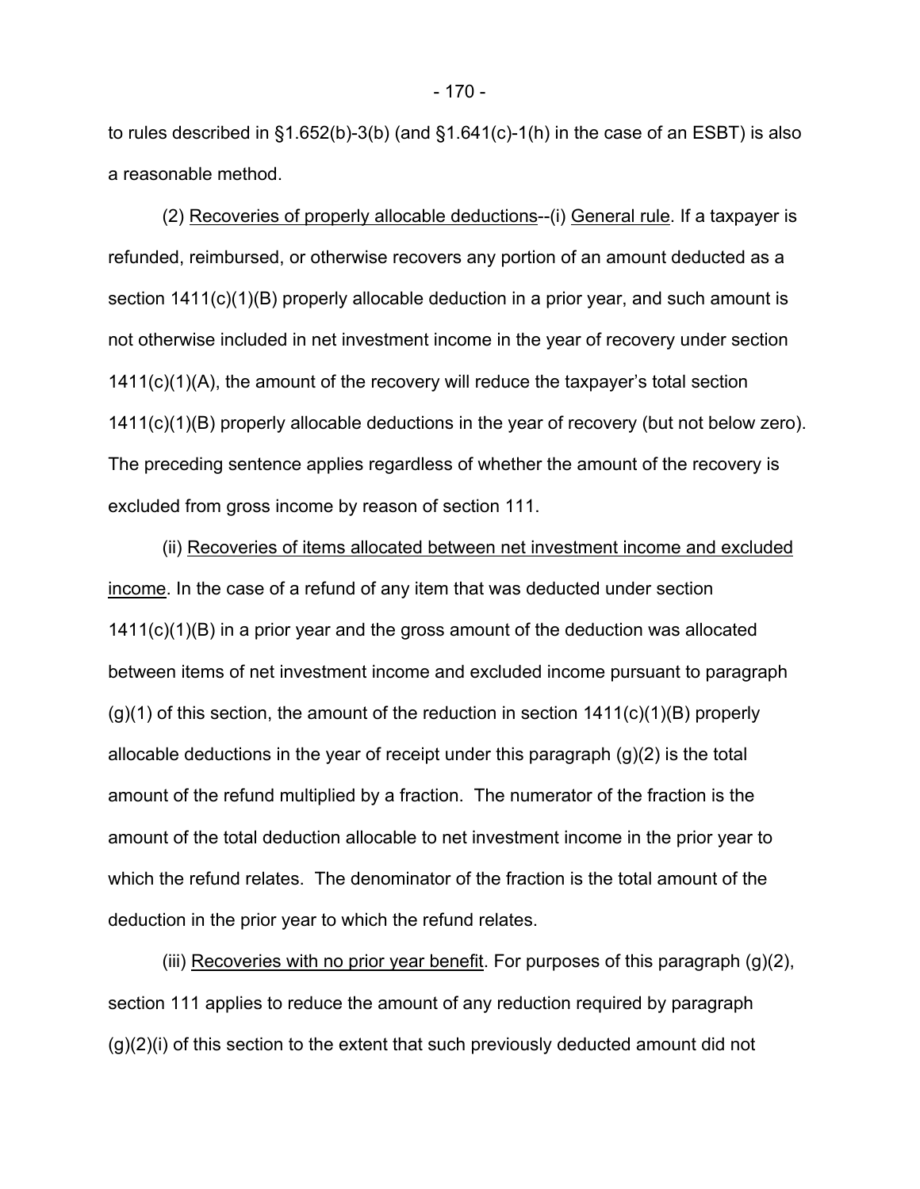to rules described in §1.652(b)-3(b) (and §1.641(c)-1(h) in the case of an ESBT) is also a reasonable method.

(2) Recoveries of properly allocable deductions--(i) General rule. If a taxpayer is refunded, reimbursed, or otherwise recovers any portion of an amount deducted as a section 1411(c)(1)(B) properly allocable deduction in a prior year, and such amount is not otherwise included in net investment income in the year of recovery under section 1411(c)(1)(A), the amount of the recovery will reduce the taxpayer's total section 1411(c)(1)(B) properly allocable deductions in the year of recovery (but not below zero). The preceding sentence applies regardless of whether the amount of the recovery is excluded from gross income by reason of section 111.

(ii) Recoveries of items allocated between net investment income and excluded income. In the case of a refund of any item that was deducted under section 1411(c)(1)(B) in a prior year and the gross amount of the deduction was allocated between items of net investment income and excluded income pursuant to paragraph (g)(1) of this section, the amount of the reduction in section 1411(c)(1)(B) properly allocable deductions in the year of receipt under this paragraph (g)(2) is the total amount of the refund multiplied by a fraction. The numerator of the fraction is the amount of the total deduction allocable to net investment income in the prior year to which the refund relates. The denominator of the fraction is the total amount of the deduction in the prior year to which the refund relates.

(iii) Recoveries with no prior year benefit. For purposes of this paragraph (g)(2), section 111 applies to reduce the amount of any reduction required by paragraph (g)(2)(i) of this section to the extent that such previously deducted amount did not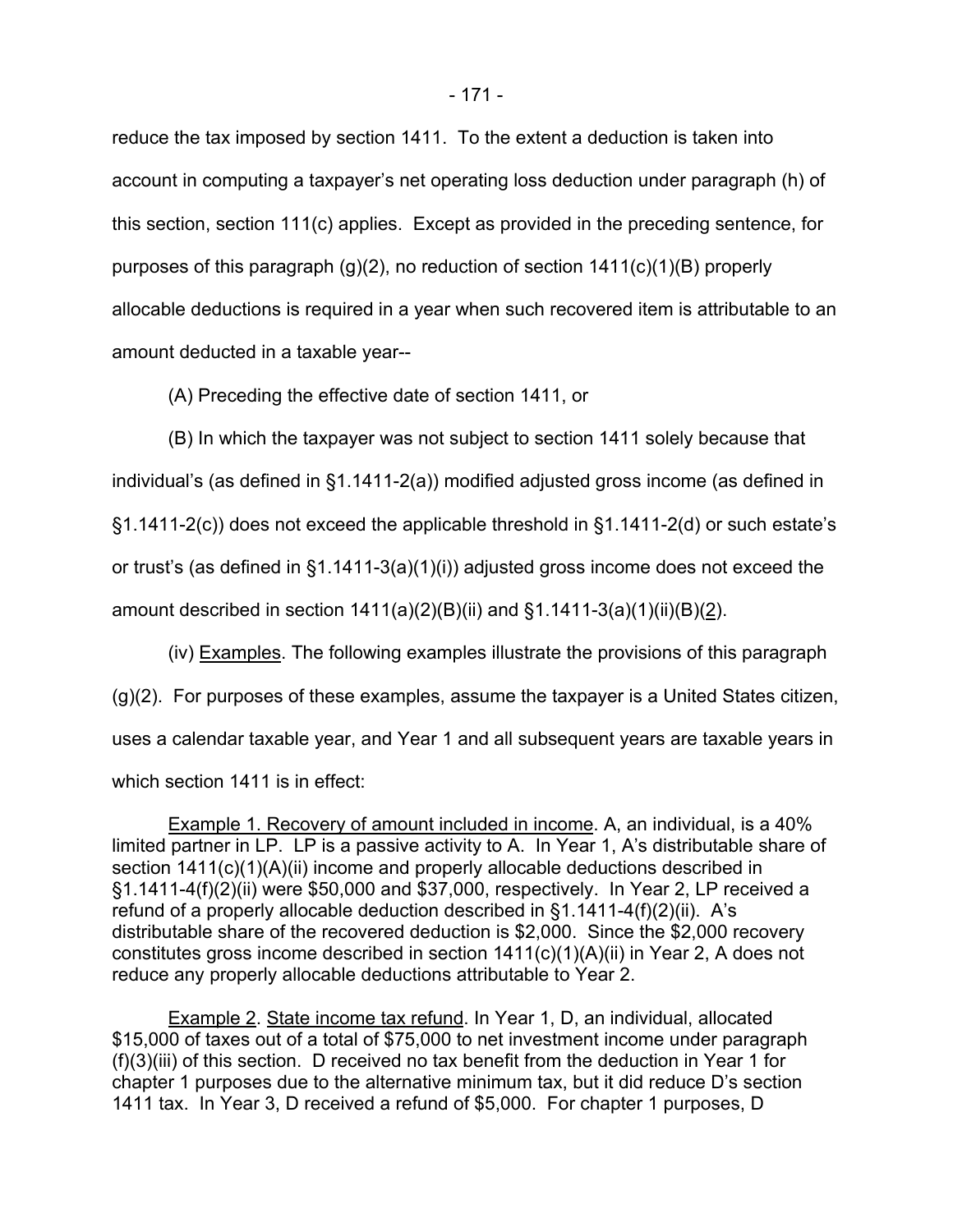reduce the tax imposed by section 1411. To the extent a deduction is taken into account in computing a taxpayer's net operating loss deduction under paragraph (h) of this section, section 111(c) applies. Except as provided in the preceding sentence, for purposes of this paragraph (g)(2), no reduction of section 1411(c)(1)(B) properly allocable deductions is required in a year when such recovered item is attributable to an amount deducted in a taxable year--

(A) Preceding the effective date of section 1411, or

(B) In which the taxpayer was not subject to section 1411 solely because that individual's (as defined in §1.1411-2(a)) modified adjusted gross income (as defined in §1.1411-2(c)) does not exceed the applicable threshold in §1.1411-2(d) or such estate's or trust's (as defined in §1.1411-3(a)(1)(i)) adjusted gross income does not exceed the amount described in section 1411(a)(2)(B)(ii) and §1.1411-3(a)(1)(ii)(B)(2).

(iv) Examples. The following examples illustrate the provisions of this paragraph (g)(2). For purposes of these examples, assume the taxpayer is a United States citizen, uses a calendar taxable year, and Year 1 and all subsequent years are taxable years in which section 1411 is in effect:

Example 1. Recovery of amount included in income. A, an individual, is a 40% limited partner in LP. LP is a passive activity to A. In Year 1, A's distributable share of section 1411(c)(1)(A)(ii) income and properly allocable deductions described in §1.1411-4(f)(2)(ii) were $50,000 and $37,000, respectively. In Year 2, LP received a refund of a properly allocable deduction described in §1.1411-4(f)(2)(ii). A's distributable share of the recovered deduction is $2,000. Since the $2,000 recovery constitutes gross income described in section 1411(c)(1)(A)(ii) in Year 2, A does not reduce any properly allocable deductions attributable to Year 2.

Example 2. State income tax refund. In Year 1, D, an individual, allocated $15,000 of taxes out of a total of $75,000 to net investment income under paragraph (f)(3)(iii) of this section. D received no tax benefit from the deduction in Year 1 for chapter 1 purposes due to the alternative minimum tax, but it did reduce D's section 1411 tax. In Year 3, D received a refund of $5,000. For chapter 1 purposes, D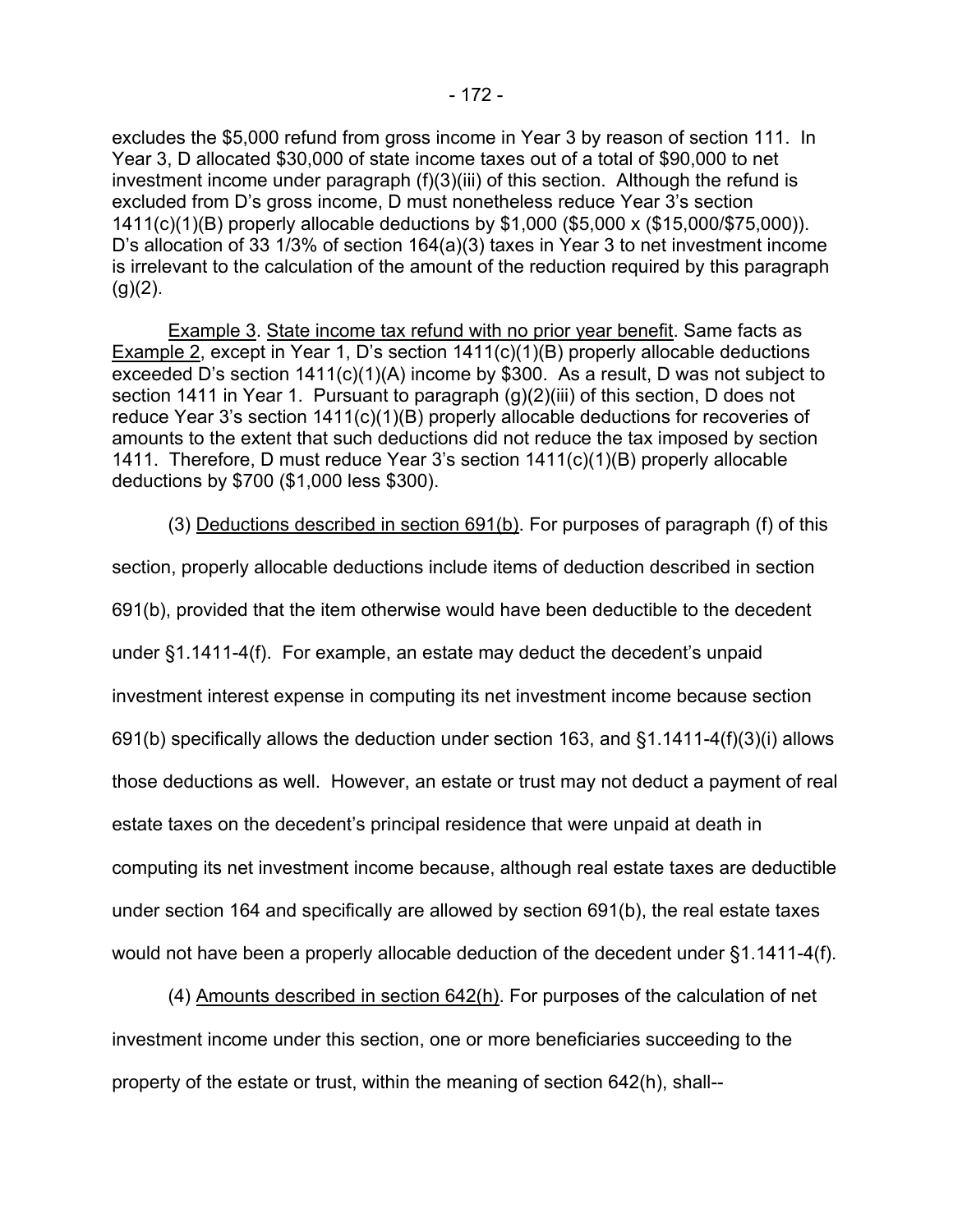excludes the $5,000 refund from gross income in Year 3 by reason of section 111. In Year 3, D allocated $30,000 of state income taxes out of a total of $90,000 to net investment income under paragraph (f)(3)(iii) of this section. Although the refund is excluded from D's gross income, D must nonetheless reduce Year 3's section 1411(c)(1)(B) properly allocable deductions by $1,000 ($5,000 x ($15,000/$75,000)). D's allocation of 33 1/3% of section 164(a)(3) taxes in Year 3 to net investment income is irrelevant to the calculation of the amount of the reduction required by this paragraph (g)(2).

Example 3. State income tax refund with no prior year benefit. Same facts as Example 2, except in Year 1, D's section 1411(c)(1)(B) properly allocable deductions exceeded D's section 1411(c)(1)(A) income by $300. As a result, D was not subject to section 1411 in Year 1. Pursuant to paragraph (g)(2)(iii) of this section, D does not reduce Year 3's section 1411(c)(1)(B) properly allocable deductions for recoveries of amounts to the extent that such deductions did not reduce the tax imposed by section 1411. Therefore, D must reduce Year 3's section 1411(c)(1)(B) properly allocable deductions by $700 ($1,000 less $300).

(3) Deductions described in section 691(b). For purposes of paragraph (f) of this section, properly allocable deductions include items of deduction described in section 691(b), provided that the item otherwise would have been deductible to the decedent under §1.1411-4(f). For example, an estate may deduct the decedent's unpaid investment interest expense in computing its net investment income because section 691(b) specifically allows the deduction under section 163, and §1.1411-4(f)(3)(i) allows those deductions as well. However, an estate or trust may not deduct a payment of real estate taxes on the decedent's principal residence that were unpaid at death in computing its net investment income because, although real estate taxes are deductible under section 164 and specifically are allowed by section 691(b), the real estate taxes would not have been a properly allocable deduction of the decedent under §1.1411-4(f).

(4) Amounts described in section 642(h). For purposes of the calculation of net investment income under this section, one or more beneficiaries succeeding to the property of the estate or trust, within the meaning of section 642(h), shall--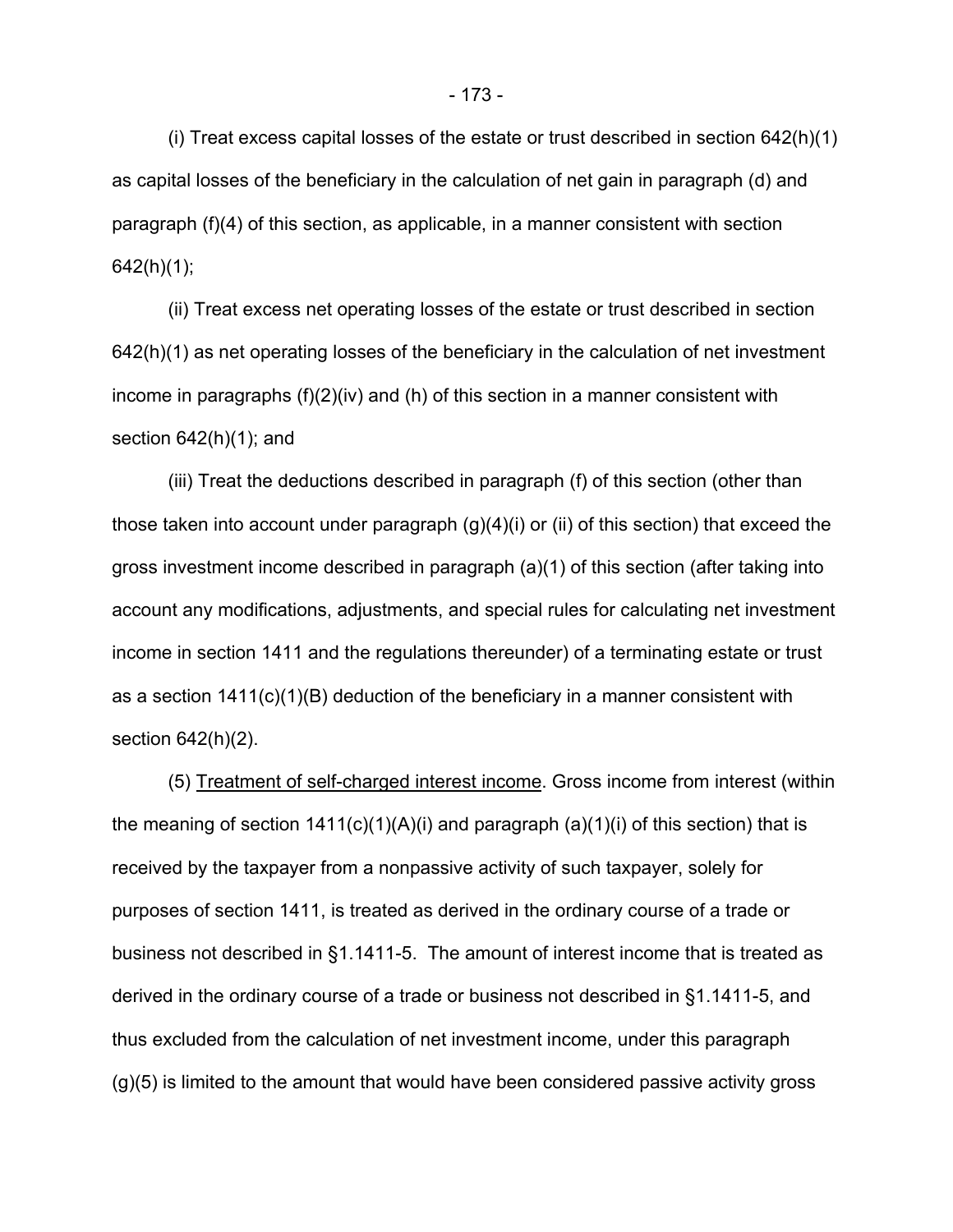(i) Treat excess capital losses of the estate or trust described in section 642(h)(1) as capital losses of the beneficiary in the calculation of net gain in paragraph (d) and paragraph (f)(4) of this section, as applicable, in a manner consistent with section 642(h)(1);

(ii) Treat excess net operating losses of the estate or trust described in section 642(h)(1) as net operating losses of the beneficiary in the calculation of net investment income in paragraphs (f)(2)(iv) and (h) of this section in a manner consistent with section 642(h)(1); and

(iii) Treat the deductions described in paragraph (f) of this section (other than those taken into account under paragraph (g)(4)(i) or (ii) of this section) that exceed the gross investment income described in paragraph (a)(1) of this section (after taking into account any modifications, adjustments, and special rules for calculating net investment income in section 1411 and the regulations thereunder) of a terminating estate or trust as a section 1411(c)(1)(B) deduction of the beneficiary in a manner consistent with section 642(h)(2).

(5) Treatment of self-charged interest income. Gross income from interest (within the meaning of section 1411(c)(1)(A)(i) and paragraph (a)(1)(i) of this section) that is received by the taxpayer from a nonpassive activity of such taxpayer, solely for purposes of section 1411, is treated as derived in the ordinary course of a trade or business not described in §1.1411-5. The amount of interest income that is treated as derived in the ordinary course of a trade or business not described in §1.1411-5, and thus excluded from the calculation of net investment income, under this paragraph (g)(5) is limited to the amount that would have been considered passive activity gross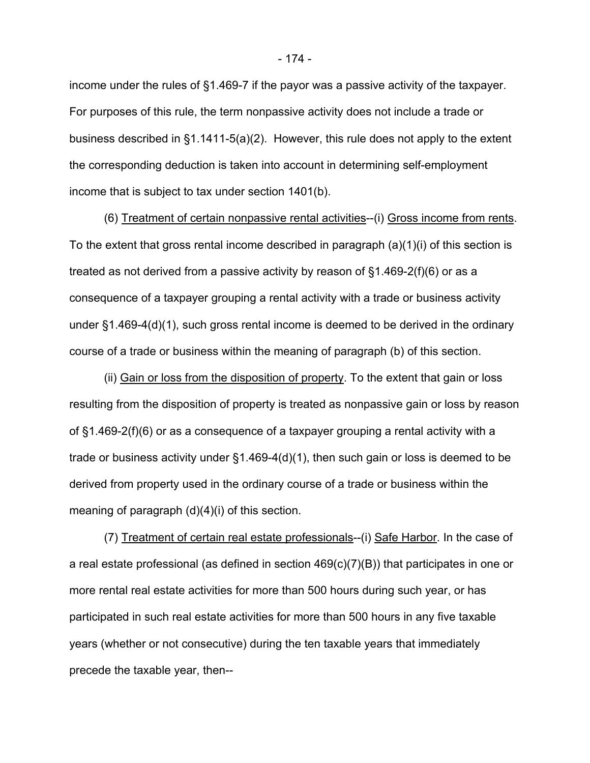income under the rules of §1.469-7 if the payor was a passive activity of the taxpayer. For purposes of this rule, the term nonpassive activity does not include a trade or business described in §1.1411-5(a)(2). However, this rule does not apply to the extent the corresponding deduction is taken into account in determining self-employment income that is subject to tax under section 1401(b).

(6) Treatment of certain nonpassive rental activities--(i) Gross income from rents. To the extent that gross rental income described in paragraph (a)(1)(i) of this section is treated as not derived from a passive activity by reason of §1.469-2(f)(6) or as a consequence of a taxpayer grouping a rental activity with a trade or business activity under §1.469-4(d)(1), such gross rental income is deemed to be derived in the ordinary course of a trade or business within the meaning of paragraph (b) of this section.

(ii) Gain or loss from the disposition of property. To the extent that gain or loss resulting from the disposition of property is treated as nonpassive gain or loss by reason of §1.469-2(f)(6) or as a consequence of a taxpayer grouping a rental activity with a trade or business activity under §1.469-4(d)(1), then such gain or loss is deemed to be derived from property used in the ordinary course of a trade or business within the meaning of paragraph (d)(4)(i) of this section.

(7) Treatment of certain real estate professionals--(i) Safe Harbor. In the case of a real estate professional (as defined in section 469(c)(7)(B)) that participates in one or more rental real estate activities for more than 500 hours during such year, or has participated in such real estate activities for more than 500 hours in any five taxable years (whether or not consecutive) during the ten taxable years that immediately precede the taxable year, then--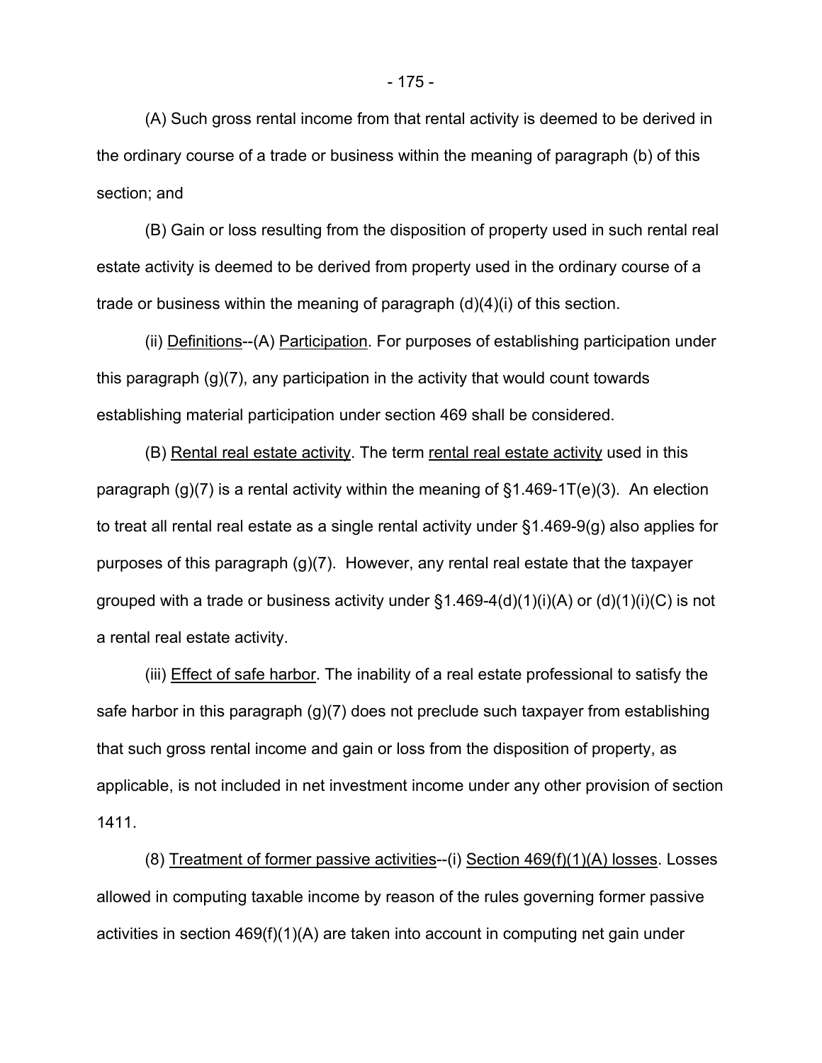(A) Such gross rental income from that rental activity is deemed to be derived in the ordinary course of a trade or business within the meaning of paragraph (b) of this section; and

(B) Gain or loss resulting from the disposition of property used in such rental real estate activity is deemed to be derived from property used in the ordinary course of a trade or business within the meaning of paragraph (d)(4)(i) of this section.

(ii) Definitions--(A) Participation. For purposes of establishing participation under this paragraph (g)(7), any participation in the activity that would count towards establishing material participation under section 469 shall be considered.

(B) Rental real estate activity. The term rental real estate activity used in this paragraph (g)(7) is a rental activity within the meaning of §1.469-1T(e)(3). An election to treat all rental real estate as a single rental activity under §1.469-9(g) also applies for purposes of this paragraph (g)(7). However, any rental real estate that the taxpayer grouped with a trade or business activity under §1.469-4(d)(1)(i)(A) or (d)(1)(i)(C) is not a rental real estate activity.

(iii) Effect of safe harbor. The inability of a real estate professional to satisfy the safe harbor in this paragraph (g)(7) does not preclude such taxpayer from establishing that such gross rental income and gain or loss from the disposition of property, as applicable, is not included in net investment income under any other provision of section 1411.

(8) Treatment of former passive activities--(i) Section 469(f)(1)(A) losses. Losses allowed in computing taxable income by reason of the rules governing former passive activities in section 469(f)(1)(A) are taken into account in computing net gain under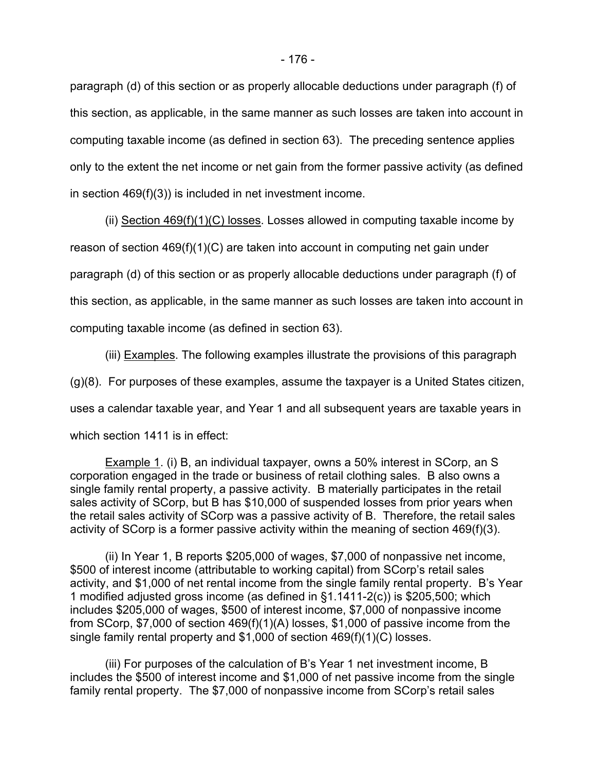paragraph (d) of this section or as properly allocable deductions under paragraph (f) of this section, as applicable, in the same manner as such losses are taken into account in computing taxable income (as defined in section 63). The preceding sentence applies only to the extent the net income or net gain from the former passive activity (as defined in section 469(f)(3)) is included in net investment income.

(ii) Section 469(f)(1)(C) losses. Losses allowed in computing taxable income by reason of section 469(f)(1)(C) are taken into account in computing net gain under paragraph (d) of this section or as properly allocable deductions under paragraph (f) of this section, as applicable, in the same manner as such losses are taken into account in computing taxable income (as defined in section 63).

(iii) Examples. The following examples illustrate the provisions of this paragraph (g)(8). For purposes of these examples, assume the taxpayer is a United States citizen, uses a calendar taxable year, and Year 1 and all subsequent years are taxable years in which section 1411 is in effect:

Example 1. (i) B, an individual taxpayer, owns a 50% interest in SCorp, an S corporation engaged in the trade or business of retail clothing sales. B also owns a single family rental property, a passive activity. B materially participates in the retail sales activity of SCorp, but B has $10,000 of suspended losses from prior years when the retail sales activity of SCorp was a passive activity of B. Therefore, the retail sales activity of SCorp is a former passive activity within the meaning of section 469(f)(3).

(ii) In Year 1, B reports $205,000 of wages, $7,000 of nonpassive net income, $500 of interest income (attributable to working capital) from SCorp's retail sales activity, and $1,000 of net rental income from the single family rental property. B's Year 1 modified adjusted gross income (as defined in §1.1411-2(c)) is $205,500; which includes $205,000 of wages, $500 of interest income, $7,000 of nonpassive income from SCorp, $7,000 of section 469(f)(1)(A) losses, $1,000 of passive income from the single family rental property and $1,000 of section 469(f)(1)(C) losses.

(iii) For purposes of the calculation of B's Year 1 net investment income, B includes the $500 of interest income and $1,000 of net passive income from the single family rental property. The $7,000 of nonpassive income from SCorp's retail sales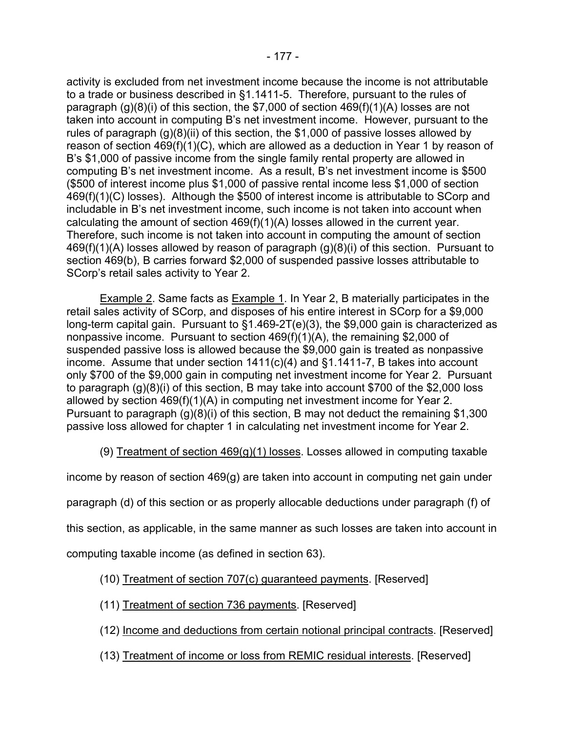activity is excluded from net investment income because the income is not attributable to a trade or business described in §1.1411-5. Therefore, pursuant to the rules of paragraph (g)(8)(i) of this section, the $7,000 of section 469(f)(1)(A) losses are not taken into account in computing B's net investment income. However, pursuant to the rules of paragraph (g)(8)(ii) of this section, the $1,000 of passive losses allowed by reason of section 469(f)(1)(C), which are allowed as a deduction in Year 1 by reason of B's $1,000 of passive income from the single family rental property are allowed in computing B's net investment income. As a result, B's net investment income is $500 ($500 of interest income plus $1,000 of passive rental income less $1,000 of section 469(f)(1)(C) losses). Although the $500 of interest income is attributable to SCorp and includable in B's net investment income, such income is not taken into account when calculating the amount of section 469(f)(1)(A) losses allowed in the current year. Therefore, such income is not taken into account in computing the amount of section 469(f)(1)(A) losses allowed by reason of paragraph (g)(8)(i) of this section. Pursuant to section 469(b), B carries forward $2,000 of suspended passive losses attributable to SCorp's retail sales activity to Year 2.

<u>Example 2</u>. Same facts as <u>Example 1</u>. In Year 2, B materially participates in the retail sales activity of SCorp, and disposes of his entire interest in SCorp for a $9,000 long-term capital gain. Pursuant to §1.469-2T(e)(3), the $9,000 gain is characterized as nonpassive income. Pursuant to section 469(f)(1)(A), the remaining $2,000 of suspended passive loss is allowed because the $9,000 gain is treated as nonpassive income. Assume that under section 1411(c)(4) and §1.1411-7, B takes into account only $700 of the $9,000 gain in computing net investment income for Year 2. Pursuant to paragraph (g)(8)(i) of this section, B may take into account $700 of the $2,000 loss allowed by section 469(f)(1)(A) in computing net investment income for Year 2. Pursuant to paragraph (g)(8)(i) of this section, B may not deduct the remaining $1,300 passive loss allowed for chapter 1 in calculating net investment income for Year 2.

(9) <u>Treatment of section 469(g)(1) losses</u>. Losses allowed in computing taxable income by reason of section 469(g) are taken into account in computing net gain under paragraph (d) of this section or as properly allocable deductions under paragraph (f) of this section, as applicable, in the same manner as such losses are taken into account in computing taxable income (as defined in section 63).

(10) <u>Treatment of section 707(c) guaranteed payments</u>. [Reserved]

(11) <u>Treatment of section 736 payments</u>. [Reserved]

(12) <u>Income and deductions from certain notional principal contracts</u>. [Reserved]

(13) <u>Treatment of income or loss from REMIC residual interests</u>. [Reserved]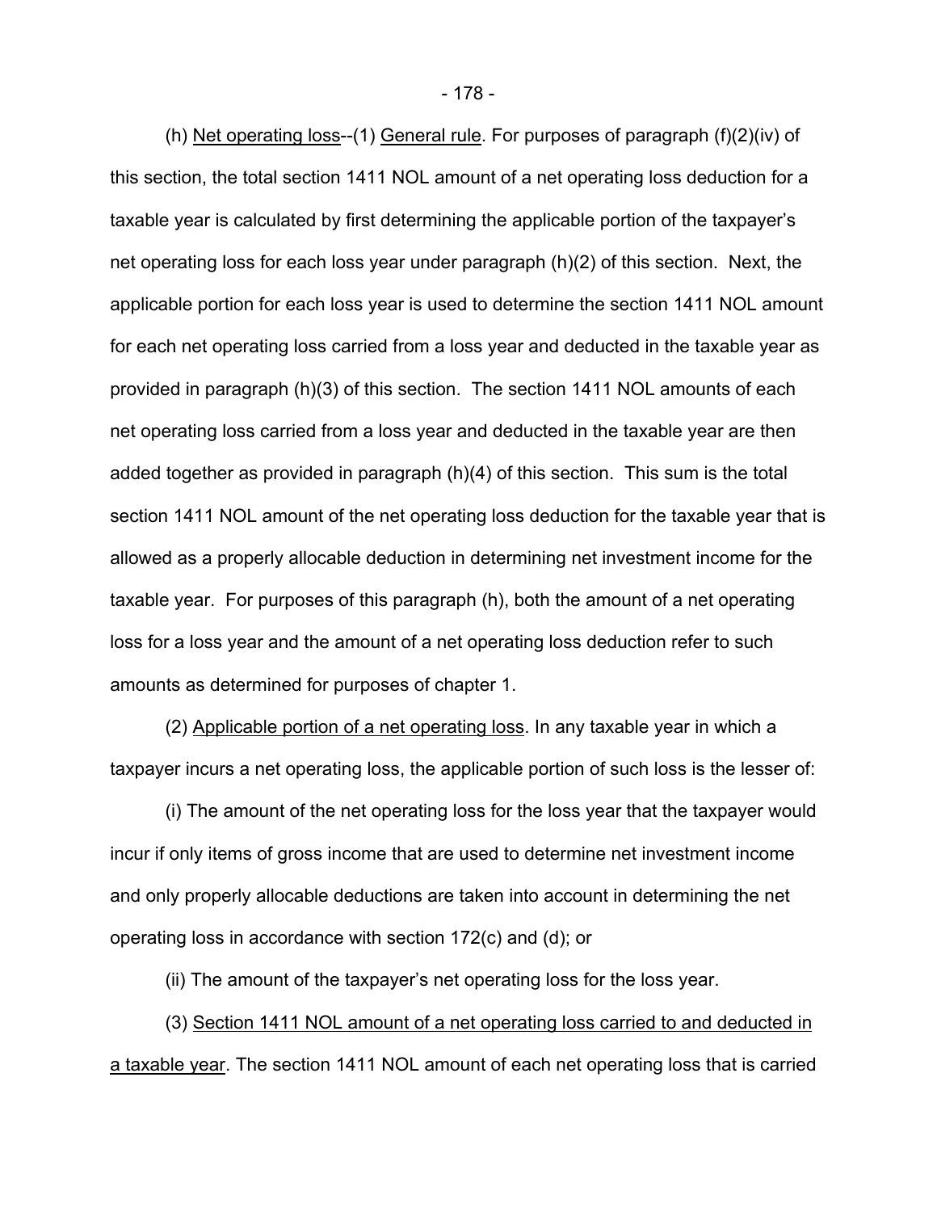(h) Net operating loss--(1) General rule. For purposes of paragraph (f)(2)(iv) of this section, the total section 1411 NOL amount of a net operating loss deduction for a taxable year is calculated by first determining the applicable portion of the taxpayer's net operating loss for each loss year under paragraph (h)(2) of this section. Next, the applicable portion for each loss year is used to determine the section 1411 NOL amount for each net operating loss carried from a loss year and deducted in the taxable year as provided in paragraph (h)(3) of this section. The section 1411 NOL amounts of each net operating loss carried from a loss year and deducted in the taxable year are then added together as provided in paragraph (h)(4) of this section. This sum is the total section 1411 NOL amount of the net operating loss deduction for the taxable year that is allowed as a properly allocable deduction in determining net investment income for the taxable year. For purposes of this paragraph (h), both the amount of a net operating loss for a loss year and the amount of a net operating loss deduction refer to such amounts as determined for purposes of chapter 1.

(2) Applicable portion of a net operating loss. In any taxable year in which a taxpayer incurs a net operating loss, the applicable portion of such loss is the lesser of:

(i) The amount of the net operating loss for the loss year that the taxpayer would incur if only items of gross income that are used to determine net investment income and only properly allocable deductions are taken into account in determining the net operating loss in accordance with section 172(c) and (d); or

(ii) The amount of the taxpayer's net operating loss for the loss year.

(3) Section 1411 NOL amount of a net operating loss carried to and deducted in a taxable year. The section 1411 NOL amount of each net operating loss that is carried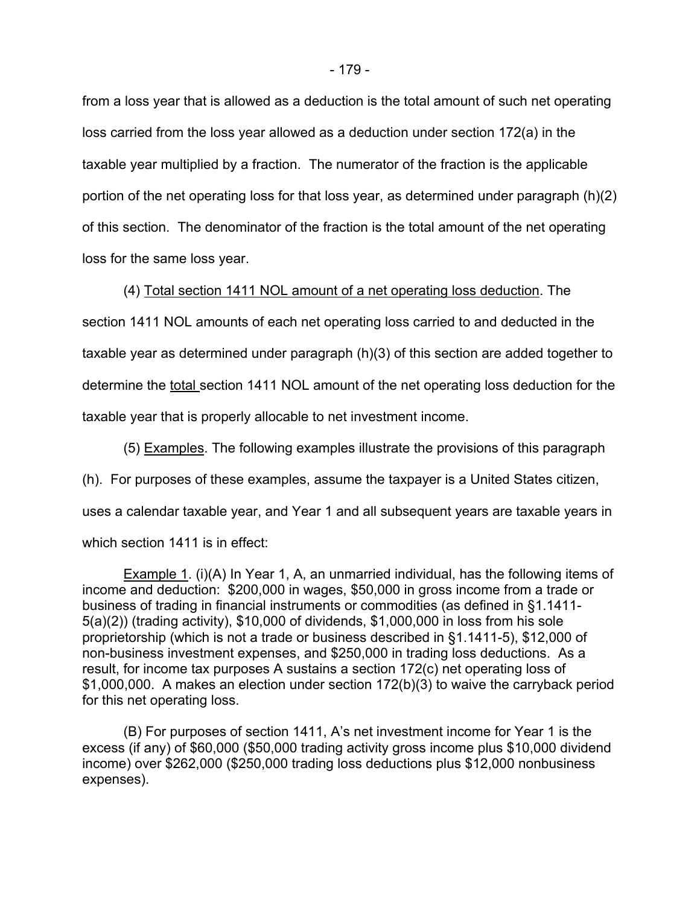from a loss year that is allowed as a deduction is the total amount of such net operating loss carried from the loss year allowed as a deduction under section 172(a) in the taxable year multiplied by a fraction. The numerator of the fraction is the applicable portion of the net operating loss for that loss year, as determined under paragraph (h)(2) of this section. The denominator of the fraction is the total amount of the net operating loss for the same loss year.

(4) Total section 1411 NOL amount of a net operating loss deduction. The section 1411 NOL amounts of each net operating loss carried to and deducted in the taxable year as determined under paragraph (h)(3) of this section are added together to determine the total section 1411 NOL amount of the net operating loss deduction for the taxable year that is properly allocable to net investment income.

(5) Examples. The following examples illustrate the provisions of this paragraph (h). For purposes of these examples, assume the taxpayer is a United States citizen, uses a calendar taxable year, and Year 1 and all subsequent years are taxable years in which section 1411 is in effect:

Example 1. (i)(A) In Year 1, A, an unmarried individual, has the following items of income and deduction: $200,000 in wages, $50,000 in gross income from a trade or business of trading in financial instruments or commodities (as defined in §1.1411-5(a)(2)) (trading activity), $10,000 of dividends, $1,000,000 in loss from his sole proprietorship (which is not a trade or business described in §1.1411-5), $12,000 of non-business investment expenses, and $250,000 in trading loss deductions. As a result, for income tax purposes A sustains a section 172(c) net operating loss of $1,000,000. A makes an election under section 172(b)(3) to waive the carryback period for this net operating loss.

(B) For purposes of section 1411, A's net investment income for Year 1 is the excess (if any) of $60,000 ($50,000 trading activity gross income plus $10,000 dividend income) over $262,000 ($250,000 trading loss deductions plus $12,000 nonbusiness expenses).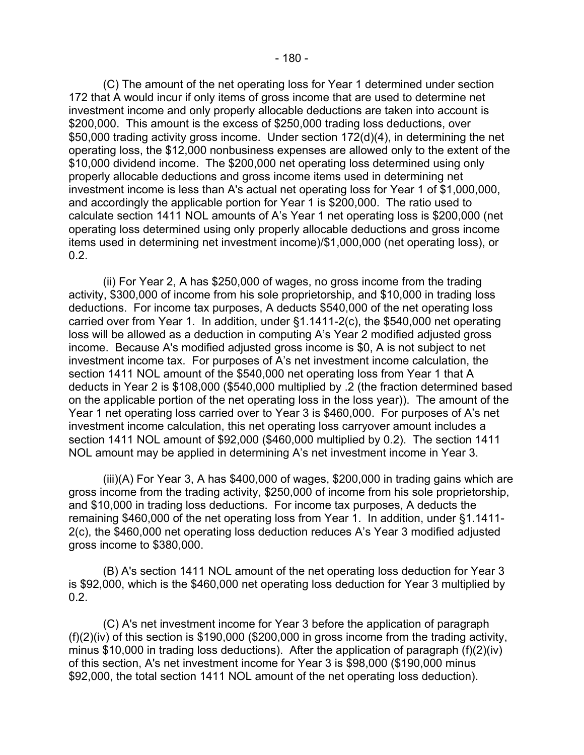(C) The amount of the net operating loss for Year 1 determined under section 172 that A would incur if only items of gross income that are used to determine net investment income and only properly allocable deductions are taken into account is $200,000. This amount is the excess of $250,000 trading loss deductions, over $50,000 trading activity gross income. Under section 172(d)(4), in determining the net operating loss, the $12,000 nonbusiness expenses are allowed only to the extent of the $10,000 dividend income. The $200,000 net operating loss determined using only properly allocable deductions and gross income items used in determining net investment income is less than A's actual net operating loss for Year 1 of $1,000,000, and accordingly the applicable portion for Year 1 is $200,000. The ratio used to calculate section 1411 NOL amounts of A's Year 1 net operating loss is $200,000 (net operating loss determined using only properly allocable deductions and gross income items used in determining net investment income)/$1,000,000 (net operating loss), or 0.2.

(ii) For Year 2, A has $250,000 of wages, no gross income from the trading activity, $300,000 of income from his sole proprietorship, and $10,000 in trading loss deductions. For income tax purposes, A deducts $540,000 of the net operating loss carried over from Year 1. In addition, under §1.1411-2(c), the $540,000 net operating loss will be allowed as a deduction in computing A's Year 2 modified adjusted gross income. Because A's modified adjusted gross income is $0, A is not subject to net investment income tax. For purposes of A's net investment income calculation, the section 1411 NOL amount of the $540,000 net operating loss from Year 1 that A deducts in Year 2 is $108,000 ($540,000 multiplied by .2 (the fraction determined based on the applicable portion of the net operating loss in the loss year)). The amount of the Year 1 net operating loss carried over to Year 3 is $460,000. For purposes of A's net investment income calculation, this net operating loss carryover amount includes a section 1411 NOL amount of $92,000 ($460,000 multiplied by 0.2). The section 1411 NOL amount may be applied in determining A's net investment income in Year 3.

(iii)(A) For Year 3, A has $400,000 of wages, $200,000 in trading gains which are gross income from the trading activity, $250,000 of income from his sole proprietorship, and $10,000 in trading loss deductions. For income tax purposes, A deducts the remaining $460,000 of the net operating loss from Year 1. In addition, under §1.1411-2(c), the $460,000 net operating loss deduction reduces A's Year 3 modified adjusted gross income to $380,000.

(B) A's section 1411 NOL amount of the net operating loss deduction for Year 3 is $92,000, which is the $460,000 net operating loss deduction for Year 3 multiplied by 0.2.

(C) A's net investment income for Year 3 before the application of paragraph (f)(2)(iv) of this section is $190,000 ($200,000 in gross income from the trading activity, minus $10,000 in trading loss deductions). After the application of paragraph (f)(2)(iv) of this section, A's net investment income for Year 3 is $98,000 ($190,000 minus $92,000, the total section 1411 NOL amount of the net operating loss deduction).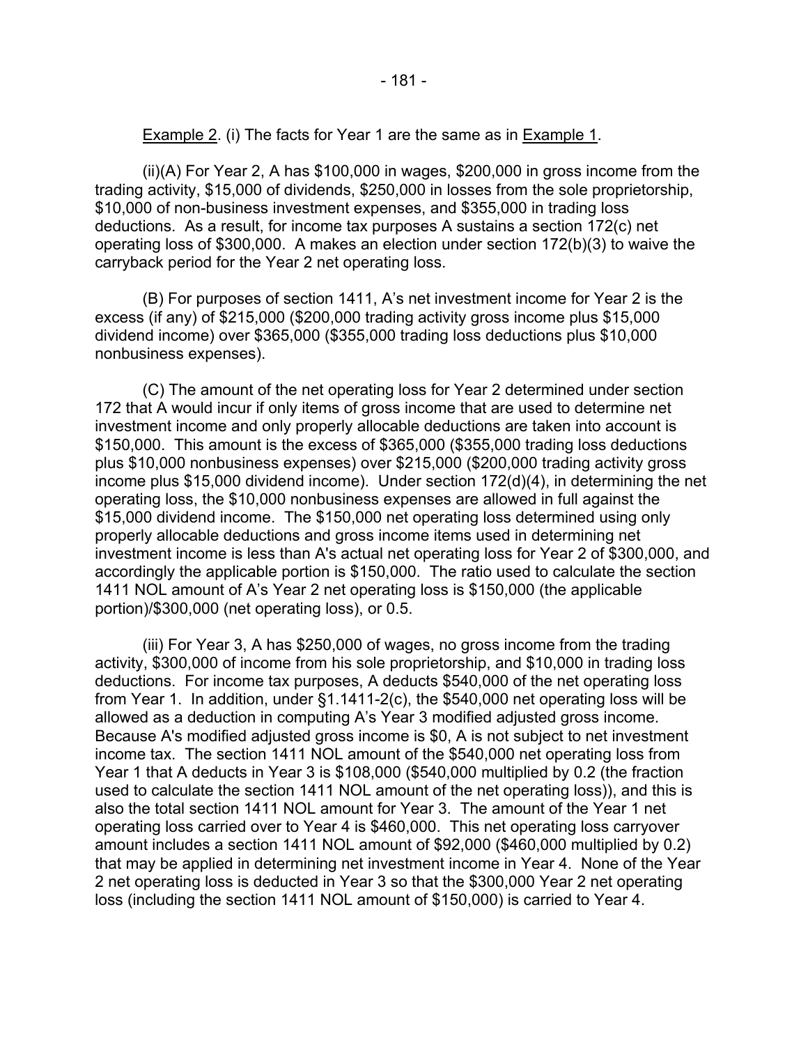Example 2. (i) The facts for Year 1 are the same as in Example 1.

(ii)(A) For Year 2, A has $100,000 in wages, $200,000 in gross income from the trading activity, $15,000 of dividends, $250,000 in losses from the sole proprietorship, $10,000 of non-business investment expenses, and $355,000 in trading loss deductions. As a result, for income tax purposes A sustains a section 172(c) net operating loss of $300,000. A makes an election under section 172(b)(3) to waive the carryback period for the Year 2 net operating loss.

(B) For purposes of section 1411, A's net investment income for Year 2 is the excess (if any) of $215,000 ($200,000 trading activity gross income plus $15,000 dividend income) over $365,000 ($355,000 trading loss deductions plus $10,000 nonbusiness expenses).

(C) The amount of the net operating loss for Year 2 determined under section 172 that A would incur if only items of gross income that are used to determine net investment income and only properly allocable deductions are taken into account is $150,000. This amount is the excess of $365,000 ($355,000 trading loss deductions plus $10,000 nonbusiness expenses) over $215,000 ($200,000 trading activity gross income plus $15,000 dividend income). Under section 172(d)(4), in determining the net operating loss, the $10,000 nonbusiness expenses are allowed in full against the $15,000 dividend income. The $150,000 net operating loss determined using only properly allocable deductions and gross income items used in determining net investment income is less than A's actual net operating loss for Year 2 of $300,000, and accordingly the applicable portion is $150,000. The ratio used to calculate the section 1411 NOL amount of A's Year 2 net operating loss is $150,000 (the applicable portion)/$300,000 (net operating loss), or 0.5.

(iii) For Year 3, A has $250,000 of wages, no gross income from the trading activity, $300,000 of income from his sole proprietorship, and $10,000 in trading loss deductions. For income tax purposes, A deducts $540,000 of the net operating loss from Year 1. In addition, under §1.1411-2(c), the $540,000 net operating loss will be allowed as a deduction in computing A's Year 3 modified adjusted gross income. Because A's modified adjusted gross income is $0, A is not subject to net investment income tax. The section 1411 NOL amount of the $540,000 net operating loss from Year 1 that A deducts in Year 3 is $108,000 ($540,000 multiplied by 0.2 (the fraction used to calculate the section 1411 NOL amount of the net operating loss)), and this is also the total section 1411 NOL amount for Year 3. The amount of the Year 1 net operating loss carried over to Year 4 is $460,000. This net operating loss carryover amount includes a section 1411 NOL amount of $92,000 ($460,000 multiplied by 0.2) that may be applied in determining net investment income in Year 4. None of the Year 2 net operating loss is deducted in Year 3 so that the $300,000 Year 2 net operating loss (including the section 1411 NOL amount of $150,000) is carried to Year 4.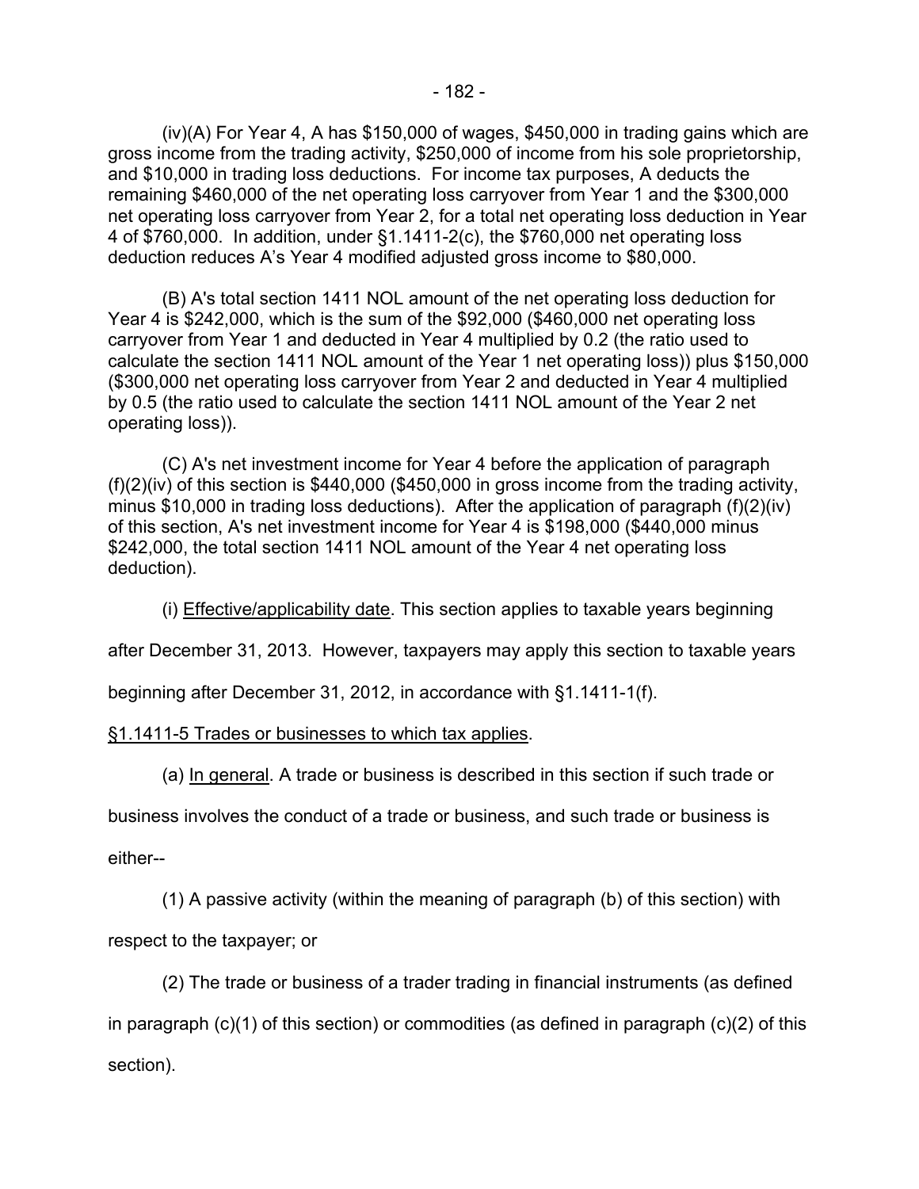(iv)(A) For Year 4, A has $150,000 of wages, $450,000 in trading gains which are gross income from the trading activity, $250,000 of income from his sole proprietorship, and $10,000 in trading loss deductions. For income tax purposes, A deducts the remaining $460,000 of the net operating loss carryover from Year 1 and the $300,000 net operating loss carryover from Year 2, for a total net operating loss deduction in Year 4 of $760,000. In addition, under §1.1411-2(c), the $760,000 net operating loss deduction reduces A's Year 4 modified adjusted gross income to $80,000.

(B) A's total section 1411 NOL amount of the net operating loss deduction for Year 4 is $242,000, which is the sum of the $92,000 ($460,000 net operating loss carryover from Year 1 and deducted in Year 4 multiplied by 0.2 (the ratio used to calculate the section 1411 NOL amount of the Year 1 net operating loss)) plus $150,000 ($300,000 net operating loss carryover from Year 2 and deducted in Year 4 multiplied by 0.5 (the ratio used to calculate the section 1411 NOL amount of the Year 2 net operating loss)).

(C) A's net investment income for Year 4 before the application of paragraph (f)(2)(iv) of this section is $440,000 ($450,000 in gross income from the trading activity, minus $10,000 in trading loss deductions). After the application of paragraph (f)(2)(iv) of this section, A's net investment income for Year 4 is $198,000 ($440,000 minus $242,000, the total section 1411 NOL amount of the Year 4 net operating loss deduction).

(i) Effective/applicability date. This section applies to taxable years beginning after December 31, 2013. However, taxpayers may apply this section to taxable years beginning after December 31, 2012, in accordance with §1.1411-1(f).

§1.1411-5 Trades or businesses to which tax applies.

(a) In general. A trade or business is described in this section if such trade or business involves the conduct of a trade or business, and such trade or business is either--

(1) A passive activity (within the meaning of paragraph (b) of this section) with respect to the taxpayer; or

(2) The trade or business of a trader trading in financial instruments (as defined in paragraph (c)(1) of this section) or commodities (as defined in paragraph (c)(2) of this section).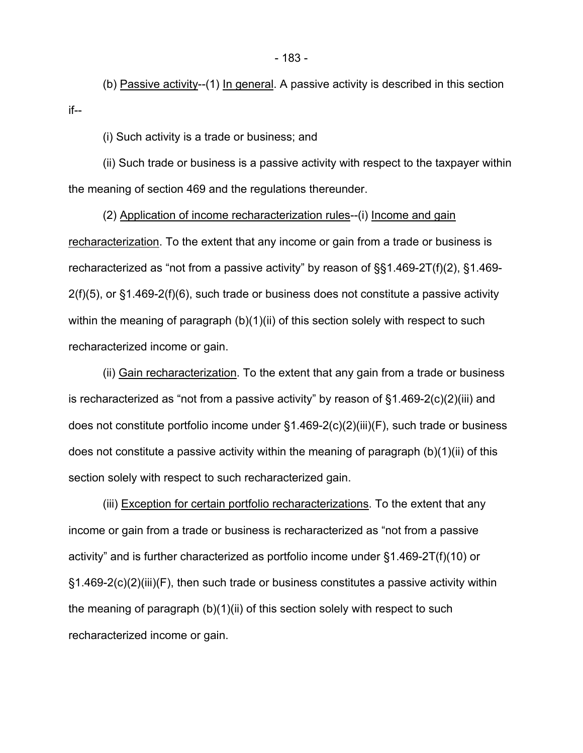(b) Passive activity--(1) In general. A passive activity is described in this section if--

(i) Such activity is a trade or business; and

(ii) Such trade or business is a passive activity with respect to the taxpayer within the meaning of section 469 and the regulations thereunder.

(2) Application of income recharacterization rules--(i) Income and gain recharacterization. To the extent that any income or gain from a trade or business is recharacterized as "not from a passive activity" by reason of §§1.469-2T(f)(2), §1.469-2(f)(5), or §1.469-2(f)(6), such trade or business does not constitute a passive activity within the meaning of paragraph (b)(1)(ii) of this section solely with respect to such recharacterized income or gain.

(ii) Gain recharacterization. To the extent that any gain from a trade or business is recharacterized as "not from a passive activity" by reason of §1.469-2(c)(2)(iii) and does not constitute portfolio income under §1.469-2(c)(2)(iii)(F), such trade or business does not constitute a passive activity within the meaning of paragraph (b)(1)(ii) of this section solely with respect to such recharacterized gain.

(iii) Exception for certain portfolio recharacterizations. To the extent that any income or gain from a trade or business is recharacterized as "not from a passive activity" and is further characterized as portfolio income under §1.469-2T(f)(10) or §1.469-2(c)(2)(iii)(F), then such trade or business constitutes a passive activity within the meaning of paragraph (b)(1)(ii) of this section solely with respect to such recharacterized income or gain.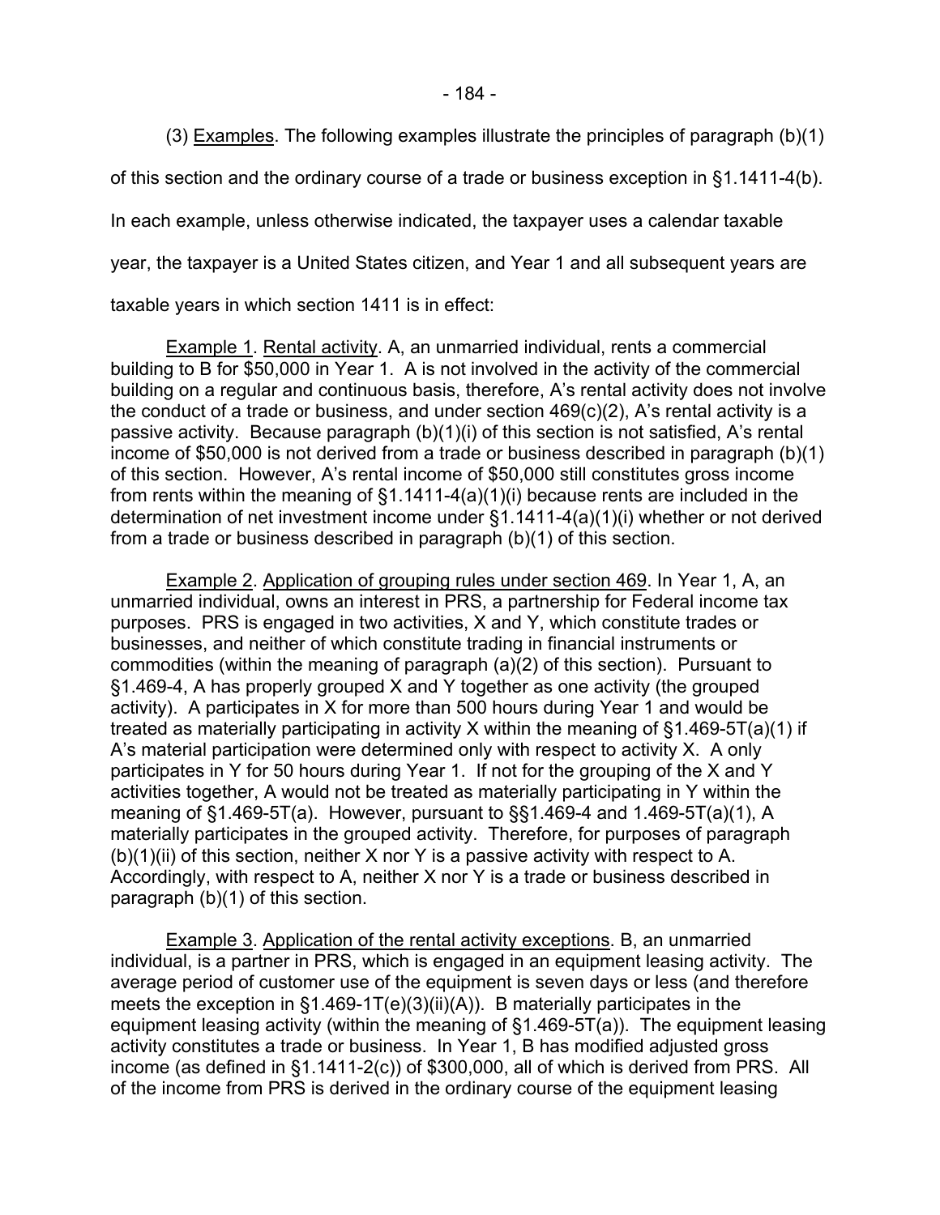(3) Examples. The following examples illustrate the principles of paragraph (b)(1) of this section and the ordinary course of a trade or business exception in §1.1411-4(b). In each example, unless otherwise indicated, the taxpayer uses a calendar taxable year, the taxpayer is a United States citizen, and Year 1 and all subsequent years are taxable years in which section 1411 is in effect:

Example 1. Rental activity. A, an unmarried individual, rents a commercial building to B for $50,000 in Year 1. A is not involved in the activity of the commercial building on a regular and continuous basis, therefore, A's rental activity does not involve the conduct of a trade or business, and under section 469(c)(2), A's rental activity is a passive activity. Because paragraph (b)(1)(i) of this section is not satisfied, A's rental income of $50,000 is not derived from a trade or business described in paragraph (b)(1) of this section. However, A's rental income of $50,000 still constitutes gross income from rents within the meaning of §1.1411-4(a)(1)(i) because rents are included in the determination of net investment income under §1.1411-4(a)(1)(i) whether or not derived from a trade or business described in paragraph (b)(1) of this section.

Example 2. Application of grouping rules under section 469. In Year 1, A, an unmarried individual, owns an interest in PRS, a partnership for Federal income tax purposes. PRS is engaged in two activities, X and Y, which constitute trades or businesses, and neither of which constitute trading in financial instruments or commodities (within the meaning of paragraph (a)(2) of this section). Pursuant to §1.469-4, A has properly grouped X and Y together as one activity (the grouped activity). A participates in X for more than 500 hours during Year 1 and would be treated as materially participating in activity X within the meaning of §1.469-5T(a)(1) if A's material participation were determined only with respect to activity X. A only participates in Y for 50 hours during Year 1. If not for the grouping of the X and Y activities together, A would not be treated as materially participating in Y within the meaning of §1.469-5T(a). However, pursuant to §§1.469-4 and 1.469-5T(a)(1), A materially participates in the grouped activity. Therefore, for purposes of paragraph (b)(1)(ii) of this section, neither X nor Y is a passive activity with respect to A. Accordingly, with respect to A, neither X nor Y is a trade or business described in paragraph (b)(1) of this section.

Example 3. Application of the rental activity exceptions. B, an unmarried individual, is a partner in PRS, which is engaged in an equipment leasing activity. The average period of customer use of the equipment is seven days or less (and therefore meets the exception in §1.469-1T(e)(3)(ii)(A)). B materially participates in the equipment leasing activity (within the meaning of §1.469-5T(a)). The equipment leasing activity constitutes a trade or business. In Year 1, B has modified adjusted gross income (as defined in §1.1411-2(c)) of $300,000, all of which is derived from PRS. All of the income from PRS is derived in the ordinary course of the equipment leasing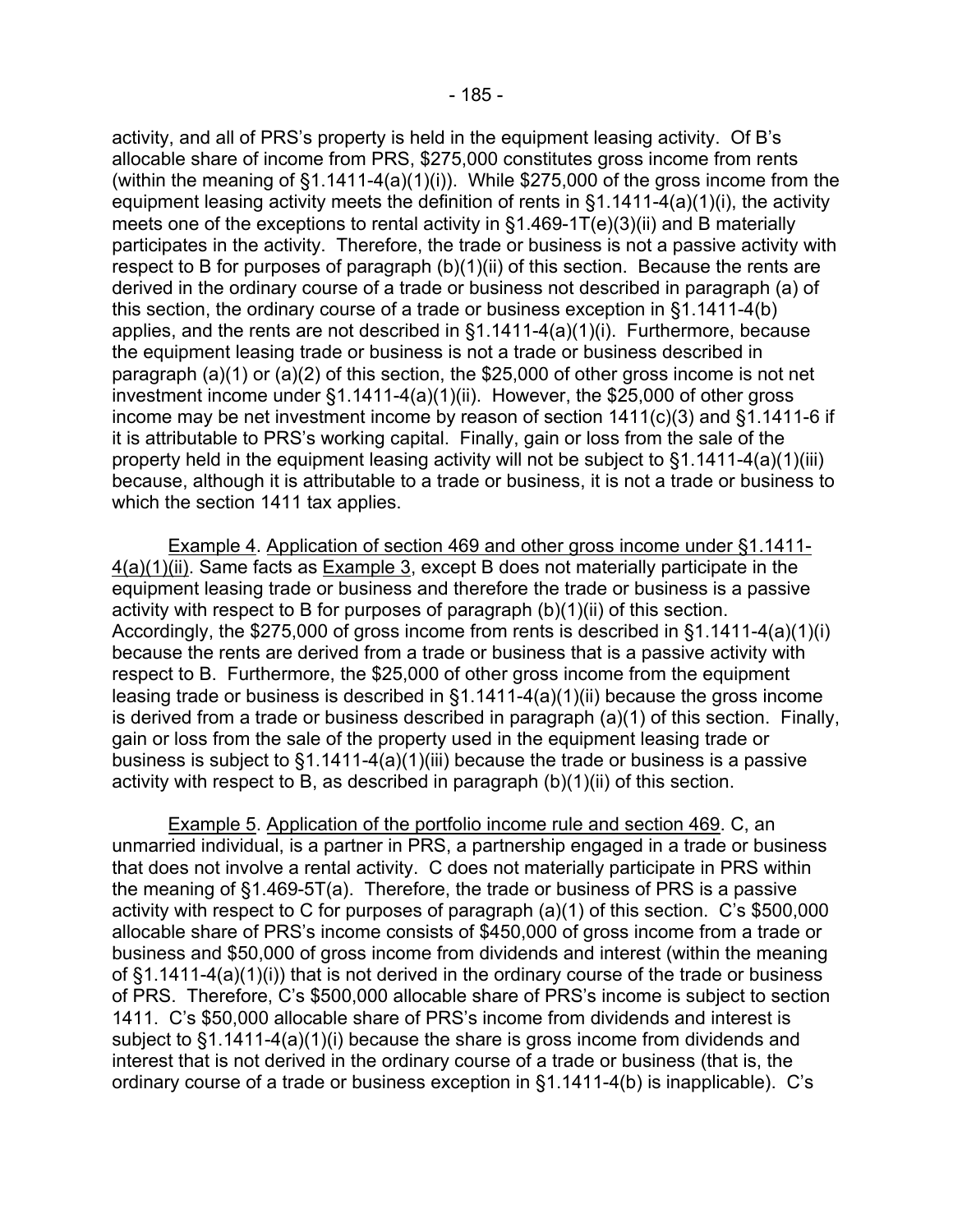activity, and all of PRS's property is held in the equipment leasing activity. Of B's allocable share of income from PRS, $275,000 constitutes gross income from rents (within the meaning of §1.1411-4(a)(1)(i)). While $275,000 of the gross income from the equipment leasing activity meets the definition of rents in §1.1411-4(a)(1)(i), the activity meets one of the exceptions to rental activity in §1.469-1T(e)(3)(ii) and B materially participates in the activity. Therefore, the trade or business is not a passive activity with respect to B for purposes of paragraph (b)(1)(ii) of this section. Because the rents are derived in the ordinary course of a trade or business not described in paragraph (a) of this section, the ordinary course of a trade or business exception in §1.1411-4(b) applies, and the rents are not described in §1.1411-4(a)(1)(i). Furthermore, because the equipment leasing trade or business is not a trade or business described in paragraph (a)(1) or (a)(2) of this section, the $25,000 of other gross income is not net investment income under §1.1411-4(a)(1)(ii). However, the $25,000 of other gross income may be net investment income by reason of section 1411(c)(3) and §1.1411-6 if it is attributable to PRS's working capital. Finally, gain or loss from the sale of the property held in the equipment leasing activity will not be subject to §1.1411-4(a)(1)(iii) because, although it is attributable to a trade or business, it is not a trade or business to which the section 1411 tax applies.

Example 4. Application of section 469 and other gross income under §1.1411-4(a)(1)(ii). Same facts as Example 3, except B does not materially participate in the equipment leasing trade or business and therefore the trade or business is a passive activity with respect to B for purposes of paragraph (b)(1)(ii) of this section. Accordingly, the $275,000 of gross income from rents is described in §1.1411-4(a)(1)(i) because the rents are derived from a trade or business that is a passive activity with respect to B. Furthermore, the $25,000 of other gross income from the equipment leasing trade or business is described in §1.1411-4(a)(1)(ii) because the gross income is derived from a trade or business described in paragraph (a)(1) of this section. Finally, gain or loss from the sale of the property used in the equipment leasing trade or business is subject to §1.1411-4(a)(1)(iii) because the trade or business is a passive activity with respect to B, as described in paragraph (b)(1)(ii) of this section.

Example 5. Application of the portfolio income rule and section 469. C, an unmarried individual, is a partner in PRS, a partnership engaged in a trade or business that does not involve a rental activity. C does not materially participate in PRS within the meaning of §1.469-5T(a). Therefore, the trade or business of PRS is a passive activity with respect to C for purposes of paragraph (a)(1) of this section. C's $500,000 allocable share of PRS's income consists of $450,000 of gross income from a trade or business and $50,000 of gross income from dividends and interest (within the meaning of §1.1411-4(a)(1)(i)) that is not derived in the ordinary course of the trade or business of PRS. Therefore, C's $500,000 allocable share of PRS's income is subject to section 1411. C's $50,000 allocable share of PRS's income from dividends and interest is subject to §1.1411-4(a)(1)(i) because the share is gross income from dividends and interest that is not derived in the ordinary course of a trade or business (that is, the ordinary course of a trade or business exception in §1.1411-4(b) is inapplicable). C's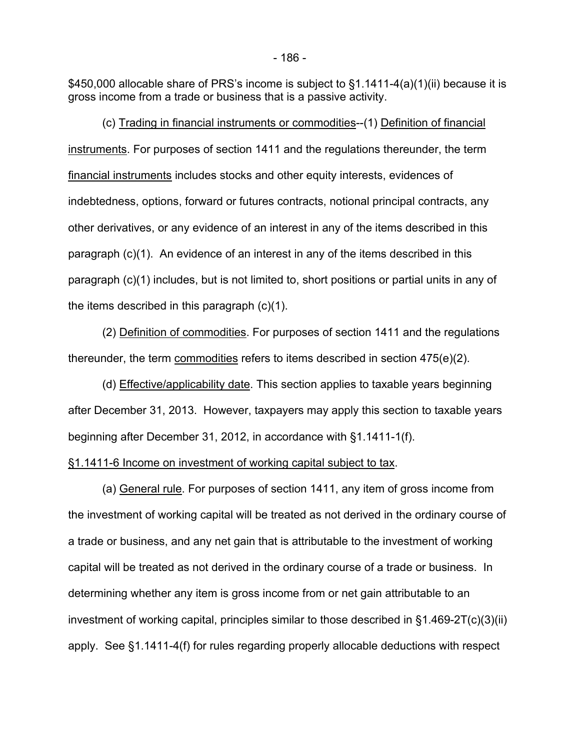$450,000 allocable share of PRS's income is subject to §1.1411-4(a)(1)(ii) because it is gross income from a trade or business that is a passive activity.

(c) Trading in financial instruments or commodities--(1) Definition of financial instruments. For purposes of section 1411 and the regulations thereunder, the term financial instruments includes stocks and other equity interests, evidences of indebtedness, options, forward or futures contracts, notional principal contracts, any other derivatives, or any evidence of an interest in any of the items described in this paragraph (c)(1). An evidence of an interest in any of the items described in this paragraph (c)(1) includes, but is not limited to, short positions or partial units in any of the items described in this paragraph (c)(1).

(2) Definition of commodities. For purposes of section 1411 and the regulations thereunder, the term commodities refers to items described in section 475(e)(2).

(d) Effective/applicability date. This section applies to taxable years beginning after December 31, 2013. However, taxpayers may apply this section to taxable years beginning after December 31, 2012, in accordance with §1.1411-1(f).

§1.1411-6 Income on investment of working capital subject to tax.

(a) General rule. For purposes of section 1411, any item of gross income from the investment of working capital will be treated as not derived in the ordinary course of a trade or business, and any net gain that is attributable to the investment of working capital will be treated as not derived in the ordinary course of a trade or business. In determining whether any item is gross income from or net gain attributable to an investment of working capital, principles similar to those described in §1.469-2T(c)(3)(ii) apply. See §1.1411-4(f) for rules regarding properly allocable deductions with respect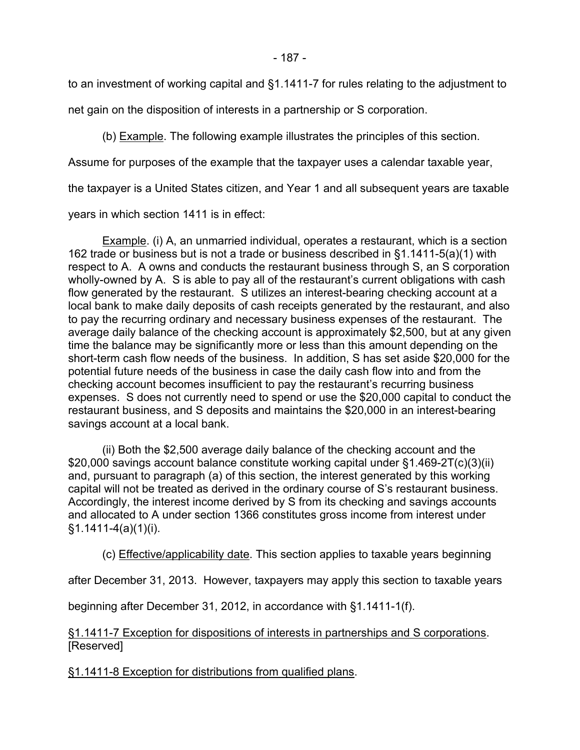to an investment of working capital and §1.1411-7 for rules relating to the adjustment to net gain on the disposition of interests in a partnership or S corporation.

(b) Example. The following example illustrates the principles of this section. Assume for purposes of the example that the taxpayer uses a calendar taxable year, the taxpayer is a United States citizen, and Year 1 and all subsequent years are taxable years in which section 1411 is in effect:

Example. (i) A, an unmarried individual, operates a restaurant, which is a section 162 trade or business but is not a trade or business described in §1.1411-5(a)(1) with respect to A. A owns and conducts the restaurant business through S, an S corporation wholly-owned by A. S is able to pay all of the restaurant's current obligations with cash flow generated by the restaurant. S utilizes an interest-bearing checking account at a local bank to make daily deposits of cash receipts generated by the restaurant, and also to pay the recurring ordinary and necessary business expenses of the restaurant. The average daily balance of the checking account is approximately $2,500, but at any given time the balance may be significantly more or less than this amount depending on the short-term cash flow needs of the business. In addition, S has set aside $20,000 for the potential future needs of the business in case the daily cash flow into and from the checking account becomes insufficient to pay the restaurant's recurring business expenses. S does not currently need to spend or use the $20,000 capital to conduct the restaurant business, and S deposits and maintains the $20,000 in an interest-bearing savings account at a local bank.

(ii) Both the $2,500 average daily balance of the checking account and the $20,000 savings account balance constitute working capital under §1.469-2T(c)(3)(ii) and, pursuant to paragraph (a) of this section, the interest generated by this working capital will not be treated as derived in the ordinary course of S's restaurant business. Accordingly, the interest income derived by S from its checking and savings accounts and allocated to A under section 1366 constitutes gross income from interest under §1.1411-4(a)(1)(i).

(c) Effective/applicability date. This section applies to taxable years beginning after December 31, 2013. However, taxpayers may apply this section to taxable years beginning after December 31, 2012, in accordance with §1.1411-1(f).

§1.1411-7 Exception for dispositions of interests in partnerships and S corporations. [Reserved]

§1.1411-8 Exception for distributions from qualified plans.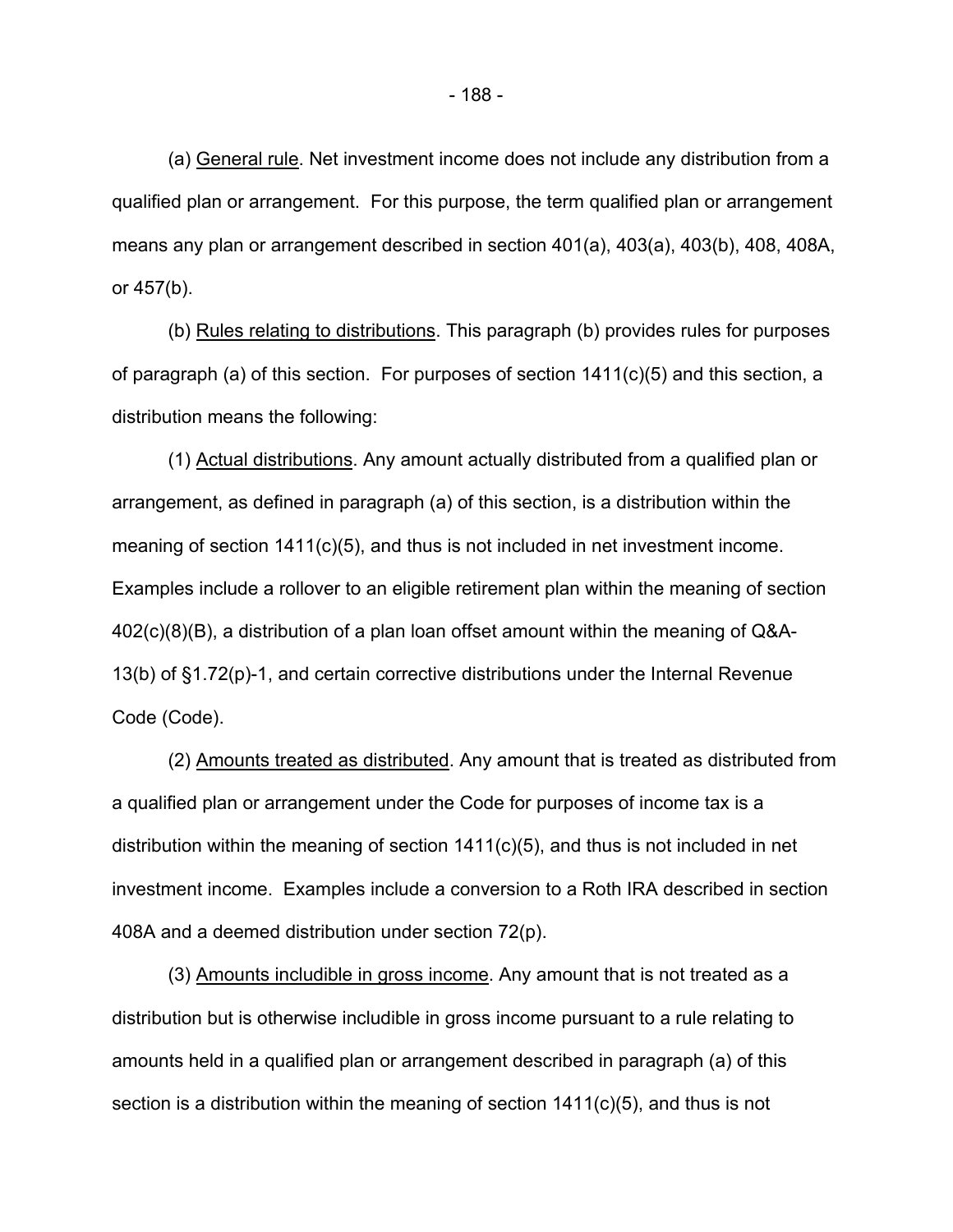(a) General rule. Net investment income does not include any distribution from a qualified plan or arrangement. For this purpose, the term qualified plan or arrangement means any plan or arrangement described in section 401(a), 403(a), 403(b), 408, 408A, or 457(b).

(b) Rules relating to distributions. This paragraph (b) provides rules for purposes of paragraph (a) of this section. For purposes of section 1411(c)(5) and this section, a distribution means the following:

(1) Actual distributions. Any amount actually distributed from a qualified plan or arrangement, as defined in paragraph (a) of this section, is a distribution within the meaning of section 1411(c)(5), and thus is not included in net investment income. Examples include a rollover to an eligible retirement plan within the meaning of section 402(c)(8)(B), a distribution of a plan loan offset amount within the meaning of Q&A-13(b) of §1.72(p)-1, and certain corrective distributions under the Internal Revenue Code (Code).

(2) Amounts treated as distributed. Any amount that is treated as distributed from a qualified plan or arrangement under the Code for purposes of income tax is a distribution within the meaning of section 1411(c)(5), and thus is not included in net investment income. Examples include a conversion to a Roth IRA described in section 408A and a deemed distribution under section 72(p).

(3) Amounts includible in gross income. Any amount that is not treated as a distribution but is otherwise includible in gross income pursuant to a rule relating to amounts held in a qualified plan or arrangement described in paragraph (a) of this section is a distribution within the meaning of section 1411(c)(5), and thus is not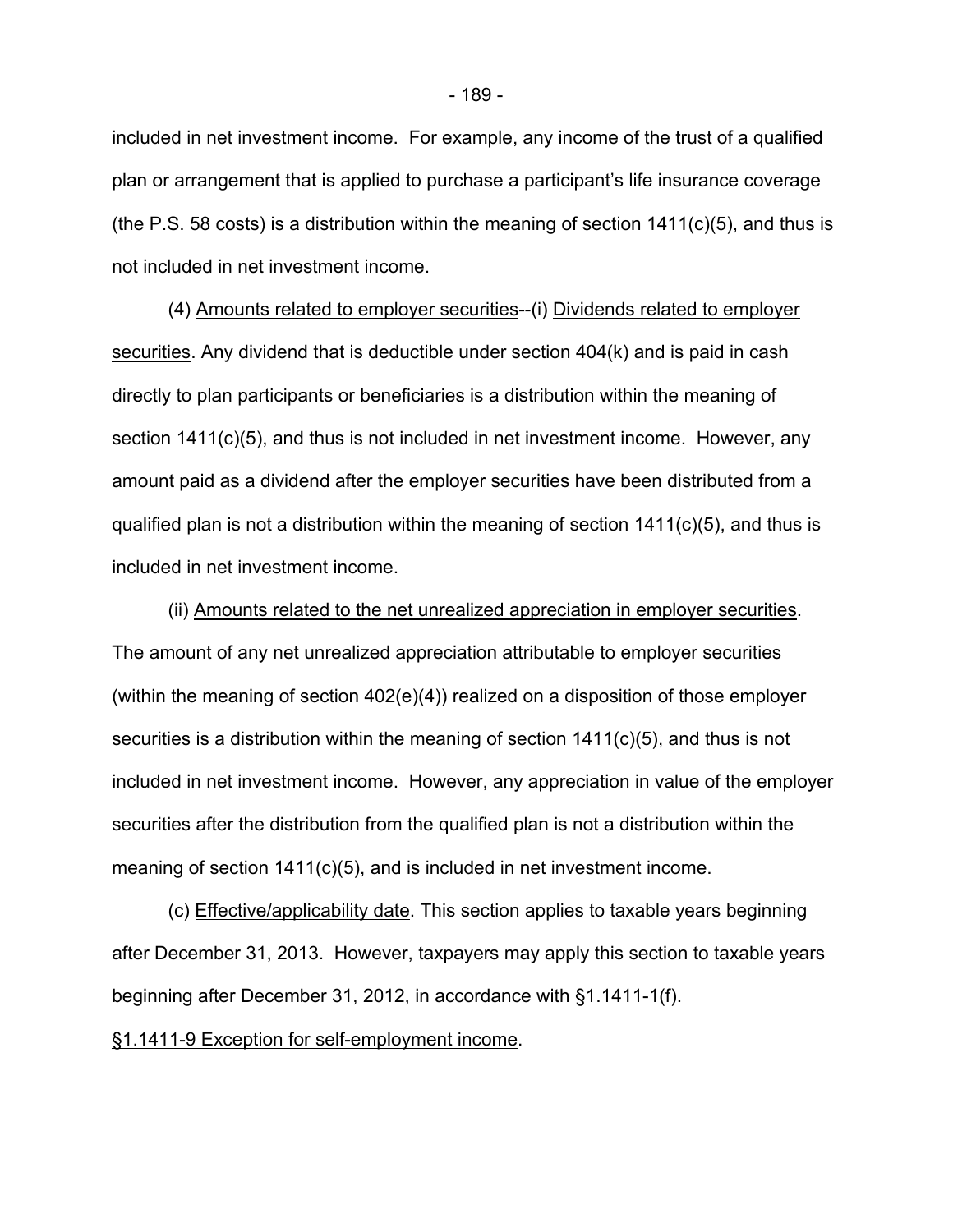included in net investment income. For example, any income of the trust of a qualified plan or arrangement that is applied to purchase a participant's life insurance coverage (the P.S. 58 costs) is a distribution within the meaning of section 1411(c)(5), and thus is not included in net investment income.

(4) Amounts related to employer securities--(i) Dividends related to employer securities. Any dividend that is deductible under section 404(k) and is paid in cash directly to plan participants or beneficiaries is a distribution within the meaning of section 1411(c)(5), and thus is not included in net investment income. However, any amount paid as a dividend after the employer securities have been distributed from a qualified plan is not a distribution within the meaning of section 1411(c)(5), and thus is included in net investment income.

(ii) Amounts related to the net unrealized appreciation in employer securities. The amount of any net unrealized appreciation attributable to employer securities (within the meaning of section 402(e)(4)) realized on a disposition of those employer securities is a distribution within the meaning of section 1411(c)(5), and thus is not included in net investment income. However, any appreciation in value of the employer securities after the distribution from the qualified plan is not a distribution within the meaning of section 1411(c)(5), and is included in net investment income.

(c) Effective/applicability date. This section applies to taxable years beginning after December 31, 2013. However, taxpayers may apply this section to taxable years beginning after December 31, 2012, in accordance with §1.1411-1(f).

§1.1411-9 Exception for self-employment income.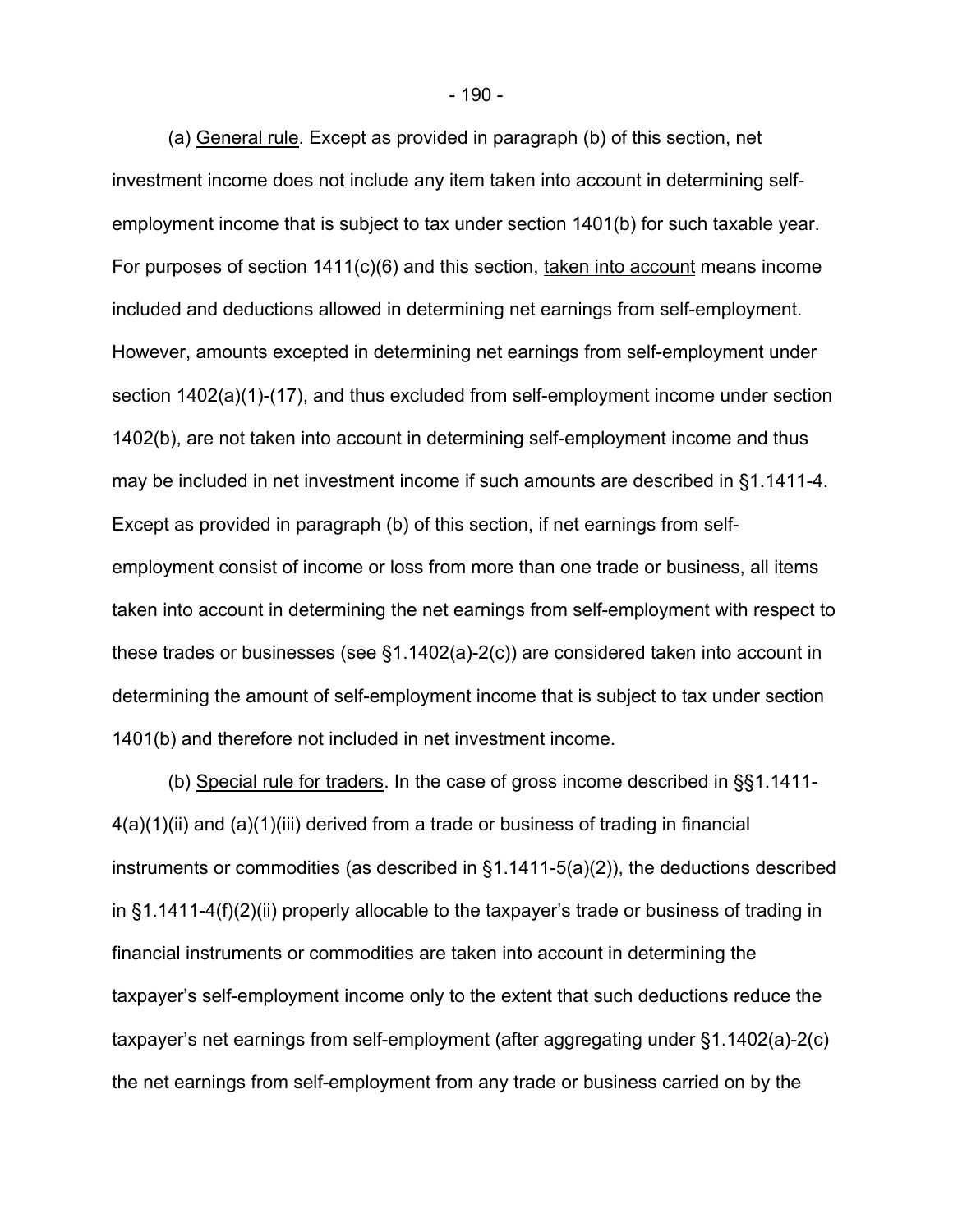(a) General rule. Except as provided in paragraph (b) of this section, net investment income does not include any item taken into account in determining self-employment income that is subject to tax under section 1401(b) for such taxable year. For purposes of section 1411(c)(6) and this section, taken into account means income included and deductions allowed in determining net earnings from self-employment. However, amounts excepted in determining net earnings from self-employment under section 1402(a)(1)-(17), and thus excluded from self-employment income under section 1402(b), are not taken into account in determining self-employment income and thus may be included in net investment income if such amounts are described in §1.1411-4. Except as provided in paragraph (b) of this section, if net earnings from self-employment consist of income or loss from more than one trade or business, all items taken into account in determining the net earnings from self-employment with respect to these trades or businesses (see §1.1402(a)-2(c)) are considered taken into account in determining the amount of self-employment income that is subject to tax under section 1401(b) and therefore not included in net investment income.

(b) Special rule for traders. In the case of gross income described in §§1.1411-4(a)(1)(ii) and (a)(1)(iii) derived from a trade or business of trading in financial instruments or commodities (as described in §1.1411-5(a)(2)), the deductions described in §1.1411-4(f)(2)(ii) properly allocable to the taxpayer's trade or business of trading in financial instruments or commodities are taken into account in determining the taxpayer's self-employment income only to the extent that such deductions reduce the taxpayer's net earnings from self-employment (after aggregating under §1.1402(a)-2(c) the net earnings from self-employment from any trade or business carried on by the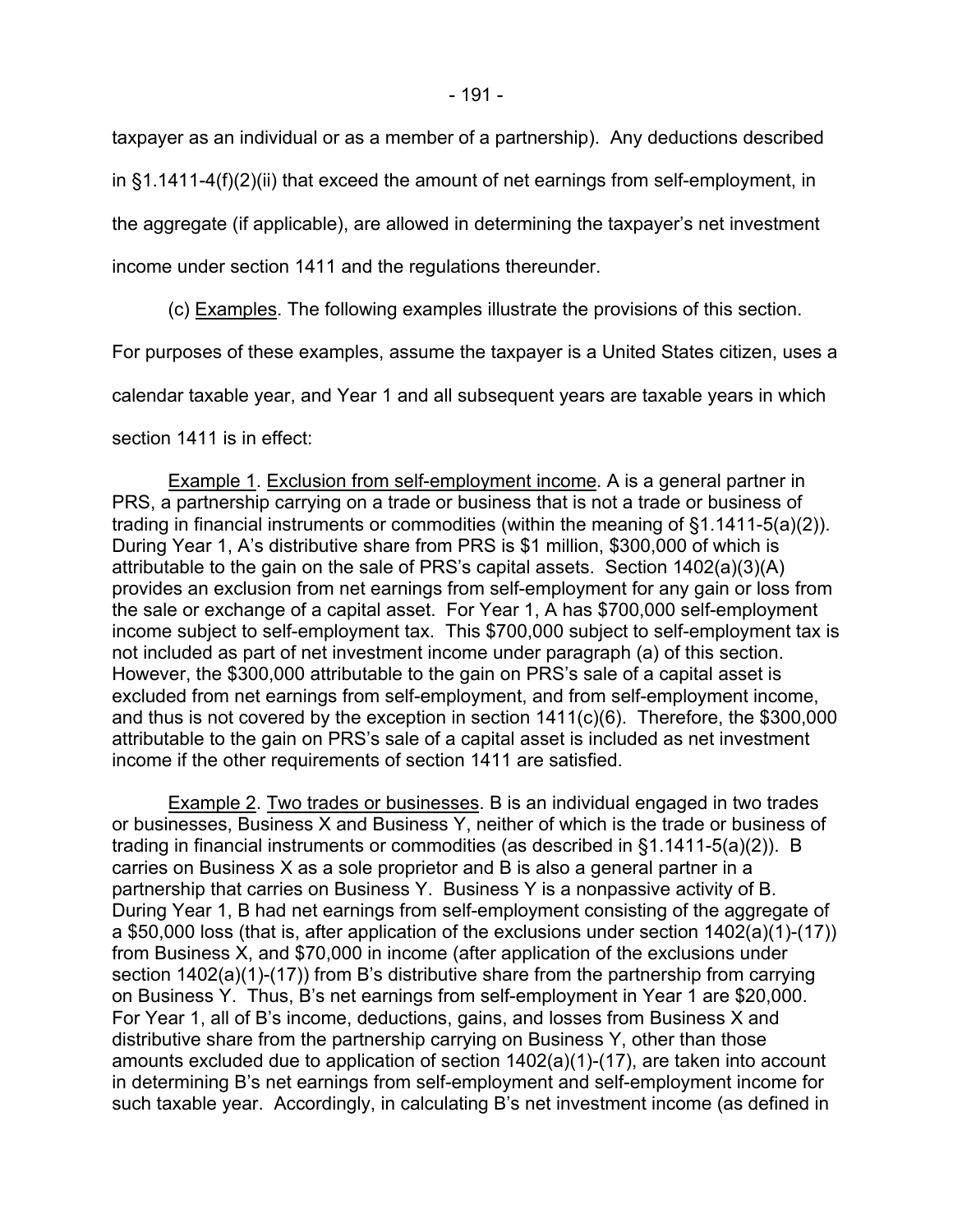taxpayer as an individual or as a member of a partnership). Any deductions described in §1.1411-4(f)(2)(ii) that exceed the amount of net earnings from self-employment, in the aggregate (if applicable), are allowed in determining the taxpayer's net investment income under section 1411 and the regulations thereunder.

(c) Examples. The following examples illustrate the provisions of this section. For purposes of these examples, assume the taxpayer is a United States citizen, uses a calendar taxable year, and Year 1 and all subsequent years are taxable years in which section 1411 is in effect:

Example 1. Exclusion from self-employment income. A is a general partner in PRS, a partnership carrying on a trade or business that is not a trade or business of trading in financial instruments or commodities (within the meaning of §1.1411-5(a)(2)). During Year 1, A's distributive share from PRS is $1 million, $300,000 of which is attributable to the gain on the sale of PRS's capital assets. Section 1402(a)(3)(A) provides an exclusion from net earnings from self-employment for any gain or loss from the sale or exchange of a capital asset. For Year 1, A has $700,000 self-employment income subject to self-employment tax. This $700,000 subject to self-employment tax is not included as part of net investment income under paragraph (a) of this section. However, the $300,000 attributable to the gain on PRS's sale of a capital asset is excluded from net earnings from self-employment, and from self-employment income, and thus is not covered by the exception in section 1411(c)(6). Therefore, the $300,000 attributable to the gain on PRS's sale of a capital asset is included as net investment income if the other requirements of section 1411 are satisfied.

Example 2. Two trades or businesses. B is an individual engaged in two trades or businesses, Business X and Business Y, neither of which is the trade or business of trading in financial instruments or commodities (as described in §1.1411-5(a)(2)). B carries on Business X as a sole proprietor and B is also a general partner in a partnership that carries on Business Y. Business Y is a nonpassive activity of B. During Year 1, B had net earnings from self-employment consisting of the aggregate of a $50,000 loss (that is, after application of the exclusions under section 1402(a)(1)-(17)) from Business X, and $70,000 in income (after application of the exclusions under section 1402(a)(1)-(17)) from B's distributive share from the partnership from carrying on Business Y. Thus, B's net earnings from self-employment in Year 1 are $20,000. For Year 1, all of B's income, deductions, gains, and losses from Business X and distributive share from the partnership carrying on Business Y, other than those amounts excluded due to application of section 1402(a)(1)-(17), are taken into account in determining B's net earnings from self-employment and self-employment income for such taxable year. Accordingly, in calculating B's net investment income (as defined in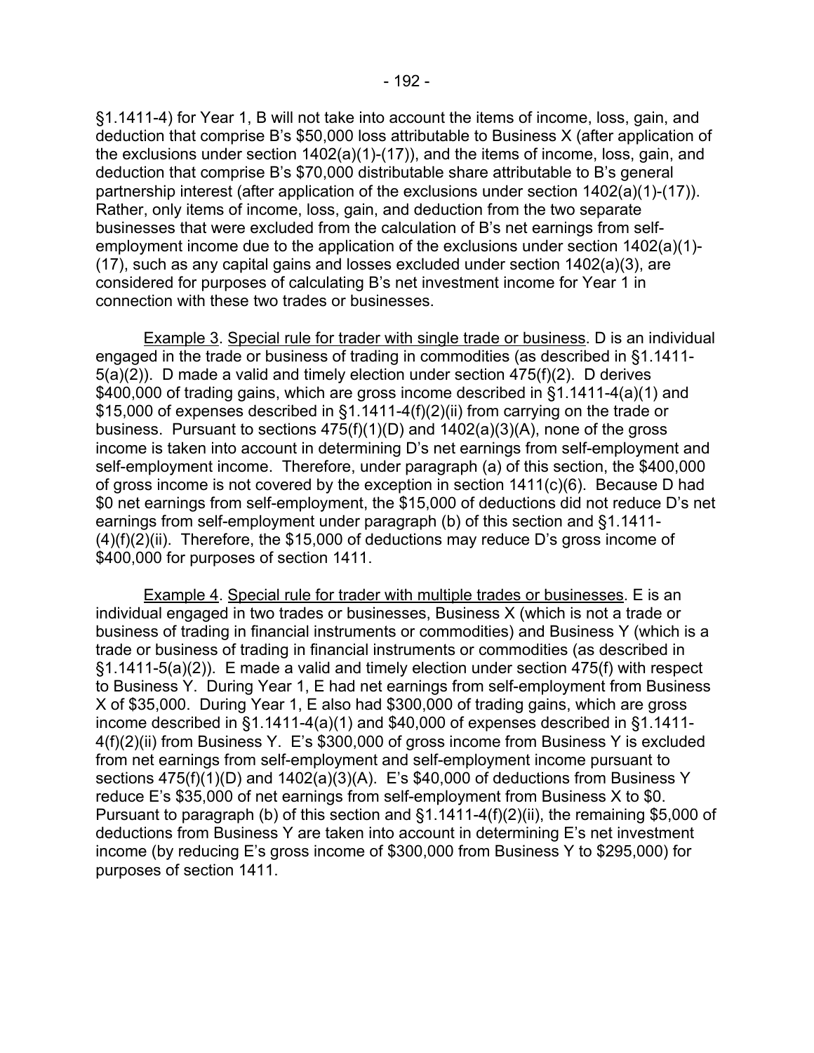§1.1411-4) for Year 1, B will not take into account the items of income, loss, gain, and deduction that comprise B's $50,000 loss attributable to Business X (after application of the exclusions under section 1402(a)(1)-(17)), and the items of income, loss, gain, and deduction that comprise B's $70,000 distributable share attributable to B's general partnership interest (after application of the exclusions under section 1402(a)(1)-(17)). Rather, only items of income, loss, gain, and deduction from the two separate businesses that were excluded from the calculation of B's net earnings from self-employment income due to the application of the exclusions under section 1402(a)(1)-(17), such as any capital gains and losses excluded under section 1402(a)(3), are considered for purposes of calculating B's net investment income for Year 1 in connection with these two trades or businesses.

<u>Example 3</u>. <u>Special rule for trader with single trade or business</u>. D is an individual engaged in the trade or business of trading in commodities (as described in §1.1411-5(a)(2)). D made a valid and timely election under section 475(f)(2). D derives $400,000 of trading gains, which are gross income described in §1.1411-4(a)(1) and $15,000 of expenses described in §1.1411-4(f)(2)(ii) from carrying on the trade or business. Pursuant to sections 475(f)(1)(D) and 1402(a)(3)(A), none of the gross income is taken into account in determining D's net earnings from self-employment and self-employment income. Therefore, under paragraph (a) of this section, the $400,000 of gross income is not covered by the exception in section 1411(c)(6). Because D had $0 net earnings from self-employment, the $15,000 of deductions did not reduce D's net earnings from self-employment under paragraph (b) of this section and §1.1411-(4)(f)(2)(ii). Therefore, the $15,000 of deductions may reduce D's gross income of $400,000 for purposes of section 1411.

<u>Example 4</u>. <u>Special rule for trader with multiple trades or businesses</u>. E is an individual engaged in two trades or businesses, Business X (which is not a trade or business of trading in financial instruments or commodities) and Business Y (which is a trade or business of trading in financial instruments or commodities (as described in §1.1411-5(a)(2)). E made a valid and timely election under section 475(f) with respect to Business Y. During Year 1, E had net earnings from self-employment from Business X of $35,000. During Year 1, E also had $300,000 of trading gains, which are gross income described in §1.1411-4(a)(1) and $40,000 of expenses described in §1.1411-4(f)(2)(ii) from Business Y. E's $300,000 of gross income from Business Y is excluded from net earnings from self-employment and self-employment income pursuant to sections 475(f)(1)(D) and 1402(a)(3)(A). E's $40,000 of deductions from Business Y reduce E's $35,000 of net earnings from self-employment from Business X to $0. Pursuant to paragraph (b) of this section and §1.1411-4(f)(2)(ii), the remaining $5,000 of deductions from Business Y are taken into account in determining E's net investment income (by reducing E's gross income of $300,000 from Business Y to $295,000) for purposes of section 1411.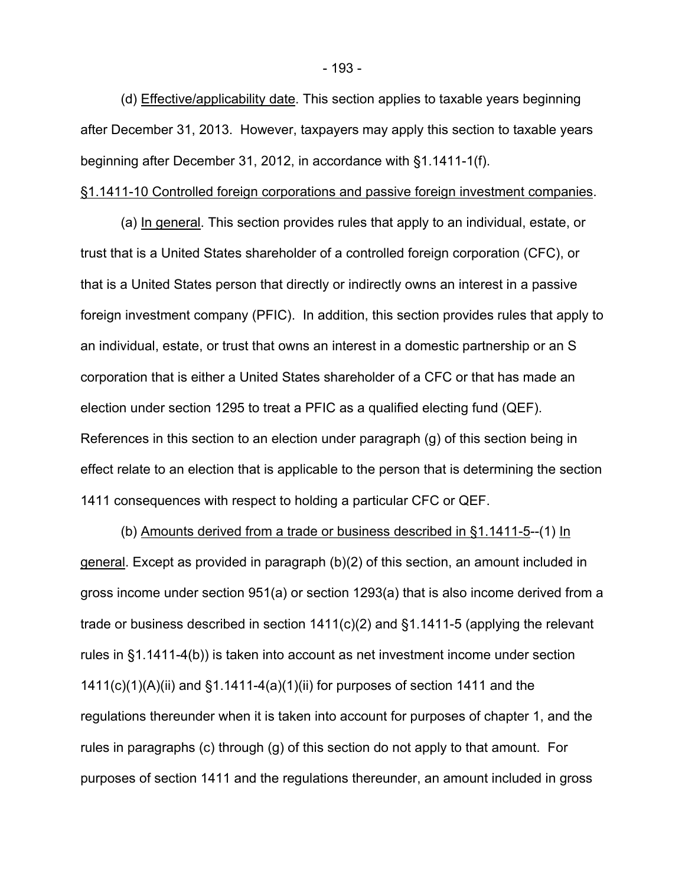(d) Effective/applicability date. This section applies to taxable years beginning after December 31, 2013. However, taxpayers may apply this section to taxable years beginning after December 31, 2012, in accordance with §1.1411-1(f).

§1.1411-10 Controlled foreign corporations and passive foreign investment companies.

(a) In general. This section provides rules that apply to an individual, estate, or trust that is a United States shareholder of a controlled foreign corporation (CFC), or that is a United States person that directly or indirectly owns an interest in a passive foreign investment company (PFIC). In addition, this section provides rules that apply to an individual, estate, or trust that owns an interest in a domestic partnership or an S corporation that is either a United States shareholder of a CFC or that has made an election under section 1295 to treat a PFIC as a qualified electing fund (QEF). References in this section to an election under paragraph (g) of this section being in effect relate to an election that is applicable to the person that is determining the section 1411 consequences with respect to holding a particular CFC or QEF.

(b) Amounts derived from a trade or business described in §1.1411-5--(1) In general. Except as provided in paragraph (b)(2) of this section, an amount included in gross income under section 951(a) or section 1293(a) that is also income derived from a trade or business described in section 1411(c)(2) and §1.1411-5 (applying the relevant rules in §1.1411-4(b)) is taken into account as net investment income under section 1411(c)(1)(A)(ii) and §1.1411-4(a)(1)(ii) for purposes of section 1411 and the regulations thereunder when it is taken into account for purposes of chapter 1, and the rules in paragraphs (c) through (g) of this section do not apply to that amount. For purposes of section 1411 and the regulations thereunder, an amount included in gross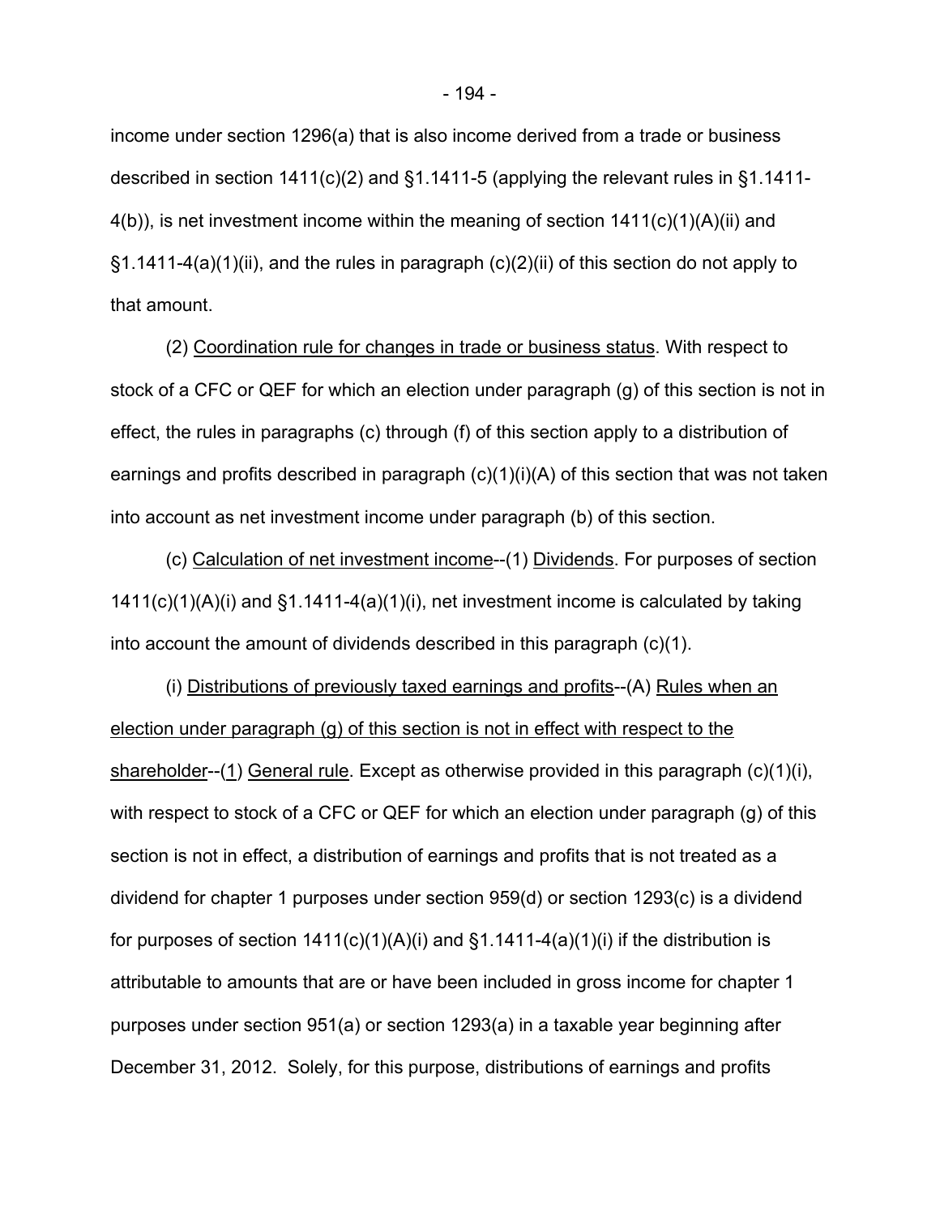income under section 1296(a) that is also income derived from a trade or business described in section 1411(c)(2) and §1.1411-5 (applying the relevant rules in §1.1411-4(b)), is net investment income within the meaning of section 1411(c)(1)(A)(ii) and §1.1411-4(a)(1)(ii), and the rules in paragraph (c)(2)(ii) of this section do not apply to that amount.

(2) Coordination rule for changes in trade or business status. With respect to stock of a CFC or QEF for which an election under paragraph (g) of this section is not in effect, the rules in paragraphs (c) through (f) of this section apply to a distribution of earnings and profits described in paragraph (c)(1)(i)(A) of this section that was not taken into account as net investment income under paragraph (b) of this section.

(c) Calculation of net investment income--(1) Dividends. For purposes of section 1411(c)(1)(A)(i) and §1.1411-4(a)(1)(i), net investment income is calculated by taking into account the amount of dividends described in this paragraph (c)(1).

(i) Distributions of previously taxed earnings and profits--(A) Rules when an election under paragraph (g) of this section is not in effect with respect to the shareholder--(1) General rule. Except as otherwise provided in this paragraph (c)(1)(i), with respect to stock of a CFC or QEF for which an election under paragraph (g) of this section is not in effect, a distribution of earnings and profits that is not treated as a dividend for chapter 1 purposes under section 959(d) or section 1293(c) is a dividend for purposes of section 1411(c)(1)(A)(i) and §1.1411-4(a)(1)(i) if the distribution is attributable to amounts that are or have been included in gross income for chapter 1 purposes under section 951(a) or section 1293(a) in a taxable year beginning after December 31, 2012. Solely, for this purpose, distributions of earnings and profits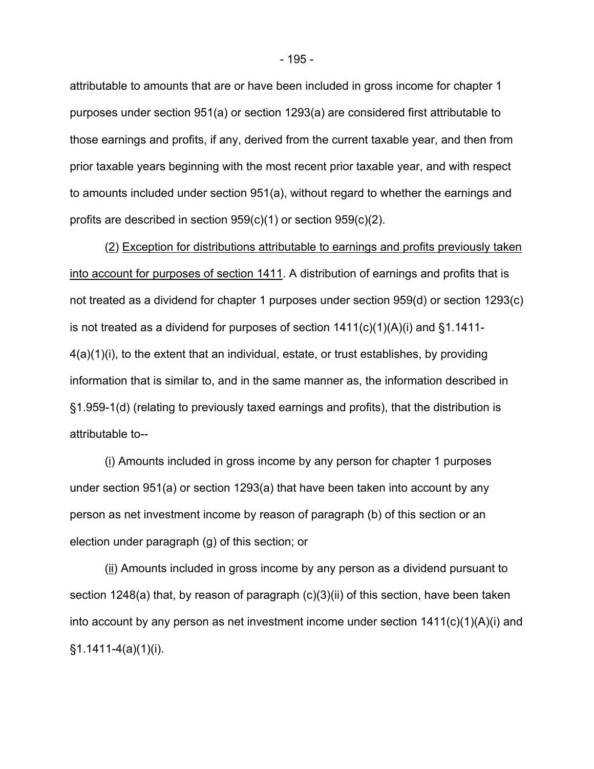attributable to amounts that are or have been included in gross income for chapter 1 purposes under section 951(a) or section 1293(a) are considered first attributable to those earnings and profits, if any, derived from the current taxable year, and then from prior taxable years beginning with the most recent prior taxable year, and with respect to amounts included under section 951(a), without regard to whether the earnings and profits are described in section 959(c)(1) or section 959(c)(2).

(2) Exception for distributions attributable to earnings and profits previously taken into account for purposes of section 1411. A distribution of earnings and profits that is not treated as a dividend for chapter 1 purposes under section 959(d) or section 1293(c) is not treated as a dividend for purposes of section 1411(c)(1)(A)(i) and §1.1411-4(a)(1)(i), to the extent that an individual, estate, or trust establishes, by providing information that is similar to, and in the same manner as, the information described in §1.959-1(d) (relating to previously taxed earnings and profits), that the distribution is attributable to--

(i) Amounts included in gross income by any person for chapter 1 purposes under section 951(a) or section 1293(a) that have been taken into account by any person as net investment income by reason of paragraph (b) of this section or an election under paragraph (g) of this section; or

(ii) Amounts included in gross income by any person as a dividend pursuant to section 1248(a) that, by reason of paragraph (c)(3)(ii) of this section, have been taken into account by any person as net investment income under section 1411(c)(1)(A)(i) and §1.1411-4(a)(1)(i).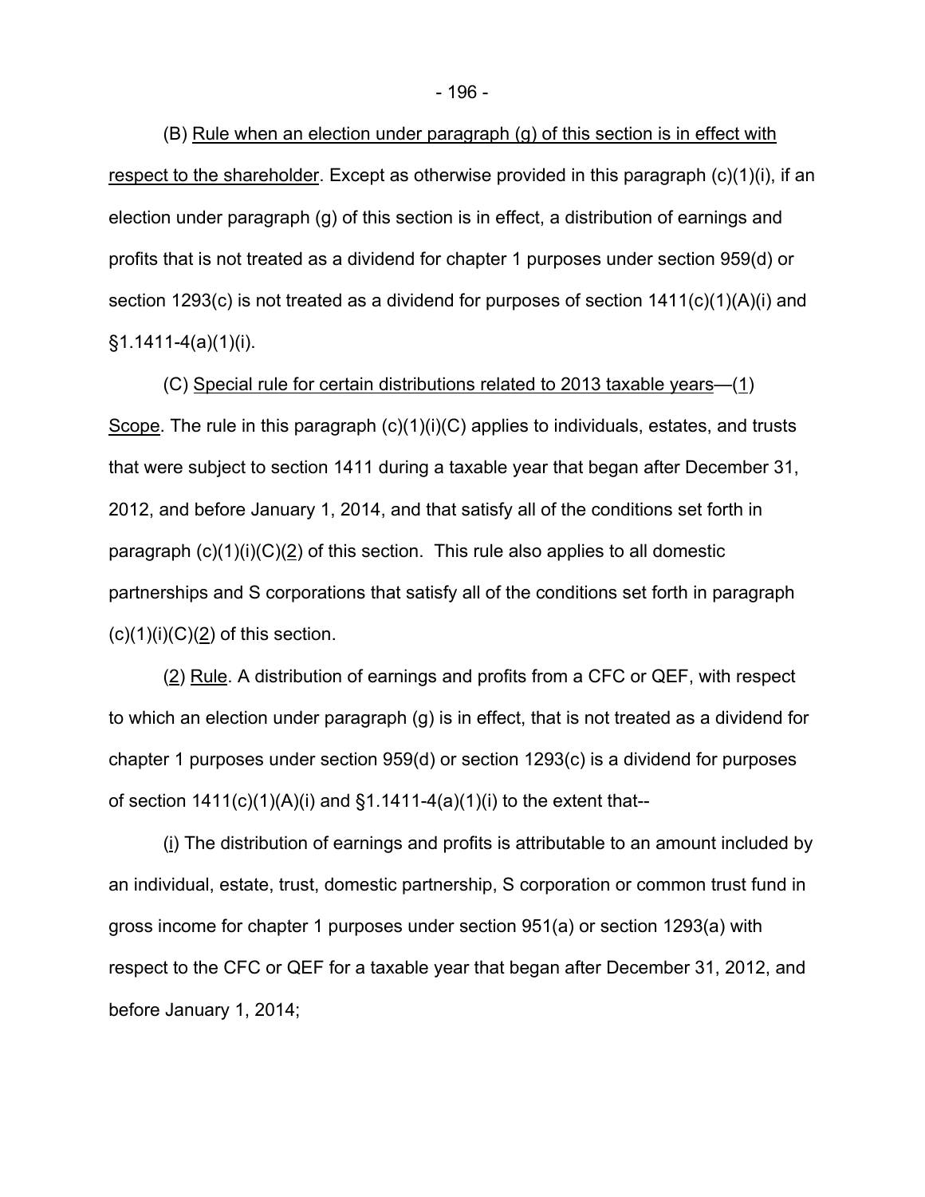(B) Rule when an election under paragraph (g) of this section is in effect with respect to the shareholder. Except as otherwise provided in this paragraph (c)(1)(i), if an election under paragraph (g) of this section is in effect, a distribution of earnings and profits that is not treated as a dividend for chapter 1 purposes under section 959(d) or section 1293(c) is not treated as a dividend for purposes of section 1411(c)(1)(A)(i) and §1.1411-4(a)(1)(i).

(C) Special rule for certain distributions related to 2013 taxable years—(1) Scope. The rule in this paragraph (c)(1)(i)(C) applies to individuals, estates, and trusts that were subject to section 1411 during a taxable year that began after December 31, 2012, and before January 1, 2014, and that satisfy all of the conditions set forth in paragraph (c)(1)(i)(C)(2) of this section. This rule also applies to all domestic partnerships and S corporations that satisfy all of the conditions set forth in paragraph (c)(1)(i)(C)(2) of this section.

(2) Rule. A distribution of earnings and profits from a CFC or QEF, with respect to which an election under paragraph (g) is in effect, that is not treated as a dividend for chapter 1 purposes under section 959(d) or section 1293(c) is a dividend for purposes of section 1411(c)(1)(A)(i) and §1.1411-4(a)(1)(i) to the extent that--

(i) The distribution of earnings and profits is attributable to an amount included by an individual, estate, trust, domestic partnership, S corporation or common trust fund in gross income for chapter 1 purposes under section 951(a) or section 1293(a) with respect to the CFC or QEF for a taxable year that began after December 31, 2012, and before January 1, 2014;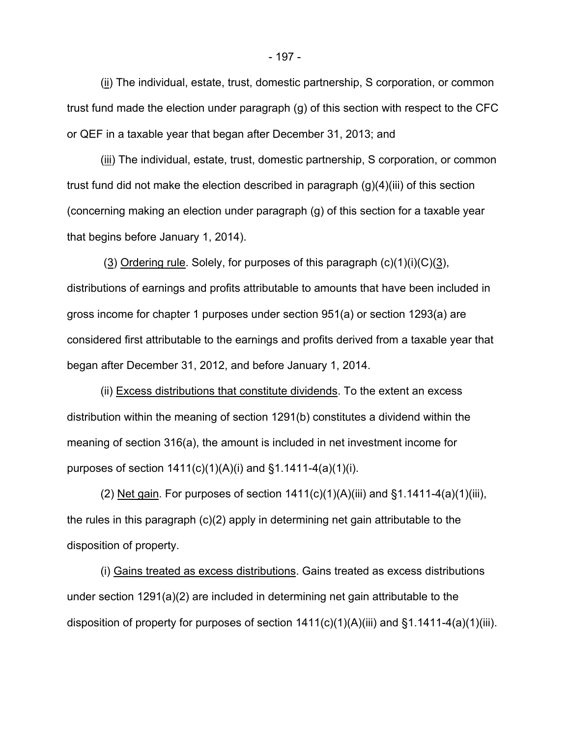(ii) The individual, estate, trust, domestic partnership, S corporation, or common trust fund made the election under paragraph (g) of this section with respect to the CFC or QEF in a taxable year that began after December 31, 2013; and

(iii) The individual, estate, trust, domestic partnership, S corporation, or common trust fund did not make the election described in paragraph (g)(4)(iii) of this section (concerning making an election under paragraph (g) of this section for a taxable year that begins before January 1, 2014).

(3) Ordering rule. Solely, for purposes of this paragraph (c)(1)(i)(C)(3), distributions of earnings and profits attributable to amounts that have been included in gross income for chapter 1 purposes under section 951(a) or section 1293(a) are considered first attributable to the earnings and profits derived from a taxable year that began after December 31, 2012, and before January 1, 2014.

(ii) Excess distributions that constitute dividends. To the extent an excess distribution within the meaning of section 1291(b) constitutes a dividend within the meaning of section 316(a), the amount is included in net investment income for purposes of section 1411(c)(1)(A)(i) and §1.1411-4(a)(1)(i).

(2) Net gain. For purposes of section 1411(c)(1)(A)(iii) and §1.1411-4(a)(1)(iii), the rules in this paragraph (c)(2) apply in determining net gain attributable to the disposition of property.

(i) Gains treated as excess distributions. Gains treated as excess distributions under section 1291(a)(2) are included in determining net gain attributable to the disposition of property for purposes of section 1411(c)(1)(A)(iii) and §1.1411-4(a)(1)(iii).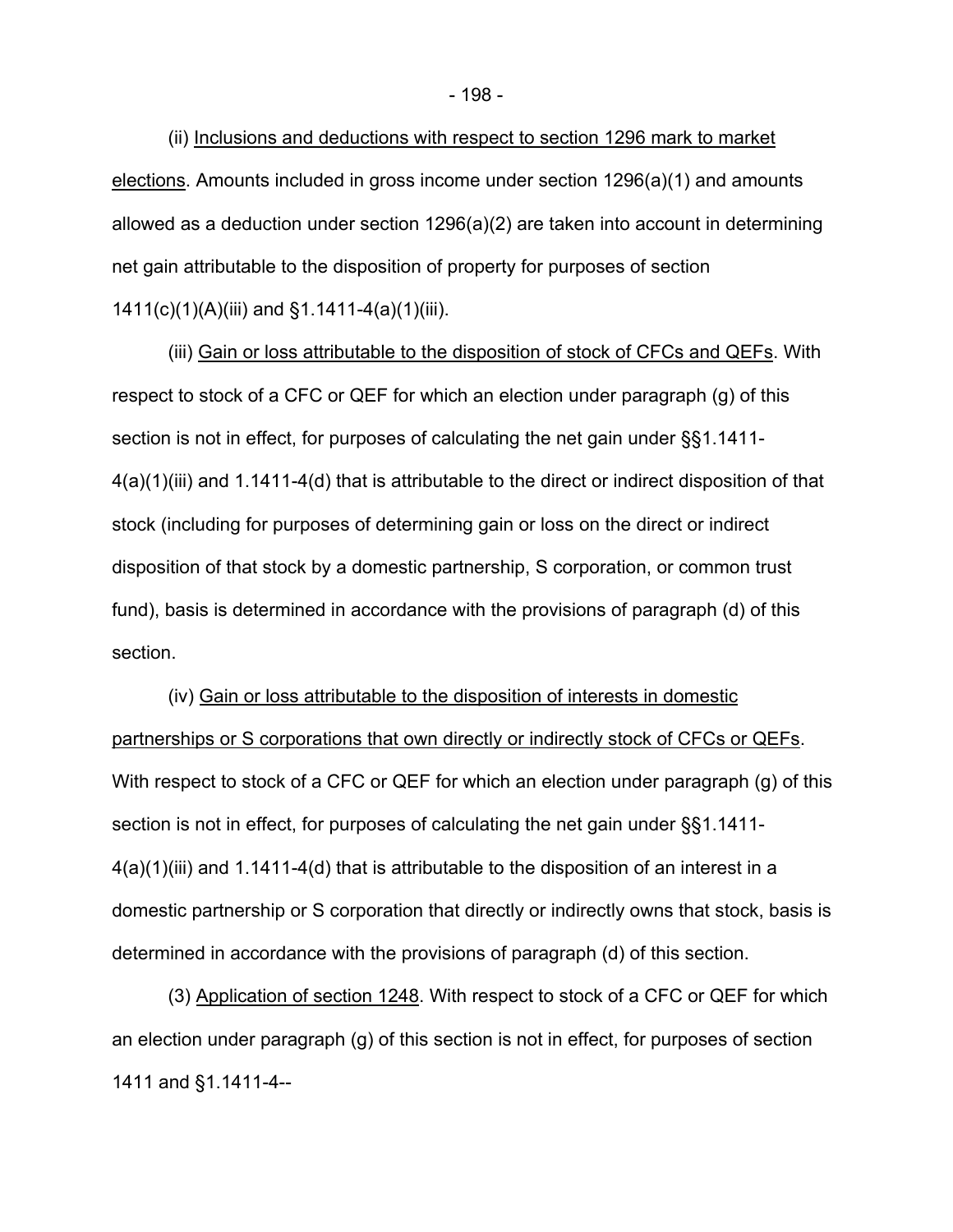(ii) Inclusions and deductions with respect to section 1296 mark to market elections. Amounts included in gross income under section 1296(a)(1) and amounts allowed as a deduction under section 1296(a)(2) are taken into account in determining net gain attributable to the disposition of property for purposes of section 1411(c)(1)(A)(iii) and §1.1411-4(a)(1)(iii).

(iii) Gain or loss attributable to the disposition of stock of CFCs and QEFs. With respect to stock of a CFC or QEF for which an election under paragraph (g) of this section is not in effect, for purposes of calculating the net gain under §§1.1411-4(a)(1)(iii) and 1.1411-4(d) that is attributable to the direct or indirect disposition of that stock (including for purposes of determining gain or loss on the direct or indirect disposition of that stock by a domestic partnership, S corporation, or common trust fund), basis is determined in accordance with the provisions of paragraph (d) of this section.

(iv) Gain or loss attributable to the disposition of interests in domestic partnerships or S corporations that own directly or indirectly stock of CFCs or QEFs. With respect to stock of a CFC or QEF for which an election under paragraph (g) of this section is not in effect, for purposes of calculating the net gain under §§1.1411-4(a)(1)(iii) and 1.1411-4(d) that is attributable to the disposition of an interest in a domestic partnership or S corporation that directly or indirectly owns that stock, basis is determined in accordance with the provisions of paragraph (d) of this section.

(3) Application of section 1248. With respect to stock of a CFC or QEF for which an election under paragraph (g) of this section is not in effect, for purposes of section 1411 and §1.1411-4--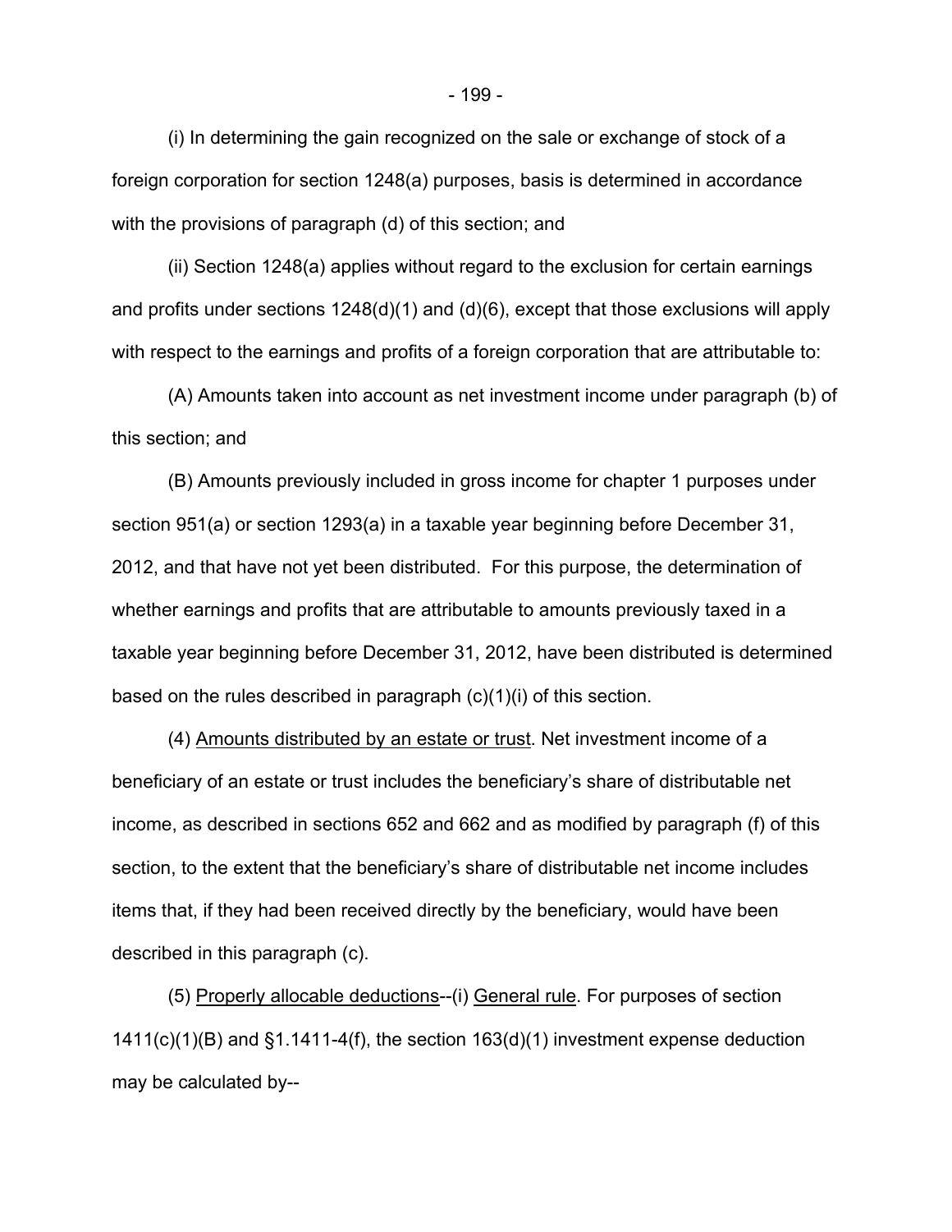(i) In determining the gain recognized on the sale or exchange of stock of a foreign corporation for section 1248(a) purposes, basis is determined in accordance with the provisions of paragraph (d) of this section; and

(ii) Section 1248(a) applies without regard to the exclusion for certain earnings and profits under sections 1248(d)(1) and (d)(6), except that those exclusions will apply with respect to the earnings and profits of a foreign corporation that are attributable to:

(A) Amounts taken into account as net investment income under paragraph (b) of this section; and

(B) Amounts previously included in gross income for chapter 1 purposes under section 951(a) or section 1293(a) in a taxable year beginning before December 31, 2012, and that have not yet been distributed. For this purpose, the determination of whether earnings and profits that are attributable to amounts previously taxed in a taxable year beginning before December 31, 2012, have been distributed is determined based on the rules described in paragraph (c)(1)(i) of this section.

(4) Amounts distributed by an estate or trust. Net investment income of a beneficiary of an estate or trust includes the beneficiary's share of distributable net income, as described in sections 652 and 662 and as modified by paragraph (f) of this section, to the extent that the beneficiary's share of distributable net income includes items that, if they had been received directly by the beneficiary, would have been described in this paragraph (c).

(5) Properly allocable deductions--(i) General rule. For purposes of section 1411(c)(1)(B) and §1.1411-4(f), the section 163(d)(1) investment expense deduction may be calculated by--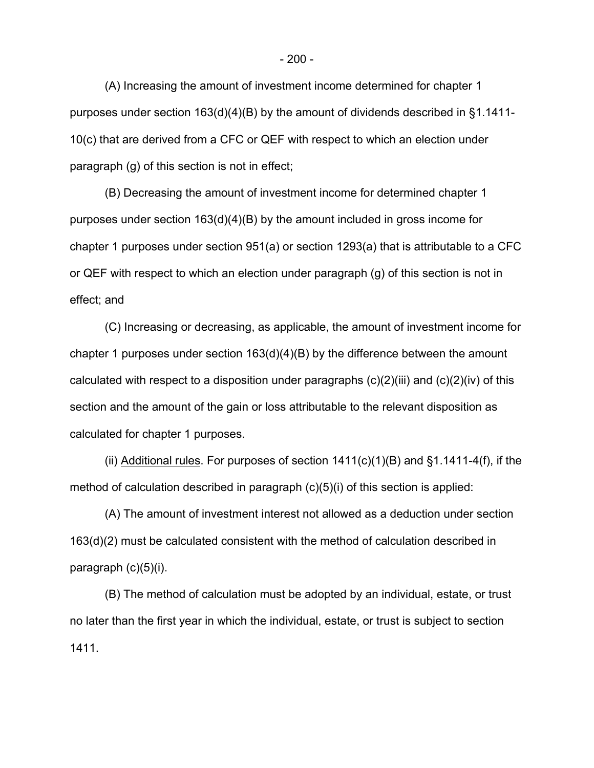(A) Increasing the amount of investment income determined for chapter 1 purposes under section 163(d)(4)(B) by the amount of dividends described in §1.1411-10(c) that are derived from a CFC or QEF with respect to which an election under paragraph (g) of this section is not in effect;

(B) Decreasing the amount of investment income for determined chapter 1 purposes under section 163(d)(4)(B) by the amount included in gross income for chapter 1 purposes under section 951(a) or section 1293(a) that is attributable to a CFC or QEF with respect to which an election under paragraph (g) of this section is not in effect; and

(C) Increasing or decreasing, as applicable, the amount of investment income for chapter 1 purposes under section 163(d)(4)(B) by the difference between the amount calculated with respect to a disposition under paragraphs (c)(2)(iii) and (c)(2)(iv) of this section and the amount of the gain or loss attributable to the relevant disposition as calculated for chapter 1 purposes.

(ii) Additional rules. For purposes of section 1411(c)(1)(B) and §1.1411-4(f), if the method of calculation described in paragraph (c)(5)(i) of this section is applied:

(A) The amount of investment interest not allowed as a deduction under section 163(d)(2) must be calculated consistent with the method of calculation described in paragraph (c)(5)(i).

(B) The method of calculation must be adopted by an individual, estate, or trust no later than the first year in which the individual, estate, or trust is subject to section 1411.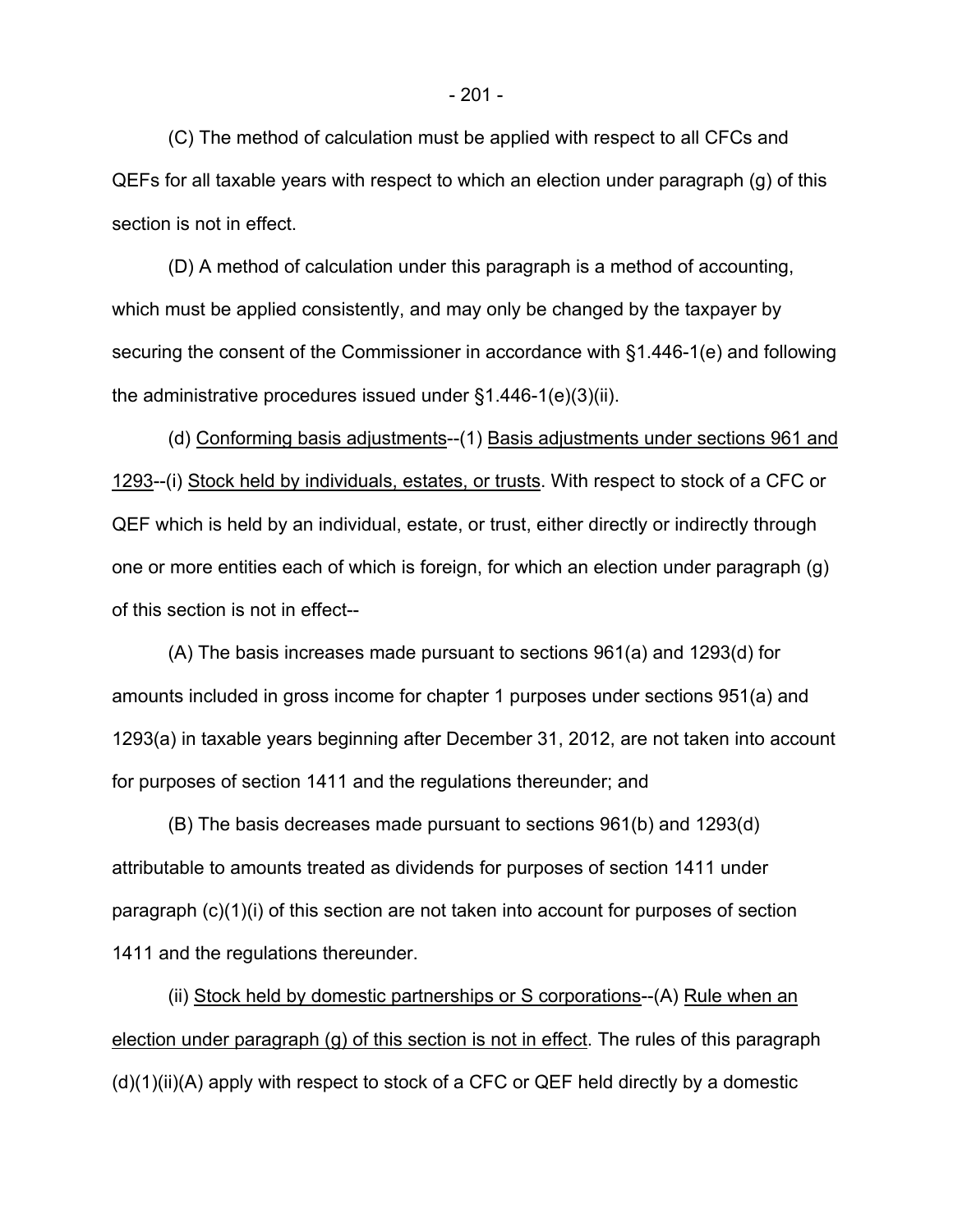(C) The method of calculation must be applied with respect to all CFCs and QEFs for all taxable years with respect to which an election under paragraph (g) of this section is not in effect.

(D) A method of calculation under this paragraph is a method of accounting, which must be applied consistently, and may only be changed by the taxpayer by securing the consent of the Commissioner in accordance with §1.446-1(e) and following the administrative procedures issued under §1.446-1(e)(3)(ii).

(d) Conforming basis adjustments--(1) Basis adjustments under sections 961 and 1293--(i) Stock held by individuals, estates, or trusts. With respect to stock of a CFC or QEF which is held by an individual, estate, or trust, either directly or indirectly through one or more entities each of which is foreign, for which an election under paragraph (g) of this section is not in effect--

(A) The basis increases made pursuant to sections 961(a) and 1293(d) for amounts included in gross income for chapter 1 purposes under sections 951(a) and 1293(a) in taxable years beginning after December 31, 2012, are not taken into account for purposes of section 1411 and the regulations thereunder; and

(B) The basis decreases made pursuant to sections 961(b) and 1293(d) attributable to amounts treated as dividends for purposes of section 1411 under paragraph (c)(1)(i) of this section are not taken into account for purposes of section 1411 and the regulations thereunder.

(ii) Stock held by domestic partnerships or S corporations--(A) Rule when an election under paragraph (g) of this section is not in effect. The rules of this paragraph (d)(1)(ii)(A) apply with respect to stock of a CFC or QEF held directly by a domestic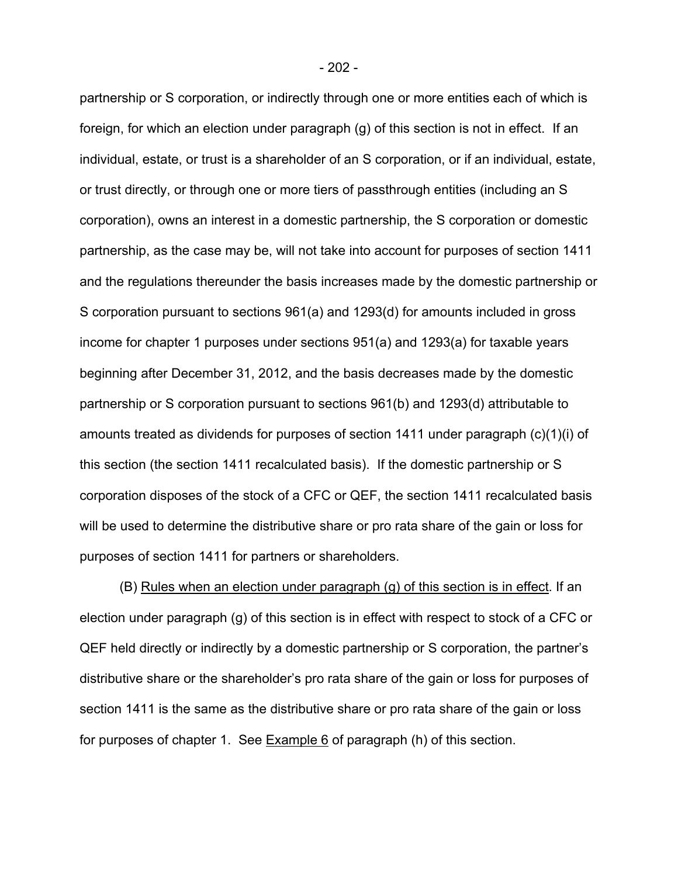partnership or S corporation, or indirectly through one or more entities each of which is foreign, for which an election under paragraph (g) of this section is not in effect. If an individual, estate, or trust is a shareholder of an S corporation, or if an individual, estate, or trust directly, or through one or more tiers of passthrough entities (including an S corporation), owns an interest in a domestic partnership, the S corporation or domestic partnership, as the case may be, will not take into account for purposes of section 1411 and the regulations thereunder the basis increases made by the domestic partnership or S corporation pursuant to sections 961(a) and 1293(d) for amounts included in gross income for chapter 1 purposes under sections 951(a) and 1293(a) for taxable years beginning after December 31, 2012, and the basis decreases made by the domestic partnership or S corporation pursuant to sections 961(b) and 1293(d) attributable to amounts treated as dividends for purposes of section 1411 under paragraph (c)(1)(i) of this section (the section 1411 recalculated basis). If the domestic partnership or S corporation disposes of the stock of a CFC or QEF, the section 1411 recalculated basis will be used to determine the distributive share or pro rata share of the gain or loss for purposes of section 1411 for partners or shareholders.

(B) Rules when an election under paragraph (g) of this section is in effect. If an election under paragraph (g) of this section is in effect with respect to stock of a CFC or QEF held directly or indirectly by a domestic partnership or S corporation, the partner's distributive share or the shareholder's pro rata share of the gain or loss for purposes of section 1411 is the same as the distributive share or pro rata share of the gain or loss for purposes of chapter 1. See Example 6 of paragraph (h) of this section.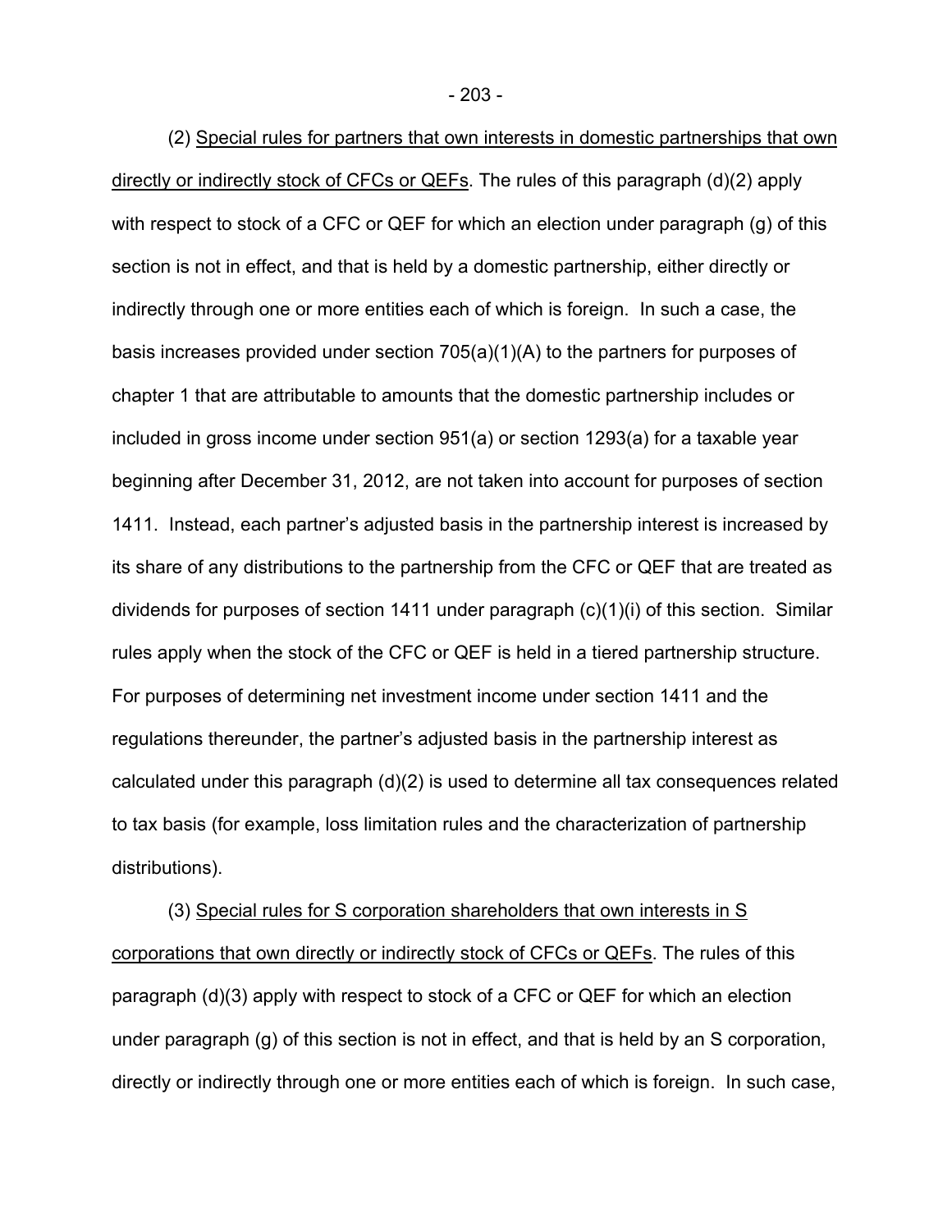(2) Special rules for partners that own interests in domestic partnerships that own directly or indirectly stock of CFCs or QEFs. The rules of this paragraph (d)(2) apply with respect to stock of a CFC or QEF for which an election under paragraph (g) of this section is not in effect, and that is held by a domestic partnership, either directly or indirectly through one or more entities each of which is foreign. In such a case, the basis increases provided under section 705(a)(1)(A) to the partners for purposes of chapter 1 that are attributable to amounts that the domestic partnership includes or included in gross income under section 951(a) or section 1293(a) for a taxable year beginning after December 31, 2012, are not taken into account for purposes of section 1411. Instead, each partner's adjusted basis in the partnership interest is increased by its share of any distributions to the partnership from the CFC or QEF that are treated as dividends for purposes of section 1411 under paragraph (c)(1)(i) of this section. Similar rules apply when the stock of the CFC or QEF is held in a tiered partnership structure. For purposes of determining net investment income under section 1411 and the regulations thereunder, the partner's adjusted basis in the partnership interest as calculated under this paragraph (d)(2) is used to determine all tax consequences related to tax basis (for example, loss limitation rules and the characterization of partnership distributions).

(3) Special rules for S corporation shareholders that own interests in S corporations that own directly or indirectly stock of CFCs or QEFs. The rules of this paragraph (d)(3) apply with respect to stock of a CFC or QEF for which an election under paragraph (g) of this section is not in effect, and that is held by an S corporation, directly or indirectly through one or more entities each of which is foreign. In such case,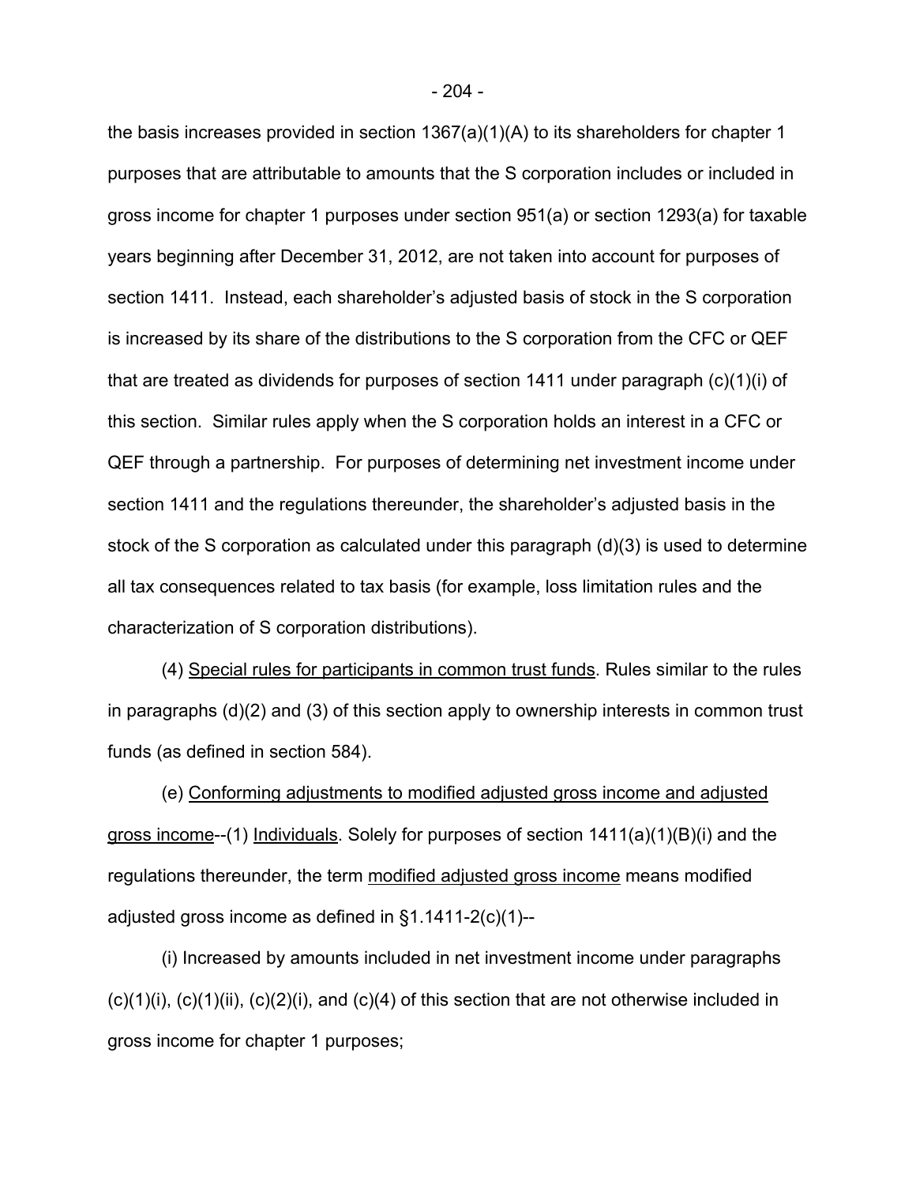the basis increases provided in section 1367(a)(1)(A) to its shareholders for chapter 1 purposes that are attributable to amounts that the S corporation includes or included in gross income for chapter 1 purposes under section 951(a) or section 1293(a) for taxable years beginning after December 31, 2012, are not taken into account for purposes of section 1411. Instead, each shareholder's adjusted basis of stock in the S corporation is increased by its share of the distributions to the S corporation from the CFC or QEF that are treated as dividends for purposes of section 1411 under paragraph (c)(1)(i) of this section. Similar rules apply when the S corporation holds an interest in a CFC or QEF through a partnership. For purposes of determining net investment income under section 1411 and the regulations thereunder, the shareholder's adjusted basis in the stock of the S corporation as calculated under this paragraph (d)(3) is used to determine all tax consequences related to tax basis (for example, loss limitation rules and the characterization of S corporation distributions).

(4) Special rules for participants in common trust funds. Rules similar to the rules in paragraphs (d)(2) and (3) of this section apply to ownership interests in common trust funds (as defined in section 584).

(e) Conforming adjustments to modified adjusted gross income and adjusted gross income--(1) Individuals. Solely for purposes of section 1411(a)(1)(B)(i) and the regulations thereunder, the term modified adjusted gross income means modified adjusted gross income as defined in §1.1411-2(c)(1)--

(i) Increased by amounts included in net investment income under paragraphs (c)(1)(i), (c)(1)(ii), (c)(2)(i), and (c)(4) of this section that are not otherwise included in gross income for chapter 1 purposes;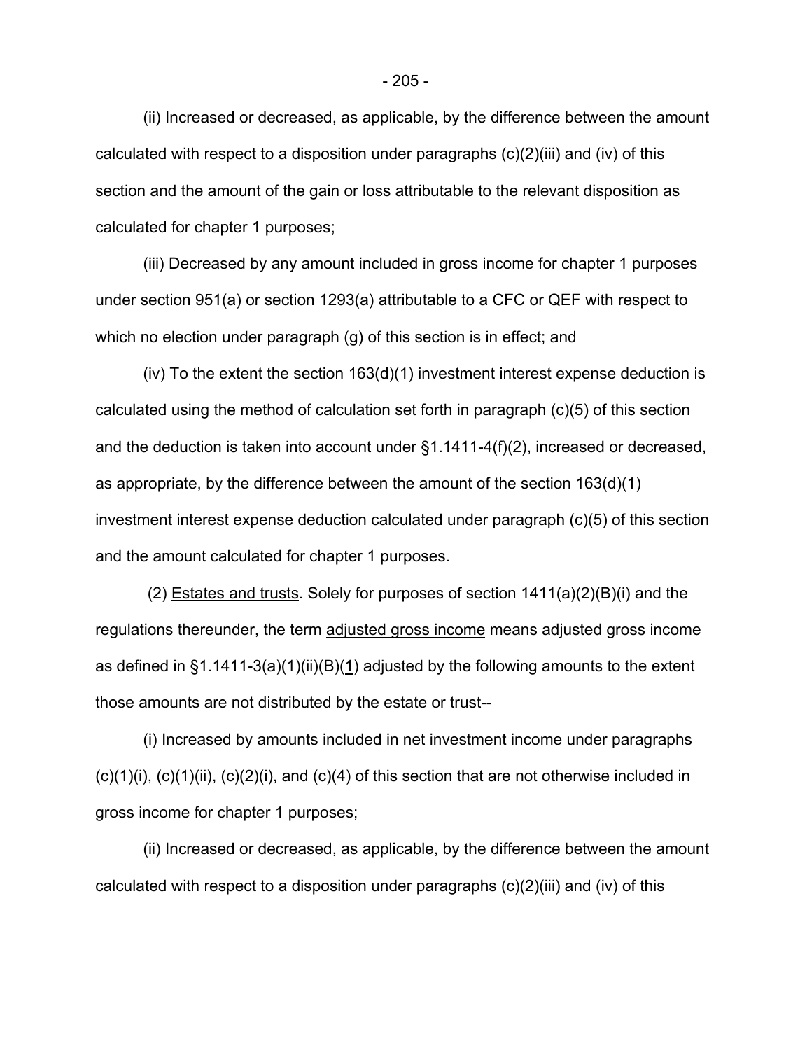(ii) Increased or decreased, as applicable, by the difference between the amount calculated with respect to a disposition under paragraphs (c)(2)(iii) and (iv) of this section and the amount of the gain or loss attributable to the relevant disposition as calculated for chapter 1 purposes;

(iii) Decreased by any amount included in gross income for chapter 1 purposes under section 951(a) or section 1293(a) attributable to a CFC or QEF with respect to which no election under paragraph (g) of this section is in effect; and

(iv) To the extent the section 163(d)(1) investment interest expense deduction is calculated using the method of calculation set forth in paragraph (c)(5) of this section and the deduction is taken into account under §1.1411-4(f)(2), increased or decreased, as appropriate, by the difference between the amount of the section 163(d)(1) investment interest expense deduction calculated under paragraph (c)(5) of this section and the amount calculated for chapter 1 purposes.

(2) Estates and trusts. Solely for purposes of section 1411(a)(2)(B)(i) and the regulations thereunder, the term adjusted gross income means adjusted gross income as defined in §1.1411-3(a)(1)(ii)(B)(1) adjusted by the following amounts to the extent those amounts are not distributed by the estate or trust--

(i) Increased by amounts included in net investment income under paragraphs (c)(1)(i), (c)(1)(ii), (c)(2)(i), and (c)(4) of this section that are not otherwise included in gross income for chapter 1 purposes;

(ii) Increased or decreased, as applicable, by the difference between the amount calculated with respect to a disposition under paragraphs (c)(2)(iii) and (iv) of this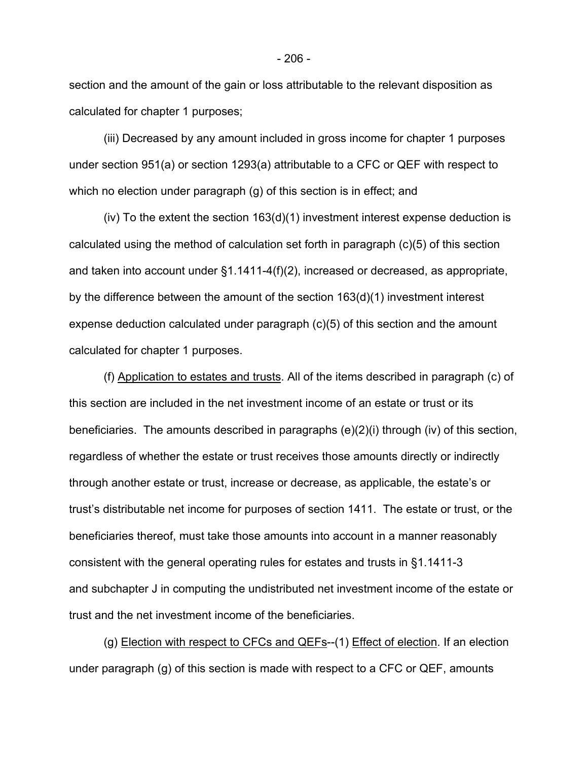section and the amount of the gain or loss attributable to the relevant disposition as calculated for chapter 1 purposes;

(iii) Decreased by any amount included in gross income for chapter 1 purposes under section 951(a) or section 1293(a) attributable to a CFC or QEF with respect to which no election under paragraph (g) of this section is in effect; and

(iv) To the extent the section 163(d)(1) investment interest expense deduction is calculated using the method of calculation set forth in paragraph (c)(5) of this section and taken into account under §1.1411-4(f)(2), increased or decreased, as appropriate, by the difference between the amount of the section 163(d)(1) investment interest expense deduction calculated under paragraph (c)(5) of this section and the amount calculated for chapter 1 purposes.

(f) Application to estates and trusts. All of the items described in paragraph (c) of this section are included in the net investment income of an estate or trust or its beneficiaries. The amounts described in paragraphs (e)(2)(i) through (iv) of this section, regardless of whether the estate or trust receives those amounts directly or indirectly through another estate or trust, increase or decrease, as applicable, the estate's or trust's distributable net income for purposes of section 1411. The estate or trust, or the beneficiaries thereof, must take those amounts into account in a manner reasonably consistent with the general operating rules for estates and trusts in §1.1411-3 and subchapter J in computing the undistributed net investment income of the estate or trust and the net investment income of the beneficiaries.

(g) Election with respect to CFCs and QEFs--(1) Effect of election. If an election under paragraph (g) of this section is made with respect to a CFC or QEF, amounts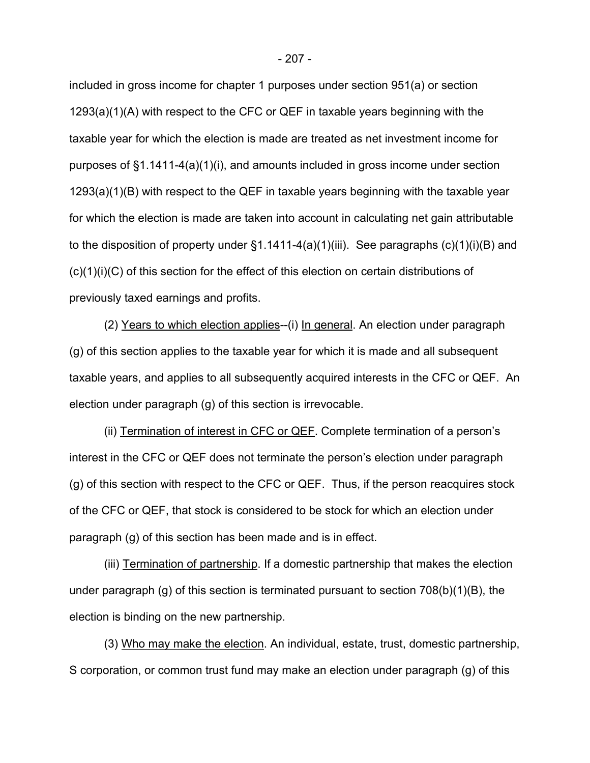included in gross income for chapter 1 purposes under section 951(a) or section 1293(a)(1)(A) with respect to the CFC or QEF in taxable years beginning with the taxable year for which the election is made are treated as net investment income for purposes of §1.1411-4(a)(1)(i), and amounts included in gross income under section 1293(a)(1)(B) with respect to the QEF in taxable years beginning with the taxable year for which the election is made are taken into account in calculating net gain attributable to the disposition of property under §1.1411-4(a)(1)(iii). See paragraphs (c)(1)(i)(B) and (c)(1)(i)(C) of this section for the effect of this election on certain distributions of previously taxed earnings and profits.

(2) Years to which election applies--(i) In general. An election under paragraph (g) of this section applies to the taxable year for which it is made and all subsequent taxable years, and applies to all subsequently acquired interests in the CFC or QEF. An election under paragraph (g) of this section is irrevocable.

(ii) Termination of interest in CFC or QEF. Complete termination of a person's interest in the CFC or QEF does not terminate the person's election under paragraph (g) of this section with respect to the CFC or QEF. Thus, if the person reacquires stock of the CFC or QEF, that stock is considered to be stock for which an election under paragraph (g) of this section has been made and is in effect.

(iii) Termination of partnership. If a domestic partnership that makes the election under paragraph (g) of this section is terminated pursuant to section 708(b)(1)(B), the election is binding on the new partnership.

(3) Who may make the election. An individual, estate, trust, domestic partnership, S corporation, or common trust fund may make an election under paragraph (g) of this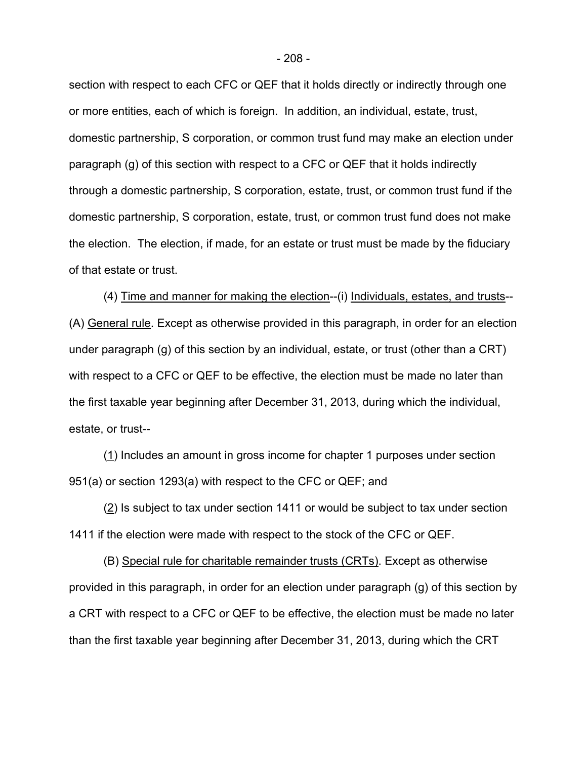section with respect to each CFC or QEF that it holds directly or indirectly through one or more entities, each of which is foreign. In addition, an individual, estate, trust, domestic partnership, S corporation, or common trust fund may make an election under paragraph (g) of this section with respect to a CFC or QEF that it holds indirectly through a domestic partnership, S corporation, estate, trust, or common trust fund if the domestic partnership, S corporation, estate, trust, or common trust fund does not make the election. The election, if made, for an estate or trust must be made by the fiduciary of that estate or trust.

(4) Time and manner for making the election--(i) Individuals, estates, and trusts--(A) General rule. Except as otherwise provided in this paragraph, in order for an election under paragraph (g) of this section by an individual, estate, or trust (other than a CRT) with respect to a CFC or QEF to be effective, the election must be made no later than the first taxable year beginning after December 31, 2013, during which the individual, estate, or trust--

(1) Includes an amount in gross income for chapter 1 purposes under section 951(a) or section 1293(a) with respect to the CFC or QEF; and

(2) Is subject to tax under section 1411 or would be subject to tax under section 1411 if the election were made with respect to the stock of the CFC or QEF.

(B) Special rule for charitable remainder trusts (CRTs). Except as otherwise provided in this paragraph, in order for an election under paragraph (g) of this section by a CRT with respect to a CFC or QEF to be effective, the election must be made no later than the first taxable year beginning after December 31, 2013, during which the CRT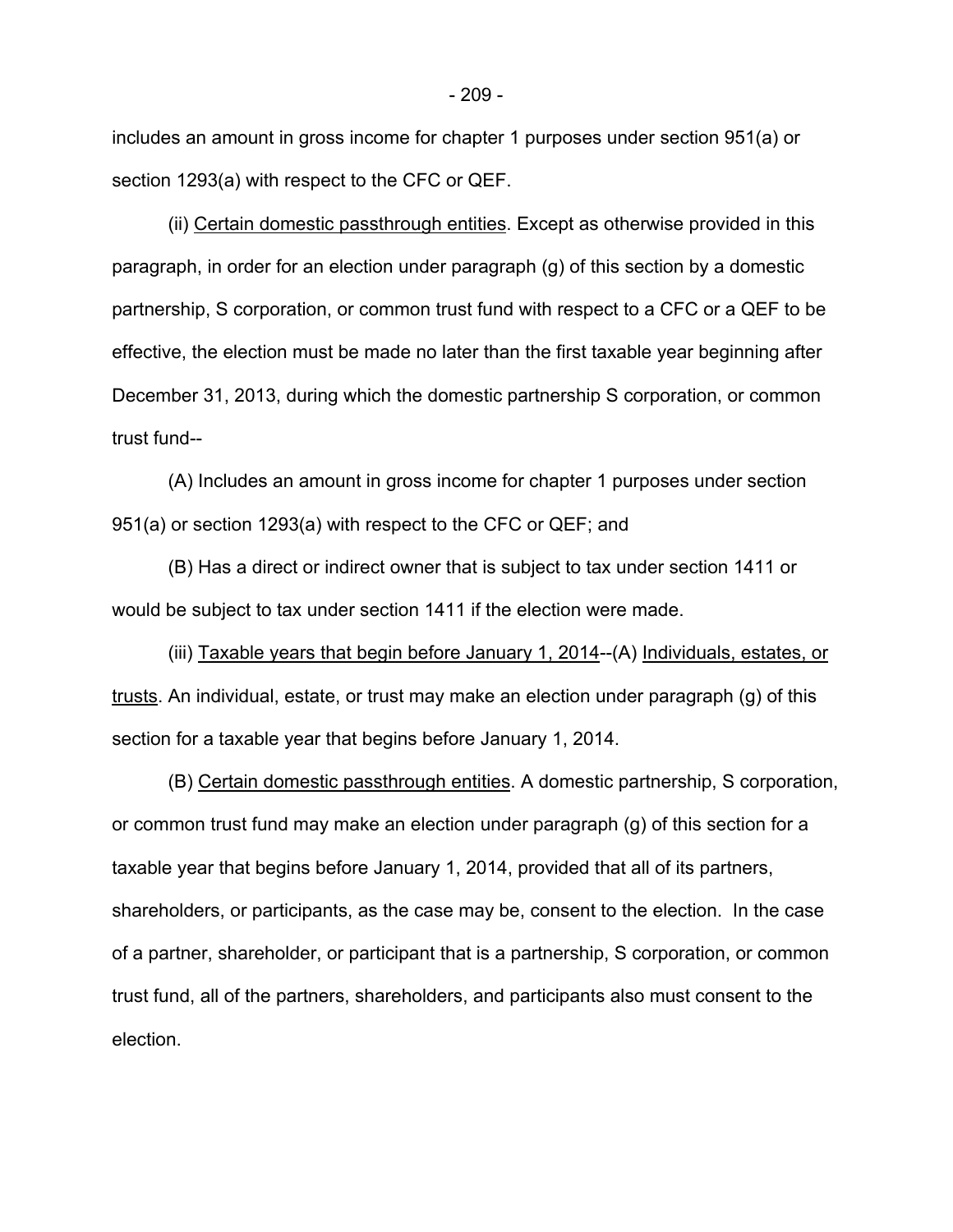includes an amount in gross income for chapter 1 purposes under section 951(a) or section 1293(a) with respect to the CFC or QEF.

(ii) Certain domestic passthrough entities. Except as otherwise provided in this paragraph, in order for an election under paragraph (g) of this section by a domestic partnership, S corporation, or common trust fund with respect to a CFC or a QEF to be effective, the election must be made no later than the first taxable year beginning after December 31, 2013, during which the domestic partnership S corporation, or common trust fund--

(A) Includes an amount in gross income for chapter 1 purposes under section 951(a) or section 1293(a) with respect to the CFC or QEF; and

(B) Has a direct or indirect owner that is subject to tax under section 1411 or would be subject to tax under section 1411 if the election were made.

(iii) Taxable years that begin before January 1, 2014--(A) Individuals, estates, or trusts. An individual, estate, or trust may make an election under paragraph (g) of this section for a taxable year that begins before January 1, 2014.

(B) Certain domestic passthrough entities. A domestic partnership, S corporation, or common trust fund may make an election under paragraph (g) of this section for a taxable year that begins before January 1, 2014, provided that all of its partners, shareholders, or participants, as the case may be, consent to the election. In the case of a partner, shareholder, or participant that is a partnership, S corporation, or common trust fund, all of the partners, shareholders, and participants also must consent to the election.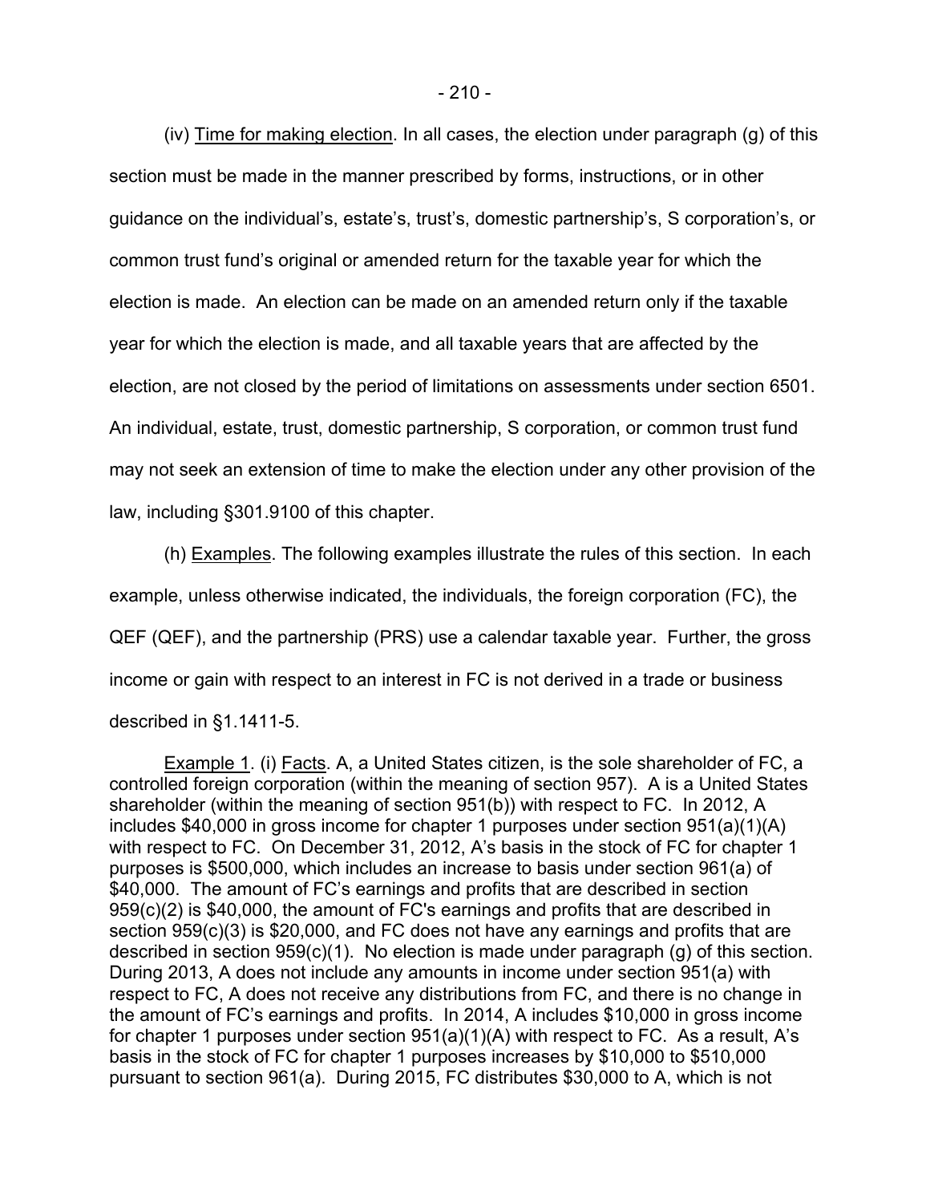(iv) Time for making election. In all cases, the election under paragraph (g) of this section must be made in the manner prescribed by forms, instructions, or in other guidance on the individual's, estate's, trust's, domestic partnership's, S corporation's, or common trust fund's original or amended return for the taxable year for which the election is made. An election can be made on an amended return only if the taxable year for which the election is made, and all taxable years that are affected by the election, are not closed by the period of limitations on assessments under section 6501. An individual, estate, trust, domestic partnership, S corporation, or common trust fund may not seek an extension of time to make the election under any other provision of the law, including §301.9100 of this chapter.

(h) Examples. The following examples illustrate the rules of this section. In each example, unless otherwise indicated, the individuals, the foreign corporation (FC), the QEF (QEF), and the partnership (PRS) use a calendar taxable year. Further, the gross income or gain with respect to an interest in FC is not derived in a trade or business described in §1.1411-5.

Example 1. (i) Facts. A, a United States citizen, is the sole shareholder of FC, a controlled foreign corporation (within the meaning of section 957). A is a United States shareholder (within the meaning of section 951(b)) with respect to FC. In 2012, A includes $40,000 in gross income for chapter 1 purposes under section 951(a)(1)(A) with respect to FC. On December 31, 2012, A's basis in the stock of FC for chapter 1 purposes is $500,000, which includes an increase to basis under section 961(a) of $40,000. The amount of FC's earnings and profits that are described in section 959(c)(2) is $40,000, the amount of FC's earnings and profits that are described in section 959(c)(3) is $20,000, and FC does not have any earnings and profits that are described in section 959(c)(1). No election is made under paragraph (g) of this section. During 2013, A does not include any amounts in income under section 951(a) with respect to FC, A does not receive any distributions from FC, and there is no change in the amount of FC's earnings and profits. In 2014, A includes $10,000 in gross income for chapter 1 purposes under section 951(a)(1)(A) with respect to FC. As a result, A's basis in the stock of FC for chapter 1 purposes increases by $10,000 to $510,000 pursuant to section 961(a). During 2015, FC distributes $30,000 to A, which is not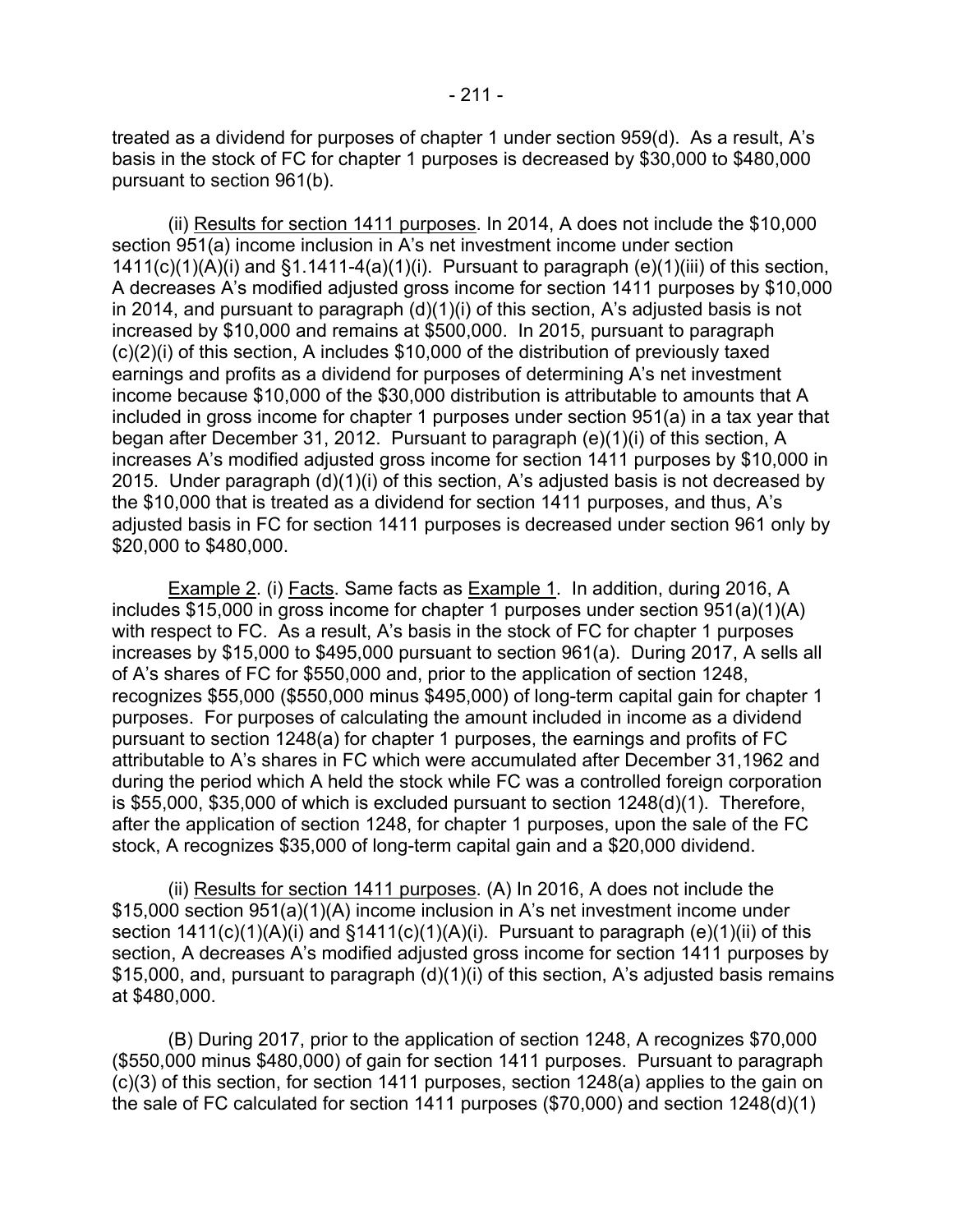treated as a dividend for purposes of chapter 1 under section 959(d). As a result, A's basis in the stock of FC for chapter 1 purposes is decreased by $30,000 to $480,000 pursuant to section 961(b).

(ii) Results for section 1411 purposes. In 2014, A does not include the $10,000 section 951(a) income inclusion in A's net investment income under section 1411(c)(1)(A)(i) and §1.1411-4(a)(1)(i). Pursuant to paragraph (e)(1)(iii) of this section, A decreases A's modified adjusted gross income for section 1411 purposes by $10,000 in 2014, and pursuant to paragraph (d)(1)(i) of this section, A's adjusted basis is not increased by $10,000 and remains at $500,000. In 2015, pursuant to paragraph (c)(2)(i) of this section, A includes $10,000 of the distribution of previously taxed earnings and profits as a dividend for purposes of determining A's net investment income because $10,000 of the $30,000 distribution is attributable to amounts that A included in gross income for chapter 1 purposes under section 951(a) in a tax year that began after December 31, 2012. Pursuant to paragraph (e)(1)(i) of this section, A increases A's modified adjusted gross income for section 1411 purposes by $10,000 in 2015. Under paragraph (d)(1)(i) of this section, A's adjusted basis is not decreased by the $10,000 that is treated as a dividend for section 1411 purposes, and thus, A's adjusted basis in FC for section 1411 purposes is decreased under section 961 only by $20,000 to $480,000.

Example 2. (i) Facts. Same facts as Example 1. In addition, during 2016, A includes $15,000 in gross income for chapter 1 purposes under section 951(a)(1)(A) with respect to FC. As a result, A's basis in the stock of FC for chapter 1 purposes increases by $15,000 to $495,000 pursuant to section 961(a). During 2017, A sells all of A's shares of FC for $550,000 and, prior to the application of section 1248, recognizes $55,000 ($550,000 minus $495,000) of long-term capital gain for chapter 1 purposes. For purposes of calculating the amount included in income as a dividend pursuant to section 1248(a) for chapter 1 purposes, the earnings and profits of FC attributable to A's shares in FC which were accumulated after December 31,1962 and during the period which A held the stock while FC was a controlled foreign corporation is $55,000, $35,000 of which is excluded pursuant to section 1248(d)(1). Therefore, after the application of section 1248, for chapter 1 purposes, upon the sale of the FC stock, A recognizes $35,000 of long-term capital gain and a $20,000 dividend.

(ii) Results for section 1411 purposes. (A) In 2016, A does not include the $15,000 section 951(a)(1)(A) income inclusion in A's net investment income under section 1411(c)(1)(A)(i) and §1411(c)(1)(A)(i). Pursuant to paragraph (e)(1)(ii) of this section, A decreases A's modified adjusted gross income for section 1411 purposes by $15,000, and, pursuant to paragraph (d)(1)(i) of this section, A's adjusted basis remains at $480,000.

(B) During 2017, prior to the application of section 1248, A recognizes $70,000 ($550,000 minus $480,000) of gain for section 1411 purposes. Pursuant to paragraph (c)(3) of this section, for section 1411 purposes, section 1248(a) applies to the gain on the sale of FC calculated for section 1411 purposes ($70,000) and section 1248(d)(1)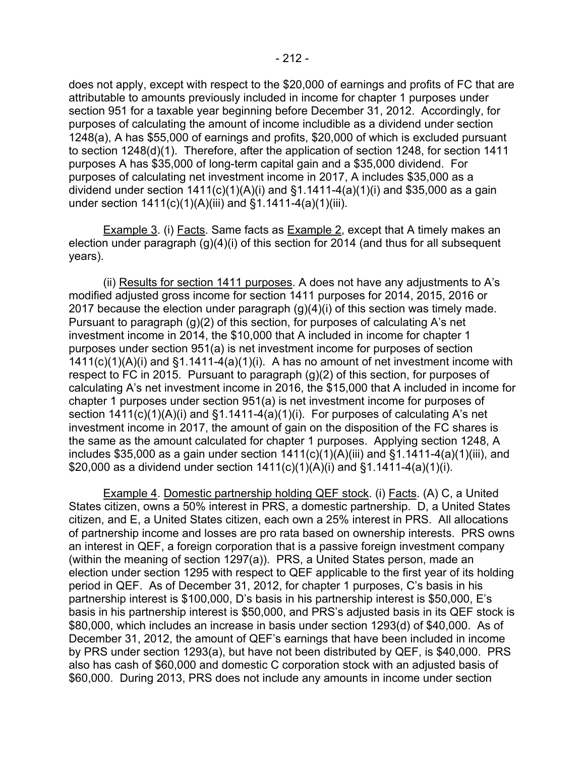does not apply, except with respect to the $20,000 of earnings and profits of FC that are attributable to amounts previously included in income for chapter 1 purposes under section 951 for a taxable year beginning before December 31, 2012. Accordingly, for purposes of calculating the amount of income includible as a dividend under section 1248(a), A has $55,000 of earnings and profits, $20,000 of which is excluded pursuant to section 1248(d)(1). Therefore, after the application of section 1248, for section 1411 purposes A has $35,000 of long-term capital gain and a $35,000 dividend. For purposes of calculating net investment income in 2017, A includes $35,000 as a dividend under section 1411(c)(1)(A)(i) and §1.1411-4(a)(1)(i) and $35,000 as a gain under section 1411(c)(1)(A)(iii) and §1.1411-4(a)(1)(iii).

Example 3. (i) Facts. Same facts as Example 2, except that A timely makes an election under paragraph (g)(4)(i) of this section for 2014 (and thus for all subsequent years).

(ii) Results for section 1411 purposes. A does not have any adjustments to A's modified adjusted gross income for section 1411 purposes for 2014, 2015, 2016 or 2017 because the election under paragraph (g)(4)(i) of this section was timely made. Pursuant to paragraph (g)(2) of this section, for purposes of calculating A's net investment income in 2014, the $10,000 that A included in income for chapter 1 purposes under section 951(a) is net investment income for purposes of section 1411(c)(1)(A)(i) and §1.1411-4(a)(1)(i). A has no amount of net investment income with respect to FC in 2015. Pursuant to paragraph (g)(2) of this section, for purposes of calculating A's net investment income in 2016, the $15,000 that A included in income for chapter 1 purposes under section 951(a) is net investment income for purposes of section 1411(c)(1)(A)(i) and §1.1411-4(a)(1)(i). For purposes of calculating A's net investment income in 2017, the amount of gain on the disposition of the FC shares is the same as the amount calculated for chapter 1 purposes. Applying section 1248, A includes $35,000 as a gain under section 1411(c)(1)(A)(iii) and §1.1411-4(a)(1)(iii), and $20,000 as a dividend under section 1411(c)(1)(A)(i) and §1.1411-4(a)(1)(i).

Example 4. Domestic partnership holding QEF stock. (i) Facts. (A) C, a United States citizen, owns a 50% interest in PRS, a domestic partnership. D, a United States citizen, and E, a United States citizen, each own a 25% interest in PRS. All allocations of partnership income and losses are pro rata based on ownership interests. PRS owns an interest in QEF, a foreign corporation that is a passive foreign investment company (within the meaning of section 1297(a)). PRS, a United States person, made an election under section 1295 with respect to QEF applicable to the first year of its holding period in QEF. As of December 31, 2012, for chapter 1 purposes, C's basis in his partnership interest is $100,000, D's basis in his partnership interest is $50,000, E's basis in his partnership interest is $50,000, and PRS's adjusted basis in its QEF stock is $80,000, which includes an increase in basis under section 1293(d) of $40,000. As of December 31, 2012, the amount of QEF's earnings that have been included in income by PRS under section 1293(a), but have not been distributed by QEF, is $40,000. PRS also has cash of $60,000 and domestic C corporation stock with an adjusted basis of $60,000. During 2013, PRS does not include any amounts in income under section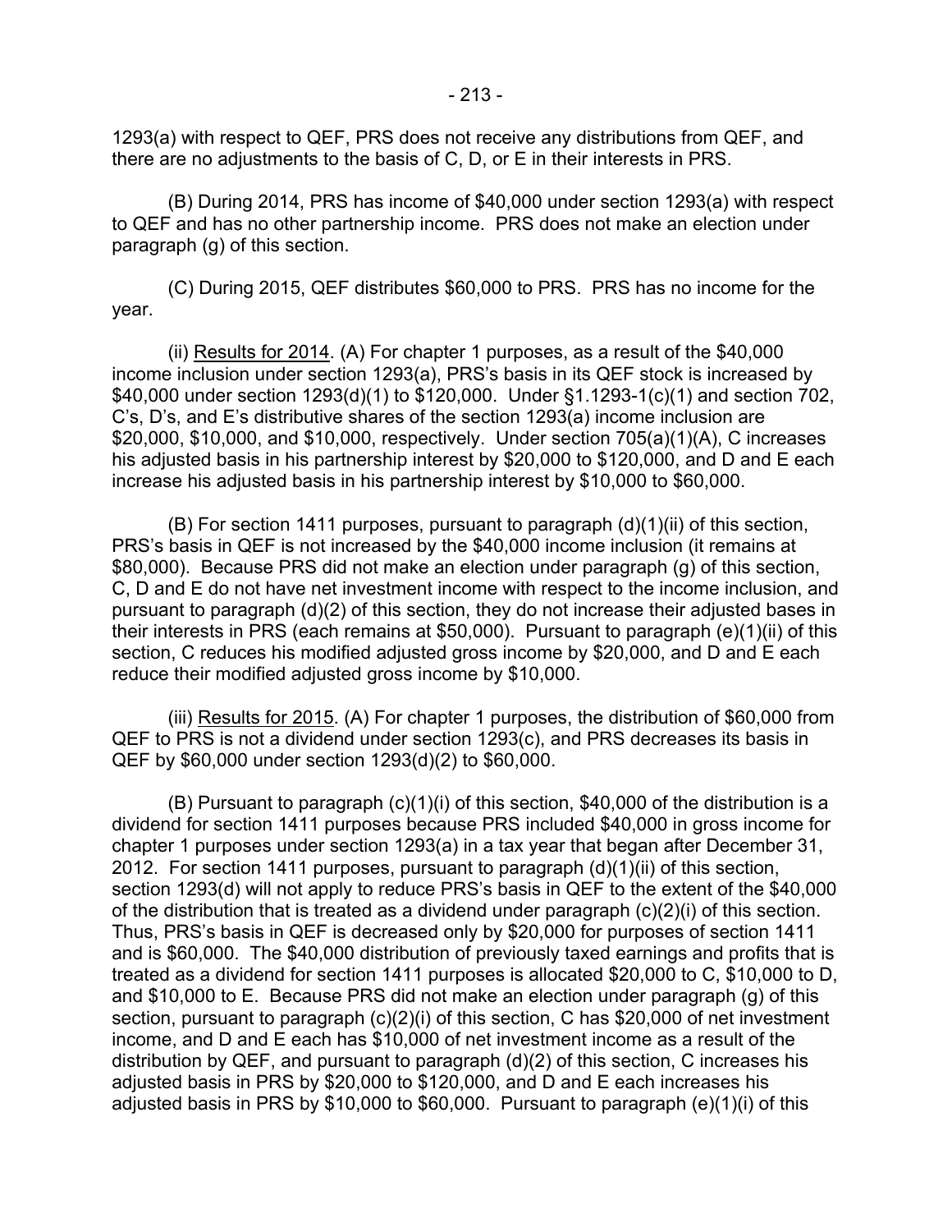1293(a) with respect to QEF, PRS does not receive any distributions from QEF, and there are no adjustments to the basis of C, D, or E in their interests in PRS.

(B) During 2014, PRS has income of $40,000 under section 1293(a) with respect to QEF and has no other partnership income. PRS does not make an election under paragraph (g) of this section.

(C) During 2015, QEF distributes $60,000 to PRS. PRS has no income for the year.

(ii) Results for 2014. (A) For chapter 1 purposes, as a result of the $40,000 income inclusion under section 1293(a), PRS's basis in its QEF stock is increased by $40,000 under section 1293(d)(1) to $120,000. Under §1.1293-1(c)(1) and section 702, C's, D's, and E's distributive shares of the section 1293(a) income inclusion are $20,000, $10,000, and $10,000, respectively. Under section 705(a)(1)(A), C increases his adjusted basis in his partnership interest by $20,000 to $120,000, and D and E each increase his adjusted basis in his partnership interest by $10,000 to $60,000.

(B) For section 1411 purposes, pursuant to paragraph (d)(1)(ii) of this section, PRS's basis in QEF is not increased by the $40,000 income inclusion (it remains at $80,000). Because PRS did not make an election under paragraph (g) of this section, C, D and E do not have net investment income with respect to the income inclusion, and pursuant to paragraph (d)(2) of this section, they do not increase their adjusted bases in their interests in PRS (each remains at $50,000). Pursuant to paragraph (e)(1)(ii) of this section, C reduces his modified adjusted gross income by $20,000, and D and E each reduce their modified adjusted gross income by $10,000.

(iii) Results for 2015. (A) For chapter 1 purposes, the distribution of $60,000 from QEF to PRS is not a dividend under section 1293(c), and PRS decreases its basis in QEF by $60,000 under section 1293(d)(2) to $60,000.

(B) Pursuant to paragraph (c)(1)(i) of this section, $40,000 of the distribution is a dividend for section 1411 purposes because PRS included $40,000 in gross income for chapter 1 purposes under section 1293(a) in a tax year that began after December 31, 2012. For section 1411 purposes, pursuant to paragraph (d)(1)(ii) of this section, section 1293(d) will not apply to reduce PRS's basis in QEF to the extent of the $40,000 of the distribution that is treated as a dividend under paragraph (c)(2)(i) of this section. Thus, PRS's basis in QEF is decreased only by $20,000 for purposes of section 1411 and is $60,000. The $40,000 distribution of previously taxed earnings and profits that is treated as a dividend for section 1411 purposes is allocated $20,000 to C, $10,000 to D, and $10,000 to E. Because PRS did not make an election under paragraph (g) of this section, pursuant to paragraph (c)(2)(i) of this section, C has $20,000 of net investment income, and D and E each has $10,000 of net investment income as a result of the distribution by QEF, and pursuant to paragraph (d)(2) of this section, C increases his adjusted basis in PRS by $20,000 to $120,000, and D and E each increases his adjusted basis in PRS by $10,000 to $60,000. Pursuant to paragraph (e)(1)(i) of this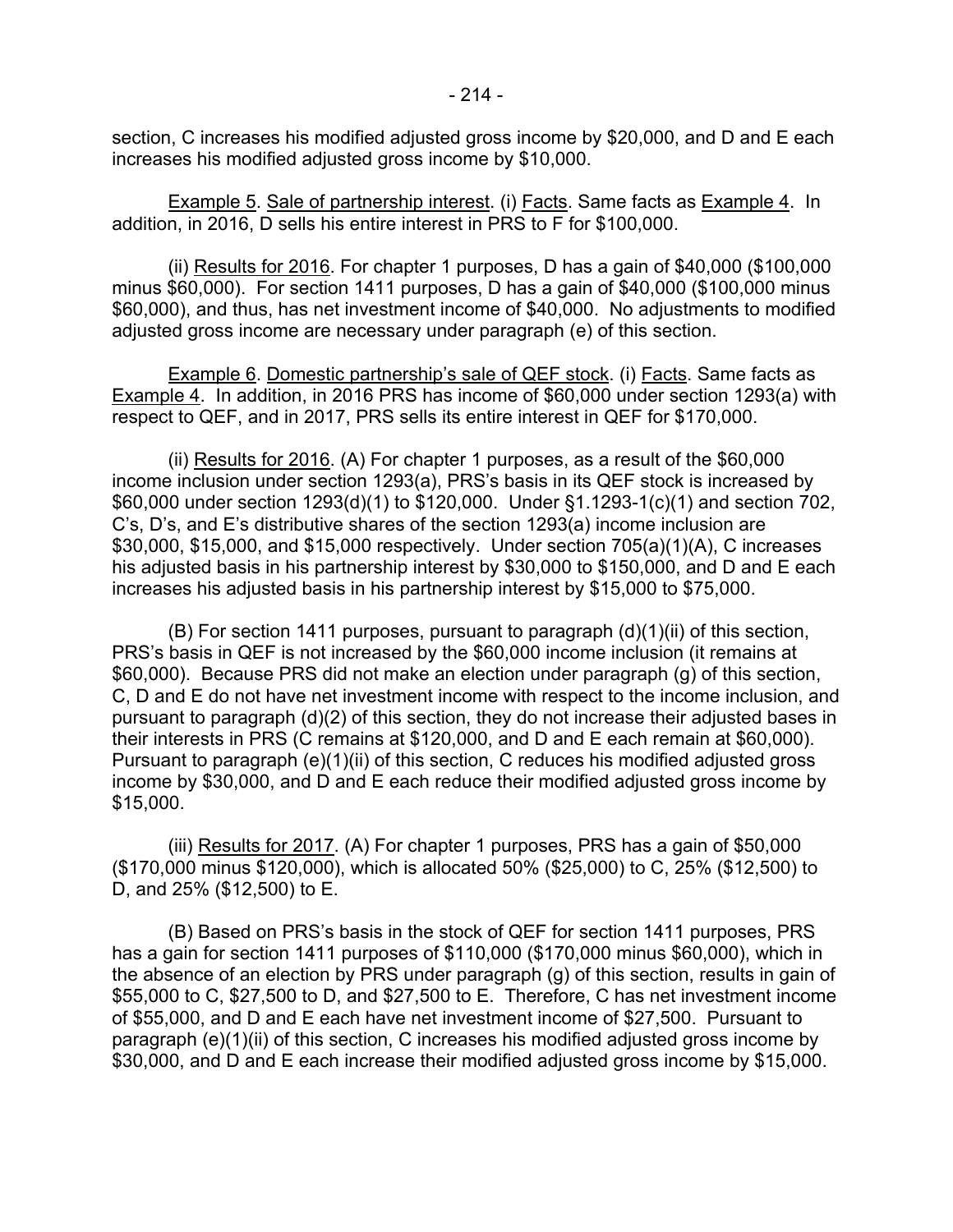section, C increases his modified adjusted gross income by $20,000, and D and E each increases his modified adjusted gross income by $10,000.

Example 5. Sale of partnership interest. (i) Facts. Same facts as Example 4. In addition, in 2016, D sells his entire interest in PRS to F for $100,000.

(ii) Results for 2016. For chapter 1 purposes, D has a gain of $40,000 ($100,000 minus $60,000). For section 1411 purposes, D has a gain of $40,000 ($100,000 minus $60,000), and thus, has net investment income of $40,000. No adjustments to modified adjusted gross income are necessary under paragraph (e) of this section.

Example 6. Domestic partnership's sale of QEF stock. (i) Facts. Same facts as Example 4. In addition, in 2016 PRS has income of $60,000 under section 1293(a) with respect to QEF, and in 2017, PRS sells its entire interest in QEF for $170,000.

(ii) Results for 2016. (A) For chapter 1 purposes, as a result of the $60,000 income inclusion under section 1293(a), PRS's basis in its QEF stock is increased by $60,000 under section 1293(d)(1) to $120,000. Under §1.1293-1(c)(1) and section 702, C's, D's, and E's distributive shares of the section 1293(a) income inclusion are $30,000, $15,000, and $15,000 respectively. Under section 705(a)(1)(A), C increases his adjusted basis in his partnership interest by $30,000 to $150,000, and D and E each increases his adjusted basis in his partnership interest by $15,000 to $75,000.

(B) For section 1411 purposes, pursuant to paragraph (d)(1)(ii) of this section, PRS's basis in QEF is not increased by the $60,000 income inclusion (it remains at $60,000). Because PRS did not make an election under paragraph (g) of this section, C, D and E do not have net investment income with respect to the income inclusion, and pursuant to paragraph (d)(2) of this section, they do not increase their adjusted bases in their interests in PRS (C remains at $120,000, and D and E each remain at $60,000). Pursuant to paragraph (e)(1)(ii) of this section, C reduces his modified adjusted gross income by $30,000, and D and E each reduce their modified adjusted gross income by $15,000.

(iii) Results for 2017. (A) For chapter 1 purposes, PRS has a gain of $50,000 ($170,000 minus $120,000), which is allocated 50% ($25,000) to C, 25% ($12,500) to D, and 25% ($12,500) to E.

(B) Based on PRS's basis in the stock of QEF for section 1411 purposes, PRS has a gain for section 1411 purposes of $110,000 ($170,000 minus $60,000), which in the absence of an election by PRS under paragraph (g) of this section, results in gain of $55,000 to C, $27,500 to D, and $27,500 to E. Therefore, C has net investment income of $55,000, and D and E each have net investment income of $27,500. Pursuant to paragraph (e)(1)(ii) of this section, C increases his modified adjusted gross income by $30,000, and D and E each increase their modified adjusted gross income by $15,000.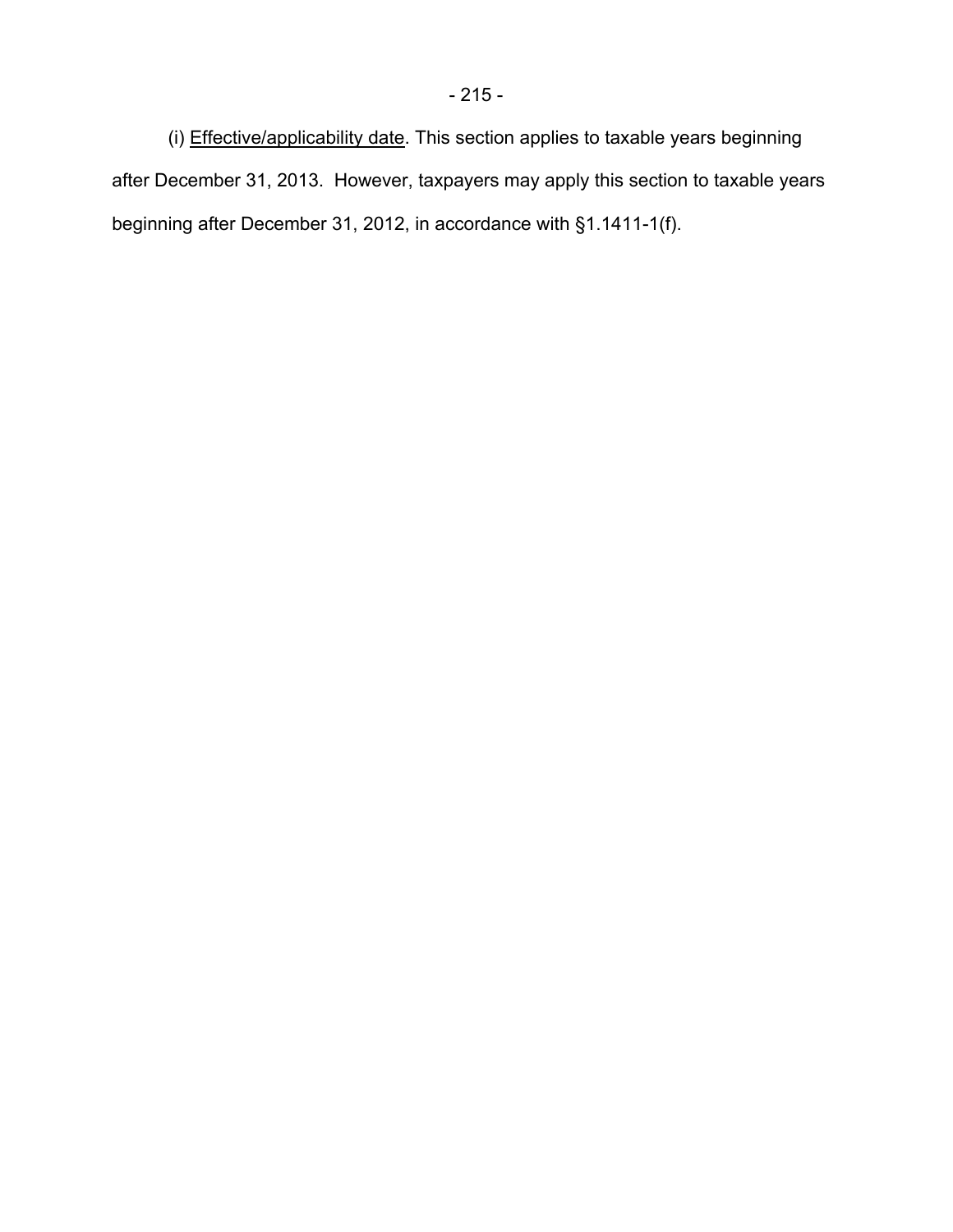(i) Effective/applicability date. This section applies to taxable years beginning after December 31, 2013. However, taxpayers may apply this section to taxable years beginning after December 31, 2012, in accordance with §1.1411-1(f).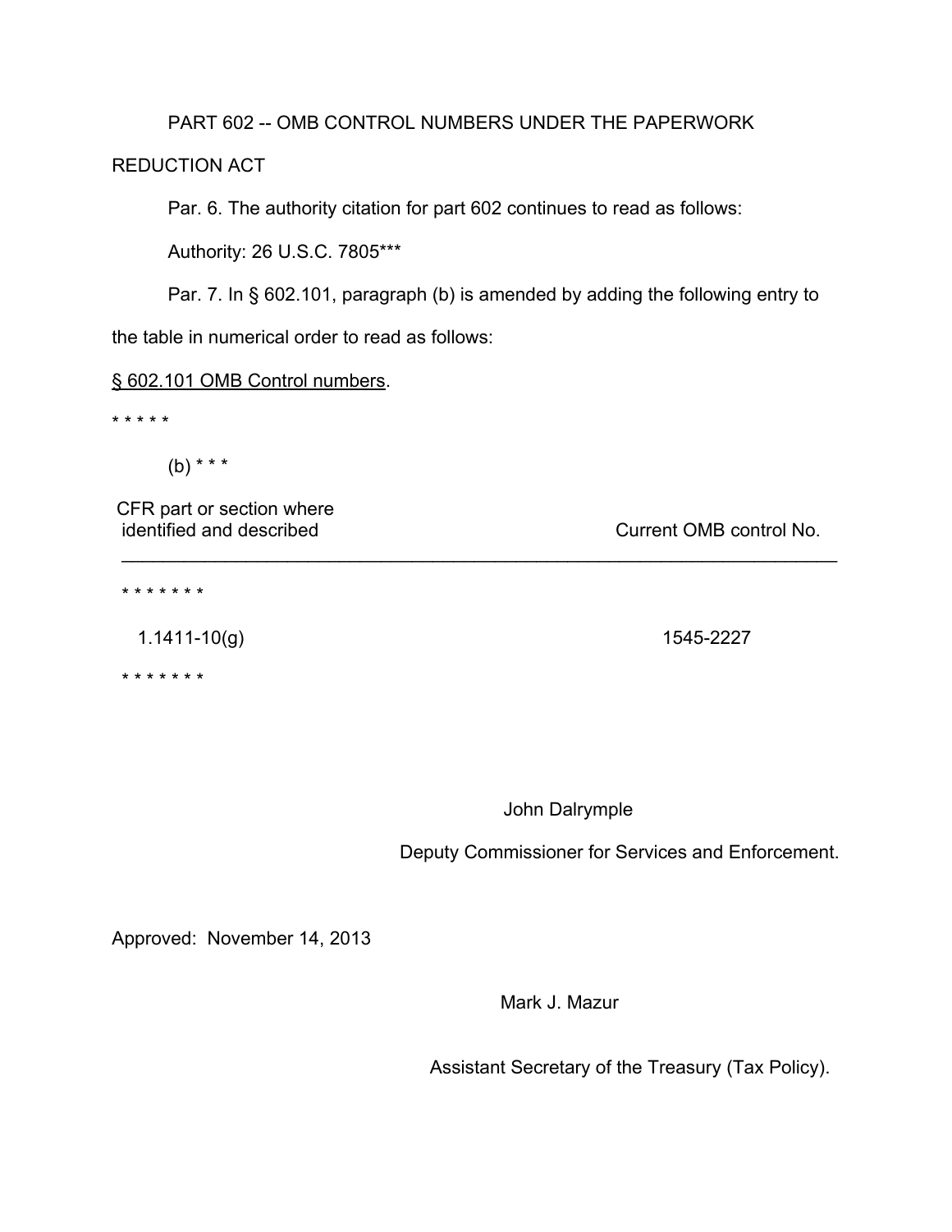PART 602 -- OMB CONTROL NUMBERS UNDER THE PAPERWORK REDUCTION ACT

Par. 6. The authority citation for part 602 continues to read as follows:

Authority: 26 U.S.C. 7805***

Par. 7. In § 602.101, paragraph (b) is amended by adding the following entry to the table in numerical order to read as follows:

§ 602.101 OMB Control numbers.

* * * * *

(b) * * *

| CFR part or section where identified and described | Current OMB control No. |
| --- | --- |
| * * * * * * * | |
| 1.1411-10(g) | 1545-2227 |
| * * * * * * * | |

John Dalrymple

Deputy Commissioner for Services and Enforcement.

Approved: November 14, 2013

Mark J. Mazur

Assistant Secretary of the Treasury (Tax Policy).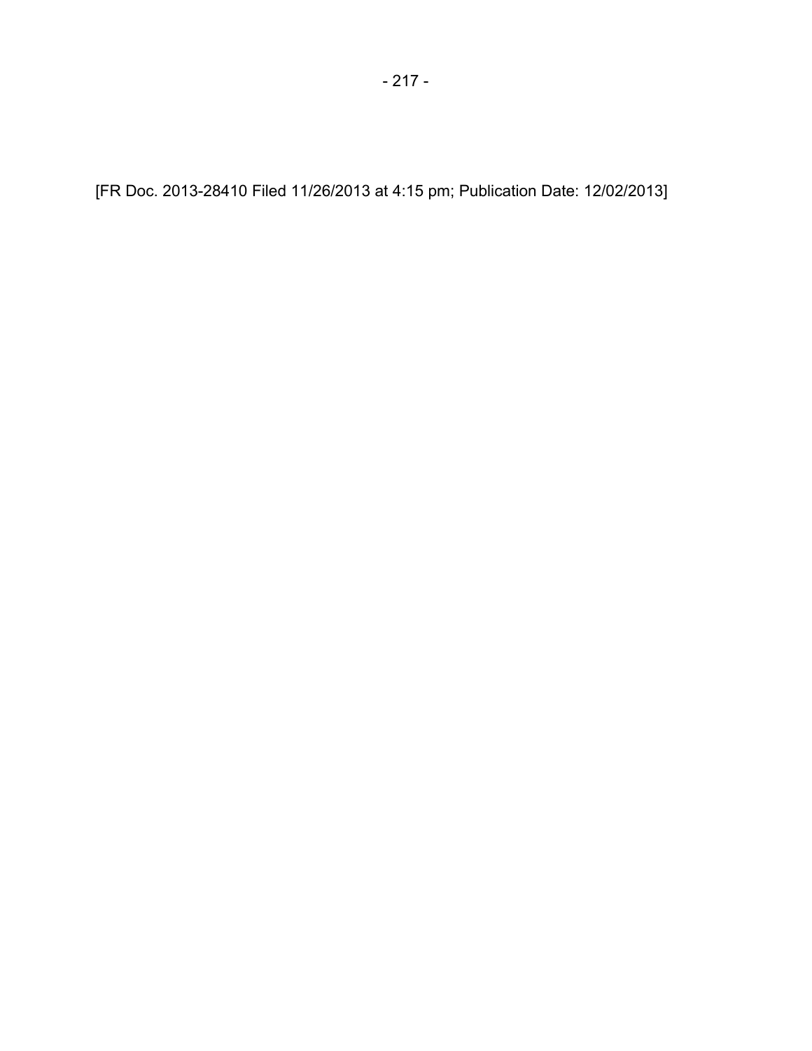[FR Doc. 2013-28410 Filed 11/26/2013 at 4:15 pm; Publication Date: 12/02/2013]